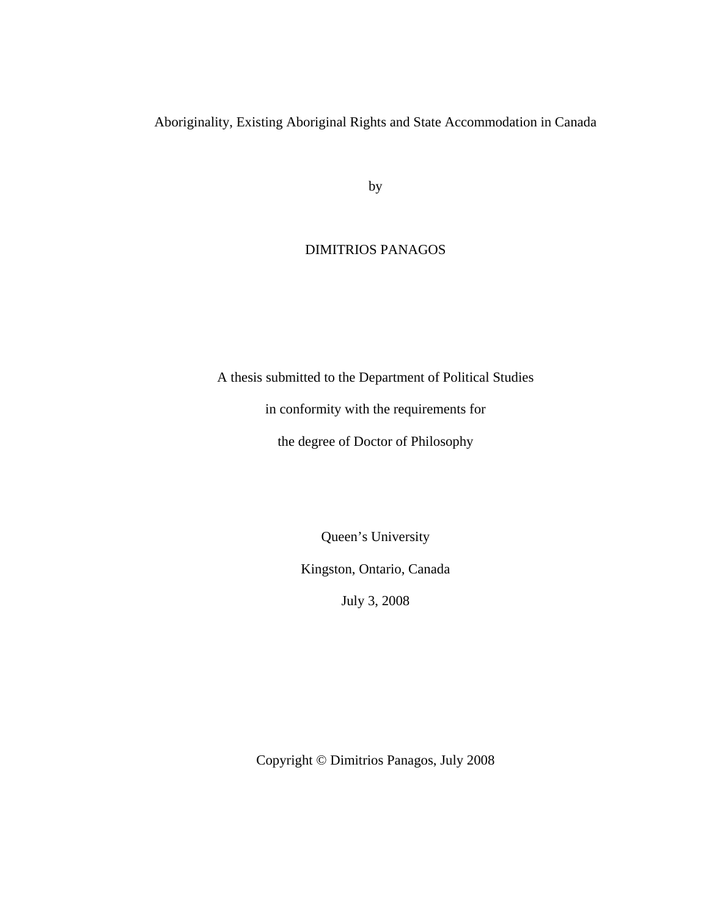# Aboriginality, Existing Aboriginal Rights and State Accommodation in Canada

by

DIMITRIOS PANAGOS

A thesis submitted to the Department of Political Studies

in conformity with the requirements for

the degree of Doctor of Philosophy

Queen's University

Kingston, Ontario, Canada

July 3, 2008

Copyright © Dimitrios Panagos, July 2008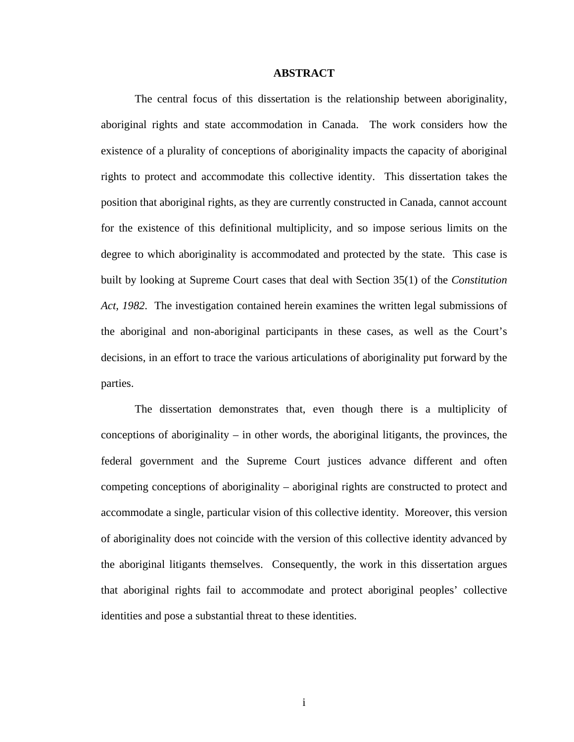# ABSTRACT

The central focus of this dissertation is the relationship between aboriginality, aboriginal rights and state accommodation in Canada. The work considers how the existence of a plurality of conceptions of aboriginality impacts the capacity of aboriginal rights to protect and accommodate this collective identity. This dissertation takes the position that aboriginal rights, as they are currently constructed in Canada, cannot account for the existence of this definitional multiplicity, and so impose serious limits on the degree to which aboriginality is accommodated and protected by the state. This case is built by looking at Supreme Court cases that deal with Section 35(1) of the *Constitution Act, 1982*. The investigation contained herein examines the written legal submissions of the aboriginal and non-aboriginal participants in these cases, as well as the Court's decisions, in an effort to trace the various articulations of aboriginality put forward by the parties.

The dissertation demonstrates that, even though there is a multiplicity of conceptions of aboriginality – in other words, the aboriginal litigants, the provinces, the federal government and the Supreme Court justices advance different and often competing conceptions of aboriginality – aboriginal rights are constructed to protect and accommodate a single, particular vision of this collective identity. Moreover, this version of aboriginality does not coincide with the version of this collective identity advanced by the aboriginal litigants themselves. Consequently, the work in this dissertation argues that aboriginal rights fail to accommodate and protect aboriginal peoples' collective identities and pose a substantial threat to these identities.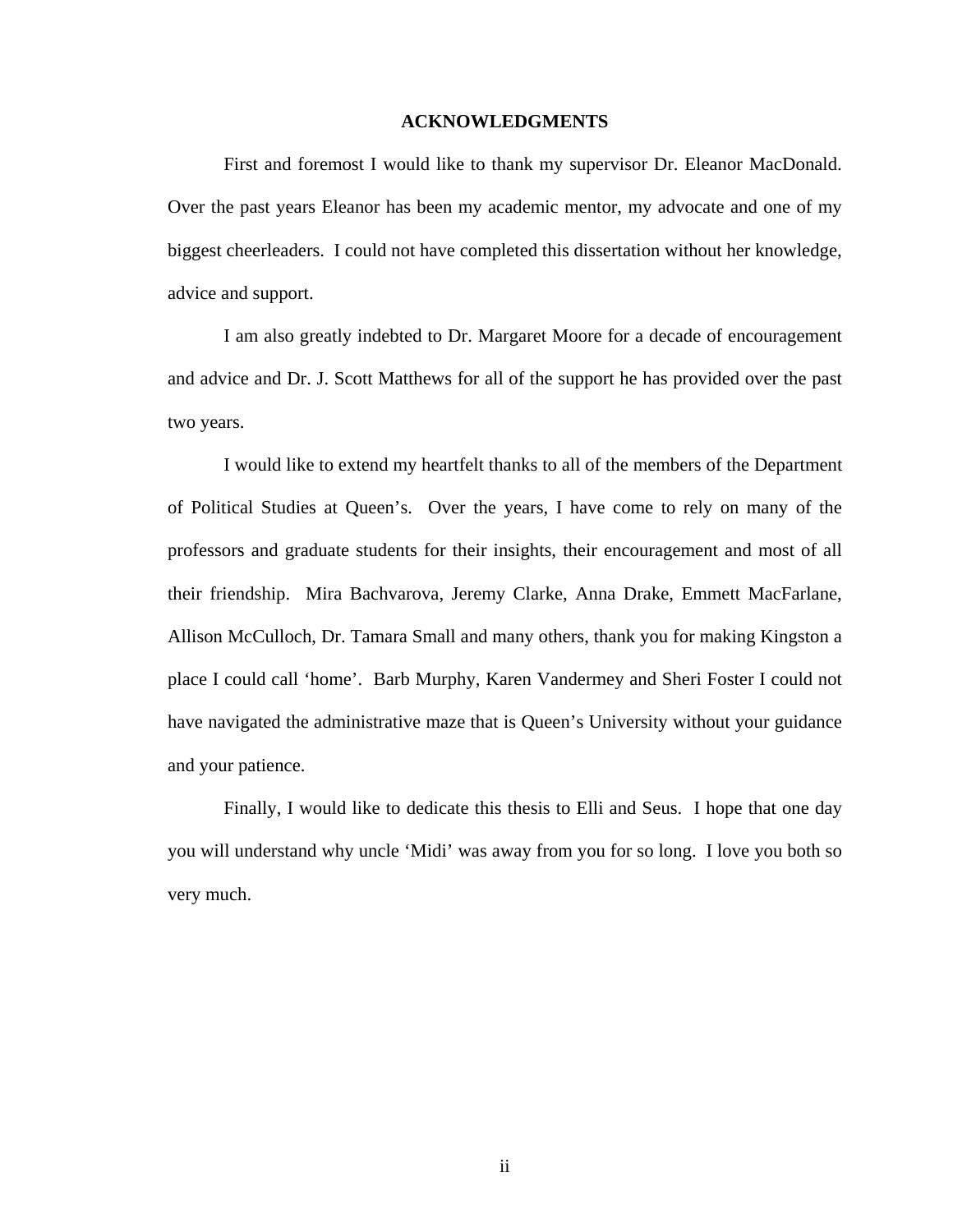## ACKNOWLEDGMENTS

First and foremost I would like to thank my supervisor Dr. Eleanor MacDonald. Over the past years Eleanor has been my academic mentor, my advocate and one of my biggest cheerleaders. I could not have completed this dissertation without her knowledge, advice and support.

I am also greatly indebted to Dr. Margaret Moore for a decade of encouragement and advice and Dr. J. Scott Matthews for all of the support he has provided over the past two years.

I would like to extend my heartfelt thanks to all of the members of the Department of Political Studies at Queen's. Over the years, I have come to rely on many of the professors and graduate students for their insights, their encouragement and most of all their friendship. Mira Bachvarova, Jeremy Clarke, Anna Drake, Emmett MacFarlane, Allison McCulloch, Dr. Tamara Small and many others, thank you for making Kingston a place I could call 'home'. Barb Murphy, Karen Vandermey and Sheri Foster I could not have navigated the administrative maze that is Queen's University without your guidance and your patience.

Finally, I would like to dedicate this thesis to Elli and Seus. I hope that one day you will understand why uncle 'Midi' was away from you for so long. I love you both so very much.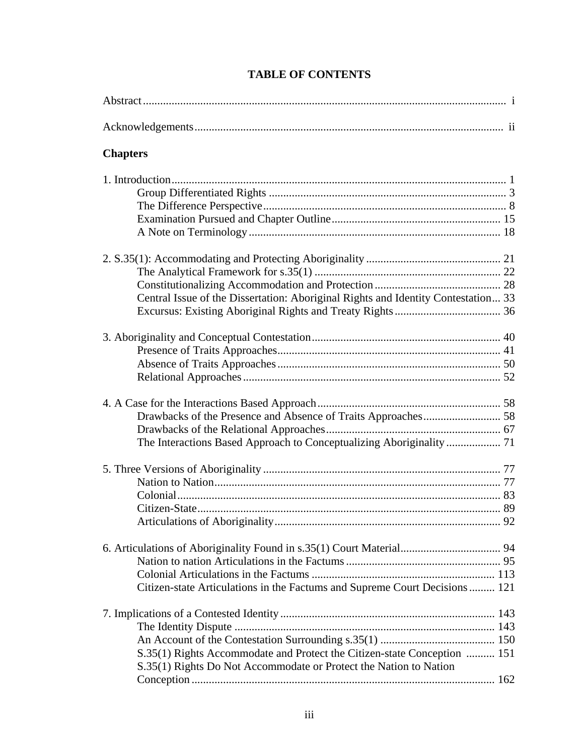# TABLE OF CONTENTS

Abstract .... i

Acknowledgements .... ii

**Chapters**

1. Introduction .... 1
    - Group Differentiated Rights .... 3
    - The Difference Perspective .... 8
    - Examination Pursued and Chapter Outline .... 15
    - A Note on Terminology .... 18

2. S.35(1): Accommodating and Protecting Aboriginality .... 21
    - The Analytical Framework for s.35(1) .... 22
    - Constitutionalizing Accommodation and Protection .... 28
    - Central Issue of the Dissertation: Aboriginal Rights and Identity Contestation .... 33
    - Excursus: Existing Aboriginal Rights and Treaty Rights .... 36

3. Aboriginality and Conceptual Contestation .... 40
    - Presence of Traits Approaches .... 41
    - Absence of Traits Approaches .... 50
    - Relational Approaches .... 52

4. A Case for the Interactions Based Approach .... 58
    - Drawbacks of the Presence and Absence of Traits Approaches .... 58
    - Drawbacks of the Relational Approaches .... 67
    - The Interactions Based Approach to Conceptualizing Aboriginality .... 71

5. Three Versions of Aboriginality .... 77
    - Nation to Nation .... 77
    - Colonial .... 83
    - Citizen-State .... 89
    - Articulations of Aboriginality .... 92

6. Articulations of Aboriginality Found in s.35(1) Court Material .... 94
    - Nation to nation Articulations in the Factums .... 95
    - Colonial Articulations in the Factums .... 113
    - Citizen-state Articulations in the Factums and Supreme Court Decisions .... 121

7. Implications of a Contested Identity .... 143
    - The Identity Dispute .... 143
    - An Account of the Contestation Surrounding s.35(1) .... 150
    - S.35(1) Rights Accommodate and Protect the Citizen-state Conception .... 151
    - S.35(1) Rights Do Not Accommodate or Protect the Nation to Nation Conception .... 162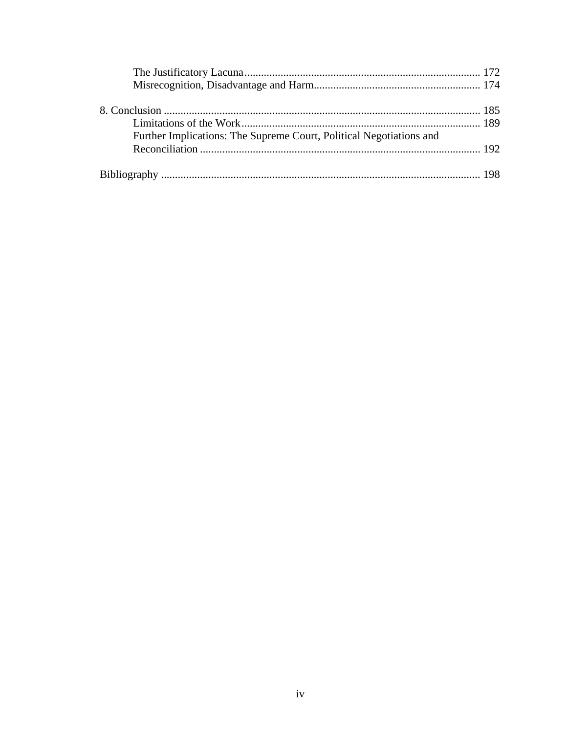The Justificatory Lacuna ..................................................................................... 172
Misrecognition, Disadvantage and Harm............................................................ 174

8. Conclusion .................................................................................................... 185
Limitations of the Work...................................................................................... 189
Further Implications: The Supreme Court, Political Negotiations and Reconciliation ..................................................................................................... 192

Bibliography ................................................................................................... 198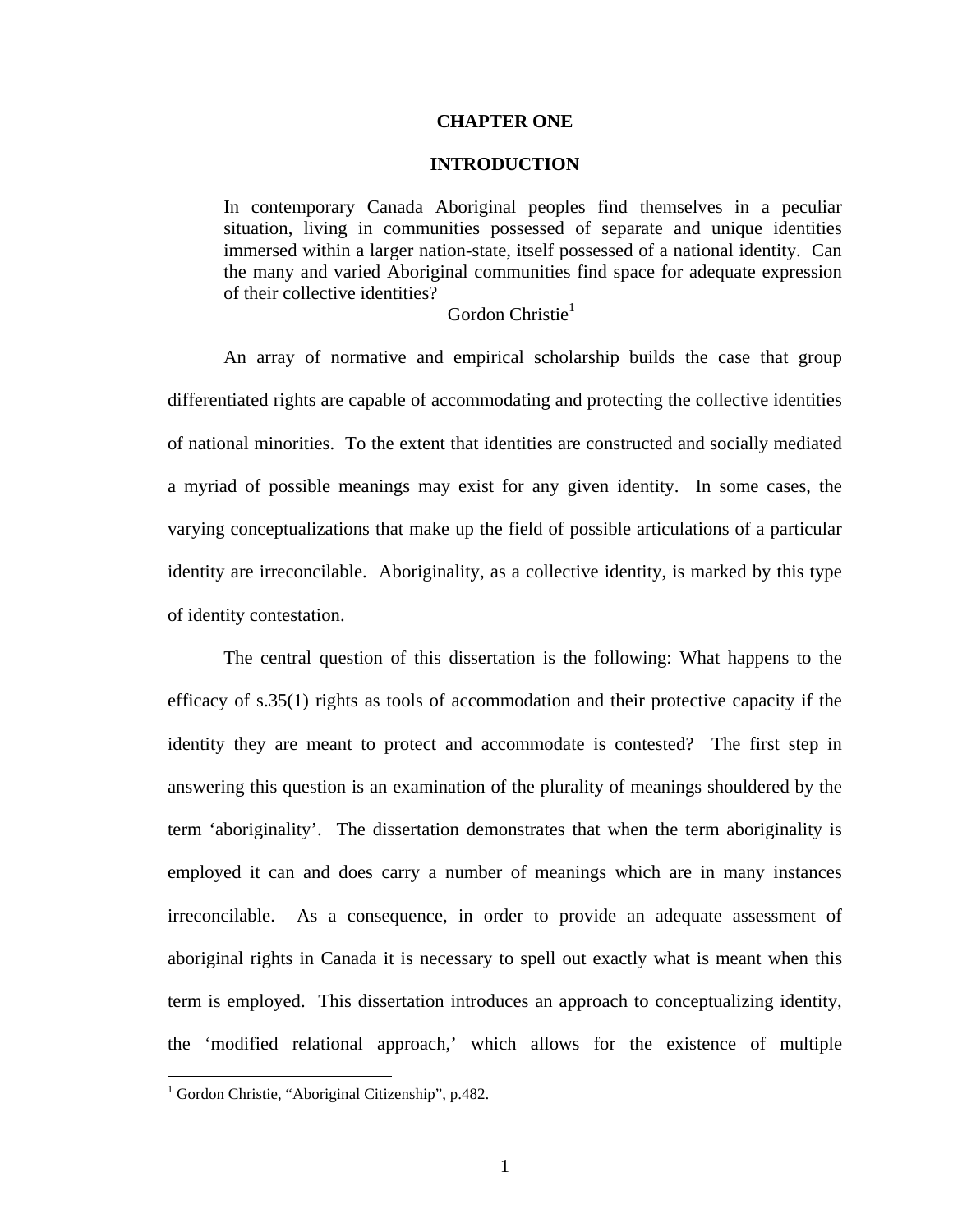# CHAPTER ONE

## INTRODUCTION

> In contemporary Canada Aboriginal peoples find themselves in a peculiar situation, living in communities possessed of separate and unique identities immersed within a larger nation-state, itself possessed of a national identity. Can the many and varied Aboriginal communities find space for adequate expression of their collective identities?
>
> Gordon Christie[1]

An array of normative and empirical scholarship builds the case that group differentiated rights are capable of accommodating and protecting the collective identities of national minorities. To the extent that identities are constructed and socially mediated a myriad of possible meanings may exist for any given identity. In some cases, the varying conceptualizations that make up the field of possible articulations of a particular identity are irreconcilable. Aboriginality, as a collective identity, is marked by this type of identity contestation.

The central question of this dissertation is the following: What happens to the efficacy of s.35(1) rights as tools of accommodation and their protective capacity if the identity they are meant to protect and accommodate is contested? The first step in answering this question is an examination of the plurality of meanings shouldered by the term 'aboriginality'. The dissertation demonstrates that when the term aboriginality is employed it can and does carry a number of meanings which are in many instances irreconcilable. As a consequence, in order to provide an adequate assessment of aboriginal rights in Canada it is necessary to spell out exactly what is meant when this term is employed. This dissertation introduces an approach to conceptualizing identity, the 'modified relational approach,' which allows for the existence of multiple

[1] Gordon Christie, "Aboriginal Citizenship", p.482.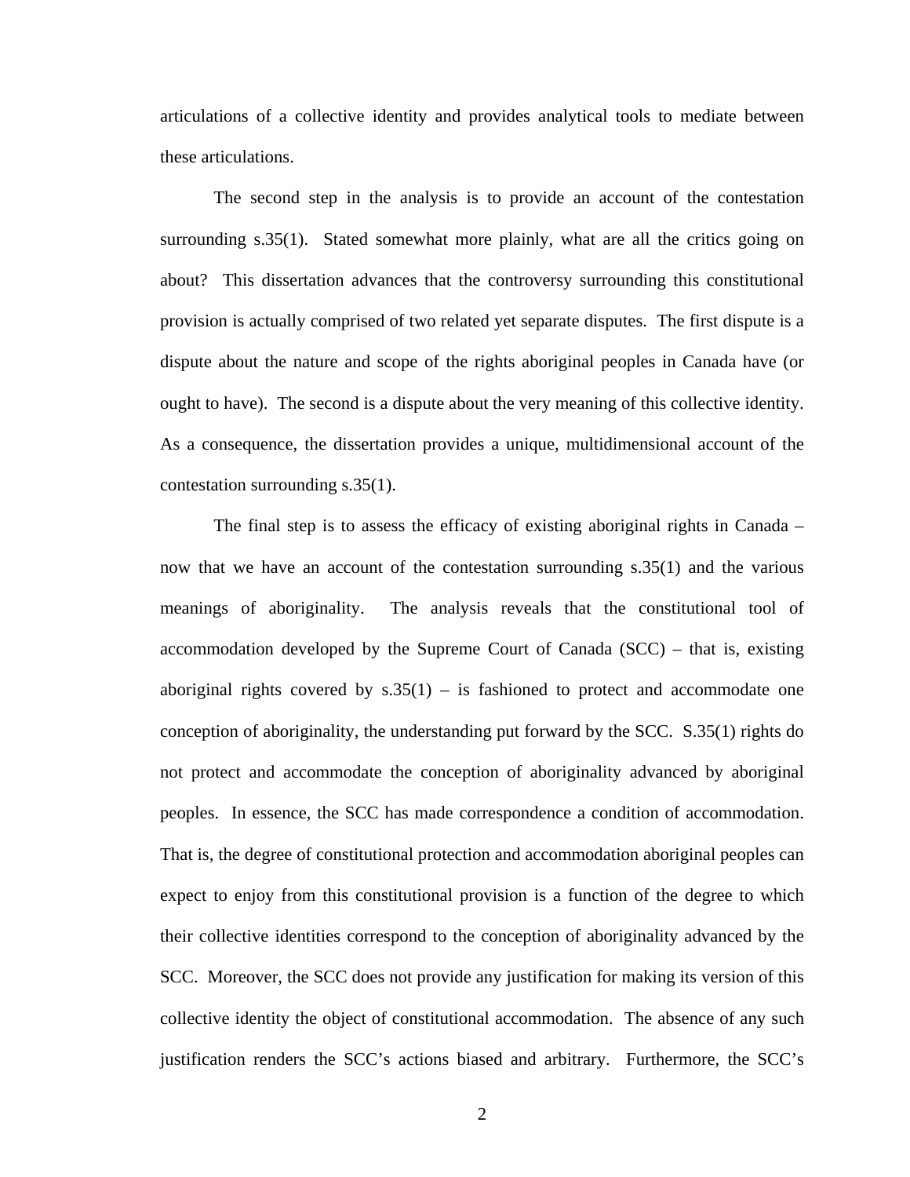articulations of a collective identity and provides analytical tools to mediate between these articulations.

The second step in the analysis is to provide an account of the contestation surrounding s.35(1). Stated somewhat more plainly, what are all the critics going on about? This dissertation advances that the controversy surrounding this constitutional provision is actually comprised of two related yet separate disputes. The first dispute is a dispute about the nature and scope of the rights aboriginal peoples in Canada have (or ought to have). The second is a dispute about the very meaning of this collective identity. As a consequence, the dissertation provides a unique, multidimensional account of the contestation surrounding s.35(1).

The final step is to assess the efficacy of existing aboriginal rights in Canada – now that we have an account of the contestation surrounding s.35(1) and the various meanings of aboriginality. The analysis reveals that the constitutional tool of accommodation developed by the Supreme Court of Canada (SCC) – that is, existing aboriginal rights covered by s.35(1) – is fashioned to protect and accommodate one conception of aboriginality, the understanding put forward by the SCC. S.35(1) rights do not protect and accommodate the conception of aboriginality advanced by aboriginal peoples. In essence, the SCC has made correspondence a condition of accommodation. That is, the degree of constitutional protection and accommodation aboriginal peoples can expect to enjoy from this constitutional provision is a function of the degree to which their collective identities correspond to the conception of aboriginality advanced by the SCC. Moreover, the SCC does not provide any justification for making its version of this collective identity the object of constitutional accommodation. The absence of any such justification renders the SCC's actions biased and arbitrary. Furthermore, the SCC's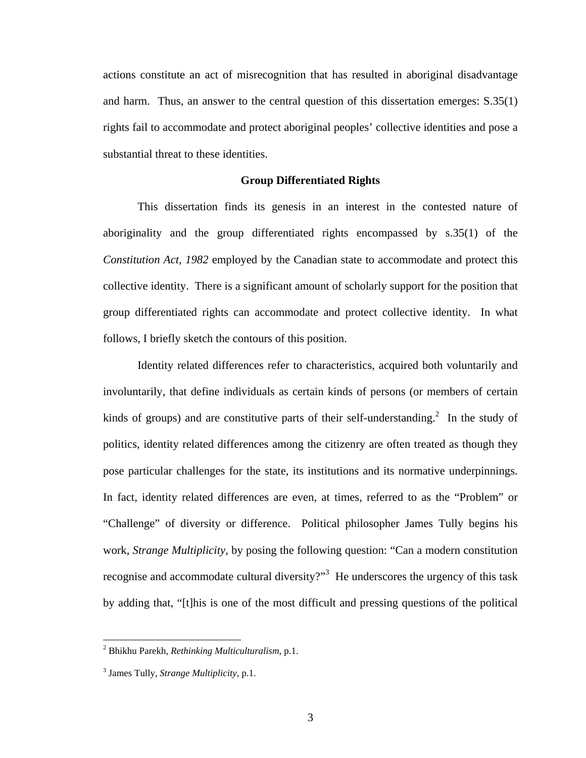actions constitute an act of misrecognition that has resulted in aboriginal disadvantage and harm. Thus, an answer to the central question of this dissertation emerges: S.35(1) rights fail to accommodate and protect aboriginal peoples' collective identities and pose a substantial threat to these identities.

### Group Differentiated Rights

This dissertation finds its genesis in an interest in the contested nature of aboriginality and the group differentiated rights encompassed by s.35(1) of the *Constitution Act, 1982* employed by the Canadian state to accommodate and protect this collective identity. There is a significant amount of scholarly support for the position that group differentiated rights can accommodate and protect collective identity. In what follows, I briefly sketch the contours of this position.

Identity related differences refer to characteristics, acquired both voluntarily and involuntarily, that define individuals as certain kinds of persons (or members of certain kinds of groups) and are constitutive parts of their self-understanding.[2] In the study of politics, identity related differences among the citizenry are often treated as though they pose particular challenges for the state, its institutions and its normative underpinnings. In fact, identity related differences are even, at times, referred to as the "Problem" or "Challenge" of diversity or difference. Political philosopher James Tully begins his work, *Strange Multiplicity*, by posing the following question: "Can a modern constitution recognise and accommodate cultural diversity?"[3] He underscores the urgency of this task by adding that, "[t]his is one of the most difficult and pressing questions of the political

---

[2] Bhikhu Parekh, *Rethinking Multiculturalism*, p.1.

[3] James Tully, *Strange Multiplicity*, p.1.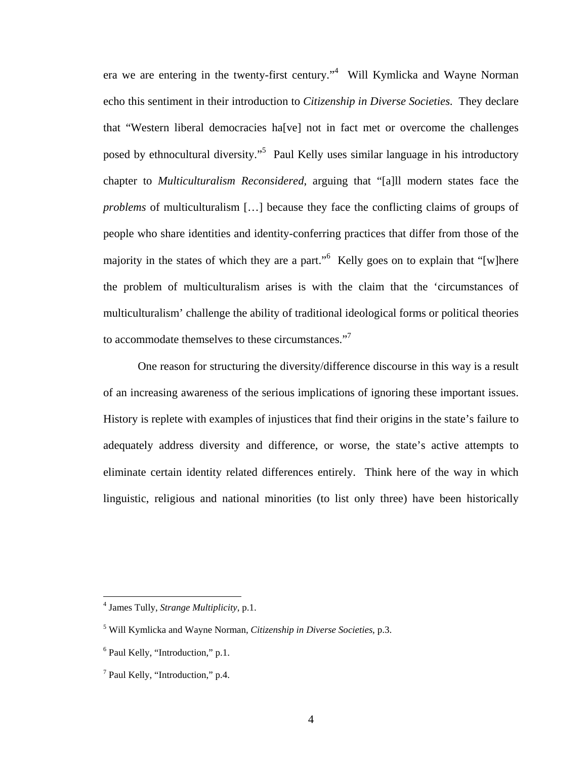era we are entering in the twenty-first century."[4] Will Kymlicka and Wayne Norman echo this sentiment in their introduction to *Citizenship in Diverse Societies.* They declare that "Western liberal democracies ha[ve] not in fact met or overcome the challenges posed by ethnocultural diversity."[5] Paul Kelly uses similar language in his introductory chapter to *Multiculturalism Reconsidered*, arguing that "[a]ll modern states face the *problems* of multiculturalism […] because they face the conflicting claims of groups of people who share identities and identity-conferring practices that differ from those of the majority in the states of which they are a part."[6] Kelly goes on to explain that "[w]here the problem of multiculturalism arises is with the claim that the 'circumstances of multiculturalism' challenge the ability of traditional ideological forms or political theories to accommodate themselves to these circumstances."[7]

One reason for structuring the diversity/difference discourse in this way is a result of an increasing awareness of the serious implications of ignoring these important issues. History is replete with examples of injustices that find their origins in the state's failure to adequately address diversity and difference, or worse, the state's active attempts to eliminate certain identity related differences entirely. Think here of the way in which linguistic, religious and national minorities (to list only three) have been historically

---

[4] James Tully, *Strange Multiplicity*, p.1.

[5] Will Kymlicka and Wayne Norman, *Citizenship in Diverse Societies*, p.3.

[6] Paul Kelly, "Introduction," p.1.

[7] Paul Kelly, "Introduction," p.4.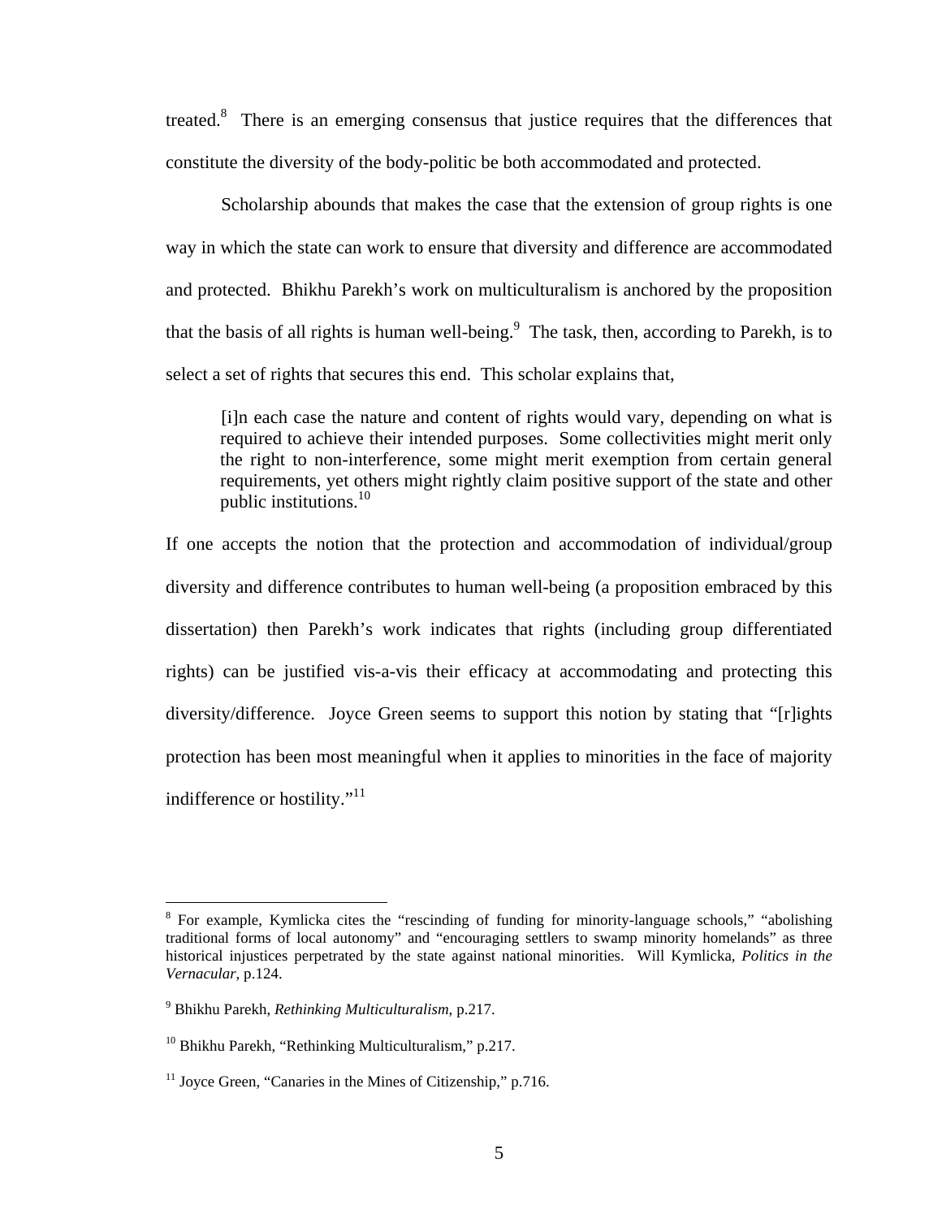treated.[8] There is an emerging consensus that justice requires that the differences that constitute the diversity of the body-politic be both accommodated and protected.

Scholarship abounds that makes the case that the extension of group rights is one way in which the state can work to ensure that diversity and difference are accommodated and protected. Bhikhu Parekh's work on multiculturalism is anchored by the proposition that the basis of all rights is human well-being.[9] The task, then, according to Parekh, is to select a set of rights that secures this end. This scholar explains that,

> [i]n each case the nature and content of rights would vary, depending on what is required to achieve their intended purposes. Some collectivities might merit only the right to non-interference, some might merit exemption from certain general requirements, yet others might rightly claim positive support of the state and other public institutions.[10]

If one accepts the notion that the protection and accommodation of individual/group diversity and difference contributes to human well-being (a proposition embraced by this dissertation) then Parekh's work indicates that rights (including group differentiated rights) can be justified vis-a-vis their efficacy at accommodating and protecting this diversity/difference. Joyce Green seems to support this notion by stating that "[r]ights protection has been most meaningful when it applies to minorities in the face of majority indifference or hostility."[11]

---

[8] For example, Kymlicka cites the "rescinding of funding for minority-language schools," "abolishing traditional forms of local autonomy" and "encouraging settlers to swamp minority homelands" as three historical injustices perpetrated by the state against national minorities. Will Kymlicka, *Politics in the Vernacular*, p.124.

[9] Bhikhu Parekh, *Rethinking Multiculturalism*, p.217.

[10] Bhikhu Parekh, "Rethinking Multiculturalism," p.217.

[11] Joyce Green, "Canaries in the Mines of Citizenship," p.716.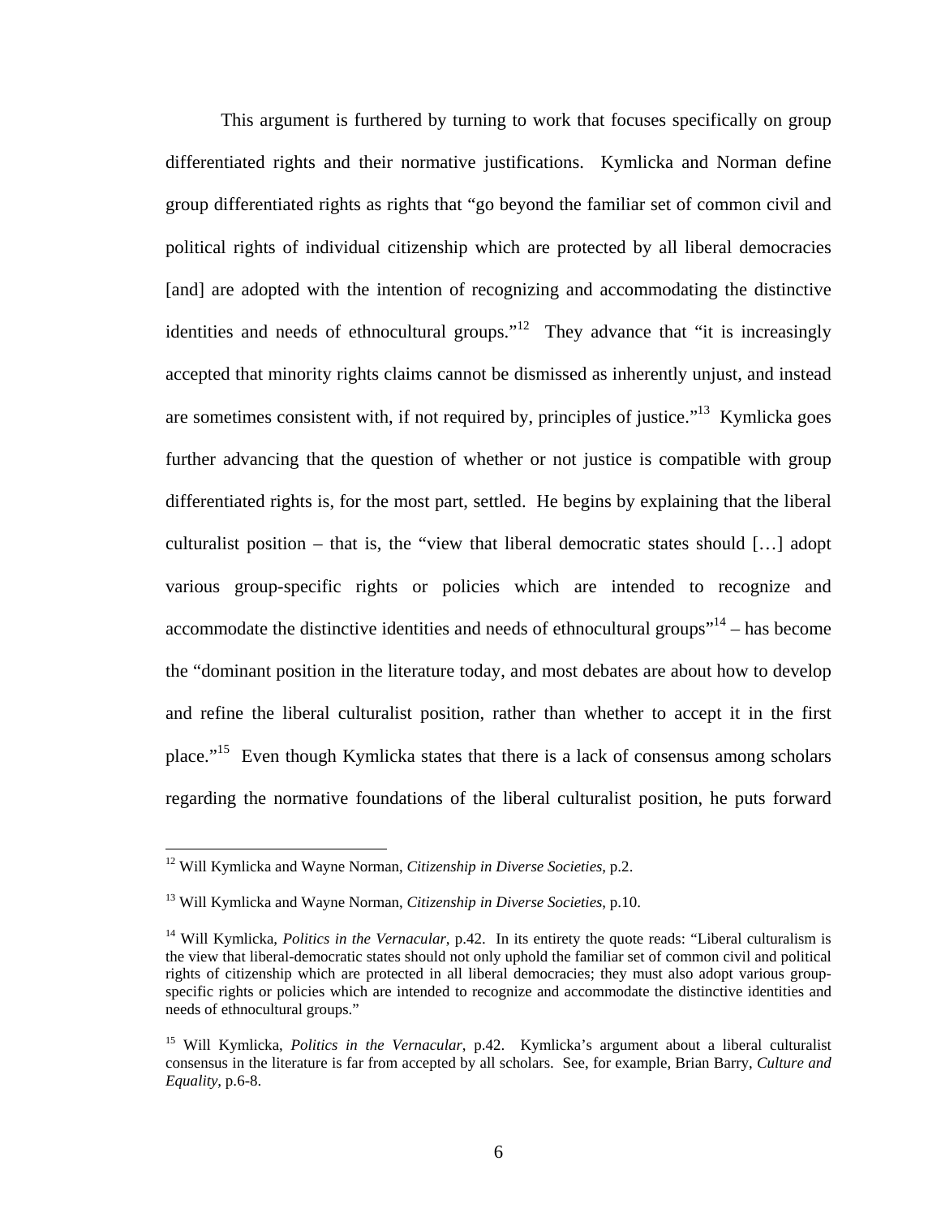This argument is furthered by turning to work that focuses specifically on group differentiated rights and their normative justifications. Kymlicka and Norman define group differentiated rights as rights that "go beyond the familiar set of common civil and political rights of individual citizenship which are protected by all liberal democracies [and] are adopted with the intention of recognizing and accommodating the distinctive identities and needs of ethnocultural groups."[12] They advance that "it is increasingly accepted that minority rights claims cannot be dismissed as inherently unjust, and instead are sometimes consistent with, if not required by, principles of justice."[13] Kymlicka goes further advancing that the question of whether or not justice is compatible with group differentiated rights is, for the most part, settled. He begins by explaining that the liberal culturalist position – that is, the "view that liberal democratic states should […] adopt various group-specific rights or policies which are intended to recognize and accommodate the distinctive identities and needs of ethnocultural groups"[14] – has become the "dominant position in the literature today, and most debates are about how to develop and refine the liberal culturalist position, rather than whether to accept it in the first place."[15] Even though Kymlicka states that there is a lack of consensus among scholars regarding the normative foundations of the liberal culturalist position, he puts forward

---

[12] Will Kymlicka and Wayne Norman, *Citizenship in Diverse Societies*, p.2.

[13] Will Kymlicka and Wayne Norman, *Citizenship in Diverse Societies*, p.10.

[14] Will Kymlicka, *Politics in the Vernacular*, p.42. In its entirety the quote reads: "Liberal culturalism is the view that liberal-democratic states should not only uphold the familiar set of common civil and political rights of citizenship which are protected in all liberal democracies; they must also adopt various group-specific rights or policies which are intended to recognize and accommodate the distinctive identities and needs of ethnocultural groups."

[15] Will Kymlicka, *Politics in the Vernacular*, p.42. Kymlicka's argument about a liberal culturalist consensus in the literature is far from accepted by all scholars. See, for example, Brian Barry, *Culture and Equality*, p.6-8.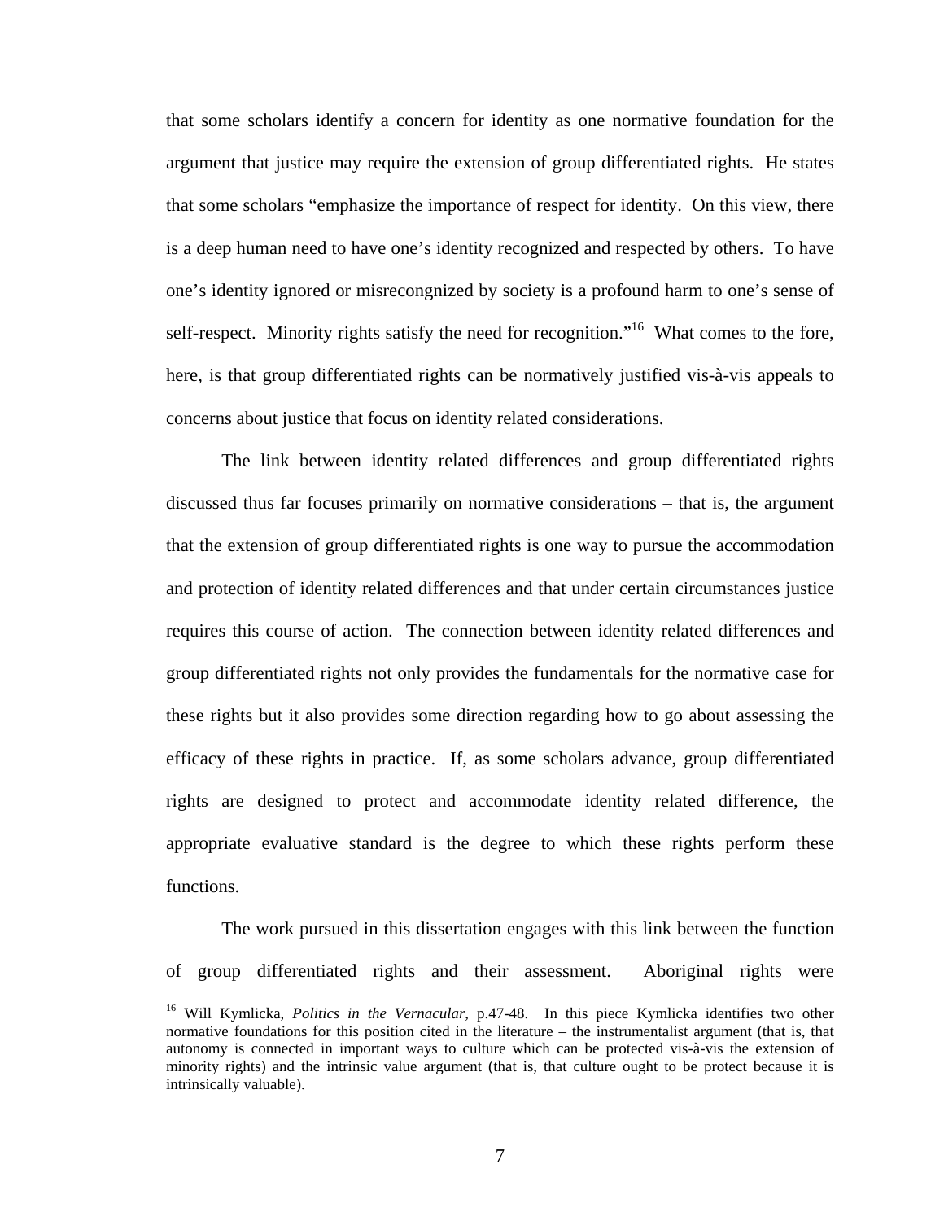that some scholars identify a concern for identity as one normative foundation for the argument that justice may require the extension of group differentiated rights. He states that some scholars "emphasize the importance of respect for identity. On this view, there is a deep human need to have one's identity recognized and respected by others. To have one's identity ignored or misrecongnized by society is a profound harm to one's sense of self-respect. Minority rights satisfy the need for recognition."[16] What comes to the fore, here, is that group differentiated rights can be normatively justified vis-à-vis appeals to concerns about justice that focus on identity related considerations.

The link between identity related differences and group differentiated rights discussed thus far focuses primarily on normative considerations – that is, the argument that the extension of group differentiated rights is one way to pursue the accommodation and protection of identity related differences and that under certain circumstances justice requires this course of action. The connection between identity related differences and group differentiated rights not only provides the fundamentals for the normative case for these rights but it also provides some direction regarding how to go about assessing the efficacy of these rights in practice. If, as some scholars advance, group differentiated rights are designed to protect and accommodate identity related difference, the appropriate evaluative standard is the degree to which these rights perform these functions.

The work pursued in this dissertation engages with this link between the function of group differentiated rights and their assessment. Aboriginal rights were

---

[16] Will Kymlicka, *Politics in the Vernacular*, p.47-48. In this piece Kymlicka identifies two other normative foundations for this position cited in the literature – the instrumentalist argument (that is, that autonomy is connected in important ways to culture which can be protected vis-à-vis the extension of minority rights) and the intrinsic value argument (that is, that culture ought to be protect because it is intrinsically valuable).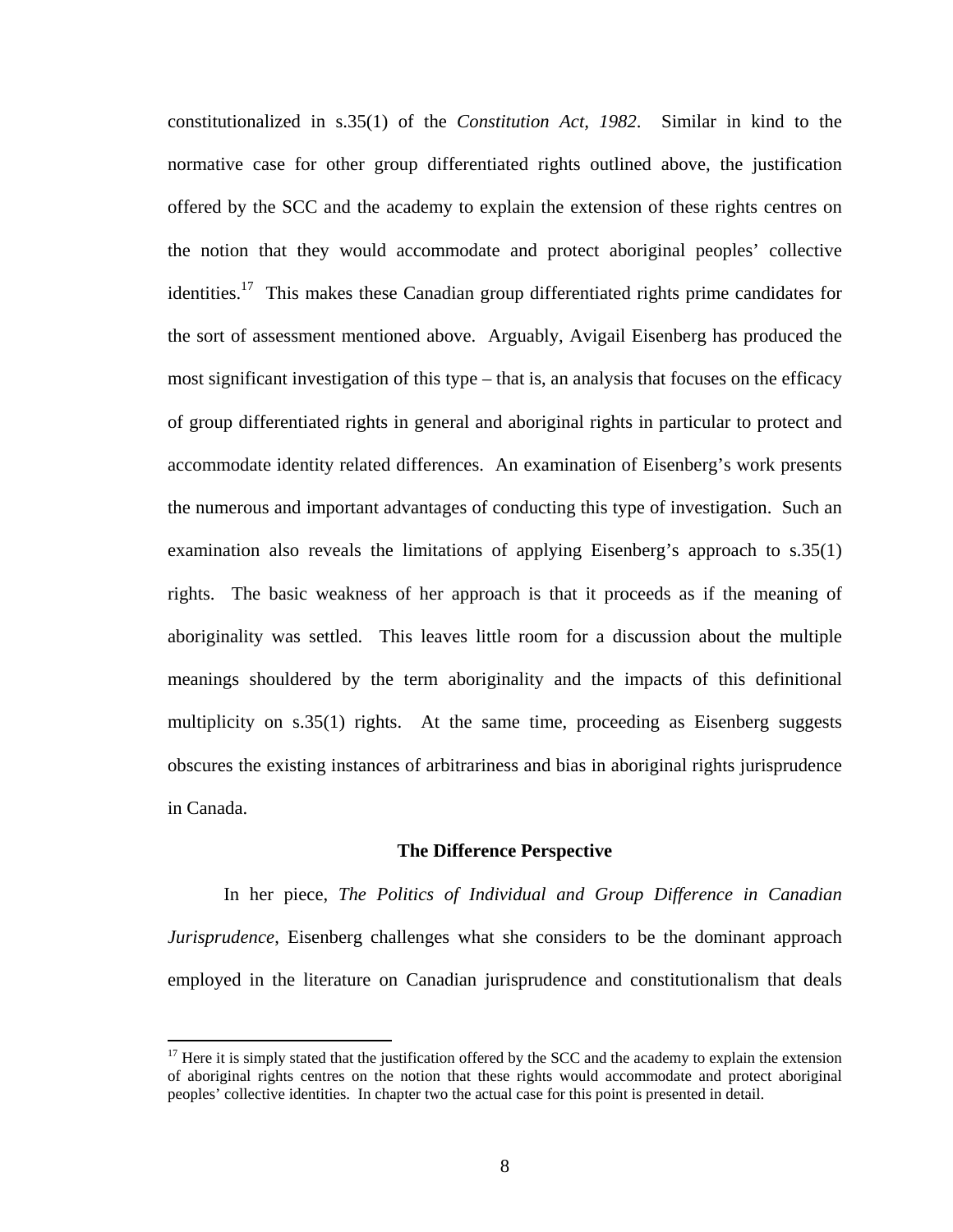constitutionalized in s.35(1) of the *Constitution Act, 1982*. Similar in kind to the normative case for other group differentiated rights outlined above, the justification offered by the SCC and the academy to explain the extension of these rights centres on the notion that they would accommodate and protect aboriginal peoples' collective identities.[17] This makes these Canadian group differentiated rights prime candidates for the sort of assessment mentioned above. Arguably, Avigail Eisenberg has produced the most significant investigation of this type – that is, an analysis that focuses on the efficacy of group differentiated rights in general and aboriginal rights in particular to protect and accommodate identity related differences. An examination of Eisenberg's work presents the numerous and important advantages of conducting this type of investigation. Such an examination also reveals the limitations of applying Eisenberg's approach to s.35(1) rights. The basic weakness of her approach is that it proceeds as if the meaning of aboriginality was settled. This leaves little room for a discussion about the multiple meanings shouldered by the term aboriginality and the impacts of this definitional multiplicity on s.35(1) rights. At the same time, proceeding as Eisenberg suggests obscures the existing instances of arbitrariness and bias in aboriginal rights jurisprudence in Canada.

## The Difference Perspective

In her piece, *The Politics of Individual and Group Difference in Canadian Jurisprudence*, Eisenberg challenges what she considers to be the dominant approach employed in the literature on Canadian jurisprudence and constitutionalism that deals

[17] Here it is simply stated that the justification offered by the SCC and the academy to explain the extension of aboriginal rights centres on the notion that these rights would accommodate and protect aboriginal peoples' collective identities. In chapter two the actual case for this point is presented in detail.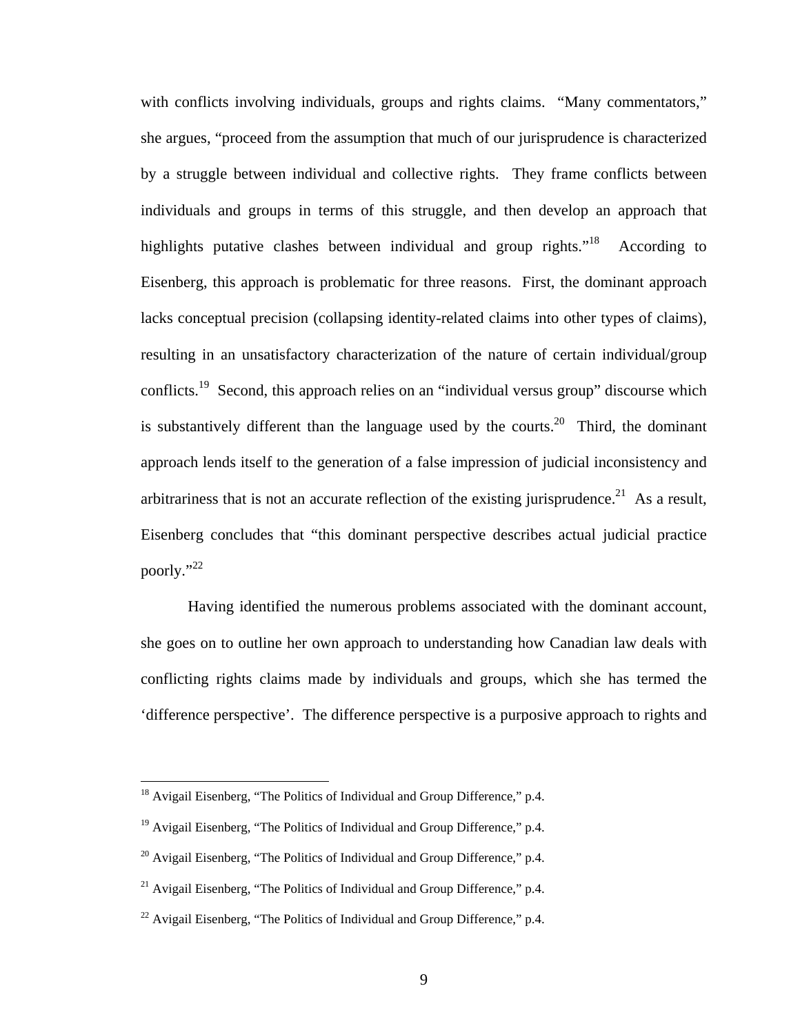with conflicts involving individuals, groups and rights claims. "Many commentators," she argues, "proceed from the assumption that much of our jurisprudence is characterized by a struggle between individual and collective rights. They frame conflicts between individuals and groups in terms of this struggle, and then develop an approach that highlights putative clashes between individual and group rights."[18] According to Eisenberg, this approach is problematic for three reasons. First, the dominant approach lacks conceptual precision (collapsing identity-related claims into other types of claims), resulting in an unsatisfactory characterization of the nature of certain individual/group conflicts.[19] Second, this approach relies on an "individual versus group" discourse which is substantively different than the language used by the courts.[20] Third, the dominant approach lends itself to the generation of a false impression of judicial inconsistency and arbitrariness that is not an accurate reflection of the existing jurisprudence.[21] As a result, Eisenberg concludes that "this dominant perspective describes actual judicial practice poorly."[22]

Having identified the numerous problems associated with the dominant account, she goes on to outline her own approach to understanding how Canadian law deals with conflicting rights claims made by individuals and groups, which she has termed the 'difference perspective'. The difference perspective is a purposive approach to rights and

[18] Avigail Eisenberg, "The Politics of Individual and Group Difference," p.4.

[19] Avigail Eisenberg, "The Politics of Individual and Group Difference," p.4.

[20] Avigail Eisenberg, "The Politics of Individual and Group Difference," p.4.

[21] Avigail Eisenberg, "The Politics of Individual and Group Difference," p.4.

[22] Avigail Eisenberg, "The Politics of Individual and Group Difference," p.4.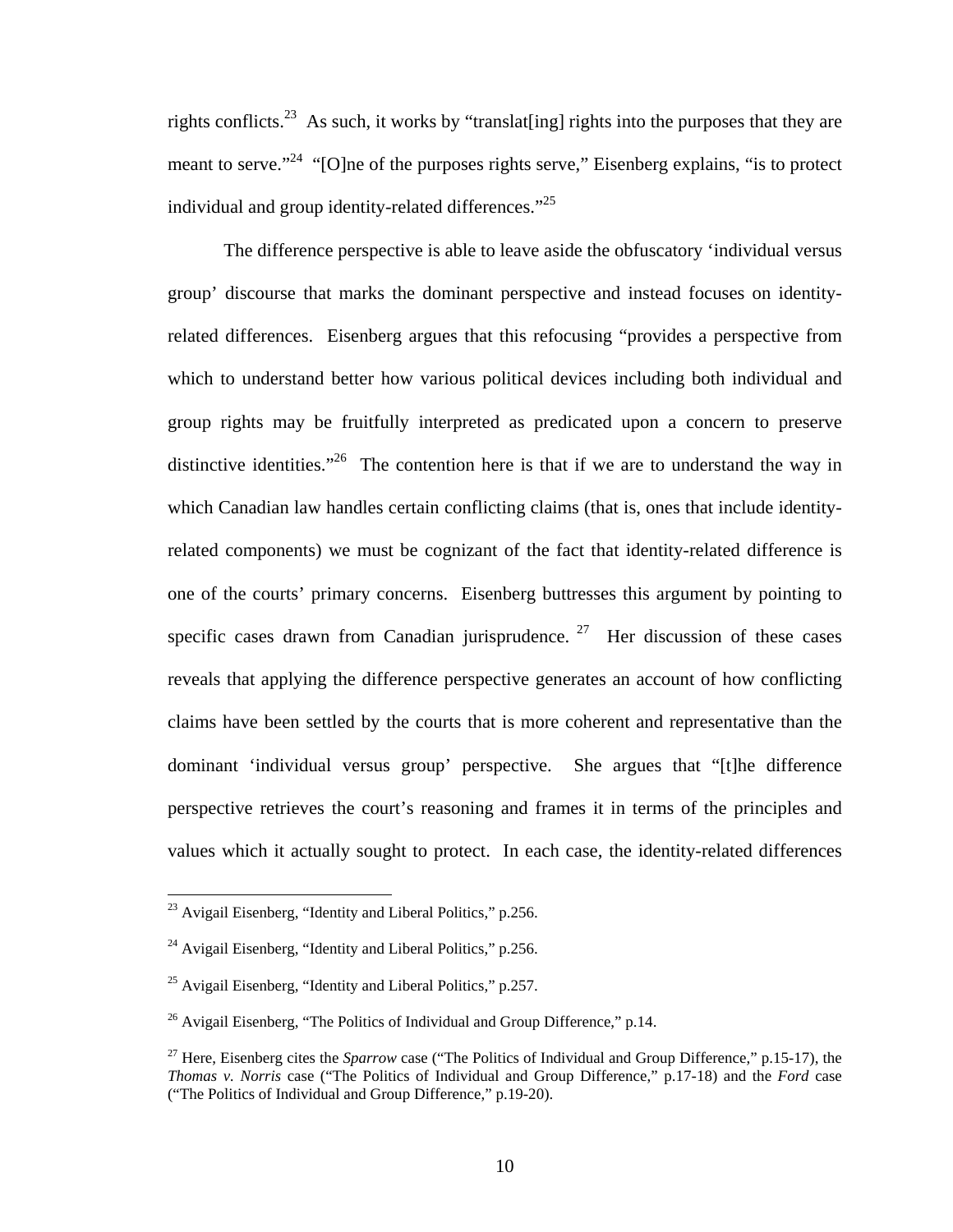rights conflicts.[23] As such, it works by "translat[ing] rights into the purposes that they are meant to serve."[24] "[O]ne of the purposes rights serve," Eisenberg explains, "is to protect individual and group identity-related differences."[25]

The difference perspective is able to leave aside the obfuscatory 'individual versus group' discourse that marks the dominant perspective and instead focuses on identity-related differences. Eisenberg argues that this refocusing "provides a perspective from which to understand better how various political devices including both individual and group rights may be fruitfully interpreted as predicated upon a concern to preserve distinctive identities."[26] The contention here is that if we are to understand the way in which Canadian law handles certain conflicting claims (that is, ones that include identity-related components) we must be cognizant of the fact that identity-related difference is one of the courts' primary concerns. Eisenberg buttresses this argument by pointing to specific cases drawn from Canadian jurisprudence.[27] Her discussion of these cases reveals that applying the difference perspective generates an account of how conflicting claims have been settled by the courts that is more coherent and representative than the dominant 'individual versus group' perspective. She argues that "[t]he difference perspective retrieves the court's reasoning and frames it in terms of the principles and values which it actually sought to protect. In each case, the identity-related differences

---

[23] Avigail Eisenberg, "Identity and Liberal Politics," p.256.

[24] Avigail Eisenberg, "Identity and Liberal Politics," p.256.

[25] Avigail Eisenberg, "Identity and Liberal Politics," p.257.

[26] Avigail Eisenberg, "The Politics of Individual and Group Difference," p.14.

[27] Here, Eisenberg cites the *Sparrow* case ("The Politics of Individual and Group Difference," p.15-17), the *Thomas v. Norris* case ("The Politics of Individual and Group Difference," p.17-18) and the *Ford* case ("The Politics of Individual and Group Difference," p.19-20).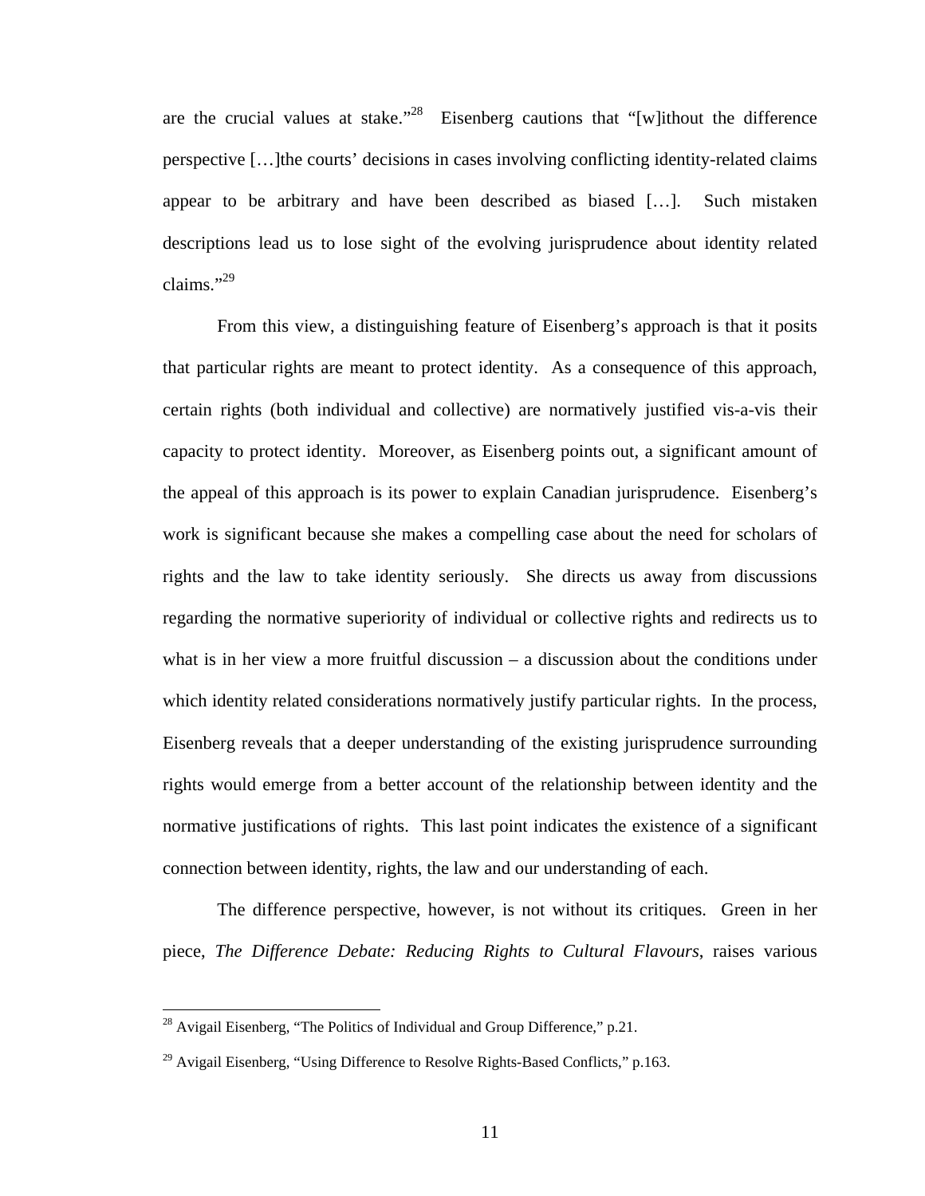are the crucial values at stake."[28] Eisenberg cautions that "[w]ithout the difference perspective […]the courts' decisions in cases involving conflicting identity-related claims appear to be arbitrary and have been described as biased […]. Such mistaken descriptions lead us to lose sight of the evolving jurisprudence about identity related claims."[29]

From this view, a distinguishing feature of Eisenberg's approach is that it posits that particular rights are meant to protect identity. As a consequence of this approach, certain rights (both individual and collective) are normatively justified vis-a-vis their capacity to protect identity. Moreover, as Eisenberg points out, a significant amount of the appeal of this approach is its power to explain Canadian jurisprudence. Eisenberg's work is significant because she makes a compelling case about the need for scholars of rights and the law to take identity seriously. She directs us away from discussions regarding the normative superiority of individual or collective rights and redirects us to what is in her view a more fruitful discussion – a discussion about the conditions under which identity related considerations normatively justify particular rights. In the process, Eisenberg reveals that a deeper understanding of the existing jurisprudence surrounding rights would emerge from a better account of the relationship between identity and the normative justifications of rights. This last point indicates the existence of a significant connection between identity, rights, the law and our understanding of each.

The difference perspective, however, is not without its critiques. Green in her piece, *The Difference Debate: Reducing Rights to Cultural Flavours*, raises various

[28] Avigail Eisenberg, "The Politics of Individual and Group Difference," p.21.

[29] Avigail Eisenberg, "Using Difference to Resolve Rights-Based Conflicts," p.163.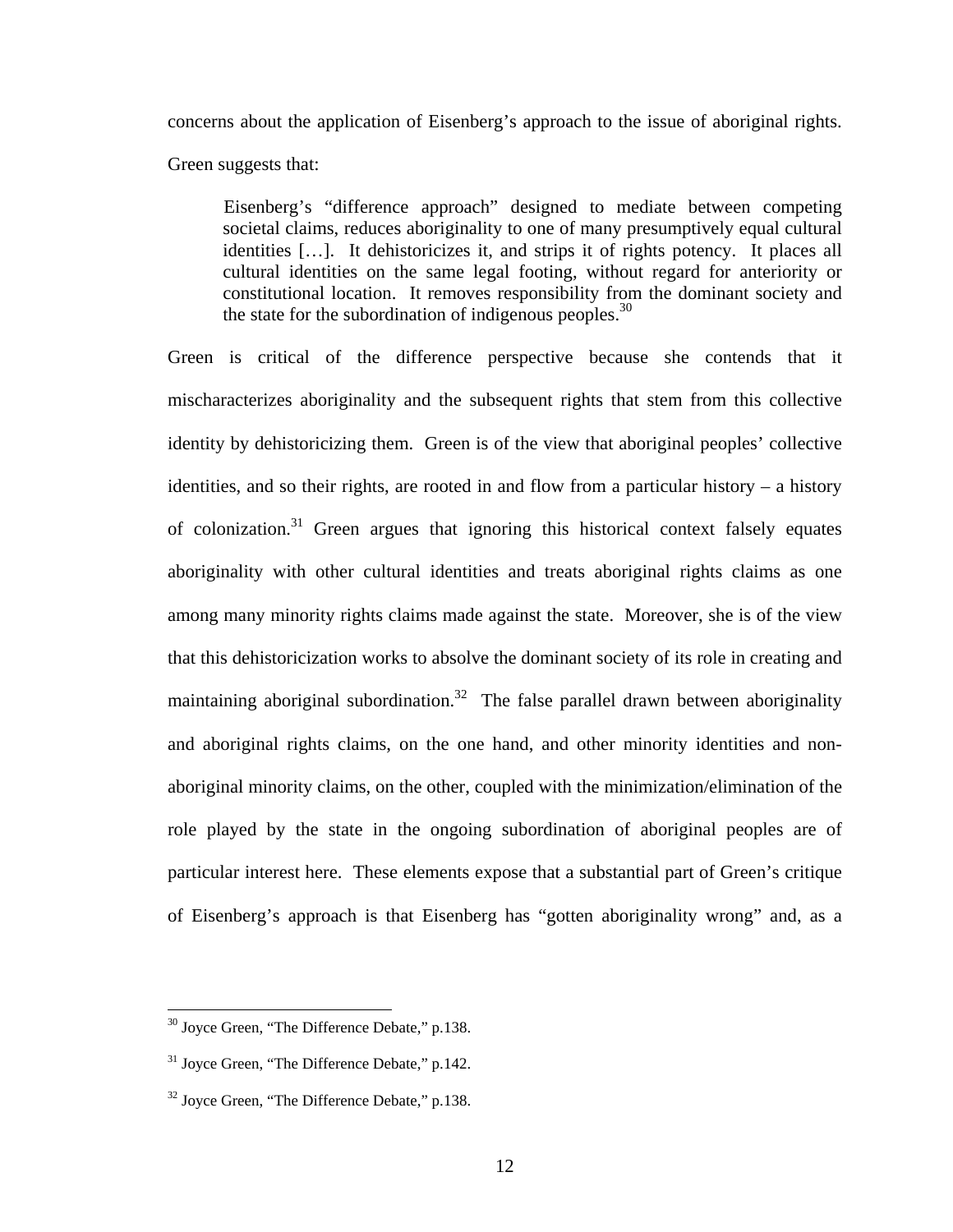concerns about the application of Eisenberg's approach to the issue of aboriginal rights. Green suggests that:

> Eisenberg's "difference approach" designed to mediate between competing societal claims, reduces aboriginality to one of many presumptively equal cultural identities […]. It dehistoricizes it, and strips it of rights potency. It places all cultural identities on the same legal footing, without regard for anteriority or constitutional location. It removes responsibility from the dominant society and the state for the subordination of indigenous peoples.[30]

Green is critical of the difference perspective because she contends that it mischaracterizes aboriginality and the subsequent rights that stem from this collective identity by dehistoricizing them. Green is of the view that aboriginal peoples' collective identities, and so their rights, are rooted in and flow from a particular history – a history of colonization.[31] Green argues that ignoring this historical context falsely equates aboriginality with other cultural identities and treats aboriginal rights claims as one among many minority rights claims made against the state. Moreover, she is of the view that this dehistoricization works to absolve the dominant society of its role in creating and maintaining aboriginal subordination.[32] The false parallel drawn between aboriginality and aboriginal rights claims, on the one hand, and other minority identities and non-aboriginal minority claims, on the other, coupled with the minimization/elimination of the role played by the state in the ongoing subordination of aboriginal peoples are of particular interest here. These elements expose that a substantial part of Green's critique of Eisenberg's approach is that Eisenberg has "gotten aboriginality wrong" and, as a

---

[30] Joyce Green, "The Difference Debate," p.138.

[31] Joyce Green, "The Difference Debate," p.142.

[32] Joyce Green, "The Difference Debate," p.138.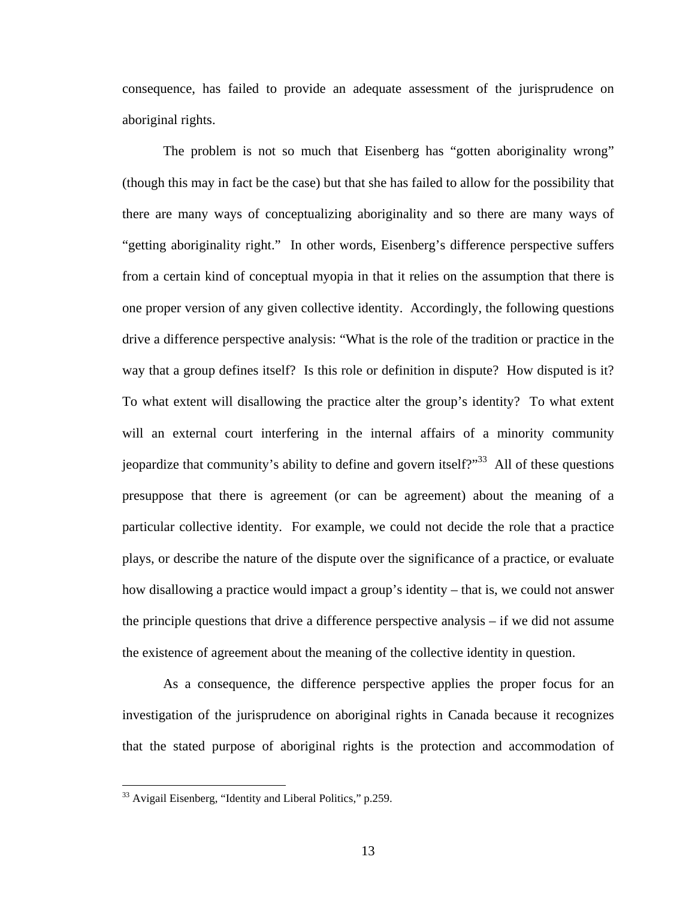consequence, has failed to provide an adequate assessment of the jurisprudence on aboriginal rights.

The problem is not so much that Eisenberg has "gotten aboriginality wrong" (though this may in fact be the case) but that she has failed to allow for the possibility that there are many ways of conceptualizing aboriginality and so there are many ways of "getting aboriginality right." In other words, Eisenberg's difference perspective suffers from a certain kind of conceptual myopia in that it relies on the assumption that there is one proper version of any given collective identity. Accordingly, the following questions drive a difference perspective analysis: "What is the role of the tradition or practice in the way that a group defines itself? Is this role or definition in dispute? How disputed is it? To what extent will disallowing the practice alter the group's identity? To what extent will an external court interfering in the internal affairs of a minority community jeopardize that community's ability to define and govern itself?"[33] All of these questions presuppose that there is agreement (or can be agreement) about the meaning of a particular collective identity. For example, we could not decide the role that a practice plays, or describe the nature of the dispute over the significance of a practice, or evaluate how disallowing a practice would impact a group's identity – that is, we could not answer the principle questions that drive a difference perspective analysis – if we did not assume the existence of agreement about the meaning of the collective identity in question.

As a consequence, the difference perspective applies the proper focus for an investigation of the jurisprudence on aboriginal rights in Canada because it recognizes that the stated purpose of aboriginal rights is the protection and accommodation of

---

[33] Avigail Eisenberg, "Identity and Liberal Politics," p.259.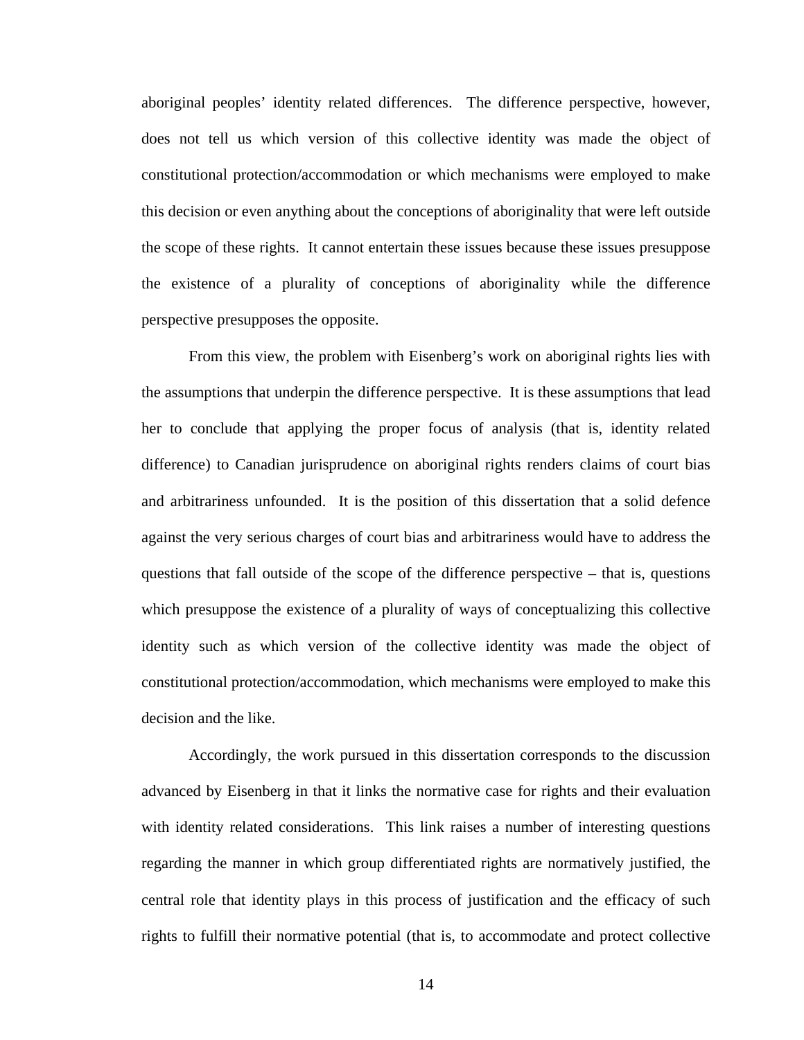aboriginal peoples' identity related differences. The difference perspective, however, does not tell us which version of this collective identity was made the object of constitutional protection/accommodation or which mechanisms were employed to make this decision or even anything about the conceptions of aboriginality that were left outside the scope of these rights. It cannot entertain these issues because these issues presuppose the existence of a plurality of conceptions of aboriginality while the difference perspective presupposes the opposite.

From this view, the problem with Eisenberg's work on aboriginal rights lies with the assumptions that underpin the difference perspective. It is these assumptions that lead her to conclude that applying the proper focus of analysis (that is, identity related difference) to Canadian jurisprudence on aboriginal rights renders claims of court bias and arbitrariness unfounded. It is the position of this dissertation that a solid defence against the very serious charges of court bias and arbitrariness would have to address the questions that fall outside of the scope of the difference perspective – that is, questions which presuppose the existence of a plurality of ways of conceptualizing this collective identity such as which version of the collective identity was made the object of constitutional protection/accommodation, which mechanisms were employed to make this decision and the like.

Accordingly, the work pursued in this dissertation corresponds to the discussion advanced by Eisenberg in that it links the normative case for rights and their evaluation with identity related considerations. This link raises a number of interesting questions regarding the manner in which group differentiated rights are normatively justified, the central role that identity plays in this process of justification and the efficacy of such rights to fulfill their normative potential (that is, to accommodate and protect collective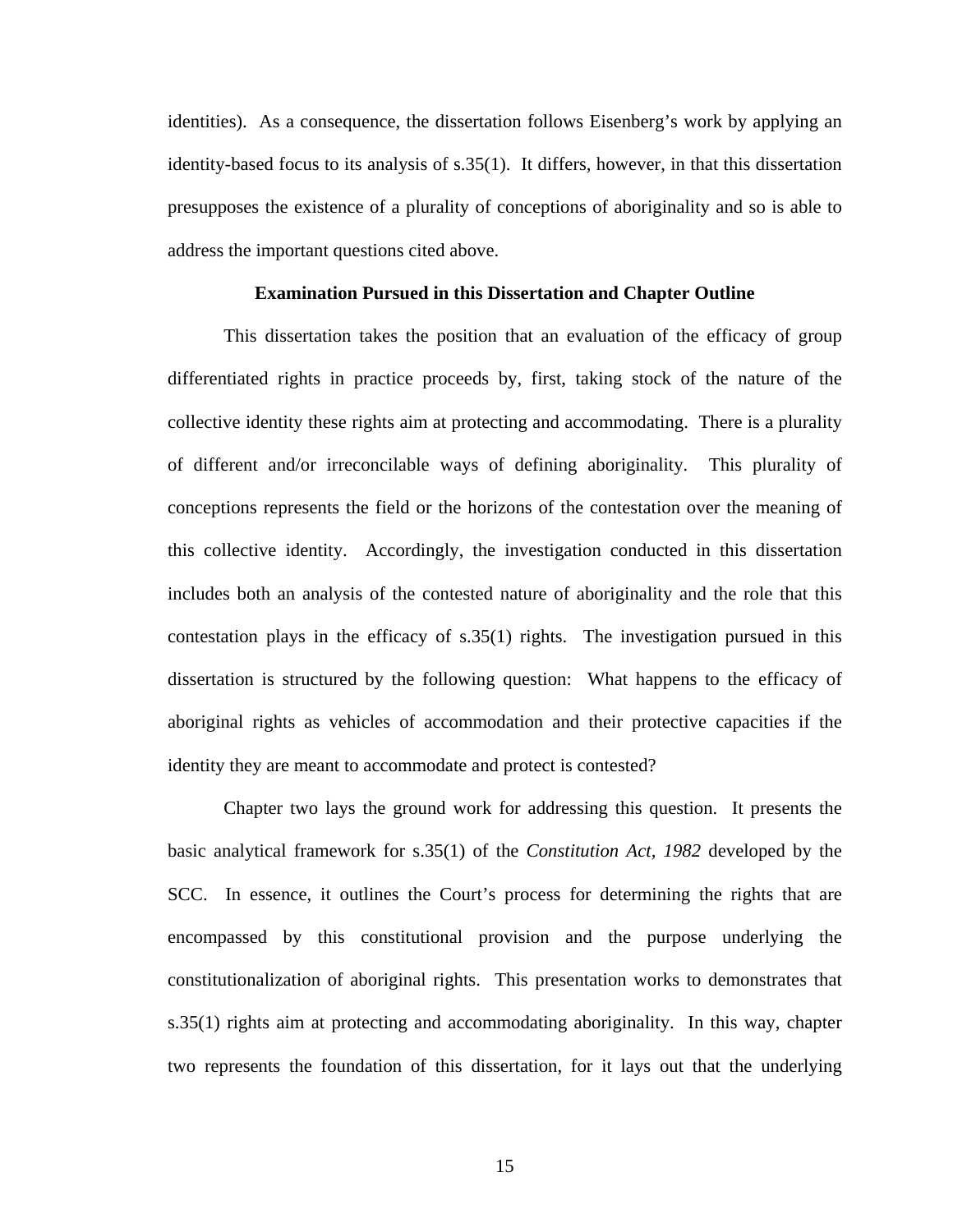identities). As a consequence, the dissertation follows Eisenberg's work by applying an identity-based focus to its analysis of s.35(1). It differs, however, in that this dissertation presupposes the existence of a plurality of conceptions of aboriginality and so is able to address the important questions cited above.

**Examination Pursued in this Dissertation and Chapter Outline**

This dissertation takes the position that an evaluation of the efficacy of group differentiated rights in practice proceeds by, first, taking stock of the nature of the collective identity these rights aim at protecting and accommodating. There is a plurality of different and/or irreconcilable ways of defining aboriginality. This plurality of conceptions represents the field or the horizons of the contestation over the meaning of this collective identity. Accordingly, the investigation conducted in this dissertation includes both an analysis of the contested nature of aboriginality and the role that this contestation plays in the efficacy of s.35(1) rights. The investigation pursued in this dissertation is structured by the following question: What happens to the efficacy of aboriginal rights as vehicles of accommodation and their protective capacities if the identity they are meant to accommodate and protect is contested?

Chapter two lays the ground work for addressing this question. It presents the basic analytical framework for s.35(1) of the *Constitution Act, 1982* developed by the SCC. In essence, it outlines the Court's process for determining the rights that are encompassed by this constitutional provision and the purpose underlying the constitutionalization of aboriginal rights. This presentation works to demonstrates that s.35(1) rights aim at protecting and accommodating aboriginality. In this way, chapter two represents the foundation of this dissertation, for it lays out that the underlying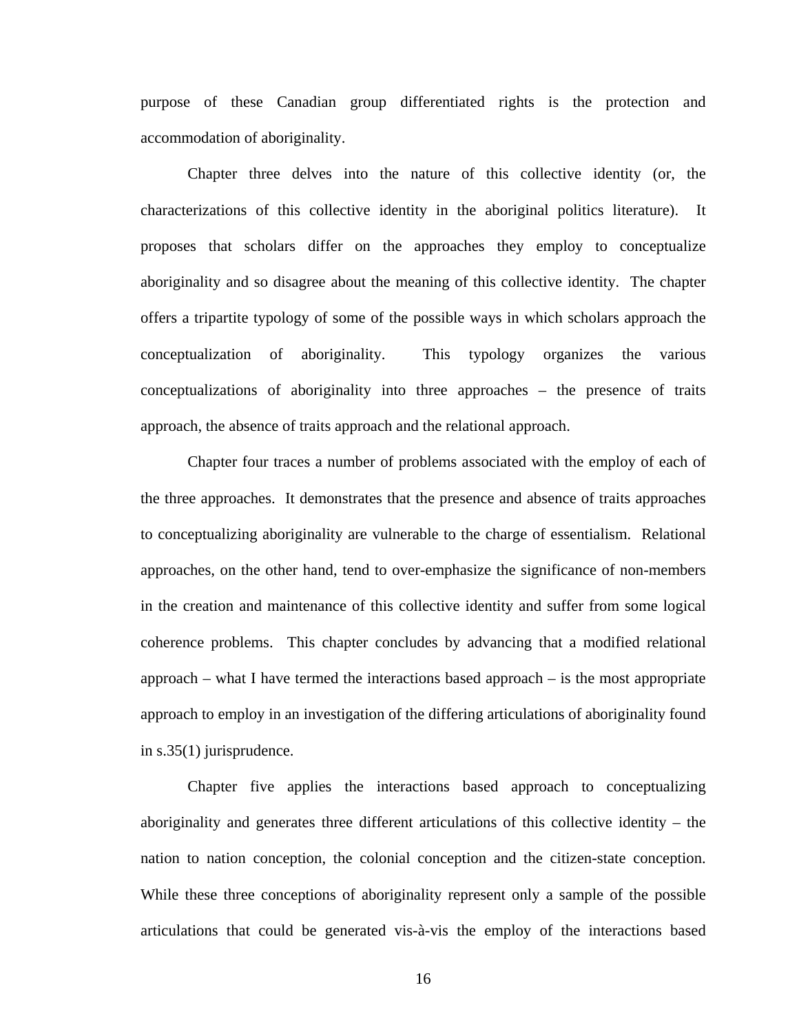purpose of these Canadian group differentiated rights is the protection and accommodation of aboriginality.

Chapter three delves into the nature of this collective identity (or, the characterizations of this collective identity in the aboriginal politics literature). It proposes that scholars differ on the approaches they employ to conceptualize aboriginality and so disagree about the meaning of this collective identity. The chapter offers a tripartite typology of some of the possible ways in which scholars approach the conceptualization of aboriginality. This typology organizes the various conceptualizations of aboriginality into three approaches – the presence of traits approach, the absence of traits approach and the relational approach.

Chapter four traces a number of problems associated with the employ of each of the three approaches. It demonstrates that the presence and absence of traits approaches to conceptualizing aboriginality are vulnerable to the charge of essentialism. Relational approaches, on the other hand, tend to over-emphasize the significance of non-members in the creation and maintenance of this collective identity and suffer from some logical coherence problems. This chapter concludes by advancing that a modified relational approach – what I have termed the interactions based approach – is the most appropriate approach to employ in an investigation of the differing articulations of aboriginality found in s.35(1) jurisprudence.

Chapter five applies the interactions based approach to conceptualizing aboriginality and generates three different articulations of this collective identity – the nation to nation conception, the colonial conception and the citizen-state conception. While these three conceptions of aboriginality represent only a sample of the possible articulations that could be generated vis-à-vis the employ of the interactions based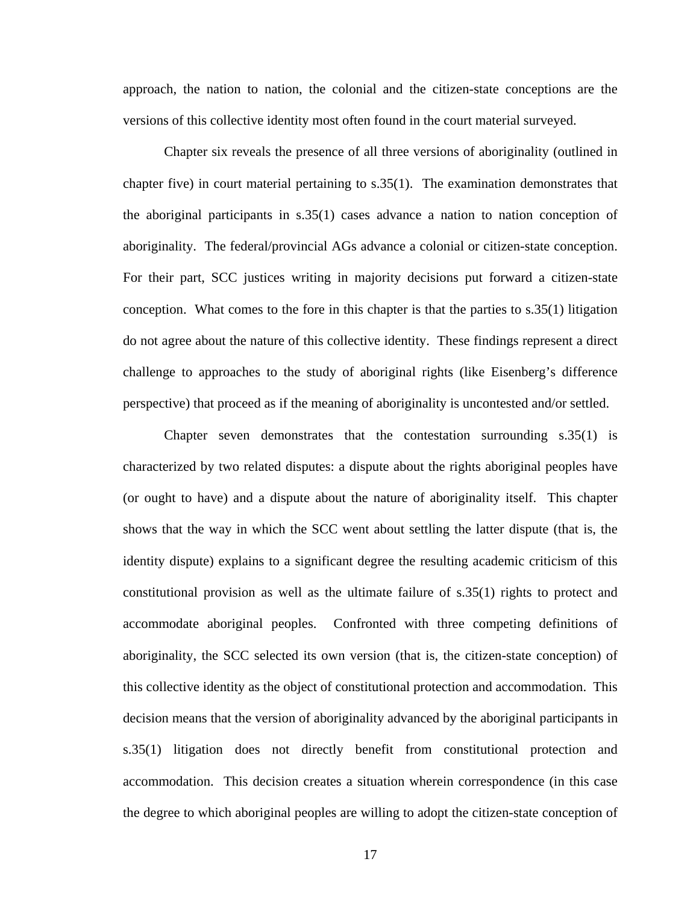approach, the nation to nation, the colonial and the citizen-state conceptions are the versions of this collective identity most often found in the court material surveyed.

Chapter six reveals the presence of all three versions of aboriginality (outlined in chapter five) in court material pertaining to s.35(1). The examination demonstrates that the aboriginal participants in s.35(1) cases advance a nation to nation conception of aboriginality. The federal/provincial AGs advance a colonial or citizen-state conception. For their part, SCC justices writing in majority decisions put forward a citizen-state conception. What comes to the fore in this chapter is that the parties to s.35(1) litigation do not agree about the nature of this collective identity. These findings represent a direct challenge to approaches to the study of aboriginal rights (like Eisenberg's difference perspective) that proceed as if the meaning of aboriginality is uncontested and/or settled.

Chapter seven demonstrates that the contestation surrounding s.35(1) is characterized by two related disputes: a dispute about the rights aboriginal peoples have (or ought to have) and a dispute about the nature of aboriginality itself. This chapter shows that the way in which the SCC went about settling the latter dispute (that is, the identity dispute) explains to a significant degree the resulting academic criticism of this constitutional provision as well as the ultimate failure of s.35(1) rights to protect and accommodate aboriginal peoples. Confronted with three competing definitions of aboriginality, the SCC selected its own version (that is, the citizen-state conception) of this collective identity as the object of constitutional protection and accommodation. This decision means that the version of aboriginality advanced by the aboriginal participants in s.35(1) litigation does not directly benefit from constitutional protection and accommodation. This decision creates a situation wherein correspondence (in this case the degree to which aboriginal peoples are willing to adopt the citizen-state conception of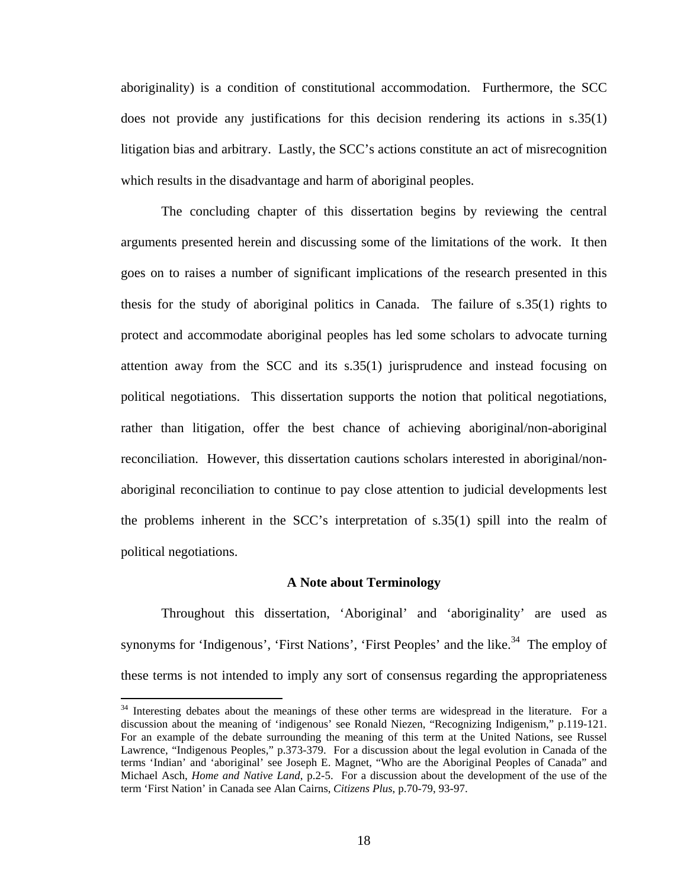aboriginality) is a condition of constitutional accommodation. Furthermore, the SCC does not provide any justifications for this decision rendering its actions in s.35(1) litigation bias and arbitrary. Lastly, the SCC's actions constitute an act of misrecognition which results in the disadvantage and harm of aboriginal peoples.

The concluding chapter of this dissertation begins by reviewing the central arguments presented herein and discussing some of the limitations of the work. It then goes on to raises a number of significant implications of the research presented in this thesis for the study of aboriginal politics in Canada. The failure of s.35(1) rights to protect and accommodate aboriginal peoples has led some scholars to advocate turning attention away from the SCC and its s.35(1) jurisprudence and instead focusing on political negotiations. This dissertation supports the notion that political negotiations, rather than litigation, offer the best chance of achieving aboriginal/non-aboriginal reconciliation. However, this dissertation cautions scholars interested in aboriginal/non-aboriginal reconciliation to continue to pay close attention to judicial developments lest the problems inherent in the SCC's interpretation of s.35(1) spill into the realm of political negotiations.

## A Note about Terminology

Throughout this dissertation, 'Aboriginal' and 'aboriginality' are used as synonyms for 'Indigenous', 'First Nations', 'First Peoples' and the like.[34] The employ of these terms is not intended to imply any sort of consensus regarding the appropriateness

---

[34] Interesting debates about the meanings of these other terms are widespread in the literature. For a discussion about the meaning of 'indigenous' see Ronald Niezen, "Recognizing Indigenism," p.119-121. For an example of the debate surrounding the meaning of this term at the United Nations, see Russel Lawrence, "Indigenous Peoples," p.373-379. For a discussion about the legal evolution in Canada of the terms 'Indian' and 'aboriginal' see Joseph E. Magnet, "Who are the Aboriginal Peoples of Canada" and Michael Asch, *Home and Native Land*, p.2-5. For a discussion about the development of the use of the term 'First Nation' in Canada see Alan Cairns, *Citizens Plus*, p.70-79, 93-97.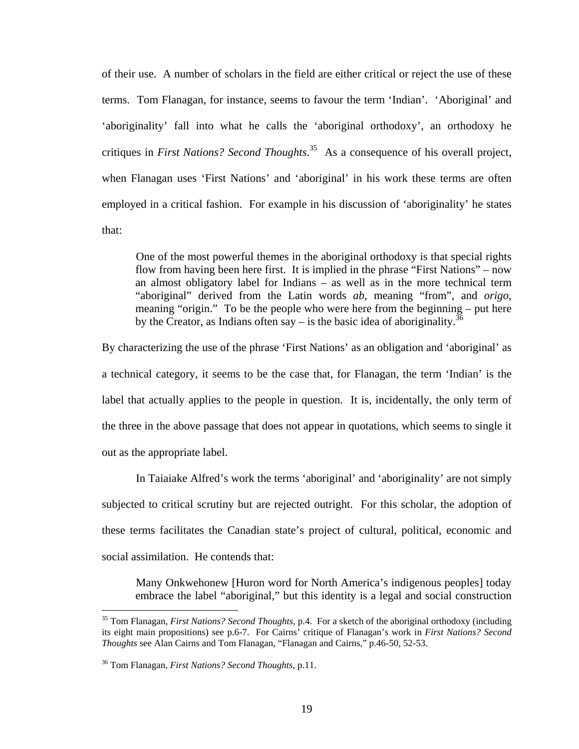of their use. A number of scholars in the field are either critical or reject the use of these terms. Tom Flanagan, for instance, seems to favour the term 'Indian'. 'Aboriginal' and 'aboriginality' fall into what he calls the 'aboriginal orthodoxy', an orthodoxy he critiques in *First Nations? Second Thoughts*.[35] As a consequence of his overall project, when Flanagan uses 'First Nations' and 'aboriginal' in his work these terms are often employed in a critical fashion. For example in his discussion of 'aboriginality' he states that:

> One of the most powerful themes in the aboriginal orthodoxy is that special rights flow from having been here first. It is implied in the phrase "First Nations" – now an almost obligatory label for Indians – as well as in the more technical term "aboriginal" derived from the Latin words *ab*, meaning "from", and *origo*, meaning "origin." To be the people who were here from the beginning – put here by the Creator, as Indians often say – is the basic idea of aboriginality.[36]

By characterizing the use of the phrase 'First Nations' as an obligation and 'aboriginal' as a technical category, it seems to be the case that, for Flanagan, the term 'Indian' is the label that actually applies to the people in question. It is, incidentally, the only term of the three in the above passage that does not appear in quotations, which seems to single it out as the appropriate label.

In Taiaiake Alfred's work the terms 'aboriginal' and 'aboriginality' are not simply subjected to critical scrutiny but are rejected outright. For this scholar, the adoption of these terms facilitates the Canadian state's project of cultural, political, economic and social assimilation. He contends that:

> Many Onkwehonew [Huron word for North America's indigenous peoples] today embrace the label "aboriginal," but this identity is a legal and social construction

---

[35] Tom Flanagan, *First Nations? Second Thoughts*, p.4. For a sketch of the aboriginal orthodoxy (including its eight main propositions) see p.6-7. For Cairns' critique of Flanagan's work in *First Nations? Second Thoughts* see Alan Cairns and Tom Flanagan, "Flanagan and Cairns," p.46-50, 52-53.

[36] Tom Flanagan, *First Nations? Second Thoughts*, p.11.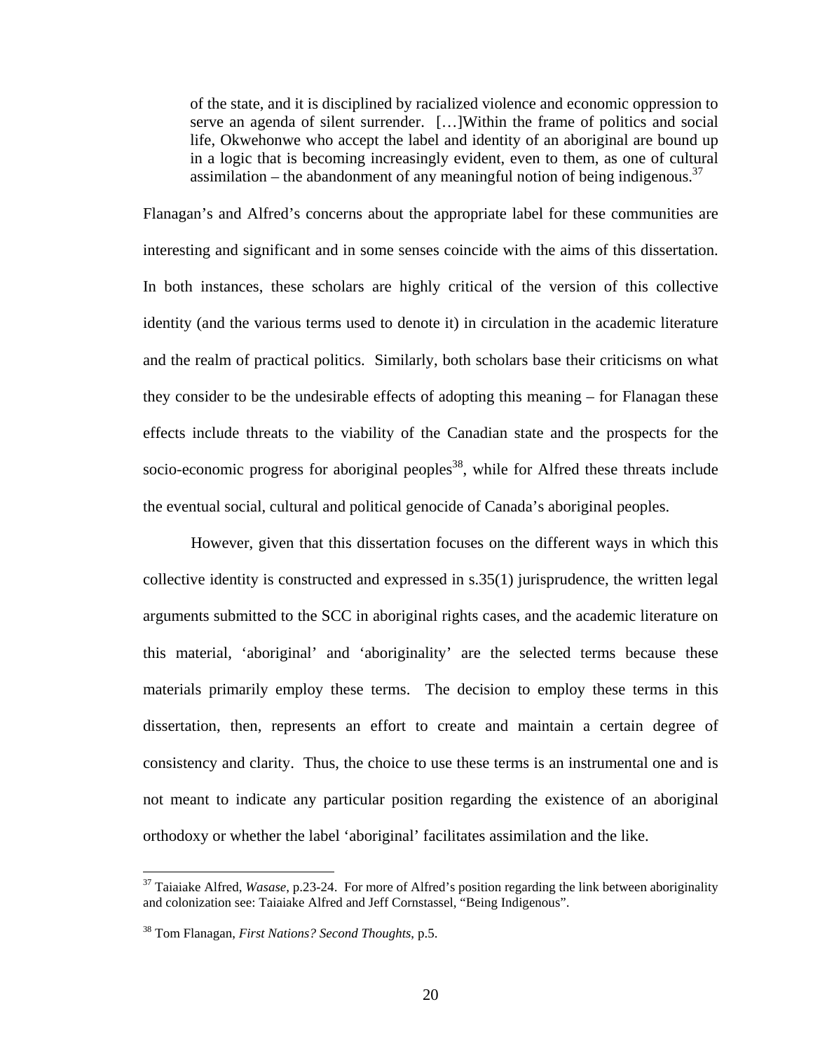> of the state, and it is disciplined by racialized violence and economic oppression to serve an agenda of silent surrender. […]Within the frame of politics and social life, Okwehonwe who accept the label and identity of an aboriginal are bound up in a logic that is becoming increasingly evident, even to them, as one of cultural assimilation – the abandonment of any meaningful notion of being indigenous.[37]

Flanagan's and Alfred's concerns about the appropriate label for these communities are interesting and significant and in some senses coincide with the aims of this dissertation. In both instances, these scholars are highly critical of the version of this collective identity (and the various terms used to denote it) in circulation in the academic literature and the realm of practical politics. Similarly, both scholars base their criticisms on what they consider to be the undesirable effects of adopting this meaning – for Flanagan these effects include threats to the viability of the Canadian state and the prospects for the socio-economic progress for aboriginal peoples[38], while for Alfred these threats include the eventual social, cultural and political genocide of Canada's aboriginal peoples.

However, given that this dissertation focuses on the different ways in which this collective identity is constructed and expressed in s.35(1) jurisprudence, the written legal arguments submitted to the SCC in aboriginal rights cases, and the academic literature on this material, 'aboriginal' and 'aboriginality' are the selected terms because these materials primarily employ these terms. The decision to employ these terms in this dissertation, then, represents an effort to create and maintain a certain degree of consistency and clarity. Thus, the choice to use these terms is an instrumental one and is not meant to indicate any particular position regarding the existence of an aboriginal orthodoxy or whether the label 'aboriginal' facilitates assimilation and the like.

---

[37] Taiaiake Alfred, *Wasase*, p.23-24. For more of Alfred's position regarding the link between aboriginality and colonization see: Taiaiake Alfred and Jeff Cornstassel, "Being Indigenous".

[38] Tom Flanagan, *First Nations? Second Thoughts*, p.5.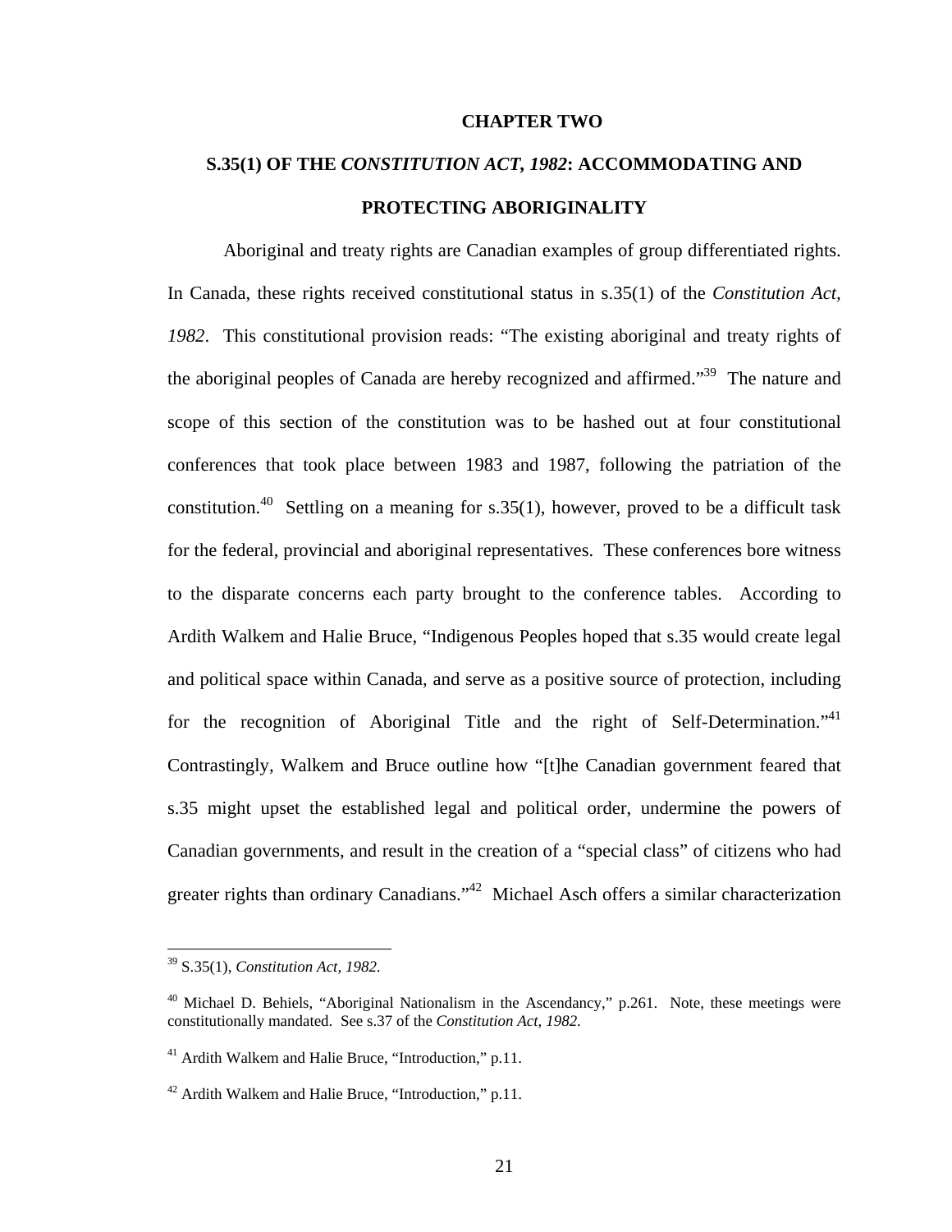# CHAPTER TWO

## S.35(1) OF THE *CONSTITUTION ACT, 1982*: ACCOMMODATING AND PROTECTING ABORIGINALITY

Aboriginal and treaty rights are Canadian examples of group differentiated rights. In Canada, these rights received constitutional status in s.35(1) of the *Constitution Act, 1982*. This constitutional provision reads: "The existing aboriginal and treaty rights of the aboriginal peoples of Canada are hereby recognized and affirmed."[39] The nature and scope of this section of the constitution was to be hashed out at four constitutional conferences that took place between 1983 and 1987, following the patriation of the constitution.[40] Settling on a meaning for s.35(1), however, proved to be a difficult task for the federal, provincial and aboriginal representatives. These conferences bore witness to the disparate concerns each party brought to the conference tables. According to Ardith Walkem and Halie Bruce, "Indigenous Peoples hoped that s.35 would create legal and political space within Canada, and serve as a positive source of protection, including for the recognition of Aboriginal Title and the right of Self-Determination."[41] Contrastingly, Walkem and Bruce outline how "[t]he Canadian government feared that s.35 might upset the established legal and political order, undermine the powers of Canadian governments, and result in the creation of a "special class" of citizens who had greater rights than ordinary Canadians."[42] Michael Asch offers a similar characterization

---

[39] S.35(1), *Constitution Act, 1982*.

[40] Michael D. Behiels, "Aboriginal Nationalism in the Ascendancy," p.261. Note, these meetings were constitutionally mandated. See s.37 of the *Constitution Act, 1982*.

[41] Ardith Walkem and Halie Bruce, "Introduction," p.11.

[42] Ardith Walkem and Halie Bruce, "Introduction," p.11.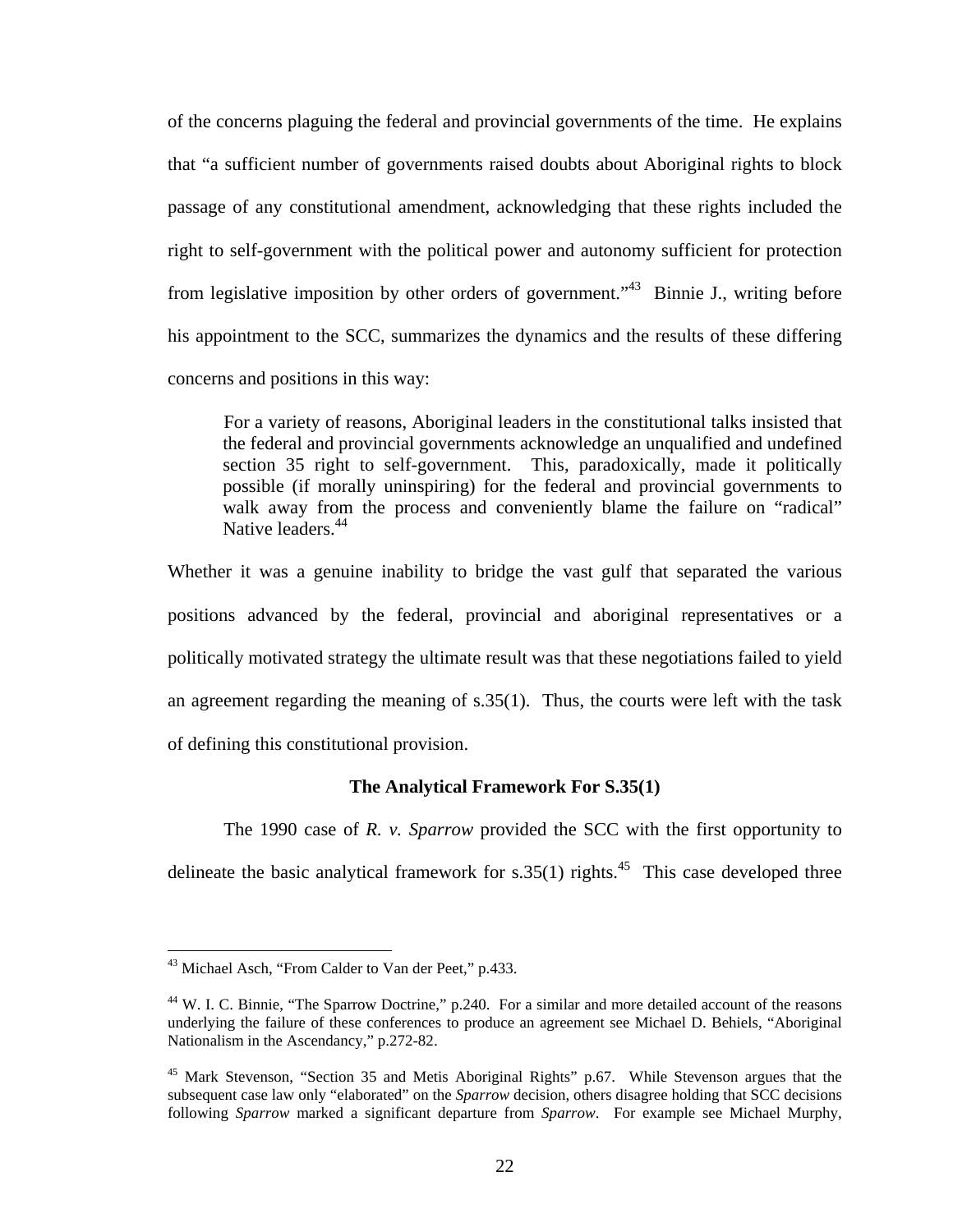of the concerns plaguing the federal and provincial governments of the time. He explains that "a sufficient number of governments raised doubts about Aboriginal rights to block passage of any constitutional amendment, acknowledging that these rights included the right to self-government with the political power and autonomy sufficient for protection from legislative imposition by other orders of government."[43] Binnie J., writing before his appointment to the SCC, summarizes the dynamics and the results of these differing concerns and positions in this way:

> For a variety of reasons, Aboriginal leaders in the constitutional talks insisted that the federal and provincial governments acknowledge an unqualified and undefined section 35 right to self-government. This, paradoxically, made it politically possible (if morally uninspiring) for the federal and provincial governments to walk away from the process and conveniently blame the failure on "radical" Native leaders.[44]

Whether it was a genuine inability to bridge the vast gulf that separated the various positions advanced by the federal, provincial and aboriginal representatives or a politically motivated strategy the ultimate result was that these negotiations failed to yield an agreement regarding the meaning of s.35(1). Thus, the courts were left with the task of defining this constitutional provision.

**The Analytical Framework For S.35(1)**

The 1990 case of *R. v. Sparrow* provided the SCC with the first opportunity to delineate the basic analytical framework for s.35(1) rights.[45] This case developed three

---

[43] Michael Asch, "From Calder to Van der Peet," p.433.

[44] W. I. C. Binnie, "The Sparrow Doctrine," p.240. For a similar and more detailed account of the reasons underlying the failure of these conferences to produce an agreement see Michael D. Behiels, "Aboriginal Nationalism in the Ascendancy," p.272-82.

[45] Mark Stevenson, "Section 35 and Metis Aboriginal Rights" p.67. While Stevenson argues that the subsequent case law only "elaborated" on the *Sparrow* decision, others disagree holding that SCC decisions following *Sparrow* marked a significant departure from *Sparrow*. For example see Michael Murphy,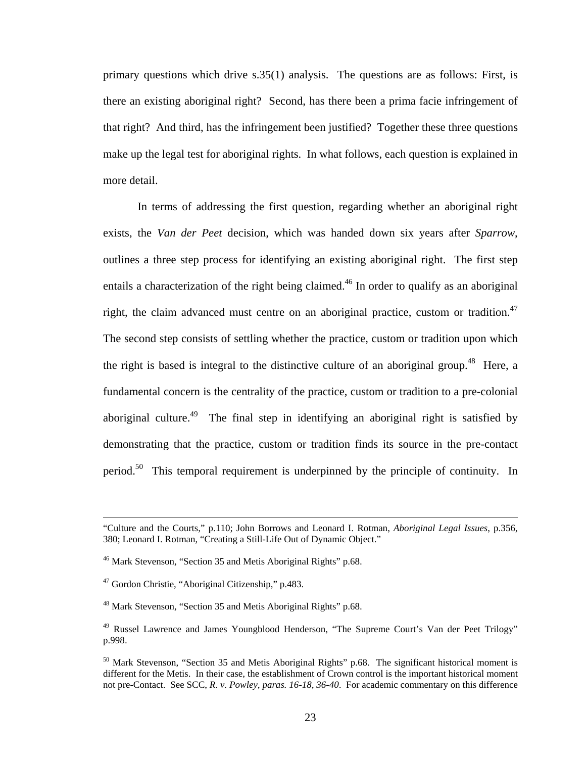primary questions which drive s.35(1) analysis. The questions are as follows: First, is there an existing aboriginal right? Second, has there been a prima facie infringement of that right? And third, has the infringement been justified? Together these three questions make up the legal test for aboriginal rights. In what follows, each question is explained in more detail.

In terms of addressing the first question, regarding whether an aboriginal right exists, the *Van der Peet* decision, which was handed down six years after *Sparrow*, outlines a three step process for identifying an existing aboriginal right. The first step entails a characterization of the right being claimed.[46] In order to qualify as an aboriginal right, the claim advanced must centre on an aboriginal practice, custom or tradition.[47] The second step consists of settling whether the practice, custom or tradition upon which the right is based is integral to the distinctive culture of an aboriginal group.[48] Here, a fundamental concern is the centrality of the practice, custom or tradition to a pre-colonial aboriginal culture.[49] The final step in identifying an aboriginal right is satisfied by demonstrating that the practice, custom or tradition finds its source in the pre-contact period.[50] This temporal requirement is underpinned by the principle of continuity. In

---

"Culture and the Courts," p.110; John Borrows and Leonard I. Rotman, *Aboriginal Legal Issues*, p.356, 380; Leonard I. Rotman, "Creating a Still-Life Out of Dynamic Object."

[46] Mark Stevenson, "Section 35 and Metis Aboriginal Rights" p.68.

[47] Gordon Christie, "Aboriginal Citizenship," p.483.

[48] Mark Stevenson, "Section 35 and Metis Aboriginal Rights" p.68.

[49] Russel Lawrence and James Youngblood Henderson, "The Supreme Court's Van der Peet Trilogy" p.998.

[50] Mark Stevenson, "Section 35 and Metis Aboriginal Rights" p.68. The significant historical moment is different for the Metis. In their case, the establishment of Crown control is the important historical moment not pre-Contact. See SCC, *R. v. Powley, paras. 16-18, 36-40*. For academic commentary on this difference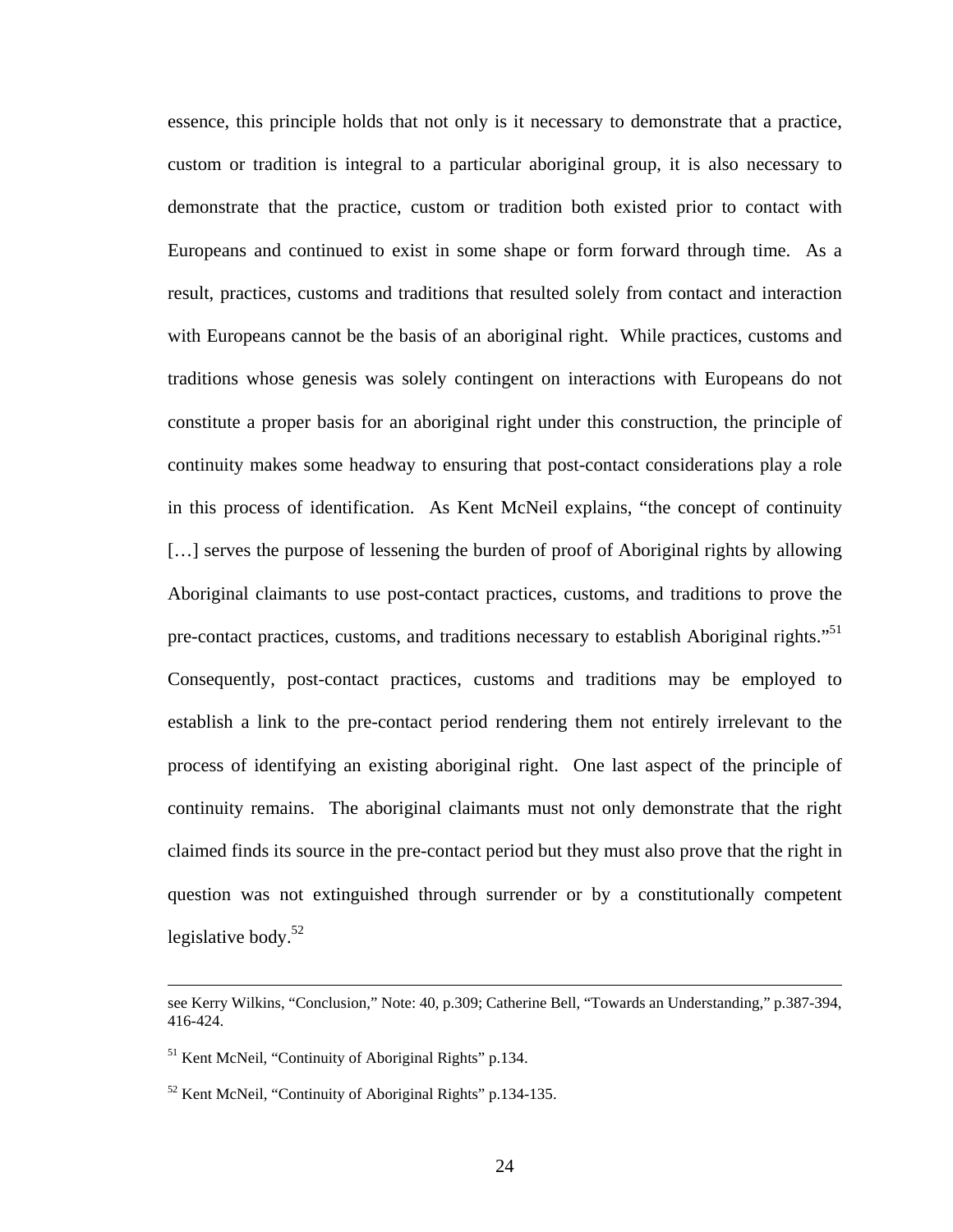essence, this principle holds that not only is it necessary to demonstrate that a practice, custom or tradition is integral to a particular aboriginal group, it is also necessary to demonstrate that the practice, custom or tradition both existed prior to contact with Europeans and continued to exist in some shape or form forward through time. As a result, practices, customs and traditions that resulted solely from contact and interaction with Europeans cannot be the basis of an aboriginal right. While practices, customs and traditions whose genesis was solely contingent on interactions with Europeans do not constitute a proper basis for an aboriginal right under this construction, the principle of continuity makes some headway to ensuring that post-contact considerations play a role in this process of identification. As Kent McNeil explains, "the concept of continuity […] serves the purpose of lessening the burden of proof of Aboriginal rights by allowing Aboriginal claimants to use post-contact practices, customs, and traditions to prove the pre-contact practices, customs, and traditions necessary to establish Aboriginal rights."[51] Consequently, post-contact practices, customs and traditions may be employed to establish a link to the pre-contact period rendering them not entirely irrelevant to the process of identifying an existing aboriginal right. One last aspect of the principle of continuity remains. The aboriginal claimants must not only demonstrate that the right claimed finds its source in the pre-contact period but they must also prove that the right in question was not extinguished through surrender or by a constitutionally competent legislative body.[52]

---

see Kerry Wilkins, "Conclusion," Note: 40, p.309; Catherine Bell, "Towards an Understanding," p.387-394, 416-424.

[51] Kent McNeil, "Continuity of Aboriginal Rights" p.134.

[52] Kent McNeil, "Continuity of Aboriginal Rights" p.134-135.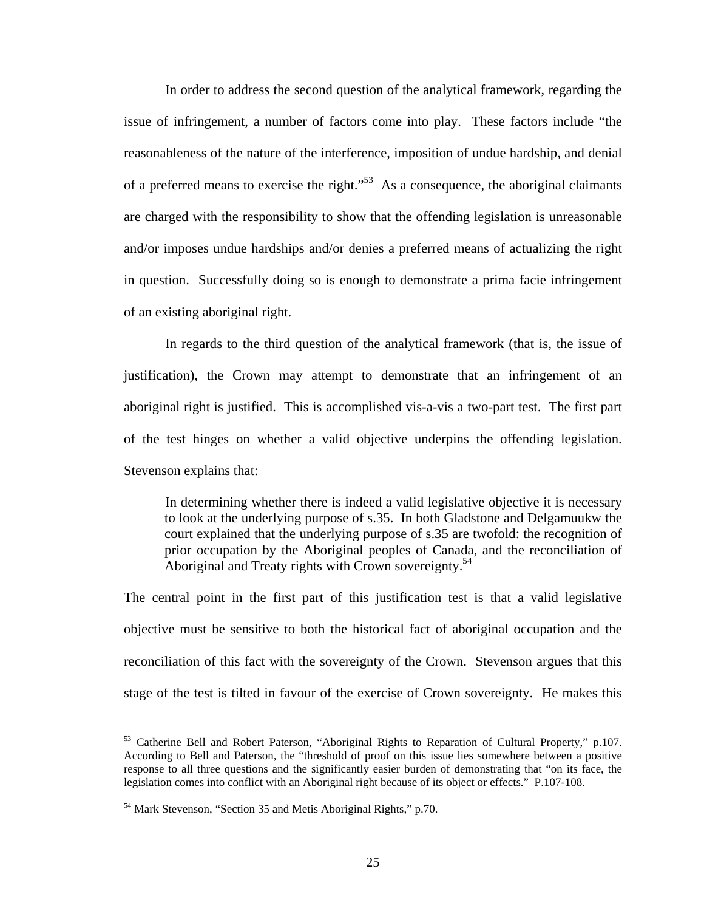In order to address the second question of the analytical framework, regarding the issue of infringement, a number of factors come into play. These factors include "the reasonableness of the nature of the interference, imposition of undue hardship, and denial of a preferred means to exercise the right."[53] As a consequence, the aboriginal claimants are charged with the responsibility to show that the offending legislation is unreasonable and/or imposes undue hardships and/or denies a preferred means of actualizing the right in question. Successfully doing so is enough to demonstrate a prima facie infringement of an existing aboriginal right.

In regards to the third question of the analytical framework (that is, the issue of justification), the Crown may attempt to demonstrate that an infringement of an aboriginal right is justified. This is accomplished vis-a-vis a two-part test. The first part of the test hinges on whether a valid objective underpins the offending legislation. Stevenson explains that:

> In determining whether there is indeed a valid legislative objective it is necessary to look at the underlying purpose of s.35. In both Gladstone and Delgamuukw the court explained that the underlying purpose of s.35 are twofold: the recognition of prior occupation by the Aboriginal peoples of Canada, and the reconciliation of Aboriginal and Treaty rights with Crown sovereignty.[54]

The central point in the first part of this justification test is that a valid legislative objective must be sensitive to both the historical fact of aboriginal occupation and the reconciliation of this fact with the sovereignty of the Crown. Stevenson argues that this stage of the test is tilted in favour of the exercise of Crown sovereignty. He makes this

---

[53] Catherine Bell and Robert Paterson, "Aboriginal Rights to Reparation of Cultural Property," p.107. According to Bell and Paterson, the "threshold of proof on this issue lies somewhere between a positive response to all three questions and the significantly easier burden of demonstrating that "on its face, the legislation comes into conflict with an Aboriginal right because of its object or effects." P.107-108.

[54] Mark Stevenson, "Section 35 and Metis Aboriginal Rights," p.70.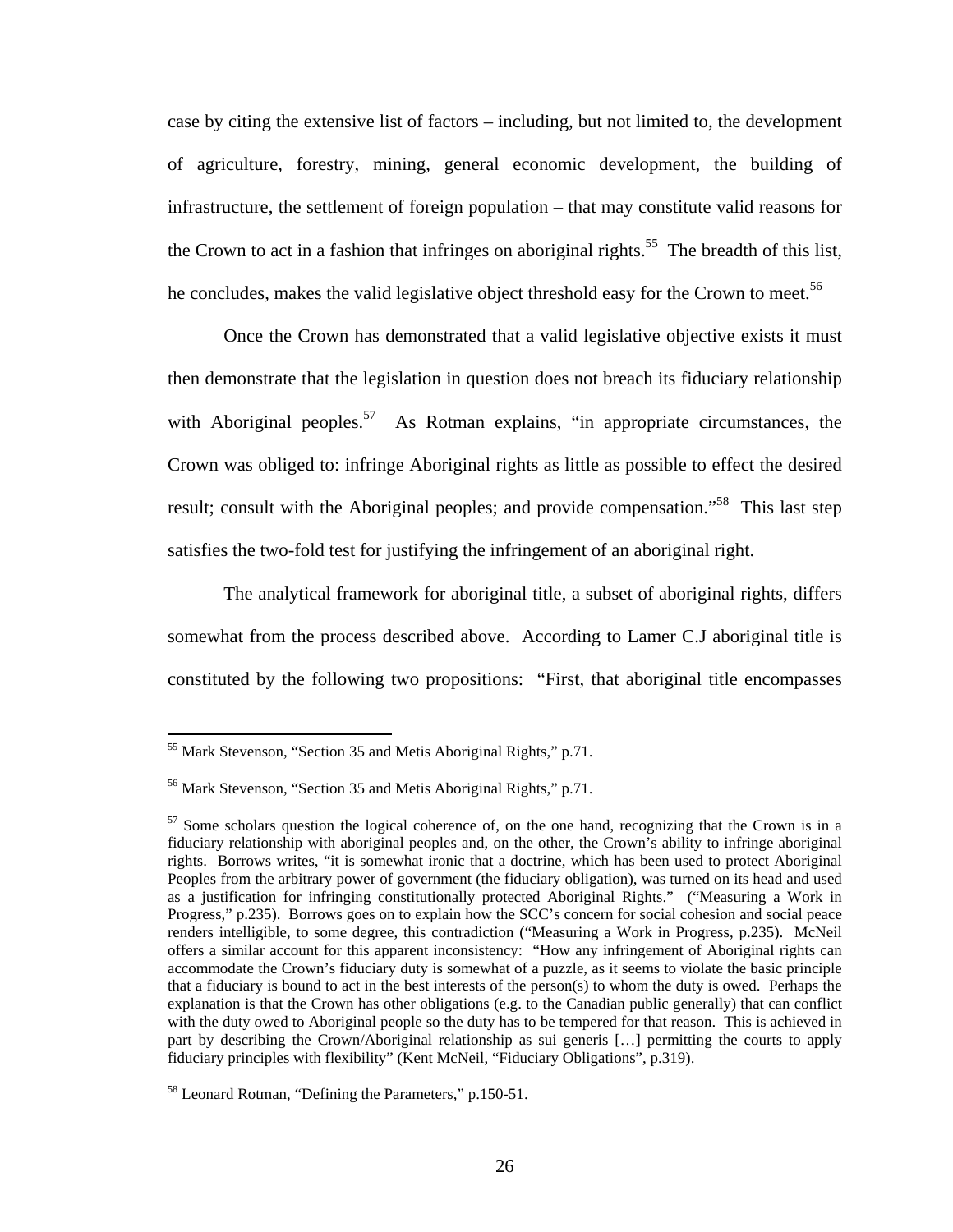case by citing the extensive list of factors – including, but not limited to, the development of agriculture, forestry, mining, general economic development, the building of infrastructure, the settlement of foreign population – that may constitute valid reasons for the Crown to act in a fashion that infringes on aboriginal rights.[55] The breadth of this list, he concludes, makes the valid legislative object threshold easy for the Crown to meet.[56]

Once the Crown has demonstrated that a valid legislative objective exists it must then demonstrate that the legislation in question does not breach its fiduciary relationship with Aboriginal peoples.[57] As Rotman explains, "in appropriate circumstances, the Crown was obliged to: infringe Aboriginal rights as little as possible to effect the desired result; consult with the Aboriginal peoples; and provide compensation."[58] This last step satisfies the two-fold test for justifying the infringement of an aboriginal right.

The analytical framework for aboriginal title, a subset of aboriginal rights, differs somewhat from the process described above. According to Lamer C.J aboriginal title is constituted by the following two propositions: "First, that aboriginal title encompasses

---

[55] Mark Stevenson, "Section 35 and Metis Aboriginal Rights," p.71.

[56] Mark Stevenson, "Section 35 and Metis Aboriginal Rights," p.71.

[57] Some scholars question the logical coherence of, on the one hand, recognizing that the Crown is in a fiduciary relationship with aboriginal peoples and, on the other, the Crown's ability to infringe aboriginal rights. Borrows writes, "it is somewhat ironic that a doctrine, which has been used to protect Aboriginal Peoples from the arbitrary power of government (the fiduciary obligation), was turned on its head and used as a justification for infringing constitutionally protected Aboriginal Rights." ("Measuring a Work in Progress," p.235). Borrows goes on to explain how the SCC's concern for social cohesion and social peace renders intelligible, to some degree, this contradiction ("Measuring a Work in Progress, p.235). McNeil offers a similar account for this apparent inconsistency: "How any infringement of Aboriginal rights can accommodate the Crown's fiduciary duty is somewhat of a puzzle, as it seems to violate the basic principle that a fiduciary is bound to act in the best interests of the person(s) to whom the duty is owed. Perhaps the explanation is that the Crown has other obligations (e.g. to the Canadian public generally) that can conflict with the duty owed to Aboriginal people so the duty has to be tempered for that reason. This is achieved in part by describing the Crown/Aboriginal relationship as sui generis […] permitting the courts to apply fiduciary principles with flexibility" (Kent McNeil, "Fiduciary Obligations", p.319).

[58] Leonard Rotman, "Defining the Parameters," p.150-51.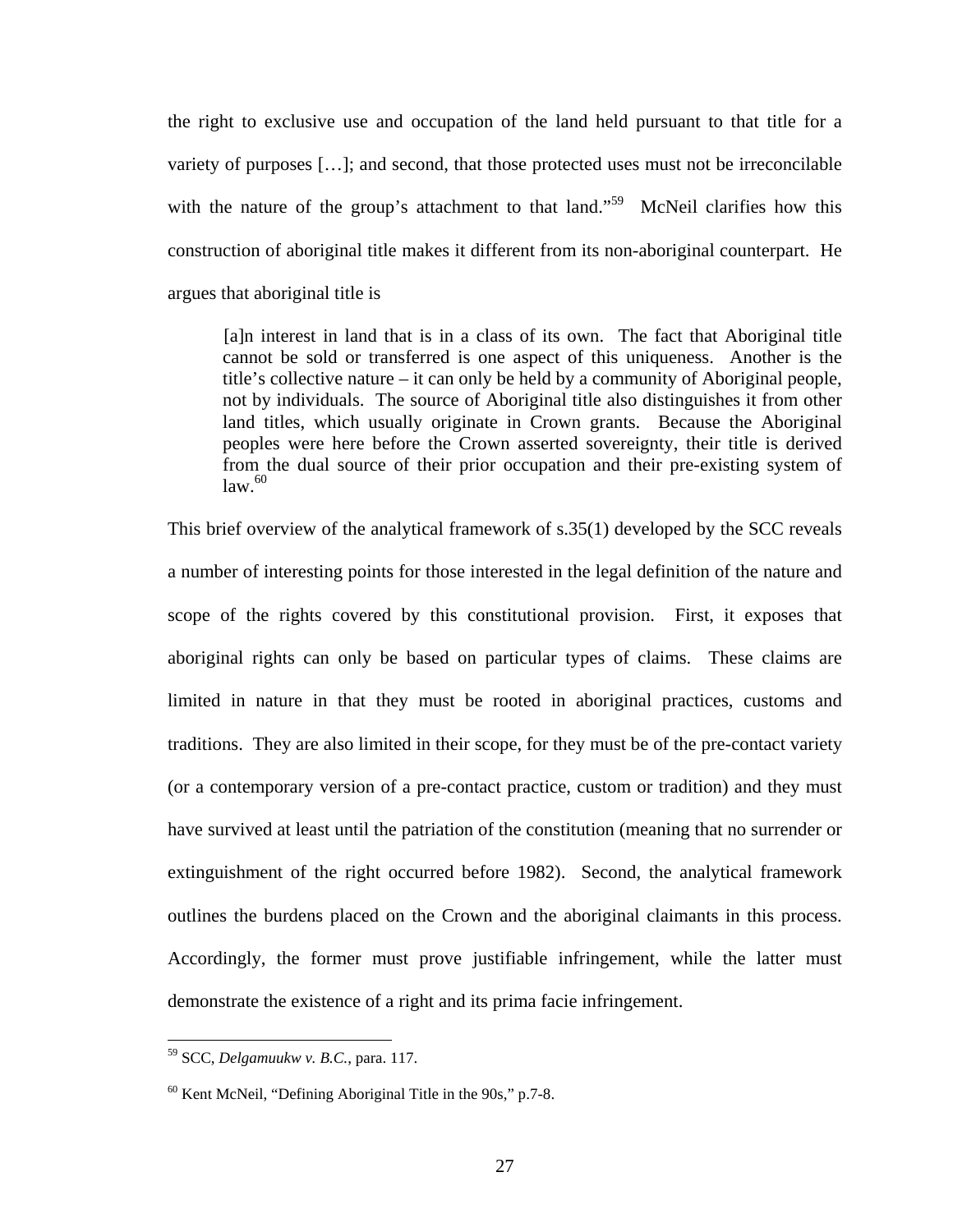the right to exclusive use and occupation of the land held pursuant to that title for a variety of purposes […]; and second, that those protected uses must not be irreconcilable with the nature of the group's attachment to that land."[59] McNeil clarifies how this construction of aboriginal title makes it different from its non-aboriginal counterpart. He argues that aboriginal title is

> [a]n interest in land that is in a class of its own. The fact that Aboriginal title cannot be sold or transferred is one aspect of this uniqueness. Another is the title's collective nature – it can only be held by a community of Aboriginal people, not by individuals. The source of Aboriginal title also distinguishes it from other land titles, which usually originate in Crown grants. Because the Aboriginal peoples were here before the Crown asserted sovereignty, their title is derived from the dual source of their prior occupation and their pre-existing system of law.[60]

This brief overview of the analytical framework of s.35(1) developed by the SCC reveals a number of interesting points for those interested in the legal definition of the nature and scope of the rights covered by this constitutional provision. First, it exposes that aboriginal rights can only be based on particular types of claims. These claims are limited in nature in that they must be rooted in aboriginal practices, customs and traditions. They are also limited in their scope, for they must be of the pre-contact variety (or a contemporary version of a pre-contact practice, custom or tradition) and they must have survived at least until the patriation of the constitution (meaning that no surrender or extinguishment of the right occurred before 1982). Second, the analytical framework outlines the burdens placed on the Crown and the aboriginal claimants in this process. Accordingly, the former must prove justifiable infringement, while the latter must demonstrate the existence of a right and its prima facie infringement.

---

[59] SCC, *Delgamuukw v. B.C.*, para. 117.

[60] Kent McNeil, "Defining Aboriginal Title in the 90s," p.7-8.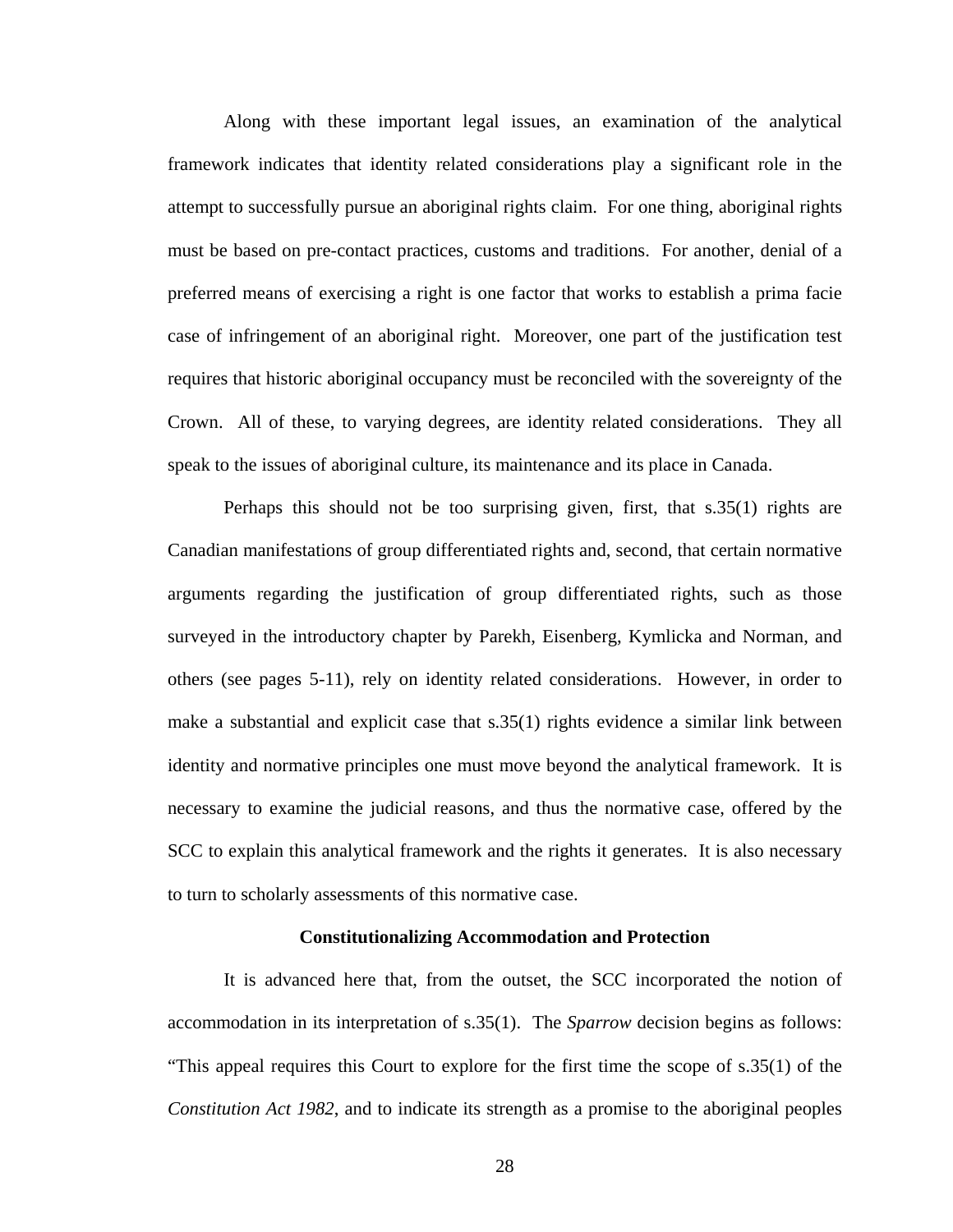Along with these important legal issues, an examination of the analytical framework indicates that identity related considerations play a significant role in the attempt to successfully pursue an aboriginal rights claim. For one thing, aboriginal rights must be based on pre-contact practices, customs and traditions. For another, denial of a preferred means of exercising a right is one factor that works to establish a prima facie case of infringement of an aboriginal right. Moreover, one part of the justification test requires that historic aboriginal occupancy must be reconciled with the sovereignty of the Crown. All of these, to varying degrees, are identity related considerations. They all speak to the issues of aboriginal culture, its maintenance and its place in Canada.

Perhaps this should not be too surprising given, first, that s.35(1) rights are Canadian manifestations of group differentiated rights and, second, that certain normative arguments regarding the justification of group differentiated rights, such as those surveyed in the introductory chapter by Parekh, Eisenberg, Kymlicka and Norman, and others (see pages 5-11), rely on identity related considerations. However, in order to make a substantial and explicit case that s.35(1) rights evidence a similar link between identity and normative principles one must move beyond the analytical framework. It is necessary to examine the judicial reasons, and thus the normative case, offered by the SCC to explain this analytical framework and the rights it generates. It is also necessary to turn to scholarly assessments of this normative case.

**Constitutionalizing Accommodation and Protection**

It is advanced here that, from the outset, the SCC incorporated the notion of accommodation in its interpretation of s.35(1). The *Sparrow* decision begins as follows: "This appeal requires this Court to explore for the first time the scope of s.35(1) of the *Constitution Act 1982*, and to indicate its strength as a promise to the aboriginal peoples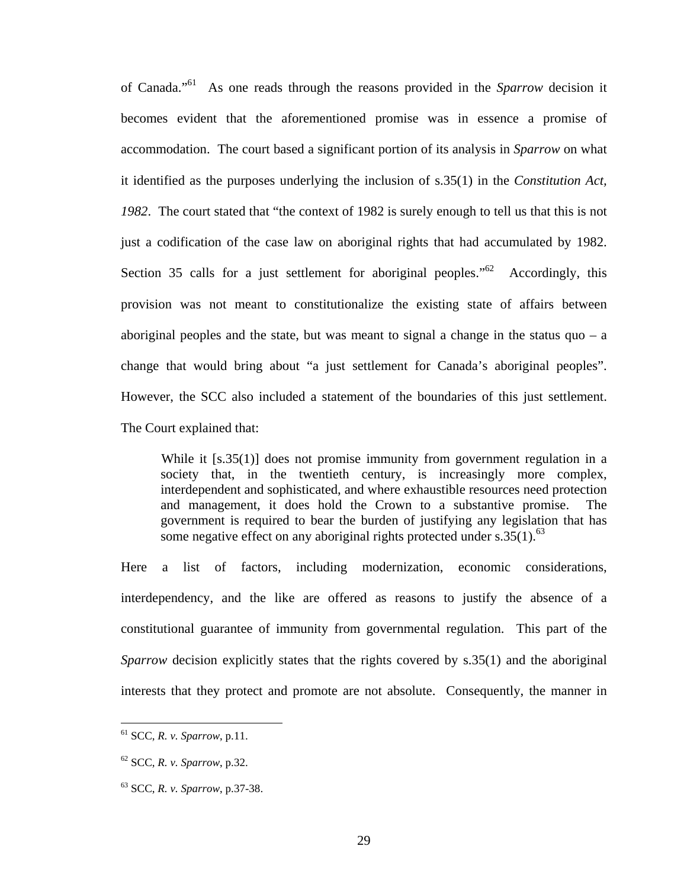of Canada."[61] As one reads through the reasons provided in the *Sparrow* decision it becomes evident that the aforementioned promise was in essence a promise of accommodation. The court based a significant portion of its analysis in *Sparrow* on what it identified as the purposes underlying the inclusion of s.35(1) in the *Constitution Act, 1982*. The court stated that "the context of 1982 is surely enough to tell us that this is not just a codification of the case law on aboriginal rights that had accumulated by 1982. Section 35 calls for a just settlement for aboriginal peoples."[62] Accordingly, this provision was not meant to constitutionalize the existing state of affairs between aboriginal peoples and the state, but was meant to signal a change in the status quo – a change that would bring about "a just settlement for Canada's aboriginal peoples". However, the SCC also included a statement of the boundaries of this just settlement. The Court explained that:

> While it [s.35(1)] does not promise immunity from government regulation in a society that, in the twentieth century, is increasingly more complex, interdependent and sophisticated, and where exhaustible resources need protection and management, it does hold the Crown to a substantive promise. The government is required to bear the burden of justifying any legislation that has some negative effect on any aboriginal rights protected under s.35(1).[63]

Here a list of factors, including modernization, economic considerations, interdependency, and the like are offered as reasons to justify the absence of a constitutional guarantee of immunity from governmental regulation. This part of the *Sparrow* decision explicitly states that the rights covered by s.35(1) and the aboriginal interests that they protect and promote are not absolute. Consequently, the manner in

---

[61] SCC, *R. v. Sparrow*, p.11.

[62] SCC, *R. v. Sparrow*, p.32.

[63] SCC, *R. v. Sparrow*, p.37-38.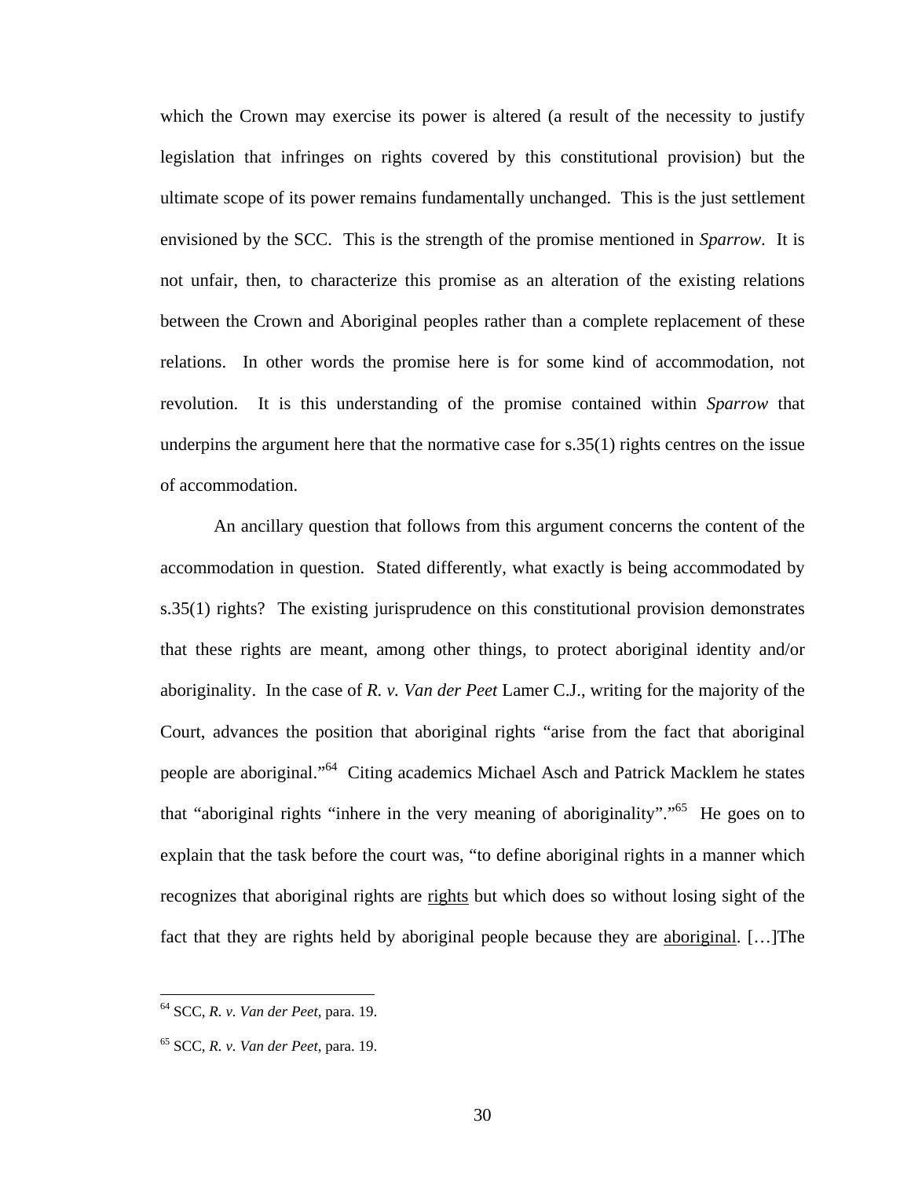which the Crown may exercise its power is altered (a result of the necessity to justify legislation that infringes on rights covered by this constitutional provision) but the ultimate scope of its power remains fundamentally unchanged. This is the just settlement envisioned by the SCC. This is the strength of the promise mentioned in *Sparrow*. It is not unfair, then, to characterize this promise as an alteration of the existing relations between the Crown and Aboriginal peoples rather than a complete replacement of these relations. In other words the promise here is for some kind of accommodation, not revolution. It is this understanding of the promise contained within *Sparrow* that underpins the argument here that the normative case for s.35(1) rights centres on the issue of accommodation.

An ancillary question that follows from this argument concerns the content of the accommodation in question. Stated differently, what exactly is being accommodated by s.35(1) rights? The existing jurisprudence on this constitutional provision demonstrates that these rights are meant, among other things, to protect aboriginal identity and/or aboriginality. In the case of *R. v. Van der Peet* Lamer C.J., writing for the majority of the Court, advances the position that aboriginal rights "arise from the fact that aboriginal people are aboriginal."[64] Citing academics Michael Asch and Patrick Macklem he states that "aboriginal rights "inhere in the very meaning of aboriginality"."[65] He goes on to explain that the task before the court was, "to define aboriginal rights in a manner which recognizes that aboriginal rights are <u>rights</u> but which does so without losing sight of the fact that they are rights held by aboriginal people because they are <u>aboriginal</u>. […]The

[64] SCC, *R. v. Van der Peet*, para. 19.

[65] SCC, *R. v. Van der Peet*, para. 19.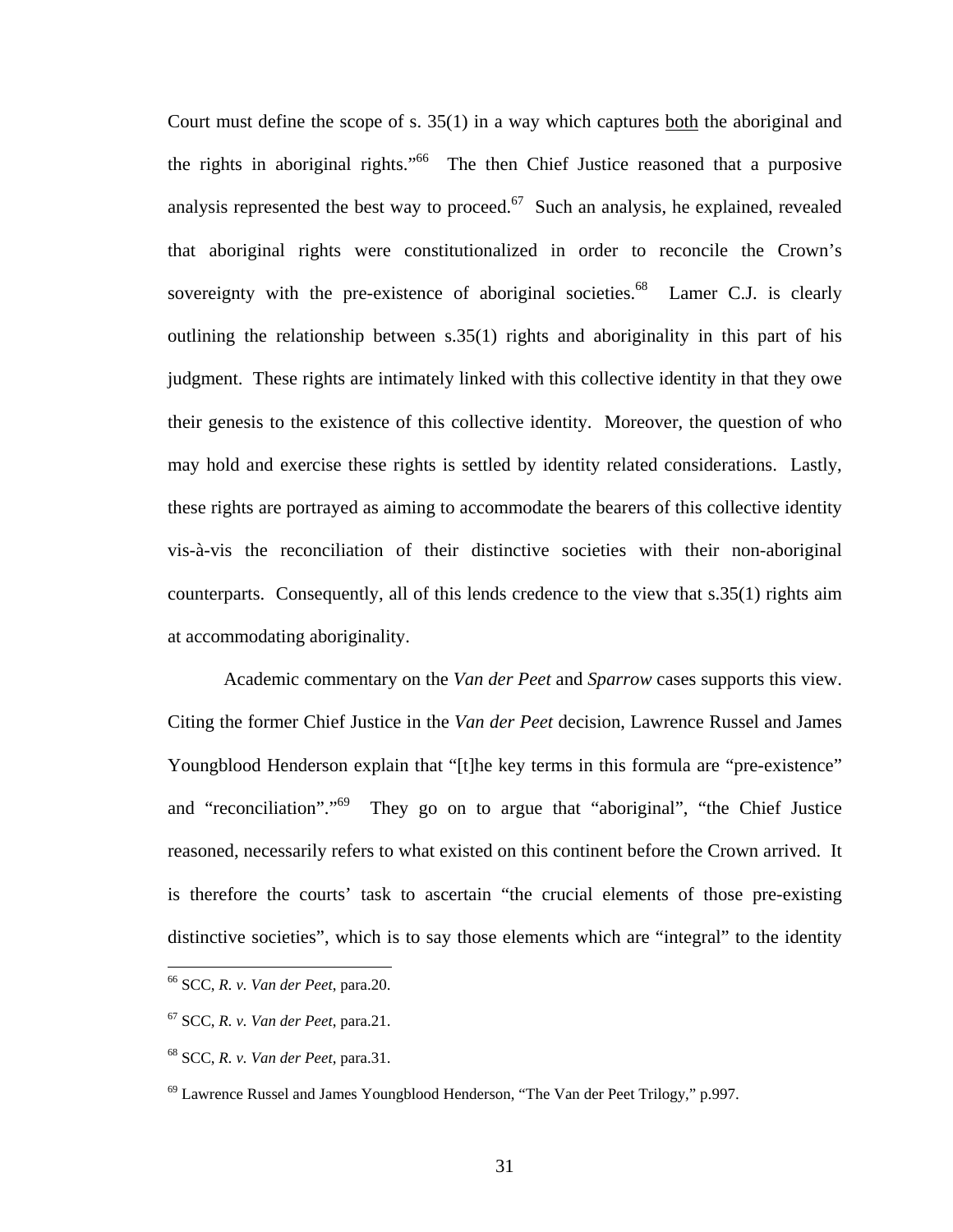Court must define the scope of s. 35(1) in a way which captures <u>both</u> the aboriginal and the rights in aboriginal rights."[66] The then Chief Justice reasoned that a purposive analysis represented the best way to proceed.[67] Such an analysis, he explained, revealed that aboriginal rights were constitutionalized in order to reconcile the Crown's sovereignty with the pre-existence of aboriginal societies.[68] Lamer C.J. is clearly outlining the relationship between s.35(1) rights and aboriginality in this part of his judgment. These rights are intimately linked with this collective identity in that they owe their genesis to the existence of this collective identity. Moreover, the question of who may hold and exercise these rights is settled by identity related considerations. Lastly, these rights are portrayed as aiming to accommodate the bearers of this collective identity vis-à-vis the reconciliation of their distinctive societies with their non-aboriginal counterparts. Consequently, all of this lends credence to the view that s.35(1) rights aim at accommodating aboriginality.

Academic commentary on the *Van der Peet* and *Sparrow* cases supports this view. Citing the former Chief Justice in the *Van der Peet* decision, Lawrence Russel and James Youngblood Henderson explain that "[t]he key terms in this formula are "pre-existence" and "reconciliation"."[69] They go on to argue that "aboriginal", "the Chief Justice reasoned, necessarily refers to what existed on this continent before the Crown arrived. It is therefore the courts' task to ascertain "the crucial elements of those pre-existing distinctive societies", which is to say those elements which are "integral" to the identity

---

[66] SCC, *R. v. Van der Peet*, para.20.

[67] SCC, *R. v. Van der Peet*, para.21.

[68] SCC, *R. v. Van der Peet*, para.31.

[69] Lawrence Russel and James Youngblood Henderson, "The Van der Peet Trilogy," p.997.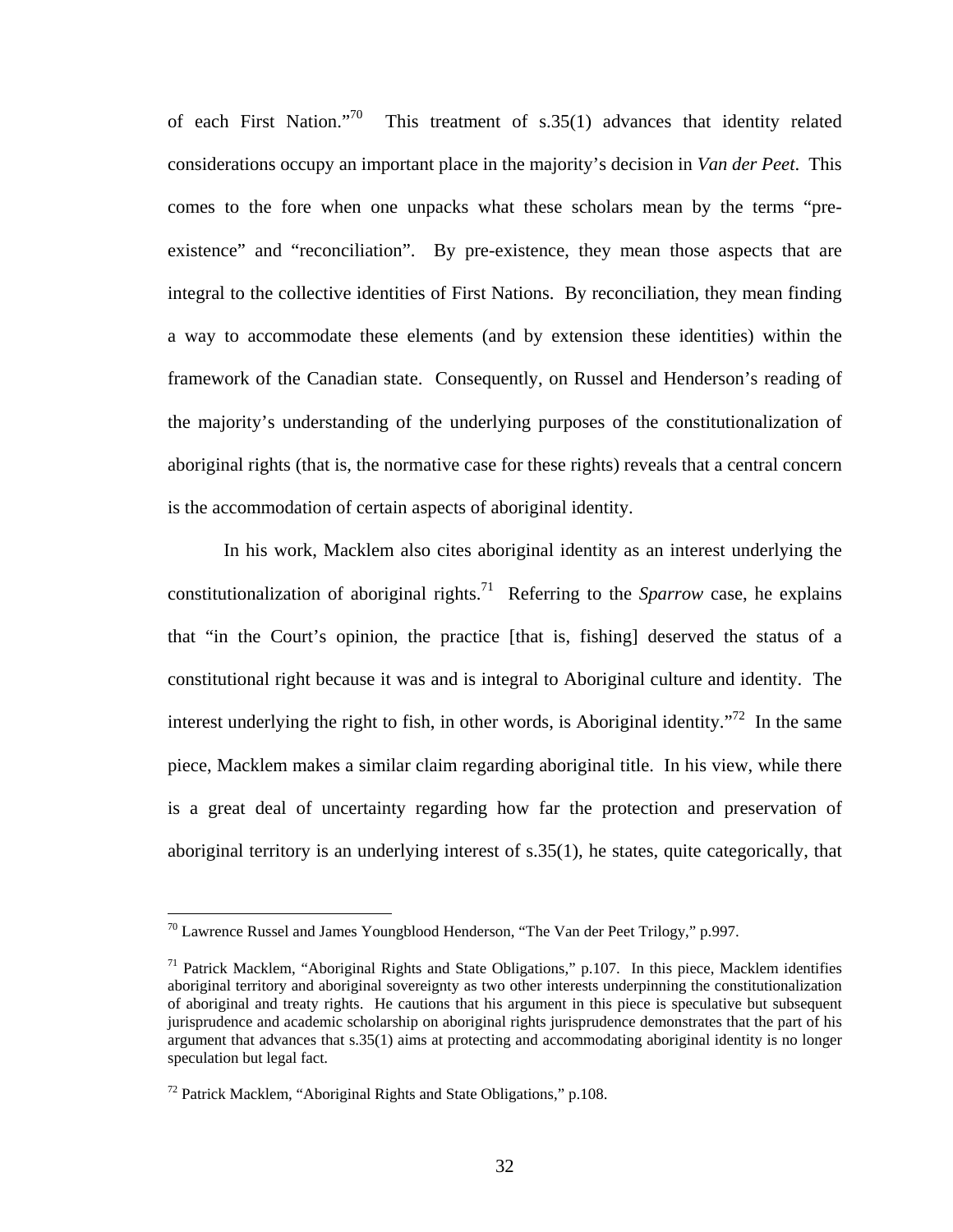of each First Nation."[70] This treatment of s.35(1) advances that identity related considerations occupy an important place in the majority's decision in *Van der Peet*. This comes to the fore when one unpacks what these scholars mean by the terms "pre-existence" and "reconciliation". By pre-existence, they mean those aspects that are integral to the collective identities of First Nations. By reconciliation, they mean finding a way to accommodate these elements (and by extension these identities) within the framework of the Canadian state. Consequently, on Russel and Henderson's reading of the majority's understanding of the underlying purposes of the constitutionalization of aboriginal rights (that is, the normative case for these rights) reveals that a central concern is the accommodation of certain aspects of aboriginal identity.

In his work, Macklem also cites aboriginal identity as an interest underlying the constitutionalization of aboriginal rights.[71] Referring to the *Sparrow* case, he explains that "in the Court's opinion, the practice [that is, fishing] deserved the status of a constitutional right because it was and is integral to Aboriginal culture and identity. The interest underlying the right to fish, in other words, is Aboriginal identity."[72] In the same piece, Macklem makes a similar claim regarding aboriginal title. In his view, while there is a great deal of uncertainty regarding how far the protection and preservation of aboriginal territory is an underlying interest of s.35(1), he states, quite categorically, that

---

[70] Lawrence Russel and James Youngblood Henderson, "The Van der Peet Trilogy," p.997.

[71] Patrick Macklem, "Aboriginal Rights and State Obligations," p.107. In this piece, Macklem identifies aboriginal territory and aboriginal sovereignty as two other interests underpinning the constitutionalization of aboriginal and treaty rights. He cautions that his argument in this piece is speculative but subsequent jurisprudence and academic scholarship on aboriginal rights jurisprudence demonstrates that the part of his argument that advances that s.35(1) aims at protecting and accommodating aboriginal identity is no longer speculation but legal fact.

[72] Patrick Macklem, "Aboriginal Rights and State Obligations," p.108.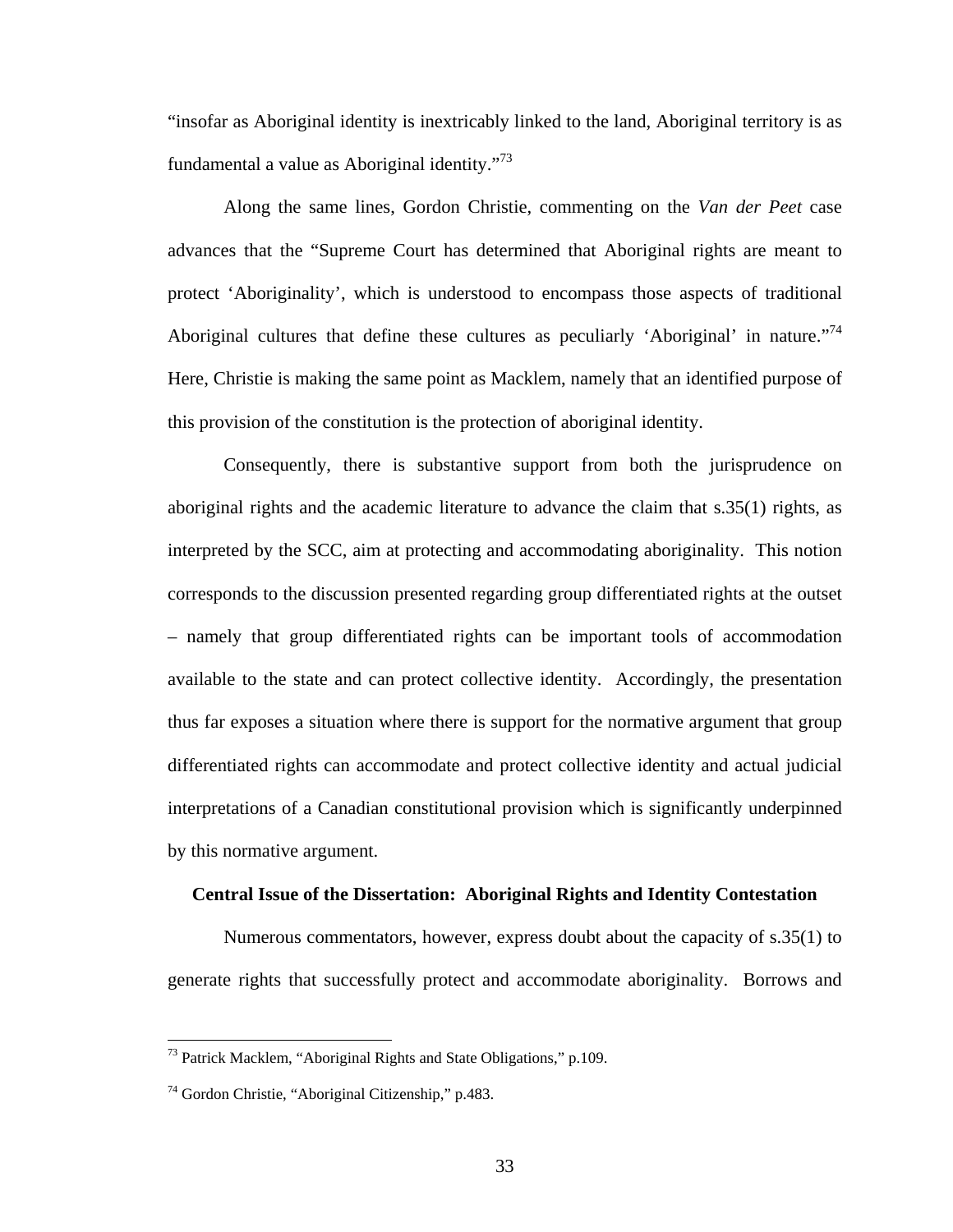"insofar as Aboriginal identity is inextricably linked to the land, Aboriginal territory is as fundamental a value as Aboriginal identity."[73]

Along the same lines, Gordon Christie, commenting on the *Van der Peet* case advances that the "Supreme Court has determined that Aboriginal rights are meant to protect 'Aboriginality', which is understood to encompass those aspects of traditional Aboriginal cultures that define these cultures as peculiarly 'Aboriginal' in nature."[74] Here, Christie is making the same point as Macklem, namely that an identified purpose of this provision of the constitution is the protection of aboriginal identity.

Consequently, there is substantive support from both the jurisprudence on aboriginal rights and the academic literature to advance the claim that s.35(1) rights, as interpreted by the SCC, aim at protecting and accommodating aboriginality. This notion corresponds to the discussion presented regarding group differentiated rights at the outset – namely that group differentiated rights can be important tools of accommodation available to the state and can protect collective identity. Accordingly, the presentation thus far exposes a situation where there is support for the normative argument that group differentiated rights can accommodate and protect collective identity and actual judicial interpretations of a Canadian constitutional provision which is significantly underpinned by this normative argument.

**Central Issue of the Dissertation: Aboriginal Rights and Identity Contestation**

Numerous commentators, however, express doubt about the capacity of s.35(1) to generate rights that successfully protect and accommodate aboriginality. Borrows and

[73] Patrick Macklem, "Aboriginal Rights and State Obligations," p.109.

[74] Gordon Christie, "Aboriginal Citizenship," p.483.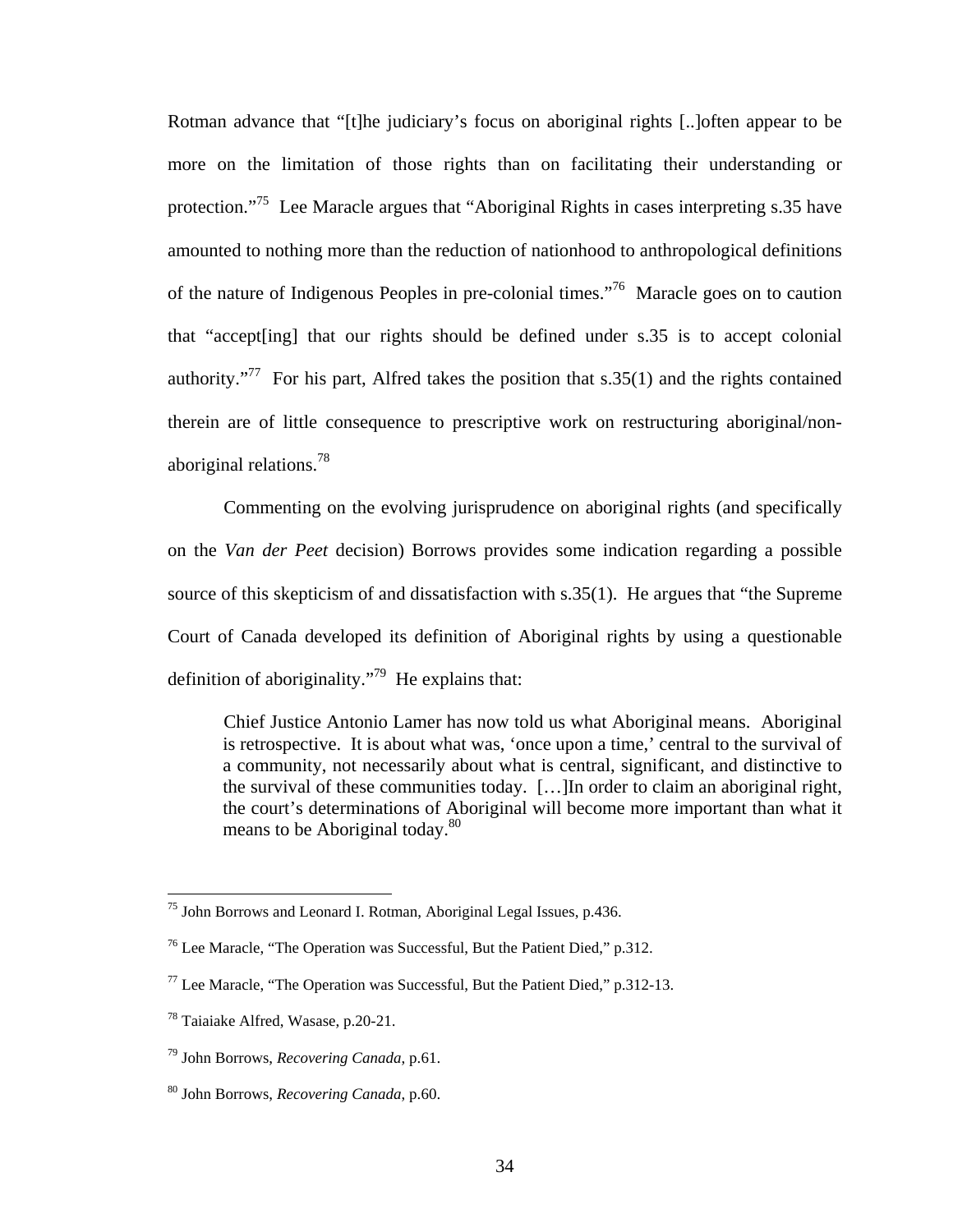Rotman advance that "[t]he judiciary's focus on aboriginal rights [..]often appear to be more on the limitation of those rights than on facilitating their understanding or protection."[75] Lee Maracle argues that "Aboriginal Rights in cases interpreting s.35 have amounted to nothing more than the reduction of nationhood to anthropological definitions of the nature of Indigenous Peoples in pre-colonial times."[76] Maracle goes on to caution that "accept[ing] that our rights should be defined under s.35 is to accept colonial authority."[77] For his part, Alfred takes the position that s.35(1) and the rights contained therein are of little consequence to prescriptive work on restructuring aboriginal/non-aboriginal relations.[78]

Commenting on the evolving jurisprudence on aboriginal rights (and specifically on the *Van der Peet* decision) Borrows provides some indication regarding a possible source of this skepticism of and dissatisfaction with s.35(1). He argues that "the Supreme Court of Canada developed its definition of Aboriginal rights by using a questionable definition of aboriginality."[79] He explains that:

> Chief Justice Antonio Lamer has now told us what Aboriginal means. Aboriginal is retrospective. It is about what was, 'once upon a time,' central to the survival of a community, not necessarily about what is central, significant, and distinctive to the survival of these communities today. […]In order to claim an aboriginal right, the court's determinations of Aboriginal will become more important than what it means to be Aboriginal today.[80]

---

[75] John Borrows and Leonard I. Rotman, Aboriginal Legal Issues, p.436.

[76] Lee Maracle, "The Operation was Successful, But the Patient Died," p.312.

[77] Lee Maracle, "The Operation was Successful, But the Patient Died," p.312-13.

[78] Taiaiake Alfred, Wasase, p.20-21.

[79] John Borrows, *Recovering Canada*, p.61.

[80] John Borrows, *Recovering Canada*, p.60.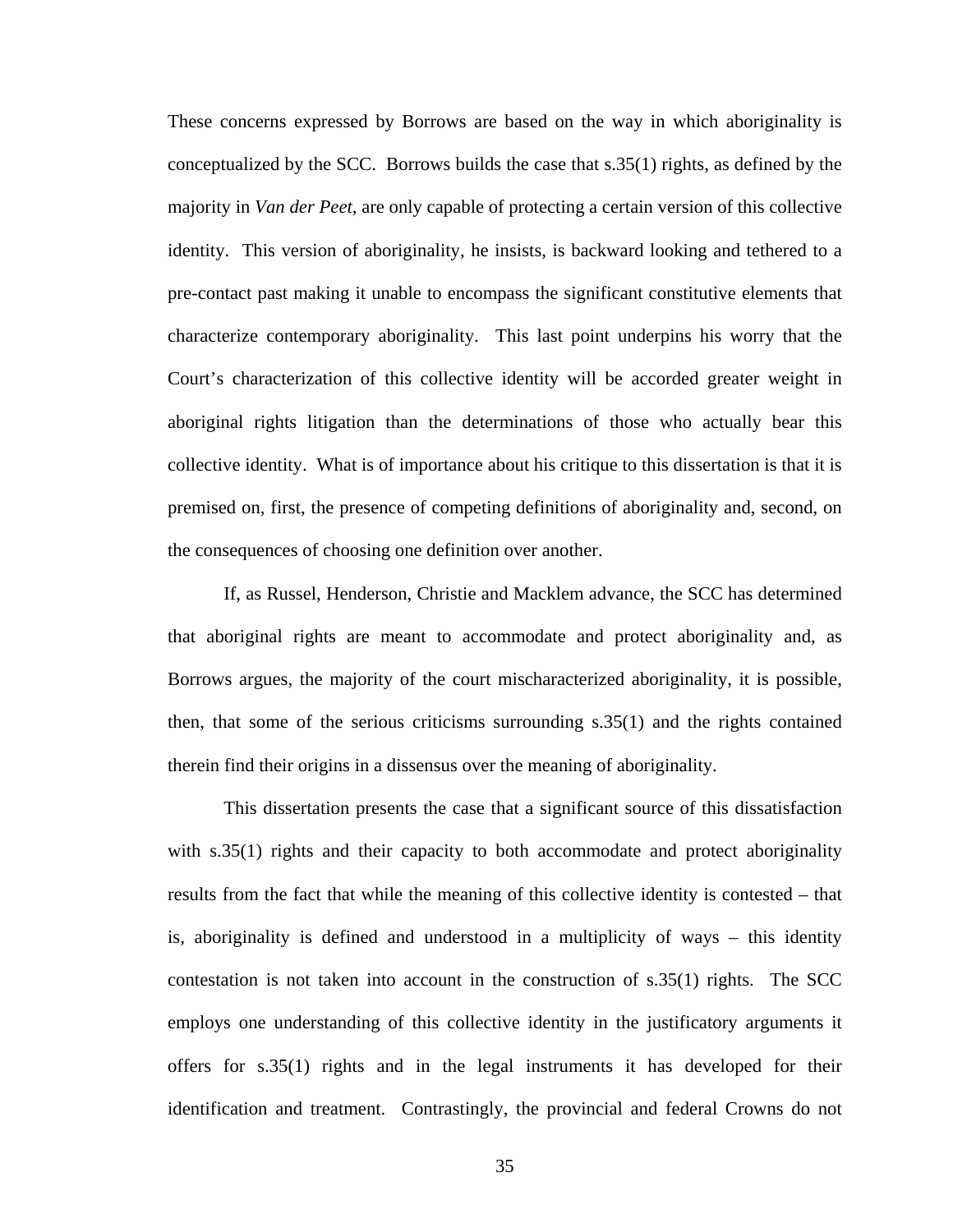These concerns expressed by Borrows are based on the way in which aboriginality is conceptualized by the SCC. Borrows builds the case that s.35(1) rights, as defined by the majority in *Van der Peet*, are only capable of protecting a certain version of this collective identity. This version of aboriginality, he insists, is backward looking and tethered to a pre-contact past making it unable to encompass the significant constitutive elements that characterize contemporary aboriginality. This last point underpins his worry that the Court's characterization of this collective identity will be accorded greater weight in aboriginal rights litigation than the determinations of those who actually bear this collective identity. What is of importance about his critique to this dissertation is that it is premised on, first, the presence of competing definitions of aboriginality and, second, on the consequences of choosing one definition over another.

If, as Russel, Henderson, Christie and Macklem advance, the SCC has determined that aboriginal rights are meant to accommodate and protect aboriginality and, as Borrows argues, the majority of the court mischaracterized aboriginality, it is possible, then, that some of the serious criticisms surrounding s.35(1) and the rights contained therein find their origins in a dissensus over the meaning of aboriginality.

This dissertation presents the case that a significant source of this dissatisfaction with s.35(1) rights and their capacity to both accommodate and protect aboriginality results from the fact that while the meaning of this collective identity is contested – that is, aboriginality is defined and understood in a multiplicity of ways – this identity contestation is not taken into account in the construction of s.35(1) rights. The SCC employs one understanding of this collective identity in the justificatory arguments it offers for s.35(1) rights and in the legal instruments it has developed for their identification and treatment. Contrastingly, the provincial and federal Crowns do not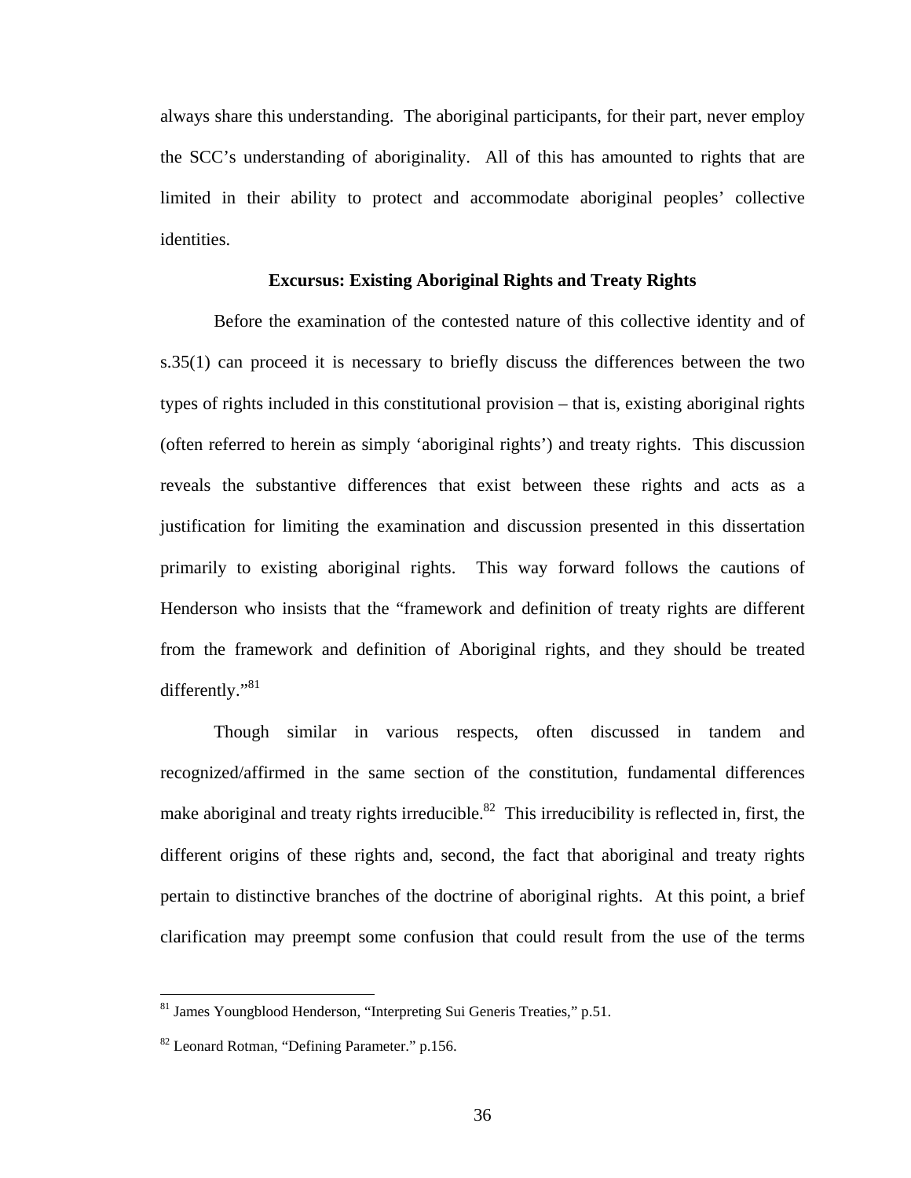always share this understanding. The aboriginal participants, for their part, never employ the SCC's understanding of aboriginality. All of this has amounted to rights that are limited in their ability to protect and accommodate aboriginal peoples' collective identities.

### Excursus: Existing Aboriginal Rights and Treaty Rights

Before the examination of the contested nature of this collective identity and of s.35(1) can proceed it is necessary to briefly discuss the differences between the two types of rights included in this constitutional provision – that is, existing aboriginal rights (often referred to herein as simply 'aboriginal rights') and treaty rights. This discussion reveals the substantive differences that exist between these rights and acts as a justification for limiting the examination and discussion presented in this dissertation primarily to existing aboriginal rights. This way forward follows the cautions of Henderson who insists that the "framework and definition of treaty rights are different from the framework and definition of Aboriginal rights, and they should be treated differently."[81]

Though similar in various respects, often discussed in tandem and recognized/affirmed in the same section of the constitution, fundamental differences make aboriginal and treaty rights irreducible.[82] This irreducibility is reflected in, first, the different origins of these rights and, second, the fact that aboriginal and treaty rights pertain to distinctive branches of the doctrine of aboriginal rights. At this point, a brief clarification may preempt some confusion that could result from the use of the terms

---

[81] James Youngblood Henderson, "Interpreting Sui Generis Treaties," p.51.

[82] Leonard Rotman, "Defining Parameter." p.156.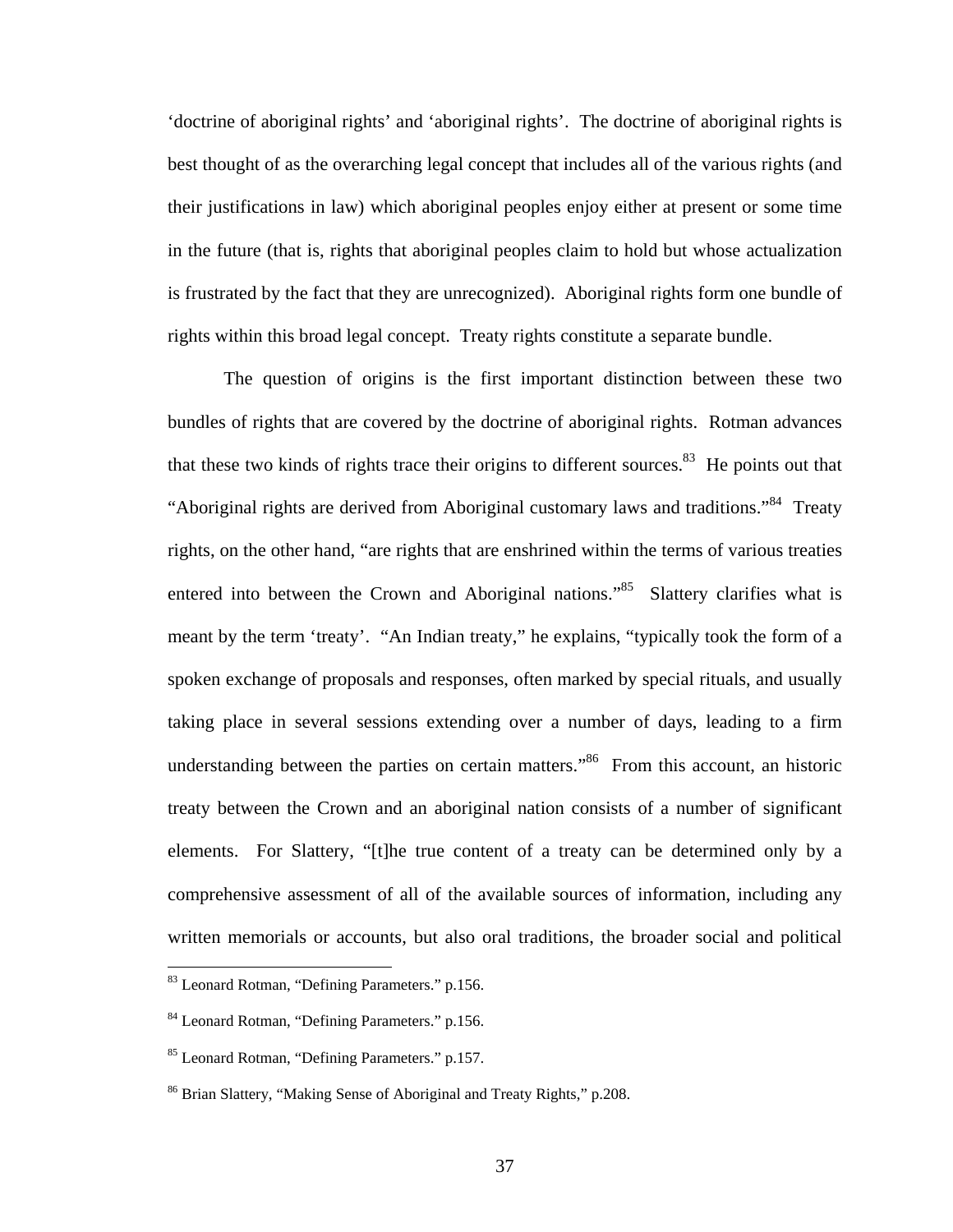'doctrine of aboriginal rights' and 'aboriginal rights'. The doctrine of aboriginal rights is best thought of as the overarching legal concept that includes all of the various rights (and their justifications in law) which aboriginal peoples enjoy either at present or some time in the future (that is, rights that aboriginal peoples claim to hold but whose actualization is frustrated by the fact that they are unrecognized). Aboriginal rights form one bundle of rights within this broad legal concept. Treaty rights constitute a separate bundle.

The question of origins is the first important distinction between these two bundles of rights that are covered by the doctrine of aboriginal rights. Rotman advances that these two kinds of rights trace their origins to different sources.[83] He points out that "Aboriginal rights are derived from Aboriginal customary laws and traditions."[84] Treaty rights, on the other hand, "are rights that are enshrined within the terms of various treaties entered into between the Crown and Aboriginal nations."[85] Slattery clarifies what is meant by the term 'treaty'. "An Indian treaty," he explains, "typically took the form of a spoken exchange of proposals and responses, often marked by special rituals, and usually taking place in several sessions extending over a number of days, leading to a firm understanding between the parties on certain matters."[86] From this account, an historic treaty between the Crown and an aboriginal nation consists of a number of significant elements. For Slattery, "[t]he true content of a treaty can be determined only by a comprehensive assessment of all of the available sources of information, including any written memorials or accounts, but also oral traditions, the broader social and political

[83] Leonard Rotman, "Defining Parameters." p.156.

[84] Leonard Rotman, "Defining Parameters." p.156.

[85] Leonard Rotman, "Defining Parameters." p.157.

[86] Brian Slattery, "Making Sense of Aboriginal and Treaty Rights," p.208.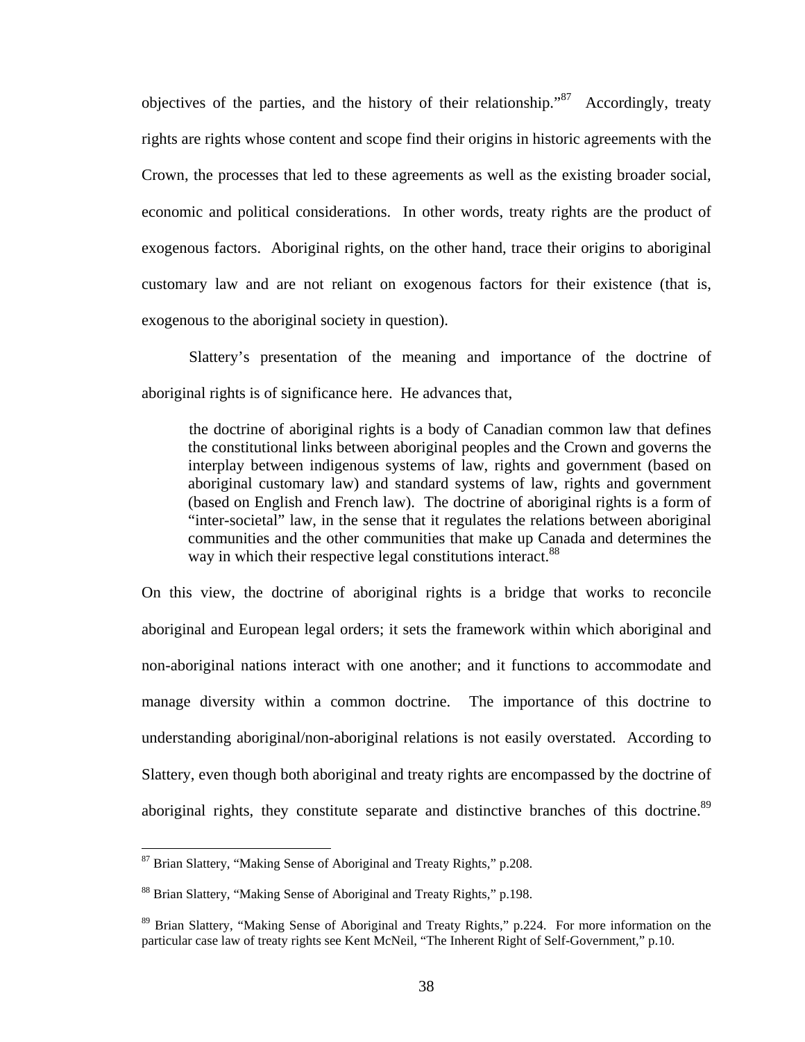objectives of the parties, and the history of their relationship."[87] Accordingly, treaty rights are rights whose content and scope find their origins in historic agreements with the Crown, the processes that led to these agreements as well as the existing broader social, economic and political considerations. In other words, treaty rights are the product of exogenous factors. Aboriginal rights, on the other hand, trace their origins to aboriginal customary law and are not reliant on exogenous factors for their existence (that is, exogenous to the aboriginal society in question).

Slattery's presentation of the meaning and importance of the doctrine of aboriginal rights is of significance here. He advances that,

> the doctrine of aboriginal rights is a body of Canadian common law that defines the constitutional links between aboriginal peoples and the Crown and governs the interplay between indigenous systems of law, rights and government (based on aboriginal customary law) and standard systems of law, rights and government (based on English and French law). The doctrine of aboriginal rights is a form of "inter-societal" law, in the sense that it regulates the relations between aboriginal communities and the other communities that make up Canada and determines the way in which their respective legal constitutions interact.[88]

On this view, the doctrine of aboriginal rights is a bridge that works to reconcile aboriginal and European legal orders; it sets the framework within which aboriginal and non-aboriginal nations interact with one another; and it functions to accommodate and manage diversity within a common doctrine. The importance of this doctrine to understanding aboriginal/non-aboriginal relations is not easily overstated. According to Slattery, even though both aboriginal and treaty rights are encompassed by the doctrine of aboriginal rights, they constitute separate and distinctive branches of this doctrine.[89]

---

[87] Brian Slattery, "Making Sense of Aboriginal and Treaty Rights," p.208.

[88] Brian Slattery, "Making Sense of Aboriginal and Treaty Rights," p.198.

[89] Brian Slattery, "Making Sense of Aboriginal and Treaty Rights," p.224. For more information on the particular case law of treaty rights see Kent McNeil, "The Inherent Right of Self-Government," p.10.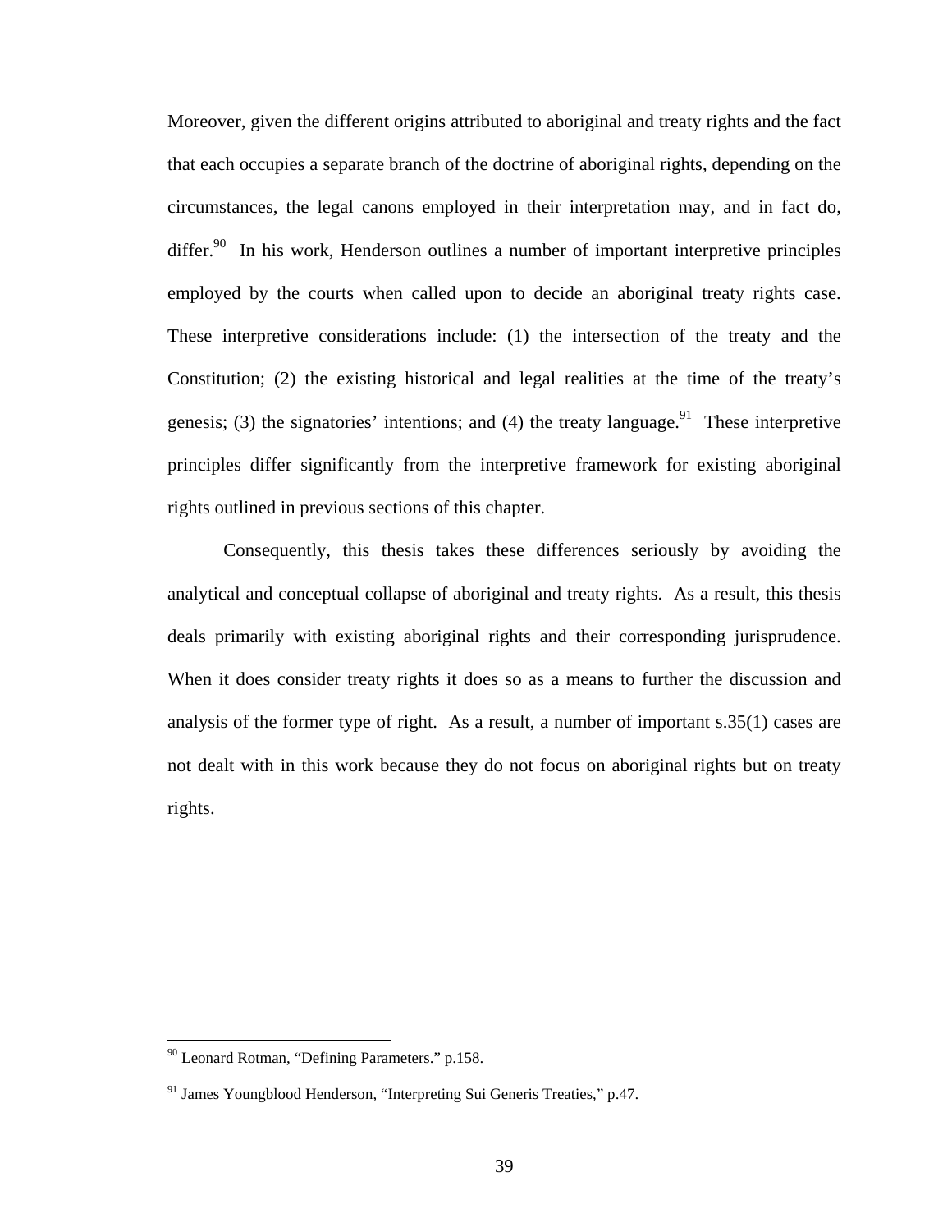Moreover, given the different origins attributed to aboriginal and treaty rights and the fact that each occupies a separate branch of the doctrine of aboriginal rights, depending on the circumstances, the legal canons employed in their interpretation may, and in fact do, differ.[90] In his work, Henderson outlines a number of important interpretive principles employed by the courts when called upon to decide an aboriginal treaty rights case. These interpretive considerations include: (1) the intersection of the treaty and the Constitution; (2) the existing historical and legal realities at the time of the treaty's genesis; (3) the signatories' intentions; and (4) the treaty language.[91] These interpretive principles differ significantly from the interpretive framework for existing aboriginal rights outlined in previous sections of this chapter.

Consequently, this thesis takes these differences seriously by avoiding the analytical and conceptual collapse of aboriginal and treaty rights. As a result, this thesis deals primarily with existing aboriginal rights and their corresponding jurisprudence. When it does consider treaty rights it does so as a means to further the discussion and analysis of the former type of right. As a result, a number of important s.35(1) cases are not dealt with in this work because they do not focus on aboriginal rights but on treaty rights.

---

[90] Leonard Rotman, "Defining Parameters." p.158.

[91] James Youngblood Henderson, "Interpreting Sui Generis Treaties," p.47.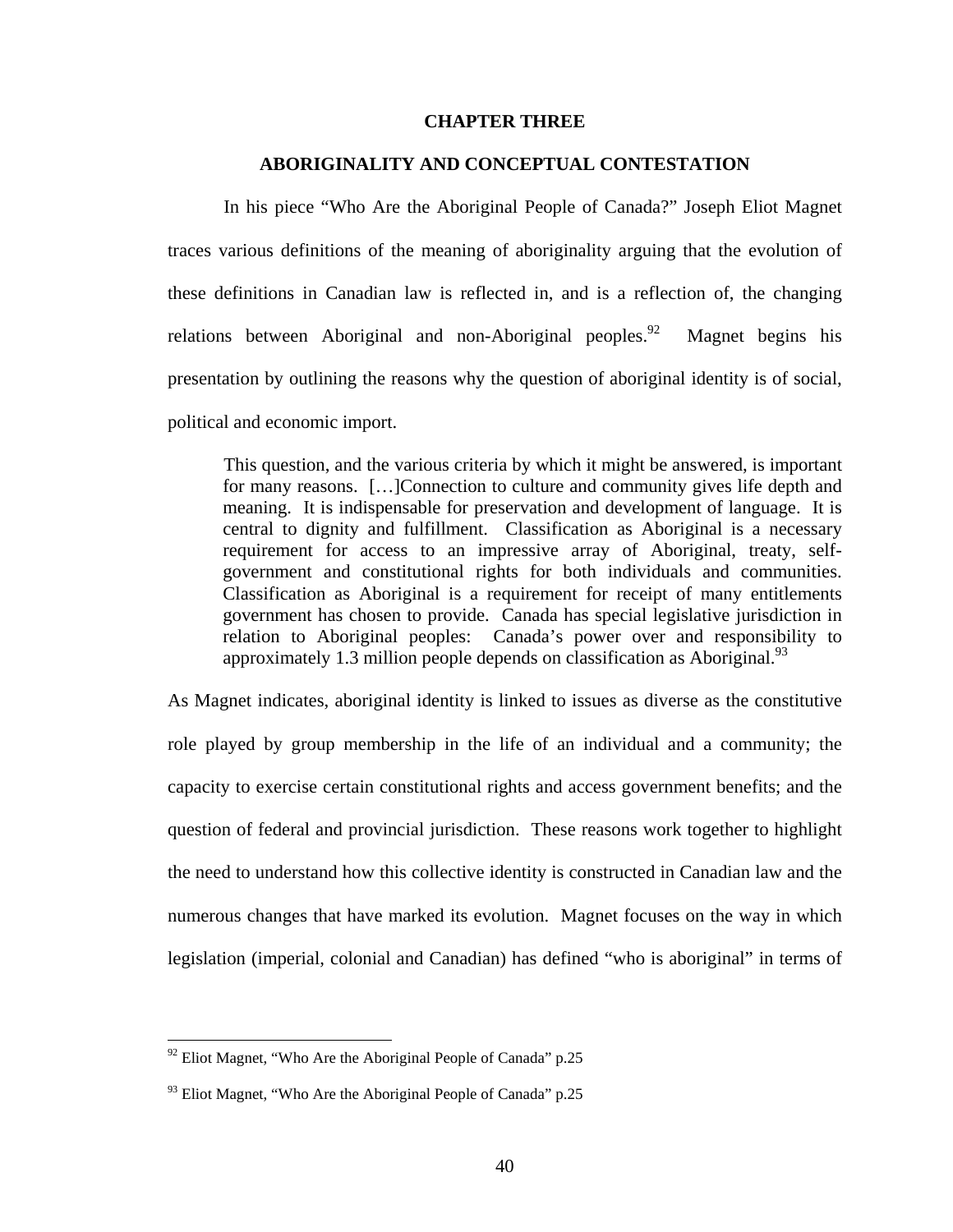# CHAPTER THREE

## ABORIGINALITY AND CONCEPTUAL CONTESTATION

In his piece "Who Are the Aboriginal People of Canada?" Joseph Eliot Magnet traces various definitions of the meaning of aboriginality arguing that the evolution of these definitions in Canadian law is reflected in, and is a reflection of, the changing relations between Aboriginal and non-Aboriginal peoples.[92] Magnet begins his presentation by outlining the reasons why the question of aboriginal identity is of social, political and economic import.

> This question, and the various criteria by which it might be answered, is important for many reasons. […]Connection to culture and community gives life depth and meaning. It is indispensable for preservation and development of language. It is central to dignity and fulfillment. Classification as Aboriginal is a necessary requirement for access to an impressive array of Aboriginal, treaty, self-government and constitutional rights for both individuals and communities. Classification as Aboriginal is a requirement for receipt of many entitlements government has chosen to provide. Canada has special legislative jurisdiction in relation to Aboriginal peoples: Canada's power over and responsibility to approximately 1.3 million people depends on classification as Aboriginal.[93]

As Magnet indicates, aboriginal identity is linked to issues as diverse as the constitutive role played by group membership in the life of an individual and a community; the capacity to exercise certain constitutional rights and access government benefits; and the question of federal and provincial jurisdiction. These reasons work together to highlight the need to understand how this collective identity is constructed in Canadian law and the numerous changes that have marked its evolution. Magnet focuses on the way in which legislation (imperial, colonial and Canadian) has defined "who is aboriginal" in terms of

---

[92] Eliot Magnet, "Who Are the Aboriginal People of Canada" p.25

[93] Eliot Magnet, "Who Are the Aboriginal People of Canada" p.25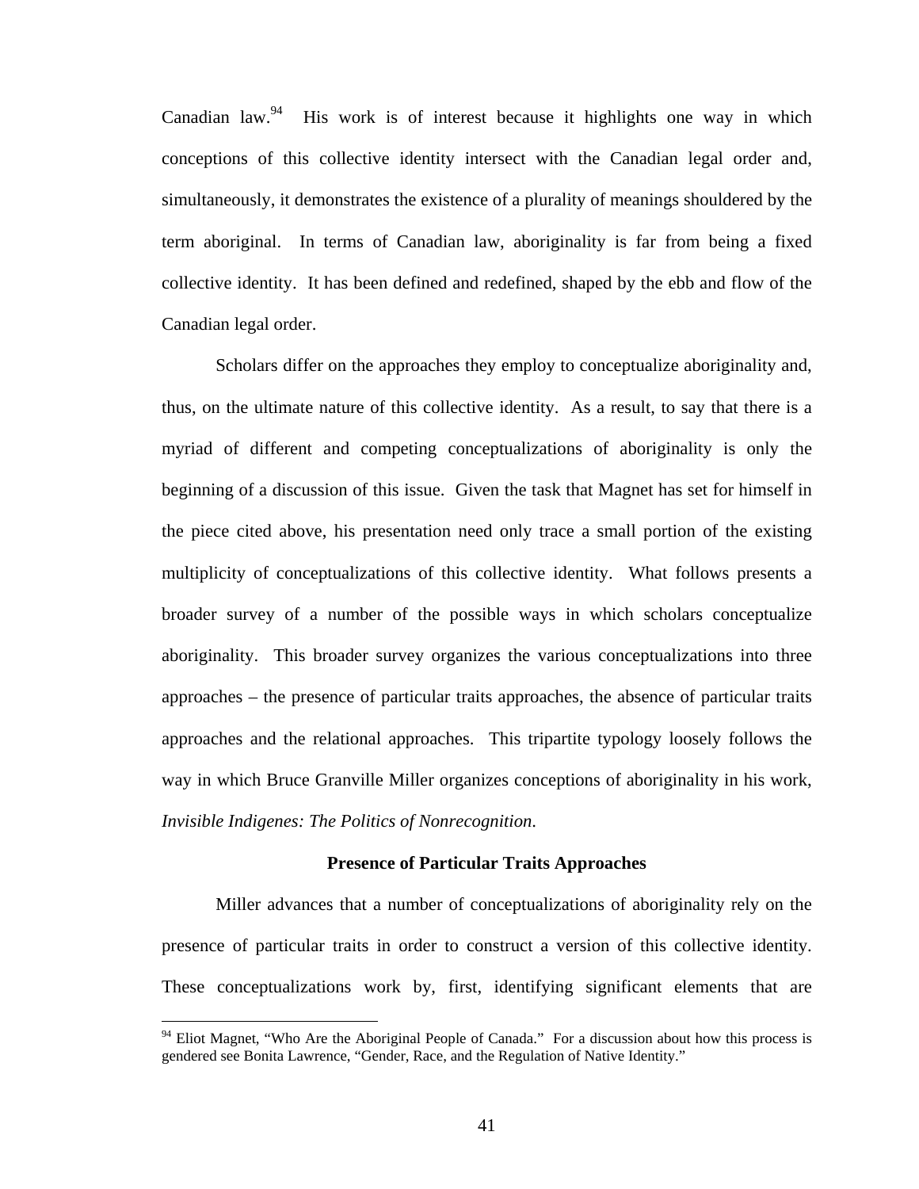Canadian law.[94] His work is of interest because it highlights one way in which conceptions of this collective identity intersect with the Canadian legal order and, simultaneously, it demonstrates the existence of a plurality of meanings shouldered by the term aboriginal. In terms of Canadian law, aboriginality is far from being a fixed collective identity. It has been defined and redefined, shaped by the ebb and flow of the Canadian legal order.

Scholars differ on the approaches they employ to conceptualize aboriginality and, thus, on the ultimate nature of this collective identity. As a result, to say that there is a myriad of different and competing conceptualizations of aboriginality is only the beginning of a discussion of this issue. Given the task that Magnet has set for himself in the piece cited above, his presentation need only trace a small portion of the existing multiplicity of conceptualizations of this collective identity. What follows presents a broader survey of a number of the possible ways in which scholars conceptualize aboriginality. This broader survey organizes the various conceptualizations into three approaches – the presence of particular traits approaches, the absence of particular traits approaches and the relational approaches. This tripartite typology loosely follows the way in which Bruce Granville Miller organizes conceptions of aboriginality in his work, *Invisible Indigenes: The Politics of Nonrecognition.*

### Presence of Particular Traits Approaches

Miller advances that a number of conceptualizations of aboriginality rely on the presence of particular traits in order to construct a version of this collective identity. These conceptualizations work by, first, identifying significant elements that are

---

[94] Eliot Magnet, "Who Are the Aboriginal People of Canada." For a discussion about how this process is gendered see Bonita Lawrence, "Gender, Race, and the Regulation of Native Identity."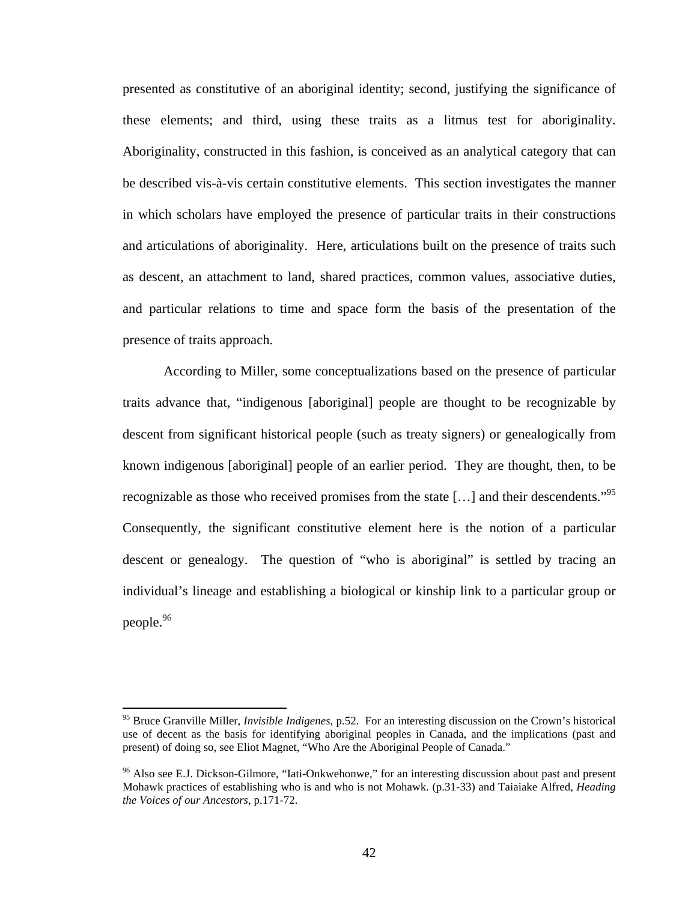presented as constitutive of an aboriginal identity; second, justifying the significance of these elements; and third, using these traits as a litmus test for aboriginality. Aboriginality, constructed in this fashion, is conceived as an analytical category that can be described vis-à-vis certain constitutive elements. This section investigates the manner in which scholars have employed the presence of particular traits in their constructions and articulations of aboriginality. Here, articulations built on the presence of traits such as descent, an attachment to land, shared practices, common values, associative duties, and particular relations to time and space form the basis of the presentation of the presence of traits approach.

According to Miller, some conceptualizations based on the presence of particular traits advance that, "indigenous [aboriginal] people are thought to be recognizable by descent from significant historical people (such as treaty signers) or genealogically from known indigenous [aboriginal] people of an earlier period. They are thought, then, to be recognizable as those who received promises from the state […] and their descendents."[95] Consequently, the significant constitutive element here is the notion of a particular descent or genealogy. The question of "who is aboriginal" is settled by tracing an individual's lineage and establishing a biological or kinship link to a particular group or people.[96]

---

[95] Bruce Granville Miller, *Invisible Indigenes*, p.52. For an interesting discussion on the Crown's historical use of decent as the basis for identifying aboriginal peoples in Canada, and the implications (past and present) of doing so, see Eliot Magnet, "Who Are the Aboriginal People of Canada."

[96] Also see E.J. Dickson-Gilmore, "Iati-Onkwehonwe," for an interesting discussion about past and present Mohawk practices of establishing who is and who is not Mohawk. (p.31-33) and Taiaiake Alfred, *Heading the Voices of our Ancestors*, p.171-72.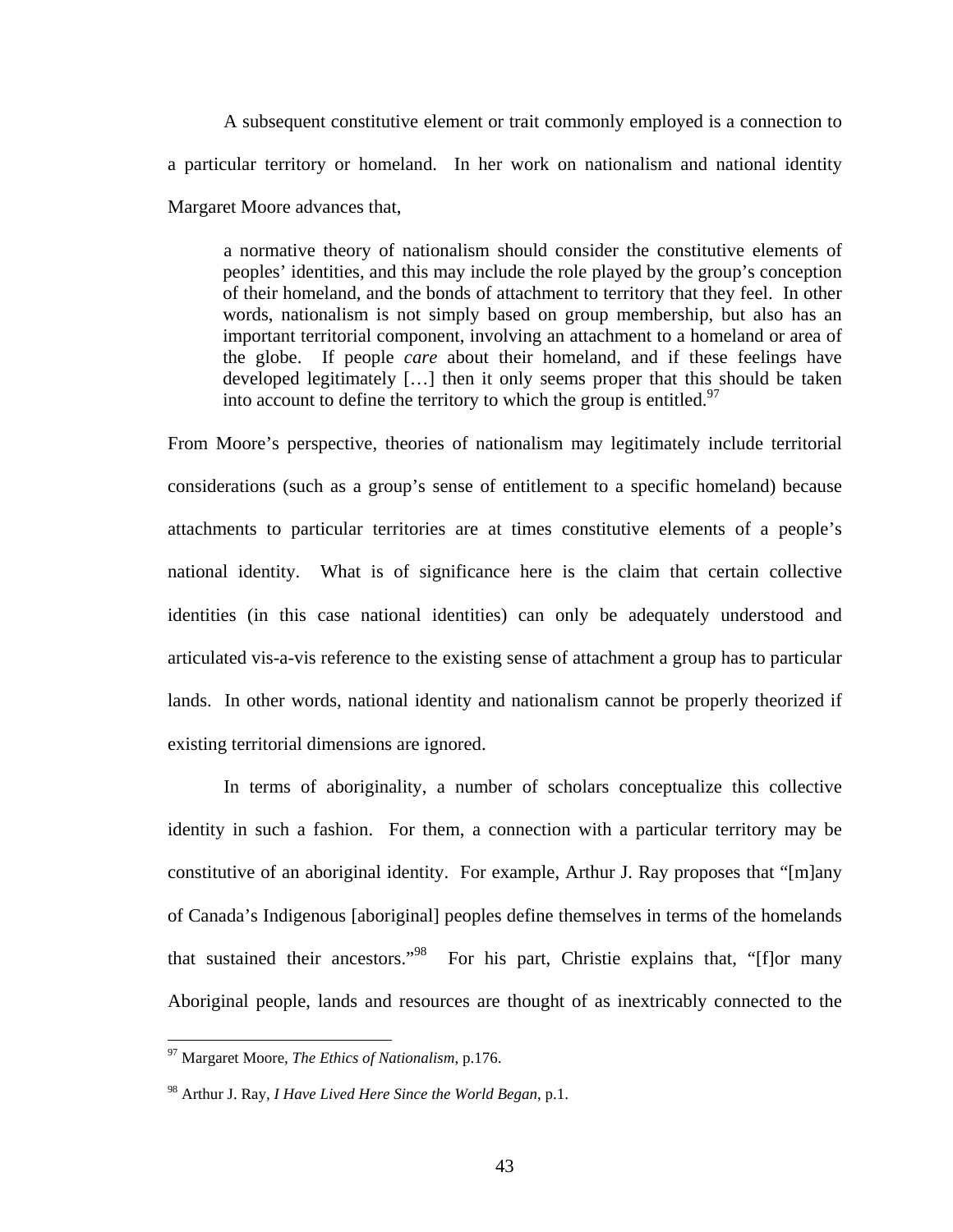A subsequent constitutive element or trait commonly employed is a connection to a particular territory or homeland. In her work on nationalism and national identity Margaret Moore advances that,

> a normative theory of nationalism should consider the constitutive elements of peoples' identities, and this may include the role played by the group's conception of their homeland, and the bonds of attachment to territory that they feel. In other words, nationalism is not simply based on group membership, but also has an important territorial component, involving an attachment to a homeland or area of the globe. If people *care* about their homeland, and if these feelings have developed legitimately […] then it only seems proper that this should be taken into account to define the territory to which the group is entitled.[97]

From Moore's perspective, theories of nationalism may legitimately include territorial considerations (such as a group's sense of entitlement to a specific homeland) because attachments to particular territories are at times constitutive elements of a people's national identity. What is of significance here is the claim that certain collective identities (in this case national identities) can only be adequately understood and articulated vis-a-vis reference to the existing sense of attachment a group has to particular lands. In other words, national identity and nationalism cannot be properly theorized if existing territorial dimensions are ignored.

In terms of aboriginality, a number of scholars conceptualize this collective identity in such a fashion. For them, a connection with a particular territory may be constitutive of an aboriginal identity. For example, Arthur J. Ray proposes that "[m]any of Canada's Indigenous [aboriginal] peoples define themselves in terms of the homelands that sustained their ancestors."[98] For his part, Christie explains that, "[f]or many Aboriginal people, lands and resources are thought of as inextricably connected to the

---

[97] Margaret Moore, *The Ethics of Nationalism*, p.176.

[98] Arthur J. Ray, *I Have Lived Here Since the World Began*, p.1.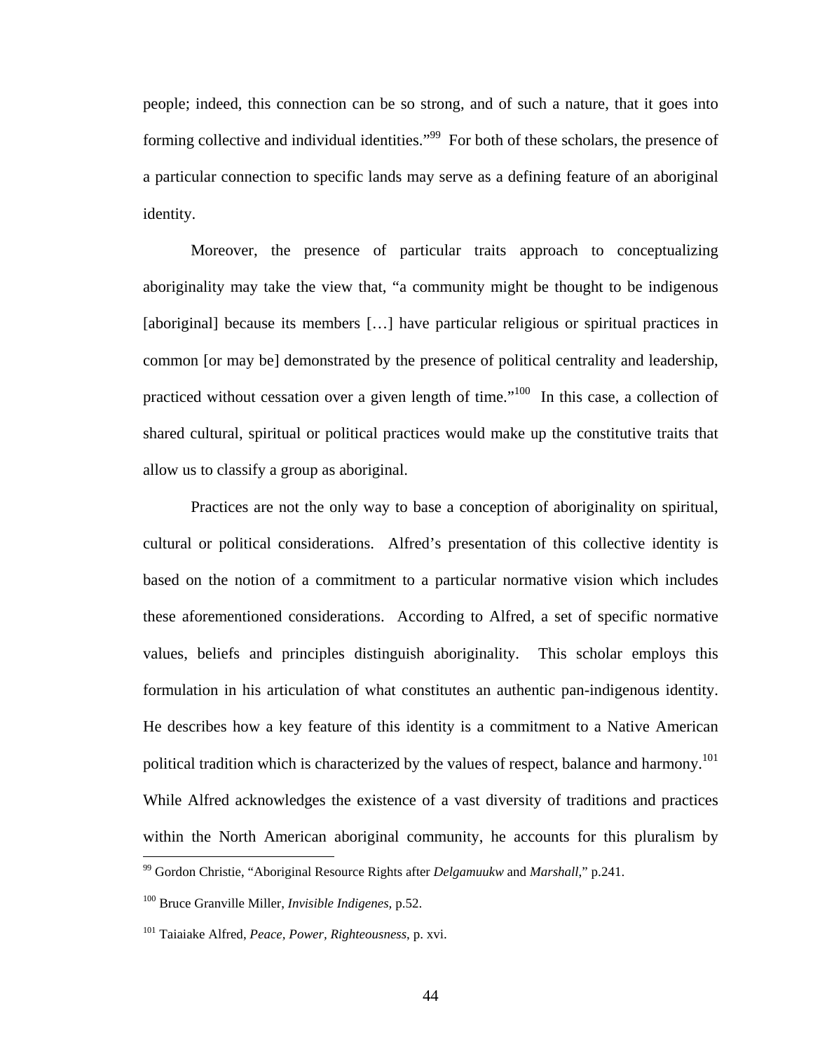people; indeed, this connection can be so strong, and of such a nature, that it goes into forming collective and individual identities."[99] For both of these scholars, the presence of a particular connection to specific lands may serve as a defining feature of an aboriginal identity.

Moreover, the presence of particular traits approach to conceptualizing aboriginality may take the view that, "a community might be thought to be indigenous [aboriginal] because its members […] have particular religious or spiritual practices in common [or may be] demonstrated by the presence of political centrality and leadership, practiced without cessation over a given length of time."[100] In this case, a collection of shared cultural, spiritual or political practices would make up the constitutive traits that allow us to classify a group as aboriginal.

Practices are not the only way to base a conception of aboriginality on spiritual, cultural or political considerations. Alfred's presentation of this collective identity is based on the notion of a commitment to a particular normative vision which includes these aforementioned considerations. According to Alfred, a set of specific normative values, beliefs and principles distinguish aboriginality. This scholar employs this formulation in his articulation of what constitutes an authentic pan-indigenous identity. He describes how a key feature of this identity is a commitment to a Native American political tradition which is characterized by the values of respect, balance and harmony.[101] While Alfred acknowledges the existence of a vast diversity of traditions and practices within the North American aboriginal community, he accounts for this pluralism by

---

[99] Gordon Christie, "Aboriginal Resource Rights after *Delgamuukw* and *Marshall*," p.241.

[100] Bruce Granville Miller, *Invisible Indigenes*, p.52.

[101] Taiaiake Alfred, *Peace, Power, Righteousness*, p. xvi.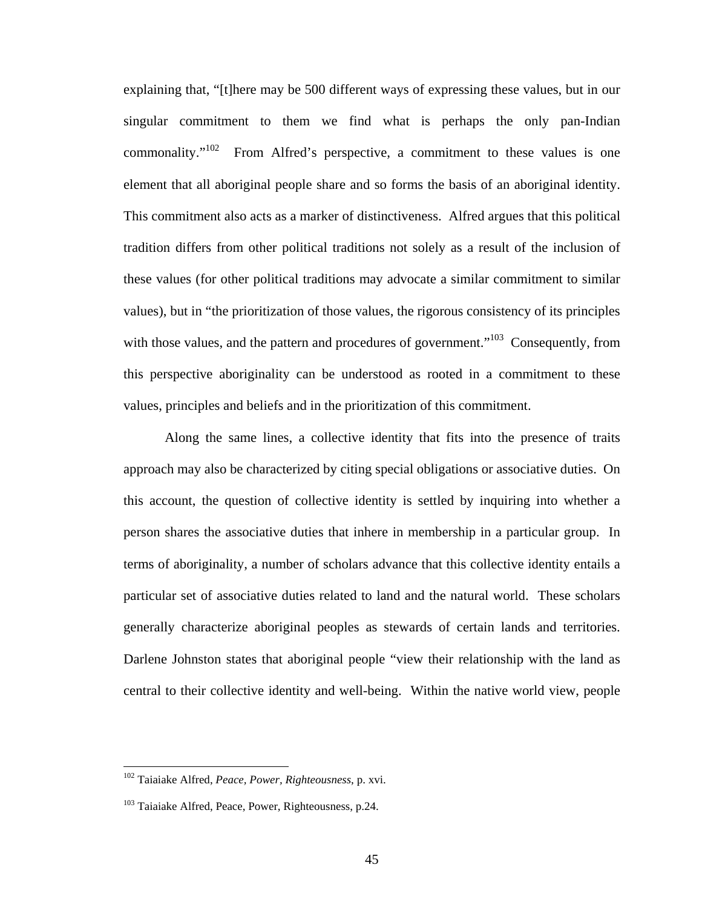explaining that, "[t]here may be 500 different ways of expressing these values, but in our singular commitment to them we find what is perhaps the only pan-Indian commonality."[102] From Alfred's perspective, a commitment to these values is one element that all aboriginal people share and so forms the basis of an aboriginal identity. This commitment also acts as a marker of distinctiveness. Alfred argues that this political tradition differs from other political traditions not solely as a result of the inclusion of these values (for other political traditions may advocate a similar commitment to similar values), but in "the prioritization of those values, the rigorous consistency of its principles with those values, and the pattern and procedures of government."[103] Consequently, from this perspective aboriginality can be understood as rooted in a commitment to these values, principles and beliefs and in the prioritization of this commitment.

Along the same lines, a collective identity that fits into the presence of traits approach may also be characterized by citing special obligations or associative duties. On this account, the question of collective identity is settled by inquiring into whether a person shares the associative duties that inhere in membership in a particular group. In terms of aboriginality, a number of scholars advance that this collective identity entails a particular set of associative duties related to land and the natural world. These scholars generally characterize aboriginal peoples as stewards of certain lands and territories. Darlene Johnston states that aboriginal people "view their relationship with the land as central to their collective identity and well-being. Within the native world view, people

---

[102] Taiaiake Alfred, *Peace, Power, Righteousness*, p. xvi.

[103] Taiaiake Alfred, Peace, Power, Righteousness, p.24.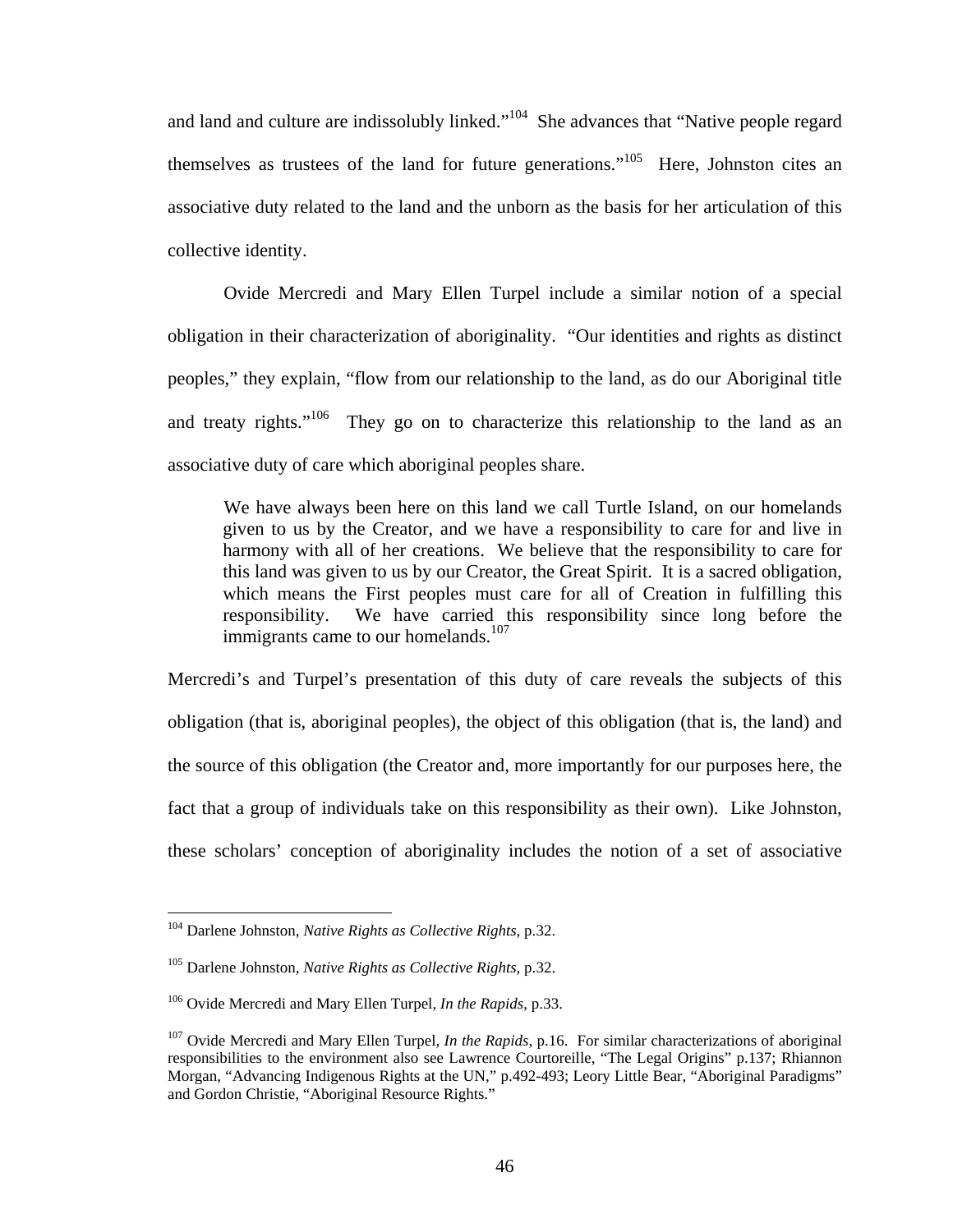and land and culture are indissolubly linked."[104] She advances that "Native people regard themselves as trustees of the land for future generations."[105] Here, Johnston cites an associative duty related to the land and the unborn as the basis for her articulation of this collective identity.

Ovide Mercredi and Mary Ellen Turpel include a similar notion of a special obligation in their characterization of aboriginality. "Our identities and rights as distinct peoples," they explain, "flow from our relationship to the land, as do our Aboriginal title and treaty rights."[106] They go on to characterize this relationship to the land as an associative duty of care which aboriginal peoples share.

> We have always been here on this land we call Turtle Island, on our homelands given to us by the Creator, and we have a responsibility to care for and live in harmony with all of her creations. We believe that the responsibility to care for this land was given to us by our Creator, the Great Spirit. It is a sacred obligation, which means the First peoples must care for all of Creation in fulfilling this responsibility. We have carried this responsibility since long before the immigrants came to our homelands.[107]

Mercredi's and Turpel's presentation of this duty of care reveals the subjects of this obligation (that is, aboriginal peoples), the object of this obligation (that is, the land) and the source of this obligation (the Creator and, more importantly for our purposes here, the fact that a group of individuals take on this responsibility as their own). Like Johnston, these scholars' conception of aboriginality includes the notion of a set of associative

---

[104] Darlene Johnston, *Native Rights as Collective Rights*, p.32.

[105] Darlene Johnston, *Native Rights as Collective Rights*, p.32.

[106] Ovide Mercredi and Mary Ellen Turpel, *In the Rapids*, p.33.

[107] Ovide Mercredi and Mary Ellen Turpel, *In the Rapids*, p.16. For similar characterizations of aboriginal responsibilities to the environment also see Lawrence Courtoreille, "The Legal Origins" p.137; Rhiannon Morgan, "Advancing Indigenous Rights at the UN," p.492-493; Leory Little Bear, "Aboriginal Paradigms" and Gordon Christie, "Aboriginal Resource Rights."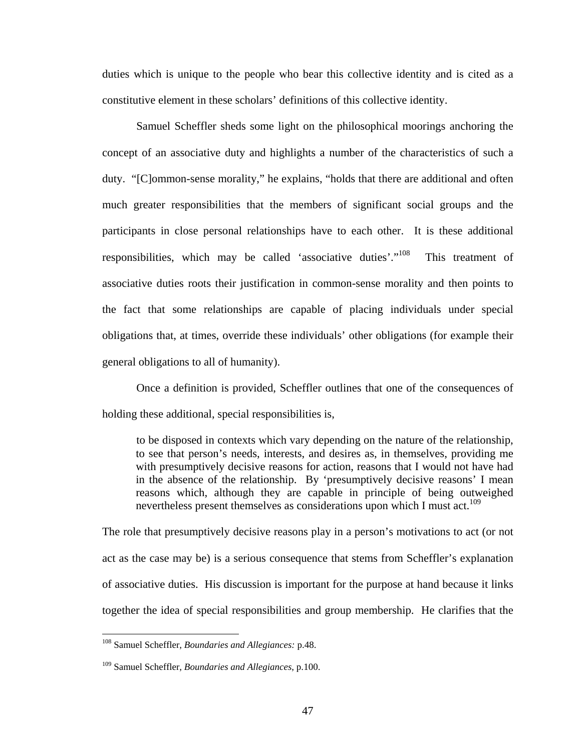duties which is unique to the people who bear this collective identity and is cited as a constitutive element in these scholars' definitions of this collective identity.

Samuel Scheffler sheds some light on the philosophical moorings anchoring the concept of an associative duty and highlights a number of the characteristics of such a duty. "[C]ommon-sense morality," he explains, "holds that there are additional and often much greater responsibilities that the members of significant social groups and the participants in close personal relationships have to each other. It is these additional responsibilities, which may be called 'associative duties'."[108] This treatment of associative duties roots their justification in common-sense morality and then points to the fact that some relationships are capable of placing individuals under special obligations that, at times, override these individuals' other obligations (for example their general obligations to all of humanity).

Once a definition is provided, Scheffler outlines that one of the consequences of holding these additional, special responsibilities is,

> to be disposed in contexts which vary depending on the nature of the relationship, to see that person's needs, interests, and desires as, in themselves, providing me with presumptively decisive reasons for action, reasons that I would not have had in the absence of the relationship. By 'presumptively decisive reasons' I mean reasons which, although they are capable in principle of being outweighed nevertheless present themselves as considerations upon which I must act.[109]

The role that presumptively decisive reasons play in a person's motivations to act (or not act as the case may be) is a serious consequence that stems from Scheffler's explanation of associative duties. His discussion is important for the purpose at hand because it links together the idea of special responsibilities and group membership. He clarifies that the

---

[108] Samuel Scheffler, *Boundaries and Allegiances:* p.48.

[109] Samuel Scheffler, *Boundaries and Allegiances*, p.100.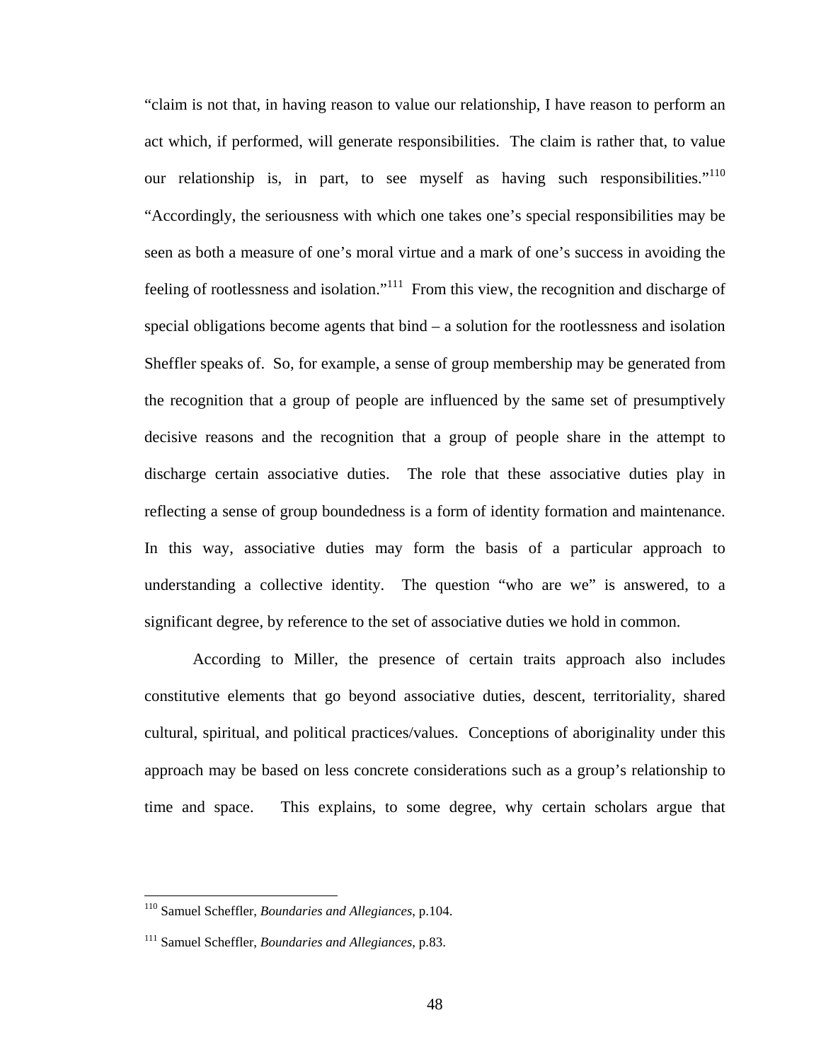"claim is not that, in having reason to value our relationship, I have reason to perform an act which, if performed, will generate responsibilities. The claim is rather that, to value our relationship is, in part, to see myself as having such responsibilities."[110] "Accordingly, the seriousness with which one takes one's special responsibilities may be seen as both a measure of one's moral virtue and a mark of one's success in avoiding the feeling of rootlessness and isolation."[111] From this view, the recognition and discharge of special obligations become agents that bind – a solution for the rootlessness and isolation Sheffler speaks of. So, for example, a sense of group membership may be generated from the recognition that a group of people are influenced by the same set of presumptively decisive reasons and the recognition that a group of people share in the attempt to discharge certain associative duties. The role that these associative duties play in reflecting a sense of group boundedness is a form of identity formation and maintenance. In this way, associative duties may form the basis of a particular approach to understanding a collective identity. The question "who are we" is answered, to a significant degree, by reference to the set of associative duties we hold in common.

According to Miller, the presence of certain traits approach also includes constitutive elements that go beyond associative duties, descent, territoriality, shared cultural, spiritual, and political practices/values. Conceptions of aboriginality under this approach may be based on less concrete considerations such as a group's relationship to time and space. This explains, to some degree, why certain scholars argue that

---

[110] Samuel Scheffler, *Boundaries and Allegiances*, p.104.

[111] Samuel Scheffler, *Boundaries and Allegiances*, p.83.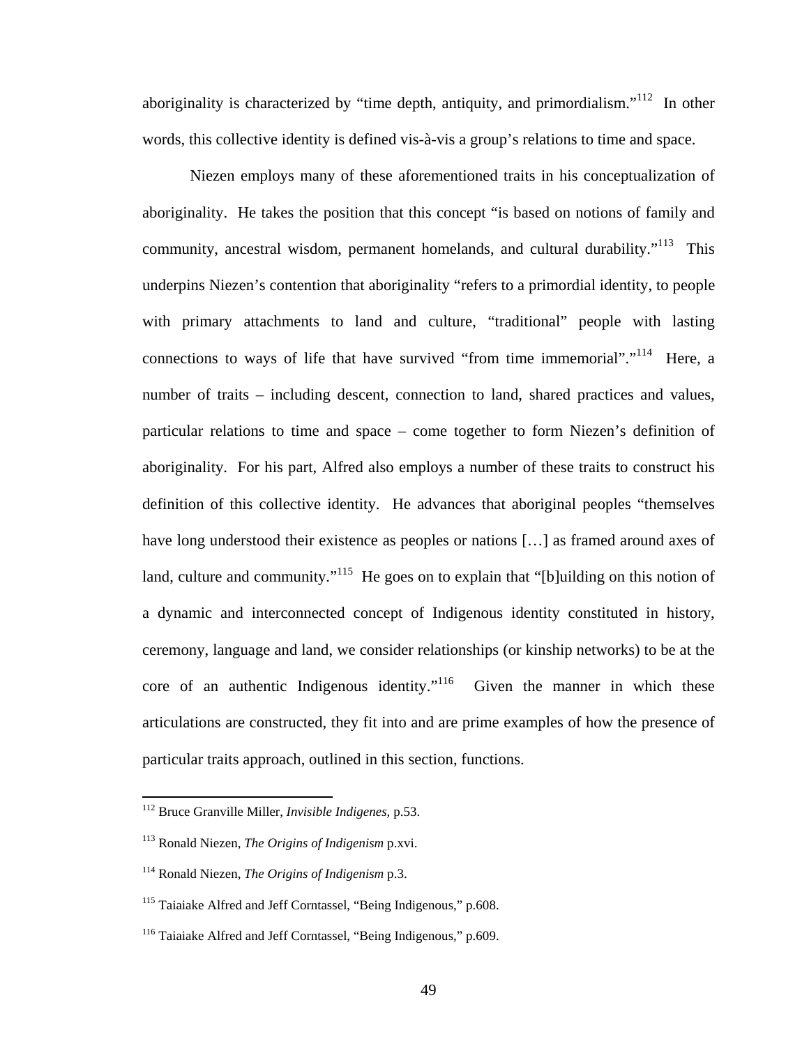aboriginality is characterized by "time depth, antiquity, and primordialism."[112] In other words, this collective identity is defined vis-à-vis a group's relations to time and space.

Niezen employs many of these aforementioned traits in his conceptualization of aboriginality. He takes the position that this concept "is based on notions of family and community, ancestral wisdom, permanent homelands, and cultural durability."[113] This underpins Niezen's contention that aboriginality "refers to a primordial identity, to people with primary attachments to land and culture, "traditional" people with lasting connections to ways of life that have survived "from time immemorial"."[114] Here, a number of traits – including descent, connection to land, shared practices and values, particular relations to time and space – come together to form Niezen's definition of aboriginality. For his part, Alfred also employs a number of these traits to construct his definition of this collective identity. He advances that aboriginal peoples "themselves have long understood their existence as peoples or nations […] as framed around axes of land, culture and community."[115] He goes on to explain that "[b]uilding on this notion of a dynamic and interconnected concept of Indigenous identity constituted in history, ceremony, language and land, we consider relationships (or kinship networks) to be at the core of an authentic Indigenous identity."[116] Given the manner in which these articulations are constructed, they fit into and are prime examples of how the presence of particular traits approach, outlined in this section, functions.

---

[112] Bruce Granville Miller, *Invisible Indigenes,* p.53.

[113] Ronald Niezen, *The Origins of Indigenism* p.xvi.

[114] Ronald Niezen, *The Origins of Indigenism* p.3.

[115] Taiaiake Alfred and Jeff Corntassel, "Being Indigenous," p.608.

[116] Taiaiake Alfred and Jeff Corntassel, "Being Indigenous," p.609.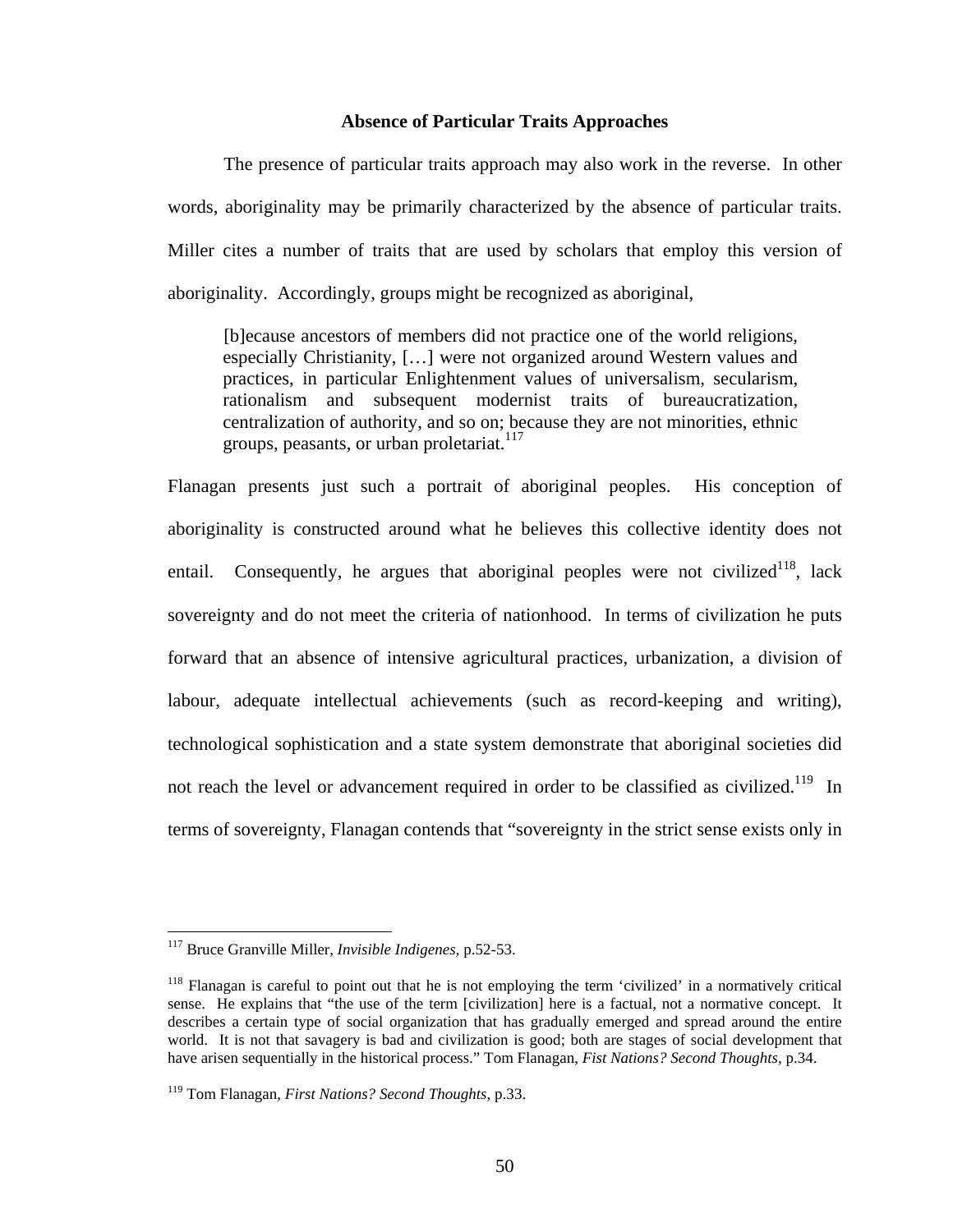### Absence of Particular Traits Approaches

The presence of particular traits approach may also work in the reverse. In other words, aboriginality may be primarily characterized by the absence of particular traits. Miller cites a number of traits that are used by scholars that employ this version of aboriginality. Accordingly, groups might be recognized as aboriginal,

> [b]ecause ancestors of members did not practice one of the world religions, especially Christianity, […] were not organized around Western values and practices, in particular Enlightenment values of universalism, secularism, rationalism and subsequent modernist traits of bureaucratization, centralization of authority, and so on; because they are not minorities, ethnic groups, peasants, or urban proletariat.[117]

Flanagan presents just such a portrait of aboriginal peoples. His conception of aboriginality is constructed around what he believes this collective identity does not entail. Consequently, he argues that aboriginal peoples were not civilized[118], lack sovereignty and do not meet the criteria of nationhood. In terms of civilization he puts forward that an absence of intensive agricultural practices, urbanization, a division of labour, adequate intellectual achievements (such as record-keeping and writing), technological sophistication and a state system demonstrate that aboriginal societies did not reach the level or advancement required in order to be classified as civilized.[119] In terms of sovereignty, Flanagan contends that "sovereignty in the strict sense exists only in

---

[117] Bruce Granville Miller, *Invisible Indigenes*, p.52-53.

[118] Flanagan is careful to point out that he is not employing the term 'civilized' in a normatively critical sense. He explains that "the use of the term [civilization] here is a factual, not a normative concept. It describes a certain type of social organization that has gradually emerged and spread around the entire world. It is not that savagery is bad and civilization is good; both are stages of social development that have arisen sequentially in the historical process." Tom Flanagan, *Fist Nations? Second Thoughts*, p.34.

[119] Tom Flanagan, *First Nations? Second Thoughts*, p.33.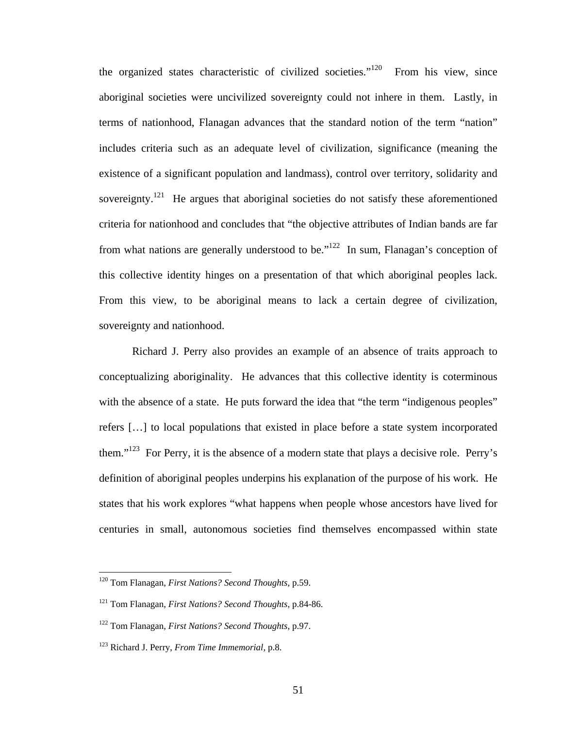the organized states characteristic of civilized societies."[120] From his view, since aboriginal societies were uncivilized sovereignty could not inhere in them. Lastly, in terms of nationhood, Flanagan advances that the standard notion of the term "nation" includes criteria such as an adequate level of civilization, significance (meaning the existence of a significant population and landmass), control over territory, solidarity and sovereignty.[121] He argues that aboriginal societies do not satisfy these aforementioned criteria for nationhood and concludes that "the objective attributes of Indian bands are far from what nations are generally understood to be."[122] In sum, Flanagan's conception of this collective identity hinges on a presentation of that which aboriginal peoples lack. From this view, to be aboriginal means to lack a certain degree of civilization, sovereignty and nationhood.

Richard J. Perry also provides an example of an absence of traits approach to conceptualizing aboriginality. He advances that this collective identity is coterminous with the absence of a state. He puts forward the idea that "the term "indigenous peoples" refers […] to local populations that existed in place before a state system incorporated them."[123] For Perry, it is the absence of a modern state that plays a decisive role. Perry's definition of aboriginal peoples underpins his explanation of the purpose of his work. He states that his work explores "what happens when people whose ancestors have lived for centuries in small, autonomous societies find themselves encompassed within state

---

[120] Tom Flanagan, *First Nations? Second Thoughts*, p.59.

[121] Tom Flanagan, *First Nations? Second Thoughts,* p.84-86.

[122] Tom Flanagan, *First Nations? Second Thoughts*, p.97.

[123] Richard J. Perry, *From Time Immemorial*, p.8.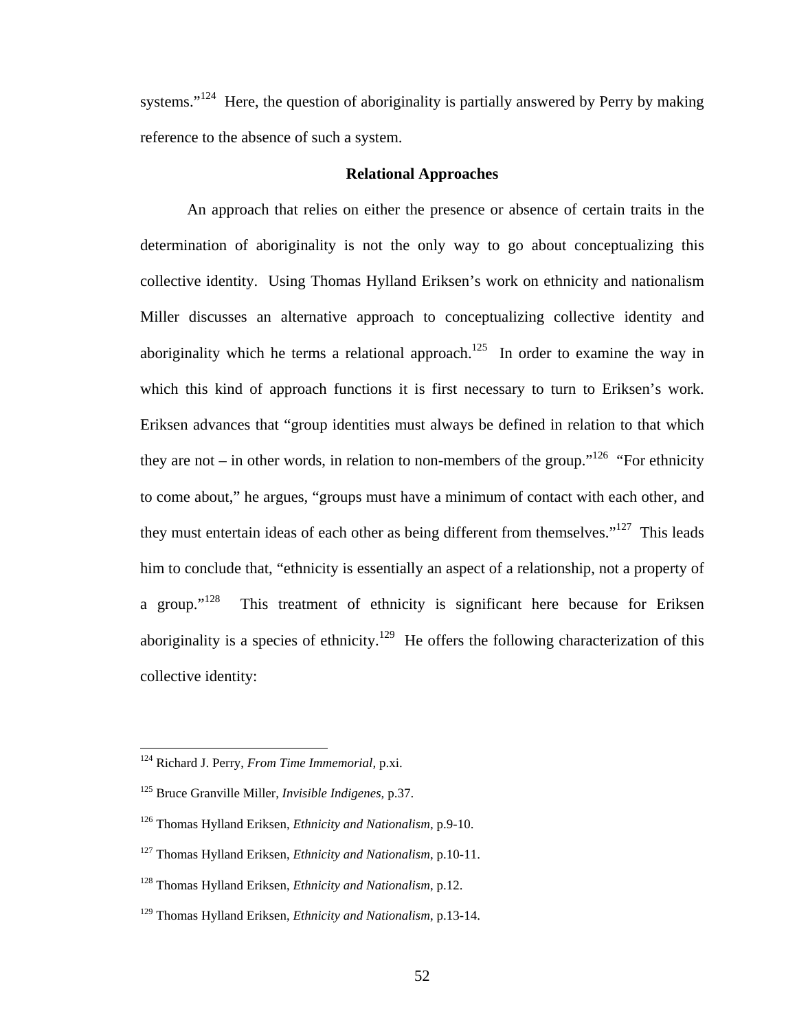systems."[124] Here, the question of aboriginality is partially answered by Perry by making reference to the absence of such a system.

### Relational Approaches

An approach that relies on either the presence or absence of certain traits in the determination of aboriginality is not the only way to go about conceptualizing this collective identity. Using Thomas Hylland Eriksen's work on ethnicity and nationalism Miller discusses an alternative approach to conceptualizing collective identity and aboriginality which he terms a relational approach.[125] In order to examine the way in which this kind of approach functions it is first necessary to turn to Eriksen's work. Eriksen advances that "group identities must always be defined in relation to that which they are not – in other words, in relation to non-members of the group."[126] "For ethnicity to come about," he argues, "groups must have a minimum of contact with each other, and they must entertain ideas of each other as being different from themselves."[127] This leads him to conclude that, "ethnicity is essentially an aspect of a relationship, not a property of a group."[128] This treatment of ethnicity is significant here because for Eriksen aboriginality is a species of ethnicity.[129] He offers the following characterization of this collective identity:

---

[124] Richard J. Perry, *From Time Immemorial*, p.xi.

[125] Bruce Granville Miller, *Invisible Indigenes*, p.37.

[126] Thomas Hylland Eriksen, *Ethnicity and Nationalism*, p.9-10.

[127] Thomas Hylland Eriksen, *Ethnicity and Nationalism*, p.10-11.

[128] Thomas Hylland Eriksen, *Ethnicity and Nationalism*, p.12.

[129] Thomas Hylland Eriksen, *Ethnicity and Nationalism*, p.13-14.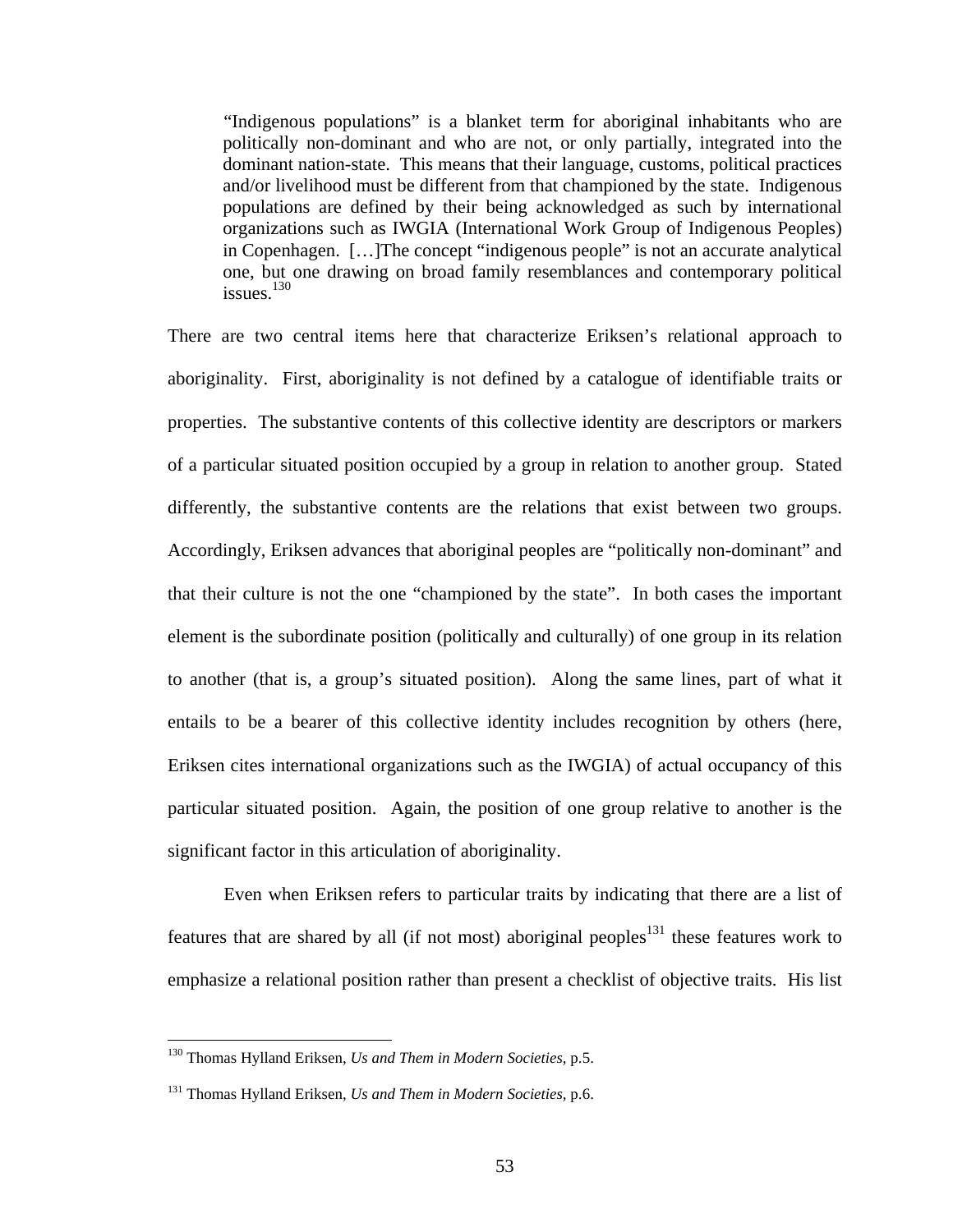> "Indigenous populations" is a blanket term for aboriginal inhabitants who are politically non-dominant and who are not, or only partially, integrated into the dominant nation-state. This means that their language, customs, political practices and/or livelihood must be different from that championed by the state. Indigenous populations are defined by their being acknowledged as such by international organizations such as IWGIA (International Work Group of Indigenous Peoples) in Copenhagen. […]The concept "indigenous people" is not an accurate analytical one, but one drawing on broad family resemblances and contemporary political issues.[130]

There are two central items here that characterize Eriksen's relational approach to aboriginality. First, aboriginality is not defined by a catalogue of identifiable traits or properties. The substantive contents of this collective identity are descriptors or markers of a particular situated position occupied by a group in relation to another group. Stated differently, the substantive contents are the relations that exist between two groups. Accordingly, Eriksen advances that aboriginal peoples are "politically non-dominant" and that their culture is not the one "championed by the state". In both cases the important element is the subordinate position (politically and culturally) of one group in its relation to another (that is, a group's situated position). Along the same lines, part of what it entails to be a bearer of this collective identity includes recognition by others (here, Eriksen cites international organizations such as the IWGIA) of actual occupancy of this particular situated position. Again, the position of one group relative to another is the significant factor in this articulation of aboriginality.

Even when Eriksen refers to particular traits by indicating that there are a list of features that are shared by all (if not most) aboriginal peoples[131] these features work to emphasize a relational position rather than present a checklist of objective traits. His list

---

[130] Thomas Hylland Eriksen, *Us and Them in Modern Societies*, p.5.

[131] Thomas Hylland Eriksen, *Us and Them in Modern Societies*, p.6.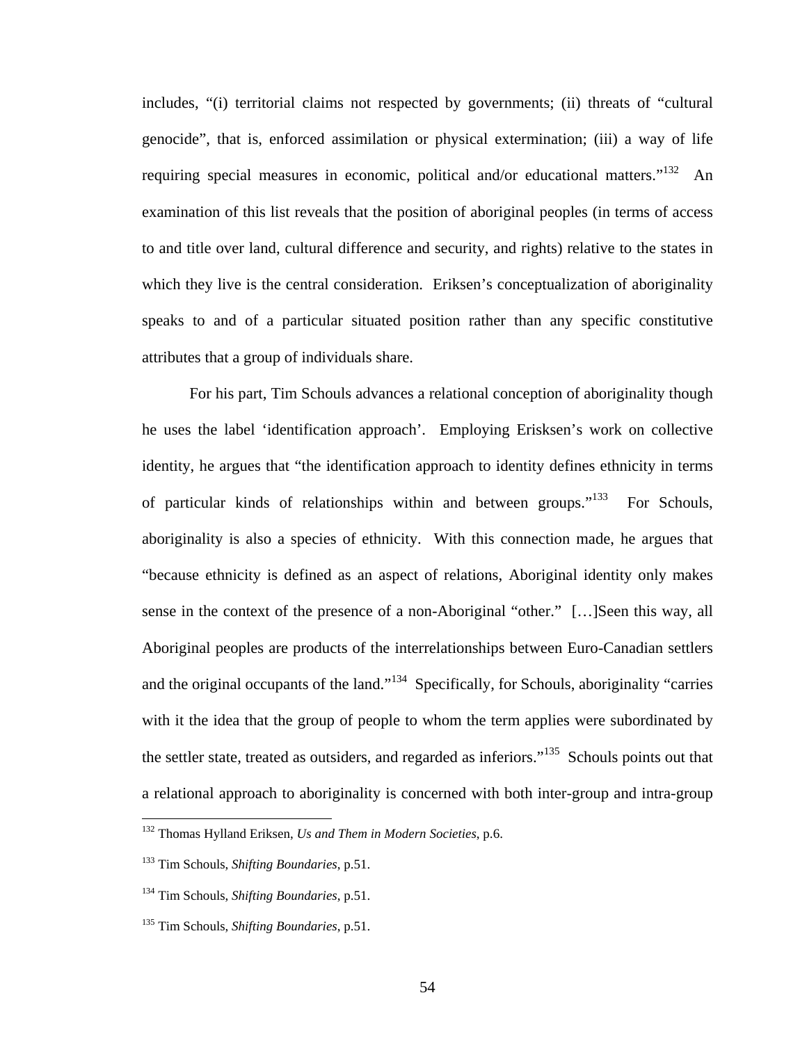includes, "(i) territorial claims not respected by governments; (ii) threats of "cultural genocide", that is, enforced assimilation or physical extermination; (iii) a way of life requiring special measures in economic, political and/or educational matters."[132] An examination of this list reveals that the position of aboriginal peoples (in terms of access to and title over land, cultural difference and security, and rights) relative to the states in which they live is the central consideration. Eriksen's conceptualization of aboriginality speaks to and of a particular situated position rather than any specific constitutive attributes that a group of individuals share.

For his part, Tim Schouls advances a relational conception of aboriginality though he uses the label 'identification approach'. Employing Erisksen's work on collective identity, he argues that "the identification approach to identity defines ethnicity in terms of particular kinds of relationships within and between groups."[133] For Schouls, aboriginality is also a species of ethnicity. With this connection made, he argues that "because ethnicity is defined as an aspect of relations, Aboriginal identity only makes sense in the context of the presence of a non-Aboriginal "other." […]Seen this way, all Aboriginal peoples are products of the interrelationships between Euro-Canadian settlers and the original occupants of the land."[134] Specifically, for Schouls, aboriginality "carries with it the idea that the group of people to whom the term applies were subordinated by the settler state, treated as outsiders, and regarded as inferiors."[135] Schouls points out that a relational approach to aboriginality is concerned with both inter-group and intra-group

[132] Thomas Hylland Eriksen, *Us and Them in Modern Societies*, p.6.

[133] Tim Schouls, *Shifting Boundaries*, p.51.

[134] Tim Schouls, *Shifting Boundaries*, p.51.

[135] Tim Schouls, *Shifting Boundaries*, p.51.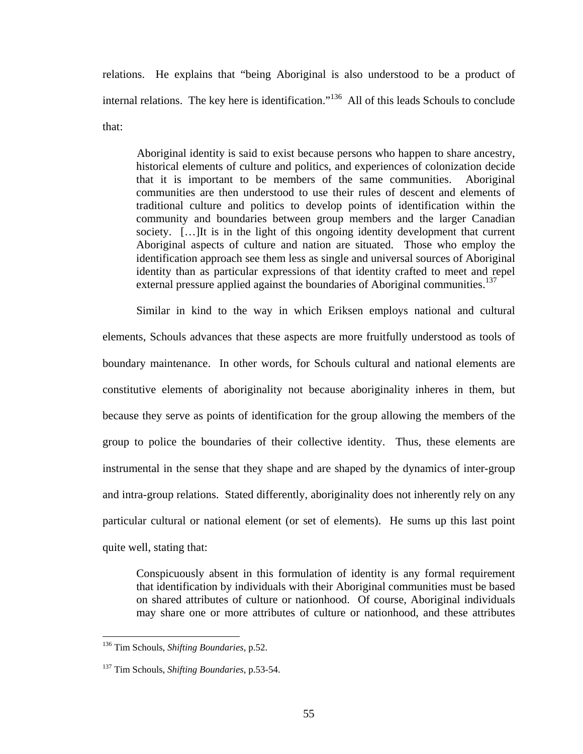relations. He explains that "being Aboriginal is also understood to be a product of internal relations. The key here is identification."[136] All of this leads Schouls to conclude that:

> Aboriginal identity is said to exist because persons who happen to share ancestry, historical elements of culture and politics, and experiences of colonization decide that it is important to be members of the same communities. Aboriginal communities are then understood to use their rules of descent and elements of traditional culture and politics to develop points of identification within the community and boundaries between group members and the larger Canadian society. […]It is in the light of this ongoing identity development that current Aboriginal aspects of culture and nation are situated. Those who employ the identification approach see them less as single and universal sources of Aboriginal identity than as particular expressions of that identity crafted to meet and repel external pressure applied against the boundaries of Aboriginal communities.[137]

Similar in kind to the way in which Eriksen employs national and cultural elements, Schouls advances that these aspects are more fruitfully understood as tools of boundary maintenance. In other words, for Schouls cultural and national elements are constitutive elements of aboriginality not because aboriginality inheres in them, but because they serve as points of identification for the group allowing the members of the group to police the boundaries of their collective identity. Thus, these elements are instrumental in the sense that they shape and are shaped by the dynamics of inter-group and intra-group relations. Stated differently, aboriginality does not inherently rely on any particular cultural or national element (or set of elements). He sums up this last point quite well, stating that:

> Conspicuously absent in this formulation of identity is any formal requirement that identification by individuals with their Aboriginal communities must be based on shared attributes of culture or nationhood. Of course, Aboriginal individuals may share one or more attributes of culture or nationhood, and these attributes

---

[136] Tim Schouls, *Shifting Boundaries*, p.52.

[137] Tim Schouls, *Shifting Boundaries*, p.53-54.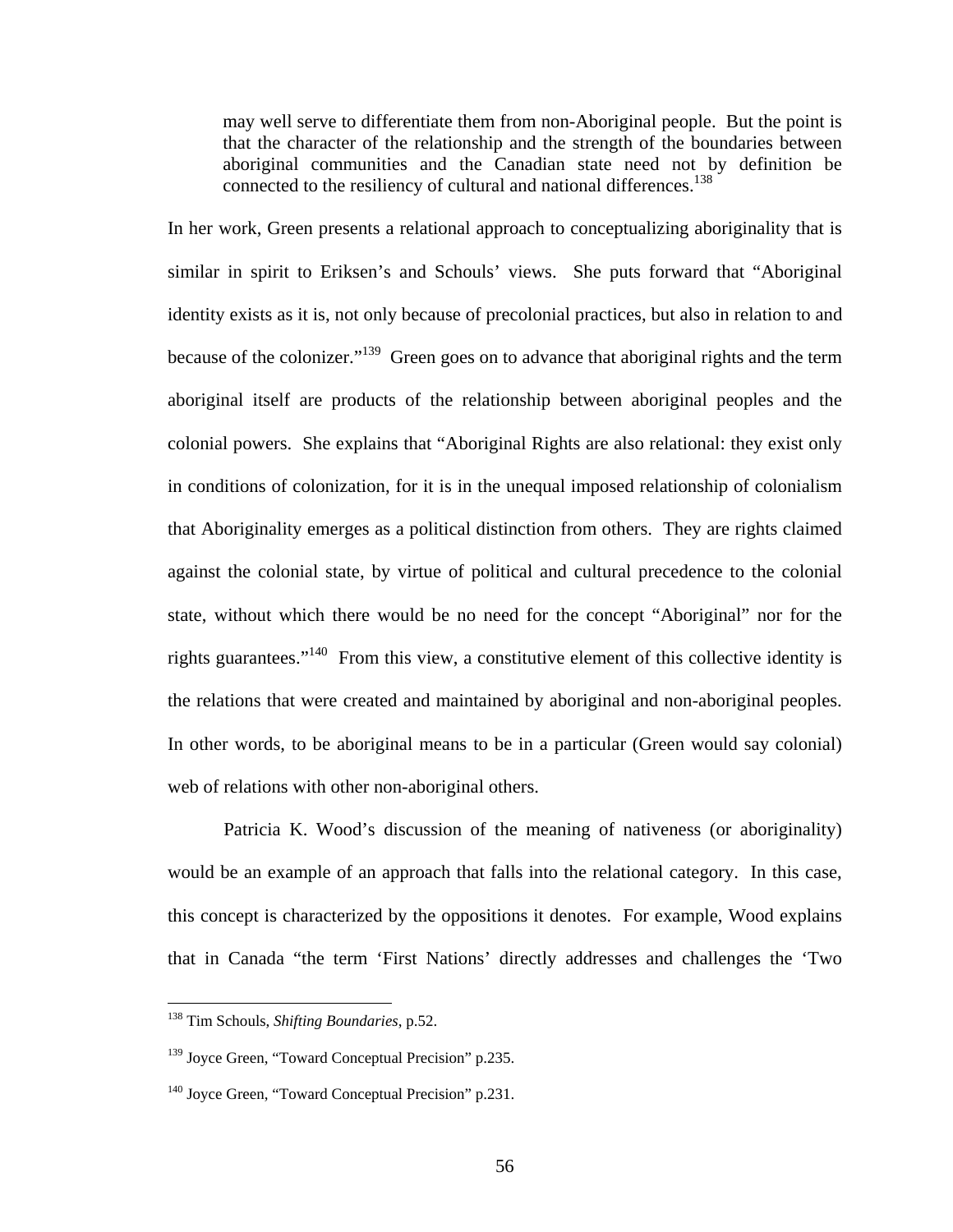> may well serve to differentiate them from non-Aboriginal people. But the point is that the character of the relationship and the strength of the boundaries between aboriginal communities and the Canadian state need not by definition be connected to the resiliency of cultural and national differences.[138]

In her work, Green presents a relational approach to conceptualizing aboriginality that is similar in spirit to Eriksen's and Schouls' views. She puts forward that "Aboriginal identity exists as it is, not only because of precolonial practices, but also in relation to and because of the colonizer."[139] Green goes on to advance that aboriginal rights and the term aboriginal itself are products of the relationship between aboriginal peoples and the colonial powers. She explains that "Aboriginal Rights are also relational: they exist only in conditions of colonization, for it is in the unequal imposed relationship of colonialism that Aboriginality emerges as a political distinction from others. They are rights claimed against the colonial state, by virtue of political and cultural precedence to the colonial state, without which there would be no need for the concept "Aboriginal" nor for the rights guarantees."[140] From this view, a constitutive element of this collective identity is the relations that were created and maintained by aboriginal and non-aboriginal peoples. In other words, to be aboriginal means to be in a particular (Green would say colonial) web of relations with other non-aboriginal others.

Patricia K. Wood's discussion of the meaning of nativeness (or aboriginality) would be an example of an approach that falls into the relational category. In this case, this concept is characterized by the oppositions it denotes. For example, Wood explains that in Canada "the term 'First Nations' directly addresses and challenges the 'Two

---

[138] Tim Schouls, *Shifting Boundaries*, p.52.

[139] Joyce Green, "Toward Conceptual Precision" p.235.

[140] Joyce Green, "Toward Conceptual Precision" p.231.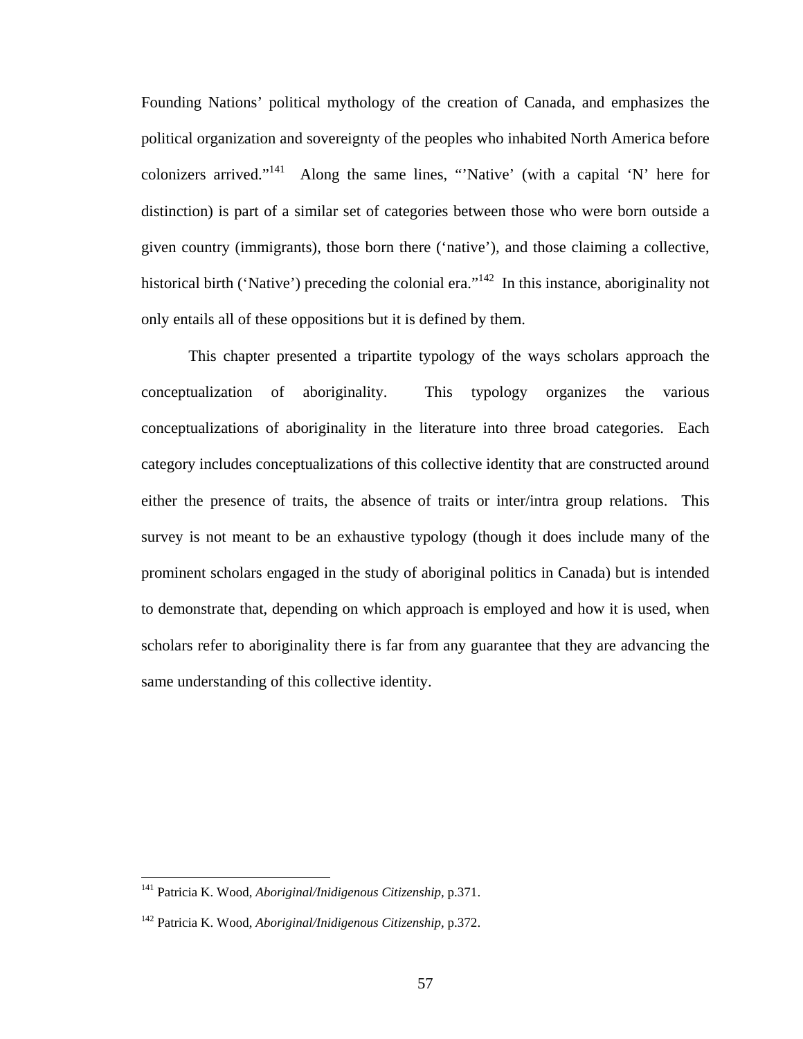Founding Nations' political mythology of the creation of Canada, and emphasizes the political organization and sovereignty of the peoples who inhabited North America before colonizers arrived."[141] Along the same lines, "'Native' (with a capital 'N' here for distinction) is part of a similar set of categories between those who were born outside a given country (immigrants), those born there ('native'), and those claiming a collective, historical birth ('Native') preceding the colonial era."[142] In this instance, aboriginality not only entails all of these oppositions but it is defined by them.

This chapter presented a tripartite typology of the ways scholars approach the conceptualization of aboriginality. This typology organizes the various conceptualizations of aboriginality in the literature into three broad categories. Each category includes conceptualizations of this collective identity that are constructed around either the presence of traits, the absence of traits or inter/intra group relations. This survey is not meant to be an exhaustive typology (though it does include many of the prominent scholars engaged in the study of aboriginal politics in Canada) but is intended to demonstrate that, depending on which approach is employed and how it is used, when scholars refer to aboriginality there is far from any guarantee that they are advancing the same understanding of this collective identity.

---

[141] Patricia K. Wood, *Aboriginal/Inidigenous Citizenship,* p.371.

[142] Patricia K. Wood, *Aboriginal/Inidigenous Citizenship,* p.372.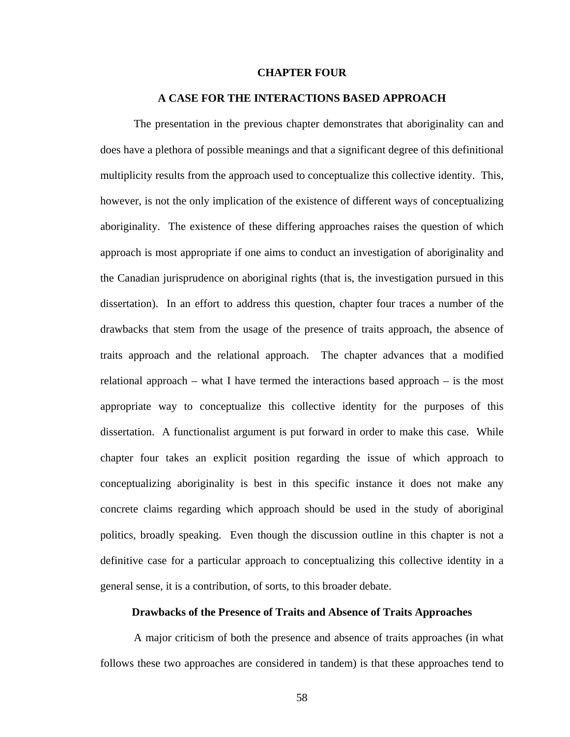# CHAPTER FOUR

## A CASE FOR THE INTERACTIONS BASED APPROACH

The presentation in the previous chapter demonstrates that aboriginality can and does have a plethora of possible meanings and that a significant degree of this definitional multiplicity results from the approach used to conceptualize this collective identity. This, however, is not the only implication of the existence of different ways of conceptualizing aboriginality. The existence of these differing approaches raises the question of which approach is most appropriate if one aims to conduct an investigation of aboriginality and the Canadian jurisprudence on aboriginal rights (that is, the investigation pursued in this dissertation). In an effort to address this question, chapter four traces a number of the drawbacks that stem from the usage of the presence of traits approach, the absence of traits approach and the relational approach. The chapter advances that a modified relational approach – what I have termed the interactions based approach – is the most appropriate way to conceptualize this collective identity for the purposes of this dissertation. A functionalist argument is put forward in order to make this case. While chapter four takes an explicit position regarding the issue of which approach to conceptualizing aboriginality is best in this specific instance it does not make any concrete claims regarding which approach should be used in the study of aboriginal politics, broadly speaking. Even though the discussion outline in this chapter is not a definitive case for a particular approach to conceptualizing this collective identity in a general sense, it is a contribution, of sorts, to this broader debate.

### Drawbacks of the Presence of Traits and Absence of Traits Approaches

A major criticism of both the presence and absence of traits approaches (in what follows these two approaches are considered in tandem) is that these approaches tend to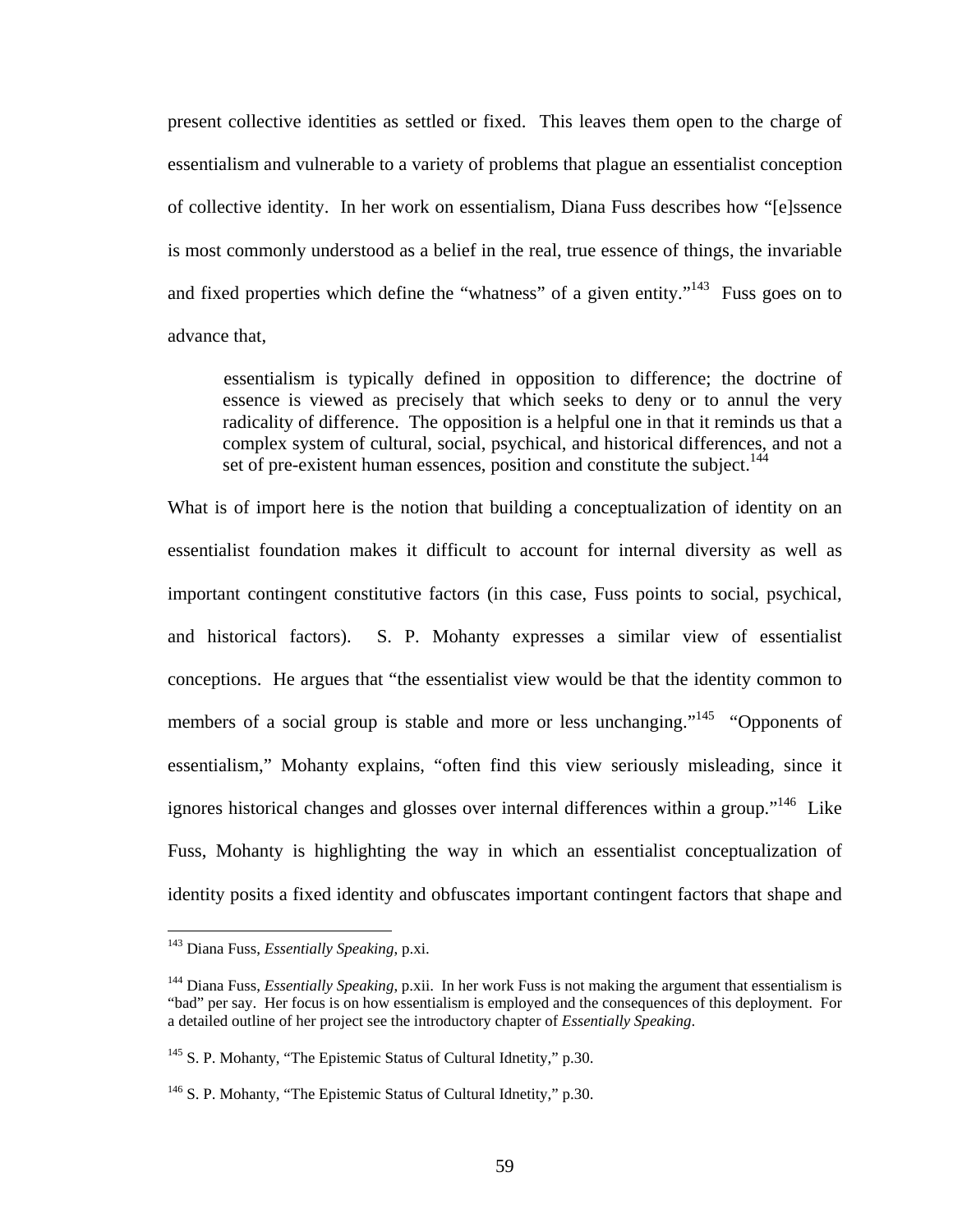present collective identities as settled or fixed. This leaves them open to the charge of essentialism and vulnerable to a variety of problems that plague an essentialist conception of collective identity. In her work on essentialism, Diana Fuss describes how "[e]ssence is most commonly understood as a belief in the real, true essence of things, the invariable and fixed properties which define the "whatness" of a given entity."[143] Fuss goes on to advance that,

> essentialism is typically defined in opposition to difference; the doctrine of essence is viewed as precisely that which seeks to deny or to annul the very radicality of difference. The opposition is a helpful one in that it reminds us that a complex system of cultural, social, psychical, and historical differences, and not a set of pre-existent human essences, position and constitute the subject.[144]

What is of import here is the notion that building a conceptualization of identity on an essentialist foundation makes it difficult to account for internal diversity as well as important contingent constitutive factors (in this case, Fuss points to social, psychical, and historical factors). S. P. Mohanty expresses a similar view of essentialist conceptions. He argues that "the essentialist view would be that the identity common to members of a social group is stable and more or less unchanging."[145] "Opponents of essentialism," Mohanty explains, "often find this view seriously misleading, since it ignores historical changes and glosses over internal differences within a group."[146] Like Fuss, Mohanty is highlighting the way in which an essentialist conceptualization of identity posits a fixed identity and obfuscates important contingent factors that shape and

---

[143] Diana Fuss, *Essentially Speaking*, p.xi.

[144] Diana Fuss, *Essentially Speaking*, p.xii. In her work Fuss is not making the argument that essentialism is "bad" per say. Her focus is on how essentialism is employed and the consequences of this deployment. For a detailed outline of her project see the introductory chapter of *Essentially Speaking*.

[145] S. P. Mohanty, "The Epistemic Status of Cultural Idnetity," p.30.

[146] S. P. Mohanty, "The Epistemic Status of Cultural Idnetity," p.30.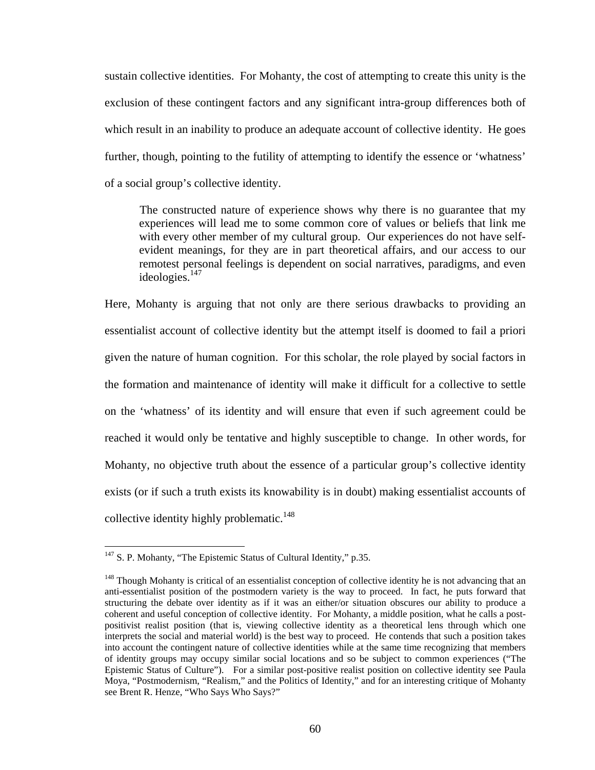sustain collective identities. For Mohanty, the cost of attempting to create this unity is the exclusion of these contingent factors and any significant intra-group differences both of which result in an inability to produce an adequate account of collective identity. He goes further, though, pointing to the futility of attempting to identify the essence or 'whatness' of a social group's collective identity.

> The constructed nature of experience shows why there is no guarantee that my experiences will lead me to some common core of values or beliefs that link me with every other member of my cultural group. Our experiences do not have self-evident meanings, for they are in part theoretical affairs, and our access to our remotest personal feelings is dependent on social narratives, paradigms, and even ideologies.[147]

Here, Mohanty is arguing that not only are there serious drawbacks to providing an essentialist account of collective identity but the attempt itself is doomed to fail a priori given the nature of human cognition. For this scholar, the role played by social factors in the formation and maintenance of identity will make it difficult for a collective to settle on the 'whatness' of its identity and will ensure that even if such agreement could be reached it would only be tentative and highly susceptible to change. In other words, for Mohanty, no objective truth about the essence of a particular group's collective identity exists (or if such a truth exists its knowability is in doubt) making essentialist accounts of collective identity highly problematic.[148]

---

[147] S. P. Mohanty, "The Epistemic Status of Cultural Identity," p.35.

[148] Though Mohanty is critical of an essentialist conception of collective identity he is not advancing that an anti-essentialist position of the postmodern variety is the way to proceed. In fact, he puts forward that structuring the debate over identity as if it was an either/or situation obscures our ability to produce a coherent and useful conception of collective identity. For Mohanty, a middle position, what he calls a post-positivist realist position (that is, viewing collective identity as a theoretical lens through which one interprets the social and material world) is the best way to proceed. He contends that such a position takes into account the contingent nature of collective identities while at the same time recognizing that members of identity groups may occupy similar social locations and so be subject to common experiences ("The Epistemic Status of Culture"). For a similar post-positive realist position on collective identity see Paula Moya, "Postmodernism, "Realism," and the Politics of Identity," and for an interesting critique of Mohanty see Brent R. Henze, "Who Says Who Says?"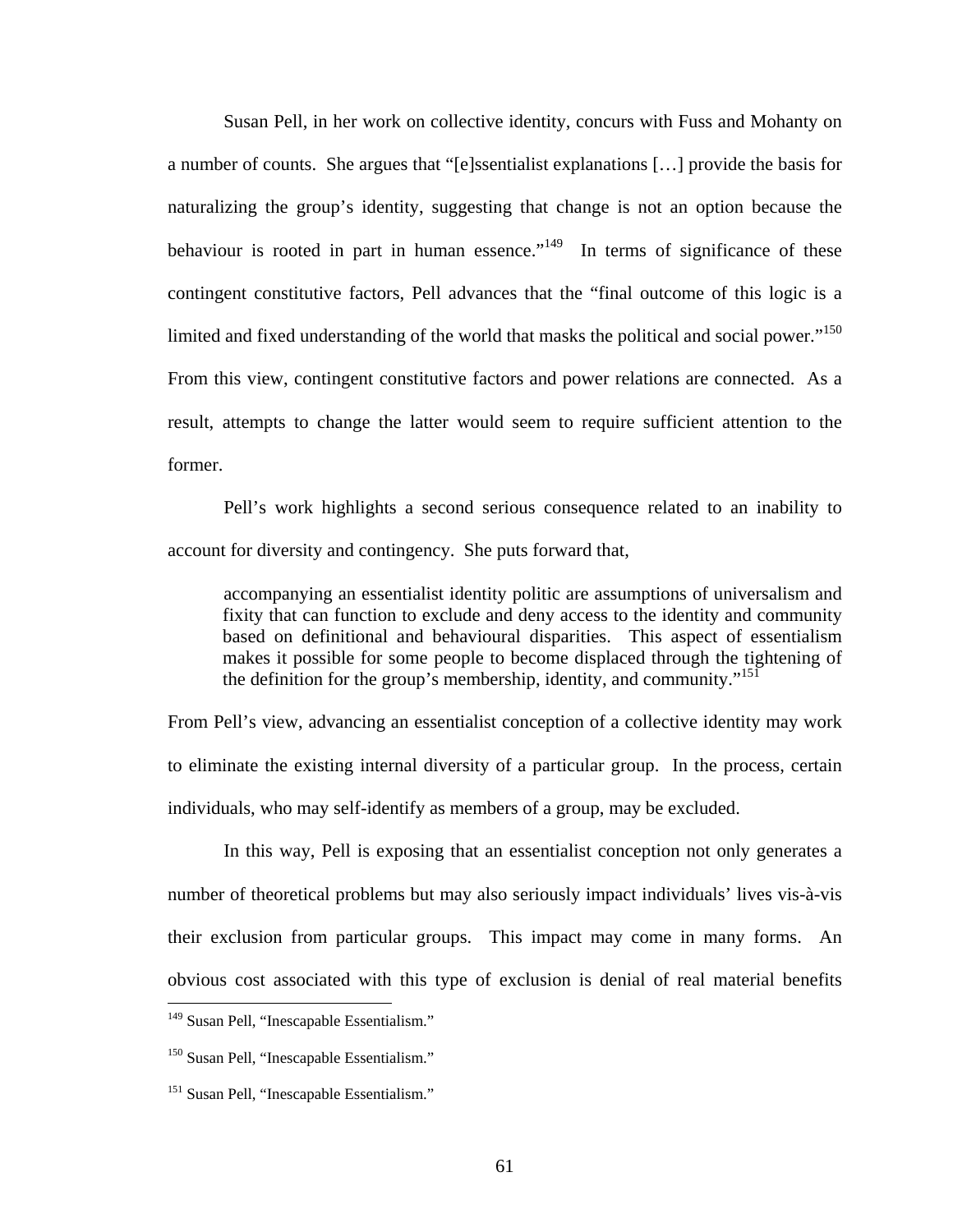Susan Pell, in her work on collective identity, concurs with Fuss and Mohanty on a number of counts. She argues that "[e]ssentialist explanations […] provide the basis for naturalizing the group's identity, suggesting that change is not an option because the behaviour is rooted in part in human essence."[149] In terms of significance of these contingent constitutive factors, Pell advances that the "final outcome of this logic is a limited and fixed understanding of the world that masks the political and social power."[150] From this view, contingent constitutive factors and power relations are connected. As a result, attempts to change the latter would seem to require sufficient attention to the former.

Pell's work highlights a second serious consequence related to an inability to account for diversity and contingency. She puts forward that,

> accompanying an essentialist identity politic are assumptions of universalism and fixity that can function to exclude and deny access to the identity and community based on definitional and behavioural disparities. This aspect of essentialism makes it possible for some people to become displaced through the tightening of the definition for the group's membership, identity, and community."[151]

From Pell's view, advancing an essentialist conception of a collective identity may work to eliminate the existing internal diversity of a particular group. In the process, certain individuals, who may self-identify as members of a group, may be excluded.

In this way, Pell is exposing that an essentialist conception not only generates a number of theoretical problems but may also seriously impact individuals' lives vis-à-vis their exclusion from particular groups. This impact may come in many forms. An obvious cost associated with this type of exclusion is denial of real material benefits

---

[149] Susan Pell, "Inescapable Essentialism."

[150] Susan Pell, "Inescapable Essentialism."

[151] Susan Pell, "Inescapable Essentialism."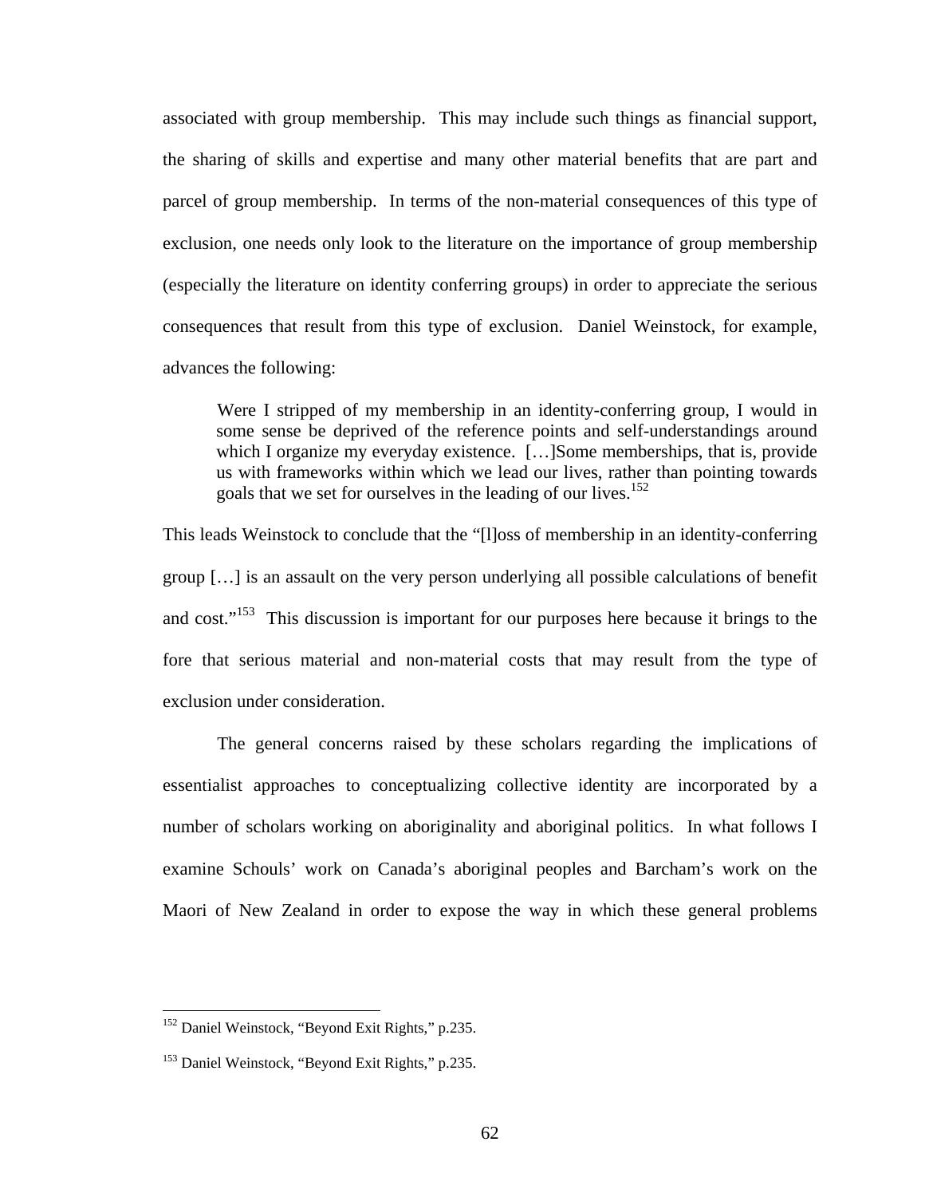associated with group membership. This may include such things as financial support, the sharing of skills and expertise and many other material benefits that are part and parcel of group membership. In terms of the non-material consequences of this type of exclusion, one needs only look to the literature on the importance of group membership (especially the literature on identity conferring groups) in order to appreciate the serious consequences that result from this type of exclusion. Daniel Weinstock, for example, advances the following:

> Were I stripped of my membership in an identity-conferring group, I would in some sense be deprived of the reference points and self-understandings around which I organize my everyday existence. […]Some memberships, that is, provide us with frameworks within which we lead our lives, rather than pointing towards goals that we set for ourselves in the leading of our lives.[152]

This leads Weinstock to conclude that the "[l]oss of membership in an identity-conferring group […] is an assault on the very person underlying all possible calculations of benefit and cost."[153] This discussion is important for our purposes here because it brings to the fore that serious material and non-material costs that may result from the type of exclusion under consideration.

The general concerns raised by these scholars regarding the implications of essentialist approaches to conceptualizing collective identity are incorporated by a number of scholars working on aboriginality and aboriginal politics. In what follows I examine Schouls' work on Canada's aboriginal peoples and Barcham's work on the Maori of New Zealand in order to expose the way in which these general problems

---

[152] Daniel Weinstock, "Beyond Exit Rights," p.235.

[153] Daniel Weinstock, "Beyond Exit Rights," p.235.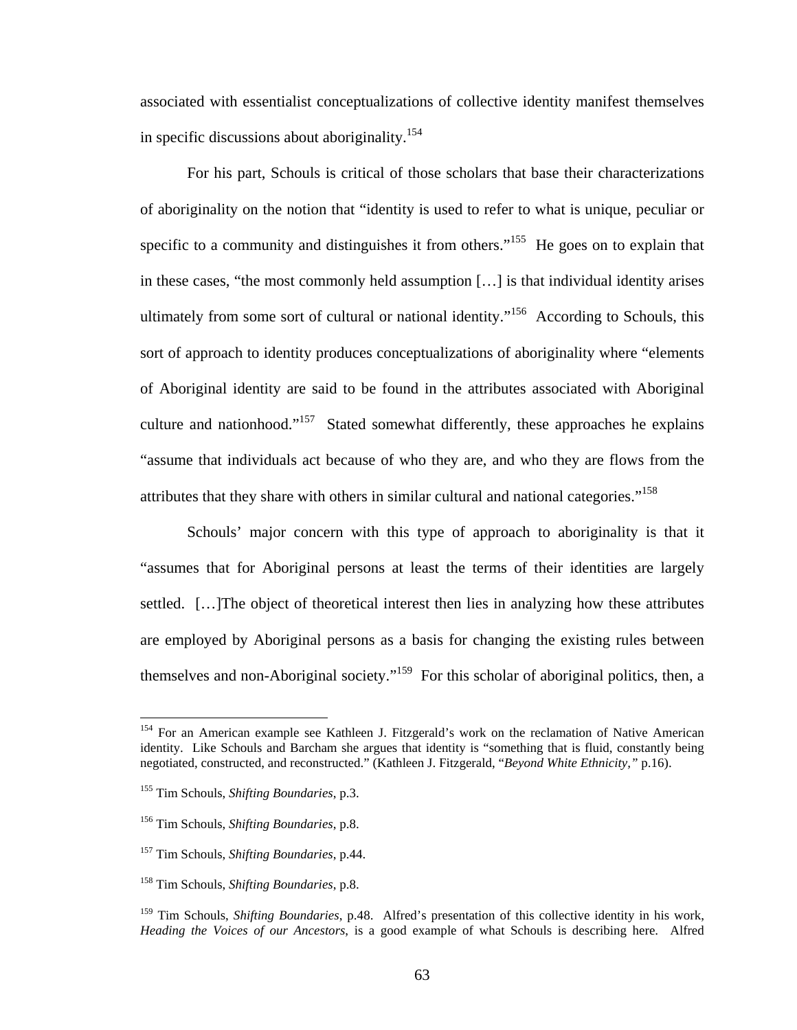associated with essentialist conceptualizations of collective identity manifest themselves in specific discussions about aboriginality.[154]

For his part, Schouls is critical of those scholars that base their characterizations of aboriginality on the notion that "identity is used to refer to what is unique, peculiar or specific to a community and distinguishes it from others."[155] He goes on to explain that in these cases, "the most commonly held assumption […] is that individual identity arises ultimately from some sort of cultural or national identity."[156] According to Schouls, this sort of approach to identity produces conceptualizations of aboriginality where "elements of Aboriginal identity are said to be found in the attributes associated with Aboriginal culture and nationhood."[157] Stated somewhat differently, these approaches he explains "assume that individuals act because of who they are, and who they are flows from the attributes that they share with others in similar cultural and national categories."[158]

Schouls' major concern with this type of approach to aboriginality is that it "assumes that for Aboriginal persons at least the terms of their identities are largely settled. […]The object of theoretical interest then lies in analyzing how these attributes are employed by Aboriginal persons as a basis for changing the existing rules between themselves and non-Aboriginal society."[159] For this scholar of aboriginal politics, then, a

---

[154] For an American example see Kathleen J. Fitzgerald's work on the reclamation of Native American identity. Like Schouls and Barcham she argues that identity is "something that is fluid, constantly being negotiated, constructed, and reconstructed." (Kathleen J. Fitzgerald, "*Beyond White Ethnicity,*" p.16).

[155] Tim Schouls, *Shifting Boundaries*, p.3.

[156] Tim Schouls, *Shifting Boundaries*, p.8.

[157] Tim Schouls, *Shifting Boundaries*, p.44.

[158] Tim Schouls, *Shifting Boundaries*, p.8.

[159] Tim Schouls, *Shifting Boundaries*, p.48. Alfred's presentation of this collective identity in his work, *Heading the Voices of our Ancestors*, is a good example of what Schouls is describing here. Alfred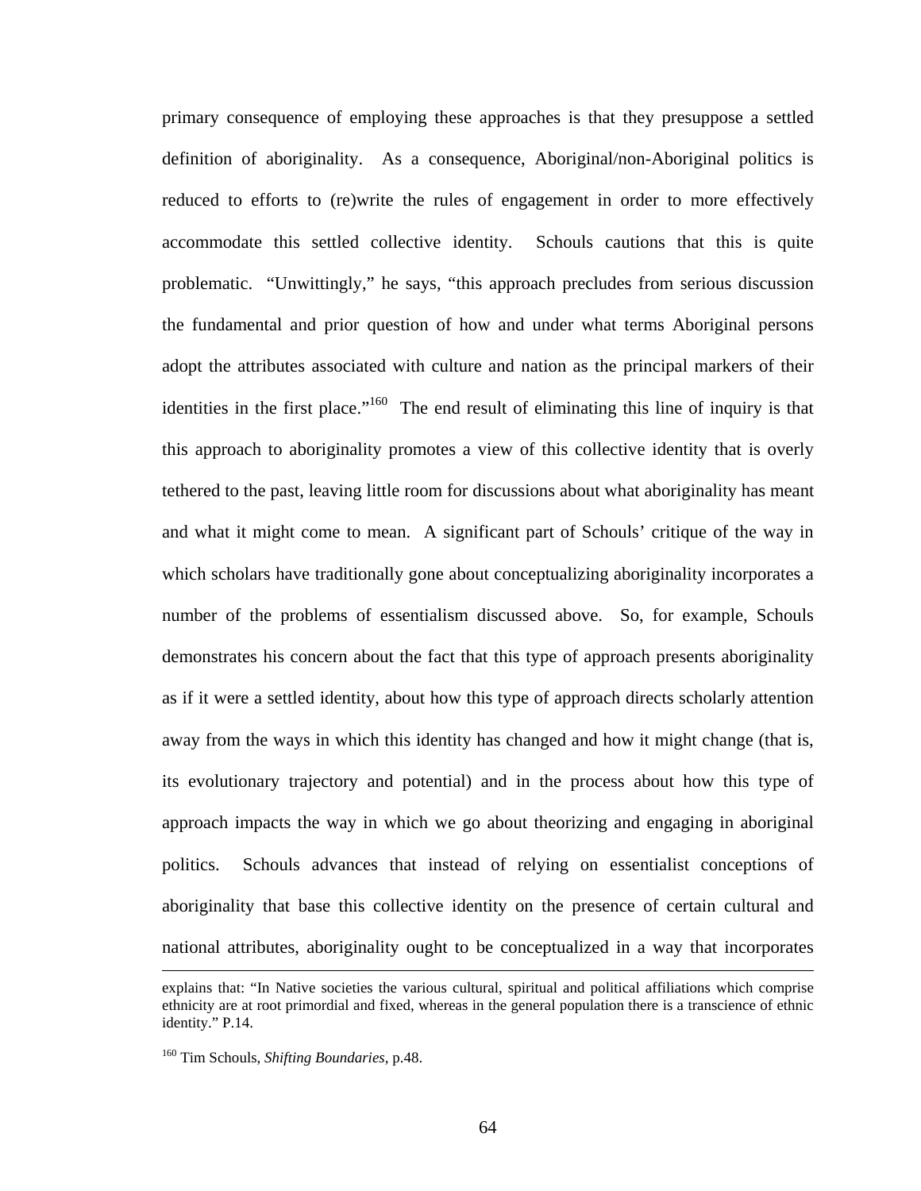primary consequence of employing these approaches is that they presuppose a settled definition of aboriginality. As a consequence, Aboriginal/non-Aboriginal politics is reduced to efforts to (re)write the rules of engagement in order to more effectively accommodate this settled collective identity. Schouls cautions that this is quite problematic. "Unwittingly," he says, "this approach precludes from serious discussion the fundamental and prior question of how and under what terms Aboriginal persons adopt the attributes associated with culture and nation as the principal markers of their identities in the first place."[160] The end result of eliminating this line of inquiry is that this approach to aboriginality promotes a view of this collective identity that is overly tethered to the past, leaving little room for discussions about what aboriginality has meant and what it might come to mean. A significant part of Schouls' critique of the way in which scholars have traditionally gone about conceptualizing aboriginality incorporates a number of the problems of essentialism discussed above. So, for example, Schouls demonstrates his concern about the fact that this type of approach presents aboriginality as if it were a settled identity, about how this type of approach directs scholarly attention away from the ways in which this identity has changed and how it might change (that is, its evolutionary trajectory and potential) and in the process about how this type of approach impacts the way in which we go about theorizing and engaging in aboriginal politics. Schouls advances that instead of relying on essentialist conceptions of aboriginality that base this collective identity on the presence of certain cultural and national attributes, aboriginality ought to be conceptualized in a way that incorporates

---

explains that: "In Native societies the various cultural, spiritual and political affiliations which comprise ethnicity are at root primordial and fixed, whereas in the general population there is a transcience of ethnic identity." P.14.

[160] Tim Schouls, *Shifting Boundaries*, p.48.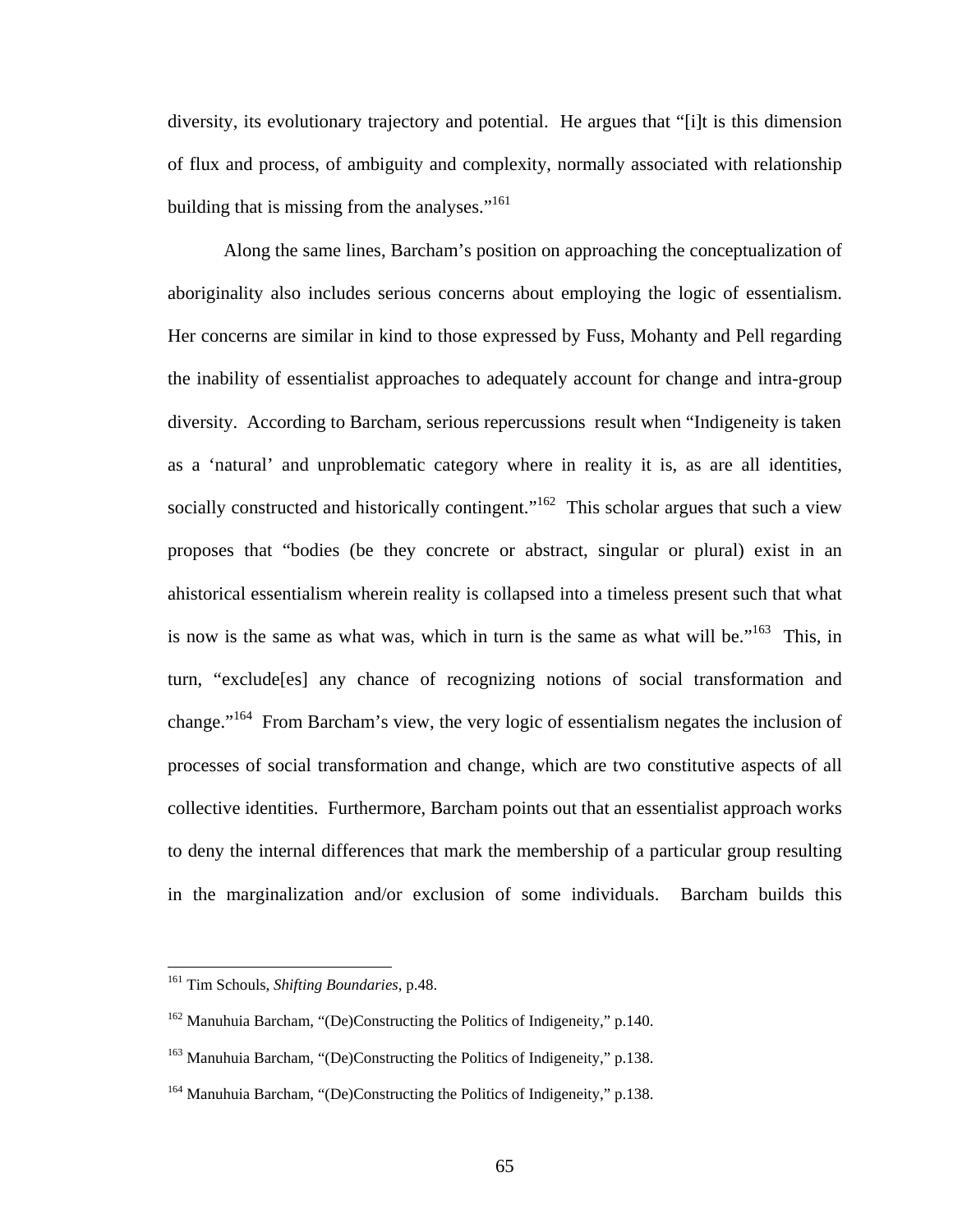diversity, its evolutionary trajectory and potential. He argues that "[i]t is this dimension of flux and process, of ambiguity and complexity, normally associated with relationship building that is missing from the analyses."[161]

Along the same lines, Barcham's position on approaching the conceptualization of aboriginality also includes serious concerns about employing the logic of essentialism. Her concerns are similar in kind to those expressed by Fuss, Mohanty and Pell regarding the inability of essentialist approaches to adequately account for change and intra-group diversity. According to Barcham, serious repercussions result when "Indigeneity is taken as a 'natural' and unproblematic category where in reality it is, as are all identities, socially constructed and historically contingent."[162] This scholar argues that such a view proposes that "bodies (be they concrete or abstract, singular or plural) exist in an ahistorical essentialism wherein reality is collapsed into a timeless present such that what is now is the same as what was, which in turn is the same as what will be."[163] This, in turn, "exclude[es] any chance of recognizing notions of social transformation and change."[164] From Barcham's view, the very logic of essentialism negates the inclusion of processes of social transformation and change, which are two constitutive aspects of all collective identities. Furthermore, Barcham points out that an essentialist approach works to deny the internal differences that mark the membership of a particular group resulting in the marginalization and/or exclusion of some individuals. Barcham builds this

---

[161] Tim Schouls, *Shifting Boundaries*, p.48.

[162] Manuhuia Barcham, "(De)Constructing the Politics of Indigeneity," p.140.

[163] Manuhuia Barcham, "(De)Constructing the Politics of Indigeneity," p.138.

[164] Manuhuia Barcham, "(De)Constructing the Politics of Indigeneity," p.138.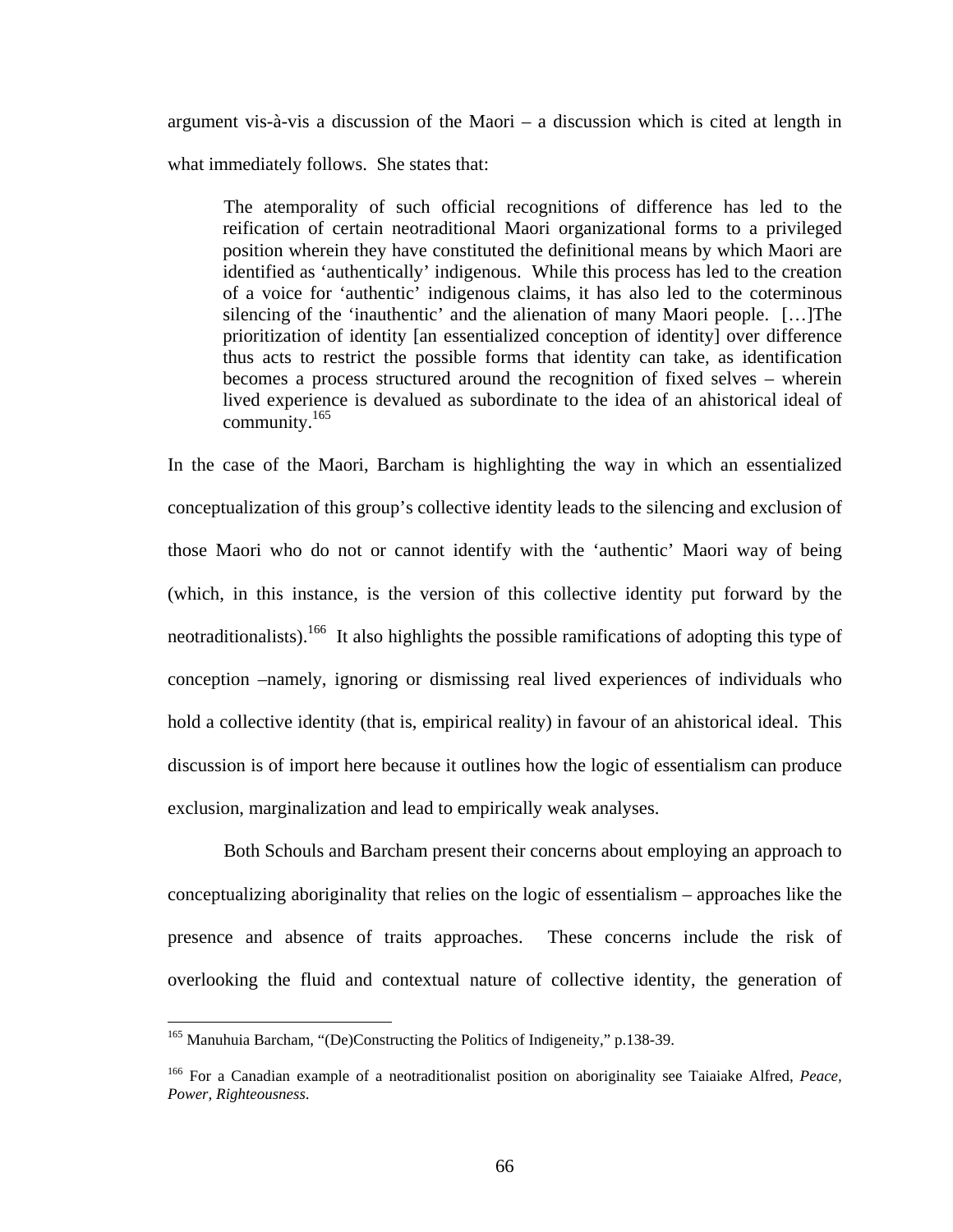argument vis-à-vis a discussion of the Maori – a discussion which is cited at length in what immediately follows. She states that:

> The atemporality of such official recognitions of difference has led to the reification of certain neotraditional Maori organizational forms to a privileged position wherein they have constituted the definitional means by which Maori are identified as 'authentically' indigenous. While this process has led to the creation of a voice for 'authentic' indigenous claims, it has also led to the coterminous silencing of the 'inauthentic' and the alienation of many Maori people. […]The prioritization of identity [an essentialized conception of identity] over difference thus acts to restrict the possible forms that identity can take, as identification becomes a process structured around the recognition of fixed selves – wherein lived experience is devalued as subordinate to the idea of an ahistorical ideal of community.[165]

In the case of the Maori, Barcham is highlighting the way in which an essentialized conceptualization of this group's collective identity leads to the silencing and exclusion of those Maori who do not or cannot identify with the 'authentic' Maori way of being (which, in this instance, is the version of this collective identity put forward by the neotraditionalists).[166] It also highlights the possible ramifications of adopting this type of conception –namely, ignoring or dismissing real lived experiences of individuals who hold a collective identity (that is, empirical reality) in favour of an ahistorical ideal. This discussion is of import here because it outlines how the logic of essentialism can produce exclusion, marginalization and lead to empirically weak analyses.

Both Schouls and Barcham present their concerns about employing an approach to conceptualizing aboriginality that relies on the logic of essentialism – approaches like the presence and absence of traits approaches. These concerns include the risk of overlooking the fluid and contextual nature of collective identity, the generation of

---

[165] Manuhuia Barcham, "(De)Constructing the Politics of Indigeneity," p.138-39.

[166] For a Canadian example of a neotraditionalist position on aboriginality see Taiaiake Alfred, *Peace, Power, Righteousness*.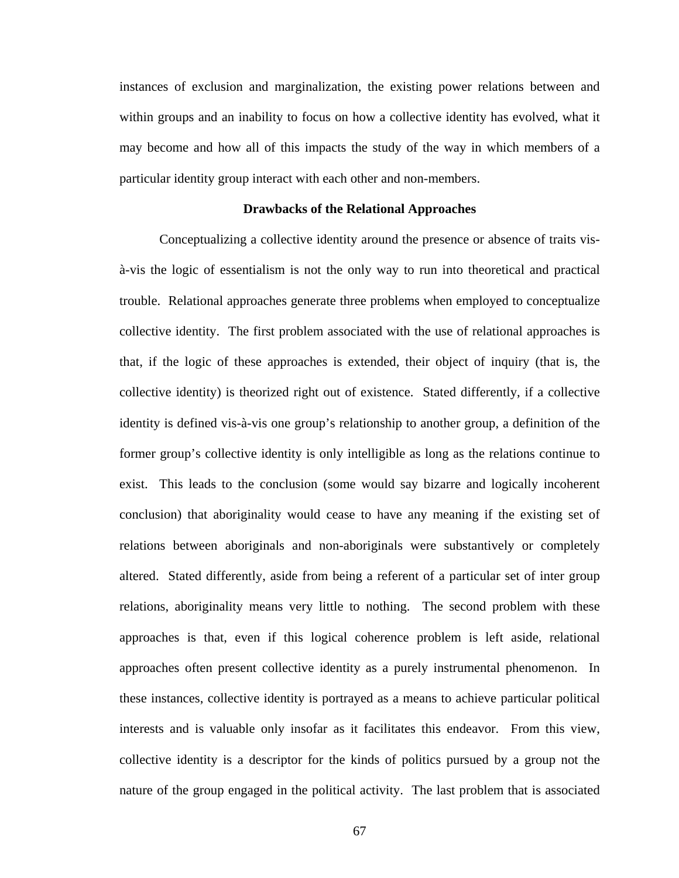instances of exclusion and marginalization, the existing power relations between and within groups and an inability to focus on how a collective identity has evolved, what it may become and how all of this impacts the study of the way in which members of a particular identity group interact with each other and non-members.

### Drawbacks of the Relational Approaches

Conceptualizing a collective identity around the presence or absence of traits vis-à-vis the logic of essentialism is not the only way to run into theoretical and practical trouble. Relational approaches generate three problems when employed to conceptualize collective identity. The first problem associated with the use of relational approaches is that, if the logic of these approaches is extended, their object of inquiry (that is, the collective identity) is theorized right out of existence. Stated differently, if a collective identity is defined vis-à-vis one group's relationship to another group, a definition of the former group's collective identity is only intelligible as long as the relations continue to exist. This leads to the conclusion (some would say bizarre and logically incoherent conclusion) that aboriginality would cease to have any meaning if the existing set of relations between aboriginals and non-aboriginals were substantively or completely altered. Stated differently, aside from being a referent of a particular set of inter group relations, aboriginality means very little to nothing. The second problem with these approaches is that, even if this logical coherence problem is left aside, relational approaches often present collective identity as a purely instrumental phenomenon. In these instances, collective identity is portrayed as a means to achieve particular political interests and is valuable only insofar as it facilitates this endeavor. From this view, collective identity is a descriptor for the kinds of politics pursued by a group not the nature of the group engaged in the political activity. The last problem that is associated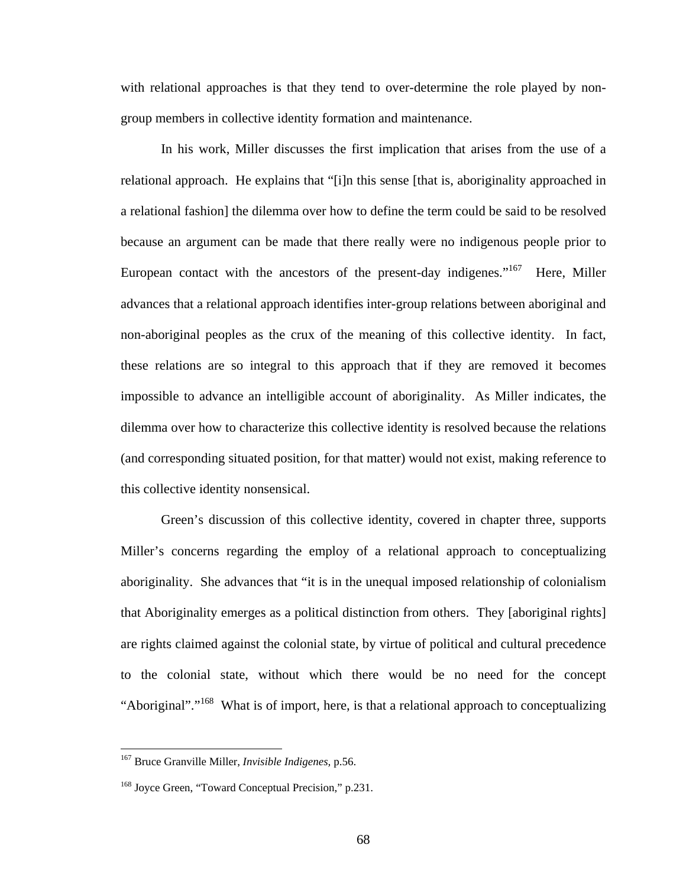with relational approaches is that they tend to over-determine the role played by non-group members in collective identity formation and maintenance.

In his work, Miller discusses the first implication that arises from the use of a relational approach. He explains that "[i]n this sense [that is, aboriginality approached in a relational fashion] the dilemma over how to define the term could be said to be resolved because an argument can be made that there really were no indigenous people prior to European contact with the ancestors of the present-day indigenes."[167] Here, Miller advances that a relational approach identifies inter-group relations between aboriginal and non-aboriginal peoples as the crux of the meaning of this collective identity. In fact, these relations are so integral to this approach that if they are removed it becomes impossible to advance an intelligible account of aboriginality. As Miller indicates, the dilemma over how to characterize this collective identity is resolved because the relations (and corresponding situated position, for that matter) would not exist, making reference to this collective identity nonsensical.

Green's discussion of this collective identity, covered in chapter three, supports Miller's concerns regarding the employ of a relational approach to conceptualizing aboriginality. She advances that "it is in the unequal imposed relationship of colonialism that Aboriginality emerges as a political distinction from others. They [aboriginal rights] are rights claimed against the colonial state, by virtue of political and cultural precedence to the colonial state, without which there would be no need for the concept "Aboriginal"."[168] What is of import, here, is that a relational approach to conceptualizing

---

[167] Bruce Granville Miller, *Invisible Indigenes,* p.56.

[168] Joyce Green, "Toward Conceptual Precision," p.231.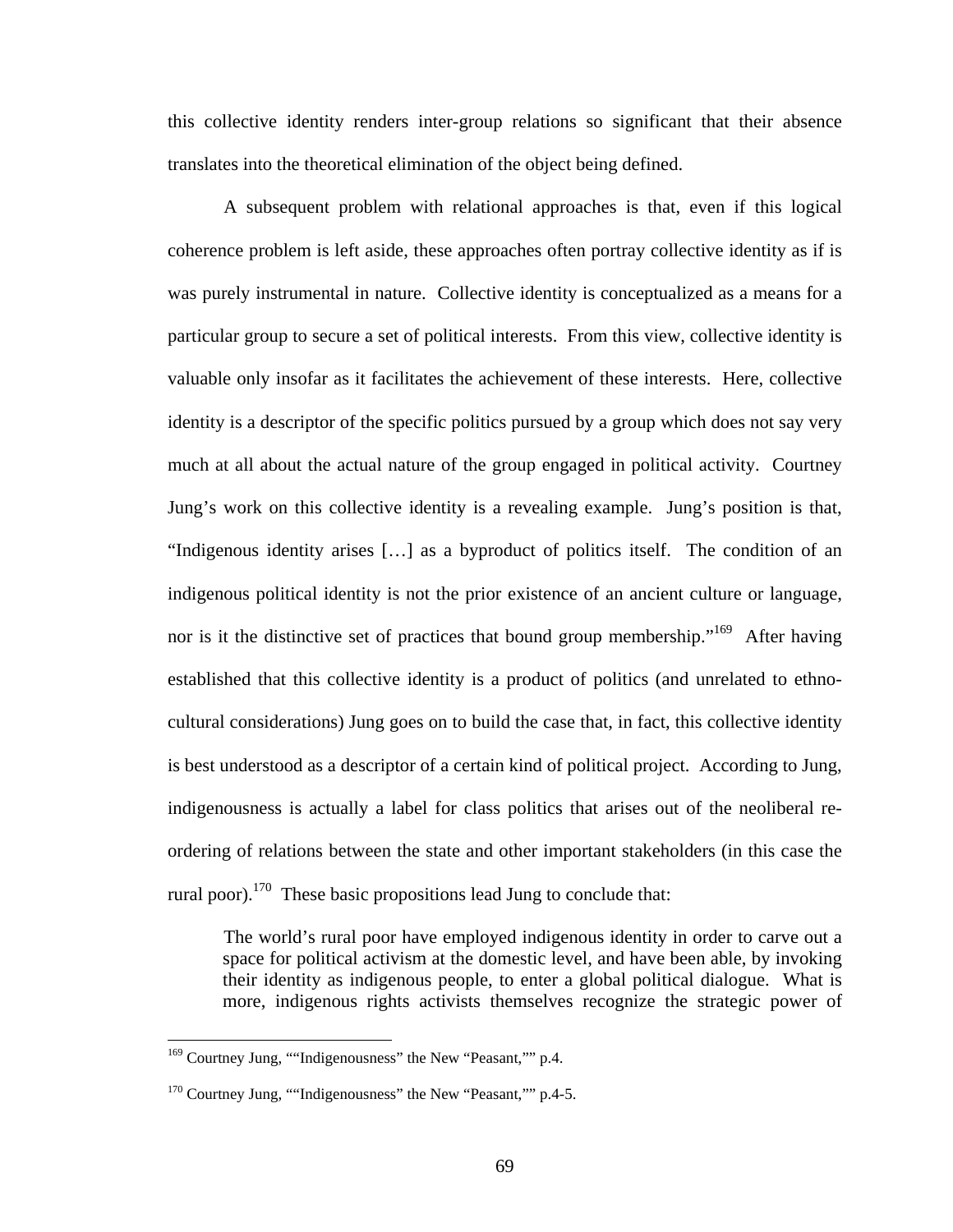this collective identity renders inter-group relations so significant that their absence translates into the theoretical elimination of the object being defined.

A subsequent problem with relational approaches is that, even if this logical coherence problem is left aside, these approaches often portray collective identity as if is was purely instrumental in nature. Collective identity is conceptualized as a means for a particular group to secure a set of political interests. From this view, collective identity is valuable only insofar as it facilitates the achievement of these interests. Here, collective identity is a descriptor of the specific politics pursued by a group which does not say very much at all about the actual nature of the group engaged in political activity. Courtney Jung's work on this collective identity is a revealing example. Jung's position is that, "Indigenous identity arises […] as a byproduct of politics itself. The condition of an indigenous political identity is not the prior existence of an ancient culture or language, nor is it the distinctive set of practices that bound group membership."[169] After having established that this collective identity is a product of politics (and unrelated to ethno-cultural considerations) Jung goes on to build the case that, in fact, this collective identity is best understood as a descriptor of a certain kind of political project. According to Jung, indigenousness is actually a label for class politics that arises out of the neoliberal re-ordering of relations between the state and other important stakeholders (in this case the rural poor).[170] These basic propositions lead Jung to conclude that:

> The world's rural poor have employed indigenous identity in order to carve out a space for political activism at the domestic level, and have been able, by invoking their identity as indigenous people, to enter a global political dialogue. What is more, indigenous rights activists themselves recognize the strategic power of

[169] Courtney Jung, ""Indigenousness" the New "Peasant,"" p.4.

[170] Courtney Jung, ""Indigenousness" the New "Peasant,"" p.4-5.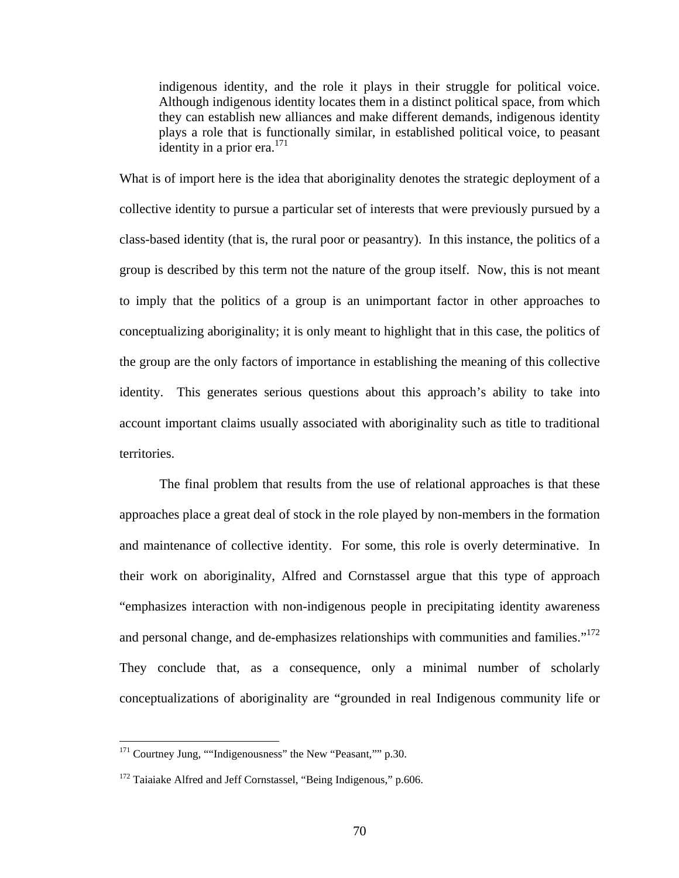> indigenous identity, and the role it plays in their struggle for political voice. Although indigenous identity locates them in a distinct political space, from which they can establish new alliances and make different demands, indigenous identity plays a role that is functionally similar, in established political voice, to peasant identity in a prior era.[171]

What is of import here is the idea that aboriginality denotes the strategic deployment of a collective identity to pursue a particular set of interests that were previously pursued by a class-based identity (that is, the rural poor or peasantry). In this instance, the politics of a group is described by this term not the nature of the group itself. Now, this is not meant to imply that the politics of a group is an unimportant factor in other approaches to conceptualizing aboriginality; it is only meant to highlight that in this case, the politics of the group are the only factors of importance in establishing the meaning of this collective identity. This generates serious questions about this approach's ability to take into account important claims usually associated with aboriginality such as title to traditional territories.

The final problem that results from the use of relational approaches is that these approaches place a great deal of stock in the role played by non-members in the formation and maintenance of collective identity. For some, this role is overly determinative. In their work on aboriginality, Alfred and Cornstassel argue that this type of approach "emphasizes interaction with non-indigenous people in precipitating identity awareness and personal change, and de-emphasizes relationships with communities and families."[172] They conclude that, as a consequence, only a minimal number of scholarly conceptualizations of aboriginality are "grounded in real Indigenous community life or

---

[171] Courtney Jung, ""Indigenousness" the New "Peasant,"" p.30.

[172] Taiaiake Alfred and Jeff Cornstassel, "Being Indigenous," p.606.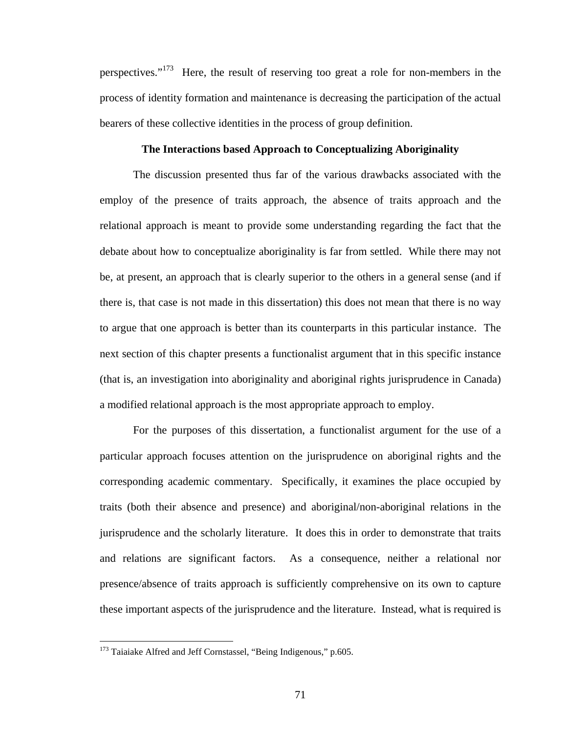perspectives."[173] Here, the result of reserving too great a role for non-members in the process of identity formation and maintenance is decreasing the participation of the actual bearers of these collective identities in the process of group definition.

### The Interactions based Approach to Conceptualizing Aboriginality

The discussion presented thus far of the various drawbacks associated with the employ of the presence of traits approach, the absence of traits approach and the relational approach is meant to provide some understanding regarding the fact that the debate about how to conceptualize aboriginality is far from settled. While there may not be, at present, an approach that is clearly superior to the others in a general sense (and if there is, that case is not made in this dissertation) this does not mean that there is no way to argue that one approach is better than its counterparts in this particular instance. The next section of this chapter presents a functionalist argument that in this specific instance (that is, an investigation into aboriginality and aboriginal rights jurisprudence in Canada) a modified relational approach is the most appropriate approach to employ.

For the purposes of this dissertation, a functionalist argument for the use of a particular approach focuses attention on the jurisprudence on aboriginal rights and the corresponding academic commentary. Specifically, it examines the place occupied by traits (both their absence and presence) and aboriginal/non-aboriginal relations in the jurisprudence and the scholarly literature. It does this in order to demonstrate that traits and relations are significant factors. As a consequence, neither a relational nor presence/absence of traits approach is sufficiently comprehensive on its own to capture these important aspects of the jurisprudence and the literature. Instead, what is required is

---

[173] Taiaiake Alfred and Jeff Cornstassel, "Being Indigenous," p.605.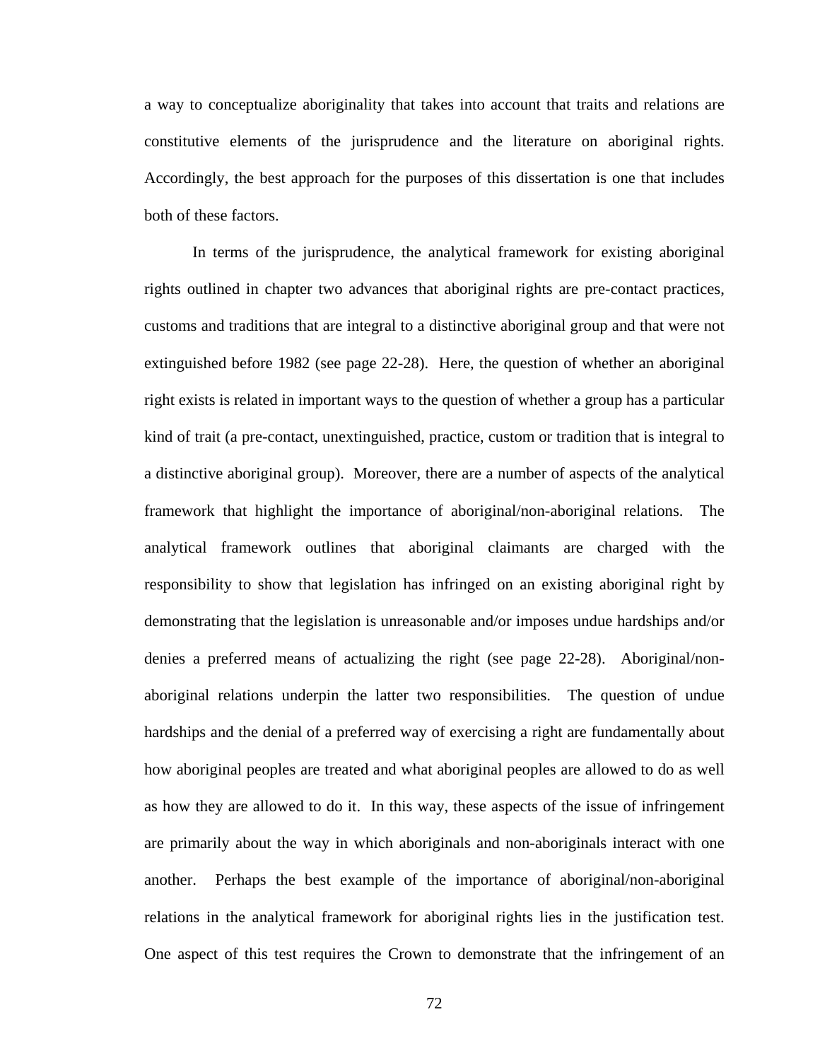a way to conceptualize aboriginality that takes into account that traits and relations are constitutive elements of the jurisprudence and the literature on aboriginal rights. Accordingly, the best approach for the purposes of this dissertation is one that includes both of these factors.

In terms of the jurisprudence, the analytical framework for existing aboriginal rights outlined in chapter two advances that aboriginal rights are pre-contact practices, customs and traditions that are integral to a distinctive aboriginal group and that were not extinguished before 1982 (see page 22-28). Here, the question of whether an aboriginal right exists is related in important ways to the question of whether a group has a particular kind of trait (a pre-contact, unextinguished, practice, custom or tradition that is integral to a distinctive aboriginal group). Moreover, there are a number of aspects of the analytical framework that highlight the importance of aboriginal/non-aboriginal relations. The analytical framework outlines that aboriginal claimants are charged with the responsibility to show that legislation has infringed on an existing aboriginal right by demonstrating that the legislation is unreasonable and/or imposes undue hardships and/or denies a preferred means of actualizing the right (see page 22-28). Aboriginal/non-aboriginal relations underpin the latter two responsibilities. The question of undue hardships and the denial of a preferred way of exercising a right are fundamentally about how aboriginal peoples are treated and what aboriginal peoples are allowed to do as well as how they are allowed to do it. In this way, these aspects of the issue of infringement are primarily about the way in which aboriginals and non-aboriginals interact with one another. Perhaps the best example of the importance of aboriginal/non-aboriginal relations in the analytical framework for aboriginal rights lies in the justification test. One aspect of this test requires the Crown to demonstrate that the infringement of an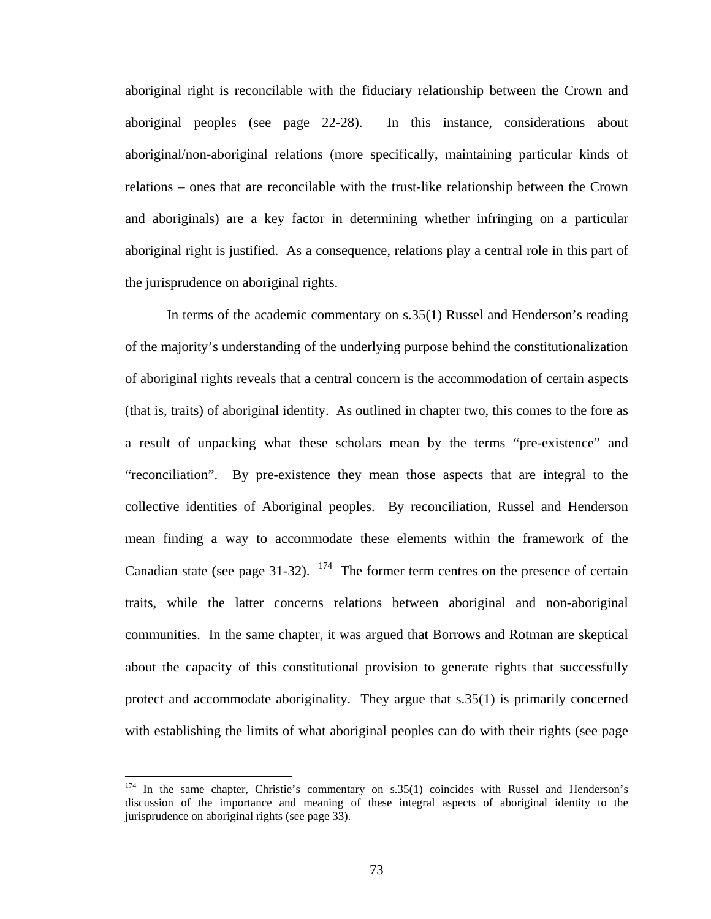aboriginal right is reconcilable with the fiduciary relationship between the Crown and aboriginal peoples (see page 22-28). In this instance, considerations about aboriginal/non-aboriginal relations (more specifically, maintaining particular kinds of relations – ones that are reconcilable with the trust-like relationship between the Crown and aboriginals) are a key factor in determining whether infringing on a particular aboriginal right is justified. As a consequence, relations play a central role in this part of the jurisprudence on aboriginal rights.

In terms of the academic commentary on s.35(1) Russel and Henderson's reading of the majority's understanding of the underlying purpose behind the constitutionalization of aboriginal rights reveals that a central concern is the accommodation of certain aspects (that is, traits) of aboriginal identity. As outlined in chapter two, this comes to the fore as a result of unpacking what these scholars mean by the terms "pre-existence" and "reconciliation". By pre-existence they mean those aspects that are integral to the collective identities of Aboriginal peoples. By reconciliation, Russel and Henderson mean finding a way to accommodate these elements within the framework of the Canadian state (see page 31-32). [174] The former term centres on the presence of certain traits, while the latter concerns relations between aboriginal and non-aboriginal communities. In the same chapter, it was argued that Borrows and Rotman are skeptical about the capacity of this constitutional provision to generate rights that successfully protect and accommodate aboriginality. They argue that s.35(1) is primarily concerned with establishing the limits of what aboriginal peoples can do with their rights (see page

[174] In the same chapter, Christie's commentary on s.35(1) coincides with Russel and Henderson's discussion of the importance and meaning of these integral aspects of aboriginal identity to the jurisprudence on aboriginal rights (see page 33).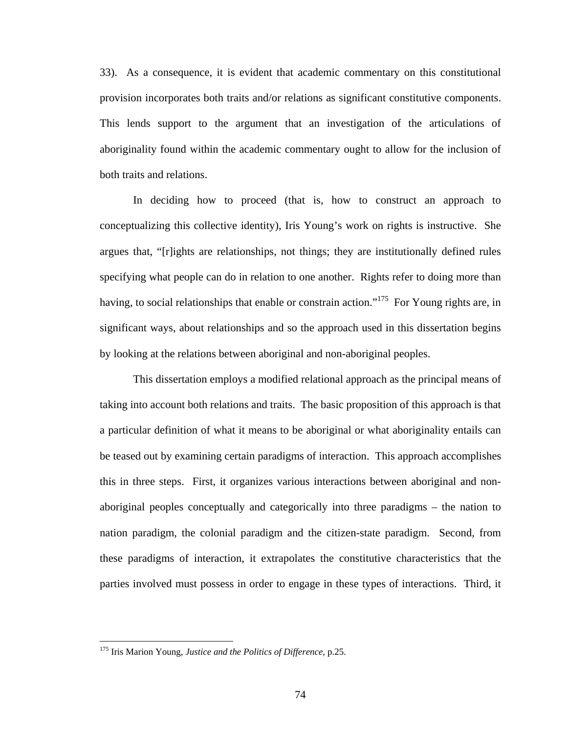33). As a consequence, it is evident that academic commentary on this constitutional provision incorporates both traits and/or relations as significant constitutive components. This lends support to the argument that an investigation of the articulations of aboriginality found within the academic commentary ought to allow for the inclusion of both traits and relations.

In deciding how to proceed (that is, how to construct an approach to conceptualizing this collective identity), Iris Young's work on rights is instructive. She argues that, "[r]ights are relationships, not things; they are institutionally defined rules specifying what people can do in relation to one another. Rights refer to doing more than having, to social relationships that enable or constrain action."[175] For Young rights are, in significant ways, about relationships and so the approach used in this dissertation begins by looking at the relations between aboriginal and non-aboriginal peoples.

This dissertation employs a modified relational approach as the principal means of taking into account both relations and traits. The basic proposition of this approach is that a particular definition of what it means to be aboriginal or what aboriginality entails can be teased out by examining certain paradigms of interaction. This approach accomplishes this in three steps. First, it organizes various interactions between aboriginal and non-aboriginal peoples conceptually and categorically into three paradigms – the nation to nation paradigm, the colonial paradigm and the citizen-state paradigm. Second, from these paradigms of interaction, it extrapolates the constitutive characteristics that the parties involved must possess in order to engage in these types of interactions. Third, it

---

[175] Iris Marion Young, *Justice and the Politics of Difference*, p.25.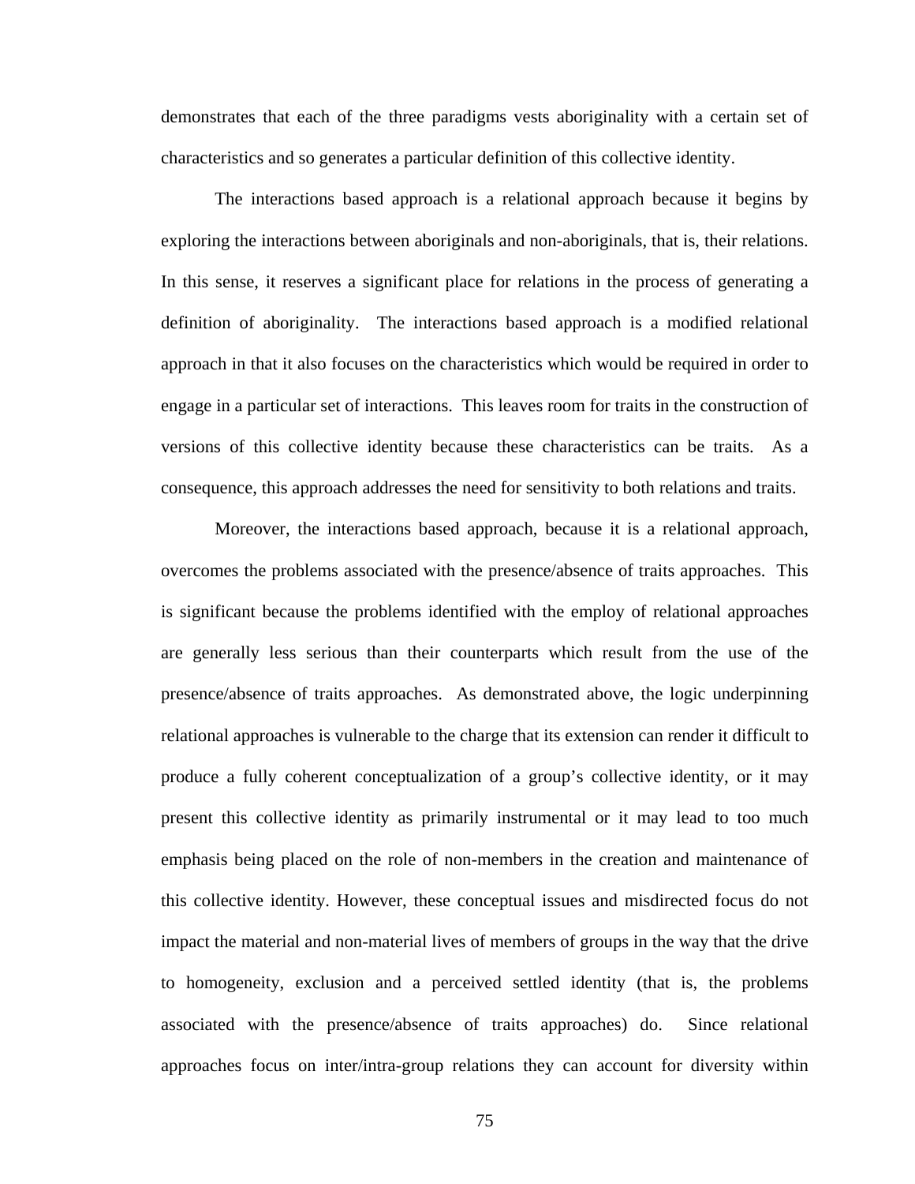demonstrates that each of the three paradigms vests aboriginality with a certain set of characteristics and so generates a particular definition of this collective identity.

The interactions based approach is a relational approach because it begins by exploring the interactions between aboriginals and non-aboriginals, that is, their relations. In this sense, it reserves a significant place for relations in the process of generating a definition of aboriginality. The interactions based approach is a modified relational approach in that it also focuses on the characteristics which would be required in order to engage in a particular set of interactions. This leaves room for traits in the construction of versions of this collective identity because these characteristics can be traits. As a consequence, this approach addresses the need for sensitivity to both relations and traits.

Moreover, the interactions based approach, because it is a relational approach, overcomes the problems associated with the presence/absence of traits approaches. This is significant because the problems identified with the employ of relational approaches are generally less serious than their counterparts which result from the use of the presence/absence of traits approaches. As demonstrated above, the logic underpinning relational approaches is vulnerable to the charge that its extension can render it difficult to produce a fully coherent conceptualization of a group's collective identity, or it may present this collective identity as primarily instrumental or it may lead to too much emphasis being placed on the role of non-members in the creation and maintenance of this collective identity. However, these conceptual issues and misdirected focus do not impact the material and non-material lives of members of groups in the way that the drive to homogeneity, exclusion and a perceived settled identity (that is, the problems associated with the presence/absence of traits approaches) do. Since relational approaches focus on inter/intra-group relations they can account for diversity within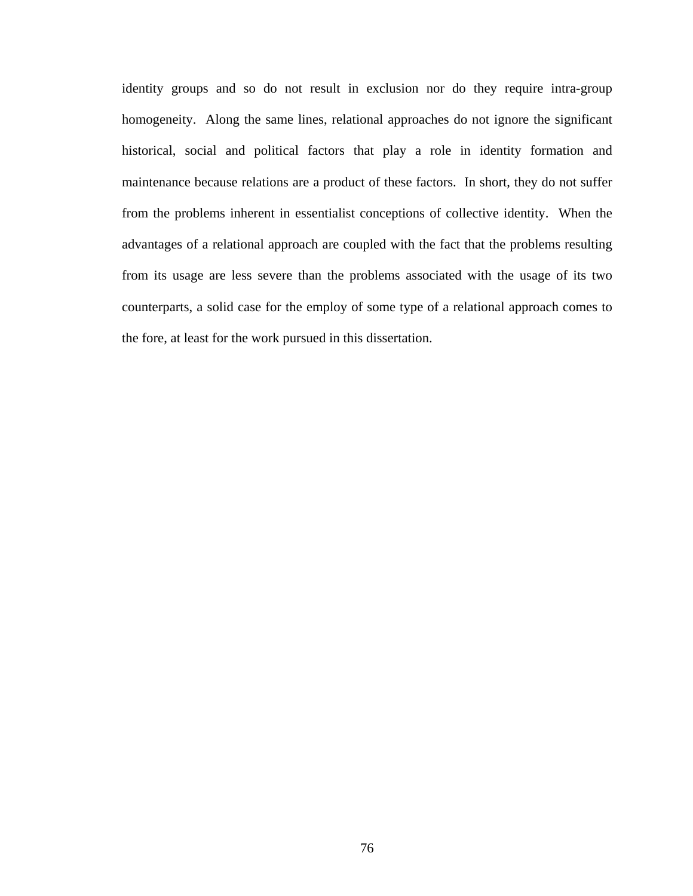identity groups and so do not result in exclusion nor do they require intra-group homogeneity. Along the same lines, relational approaches do not ignore the significant historical, social and political factors that play a role in identity formation and maintenance because relations are a product of these factors. In short, they do not suffer from the problems inherent in essentialist conceptions of collective identity. When the advantages of a relational approach are coupled with the fact that the problems resulting from its usage are less severe than the problems associated with the usage of its two counterparts, a solid case for the employ of some type of a relational approach comes to the fore, at least for the work pursued in this dissertation.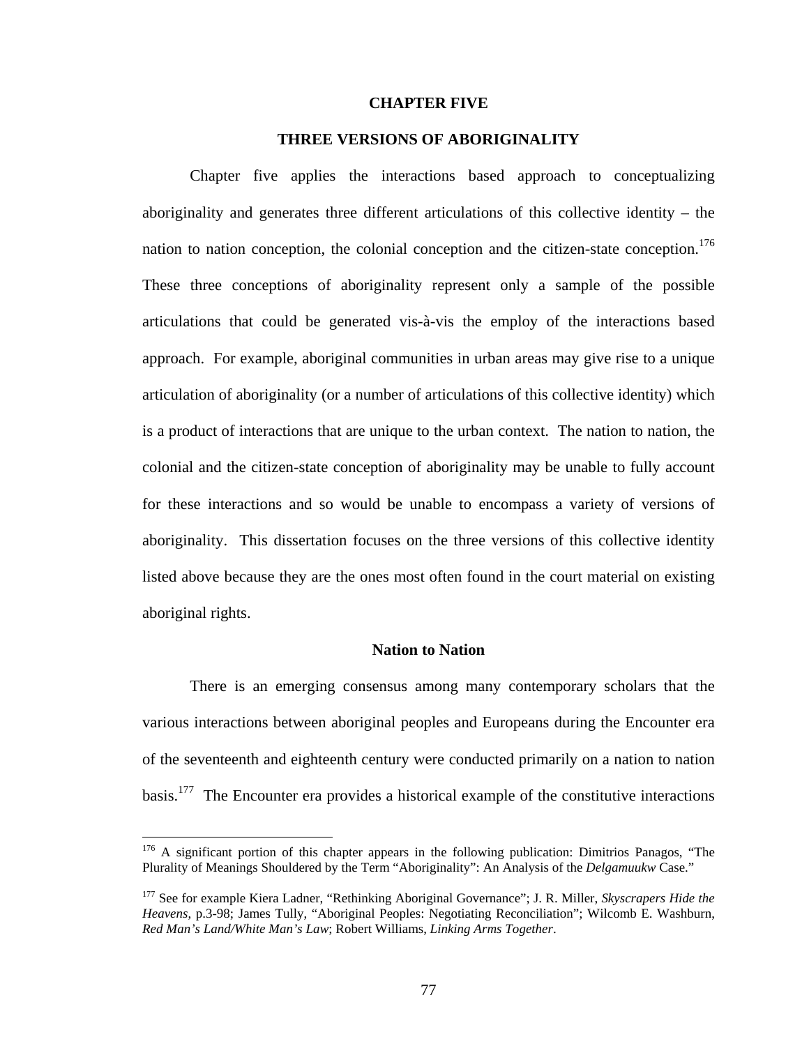# CHAPTER FIVE

## THREE VERSIONS OF ABORIGINALITY

Chapter five applies the interactions based approach to conceptualizing aboriginality and generates three different articulations of this collective identity – the nation to nation conception, the colonial conception and the citizen-state conception.[176] These three conceptions of aboriginality represent only a sample of the possible articulations that could be generated vis-à-vis the employ of the interactions based approach. For example, aboriginal communities in urban areas may give rise to a unique articulation of aboriginality (or a number of articulations of this collective identity) which is a product of interactions that are unique to the urban context. The nation to nation, the colonial and the citizen-state conception of aboriginality may be unable to fully account for these interactions and so would be unable to encompass a variety of versions of aboriginality. This dissertation focuses on the three versions of this collective identity listed above because they are the ones most often found in the court material on existing aboriginal rights.

### Nation to Nation

There is an emerging consensus among many contemporary scholars that the various interactions between aboriginal peoples and Europeans during the Encounter era of the seventeenth and eighteenth century were conducted primarily on a nation to nation basis.[177] The Encounter era provides a historical example of the constitutive interactions

---

[176] A significant portion of this chapter appears in the following publication: Dimitrios Panagos, "The Plurality of Meanings Shouldered by the Term "Aboriginality": An Analysis of the *Delgamuukw* Case."

[177] See for example Kiera Ladner, "Rethinking Aboriginal Governance"; J. R. Miller, *Skyscrapers Hide the Heavens*, p.3-98; James Tully, "Aboriginal Peoples: Negotiating Reconciliation"; Wilcomb E. Washburn, *Red Man's Land/White Man's Law*; Robert Williams, *Linking Arms Together*.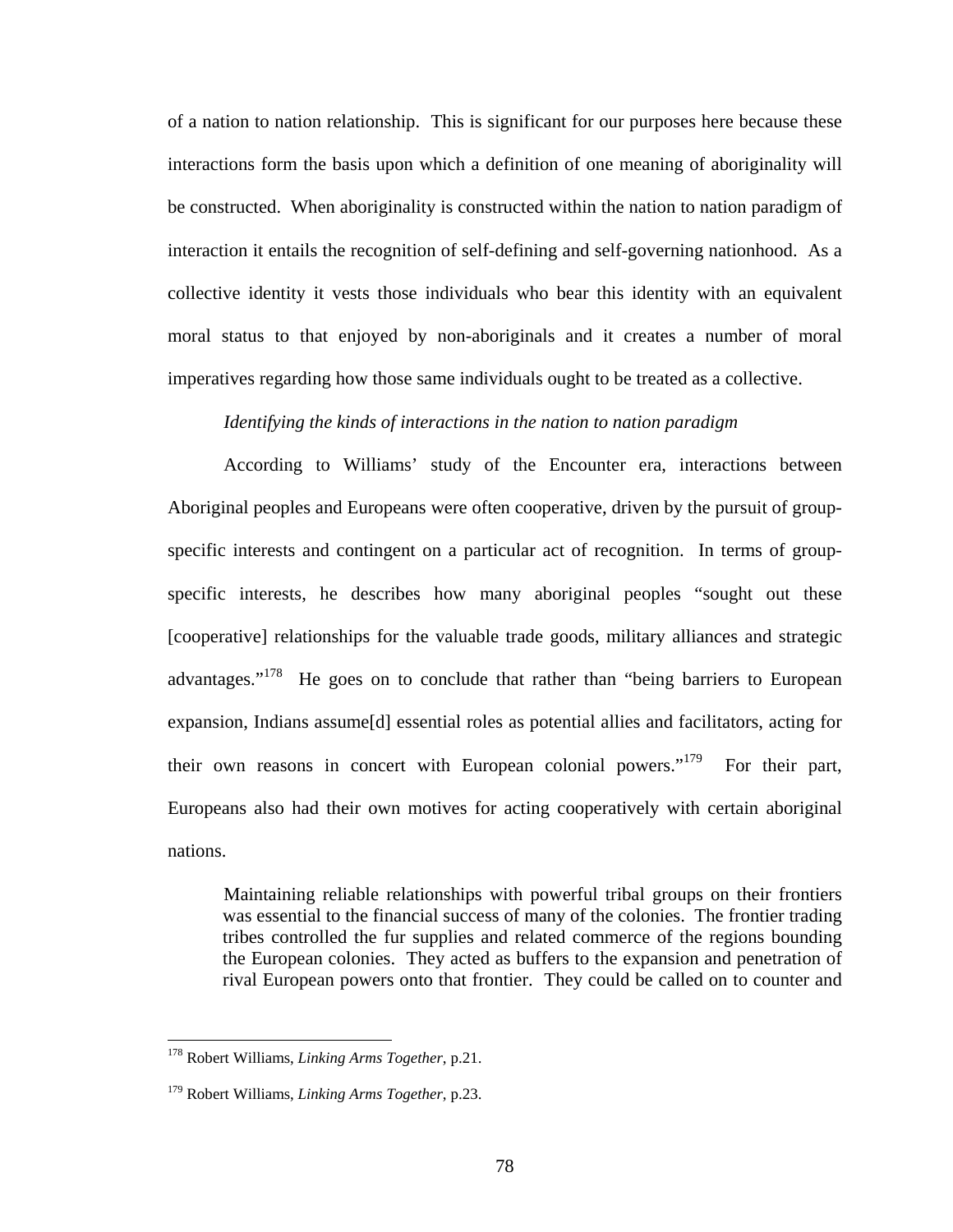of a nation to nation relationship. This is significant for our purposes here because these interactions form the basis upon which a definition of one meaning of aboriginality will be constructed. When aboriginality is constructed within the nation to nation paradigm of interaction it entails the recognition of self-defining and self-governing nationhood. As a collective identity it vests those individuals who bear this identity with an equivalent moral status to that enjoyed by non-aboriginals and it creates a number of moral imperatives regarding how those same individuals ought to be treated as a collective.

*Identifying the kinds of interactions in the nation to nation paradigm*

According to Williams' study of the Encounter era, interactions between Aboriginal peoples and Europeans were often cooperative, driven by the pursuit of group-specific interests and contingent on a particular act of recognition. In terms of group-specific interests, he describes how many aboriginal peoples "sought out these [cooperative] relationships for the valuable trade goods, military alliances and strategic advantages."[178] He goes on to conclude that rather than "being barriers to European expansion, Indians assume[d] essential roles as potential allies and facilitators, acting for their own reasons in concert with European colonial powers."[179] For their part, Europeans also had their own motives for acting cooperatively with certain aboriginal nations.

> Maintaining reliable relationships with powerful tribal groups on their frontiers was essential to the financial success of many of the colonies. The frontier trading tribes controlled the fur supplies and related commerce of the regions bounding the European colonies. They acted as buffers to the expansion and penetration of rival European powers onto that frontier. They could be called on to counter and

---

[178] Robert Williams, *Linking Arms Together*, p.21.

[179] Robert Williams, *Linking Arms Together*, p.23.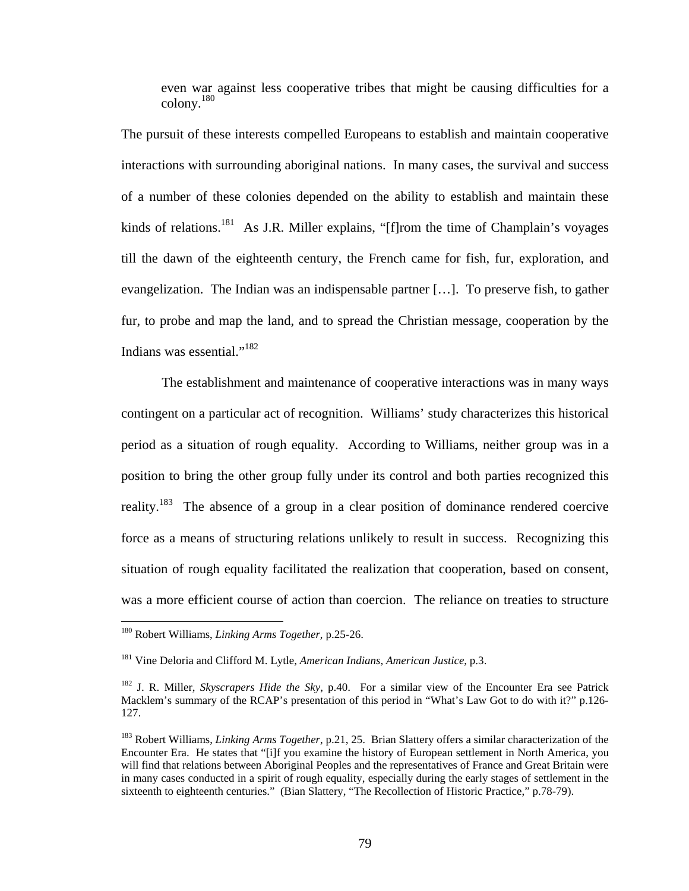even war against less cooperative tribes that might be causing difficulties for a colony.[180]

The pursuit of these interests compelled Europeans to establish and maintain cooperative interactions with surrounding aboriginal nations. In many cases, the survival and success of a number of these colonies depended on the ability to establish and maintain these kinds of relations.[181] As J.R. Miller explains, "[f]rom the time of Champlain's voyages till the dawn of the eighteenth century, the French came for fish, fur, exploration, and evangelization. The Indian was an indispensable partner […]. To preserve fish, to gather fur, to probe and map the land, and to spread the Christian message, cooperation by the Indians was essential."[182]

The establishment and maintenance of cooperative interactions was in many ways contingent on a particular act of recognition. Williams' study characterizes this historical period as a situation of rough equality. According to Williams, neither group was in a position to bring the other group fully under its control and both parties recognized this reality.[183] The absence of a group in a clear position of dominance rendered coercive force as a means of structuring relations unlikely to result in success. Recognizing this situation of rough equality facilitated the realization that cooperation, based on consent, was a more efficient course of action than coercion. The reliance on treaties to structure

---

[180] Robert Williams, *Linking Arms Together*, p.25-26.

[181] Vine Deloria and Clifford M. Lytle, *American Indians, American Justice*, p.3.

[182] J. R. Miller, *Skyscrapers Hide the Sky*, p.40. For a similar view of the Encounter Era see Patrick Macklem's summary of the RCAP's presentation of this period in "What's Law Got to do with it?" p.126-127.

[183] Robert Williams, *Linking Arms Together*, p.21, 25. Brian Slattery offers a similar characterization of the Encounter Era. He states that "[i]f you examine the history of European settlement in North America, you will find that relations between Aboriginal Peoples and the representatives of France and Great Britain were in many cases conducted in a spirit of rough equality, especially during the early stages of settlement in the sixteenth to eighteenth centuries." (Bian Slattery, "The Recollection of Historic Practice," p.78-79).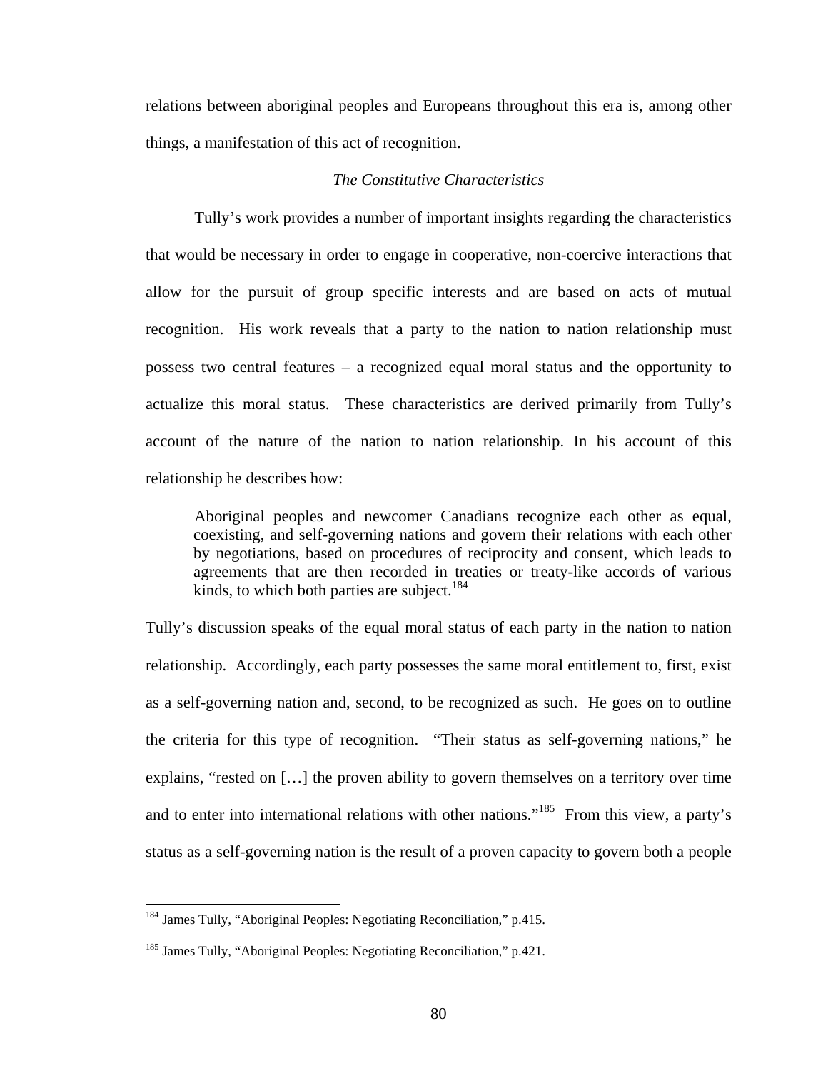relations between aboriginal peoples and Europeans throughout this era is, among other things, a manifestation of this act of recognition.

### *The Constitutive Characteristics*

Tully's work provides a number of important insights regarding the characteristics that would be necessary in order to engage in cooperative, non-coercive interactions that allow for the pursuit of group specific interests and are based on acts of mutual recognition. His work reveals that a party to the nation to nation relationship must possess two central features – a recognized equal moral status and the opportunity to actualize this moral status. These characteristics are derived primarily from Tully's account of the nature of the nation to nation relationship. In his account of this relationship he describes how:

> Aboriginal peoples and newcomer Canadians recognize each other as equal, coexisting, and self-governing nations and govern their relations with each other by negotiations, based on procedures of reciprocity and consent, which leads to agreements that are then recorded in treaties or treaty-like accords of various kinds, to which both parties are subject.[184]

Tully's discussion speaks of the equal moral status of each party in the nation to nation relationship. Accordingly, each party possesses the same moral entitlement to, first, exist as a self-governing nation and, second, to be recognized as such. He goes on to outline the criteria for this type of recognition. "Their status as self-governing nations," he explains, "rested on […] the proven ability to govern themselves on a territory over time and to enter into international relations with other nations."[185] From this view, a party's status as a self-governing nation is the result of a proven capacity to govern both a people

---

[184] James Tully, "Aboriginal Peoples: Negotiating Reconciliation," p.415.

[185] James Tully, "Aboriginal Peoples: Negotiating Reconciliation," p.421.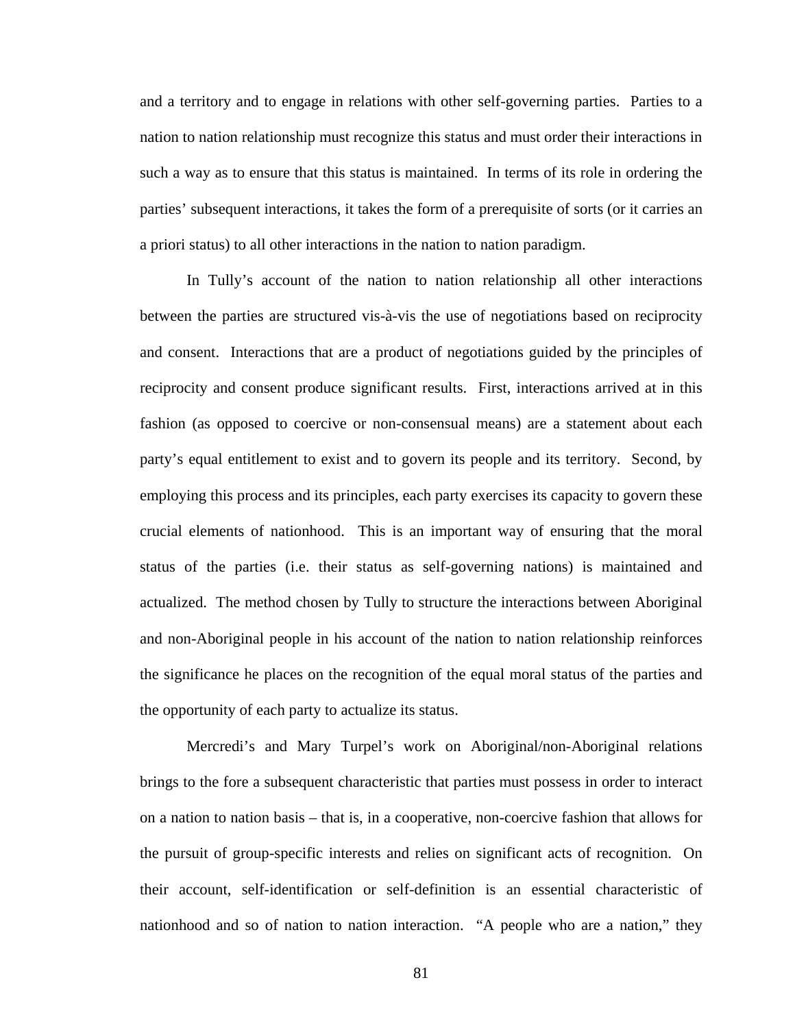and a territory and to engage in relations with other self-governing parties. Parties to a nation to nation relationship must recognize this status and must order their interactions in such a way as to ensure that this status is maintained. In terms of its role in ordering the parties' subsequent interactions, it takes the form of a prerequisite of sorts (or it carries an a priori status) to all other interactions in the nation to nation paradigm.

In Tully's account of the nation to nation relationship all other interactions between the parties are structured vis-à-vis the use of negotiations based on reciprocity and consent. Interactions that are a product of negotiations guided by the principles of reciprocity and consent produce significant results. First, interactions arrived at in this fashion (as opposed to coercive or non-consensual means) are a statement about each party's equal entitlement to exist and to govern its people and its territory. Second, by employing this process and its principles, each party exercises its capacity to govern these crucial elements of nationhood. This is an important way of ensuring that the moral status of the parties (i.e. their status as self-governing nations) is maintained and actualized. The method chosen by Tully to structure the interactions between Aboriginal and non-Aboriginal people in his account of the nation to nation relationship reinforces the significance he places on the recognition of the equal moral status of the parties and the opportunity of each party to actualize its status.

Mercredi's and Mary Turpel's work on Aboriginal/non-Aboriginal relations brings to the fore a subsequent characteristic that parties must possess in order to interact on a nation to nation basis – that is, in a cooperative, non-coercive fashion that allows for the pursuit of group-specific interests and relies on significant acts of recognition. On their account, self-identification or self-definition is an essential characteristic of nationhood and so of nation to nation interaction. "A people who are a nation," they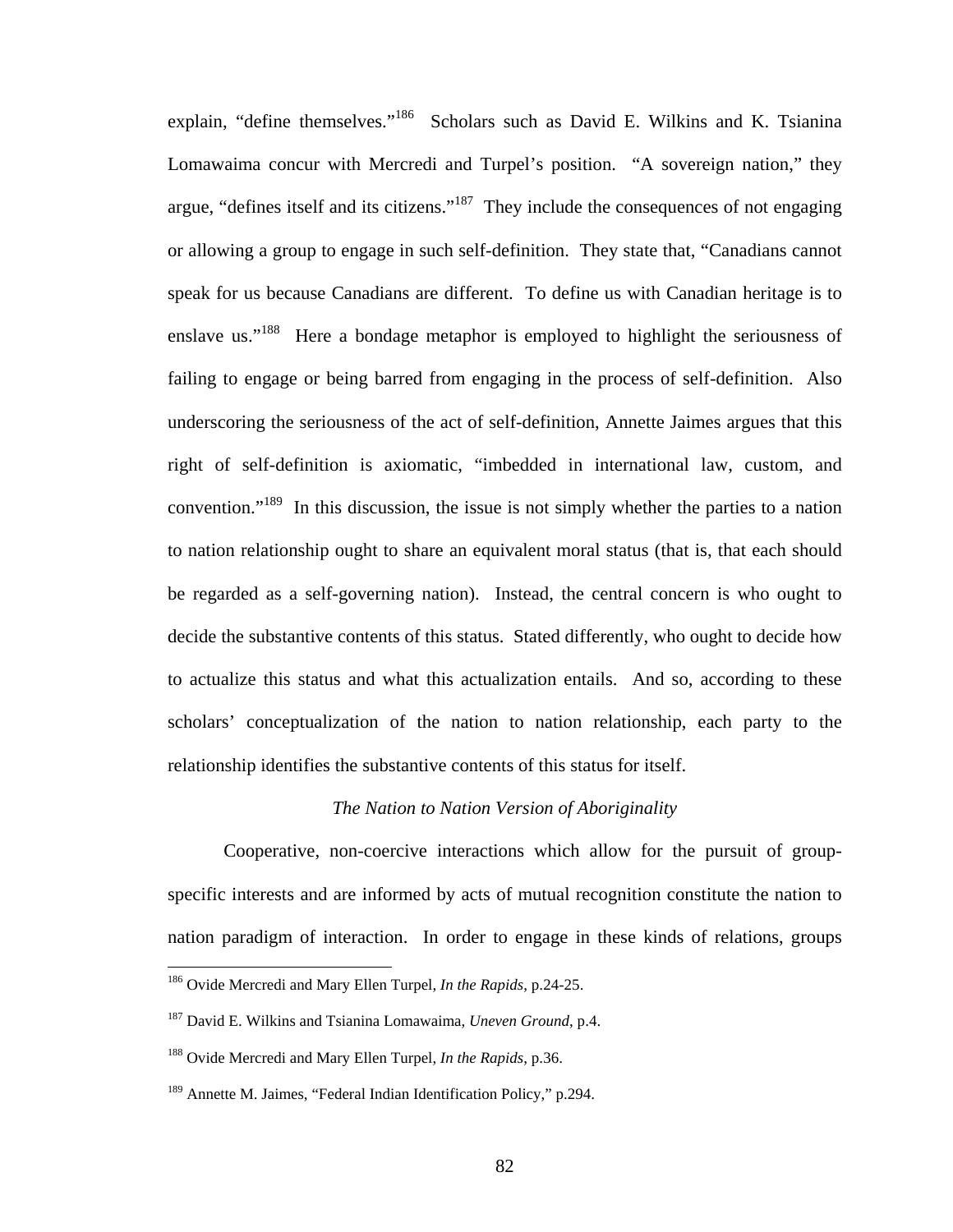explain, "define themselves."[186] Scholars such as David E. Wilkins and K. Tsianina Lomawaima concur with Mercredi and Turpel's position. "A sovereign nation," they argue, "defines itself and its citizens."[187] They include the consequences of not engaging or allowing a group to engage in such self-definition. They state that, "Canadians cannot speak for us because Canadians are different. To define us with Canadian heritage is to enslave us."[188] Here a bondage metaphor is employed to highlight the seriousness of failing to engage or being barred from engaging in the process of self-definition. Also underscoring the seriousness of the act of self-definition, Annette Jaimes argues that this right of self-definition is axiomatic, "imbedded in international law, custom, and convention."[189] In this discussion, the issue is not simply whether the parties to a nation to nation relationship ought to share an equivalent moral status (that is, that each should be regarded as a self-governing nation). Instead, the central concern is who ought to decide the substantive contents of this status. Stated differently, who ought to decide how to actualize this status and what this actualization entails. And so, according to these scholars' conceptualization of the nation to nation relationship, each party to the relationship identifies the substantive contents of this status for itself.

*The Nation to Nation Version of Aboriginality*

Cooperative, non-coercive interactions which allow for the pursuit of group-specific interests and are informed by acts of mutual recognition constitute the nation to nation paradigm of interaction. In order to engage in these kinds of relations, groups

---

[186] Ovide Mercredi and Mary Ellen Turpel, *In the Rapids*, p.24-25.

[187] David E. Wilkins and Tsianina Lomawaima, *Uneven Ground*, p.4.

[188] Ovide Mercredi and Mary Ellen Turpel, *In the Rapids*, p.36.

[189] Annette M. Jaimes, "Federal Indian Identification Policy," p.294.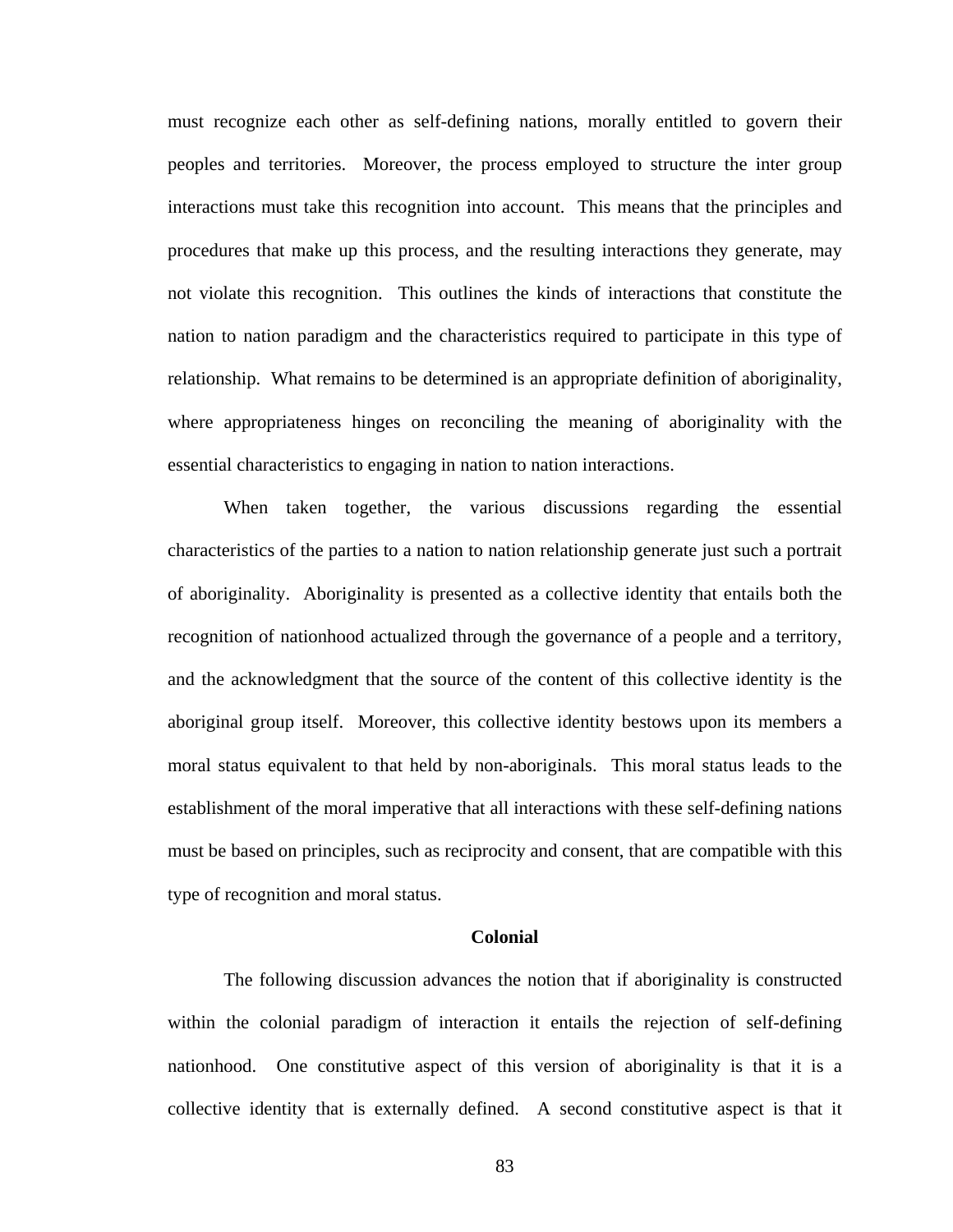must recognize each other as self-defining nations, morally entitled to govern their peoples and territories. Moreover, the process employed to structure the inter group interactions must take this recognition into account. This means that the principles and procedures that make up this process, and the resulting interactions they generate, may not violate this recognition. This outlines the kinds of interactions that constitute the nation to nation paradigm and the characteristics required to participate in this type of relationship. What remains to be determined is an appropriate definition of aboriginality, where appropriateness hinges on reconciling the meaning of aboriginality with the essential characteristics to engaging in nation to nation interactions.

When taken together, the various discussions regarding the essential characteristics of the parties to a nation to nation relationship generate just such a portrait of aboriginality. Aboriginality is presented as a collective identity that entails both the recognition of nationhood actualized through the governance of a people and a territory, and the acknowledgment that the source of the content of this collective identity is the aboriginal group itself. Moreover, this collective identity bestows upon its members a moral status equivalent to that held by non-aboriginals. This moral status leads to the establishment of the moral imperative that all interactions with these self-defining nations must be based on principles, such as reciprocity and consent, that are compatible with this type of recognition and moral status.

### Colonial

The following discussion advances the notion that if aboriginality is constructed within the colonial paradigm of interaction it entails the rejection of self-defining nationhood. One constitutive aspect of this version of aboriginality is that it is a collective identity that is externally defined. A second constitutive aspect is that it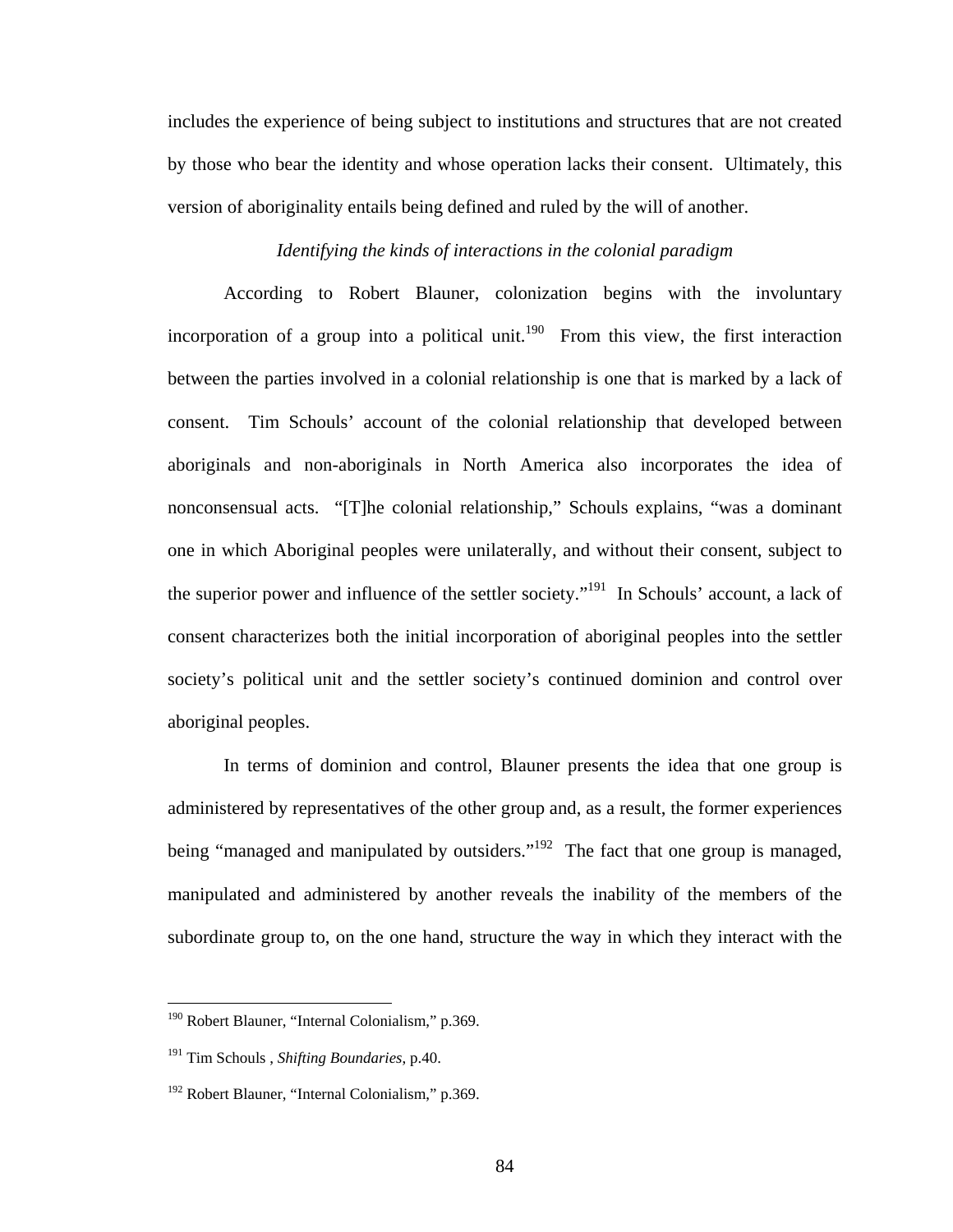includes the experience of being subject to institutions and structures that are not created by those who bear the identity and whose operation lacks their consent. Ultimately, this version of aboriginality entails being defined and ruled by the will of another.

*Identifying the kinds of interactions in the colonial paradigm*

According to Robert Blauner, colonization begins with the involuntary incorporation of a group into a political unit.[190] From this view, the first interaction between the parties involved in a colonial relationship is one that is marked by a lack of consent. Tim Schouls' account of the colonial relationship that developed between aboriginals and non-aboriginals in North America also incorporates the idea of nonconsensual acts. "[T]he colonial relationship," Schouls explains, "was a dominant one in which Aboriginal peoples were unilaterally, and without their consent, subject to the superior power and influence of the settler society."[191] In Schouls' account, a lack of consent characterizes both the initial incorporation of aboriginal peoples into the settler society's political unit and the settler society's continued dominion and control over aboriginal peoples.

In terms of dominion and control, Blauner presents the idea that one group is administered by representatives of the other group and, as a result, the former experiences being "managed and manipulated by outsiders."[192] The fact that one group is managed, manipulated and administered by another reveals the inability of the members of the subordinate group to, on the one hand, structure the way in which they interact with the

---

[190] Robert Blauner, "Internal Colonialism," p.369.

[191] Tim Schouls , *Shifting Boundaries*, p.40.

[192] Robert Blauner, "Internal Colonialism," p.369.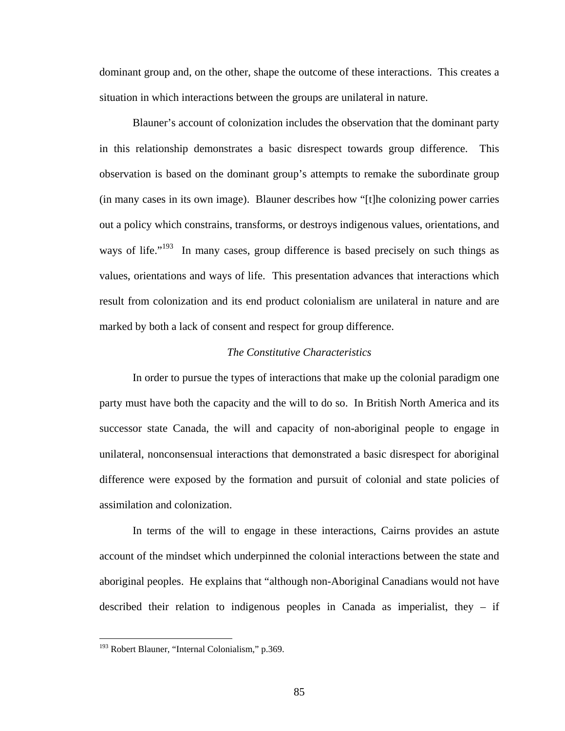dominant group and, on the other, shape the outcome of these interactions. This creates a situation in which interactions between the groups are unilateral in nature.

Blauner's account of colonization includes the observation that the dominant party in this relationship demonstrates a basic disrespect towards group difference. This observation is based on the dominant group's attempts to remake the subordinate group (in many cases in its own image). Blauner describes how "[t]he colonizing power carries out a policy which constrains, transforms, or destroys indigenous values, orientations, and ways of life."[193] In many cases, group difference is based precisely on such things as values, orientations and ways of life. This presentation advances that interactions which result from colonization and its end product colonialism are unilateral in nature and are marked by both a lack of consent and respect for group difference.

### *The Constitutive Characteristics*

In order to pursue the types of interactions that make up the colonial paradigm one party must have both the capacity and the will to do so. In British North America and its successor state Canada, the will and capacity of non-aboriginal people to engage in unilateral, nonconsensual interactions that demonstrated a basic disrespect for aboriginal difference were exposed by the formation and pursuit of colonial and state policies of assimilation and colonization.

In terms of the will to engage in these interactions, Cairns provides an astute account of the mindset which underpinned the colonial interactions between the state and aboriginal peoples. He explains that "although non-Aboriginal Canadians would not have described their relation to indigenous peoples in Canada as imperialist, they – if

---

[193] Robert Blauner, "Internal Colonialism," p.369.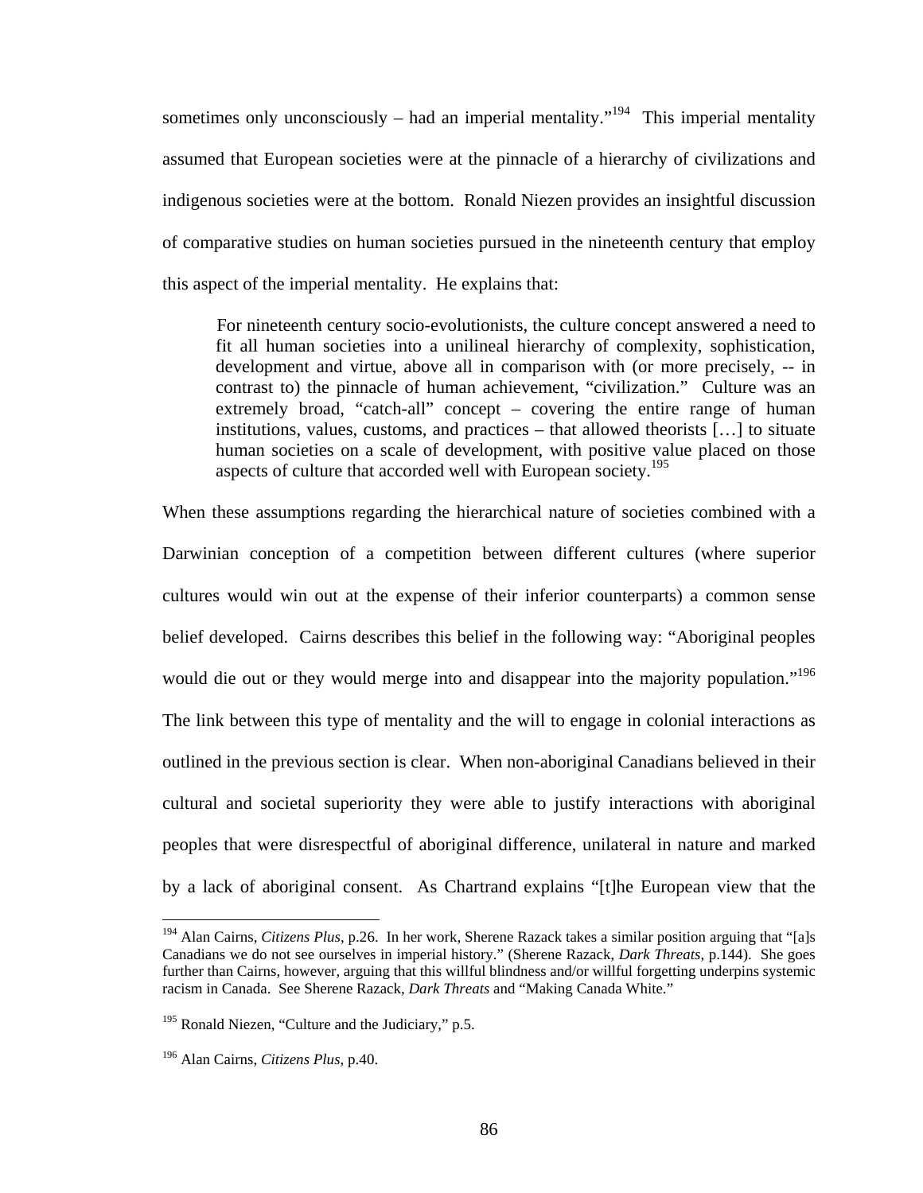sometimes only unconsciously – had an imperial mentality."[194] This imperial mentality assumed that European societies were at the pinnacle of a hierarchy of civilizations and indigenous societies were at the bottom. Ronald Niezen provides an insightful discussion of comparative studies on human societies pursued in the nineteenth century that employ this aspect of the imperial mentality. He explains that:

> For nineteenth century socio-evolutionists, the culture concept answered a need to fit all human societies into a unilineal hierarchy of complexity, sophistication, development and virtue, above all in comparison with (or more precisely, -- in contrast to) the pinnacle of human achievement, "civilization." Culture was an extremely broad, "catch-all" concept – covering the entire range of human institutions, values, customs, and practices – that allowed theorists […] to situate human societies on a scale of development, with positive value placed on those aspects of culture that accorded well with European society.[195]

When these assumptions regarding the hierarchical nature of societies combined with a Darwinian conception of a competition between different cultures (where superior cultures would win out at the expense of their inferior counterparts) a common sense belief developed. Cairns describes this belief in the following way: "Aboriginal peoples would die out or they would merge into and disappear into the majority population."[196] The link between this type of mentality and the will to engage in colonial interactions as outlined in the previous section is clear. When non-aboriginal Canadians believed in their cultural and societal superiority they were able to justify interactions with aboriginal peoples that were disrespectful of aboriginal difference, unilateral in nature and marked by a lack of aboriginal consent. As Chartrand explains "[t]he European view that the

---

[194] Alan Cairns, *Citizens Plus*, p.26. In her work, Sherene Razack takes a similar position arguing that "[a]s Canadians we do not see ourselves in imperial history." (Sherene Razack, *Dark Threats*, p.144). She goes further than Cairns, however, arguing that this willful blindness and/or willful forgetting underpins systemic racism in Canada. See Sherene Razack, *Dark Threats* and "Making Canada White."

[195] Ronald Niezen, "Culture and the Judiciary," p.5.

[196] Alan Cairns, *Citizens Plus*, p.40.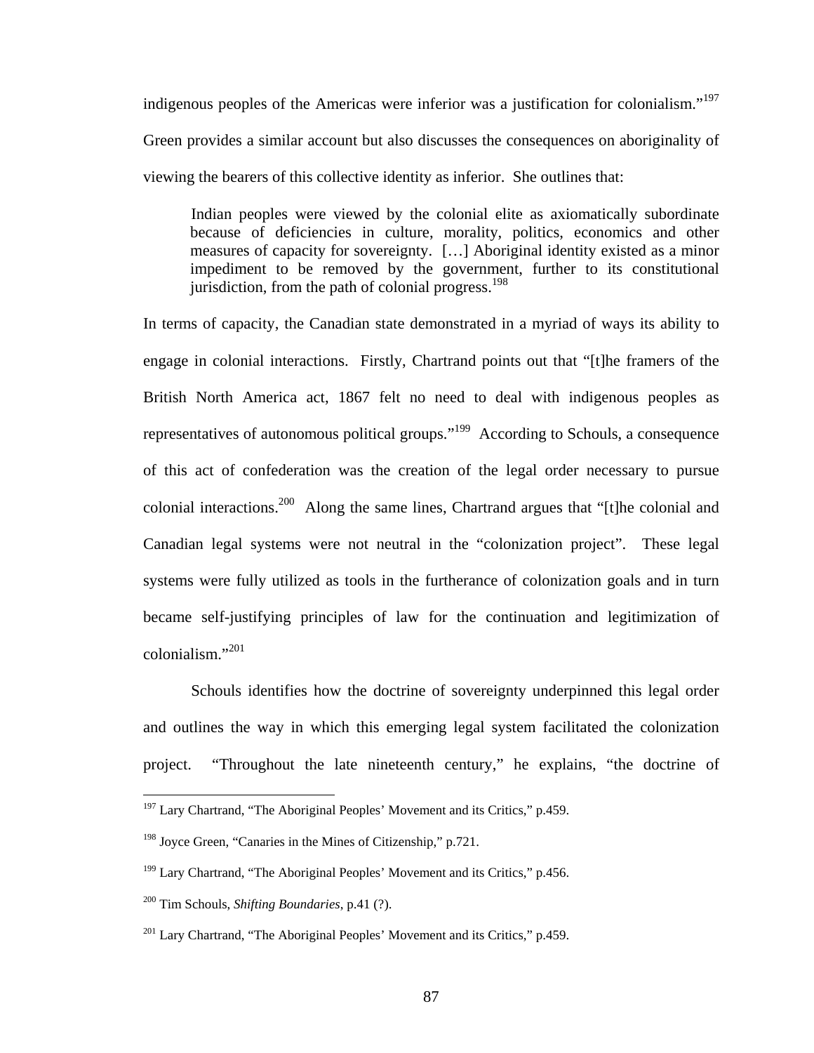indigenous peoples of the Americas were inferior was a justification for colonialism."[197] Green provides a similar account but also discusses the consequences on aboriginality of viewing the bearers of this collective identity as inferior. She outlines that:

> Indian peoples were viewed by the colonial elite as axiomatically subordinate because of deficiencies in culture, morality, politics, economics and other measures of capacity for sovereignty. […] Aboriginal identity existed as a minor impediment to be removed by the government, further to its constitutional jurisdiction, from the path of colonial progress.[198]

In terms of capacity, the Canadian state demonstrated in a myriad of ways its ability to engage in colonial interactions. Firstly, Chartrand points out that "[t]he framers of the British North America act, 1867 felt no need to deal with indigenous peoples as representatives of autonomous political groups."[199] According to Schouls, a consequence of this act of confederation was the creation of the legal order necessary to pursue colonial interactions.[200] Along the same lines, Chartrand argues that "[t]he colonial and Canadian legal systems were not neutral in the "colonization project". These legal systems were fully utilized as tools in the furtherance of colonization goals and in turn became self-justifying principles of law for the continuation and legitimization of colonialism."[201]

Schouls identifies how the doctrine of sovereignty underpinned this legal order and outlines the way in which this emerging legal system facilitated the colonization project. "Throughout the late nineteenth century," he explains, "the doctrine of

---

[197] Lary Chartrand, "The Aboriginal Peoples' Movement and its Critics," p.459.

[198] Joyce Green, "Canaries in the Mines of Citizenship," p.721.

[199] Lary Chartrand, "The Aboriginal Peoples' Movement and its Critics," p.456.

[200] Tim Schouls, *Shifting Boundaries*, p.41 (?).

[201] Lary Chartrand, "The Aboriginal Peoples' Movement and its Critics," p.459.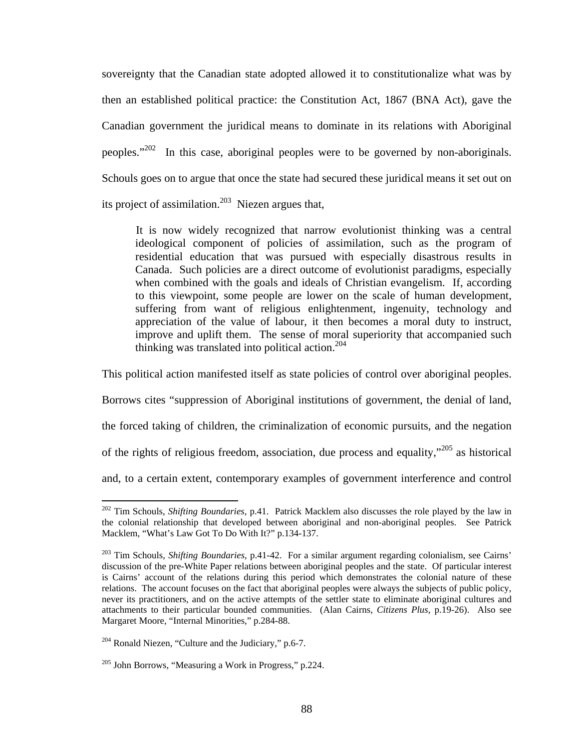sovereignty that the Canadian state adopted allowed it to constitutionalize what was by then an established political practice: the Constitution Act, 1867 (BNA Act), gave the Canadian government the juridical means to dominate in its relations with Aboriginal peoples."[202] In this case, aboriginal peoples were to be governed by non-aboriginals. Schouls goes on to argue that once the state had secured these juridical means it set out on its project of assimilation.[203] Niezen argues that,

> It is now widely recognized that narrow evolutionist thinking was a central ideological component of policies of assimilation, such as the program of residential education that was pursued with especially disastrous results in Canada. Such policies are a direct outcome of evolutionist paradigms, especially when combined with the goals and ideals of Christian evangelism. If, according to this viewpoint, some people are lower on the scale of human development, suffering from want of religious enlightenment, ingenuity, technology and appreciation of the value of labour, it then becomes a moral duty to instruct, improve and uplift them. The sense of moral superiority that accompanied such thinking was translated into political action.[204]

This political action manifested itself as state policies of control over aboriginal peoples. Borrows cites "suppression of Aboriginal institutions of government, the denial of land, the forced taking of children, the criminalization of economic pursuits, and the negation of the rights of religious freedom, association, due process and equality,"[205] as historical and, to a certain extent, contemporary examples of government interference and control

---

[202] Tim Schouls, *Shifting Boundaries*, p.41. Patrick Macklem also discusses the role played by the law in the colonial relationship that developed between aboriginal and non-aboriginal peoples. See Patrick Macklem, "What's Law Got To Do With It?" p.134-137.

[203] Tim Schouls, *Shifting Boundaries*, p.41-42. For a similar argument regarding colonialism, see Cairns' discussion of the pre-White Paper relations between aboriginal peoples and the state. Of particular interest is Cairns' account of the relations during this period which demonstrates the colonial nature of these relations. The account focuses on the fact that aboriginal peoples were always the subjects of public policy, never its practitioners, and on the active attempts of the settler state to eliminate aboriginal cultures and attachments to their particular bounded communities. (Alan Cairns, *Citizens Plus*, p.19-26). Also see Margaret Moore, "Internal Minorities," p.284-88.

[204] Ronald Niezen, "Culture and the Judiciary," p.6-7.

[205] John Borrows, "Measuring a Work in Progress," p.224.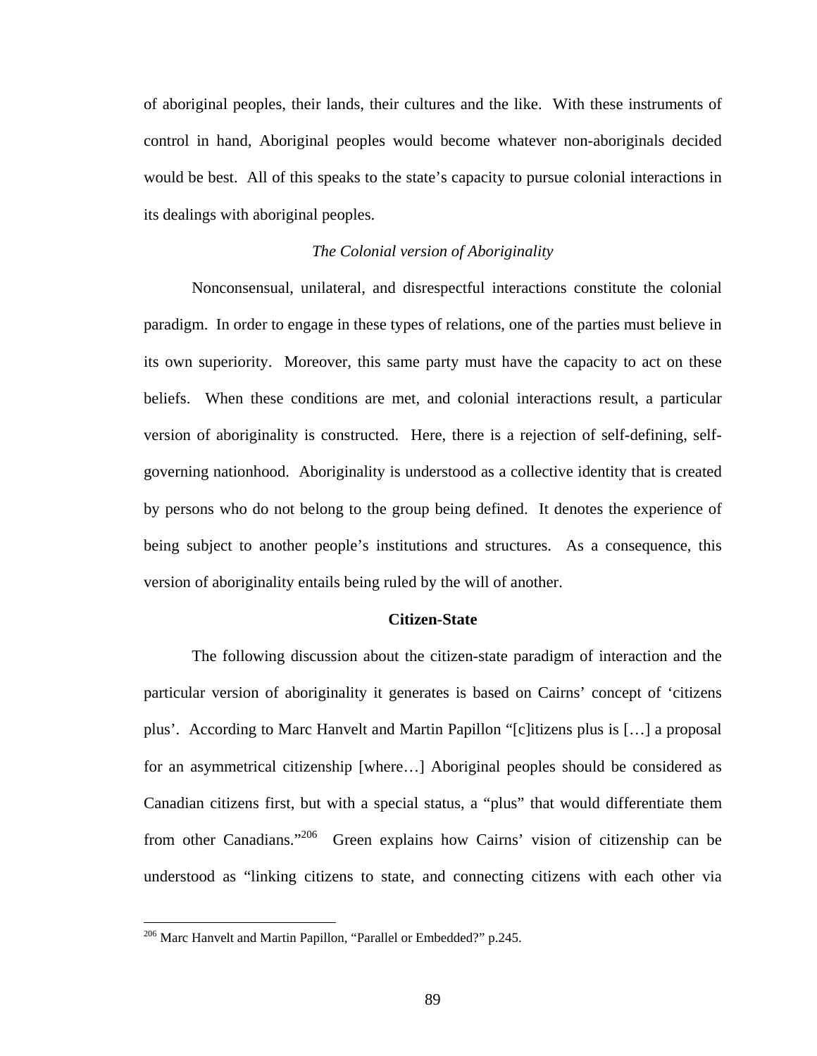of aboriginal peoples, their lands, their cultures and the like. With these instruments of control in hand, Aboriginal peoples would become whatever non-aboriginals decided would be best. All of this speaks to the state's capacity to pursue colonial interactions in its dealings with aboriginal peoples.

### *The Colonial version of Aboriginality*

Nonconsensual, unilateral, and disrespectful interactions constitute the colonial paradigm. In order to engage in these types of relations, one of the parties must believe in its own superiority. Moreover, this same party must have the capacity to act on these beliefs. When these conditions are met, and colonial interactions result, a particular version of aboriginality is constructed. Here, there is a rejection of self-defining, self-governing nationhood. Aboriginality is understood as a collective identity that is created by persons who do not belong to the group being defined. It denotes the experience of being subject to another people's institutions and structures. As a consequence, this version of aboriginality entails being ruled by the will of another.

## Citizen-State

The following discussion about the citizen-state paradigm of interaction and the particular version of aboriginality it generates is based on Cairns' concept of 'citizens plus'. According to Marc Hanvelt and Martin Papillon "[c]itizens plus is […] a proposal for an asymmetrical citizenship [where…] Aboriginal peoples should be considered as Canadian citizens first, but with a special status, a "plus" that would differentiate them from other Canadians."[206] Green explains how Cairns' vision of citizenship can be understood as "linking citizens to state, and connecting citizens with each other via

---

[206] Marc Hanvelt and Martin Papillon, "Parallel or Embedded?" p.245.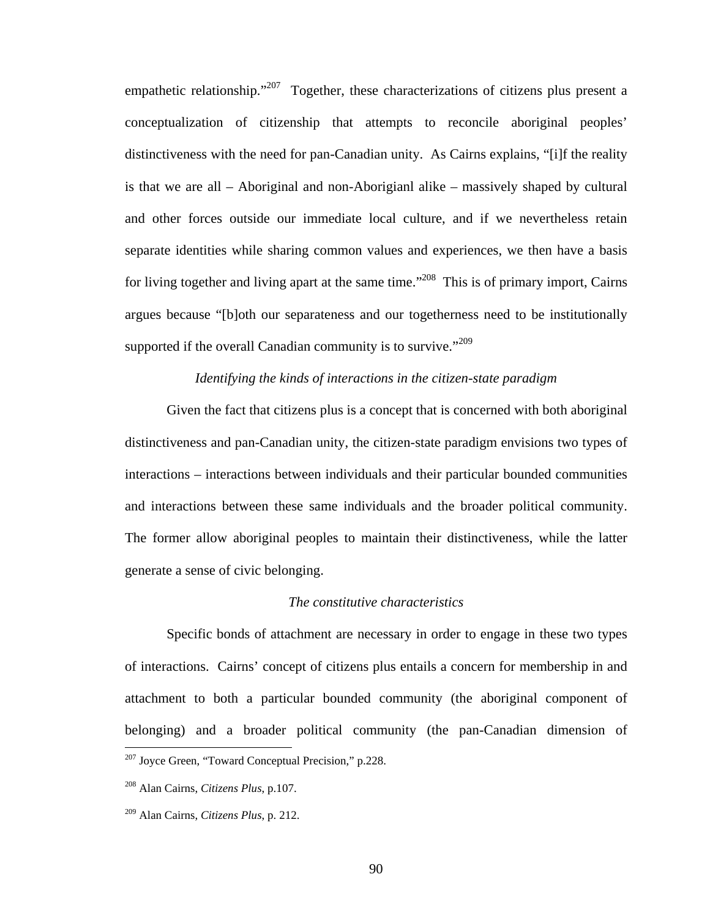empathetic relationship."[207] Together, these characterizations of citizens plus present a conceptualization of citizenship that attempts to reconcile aboriginal peoples' distinctiveness with the need for pan-Canadian unity. As Cairns explains, "[i]f the reality is that we are all – Aboriginal and non-Aborigianl alike – massively shaped by cultural and other forces outside our immediate local culture, and if we nevertheless retain separate identities while sharing common values and experiences, we then have a basis for living together and living apart at the same time."[208] This is of primary import, Cairns argues because "[b]oth our separateness and our togetherness need to be institutionally supported if the overall Canadian community is to survive."[209]

*Identifying the kinds of interactions in the citizen-state paradigm*

Given the fact that citizens plus is a concept that is concerned with both aboriginal distinctiveness and pan-Canadian unity, the citizen-state paradigm envisions two types of interactions – interactions between individuals and their particular bounded communities and interactions between these same individuals and the broader political community. The former allow aboriginal peoples to maintain their distinctiveness, while the latter generate a sense of civic belonging.

*The constitutive characteristics*

Specific bonds of attachment are necessary in order to engage in these two types of interactions. Cairns' concept of citizens plus entails a concern for membership in and attachment to both a particular bounded community (the aboriginal component of belonging) and a broader political community (the pan-Canadian dimension of

---

[207] Joyce Green, "Toward Conceptual Precision," p.228.

[208] Alan Cairns, *Citizens Plus*, p.107.

[209] Alan Cairns, *Citizens Plus*, p. 212.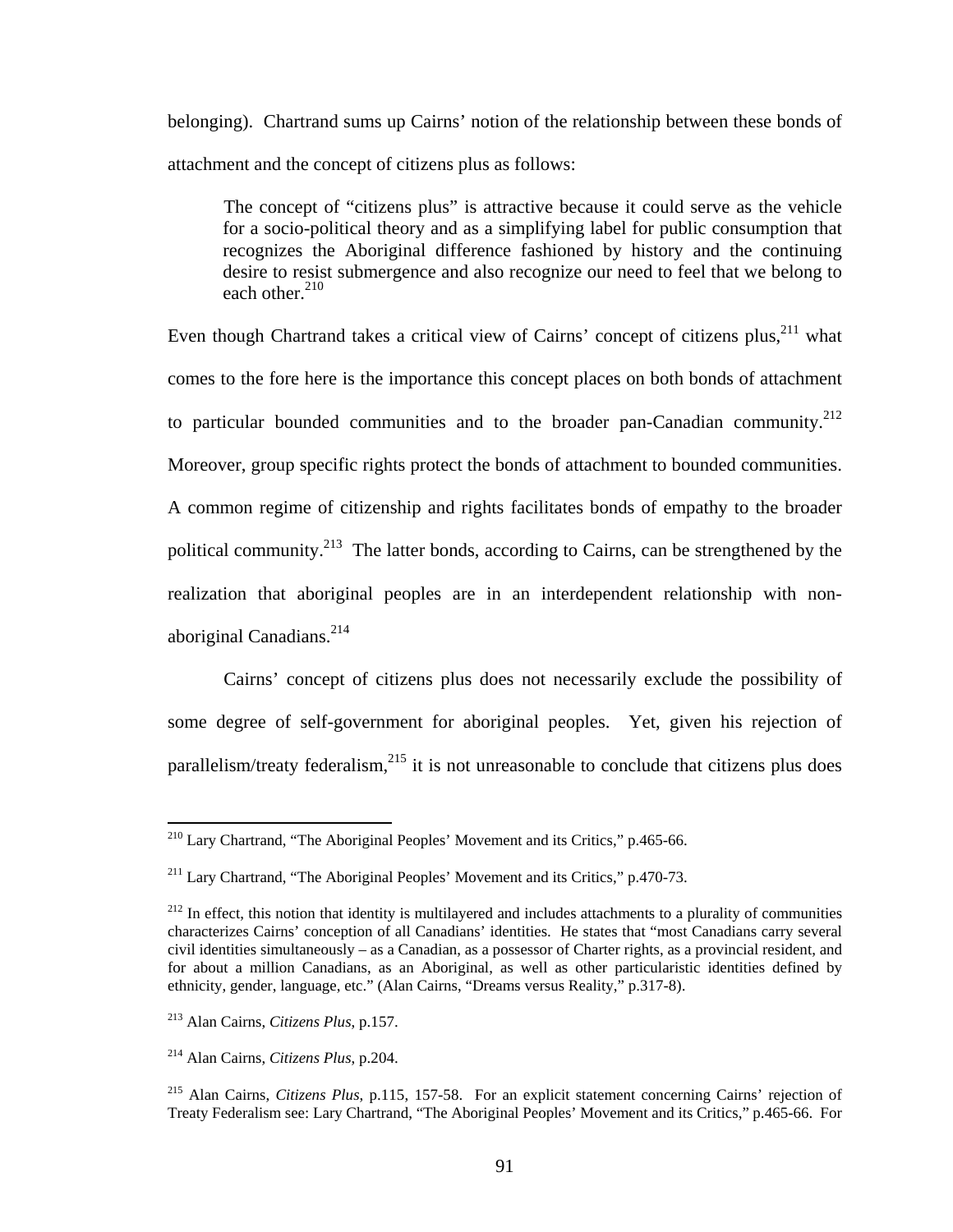belonging). Chartrand sums up Cairns' notion of the relationship between these bonds of attachment and the concept of citizens plus as follows:

> The concept of "citizens plus" is attractive because it could serve as the vehicle for a socio-political theory and as a simplifying label for public consumption that recognizes the Aboriginal difference fashioned by history and the continuing desire to resist submergence and also recognize our need to feel that we belong to each other.[210]

Even though Chartrand takes a critical view of Cairns' concept of citizens plus,[211] what comes to the fore here is the importance this concept places on both bonds of attachment to particular bounded communities and to the broader pan-Canadian community.[212] Moreover, group specific rights protect the bonds of attachment to bounded communities. A common regime of citizenship and rights facilitates bonds of empathy to the broader political community.[213] The latter bonds, according to Cairns, can be strengthened by the realization that aboriginal peoples are in an interdependent relationship with non-aboriginal Canadians.[214]

Cairns' concept of citizens plus does not necessarily exclude the possibility of some degree of self-government for aboriginal peoples. Yet, given his rejection of parallelism/treaty federalism,[215] it is not unreasonable to conclude that citizens plus does

---

[210] Lary Chartrand, "The Aboriginal Peoples' Movement and its Critics," p.465-66.

[211] Lary Chartrand, "The Aboriginal Peoples' Movement and its Critics," p.470-73.

[212] In effect, this notion that identity is multilayered and includes attachments to a plurality of communities characterizes Cairns' conception of all Canadians' identities. He states that "most Canadians carry several civil identities simultaneously – as a Canadian, as a possessor of Charter rights, as a provincial resident, and for about a million Canadians, as an Aboriginal, as well as other particularistic identities defined by ethnicity, gender, language, etc." (Alan Cairns, "Dreams versus Reality," p.317-8).

[213] Alan Cairns, *Citizens Plus*, p.157.

[214] Alan Cairns, *Citizens Plus*, p.204.

[215] Alan Cairns, *Citizens Plus*, p.115, 157-58. For an explicit statement concerning Cairns' rejection of Treaty Federalism see: Lary Chartrand, "The Aboriginal Peoples' Movement and its Critics," p.465-66. For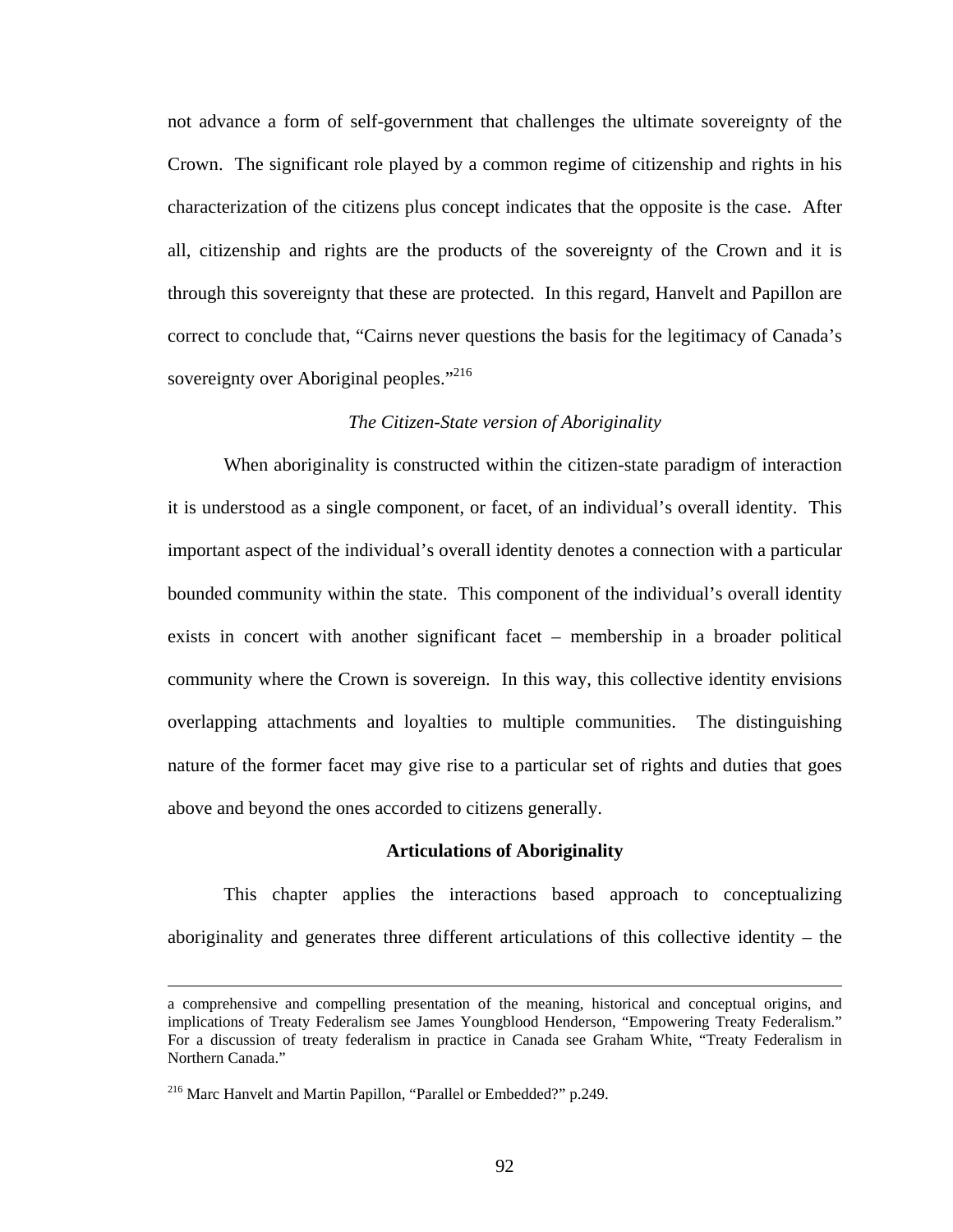not advance a form of self-government that challenges the ultimate sovereignty of the Crown. The significant role played by a common regime of citizenship and rights in his characterization of the citizens plus concept indicates that the opposite is the case. After all, citizenship and rights are the products of the sovereignty of the Crown and it is through this sovereignty that these are protected. In this regard, Hanvelt and Papillon are correct to conclude that, "Cairns never questions the basis for the legitimacy of Canada's sovereignty over Aboriginal peoples."[216]

*The Citizen-State version of Aboriginality*

When aboriginality is constructed within the citizen-state paradigm of interaction it is understood as a single component, or facet, of an individual's overall identity. This important aspect of the individual's overall identity denotes a connection with a particular bounded community within the state. This component of the individual's overall identity exists in concert with another significant facet – membership in a broader political community where the Crown is sovereign. In this way, this collective identity envisions overlapping attachments and loyalties to multiple communities. The distinguishing nature of the former facet may give rise to a particular set of rights and duties that goes above and beyond the ones accorded to citizens generally.

### Articulations of Aboriginality

This chapter applies the interactions based approach to conceptualizing aboriginality and generates three different articulations of this collective identity – the

---

a comprehensive and compelling presentation of the meaning, historical and conceptual origins, and implications of Treaty Federalism see James Youngblood Henderson, "Empowering Treaty Federalism." For a discussion of treaty federalism in practice in Canada see Graham White, "Treaty Federalism in Northern Canada."

[216] Marc Hanvelt and Martin Papillon, "Parallel or Embedded?" p.249.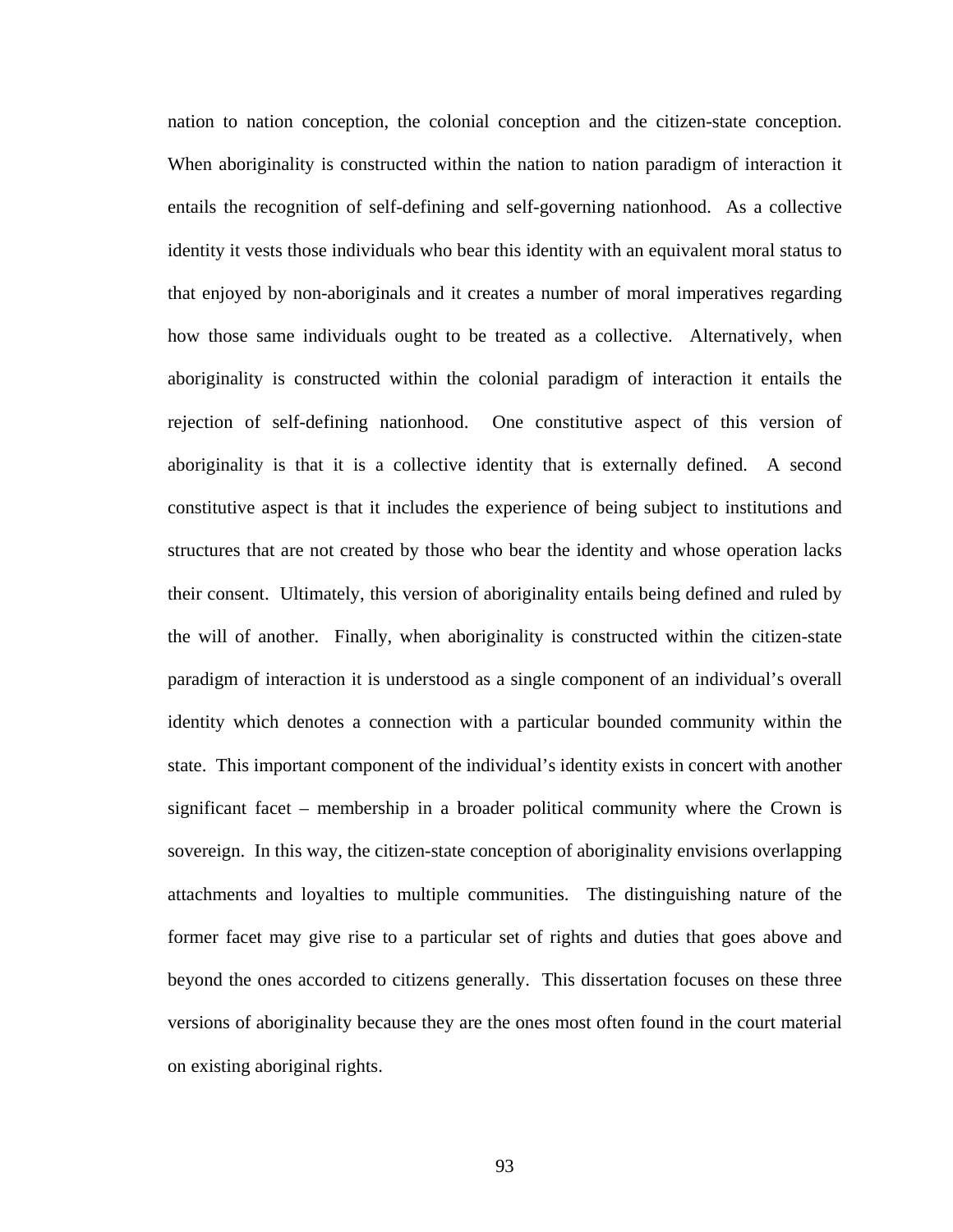nation to nation conception, the colonial conception and the citizen-state conception. When aboriginality is constructed within the nation to nation paradigm of interaction it entails the recognition of self-defining and self-governing nationhood. As a collective identity it vests those individuals who bear this identity with an equivalent moral status to that enjoyed by non-aboriginals and it creates a number of moral imperatives regarding how those same individuals ought to be treated as a collective. Alternatively, when aboriginality is constructed within the colonial paradigm of interaction it entails the rejection of self-defining nationhood. One constitutive aspect of this version of aboriginality is that it is a collective identity that is externally defined. A second constitutive aspect is that it includes the experience of being subject to institutions and structures that are not created by those who bear the identity and whose operation lacks their consent. Ultimately, this version of aboriginality entails being defined and ruled by the will of another. Finally, when aboriginality is constructed within the citizen-state paradigm of interaction it is understood as a single component of an individual's overall identity which denotes a connection with a particular bounded community within the state. This important component of the individual's identity exists in concert with another significant facet – membership in a broader political community where the Crown is sovereign. In this way, the citizen-state conception of aboriginality envisions overlapping attachments and loyalties to multiple communities. The distinguishing nature of the former facet may give rise to a particular set of rights and duties that goes above and beyond the ones accorded to citizens generally. This dissertation focuses on these three versions of aboriginality because they are the ones most often found in the court material on existing aboriginal rights.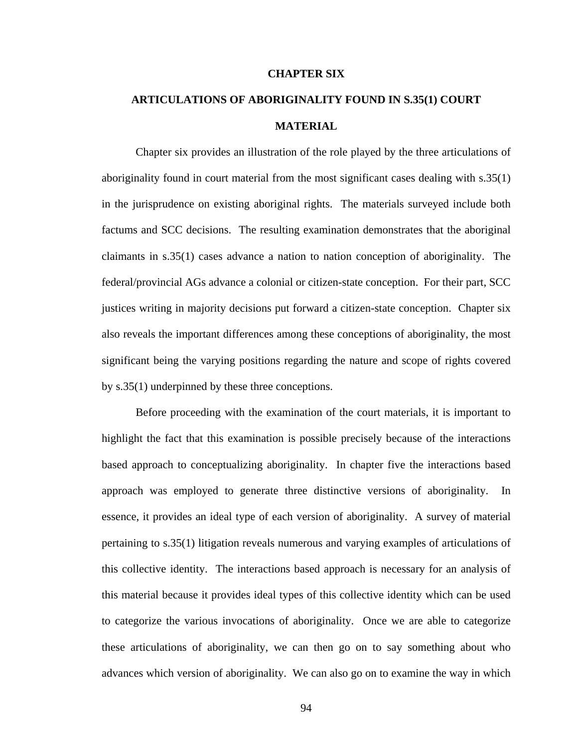# CHAPTER SIX

## ARTICULATIONS OF ABORIGINALITY FOUND IN S.35(1) COURT MATERIAL

Chapter six provides an illustration of the role played by the three articulations of aboriginality found in court material from the most significant cases dealing with s.35(1) in the jurisprudence on existing aboriginal rights. The materials surveyed include both factums and SCC decisions. The resulting examination demonstrates that the aboriginal claimants in s.35(1) cases advance a nation to nation conception of aboriginality. The federal/provincial AGs advance a colonial or citizen-state conception. For their part, SCC justices writing in majority decisions put forward a citizen-state conception. Chapter six also reveals the important differences among these conceptions of aboriginality, the most significant being the varying positions regarding the nature and scope of rights covered by s.35(1) underpinned by these three conceptions.

Before proceeding with the examination of the court materials, it is important to highlight the fact that this examination is possible precisely because of the interactions based approach to conceptualizing aboriginality. In chapter five the interactions based approach was employed to generate three distinctive versions of aboriginality. In essence, it provides an ideal type of each version of aboriginality. A survey of material pertaining to s.35(1) litigation reveals numerous and varying examples of articulations of this collective identity. The interactions based approach is necessary for an analysis of this material because it provides ideal types of this collective identity which can be used to categorize the various invocations of aboriginality. Once we are able to categorize these articulations of aboriginality, we can then go on to say something about who advances which version of aboriginality. We can also go on to examine the way in which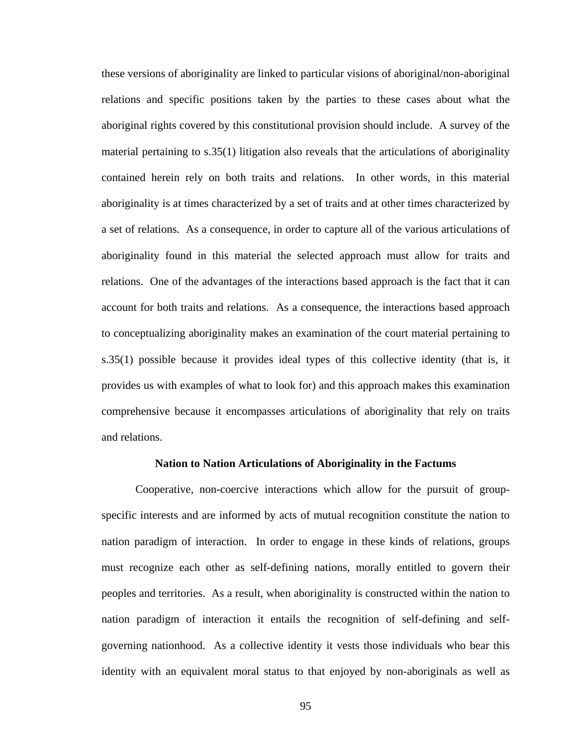these versions of aboriginality are linked to particular visions of aboriginal/non-aboriginal relations and specific positions taken by the parties to these cases about what the aboriginal rights covered by this constitutional provision should include. A survey of the material pertaining to s.35(1) litigation also reveals that the articulations of aboriginality contained herein rely on both traits and relations. In other words, in this material aboriginality is at times characterized by a set of traits and at other times characterized by a set of relations. As a consequence, in order to capture all of the various articulations of aboriginality found in this material the selected approach must allow for traits and relations. One of the advantages of the interactions based approach is the fact that it can account for both traits and relations. As a consequence, the interactions based approach to conceptualizing aboriginality makes an examination of the court material pertaining to s.35(1) possible because it provides ideal types of this collective identity (that is, it provides us with examples of what to look for) and this approach makes this examination comprehensive because it encompasses articulations of aboriginality that rely on traits and relations.

### Nation to Nation Articulations of Aboriginality in the Factums

Cooperative, non-coercive interactions which allow for the pursuit of group-specific interests and are informed by acts of mutual recognition constitute the nation to nation paradigm of interaction. In order to engage in these kinds of relations, groups must recognize each other as self-defining nations, morally entitled to govern their peoples and territories. As a result, when aboriginality is constructed within the nation to nation paradigm of interaction it entails the recognition of self-defining and self-governing nationhood. As a collective identity it vests those individuals who bear this identity with an equivalent moral status to that enjoyed by non-aboriginals as well as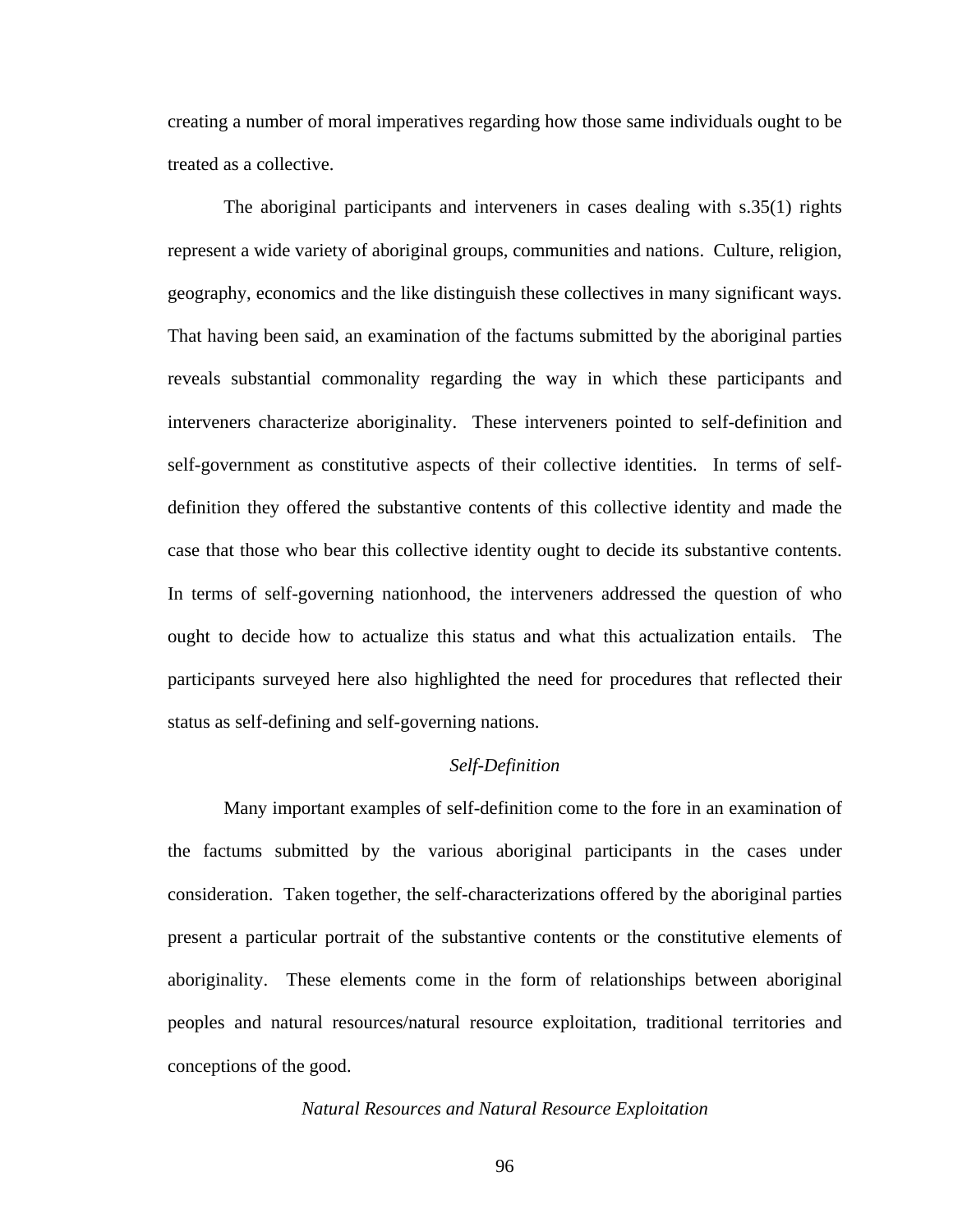creating a number of moral imperatives regarding how those same individuals ought to be treated as a collective.

The aboriginal participants and interveners in cases dealing with s.35(1) rights represent a wide variety of aboriginal groups, communities and nations. Culture, religion, geography, economics and the like distinguish these collectives in many significant ways. That having been said, an examination of the factums submitted by the aboriginal parties reveals substantial commonality regarding the way in which these participants and interveners characterize aboriginality. These interveners pointed to self-definition and self-government as constitutive aspects of their collective identities. In terms of self-definition they offered the substantive contents of this collective identity and made the case that those who bear this collective identity ought to decide its substantive contents. In terms of self-governing nationhood, the interveners addressed the question of who ought to decide how to actualize this status and what this actualization entails. The participants surveyed here also highlighted the need for procedures that reflected their status as self-defining and self-governing nations.

### *Self-Definition*

Many important examples of self-definition come to the fore in an examination of the factums submitted by the various aboriginal participants in the cases under consideration. Taken together, the self-characterizations offered by the aboriginal parties present a particular portrait of the substantive contents or the constitutive elements of aboriginality. These elements come in the form of relationships between aboriginal peoples and natural resources/natural resource exploitation, traditional territories and conceptions of the good.

#### *Natural Resources and Natural Resource Exploitation*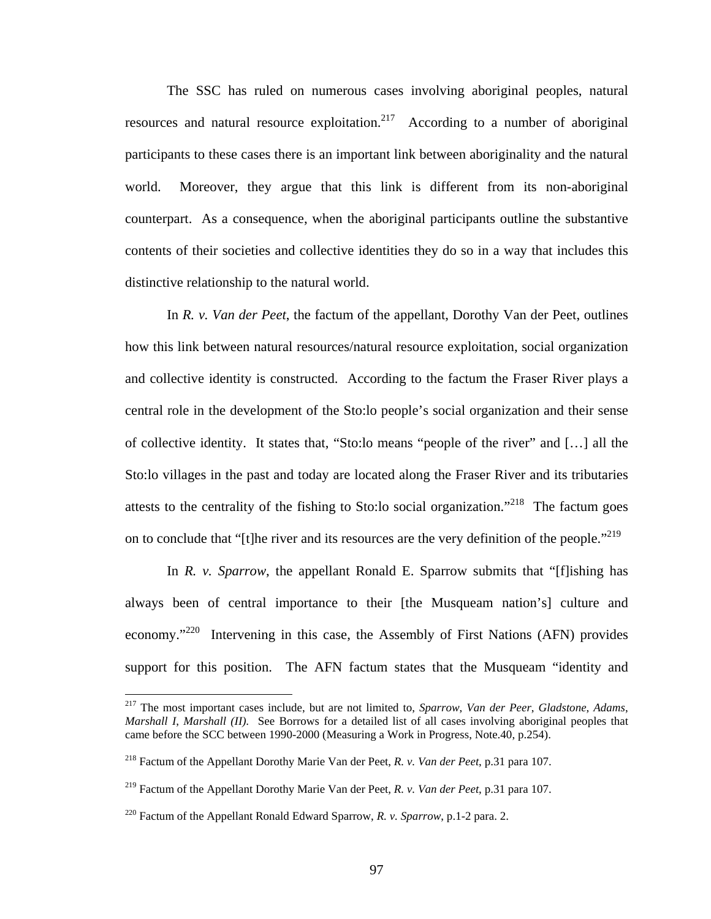The SSC has ruled on numerous cases involving aboriginal peoples, natural resources and natural resource exploitation.[217] According to a number of aboriginal participants to these cases there is an important link between aboriginality and the natural world. Moreover, they argue that this link is different from its non-aboriginal counterpart. As a consequence, when the aboriginal participants outline the substantive contents of their societies and collective identities they do so in a way that includes this distinctive relationship to the natural world.

In *R. v. Van der Peet*, the factum of the appellant, Dorothy Van der Peet, outlines how this link between natural resources/natural resource exploitation, social organization and collective identity is constructed. According to the factum the Fraser River plays a central role in the development of the Sto:lo people's social organization and their sense of collective identity. It states that, "Sto:lo means "people of the river" and […] all the Sto:lo villages in the past and today are located along the Fraser River and its tributaries attests to the centrality of the fishing to Sto:lo social organization."[218] The factum goes on to conclude that "[t]he river and its resources are the very definition of the people."[219]

In *R. v. Sparrow*, the appellant Ronald E. Sparrow submits that "[f]ishing has always been of central importance to their [the Musqueam nation's] culture and economy."[220] Intervening in this case, the Assembly of First Nations (AFN) provides support for this position. The AFN factum states that the Musqueam "identity and

---

[217] The most important cases include, but are not limited to, *Sparrow, Van der Peer*, *Gladstone*, *Adams*, *Marshall I*, *Marshall (II)*. See Borrows for a detailed list of all cases involving aboriginal peoples that came before the SCC between 1990-2000 (Measuring a Work in Progress, Note.40, p.254).

[218] Factum of the Appellant Dorothy Marie Van der Peet, *R. v. Van der Peet*, p.31 para 107.

[219] Factum of the Appellant Dorothy Marie Van der Peet, *R. v. Van der Peet*, p.31 para 107.

[220] Factum of the Appellant Ronald Edward Sparrow, *R. v. Sparrow*, p.1-2 para. 2.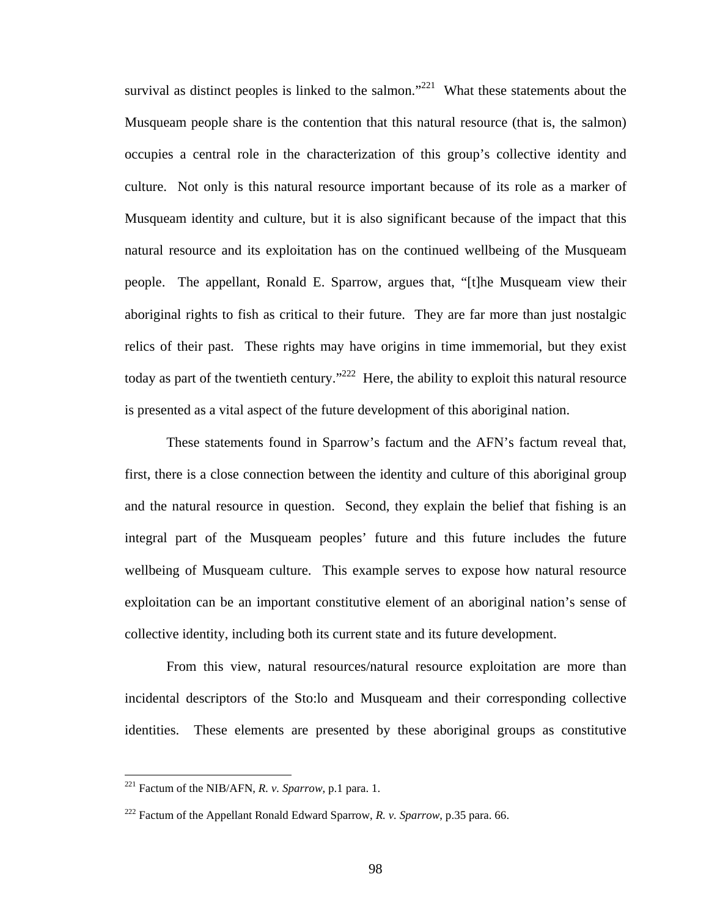survival as distinct peoples is linked to the salmon."[221] What these statements about the Musqueam people share is the contention that this natural resource (that is, the salmon) occupies a central role in the characterization of this group's collective identity and culture. Not only is this natural resource important because of its role as a marker of Musqueam identity and culture, but it is also significant because of the impact that this natural resource and its exploitation has on the continued wellbeing of the Musqueam people. The appellant, Ronald E. Sparrow, argues that, "[t]he Musqueam view their aboriginal rights to fish as critical to their future. They are far more than just nostalgic relics of their past. These rights may have origins in time immemorial, but they exist today as part of the twentieth century."[222] Here, the ability to exploit this natural resource is presented as a vital aspect of the future development of this aboriginal nation.

These statements found in Sparrow's factum and the AFN's factum reveal that, first, there is a close connection between the identity and culture of this aboriginal group and the natural resource in question. Second, they explain the belief that fishing is an integral part of the Musqueam peoples' future and this future includes the future wellbeing of Musqueam culture. This example serves to expose how natural resource exploitation can be an important constitutive element of an aboriginal nation's sense of collective identity, including both its current state and its future development.

From this view, natural resources/natural resource exploitation are more than incidental descriptors of the Sto:lo and Musqueam and their corresponding collective identities. These elements are presented by these aboriginal groups as constitutive

---

[221] Factum of the NIB/AFN, *R. v. Sparrow*, p.1 para. 1.

[222] Factum of the Appellant Ronald Edward Sparrow, *R. v. Sparrow*, p.35 para. 66.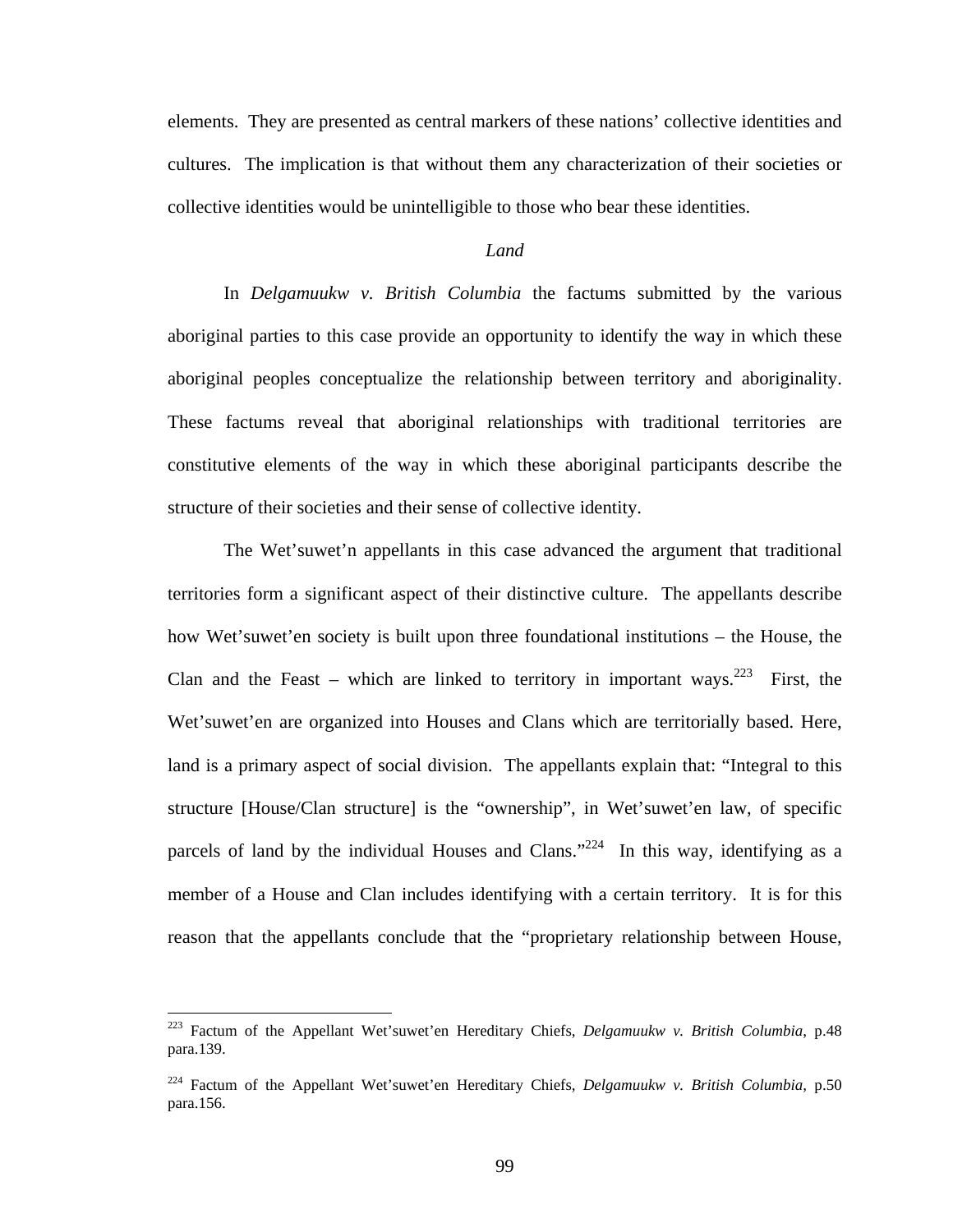elements. They are presented as central markers of these nations' collective identities and cultures. The implication is that without them any characterization of their societies or collective identities would be unintelligible to those who bear these identities.

*Land*

In *Delgamuukw v. British Columbia* the factums submitted by the various aboriginal parties to this case provide an opportunity to identify the way in which these aboriginal peoples conceptualize the relationship between territory and aboriginality. These factums reveal that aboriginal relationships with traditional territories are constitutive elements of the way in which these aboriginal participants describe the structure of their societies and their sense of collective identity.

The Wet'suwet'n appellants in this case advanced the argument that traditional territories form a significant aspect of their distinctive culture. The appellants describe how Wet'suwet'en society is built upon three foundational institutions – the House, the Clan and the Feast – which are linked to territory in important ways.[223] First, the Wet'suwet'en are organized into Houses and Clans which are territorially based. Here, land is a primary aspect of social division. The appellants explain that: "Integral to this structure [House/Clan structure] is the "ownership", in Wet'suwet'en law, of specific parcels of land by the individual Houses and Clans."[224] In this way, identifying as a member of a House and Clan includes identifying with a certain territory. It is for this reason that the appellants conclude that the "proprietary relationship between House,

---

[223] Factum of the Appellant Wet'suwet'en Hereditary Chiefs, *Delgamuukw v. British Columbia*, p.48 para.139.

[224] Factum of the Appellant Wet'suwet'en Hereditary Chiefs, *Delgamuukw v. British Columbia*, p.50 para.156.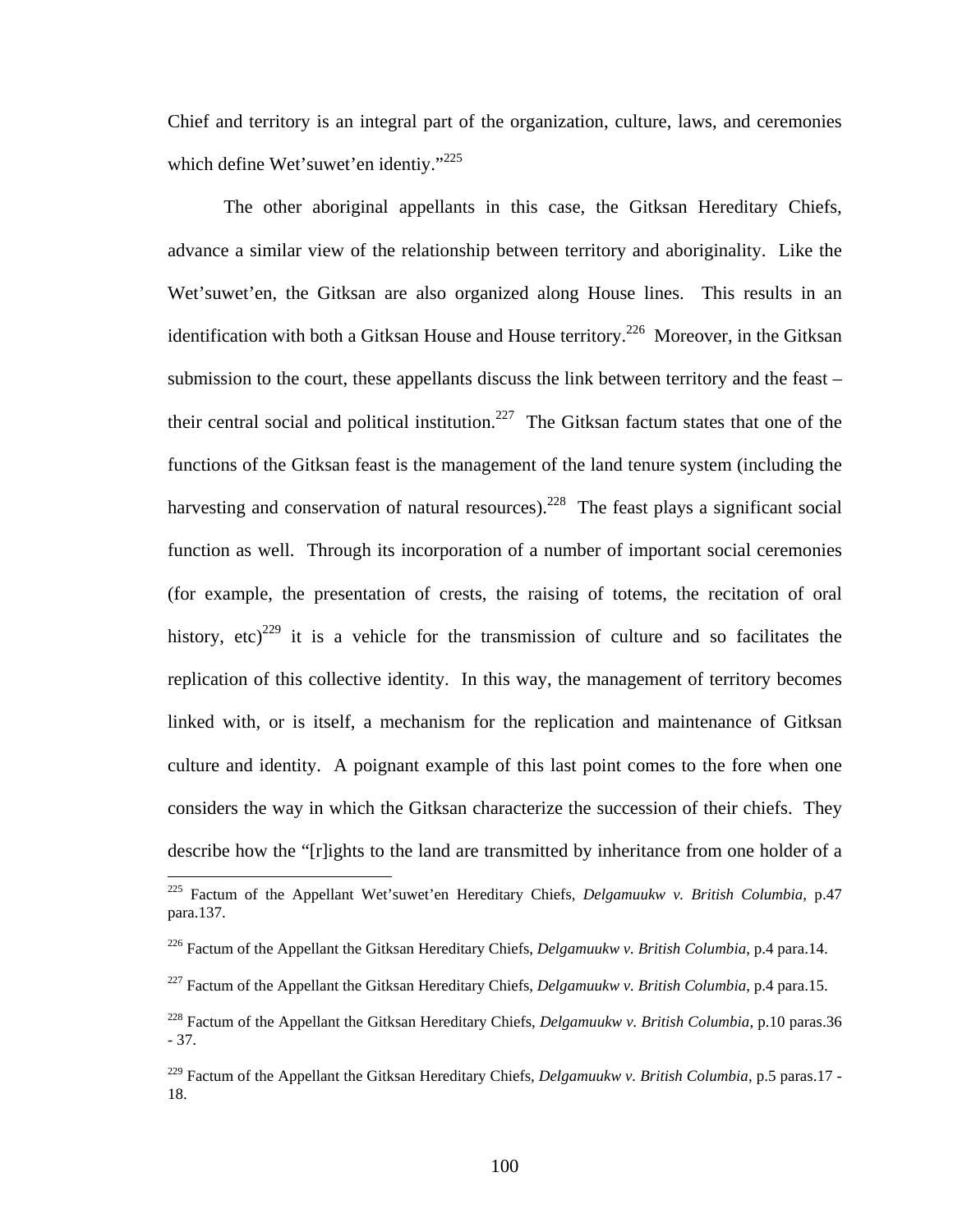Chief and territory is an integral part of the organization, culture, laws, and ceremonies which define Wet'suwet'en identiy."[225]

The other aboriginal appellants in this case, the Gitksan Hereditary Chiefs, advance a similar view of the relationship between territory and aboriginality. Like the Wet'suwet'en, the Gitksan are also organized along House lines. This results in an identification with both a Gitksan House and House territory.[226] Moreover, in the Gitksan submission to the court, these appellants discuss the link between territory and the feast – their central social and political institution.[227] The Gitksan factum states that one of the functions of the Gitksan feast is the management of the land tenure system (including the harvesting and conservation of natural resources).[228] The feast plays a significant social function as well. Through its incorporation of a number of important social ceremonies (for example, the presentation of crests, the raising of totems, the recitation of oral history, etc)[229] it is a vehicle for the transmission of culture and so facilitates the replication of this collective identity. In this way, the management of territory becomes linked with, or is itself, a mechanism for the replication and maintenance of Gitksan culture and identity. A poignant example of this last point comes to the fore when one considers the way in which the Gitksan characterize the succession of their chiefs. They describe how the "[r]ights to the land are transmitted by inheritance from one holder of a

---

[225] Factum of the Appellant Wet'suwet'en Hereditary Chiefs, *Delgamuukw v. British Columbia*, p.47 para.137.

[226] Factum of the Appellant the Gitksan Hereditary Chiefs, *Delgamuukw v. British Columbia*, p.4 para.14.

[227] Factum of the Appellant the Gitksan Hereditary Chiefs, *Delgamuukw v. British Columbia*, p.4 para.15.

[228] Factum of the Appellant the Gitksan Hereditary Chiefs, *Delgamuukw v. British Columbia*, p.10 paras.36 - 37.

[229] Factum of the Appellant the Gitksan Hereditary Chiefs, *Delgamuukw v. British Columbia*, p.5 paras.17 - 18.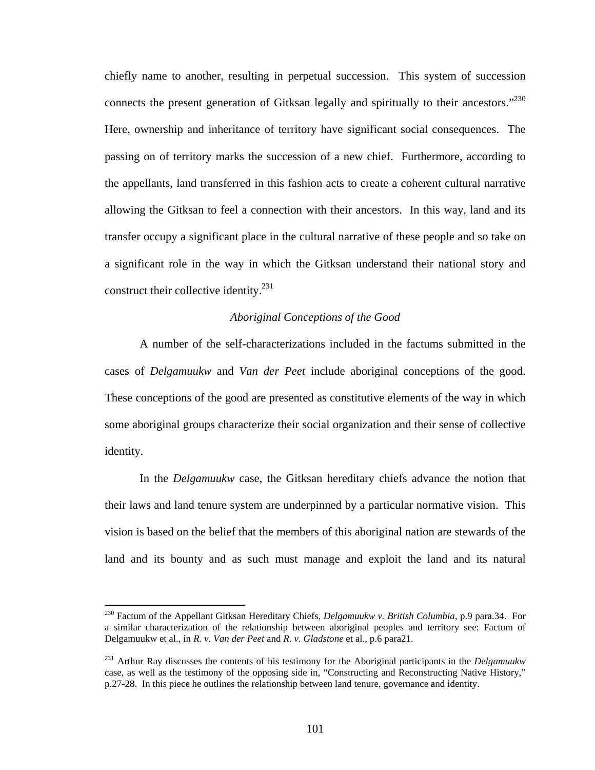chiefly name to another, resulting in perpetual succession. This system of succession connects the present generation of Gitksan legally and spiritually to their ancestors."[230] Here, ownership and inheritance of territory have significant social consequences. The passing on of territory marks the succession of a new chief. Furthermore, according to the appellants, land transferred in this fashion acts to create a coherent cultural narrative allowing the Gitksan to feel a connection with their ancestors. In this way, land and its transfer occupy a significant place in the cultural narrative of these people and so take on a significant role in the way in which the Gitksan understand their national story and construct their collective identity.[231]

*Aboriginal Conceptions of the Good*

A number of the self-characterizations included in the factums submitted in the cases of *Delgamuukw* and *Van der Peet* include aboriginal conceptions of the good. These conceptions of the good are presented as constitutive elements of the way in which some aboriginal groups characterize their social organization and their sense of collective identity.

In the *Delgamuukw* case, the Gitksan hereditary chiefs advance the notion that their laws and land tenure system are underpinned by a particular normative vision. This vision is based on the belief that the members of this aboriginal nation are stewards of the land and its bounty and as such must manage and exploit the land and its natural

---

[230] Factum of the Appellant Gitksan Hereditary Chiefs, *Delgamuukw v. British Columbia*, p.9 para.34. For a similar characterization of the relationship between aboriginal peoples and territory see: Factum of Delgamuukw et al., in *R. v. Van der Peet* and *R. v. Gladstone* et al., p.6 para21.

[231] Arthur Ray discusses the contents of his testimony for the Aboriginal participants in the *Delgamuukw* case, as well as the testimony of the opposing side in, "Constructing and Reconstructing Native History," p.27-28. In this piece he outlines the relationship between land tenure, governance and identity.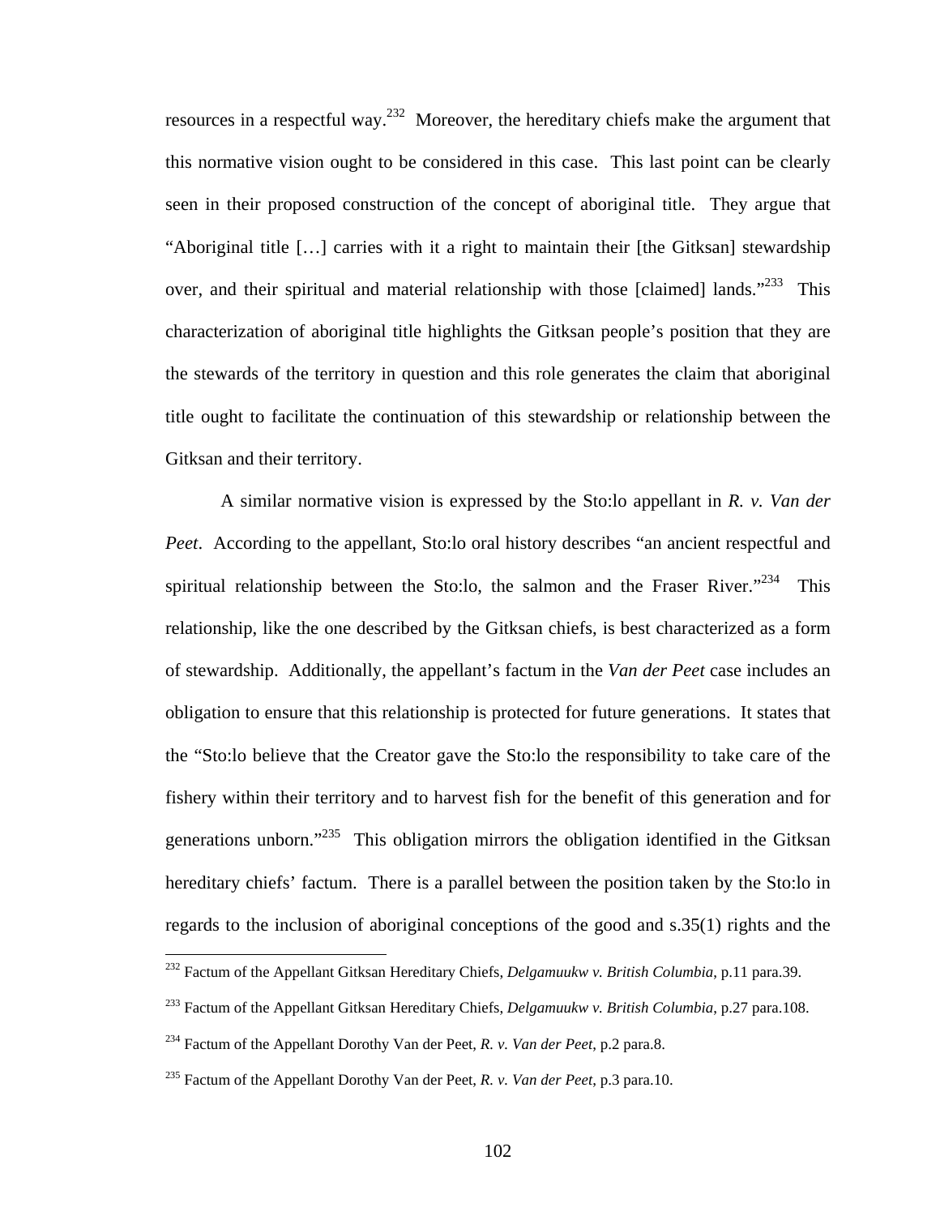resources in a respectful way.[232] Moreover, the hereditary chiefs make the argument that this normative vision ought to be considered in this case. This last point can be clearly seen in their proposed construction of the concept of aboriginal title. They argue that "Aboriginal title […] carries with it a right to maintain their [the Gitksan] stewardship over, and their spiritual and material relationship with those [claimed] lands."[233] This characterization of aboriginal title highlights the Gitksan people's position that they are the stewards of the territory in question and this role generates the claim that aboriginal title ought to facilitate the continuation of this stewardship or relationship between the Gitksan and their territory.

A similar normative vision is expressed by the Sto:lo appellant in *R. v. Van der Peet*. According to the appellant, Sto:lo oral history describes "an ancient respectful and spiritual relationship between the Sto:lo, the salmon and the Fraser River."[234] This relationship, like the one described by the Gitksan chiefs, is best characterized as a form of stewardship. Additionally, the appellant's factum in the *Van der Peet* case includes an obligation to ensure that this relationship is protected for future generations. It states that the "Sto:lo believe that the Creator gave the Sto:lo the responsibility to take care of the fishery within their territory and to harvest fish for the benefit of this generation and for generations unborn."[235] This obligation mirrors the obligation identified in the Gitksan hereditary chiefs' factum. There is a parallel between the position taken by the Sto:lo in regards to the inclusion of aboriginal conceptions of the good and s.35(1) rights and the

---

[232] Factum of the Appellant Gitksan Hereditary Chiefs, *Delgamuukw v. British Columbia*, p.11 para.39.

[233] Factum of the Appellant Gitksan Hereditary Chiefs, *Delgamuukw v. British Columbia*, p.27 para.108.

[234] Factum of the Appellant Dorothy Van der Peet, *R. v. Van der Peet*, p.2 para.8.

[235] Factum of the Appellant Dorothy Van der Peet, *R. v. Van der Peet*, p.3 para.10.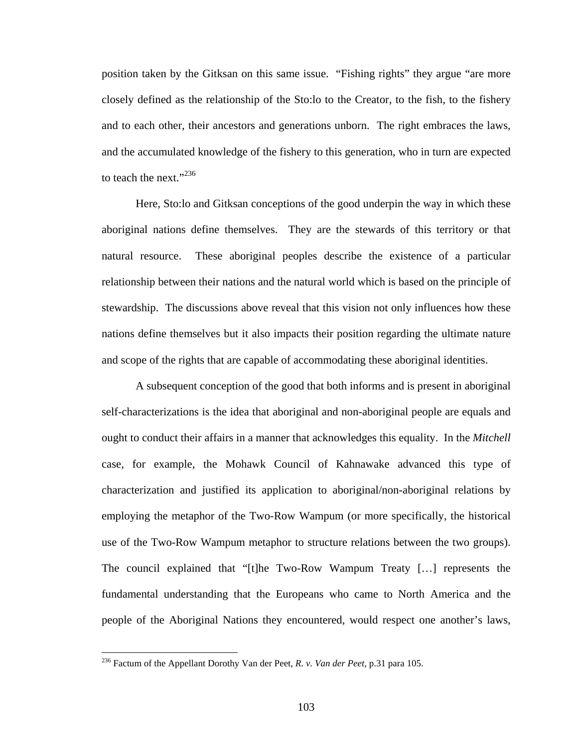position taken by the Gitksan on this same issue. "Fishing rights" they argue "are more closely defined as the relationship of the Sto:lo to the Creator, to the fish, to the fishery and to each other, their ancestors and generations unborn. The right embraces the laws, and the accumulated knowledge of the fishery to this generation, who in turn are expected to teach the next."[236]

Here, Sto:lo and Gitksan conceptions of the good underpin the way in which these aboriginal nations define themselves. They are the stewards of this territory or that natural resource. These aboriginal peoples describe the existence of a particular relationship between their nations and the natural world which is based on the principle of stewardship. The discussions above reveal that this vision not only influences how these nations define themselves but it also impacts their position regarding the ultimate nature and scope of the rights that are capable of accommodating these aboriginal identities.

A subsequent conception of the good that both informs and is present in aboriginal self-characterizations is the idea that aboriginal and non-aboriginal people are equals and ought to conduct their affairs in a manner that acknowledges this equality. In the *Mitchell* case, for example, the Mohawk Council of Kahnawake advanced this type of characterization and justified its application to aboriginal/non-aboriginal relations by employing the metaphor of the Two-Row Wampum (or more specifically, the historical use of the Two-Row Wampum metaphor to structure relations between the two groups). The council explained that "[t]he Two-Row Wampum Treaty […] represents the fundamental understanding that the Europeans who came to North America and the people of the Aboriginal Nations they encountered, would respect one another's laws,

[236] Factum of the Appellant Dorothy Van der Peet, *R. v. Van der Peet*, p.31 para 105.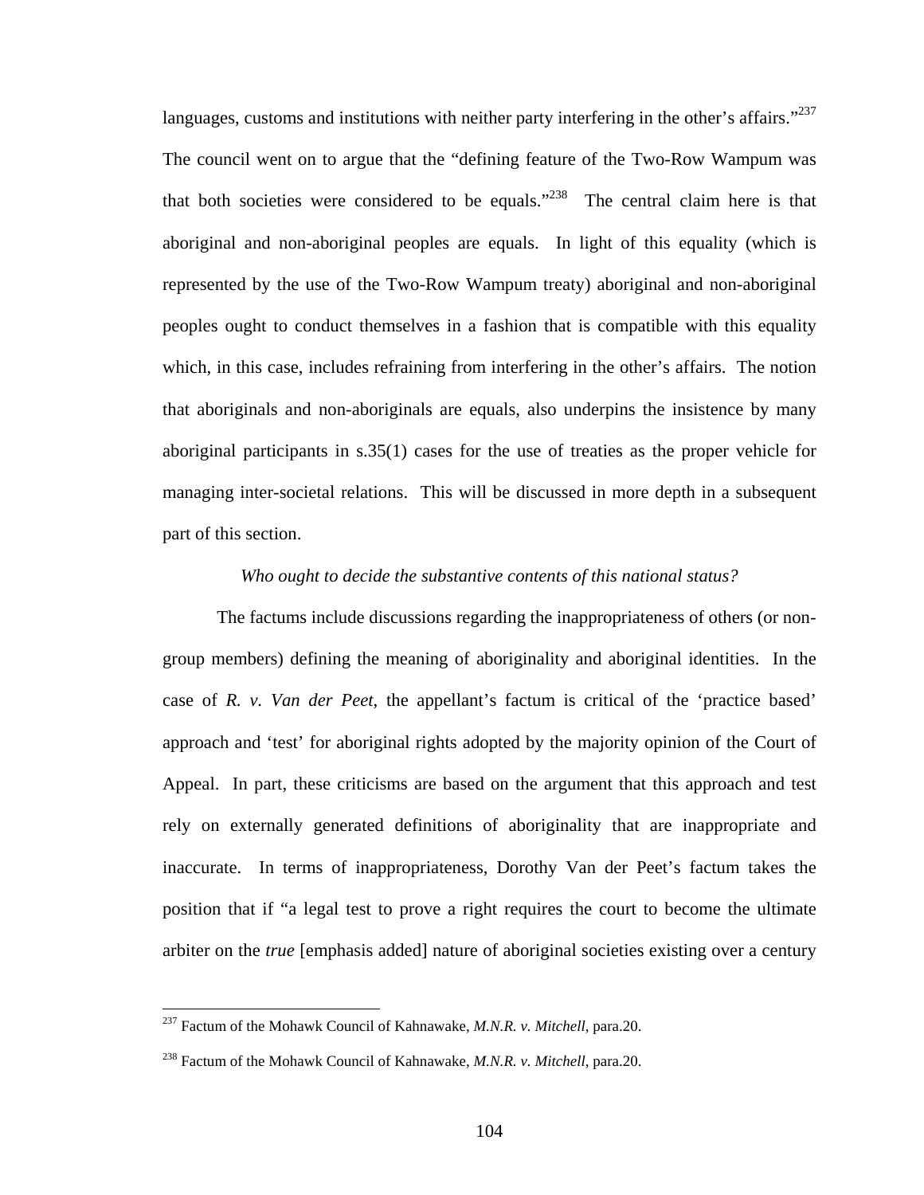languages, customs and institutions with neither party interfering in the other's affairs."[237] The council went on to argue that the "defining feature of the Two-Row Wampum was that both societies were considered to be equals."[238] The central claim here is that aboriginal and non-aboriginal peoples are equals. In light of this equality (which is represented by the use of the Two-Row Wampum treaty) aboriginal and non-aboriginal peoples ought to conduct themselves in a fashion that is compatible with this equality which, in this case, includes refraining from interfering in the other's affairs. The notion that aboriginals and non-aboriginals are equals, also underpins the insistence by many aboriginal participants in s.35(1) cases for the use of treaties as the proper vehicle for managing inter-societal relations. This will be discussed in more depth in a subsequent part of this section.

*Who ought to decide the substantive contents of this national status?*

The factums include discussions regarding the inappropriateness of others (or non-group members) defining the meaning of aboriginality and aboriginal identities. In the case of *R. v. Van der Peet*, the appellant's factum is critical of the 'practice based' approach and 'test' for aboriginal rights adopted by the majority opinion of the Court of Appeal. In part, these criticisms are based on the argument that this approach and test rely on externally generated definitions of aboriginality that are inappropriate and inaccurate. In terms of inappropriateness, Dorothy Van der Peet's factum takes the position that if "a legal test to prove a right requires the court to become the ultimate arbiter on the *true* [emphasis added] nature of aboriginal societies existing over a century

[237] Factum of the Mohawk Council of Kahnawake, *M.N.R. v. Mitchell*, para.20.

[238] Factum of the Mohawk Council of Kahnawake, *M.N.R. v. Mitchell*, para.20.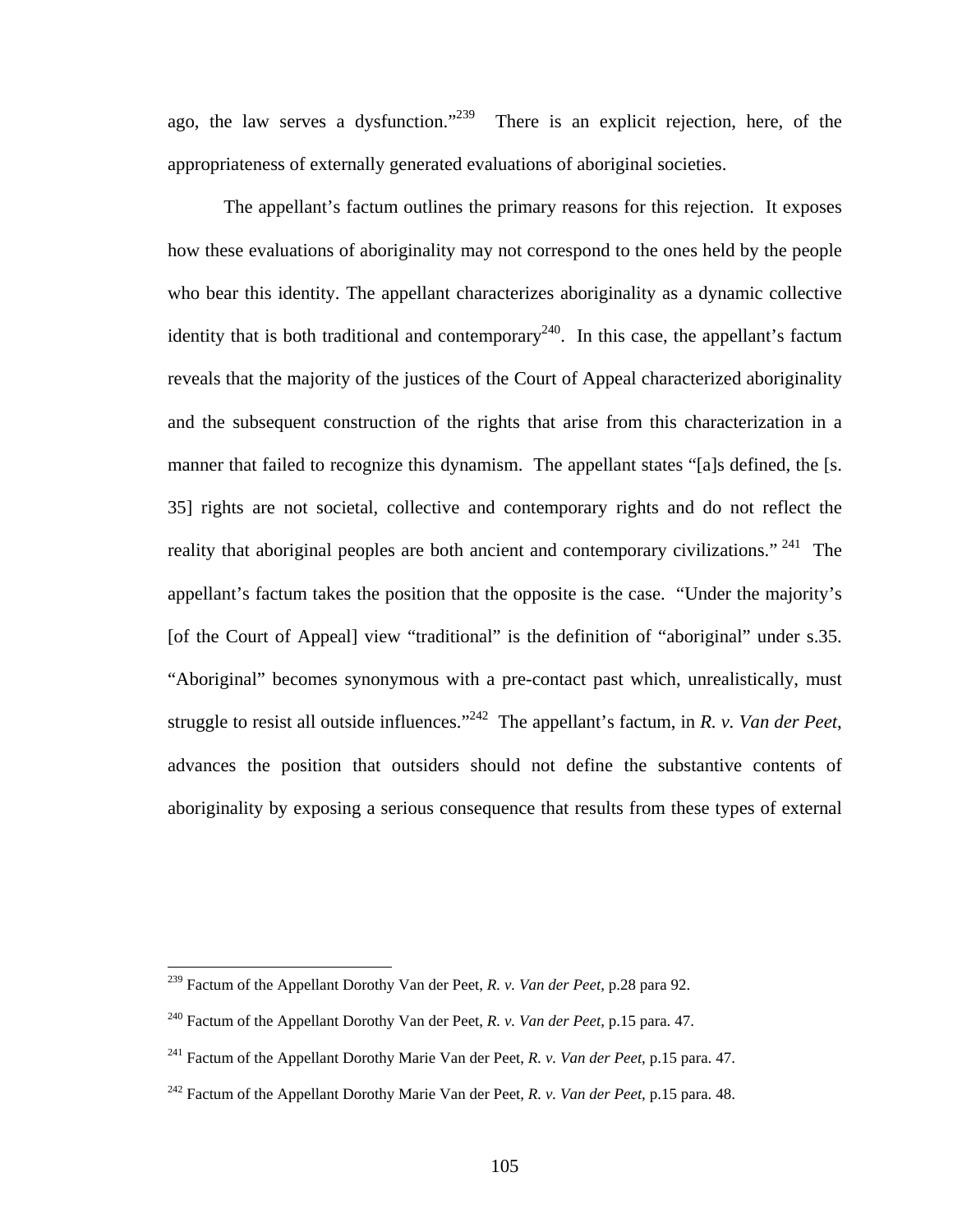ago, the law serves a dysfunction."[239] There is an explicit rejection, here, of the appropriateness of externally generated evaluations of aboriginal societies.

The appellant's factum outlines the primary reasons for this rejection. It exposes how these evaluations of aboriginality may not correspond to the ones held by the people who bear this identity. The appellant characterizes aboriginality as a dynamic collective identity that is both traditional and contemporary[240]. In this case, the appellant's factum reveals that the majority of the justices of the Court of Appeal characterized aboriginality and the subsequent construction of the rights that arise from this characterization in a manner that failed to recognize this dynamism. The appellant states "[a]s defined, the [s. 35] rights are not societal, collective and contemporary rights and do not reflect the reality that aboriginal peoples are both ancient and contemporary civilizations." [241] The appellant's factum takes the position that the opposite is the case. "Under the majority's [of the Court of Appeal] view "traditional" is the definition of "aboriginal" under s.35. "Aboriginal" becomes synonymous with a pre-contact past which, unrealistically, must struggle to resist all outside influences."[242] The appellant's factum, in *R. v. Van der Peet*, advances the position that outsiders should not define the substantive contents of aboriginality by exposing a serious consequence that results from these types of external

---

[239] Factum of the Appellant Dorothy Van der Peet, *R. v. Van der Peet*, p.28 para 92.

[240] Factum of the Appellant Dorothy Van der Peet, *R. v. Van der Peet*, p.15 para. 47.

[241] Factum of the Appellant Dorothy Marie Van der Peet, *R. v. Van der Peet*, p.15 para. 47.

[242] Factum of the Appellant Dorothy Marie Van der Peet, *R. v. Van der Peet*, p.15 para. 48.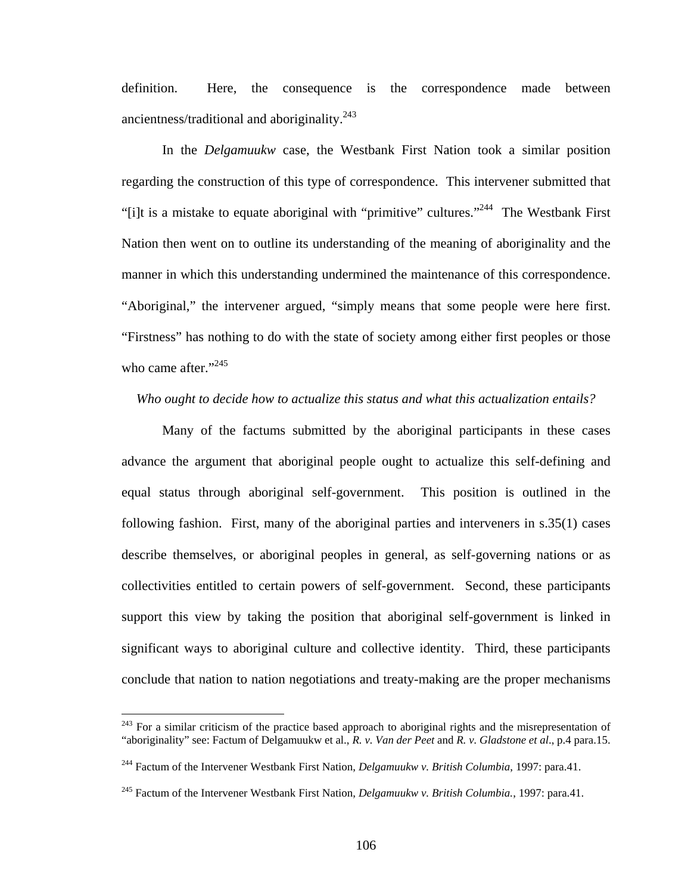definition. Here, the consequence is the correspondence made between ancientness/traditional and aboriginality.[243]

In the *Delgamuukw* case, the Westbank First Nation took a similar position regarding the construction of this type of correspondence. This intervener submitted that "[i]t is a mistake to equate aboriginal with "primitive" cultures."[244] The Westbank First Nation then went on to outline its understanding of the meaning of aboriginality and the manner in which this understanding undermined the maintenance of this correspondence. "Aboriginal," the intervener argued, "simply means that some people were here first. "Firstness" has nothing to do with the state of society among either first peoples or those who came after."[245]

*Who ought to decide how to actualize this status and what this actualization entails?*

Many of the factums submitted by the aboriginal participants in these cases advance the argument that aboriginal people ought to actualize this self-defining and equal status through aboriginal self-government. This position is outlined in the following fashion. First, many of the aboriginal parties and interveners in s.35(1) cases describe themselves, or aboriginal peoples in general, as self-governing nations or as collectivities entitled to certain powers of self-government. Second, these participants support this view by taking the position that aboriginal self-government is linked in significant ways to aboriginal culture and collective identity. Third, these participants conclude that nation to nation negotiations and treaty-making are the proper mechanisms

---

[243] For a similar criticism of the practice based approach to aboriginal rights and the misrepresentation of "aboriginality" see: Factum of Delgamuukw et al., *R. v. Van der Peet* and *R. v. Gladstone et al*., p.4 para.15.

[244] Factum of the Intervener Westbank First Nation, *Delgamuukw v. British Columbia*, 1997: para.41.

[245] Factum of the Intervener Westbank First Nation, *Delgamuukw v. British Columbia.*, 1997: para.41.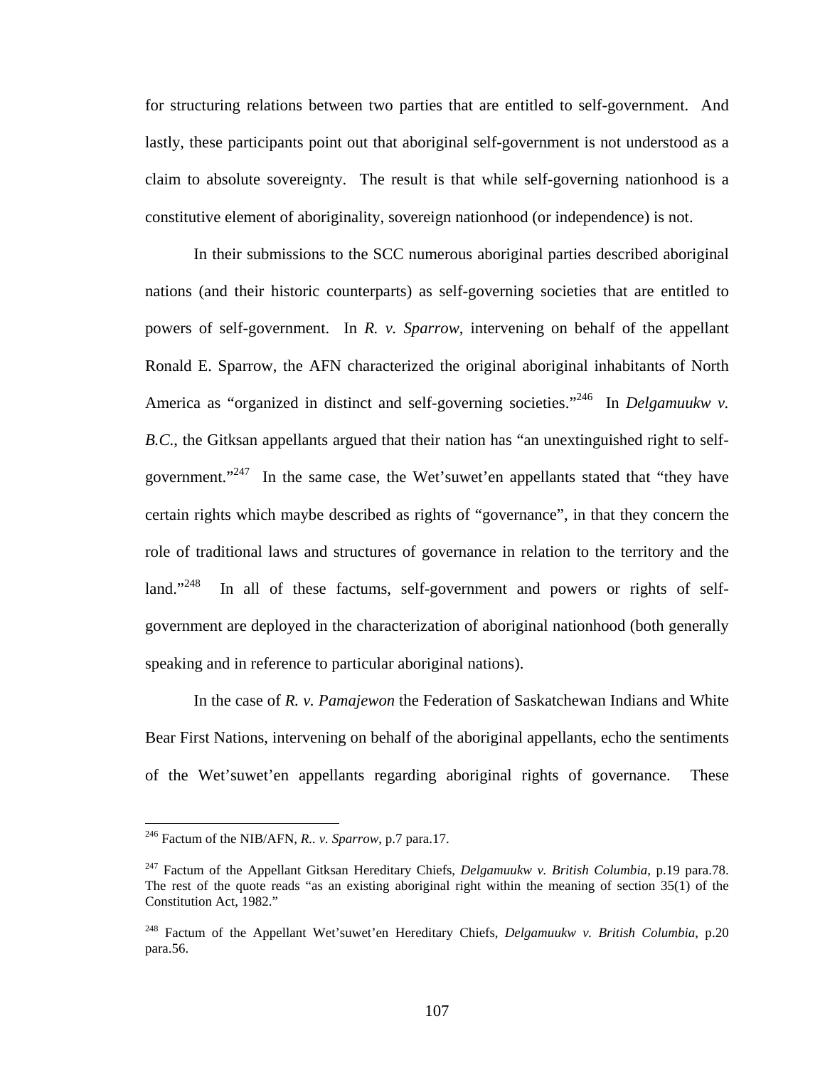for structuring relations between two parties that are entitled to self-government. And lastly, these participants point out that aboriginal self-government is not understood as a claim to absolute sovereignty. The result is that while self-governing nationhood is a constitutive element of aboriginality, sovereign nationhood (or independence) is not.

In their submissions to the SCC numerous aboriginal parties described aboriginal nations (and their historic counterparts) as self-governing societies that are entitled to powers of self-government. In *R. v. Sparrow*, intervening on behalf of the appellant Ronald E. Sparrow, the AFN characterized the original aboriginal inhabitants of North America as "organized in distinct and self-governing societies."[246] In *Delgamuukw v. B.C.*, the Gitksan appellants argued that their nation has "an unextinguished right to self-government."[247] In the same case, the Wet'suwet'en appellants stated that "they have certain rights which maybe described as rights of "governance", in that they concern the role of traditional laws and structures of governance in relation to the territory and the land."[248] In all of these factums, self-government and powers or rights of self-government are deployed in the characterization of aboriginal nationhood (both generally speaking and in reference to particular aboriginal nations).

In the case of *R. v. Pamajewon* the Federation of Saskatchewan Indians and White Bear First Nations, intervening on behalf of the aboriginal appellants, echo the sentiments of the Wet'suwet'en appellants regarding aboriginal rights of governance. These

---

[246] Factum of the NIB/AFN, *R.. v. Sparrow*, p.7 para.17.

[247] Factum of the Appellant Gitksan Hereditary Chiefs, *Delgamuukw v. British Columbia*, p.19 para.78. The rest of the quote reads "as an existing aboriginal right within the meaning of section 35(1) of the Constitution Act, 1982."

[248] Factum of the Appellant Wet'suwet'en Hereditary Chiefs, *Delgamuukw v. British Columbia*, p.20 para.56.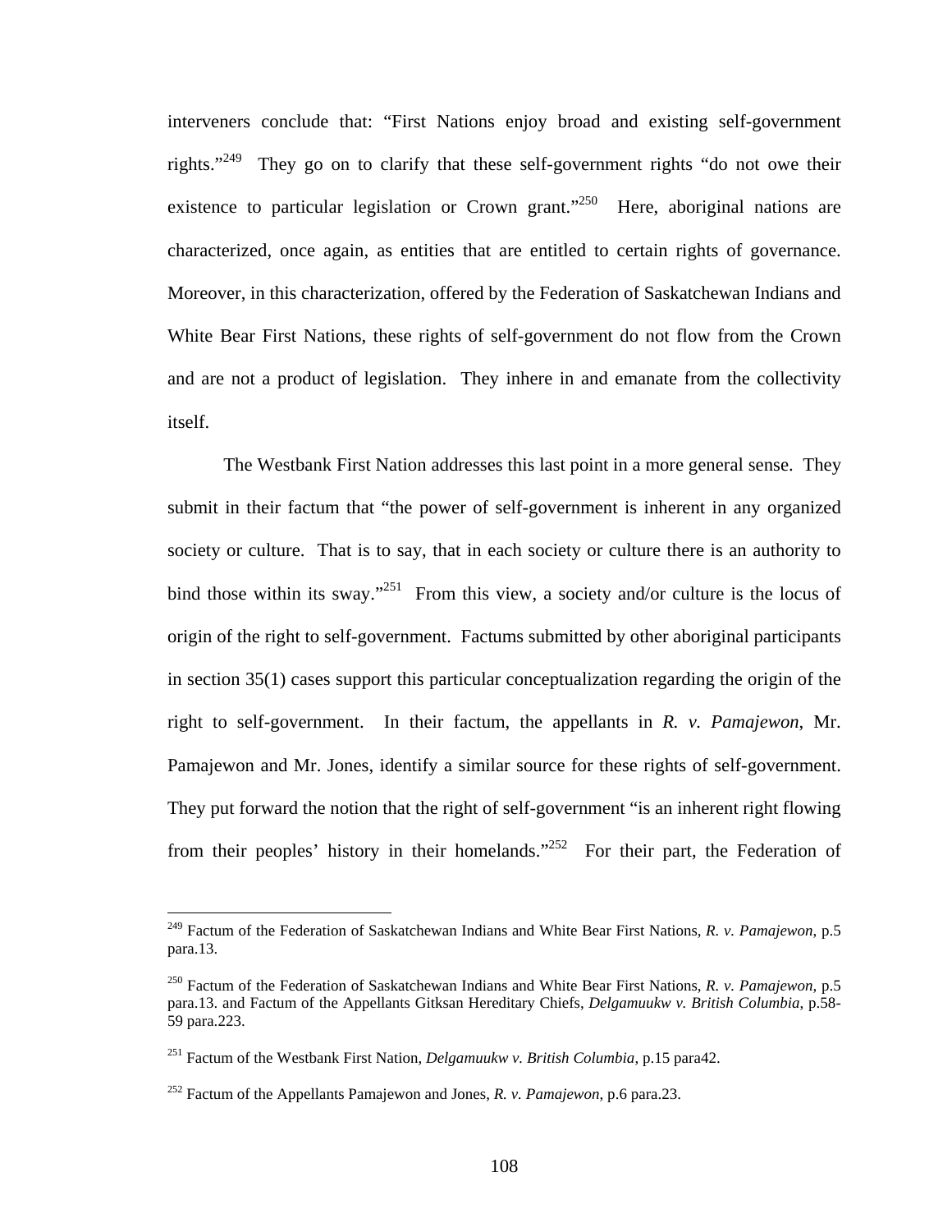interveners conclude that: "First Nations enjoy broad and existing self-government rights."[249] They go on to clarify that these self-government rights "do not owe their existence to particular legislation or Crown grant."[250] Here, aboriginal nations are characterized, once again, as entities that are entitled to certain rights of governance. Moreover, in this characterization, offered by the Federation of Saskatchewan Indians and White Bear First Nations, these rights of self-government do not flow from the Crown and are not a product of legislation. They inhere in and emanate from the collectivity itself.

The Westbank First Nation addresses this last point in a more general sense. They submit in their factum that "the power of self-government is inherent in any organized society or culture. That is to say, that in each society or culture there is an authority to bind those within its sway."[251] From this view, a society and/or culture is the locus of origin of the right to self-government. Factums submitted by other aboriginal participants in section 35(1) cases support this particular conceptualization regarding the origin of the right to self-government. In their factum, the appellants in *R. v. Pamajewon*, Mr. Pamajewon and Mr. Jones, identify a similar source for these rights of self-government. They put forward the notion that the right of self-government "is an inherent right flowing from their peoples' history in their homelands."[252] For their part, the Federation of

---

[249] Factum of the Federation of Saskatchewan Indians and White Bear First Nations, *R. v. Pamajewon*, p.5 para.13.

[250] Factum of the Federation of Saskatchewan Indians and White Bear First Nations, *R. v. Pamajewon*, p.5 para.13. and Factum of the Appellants Gitksan Hereditary Chiefs, *Delgamuukw v. British Columbia*, p.58-59 para.223.

[251] Factum of the Westbank First Nation, *Delgamuukw v. British Columbia*, p.15 para42.

[252] Factum of the Appellants Pamajewon and Jones, *R. v. Pamajewon*, p.6 para.23.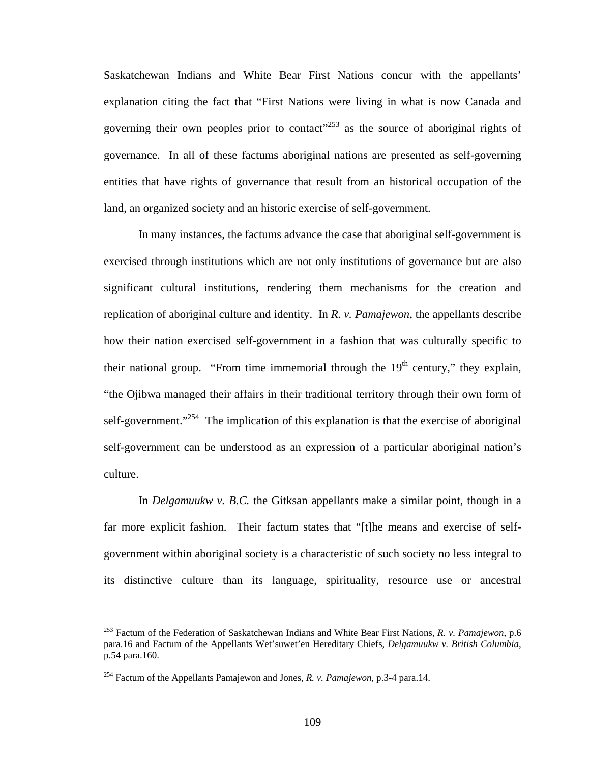Saskatchewan Indians and White Bear First Nations concur with the appellants' explanation citing the fact that "First Nations were living in what is now Canada and governing their own peoples prior to contact"[253] as the source of aboriginal rights of governance. In all of these factums aboriginal nations are presented as self-governing entities that have rights of governance that result from an historical occupation of the land, an organized society and an historic exercise of self-government.

In many instances, the factums advance the case that aboriginal self-government is exercised through institutions which are not only institutions of governance but are also significant cultural institutions, rendering them mechanisms for the creation and replication of aboriginal culture and identity. In *R. v. Pamajewon*, the appellants describe how their nation exercised self-government in a fashion that was culturally specific to their national group. "From time immemorial through the 19th century," they explain, "the Ojibwa managed their affairs in their traditional territory through their own form of self-government."[254] The implication of this explanation is that the exercise of aboriginal self-government can be understood as an expression of a particular aboriginal nation's culture.

In *Delgamuukw v. B.C.* the Gitksan appellants make a similar point, though in a far more explicit fashion. Their factum states that "[t]he means and exercise of self-government within aboriginal society is a characteristic of such society no less integral to its distinctive culture than its language, spirituality, resource use or ancestral

---

[253] Factum of the Federation of Saskatchewan Indians and White Bear First Nations, *R. v. Pamajewon*, p.6 para.16 and Factum of the Appellants Wet'suwet'en Hereditary Chiefs, *Delgamuukw v. British Columbia*, p.54 para.160.

[254] Factum of the Appellants Pamajewon and Jones, *R. v. Pamajewon*, p.3-4 para.14.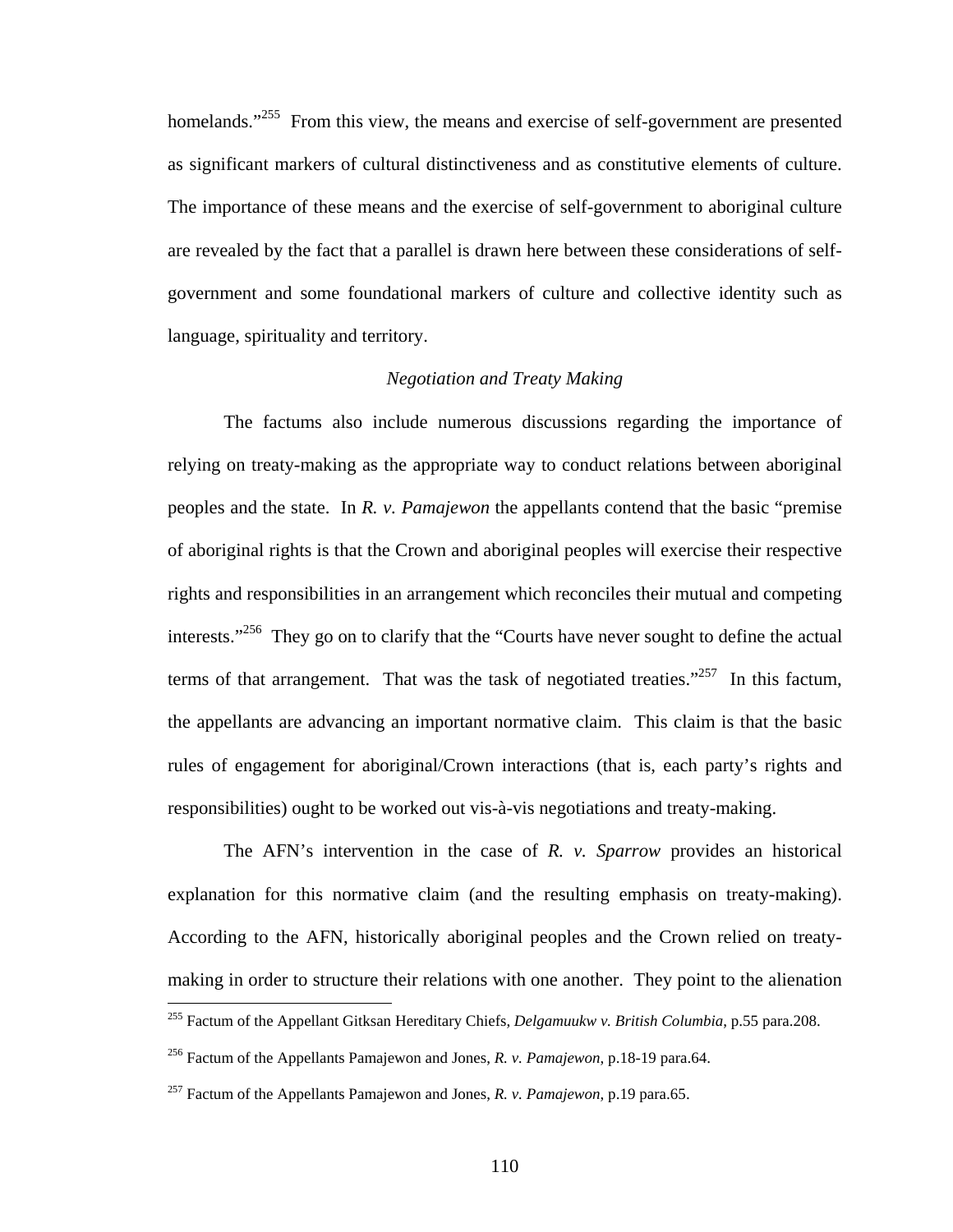homelands."[255] From this view, the means and exercise of self-government are presented as significant markers of cultural distinctiveness and as constitutive elements of culture. The importance of these means and the exercise of self-government to aboriginal culture are revealed by the fact that a parallel is drawn here between these considerations of self-government and some foundational markers of culture and collective identity such as language, spirituality and territory.

### *Negotiation and Treaty Making*

The factums also include numerous discussions regarding the importance of relying on treaty-making as the appropriate way to conduct relations between aboriginal peoples and the state. In *R. v. Pamajewon* the appellants contend that the basic "premise of aboriginal rights is that the Crown and aboriginal peoples will exercise their respective rights and responsibilities in an arrangement which reconciles their mutual and competing interests."[256] They go on to clarify that the "Courts have never sought to define the actual terms of that arrangement. That was the task of negotiated treaties."[257] In this factum, the appellants are advancing an important normative claim. This claim is that the basic rules of engagement for aboriginal/Crown interactions (that is, each party's rights and responsibilities) ought to be worked out vis-à-vis negotiations and treaty-making.

The AFN's intervention in the case of *R. v. Sparrow* provides an historical explanation for this normative claim (and the resulting emphasis on treaty-making). According to the AFN, historically aboriginal peoples and the Crown relied on treaty-making in order to structure their relations with one another. They point to the alienation

---

[255] Factum of the Appellant Gitksan Hereditary Chiefs, *Delgamuukw v. British Columbia*, p.55 para.208.

[256] Factum of the Appellants Pamajewon and Jones, *R. v. Pamajewon*, p.18-19 para.64.

[257] Factum of the Appellants Pamajewon and Jones, *R. v. Pamajewon*, p.19 para.65.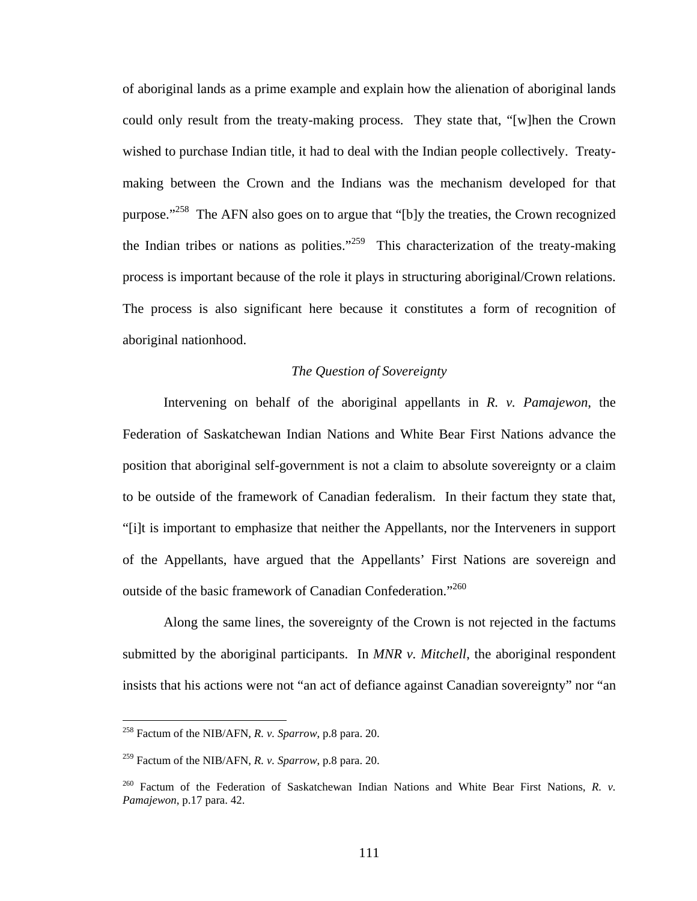of aboriginal lands as a prime example and explain how the alienation of aboriginal lands could only result from the treaty-making process. They state that, "[w]hen the Crown wished to purchase Indian title, it had to deal with the Indian people collectively. Treaty-making between the Crown and the Indians was the mechanism developed for that purpose."[258] The AFN also goes on to argue that "[b]y the treaties, the Crown recognized the Indian tribes or nations as polities."[259] This characterization of the treaty-making process is important because of the role it plays in structuring aboriginal/Crown relations. The process is also significant here because it constitutes a form of recognition of aboriginal nationhood.

### *The Question of Sovereignty*

Intervening on behalf of the aboriginal appellants in *R. v. Pamajewon*, the Federation of Saskatchewan Indian Nations and White Bear First Nations advance the position that aboriginal self-government is not a claim to absolute sovereignty or a claim to be outside of the framework of Canadian federalism. In their factum they state that, "[i]t is important to emphasize that neither the Appellants, nor the Interveners in support of the Appellants, have argued that the Appellants' First Nations are sovereign and outside of the basic framework of Canadian Confederation."[260]

Along the same lines, the sovereignty of the Crown is not rejected in the factums submitted by the aboriginal participants. In *MNR v. Mitchell*, the aboriginal respondent insists that his actions were not "an act of defiance against Canadian sovereignty" nor "an

---

[258] Factum of the NIB/AFN, *R. v. Sparrow*, p.8 para. 20.

[259] Factum of the NIB/AFN, *R. v. Sparrow*, p.8 para. 20.

[260] Factum of the Federation of Saskatchewan Indian Nations and White Bear First Nations, *R. v. Pamajewon*, p.17 para. 42.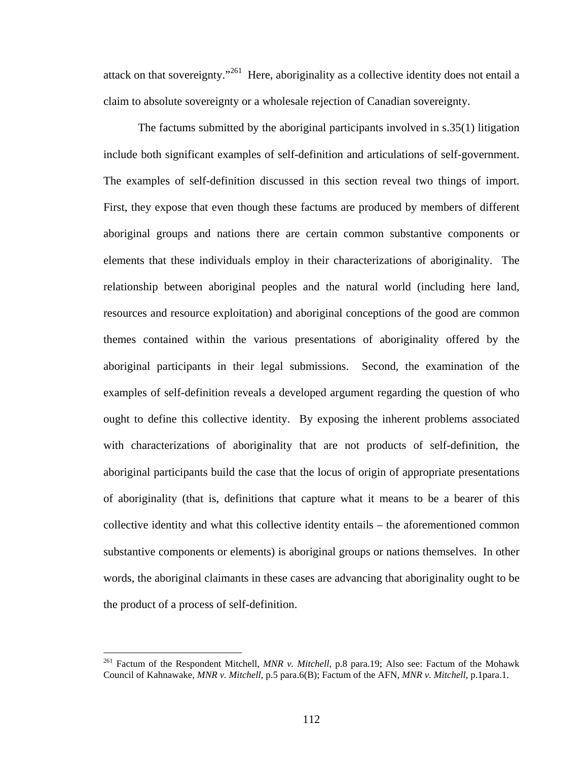attack on that sovereignty."[261] Here, aboriginality as a collective identity does not entail a claim to absolute sovereignty or a wholesale rejection of Canadian sovereignty.

The factums submitted by the aboriginal participants involved in s.35(1) litigation include both significant examples of self-definition and articulations of self-government. The examples of self-definition discussed in this section reveal two things of import. First, they expose that even though these factums are produced by members of different aboriginal groups and nations there are certain common substantive components or elements that these individuals employ in their characterizations of aboriginality. The relationship between aboriginal peoples and the natural world (including here land, resources and resource exploitation) and aboriginal conceptions of the good are common themes contained within the various presentations of aboriginality offered by the aboriginal participants in their legal submissions. Second, the examination of the examples of self-definition reveals a developed argument regarding the question of who ought to define this collective identity. By exposing the inherent problems associated with characterizations of aboriginality that are not products of self-definition, the aboriginal participants build the case that the locus of origin of appropriate presentations of aboriginality (that is, definitions that capture what it means to be a bearer of this collective identity and what this collective identity entails – the aforementioned common substantive components or elements) is aboriginal groups or nations themselves. In other words, the aboriginal claimants in these cases are advancing that aboriginality ought to be the product of a process of self-definition.

---

[261] Factum of the Respondent Mitchell, *MNR v. Mitchell*, p.8 para.19; Also see: Factum of the Mohawk Council of Kahnawake, *MNR v. Mitchell*, p.5 para.6(B); Factum of the AFN, *MNR v. Mitchell*, p.1para.1.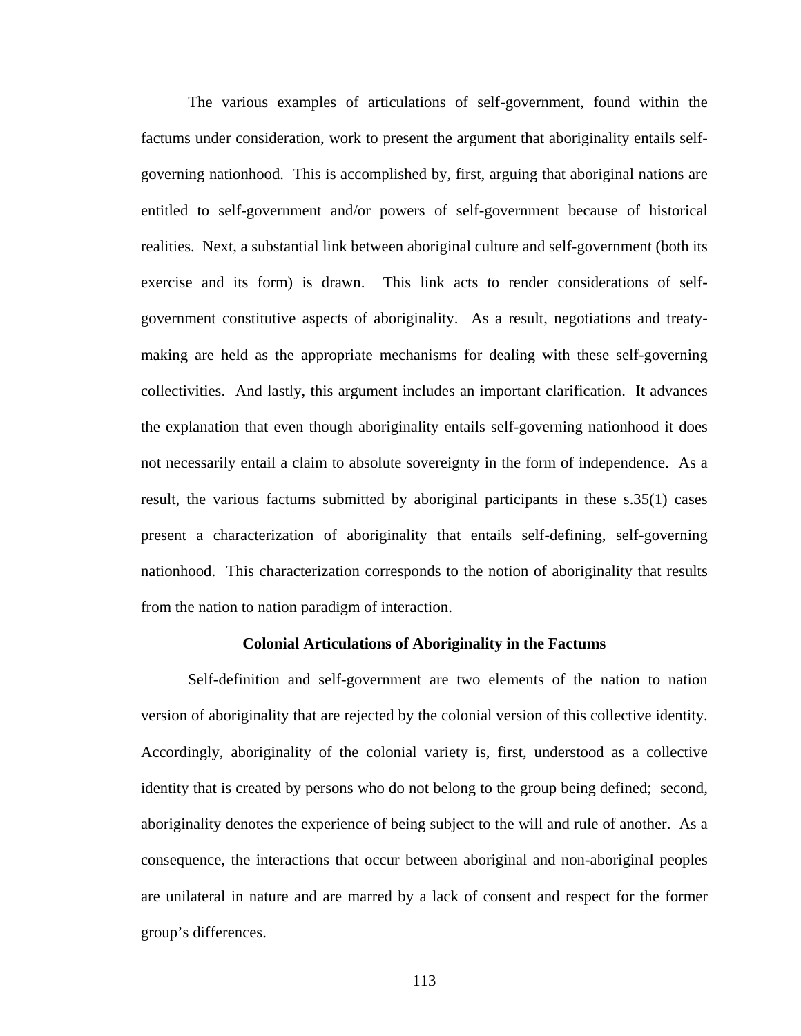The various examples of articulations of self-government, found within the factums under consideration, work to present the argument that aboriginality entails self-governing nationhood. This is accomplished by, first, arguing that aboriginal nations are entitled to self-government and/or powers of self-government because of historical realities. Next, a substantial link between aboriginal culture and self-government (both its exercise and its form) is drawn. This link acts to render considerations of self-government constitutive aspects of aboriginality. As a result, negotiations and treaty-making are held as the appropriate mechanisms for dealing with these self-governing collectivities. And lastly, this argument includes an important clarification. It advances the explanation that even though aboriginality entails self-governing nationhood it does not necessarily entail a claim to absolute sovereignty in the form of independence. As a result, the various factums submitted by aboriginal participants in these s.35(1) cases present a characterization of aboriginality that entails self-defining, self-governing nationhood. This characterization corresponds to the notion of aboriginality that results from the nation to nation paradigm of interaction.

### Colonial Articulations of Aboriginality in the Factums

Self-definition and self-government are two elements of the nation to nation version of aboriginality that are rejected by the colonial version of this collective identity. Accordingly, aboriginality of the colonial variety is, first, understood as a collective identity that is created by persons who do not belong to the group being defined; second, aboriginality denotes the experience of being subject to the will and rule of another. As a consequence, the interactions that occur between aboriginal and non-aboriginal peoples are unilateral in nature and are marred by a lack of consent and respect for the former group's differences.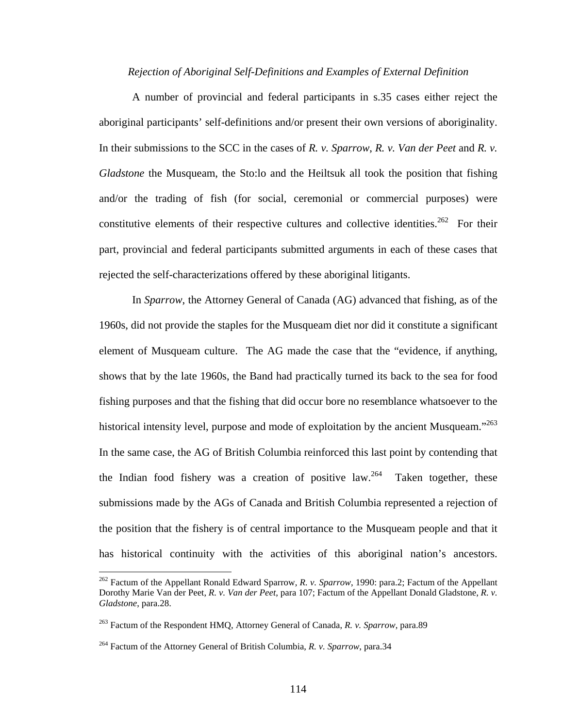*Rejection of Aboriginal Self-Definitions and Examples of External Definition*

A number of provincial and federal participants in s.35 cases either reject the aboriginal participants' self-definitions and/or present their own versions of aboriginality. In their submissions to the SCC in the cases of *R. v. Sparrow*, *R. v. Van der Peet* and *R. v. Gladstone* the Musqueam, the Sto:lo and the Heiltsuk all took the position that fishing and/or the trading of fish (for social, ceremonial or commercial purposes) were constitutive elements of their respective cultures and collective identities.[262] For their part, provincial and federal participants submitted arguments in each of these cases that rejected the self-characterizations offered by these aboriginal litigants.

In *Sparrow*, the Attorney General of Canada (AG) advanced that fishing, as of the 1960s, did not provide the staples for the Musqueam diet nor did it constitute a significant element of Musqueam culture. The AG made the case that the "evidence, if anything, shows that by the late 1960s, the Band had practically turned its back to the sea for food fishing purposes and that the fishing that did occur bore no resemblance whatsoever to the historical intensity level, purpose and mode of exploitation by the ancient Musqueam."[263] In the same case, the AG of British Columbia reinforced this last point by contending that the Indian food fishery was a creation of positive law.[264] Taken together, these submissions made by the AGs of Canada and British Columbia represented a rejection of the position that the fishery is of central importance to the Musqueam people and that it has historical continuity with the activities of this aboriginal nation's ancestors.

---

[262] Factum of the Appellant Ronald Edward Sparrow, *R. v. Sparrow*, 1990: para.2; Factum of the Appellant Dorothy Marie Van der Peet, *R. v. Van der Peet*, para 107; Factum of the Appellant Donald Gladstone, *R. v. Gladstone*, para.28.

[263] Factum of the Respondent HMQ, Attorney General of Canada, *R. v. Sparrow*, para.89

[264] Factum of the Attorney General of British Columbia, *R. v. Sparrow*, para.34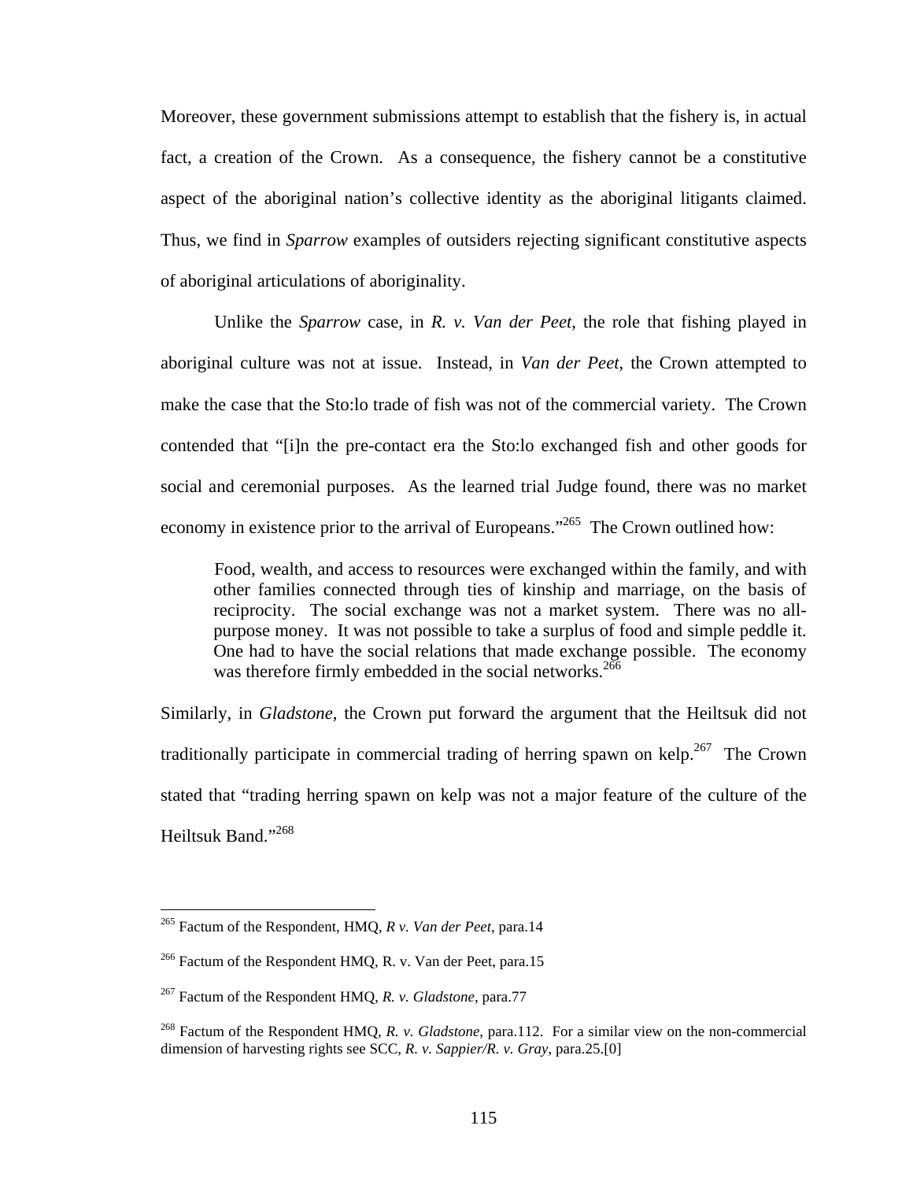Moreover, these government submissions attempt to establish that the fishery is, in actual fact, a creation of the Crown. As a consequence, the fishery cannot be a constitutive aspect of the aboriginal nation's collective identity as the aboriginal litigants claimed. Thus, we find in *Sparrow* examples of outsiders rejecting significant constitutive aspects of aboriginal articulations of aboriginality.

Unlike the *Sparrow* case, in *R. v. Van der Peet*, the role that fishing played in aboriginal culture was not at issue. Instead, in *Van der Peet*, the Crown attempted to make the case that the Sto:lo trade of fish was not of the commercial variety. The Crown contended that "[i]n the pre-contact era the Sto:lo exchanged fish and other goods for social and ceremonial purposes. As the learned trial Judge found, there was no market economy in existence prior to the arrival of Europeans."[265] The Crown outlined how:

> Food, wealth, and access to resources were exchanged within the family, and with other families connected through ties of kinship and marriage, on the basis of reciprocity. The social exchange was not a market system. There was no all-purpose money. It was not possible to take a surplus of food and simple peddle it. One had to have the social relations that made exchange possible. The economy was therefore firmly embedded in the social networks.[266]

Similarly, in *Gladstone*, the Crown put forward the argument that the Heiltsuk did not traditionally participate in commercial trading of herring spawn on kelp.[267] The Crown stated that "trading herring spawn on kelp was not a major feature of the culture of the Heiltsuk Band."[268]

---

[265] Factum of the Respondent, HMQ, *R v. Van der Peet*, para.14

[266] Factum of the Respondent HMQ, R. v. Van der Peet, para.15

[267] Factum of the Respondent HMQ, *R. v. Gladstone*, para.77

[268] Factum of the Respondent HMQ, *R. v. Gladstone*, para.112. For a similar view on the non-commercial dimension of harvesting rights see SCC, *R. v. Sappier/R. v. Gray*, para.25.[0]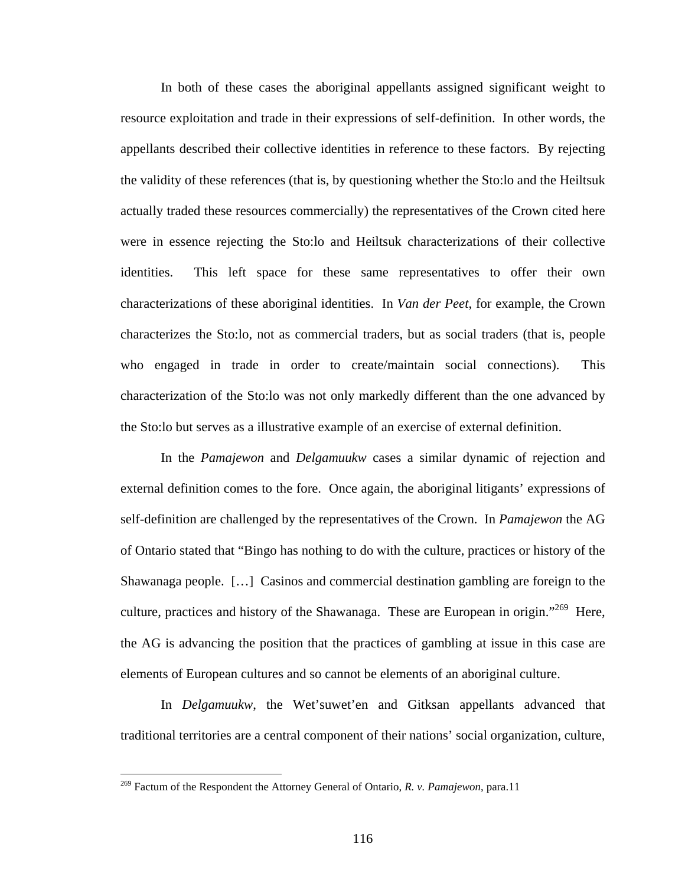In both of these cases the aboriginal appellants assigned significant weight to resource exploitation and trade in their expressions of self-definition. In other words, the appellants described their collective identities in reference to these factors. By rejecting the validity of these references (that is, by questioning whether the Sto:lo and the Heiltsuk actually traded these resources commercially) the representatives of the Crown cited here were in essence rejecting the Sto:lo and Heiltsuk characterizations of their collective identities. This left space for these same representatives to offer their own characterizations of these aboriginal identities. In *Van der Peet*, for example, the Crown characterizes the Sto:lo, not as commercial traders, but as social traders (that is, people who engaged in trade in order to create/maintain social connections). This characterization of the Sto:lo was not only markedly different than the one advanced by the Sto:lo but serves as a illustrative example of an exercise of external definition.

In the *Pamajewon* and *Delgamuukw* cases a similar dynamic of rejection and external definition comes to the fore. Once again, the aboriginal litigants' expressions of self-definition are challenged by the representatives of the Crown. In *Pamajewon* the AG of Ontario stated that "Bingo has nothing to do with the culture, practices or history of the Shawanaga people. […] Casinos and commercial destination gambling are foreign to the culture, practices and history of the Shawanaga. These are European in origin."[269] Here, the AG is advancing the position that the practices of gambling at issue in this case are elements of European cultures and so cannot be elements of an aboriginal culture.

In *Delgamuukw*, the Wet'suwet'en and Gitksan appellants advanced that traditional territories are a central component of their nations' social organization, culture,

---

[269] Factum of the Respondent the Attorney General of Ontario, *R. v. Pamajewon*, para.11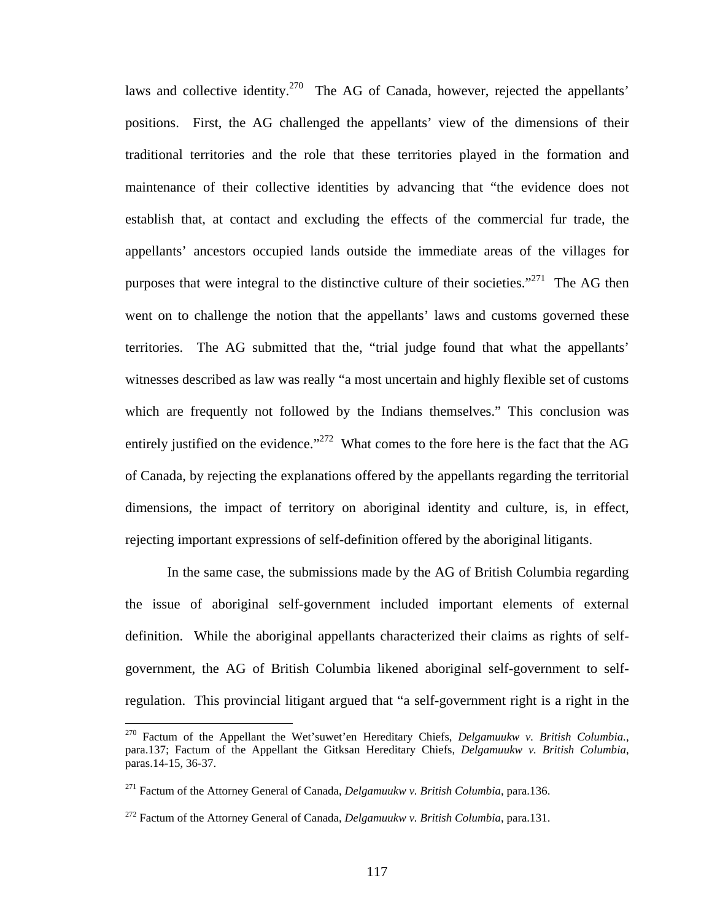laws and collective identity.[270] The AG of Canada, however, rejected the appellants' positions. First, the AG challenged the appellants' view of the dimensions of their traditional territories and the role that these territories played in the formation and maintenance of their collective identities by advancing that "the evidence does not establish that, at contact and excluding the effects of the commercial fur trade, the appellants' ancestors occupied lands outside the immediate areas of the villages for purposes that were integral to the distinctive culture of their societies."[271] The AG then went on to challenge the notion that the appellants' laws and customs governed these territories. The AG submitted that the, "trial judge found that what the appellants' witnesses described as law was really "a most uncertain and highly flexible set of customs which are frequently not followed by the Indians themselves." This conclusion was entirely justified on the evidence."[272] What comes to the fore here is the fact that the AG of Canada, by rejecting the explanations offered by the appellants regarding the territorial dimensions, the impact of territory on aboriginal identity and culture, is, in effect, rejecting important expressions of self-definition offered by the aboriginal litigants.

In the same case, the submissions made by the AG of British Columbia regarding the issue of aboriginal self-government included important elements of external definition. While the aboriginal appellants characterized their claims as rights of self-government, the AG of British Columbia likened aboriginal self-government to self-regulation. This provincial litigant argued that "a self-government right is a right in the

---

[270] Factum of the Appellant the Wet'suwet'en Hereditary Chiefs, *Delgamuukw v. British Columbia.*, para.137; Factum of the Appellant the Gitksan Hereditary Chiefs, *Delgamuukw v. British Columbia*, paras.14-15, 36-37.

[271] Factum of the Attorney General of Canada, *Delgamuukw v. British Columbia*, para.136.

[272] Factum of the Attorney General of Canada, *Delgamuukw v. British Columbia*, para.131.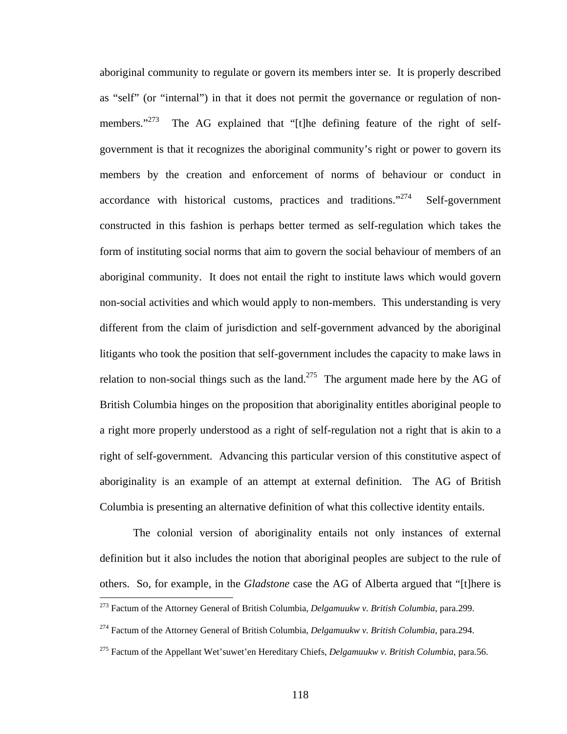aboriginal community to regulate or govern its members inter se. It is properly described as "self" (or "internal") in that it does not permit the governance or regulation of non-members."[273] The AG explained that "[t]he defining feature of the right of self-government is that it recognizes the aboriginal community's right or power to govern its members by the creation and enforcement of norms of behaviour or conduct in accordance with historical customs, practices and traditions."[274] Self-government constructed in this fashion is perhaps better termed as self-regulation which takes the form of instituting social norms that aim to govern the social behaviour of members of an aboriginal community. It does not entail the right to institute laws which would govern non-social activities and which would apply to non-members. This understanding is very different from the claim of jurisdiction and self-government advanced by the aboriginal litigants who took the position that self-government includes the capacity to make laws in relation to non-social things such as the land.[275] The argument made here by the AG of British Columbia hinges on the proposition that aboriginality entitles aboriginal people to a right more properly understood as a right of self-regulation not a right that is akin to a right of self-government. Advancing this particular version of this constitutive aspect of aboriginality is an example of an attempt at external definition. The AG of British Columbia is presenting an alternative definition of what this collective identity entails.

The colonial version of aboriginality entails not only instances of external definition but it also includes the notion that aboriginal peoples are subject to the rule of others. So, for example, in the *Gladstone* case the AG of Alberta argued that "[t]here is

[273] Factum of the Attorney General of British Columbia, *Delgamuukw v. British Columbia*, para.299.

[274] Factum of the Attorney General of British Columbia, *Delgamuukw v. British Columbia*, para.294.

[275] Factum of the Appellant Wet'suwet'en Hereditary Chiefs, *Delgamuukw v. British Columbia*, para.56.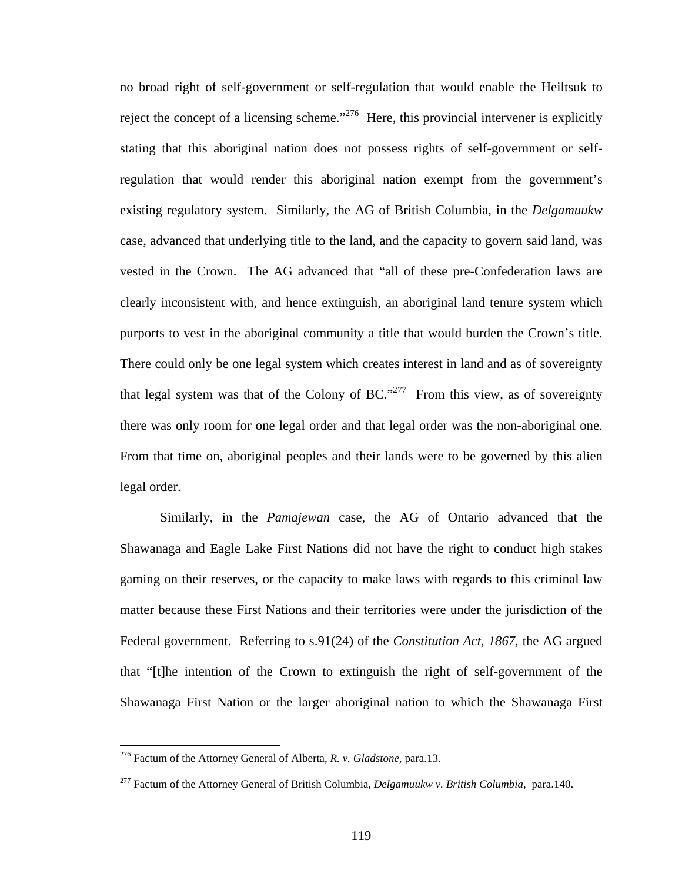no broad right of self-government or self-regulation that would enable the Heiltsuk to reject the concept of a licensing scheme."[276] Here, this provincial intervener is explicitly stating that this aboriginal nation does not possess rights of self-government or self-regulation that would render this aboriginal nation exempt from the government's existing regulatory system. Similarly, the AG of British Columbia, in the *Delgamuukw* case, advanced that underlying title to the land, and the capacity to govern said land, was vested in the Crown. The AG advanced that "all of these pre-Confederation laws are clearly inconsistent with, and hence extinguish, an aboriginal land tenure system which purports to vest in the aboriginal community a title that would burden the Crown's title. There could only be one legal system which creates interest in land and as of sovereignty that legal system was that of the Colony of BC."[277] From this view, as of sovereignty there was only room for one legal order and that legal order was the non-aboriginal one. From that time on, aboriginal peoples and their lands were to be governed by this alien legal order.

Similarly, in the *Pamajewan* case, the AG of Ontario advanced that the Shawanaga and Eagle Lake First Nations did not have the right to conduct high stakes gaming on their reserves, or the capacity to make laws with regards to this criminal law matter because these First Nations and their territories were under the jurisdiction of the Federal government. Referring to s.91(24) of the *Constitution Act, 1867*, the AG argued that "[t]he intention of the Crown to extinguish the right of self-government of the Shawanaga First Nation or the larger aboriginal nation to which the Shawanaga First

---

[276] Factum of the Attorney General of Alberta, *R. v. Gladstone*, para.13.

[277] Factum of the Attorney General of British Columbia, *Delgamuukw v. British Columbia*, para.140.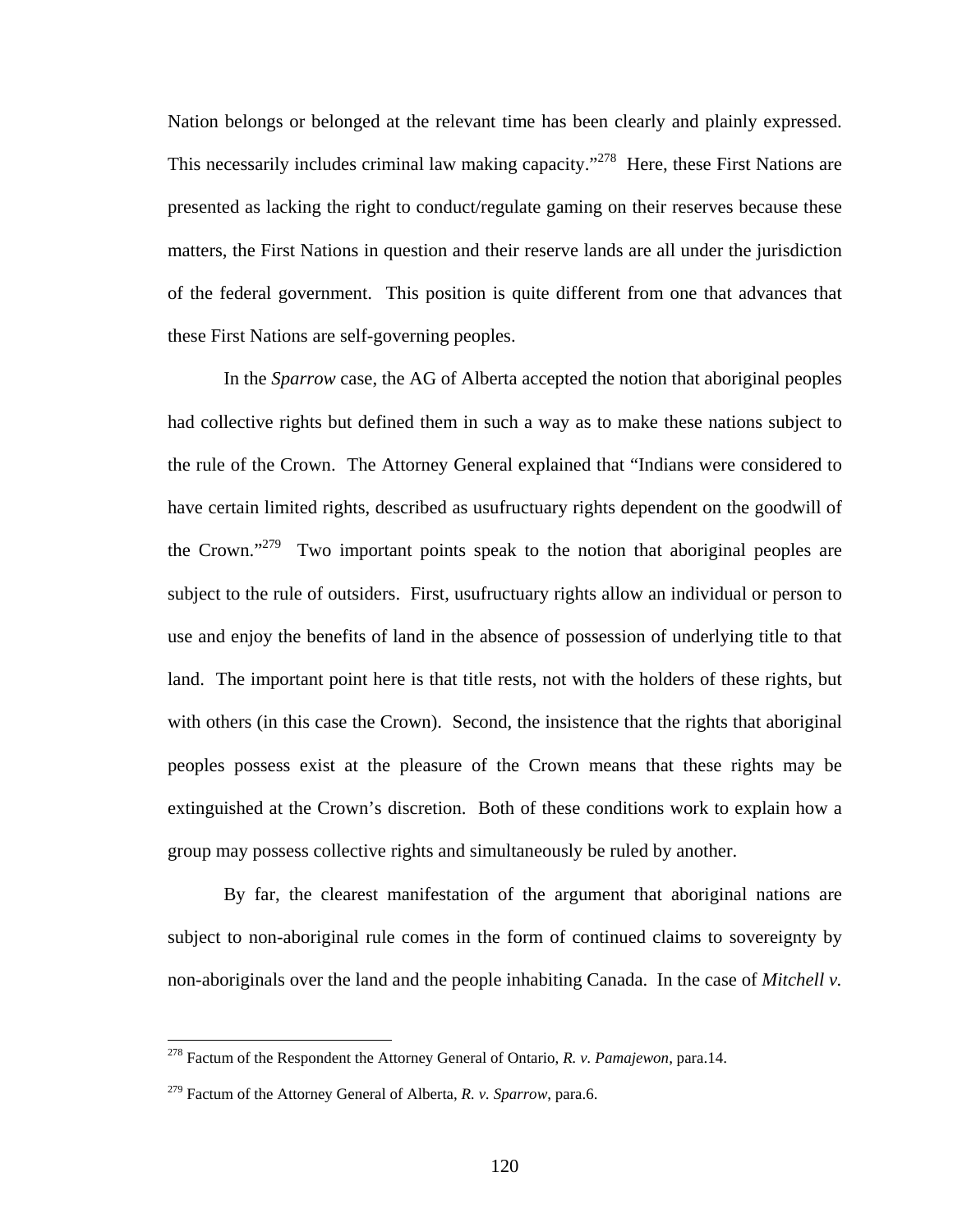Nation belongs or belonged at the relevant time has been clearly and plainly expressed. This necessarily includes criminal law making capacity."[278] Here, these First Nations are presented as lacking the right to conduct/regulate gaming on their reserves because these matters, the First Nations in question and their reserve lands are all under the jurisdiction of the federal government. This position is quite different from one that advances that these First Nations are self-governing peoples.

In the *Sparrow* case, the AG of Alberta accepted the notion that aboriginal peoples had collective rights but defined them in such a way as to make these nations subject to the rule of the Crown. The Attorney General explained that "Indians were considered to have certain limited rights, described as usufructuary rights dependent on the goodwill of the Crown."[279] Two important points speak to the notion that aboriginal peoples are subject to the rule of outsiders. First, usufructuary rights allow an individual or person to use and enjoy the benefits of land in the absence of possession of underlying title to that land. The important point here is that title rests, not with the holders of these rights, but with others (in this case the Crown). Second, the insistence that the rights that aboriginal peoples possess exist at the pleasure of the Crown means that these rights may be extinguished at the Crown's discretion. Both of these conditions work to explain how a group may possess collective rights and simultaneously be ruled by another.

By far, the clearest manifestation of the argument that aboriginal nations are subject to non-aboriginal rule comes in the form of continued claims to sovereignty by non-aboriginals over the land and the people inhabiting Canada. In the case of *Mitchell v.*

[278] Factum of the Respondent the Attorney General of Ontario, *R. v. Pamajewon*, para.14.

[279] Factum of the Attorney General of Alberta, *R. v. Sparrow*, para.6.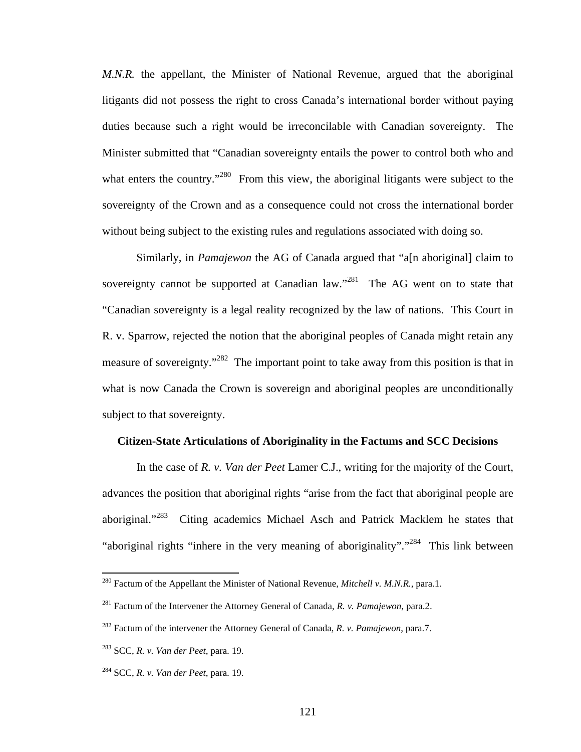*M.N.R.* the appellant, the Minister of National Revenue, argued that the aboriginal litigants did not possess the right to cross Canada's international border without paying duties because such a right would be irreconcilable with Canadian sovereignty. The Minister submitted that "Canadian sovereignty entails the power to control both who and what enters the country."[280] From this view, the aboriginal litigants were subject to the sovereignty of the Crown and as a consequence could not cross the international border without being subject to the existing rules and regulations associated with doing so.

Similarly, in *Pamajewon* the AG of Canada argued that "a[n aboriginal] claim to sovereignty cannot be supported at Canadian law."[281] The AG went on to state that "Canadian sovereignty is a legal reality recognized by the law of nations. This Court in R. v. Sparrow, rejected the notion that the aboriginal peoples of Canada might retain any measure of sovereignty."[282] The important point to take away from this position is that in what is now Canada the Crown is sovereign and aboriginal peoples are unconditionally subject to that sovereignty.

**Citizen-State Articulations of Aboriginality in the Factums and SCC Decisions**

In the case of *R. v. Van der Peet* Lamer C.J., writing for the majority of the Court, advances the position that aboriginal rights "arise from the fact that aboriginal people are aboriginal."[283] Citing academics Michael Asch and Patrick Macklem he states that "aboriginal rights "inhere in the very meaning of aboriginality"."[284] This link between

---

[280] Factum of the Appellant the Minister of National Revenue, *Mitchell v. M.N.R.*, para.1.

[281] Factum of the Intervener the Attorney General of Canada, *R. v. Pamajewon*, para.2.

[282] Factum of the intervener the Attorney General of Canada, *R. v. Pamajewon*, para.7.

[283] SCC, *R. v. Van der Peet*, para. 19.

[284] SCC, *R. v. Van der Peet*, para. 19.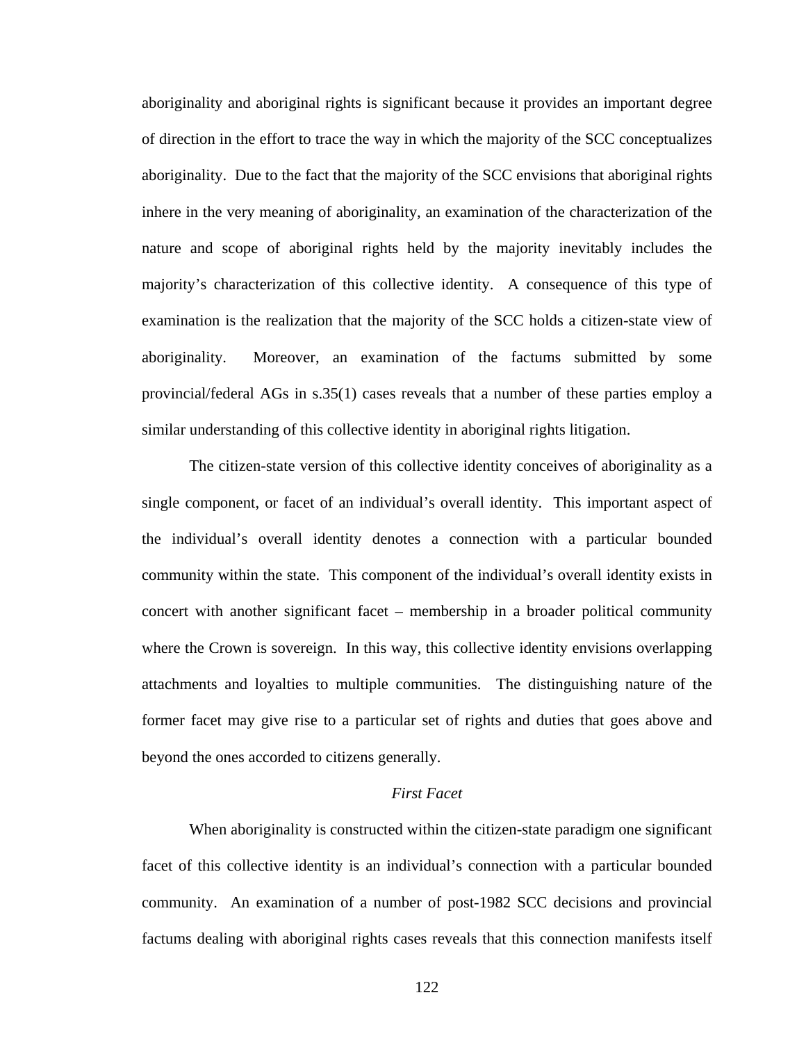aboriginality and aboriginal rights is significant because it provides an important degree of direction in the effort to trace the way in which the majority of the SCC conceptualizes aboriginality. Due to the fact that the majority of the SCC envisions that aboriginal rights inhere in the very meaning of aboriginality, an examination of the characterization of the nature and scope of aboriginal rights held by the majority inevitably includes the majority's characterization of this collective identity. A consequence of this type of examination is the realization that the majority of the SCC holds a citizen-state view of aboriginality. Moreover, an examination of the factums submitted by some provincial/federal AGs in s.35(1) cases reveals that a number of these parties employ a similar understanding of this collective identity in aboriginal rights litigation.

The citizen-state version of this collective identity conceives of aboriginality as a single component, or facet of an individual's overall identity. This important aspect of the individual's overall identity denotes a connection with a particular bounded community within the state. This component of the individual's overall identity exists in concert with another significant facet – membership in a broader political community where the Crown is sovereign. In this way, this collective identity envisions overlapping attachments and loyalties to multiple communities. The distinguishing nature of the former facet may give rise to a particular set of rights and duties that goes above and beyond the ones accorded to citizens generally.

*First Facet*

When aboriginality is constructed within the citizen-state paradigm one significant facet of this collective identity is an individual's connection with a particular bounded community. An examination of a number of post-1982 SCC decisions and provincial factums dealing with aboriginal rights cases reveals that this connection manifests itself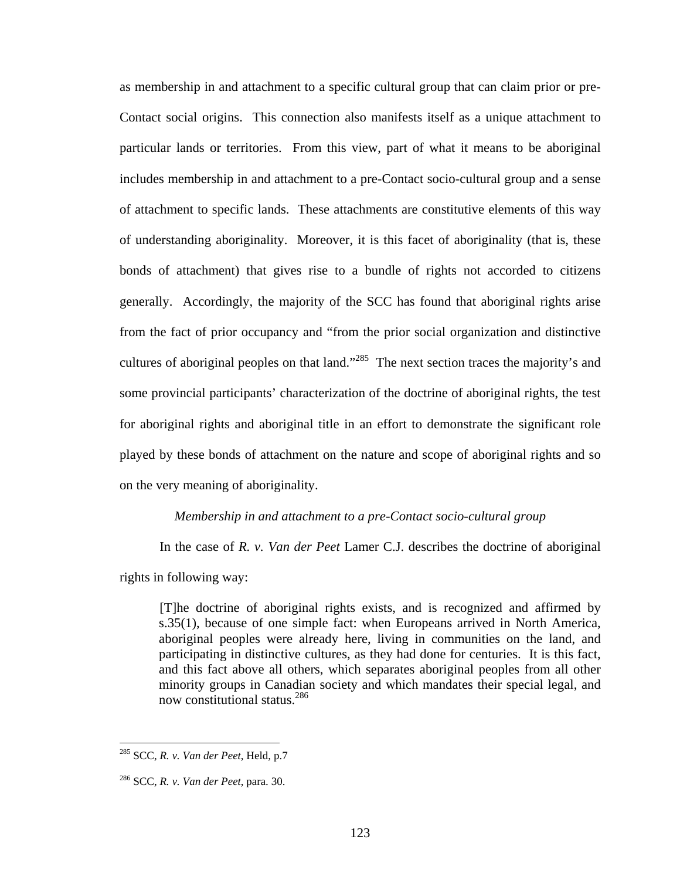as membership in and attachment to a specific cultural group that can claim prior or pre-Contact social origins. This connection also manifests itself as a unique attachment to particular lands or territories. From this view, part of what it means to be aboriginal includes membership in and attachment to a pre-Contact socio-cultural group and a sense of attachment to specific lands. These attachments are constitutive elements of this way of understanding aboriginality. Moreover, it is this facet of aboriginality (that is, these bonds of attachment) that gives rise to a bundle of rights not accorded to citizens generally. Accordingly, the majority of the SCC has found that aboriginal rights arise from the fact of prior occupancy and "from the prior social organization and distinctive cultures of aboriginal peoples on that land."[285] The next section traces the majority's and some provincial participants' characterization of the doctrine of aboriginal rights, the test for aboriginal rights and aboriginal title in an effort to demonstrate the significant role played by these bonds of attachment on the nature and scope of aboriginal rights and so on the very meaning of aboriginality.

*Membership in and attachment to a pre-Contact socio-cultural group*

In the case of *R. v. Van der Peet* Lamer C.J. describes the doctrine of aboriginal rights in following way:

> [T]he doctrine of aboriginal rights exists, and is recognized and affirmed by s.35(1), because of one simple fact: when Europeans arrived in North America, aboriginal peoples were already here, living in communities on the land, and participating in distinctive cultures, as they had done for centuries. It is this fact, and this fact above all others, which separates aboriginal peoples from all other minority groups in Canadian society and which mandates their special legal, and now constitutional status.[286]

---

[285] SCC, *R. v. Van der Peet*, Held, p.7

[286] SCC, *R. v. Van der Peet*, para. 30.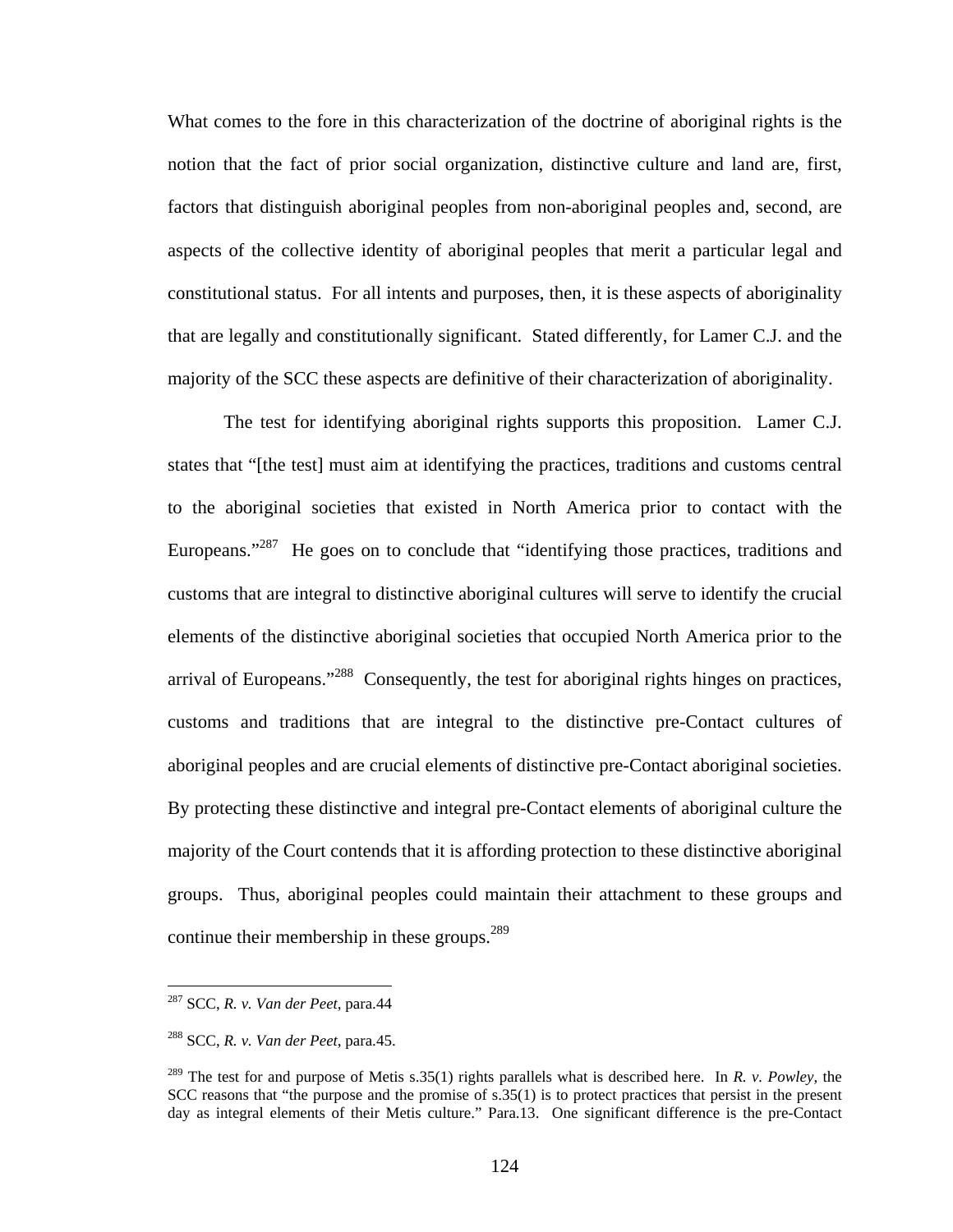What comes to the fore in this characterization of the doctrine of aboriginal rights is the notion that the fact of prior social organization, distinctive culture and land are, first, factors that distinguish aboriginal peoples from non-aboriginal peoples and, second, are aspects of the collective identity of aboriginal peoples that merit a particular legal and constitutional status. For all intents and purposes, then, it is these aspects of aboriginality that are legally and constitutionally significant. Stated differently, for Lamer C.J. and the majority of the SCC these aspects are definitive of their characterization of aboriginality.

The test for identifying aboriginal rights supports this proposition. Lamer C.J. states that "[the test] must aim at identifying the practices, traditions and customs central to the aboriginal societies that existed in North America prior to contact with the Europeans."[287] He goes on to conclude that "identifying those practices, traditions and customs that are integral to distinctive aboriginal cultures will serve to identify the crucial elements of the distinctive aboriginal societies that occupied North America prior to the arrival of Europeans."[288] Consequently, the test for aboriginal rights hinges on practices, customs and traditions that are integral to the distinctive pre-Contact cultures of aboriginal peoples and are crucial elements of distinctive pre-Contact aboriginal societies. By protecting these distinctive and integral pre-Contact elements of aboriginal culture the majority of the Court contends that it is affording protection to these distinctive aboriginal groups. Thus, aboriginal peoples could maintain their attachment to these groups and continue their membership in these groups.[289]

---

[287] SCC, *R. v. Van der Peet*, para.44

[288] SCC, *R. v. Van der Peet*, para.45.

[289] The test for and purpose of Metis s.35(1) rights parallels what is described here. In *R. v. Powley*, the SCC reasons that "the purpose and the promise of s.35(1) is to protect practices that persist in the present day as integral elements of their Metis culture." Para.13. One significant difference is the pre-Contact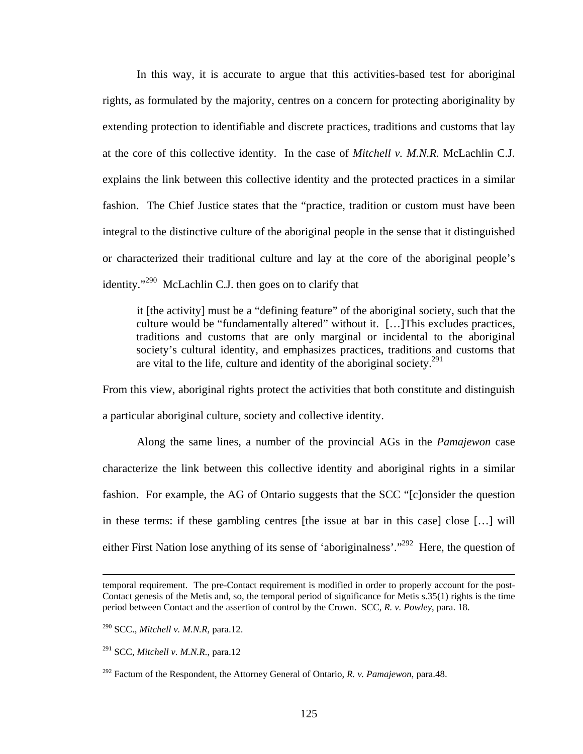In this way, it is accurate to argue that this activities-based test for aboriginal rights, as formulated by the majority, centres on a concern for protecting aboriginality by extending protection to identifiable and discrete practices, traditions and customs that lay at the core of this collective identity. In the case of *Mitchell v. M.N.R.* McLachlin C.J. explains the link between this collective identity and the protected practices in a similar fashion. The Chief Justice states that the "practice, tradition or custom must have been integral to the distinctive culture of the aboriginal people in the sense that it distinguished or characterized their traditional culture and lay at the core of the aboriginal people's identity."[290] McLachlin C.J. then goes on to clarify that

> it [the activity] must be a "defining feature" of the aboriginal society, such that the culture would be "fundamentally altered" without it. […]This excludes practices, traditions and customs that are only marginal or incidental to the aboriginal society's cultural identity, and emphasizes practices, traditions and customs that are vital to the life, culture and identity of the aboriginal society.[291]

From this view, aboriginal rights protect the activities that both constitute and distinguish a particular aboriginal culture, society and collective identity.

Along the same lines, a number of the provincial AGs in the *Pamajewon* case characterize the link between this collective identity and aboriginal rights in a similar fashion. For example, the AG of Ontario suggests that the SCC "[c]onsider the question in these terms: if these gambling centres [the issue at bar in this case] close […] will either First Nation lose anything of its sense of 'aboriginalness'."[292] Here, the question of

---

temporal requirement. The pre-Contact requirement is modified in order to properly account for the post-Contact genesis of the Metis and, so, the temporal period of significance for Metis s.35(1) rights is the time period between Contact and the assertion of control by the Crown. SCC, *R. v. Powley*, para. 18.

[290] SCC., *Mitchell v. M.N.R*, para.12.

[291] SCC, *Mitchell v. M.N.R.*, para.12

[292] Factum of the Respondent, the Attorney General of Ontario, *R. v. Pamajewon*, para.48.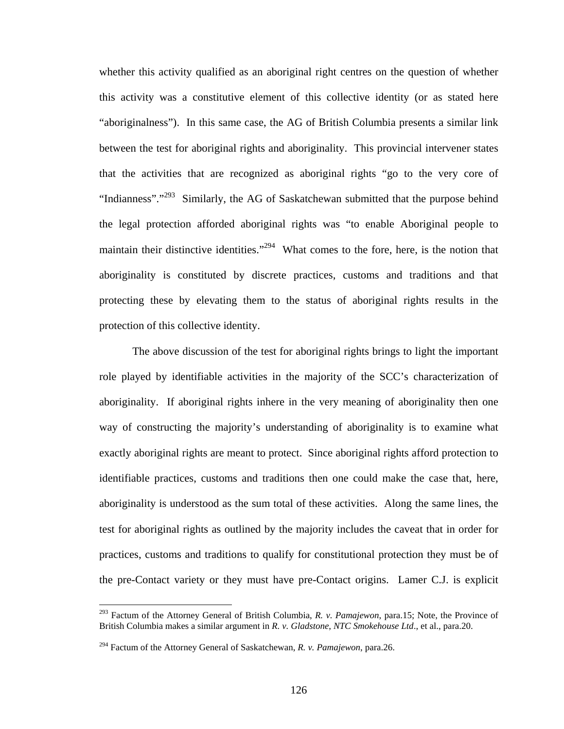whether this activity qualified as an aboriginal right centres on the question of whether this activity was a constitutive element of this collective identity (or as stated here "aboriginalness"). In this same case, the AG of British Columbia presents a similar link between the test for aboriginal rights and aboriginality. This provincial intervener states that the activities that are recognized as aboriginal rights "go to the very core of "Indianness"."[293] Similarly, the AG of Saskatchewan submitted that the purpose behind the legal protection afforded aboriginal rights was "to enable Aboriginal people to maintain their distinctive identities."[294] What comes to the fore, here, is the notion that aboriginality is constituted by discrete practices, customs and traditions and that protecting these by elevating them to the status of aboriginal rights results in the protection of this collective identity.

The above discussion of the test for aboriginal rights brings to light the important role played by identifiable activities in the majority of the SCC's characterization of aboriginality. If aboriginal rights inhere in the very meaning of aboriginality then one way of constructing the majority's understanding of aboriginality is to examine what exactly aboriginal rights are meant to protect. Since aboriginal rights afford protection to identifiable practices, customs and traditions then one could make the case that, here, aboriginality is understood as the sum total of these activities. Along the same lines, the test for aboriginal rights as outlined by the majority includes the caveat that in order for practices, customs and traditions to qualify for constitutional protection they must be of the pre-Contact variety or they must have pre-Contact origins. Lamer C.J. is explicit

---

[293] Factum of the Attorney General of British Columbia, *R. v. Pamajewon*, para.15; Note, the Province of British Columbia makes a similar argument in *R. v. Gladstone*, *NTC Smokehouse Ltd*., et al., para.20.

[294] Factum of the Attorney General of Saskatchewan, *R. v. Pamajewon*, para.26.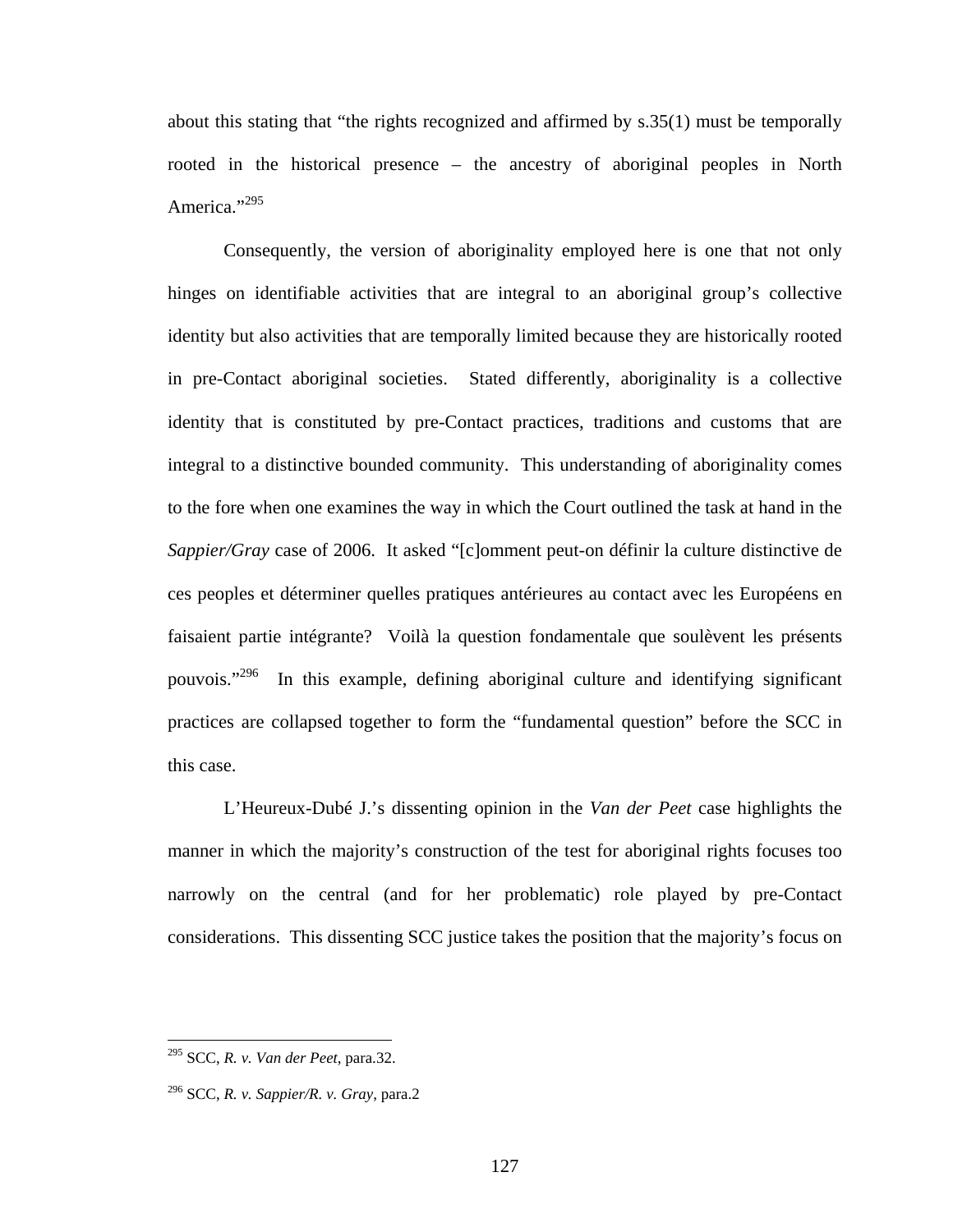about this stating that "the rights recognized and affirmed by s.35(1) must be temporally rooted in the historical presence – the ancestry of aboriginal peoples in North America."[295]

Consequently, the version of aboriginality employed here is one that not only hinges on identifiable activities that are integral to an aboriginal group's collective identity but also activities that are temporally limited because they are historically rooted in pre-Contact aboriginal societies. Stated differently, aboriginality is a collective identity that is constituted by pre-Contact practices, traditions and customs that are integral to a distinctive bounded community. This understanding of aboriginality comes to the fore when one examines the way in which the Court outlined the task at hand in the *Sappier/Gray* case of 2006. It asked "[c]omment peut-on définir la culture distinctive de ces peoples et déterminer quelles pratiques antérieures au contact avec les Européens en faisaient partie intégrante? Voilà la question fondamentale que soulèvent les présents pouvois."[296] In this example, defining aboriginal culture and identifying significant practices are collapsed together to form the "fundamental question" before the SCC in this case.

L'Heureux-Dubé J.'s dissenting opinion in the *Van der Peet* case highlights the manner in which the majority's construction of the test for aboriginal rights focuses too narrowly on the central (and for her problematic) role played by pre-Contact considerations. This dissenting SCC justice takes the position that the majority's focus on

---

[295] SCC, *R. v. Van der Peet*, para.32.

[296] SCC, *R. v. Sappier/R. v. Gray*, para.2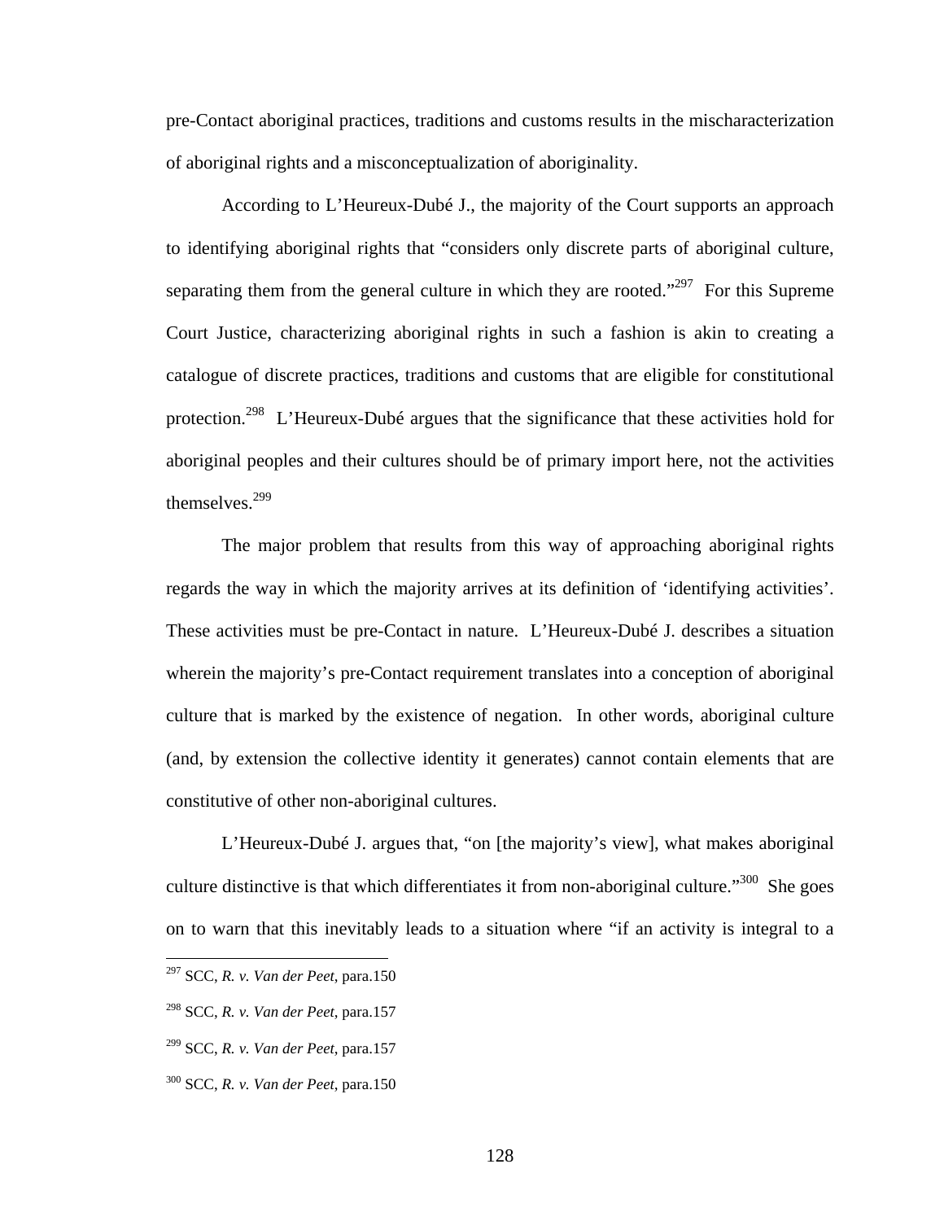pre-Contact aboriginal practices, traditions and customs results in the mischaracterization of aboriginal rights and a misconceptualization of aboriginality.

According to L'Heureux-Dubé J., the majority of the Court supports an approach to identifying aboriginal rights that "considers only discrete parts of aboriginal culture, separating them from the general culture in which they are rooted."[297] For this Supreme Court Justice, characterizing aboriginal rights in such a fashion is akin to creating a catalogue of discrete practices, traditions and customs that are eligible for constitutional protection.[298] L'Heureux-Dubé argues that the significance that these activities hold for aboriginal peoples and their cultures should be of primary import here, not the activities themselves.[299]

The major problem that results from this way of approaching aboriginal rights regards the way in which the majority arrives at its definition of 'identifying activities'. These activities must be pre-Contact in nature. L'Heureux-Dubé J. describes a situation wherein the majority's pre-Contact requirement translates into a conception of aboriginal culture that is marked by the existence of negation. In other words, aboriginal culture (and, by extension the collective identity it generates) cannot contain elements that are constitutive of other non-aboriginal cultures.

L'Heureux-Dubé J. argues that, "on [the majority's view], what makes aboriginal culture distinctive is that which differentiates it from non-aboriginal culture."[300] She goes on to warn that this inevitably leads to a situation where "if an activity is integral to a

---

[297] SCC, *R. v. Van der Peet*, para.150

[298] SCC, *R. v. Van der Peet*, para.157

[299] SCC, *R. v. Van der Peet*, para.157

[300] SCC, *R. v. Van der Peet*, para.150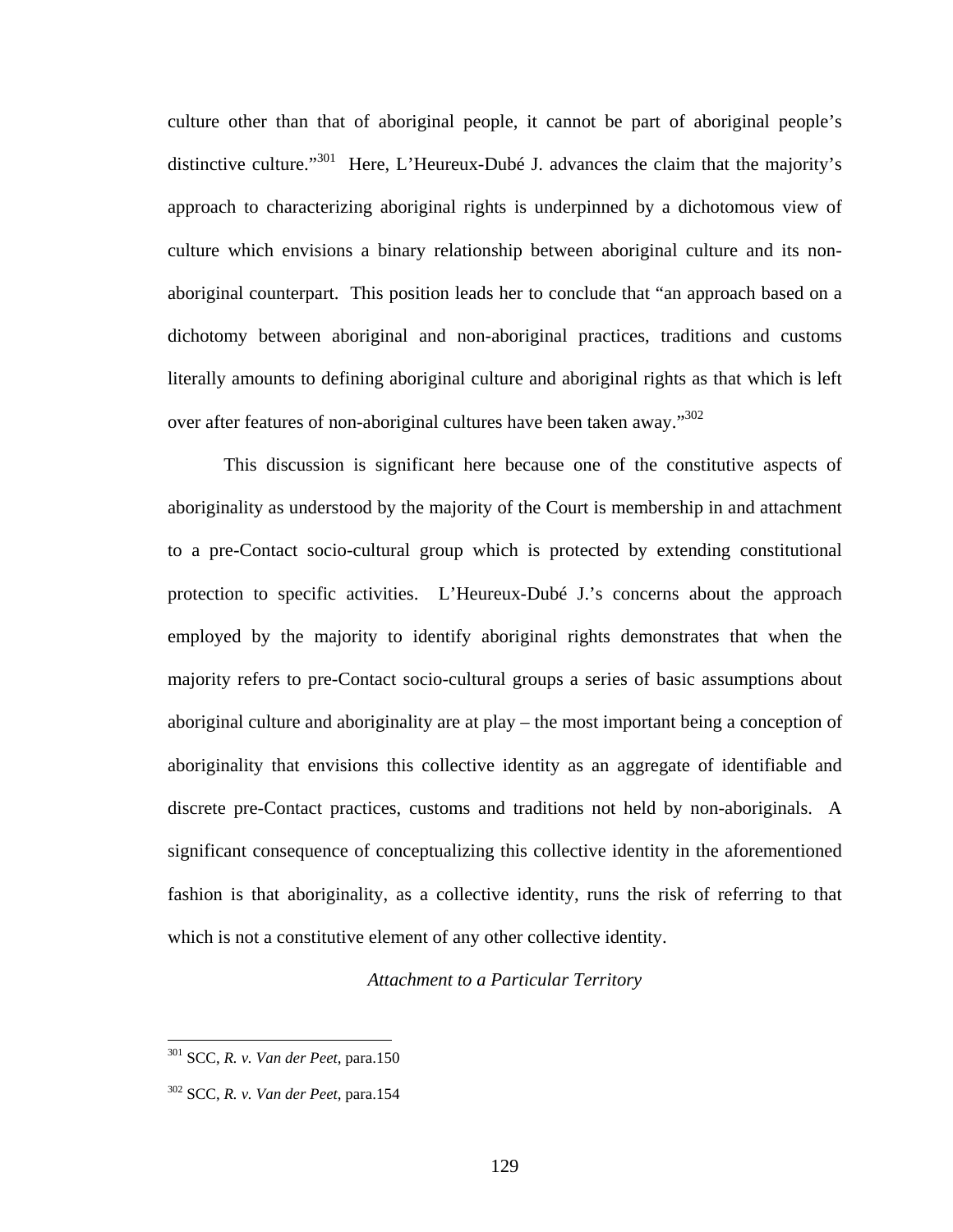culture other than that of aboriginal people, it cannot be part of aboriginal people's distinctive culture."[301] Here, L'Heureux-Dubé J. advances the claim that the majority's approach to characterizing aboriginal rights is underpinned by a dichotomous view of culture which envisions a binary relationship between aboriginal culture and its non-aboriginal counterpart. This position leads her to conclude that "an approach based on a dichotomy between aboriginal and non-aboriginal practices, traditions and customs literally amounts to defining aboriginal culture and aboriginal rights as that which is left over after features of non-aboriginal cultures have been taken away."[302]

This discussion is significant here because one of the constitutive aspects of aboriginality as understood by the majority of the Court is membership in and attachment to a pre-Contact socio-cultural group which is protected by extending constitutional protection to specific activities. L'Heureux-Dubé J.'s concerns about the approach employed by the majority to identify aboriginal rights demonstrates that when the majority refers to pre-Contact socio-cultural groups a series of basic assumptions about aboriginal culture and aboriginality are at play – the most important being a conception of aboriginality that envisions this collective identity as an aggregate of identifiable and discrete pre-Contact practices, customs and traditions not held by non-aboriginals. A significant consequence of conceptualizing this collective identity in the aforementioned fashion is that aboriginality, as a collective identity, runs the risk of referring to that which is not a constitutive element of any other collective identity.

*Attachment to a Particular Territory*

[301] SCC, *R. v. Van der Peet*, para.150

[302] SCC, *R. v. Van der Peet*, para.154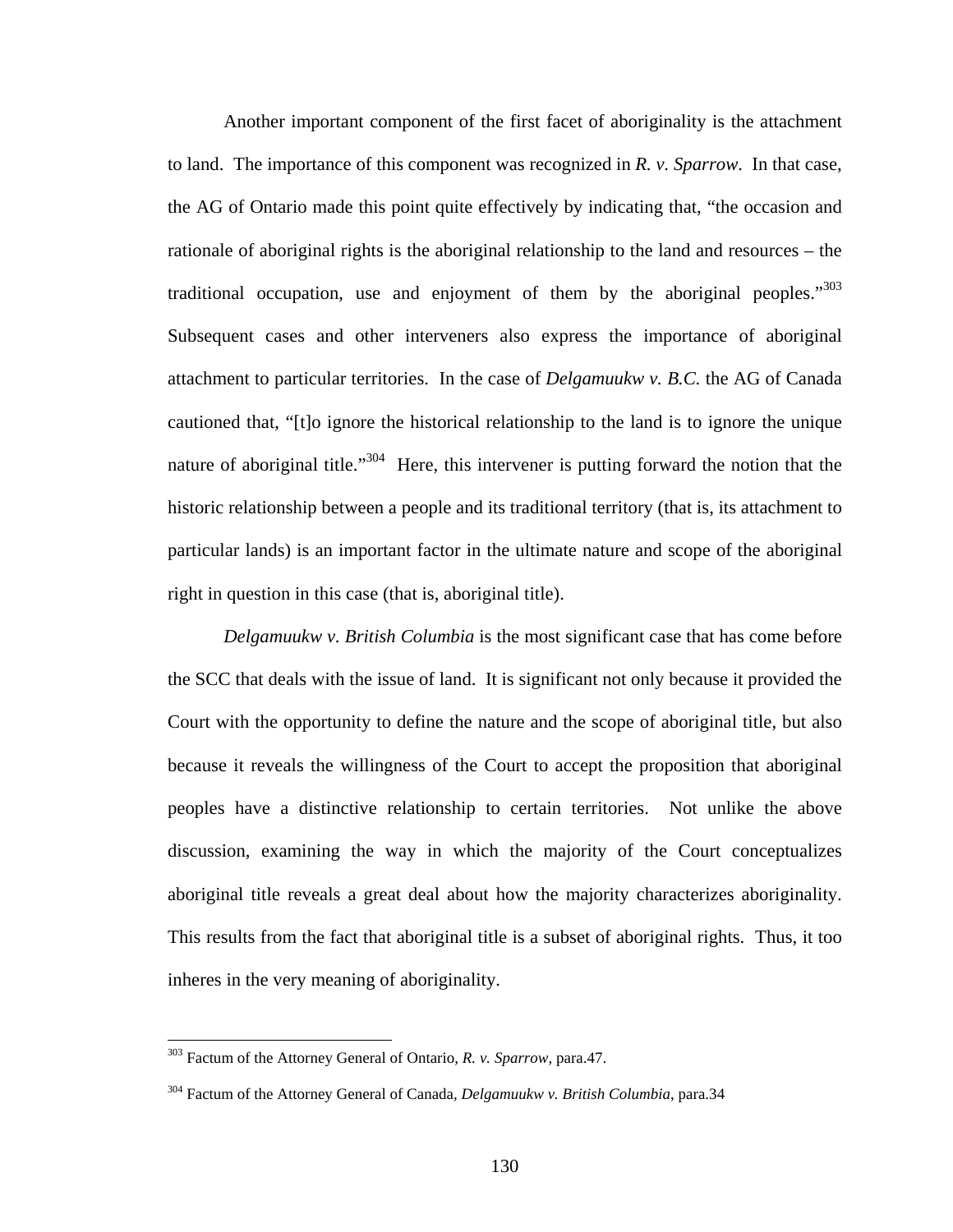Another important component of the first facet of aboriginality is the attachment to land. The importance of this component was recognized in *R. v. Sparrow*. In that case, the AG of Ontario made this point quite effectively by indicating that, "the occasion and rationale of aboriginal rights is the aboriginal relationship to the land and resources – the traditional occupation, use and enjoyment of them by the aboriginal peoples."[303] Subsequent cases and other interveners also express the importance of aboriginal attachment to particular territories. In the case of *Delgamuukw v. B.C.* the AG of Canada cautioned that, "[t]o ignore the historical relationship to the land is to ignore the unique nature of aboriginal title."[304] Here, this intervener is putting forward the notion that the historic relationship between a people and its traditional territory (that is, its attachment to particular lands) is an important factor in the ultimate nature and scope of the aboriginal right in question in this case (that is, aboriginal title).

*Delgamuukw v. British Columbia* is the most significant case that has come before the SCC that deals with the issue of land. It is significant not only because it provided the Court with the opportunity to define the nature and the scope of aboriginal title, but also because it reveals the willingness of the Court to accept the proposition that aboriginal peoples have a distinctive relationship to certain territories. Not unlike the above discussion, examining the way in which the majority of the Court conceptualizes aboriginal title reveals a great deal about how the majority characterizes aboriginality. This results from the fact that aboriginal title is a subset of aboriginal rights. Thus, it too inheres in the very meaning of aboriginality.

---

[303] Factum of the Attorney General of Ontario, *R. v. Sparrow*, para.47.

[304] Factum of the Attorney General of Canada, *Delgamuukw v. British Columbia*, para.34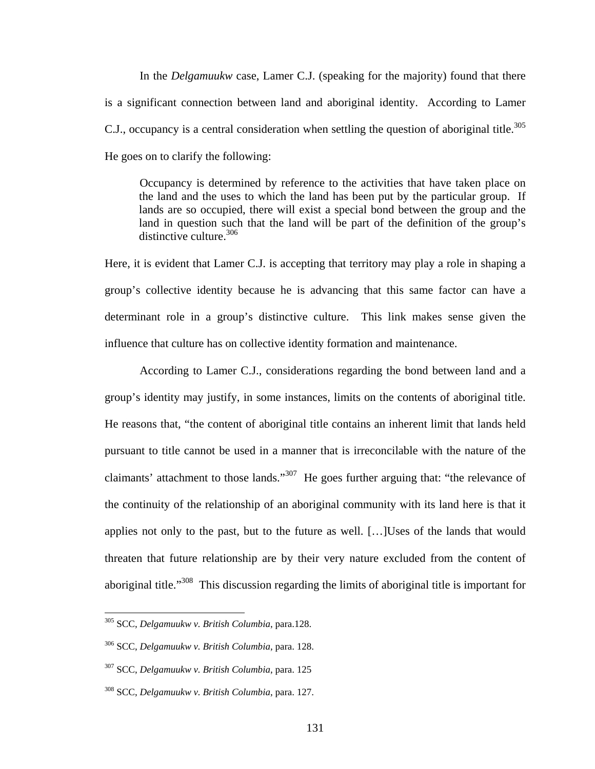In the *Delgamuukw* case, Lamer C.J. (speaking for the majority) found that there is a significant connection between land and aboriginal identity. According to Lamer C.J., occupancy is a central consideration when settling the question of aboriginal title.[305] He goes on to clarify the following:

> Occupancy is determined by reference to the activities that have taken place on the land and the uses to which the land has been put by the particular group. If lands are so occupied, there will exist a special bond between the group and the land in question such that the land will be part of the definition of the group's distinctive culture.[306]

Here, it is evident that Lamer C.J. is accepting that territory may play a role in shaping a group's collective identity because he is advancing that this same factor can have a determinant role in a group's distinctive culture. This link makes sense given the influence that culture has on collective identity formation and maintenance.

According to Lamer C.J., considerations regarding the bond between land and a group's identity may justify, in some instances, limits on the contents of aboriginal title. He reasons that, "the content of aboriginal title contains an inherent limit that lands held pursuant to title cannot be used in a manner that is irreconcilable with the nature of the claimants' attachment to those lands."[307] He goes further arguing that: "the relevance of the continuity of the relationship of an aboriginal community with its land here is that it applies not only to the past, but to the future as well. […]Uses of the lands that would threaten that future relationship are by their very nature excluded from the content of aboriginal title."[308] This discussion regarding the limits of aboriginal title is important for

---

[305] SCC, *Delgamuukw v. British Columbia*, para.128.

[306] SCC, *Delgamuukw v. British Columbia*, para. 128.

[307] SCC, *Delgamuukw v. British Columbia*, para. 125

[308] SCC, *Delgamuukw v. British Columbia*, para. 127.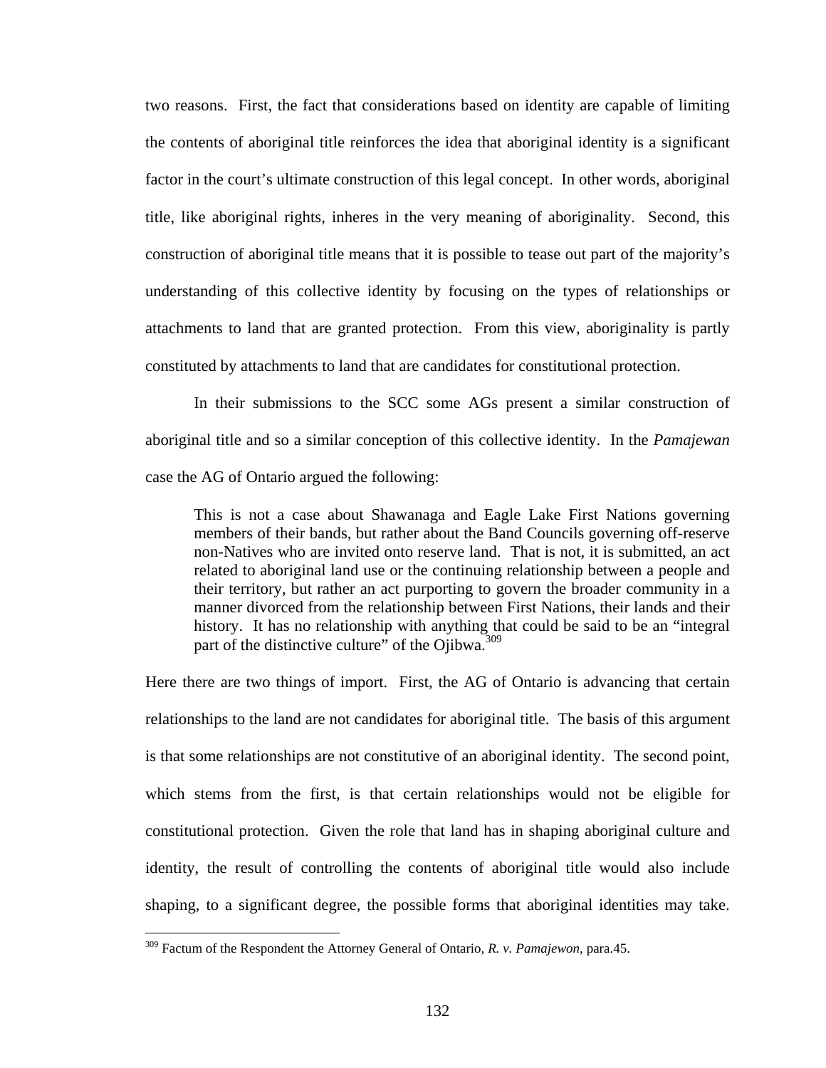two reasons. First, the fact that considerations based on identity are capable of limiting the contents of aboriginal title reinforces the idea that aboriginal identity is a significant factor in the court's ultimate construction of this legal concept. In other words, aboriginal title, like aboriginal rights, inheres in the very meaning of aboriginality. Second, this construction of aboriginal title means that it is possible to tease out part of the majority's understanding of this collective identity by focusing on the types of relationships or attachments to land that are granted protection. From this view, aboriginality is partly constituted by attachments to land that are candidates for constitutional protection.

In their submissions to the SCC some AGs present a similar construction of aboriginal title and so a similar conception of this collective identity. In the *Pamajewan* case the AG of Ontario argued the following:

> This is not a case about Shawanaga and Eagle Lake First Nations governing members of their bands, but rather about the Band Councils governing off-reserve non-Natives who are invited onto reserve land. That is not, it is submitted, an act related to aboriginal land use or the continuing relationship between a people and their territory, but rather an act purporting to govern the broader community in a manner divorced from the relationship between First Nations, their lands and their history. It has no relationship with anything that could be said to be an "integral part of the distinctive culture" of the Ojibwa.[309]

Here there are two things of import. First, the AG of Ontario is advancing that certain relationships to the land are not candidates for aboriginal title. The basis of this argument is that some relationships are not constitutive of an aboriginal identity. The second point, which stems from the first, is that certain relationships would not be eligible for constitutional protection. Given the role that land has in shaping aboriginal culture and identity, the result of controlling the contents of aboriginal title would also include shaping, to a significant degree, the possible forms that aboriginal identities may take.

[309] Factum of the Respondent the Attorney General of Ontario, *R. v. Pamajewon*, para.45.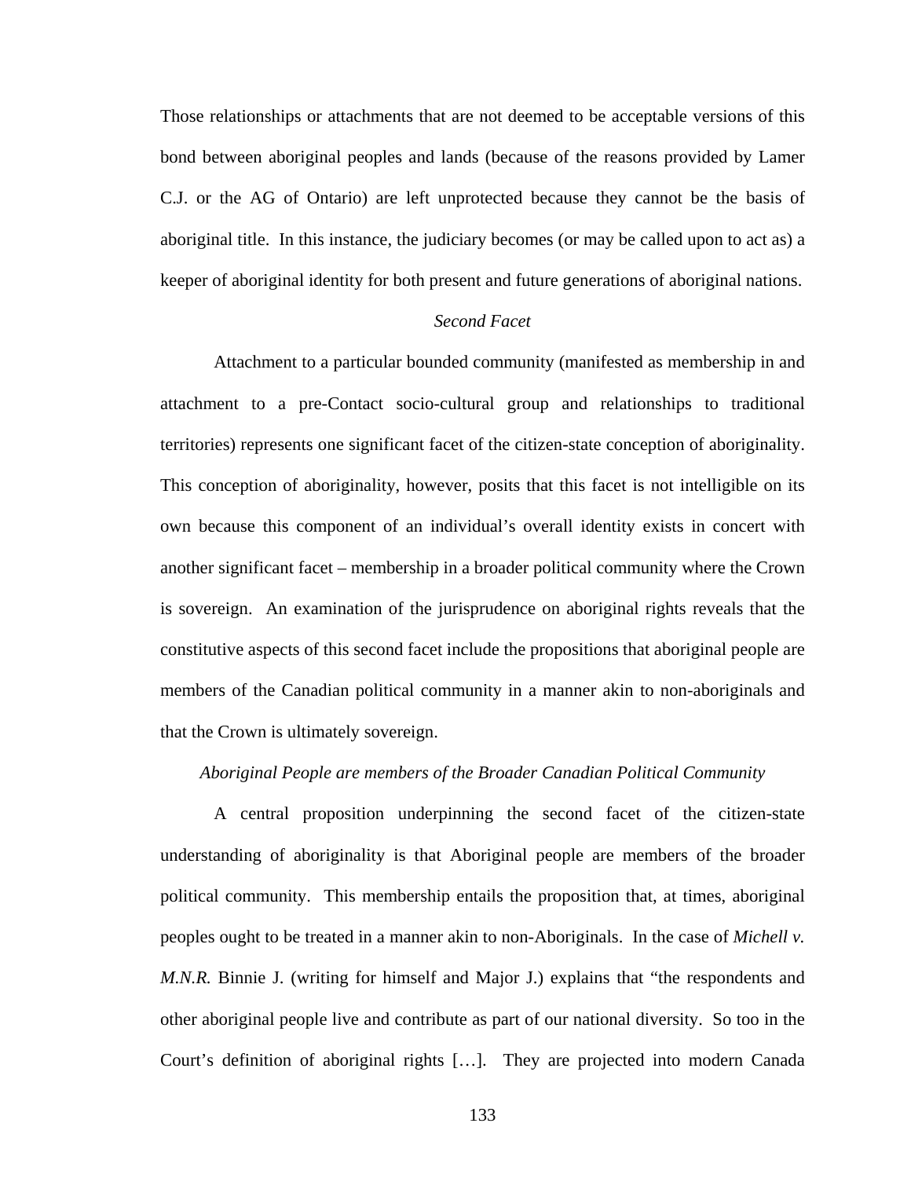Those relationships or attachments that are not deemed to be acceptable versions of this bond between aboriginal peoples and lands (because of the reasons provided by Lamer C.J. or the AG of Ontario) are left unprotected because they cannot be the basis of aboriginal title. In this instance, the judiciary becomes (or may be called upon to act as) a keeper of aboriginal identity for both present and future generations of aboriginal nations.

*Second Facet*

Attachment to a particular bounded community (manifested as membership in and attachment to a pre-Contact socio-cultural group and relationships to traditional territories) represents one significant facet of the citizen-state conception of aboriginality. This conception of aboriginality, however, posits that this facet is not intelligible on its own because this component of an individual's overall identity exists in concert with another significant facet – membership in a broader political community where the Crown is sovereign. An examination of the jurisprudence on aboriginal rights reveals that the constitutive aspects of this second facet include the propositions that aboriginal people are members of the Canadian political community in a manner akin to non-aboriginals and that the Crown is ultimately sovereign.

*Aboriginal People are members of the Broader Canadian Political Community*

A central proposition underpinning the second facet of the citizen-state understanding of aboriginality is that Aboriginal people are members of the broader political community. This membership entails the proposition that, at times, aboriginal peoples ought to be treated in a manner akin to non-Aboriginals. In the case of *Michell v. M.N.R.* Binnie J. (writing for himself and Major J.) explains that "the respondents and other aboriginal people live and contribute as part of our national diversity. So too in the Court's definition of aboriginal rights […]. They are projected into modern Canada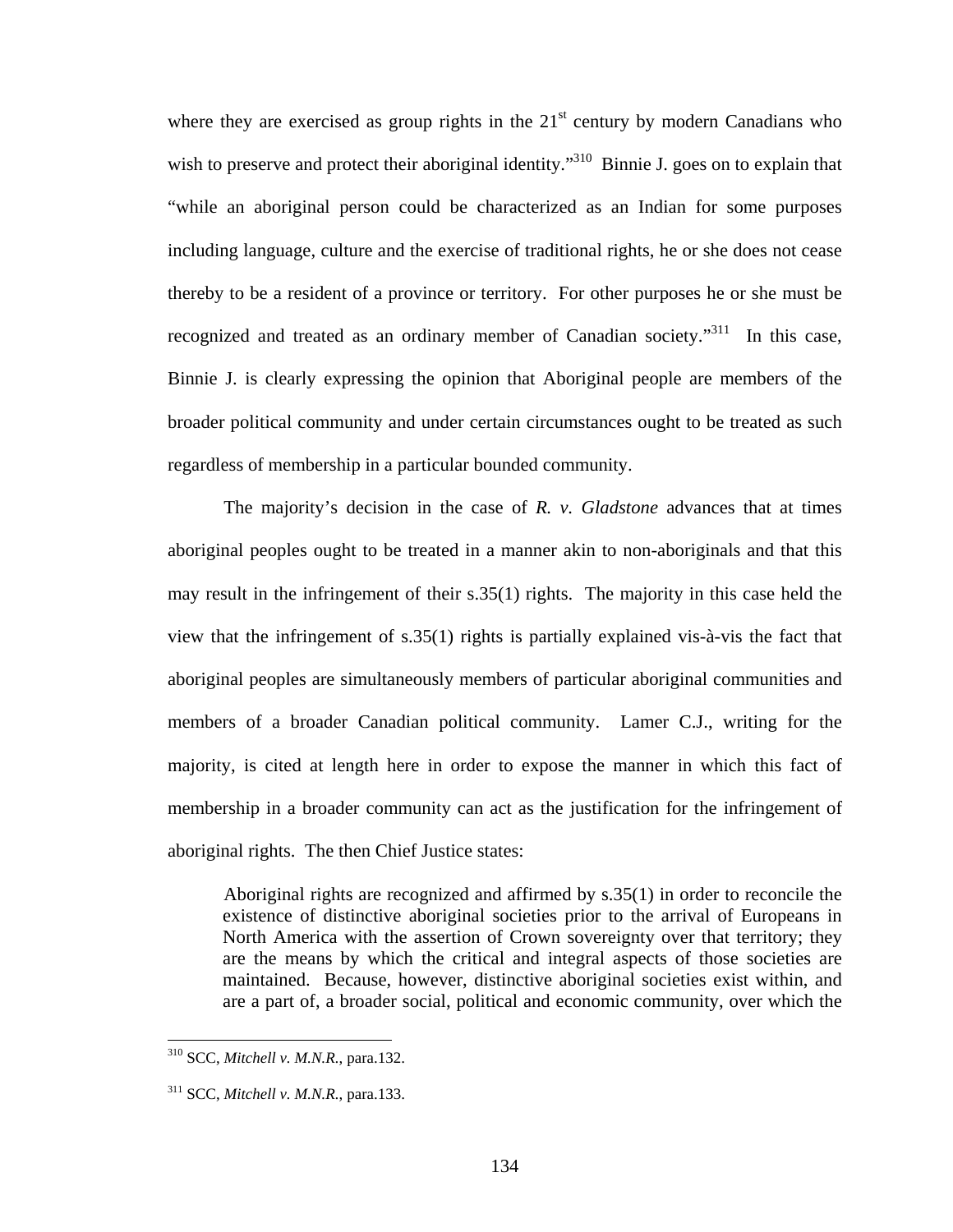where they are exercised as group rights in the 21st century by modern Canadians who wish to preserve and protect their aboriginal identity."[310] Binnie J. goes on to explain that "while an aboriginal person could be characterized as an Indian for some purposes including language, culture and the exercise of traditional rights, he or she does not cease thereby to be a resident of a province or territory. For other purposes he or she must be recognized and treated as an ordinary member of Canadian society."[311] In this case, Binnie J. is clearly expressing the opinion that Aboriginal people are members of the broader political community and under certain circumstances ought to be treated as such regardless of membership in a particular bounded community.

The majority's decision in the case of *R. v. Gladstone* advances that at times aboriginal peoples ought to be treated in a manner akin to non-aboriginals and that this may result in the infringement of their s.35(1) rights. The majority in this case held the view that the infringement of s.35(1) rights is partially explained vis-à-vis the fact that aboriginal peoples are simultaneously members of particular aboriginal communities and members of a broader Canadian political community. Lamer C.J., writing for the majority, is cited at length here in order to expose the manner in which this fact of membership in a broader community can act as the justification for the infringement of aboriginal rights. The then Chief Justice states:

> Aboriginal rights are recognized and affirmed by s.35(1) in order to reconcile the existence of distinctive aboriginal societies prior to the arrival of Europeans in North America with the assertion of Crown sovereignty over that territory; they are the means by which the critical and integral aspects of those societies are maintained. Because, however, distinctive aboriginal societies exist within, and are a part of, a broader social, political and economic community, over which the

---

[310] SCC, *Mitchell v. M.N.R.*, para.132.

[311] SCC, *Mitchell v. M.N.R.*, para.133.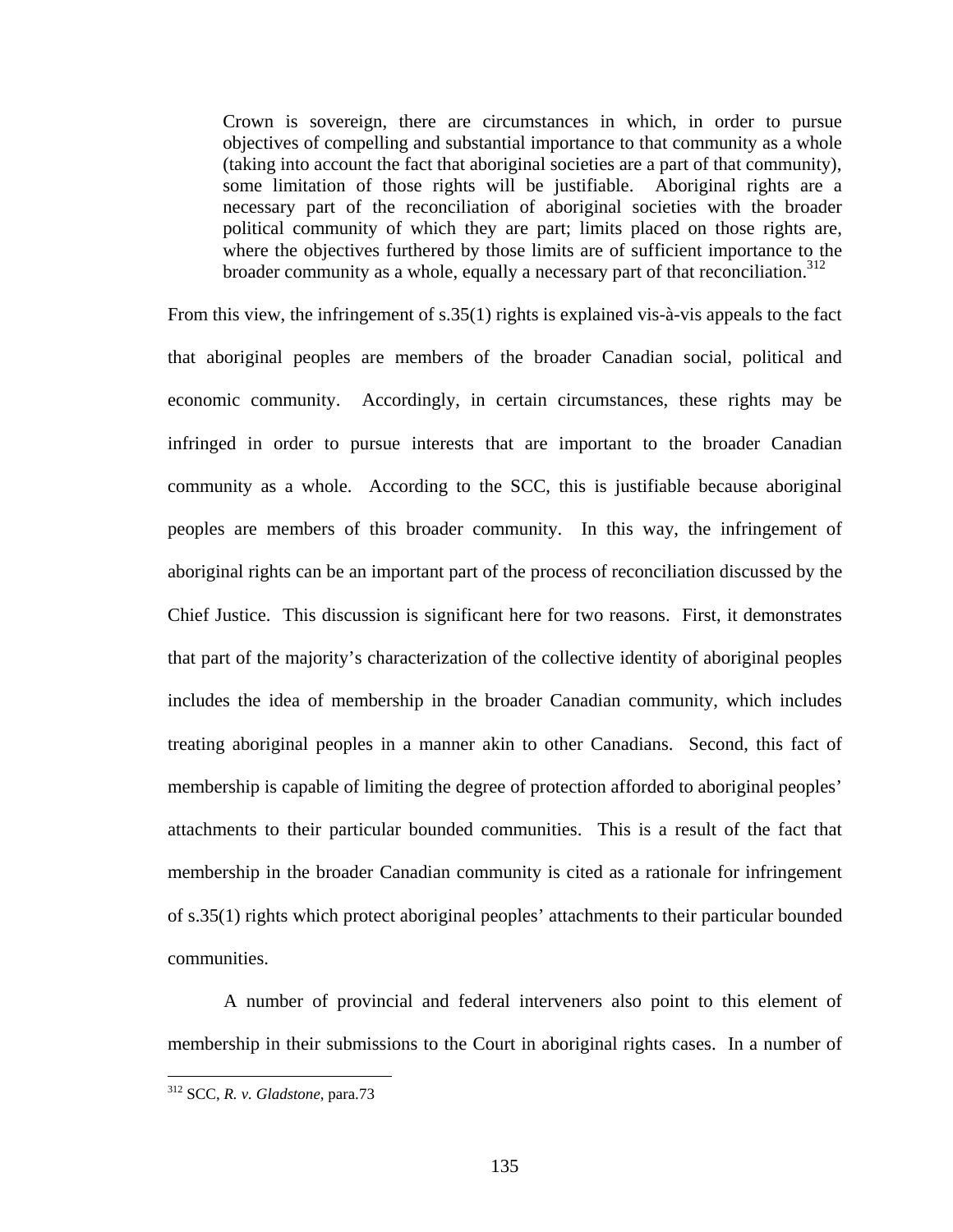> Crown is sovereign, there are circumstances in which, in order to pursue objectives of compelling and substantial importance to that community as a whole (taking into account the fact that aboriginal societies are a part of that community), some limitation of those rights will be justifiable. Aboriginal rights are a necessary part of the reconciliation of aboriginal societies with the broader political community of which they are part; limits placed on those rights are, where the objectives furthered by those limits are of sufficient importance to the broader community as a whole, equally a necessary part of that reconciliation.[312]

From this view, the infringement of s.35(1) rights is explained vis-à-vis appeals to the fact that aboriginal peoples are members of the broader Canadian social, political and economic community. Accordingly, in certain circumstances, these rights may be infringed in order to pursue interests that are important to the broader Canadian community as a whole. According to the SCC, this is justifiable because aboriginal peoples are members of this broader community. In this way, the infringement of aboriginal rights can be an important part of the process of reconciliation discussed by the Chief Justice. This discussion is significant here for two reasons. First, it demonstrates that part of the majority's characterization of the collective identity of aboriginal peoples includes the idea of membership in the broader Canadian community, which includes treating aboriginal peoples in a manner akin to other Canadians. Second, this fact of membership is capable of limiting the degree of protection afforded to aboriginal peoples' attachments to their particular bounded communities. This is a result of the fact that membership in the broader Canadian community is cited as a rationale for infringement of s.35(1) rights which protect aboriginal peoples' attachments to their particular bounded communities.

A number of provincial and federal interveners also point to this element of membership in their submissions to the Court in aboriginal rights cases. In a number of

[312] SCC, *R. v. Gladstone*, para.73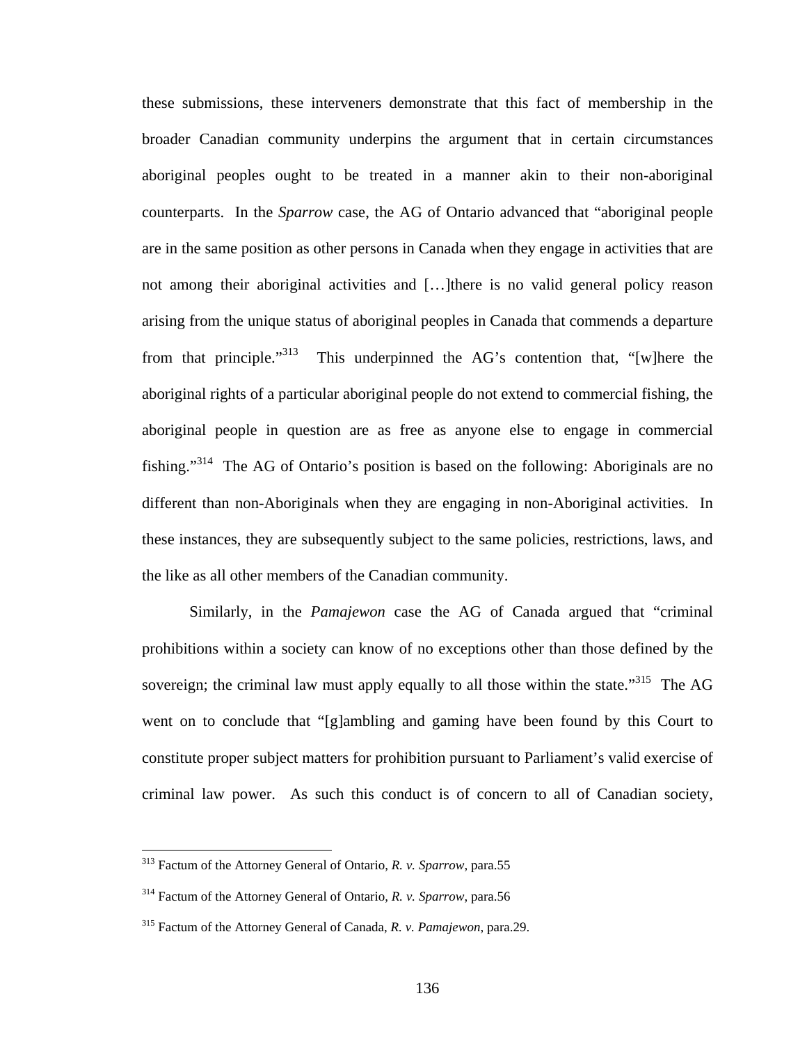these submissions, these interveners demonstrate that this fact of membership in the broader Canadian community underpins the argument that in certain circumstances aboriginal peoples ought to be treated in a manner akin to their non-aboriginal counterparts. In the *Sparrow* case, the AG of Ontario advanced that "aboriginal people are in the same position as other persons in Canada when they engage in activities that are not among their aboriginal activities and […]there is no valid general policy reason arising from the unique status of aboriginal peoples in Canada that commends a departure from that principle."[313] This underpinned the AG's contention that, "[w]here the aboriginal rights of a particular aboriginal people do not extend to commercial fishing, the aboriginal people in question are as free as anyone else to engage in commercial fishing."[314] The AG of Ontario's position is based on the following: Aboriginals are no different than non-Aboriginals when they are engaging in non-Aboriginal activities. In these instances, they are subsequently subject to the same policies, restrictions, laws, and the like as all other members of the Canadian community.

Similarly, in the *Pamajewon* case the AG of Canada argued that "criminal prohibitions within a society can know of no exceptions other than those defined by the sovereign; the criminal law must apply equally to all those within the state."[315] The AG went on to conclude that "[g]ambling and gaming have been found by this Court to constitute proper subject matters for prohibition pursuant to Parliament's valid exercise of criminal law power. As such this conduct is of concern to all of Canadian society,

---

[313] Factum of the Attorney General of Ontario, *R. v. Sparrow*, para.55

[314] Factum of the Attorney General of Ontario, *R. v. Sparrow*, para.56

[315] Factum of the Attorney General of Canada, *R. v. Pamajewon*, para.29.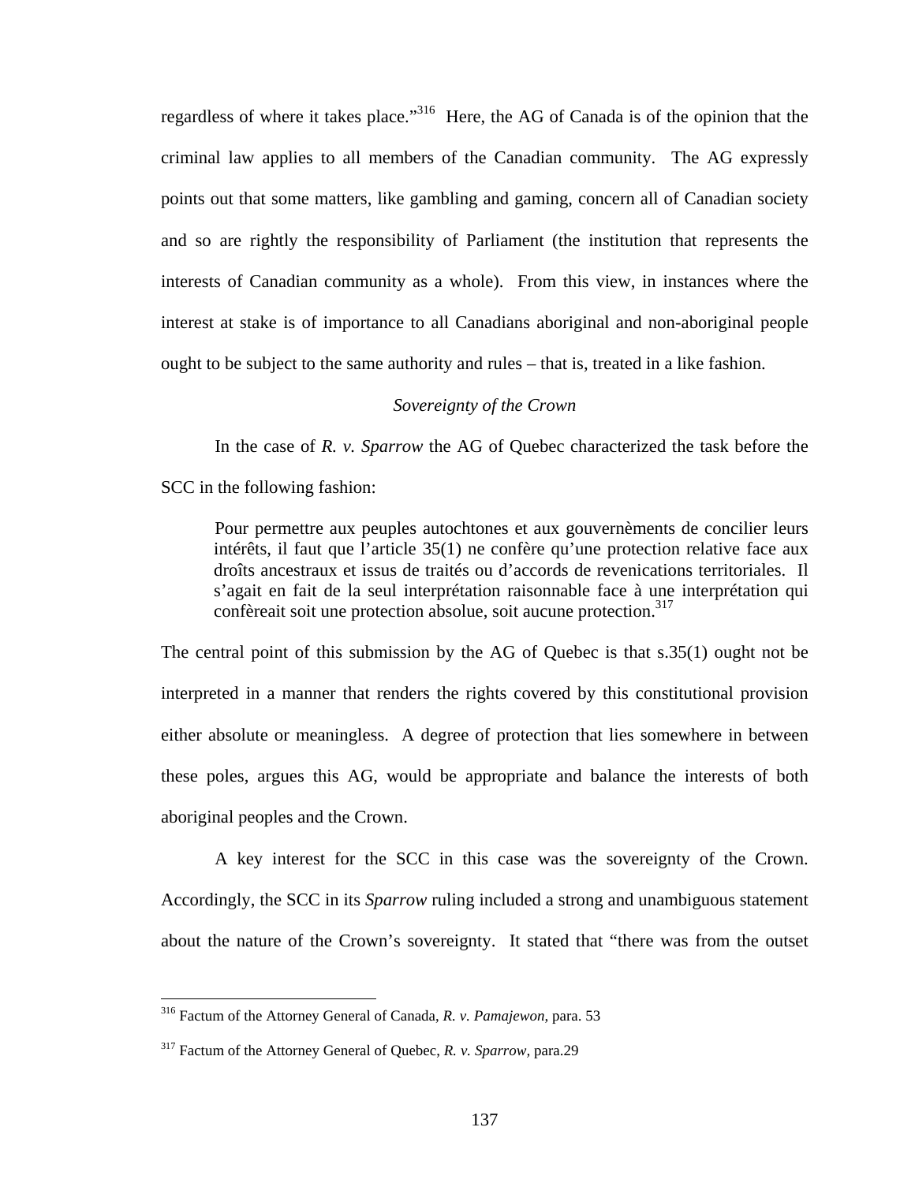regardless of where it takes place."[316] Here, the AG of Canada is of the opinion that the criminal law applies to all members of the Canadian community. The AG expressly points out that some matters, like gambling and gaming, concern all of Canadian society and so are rightly the responsibility of Parliament (the institution that represents the interests of Canadian community as a whole). From this view, in instances where the interest at stake is of importance to all Canadians aboriginal and non-aboriginal people ought to be subject to the same authority and rules – that is, treated in a like fashion.

*Sovereignty of the Crown*

In the case of *R. v. Sparrow* the AG of Quebec characterized the task before the SCC in the following fashion:

> Pour permettre aux peuples autochtones et aux gouvernèments de concilier leurs intérêts, il faut que l'article 35(1) ne confère qu'une protection relative face aux droîts ancestraux et issus de traités ou d'accords de revenications territoriales. Il s'agait en fait de la seul interprétation raisonnable face à une interprétation qui confèreait soit une protection absolue, soit aucune protection.[317]

The central point of this submission by the AG of Quebec is that s.35(1) ought not be interpreted in a manner that renders the rights covered by this constitutional provision either absolute or meaningless. A degree of protection that lies somewhere in between these poles, argues this AG, would be appropriate and balance the interests of both aboriginal peoples and the Crown.

A key interest for the SCC in this case was the sovereignty of the Crown. Accordingly, the SCC in its *Sparrow* ruling included a strong and unambiguous statement about the nature of the Crown's sovereignty. It stated that "there was from the outset

---

[316] Factum of the Attorney General of Canada, *R. v. Pamajewon*, para. 53

[317] Factum of the Attorney General of Quebec, *R. v. Sparrow*, para.29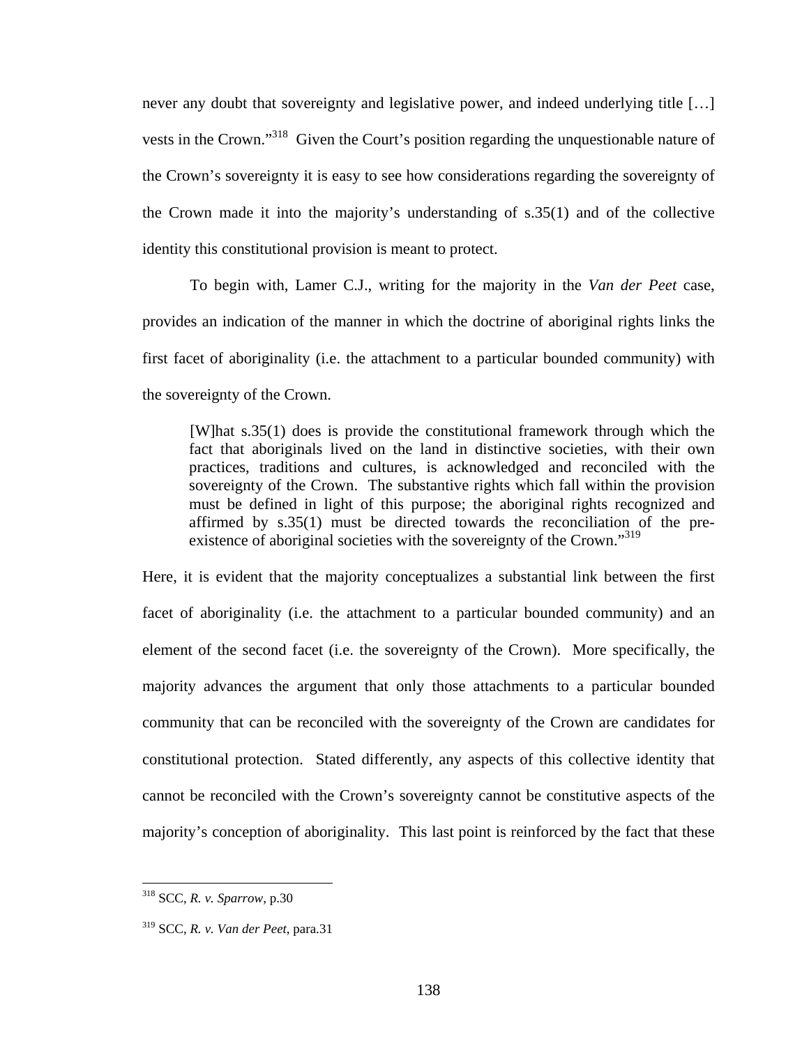never any doubt that sovereignty and legislative power, and indeed underlying title […] vests in the Crown."[318] Given the Court's position regarding the unquestionable nature of the Crown's sovereignty it is easy to see how considerations regarding the sovereignty of the Crown made it into the majority's understanding of s.35(1) and of the collective identity this constitutional provision is meant to protect.

To begin with, Lamer C.J., writing for the majority in the *Van der Peet* case, provides an indication of the manner in which the doctrine of aboriginal rights links the first facet of aboriginality (i.e. the attachment to a particular bounded community) with the sovereignty of the Crown.

> [W]hat s.35(1) does is provide the constitutional framework through which the fact that aboriginals lived on the land in distinctive societies, with their own practices, traditions and cultures, is acknowledged and reconciled with the sovereignty of the Crown. The substantive rights which fall within the provision must be defined in light of this purpose; the aboriginal rights recognized and affirmed by s.35(1) must be directed towards the reconciliation of the pre-existence of aboriginal societies with the sovereignty of the Crown."[319]

Here, it is evident that the majority conceptualizes a substantial link between the first facet of aboriginality (i.e. the attachment to a particular bounded community) and an element of the second facet (i.e. the sovereignty of the Crown). More specifically, the majority advances the argument that only those attachments to a particular bounded community that can be reconciled with the sovereignty of the Crown are candidates for constitutional protection. Stated differently, any aspects of this collective identity that cannot be reconciled with the Crown's sovereignty cannot be constitutive aspects of the majority's conception of aboriginality. This last point is reinforced by the fact that these

---

[318] SCC, *R. v. Sparrow*, p.30

[319] SCC, *R. v. Van der Peet*, para.31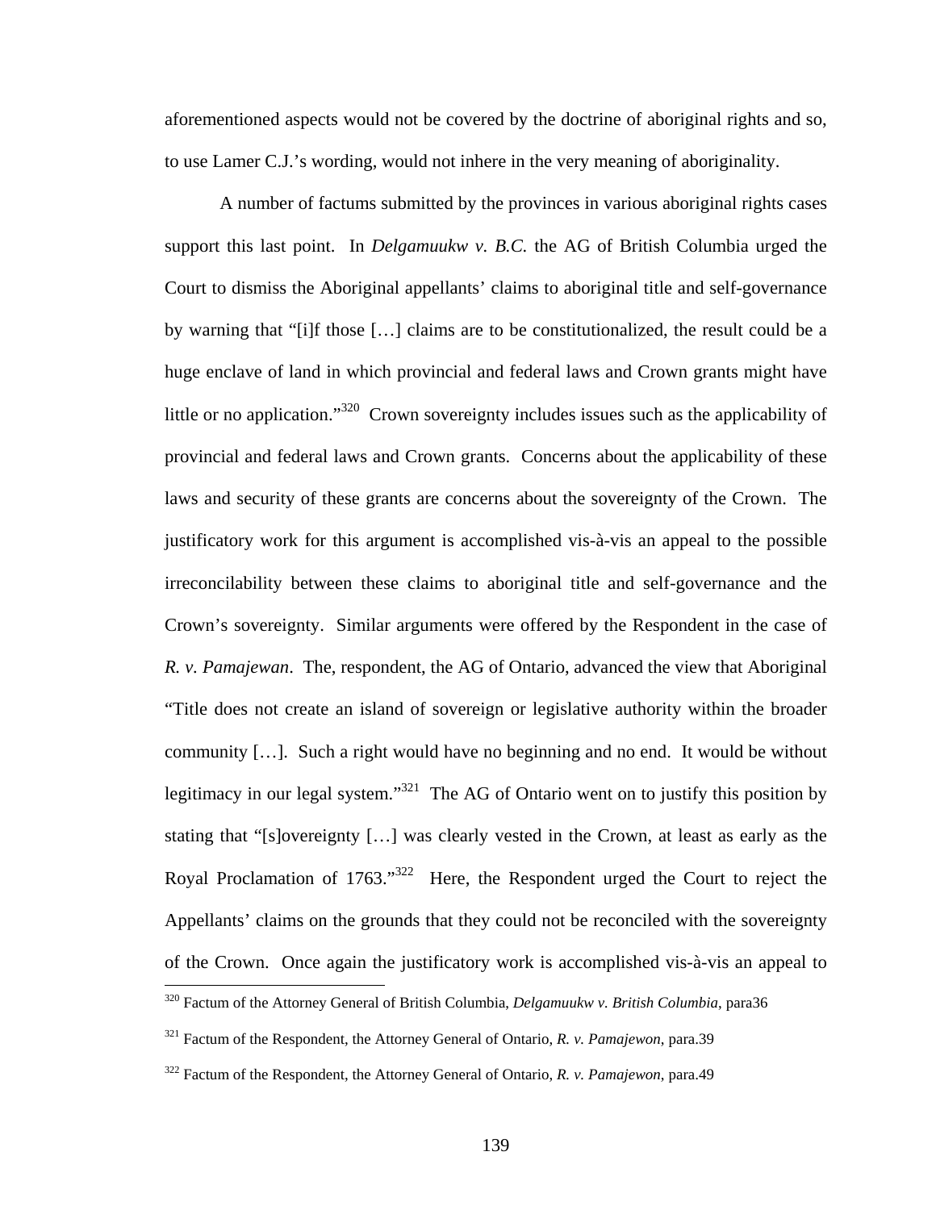aforementioned aspects would not be covered by the doctrine of aboriginal rights and so, to use Lamer C.J.'s wording, would not inhere in the very meaning of aboriginality.

A number of factums submitted by the provinces in various aboriginal rights cases support this last point. In *Delgamuukw v. B.C.* the AG of British Columbia urged the Court to dismiss the Aboriginal appellants' claims to aboriginal title and self-governance by warning that "[i]f those […] claims are to be constitutionalized, the result could be a huge enclave of land in which provincial and federal laws and Crown grants might have little or no application."[320] Crown sovereignty includes issues such as the applicability of provincial and federal laws and Crown grants. Concerns about the applicability of these laws and security of these grants are concerns about the sovereignty of the Crown. The justificatory work for this argument is accomplished vis-à-vis an appeal to the possible irreconcilability between these claims to aboriginal title and self-governance and the Crown's sovereignty. Similar arguments were offered by the Respondent in the case of *R. v. Pamajewan*. The, respondent, the AG of Ontario, advanced the view that Aboriginal "Title does not create an island of sovereign or legislative authority within the broader community […]. Such a right would have no beginning and no end. It would be without legitimacy in our legal system."[321] The AG of Ontario went on to justify this position by stating that "[s]overeignty […] was clearly vested in the Crown, at least as early as the Royal Proclamation of 1763."[322] Here, the Respondent urged the Court to reject the Appellants' claims on the grounds that they could not be reconciled with the sovereignty of the Crown. Once again the justificatory work is accomplished vis-à-vis an appeal to

[320] Factum of the Attorney General of British Columbia, *Delgamuukw v. British Columbia*, para36

[321] Factum of the Respondent, the Attorney General of Ontario, *R. v. Pamajewon*, para.39

[322] Factum of the Respondent, the Attorney General of Ontario, *R. v. Pamajewon*, para.49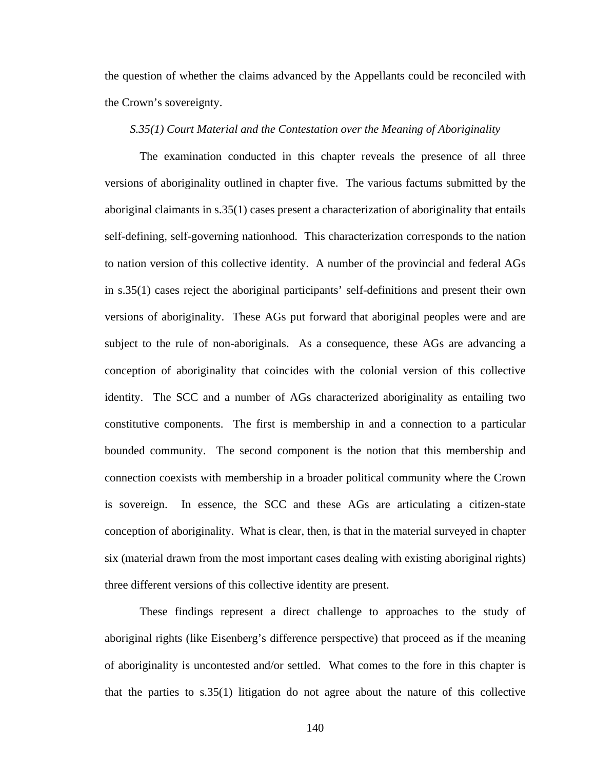the question of whether the claims advanced by the Appellants could be reconciled with the Crown's sovereignty.

### *S.35(1) Court Material and the Contestation over the Meaning of Aboriginality*

The examination conducted in this chapter reveals the presence of all three versions of aboriginality outlined in chapter five. The various factums submitted by the aboriginal claimants in s.35(1) cases present a characterization of aboriginality that entails self-defining, self-governing nationhood. This characterization corresponds to the nation to nation version of this collective identity. A number of the provincial and federal AGs in s.35(1) cases reject the aboriginal participants' self-definitions and present their own versions of aboriginality. These AGs put forward that aboriginal peoples were and are subject to the rule of non-aboriginals. As a consequence, these AGs are advancing a conception of aboriginality that coincides with the colonial version of this collective identity. The SCC and a number of AGs characterized aboriginality as entailing two constitutive components. The first is membership in and a connection to a particular bounded community. The second component is the notion that this membership and connection coexists with membership in a broader political community where the Crown is sovereign. In essence, the SCC and these AGs are articulating a citizen-state conception of aboriginality. What is clear, then, is that in the material surveyed in chapter six (material drawn from the most important cases dealing with existing aboriginal rights) three different versions of this collective identity are present.

These findings represent a direct challenge to approaches to the study of aboriginal rights (like Eisenberg's difference perspective) that proceed as if the meaning of aboriginality is uncontested and/or settled. What comes to the fore in this chapter is that the parties to s.35(1) litigation do not agree about the nature of this collective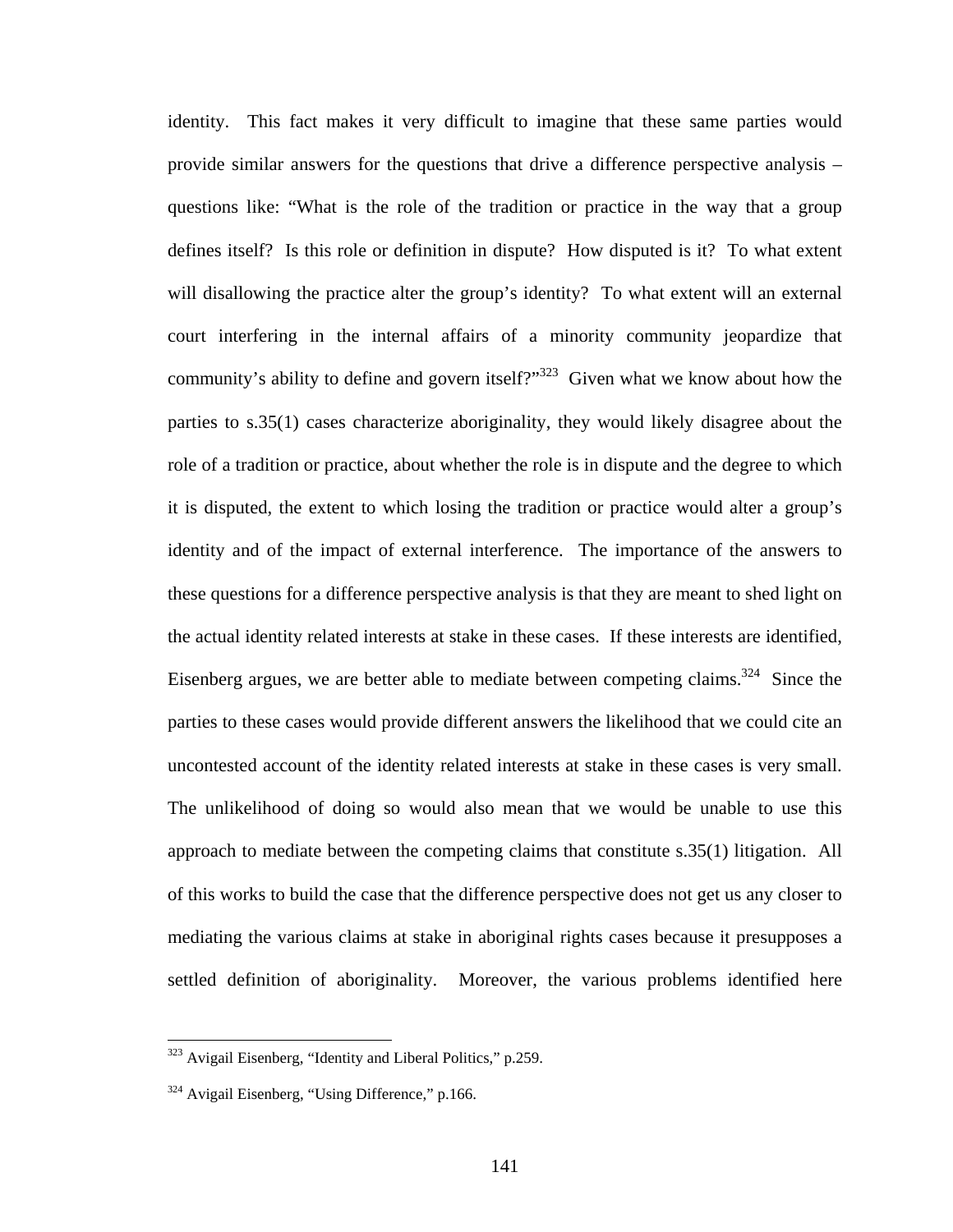identity. This fact makes it very difficult to imagine that these same parties would provide similar answers for the questions that drive a difference perspective analysis – questions like: "What is the role of the tradition or practice in the way that a group defines itself? Is this role or definition in dispute? How disputed is it? To what extent will disallowing the practice alter the group's identity? To what extent will an external court interfering in the internal affairs of a minority community jeopardize that community's ability to define and govern itself?"[323] Given what we know about how the parties to s.35(1) cases characterize aboriginality, they would likely disagree about the role of a tradition or practice, about whether the role is in dispute and the degree to which it is disputed, the extent to which losing the tradition or practice would alter a group's identity and of the impact of external interference. The importance of the answers to these questions for a difference perspective analysis is that they are meant to shed light on the actual identity related interests at stake in these cases. If these interests are identified, Eisenberg argues, we are better able to mediate between competing claims.[324] Since the parties to these cases would provide different answers the likelihood that we could cite an uncontested account of the identity related interests at stake in these cases is very small. The unlikelihood of doing so would also mean that we would be unable to use this approach to mediate between the competing claims that constitute s.35(1) litigation. All of this works to build the case that the difference perspective does not get us any closer to mediating the various claims at stake in aboriginal rights cases because it presupposes a settled definition of aboriginality. Moreover, the various problems identified here

---

[323] Avigail Eisenberg, "Identity and Liberal Politics," p.259.

[324] Avigail Eisenberg, "Using Difference," p.166.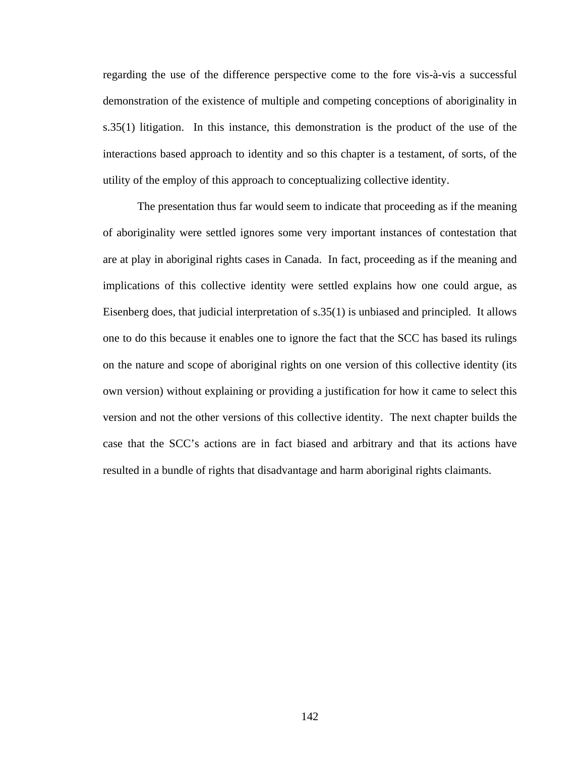regarding the use of the difference perspective come to the fore vis-à-vis a successful demonstration of the existence of multiple and competing conceptions of aboriginality in s.35(1) litigation. In this instance, this demonstration is the product of the use of the interactions based approach to identity and so this chapter is a testament, of sorts, of the utility of the employ of this approach to conceptualizing collective identity.

The presentation thus far would seem to indicate that proceeding as if the meaning of aboriginality were settled ignores some very important instances of contestation that are at play in aboriginal rights cases in Canada. In fact, proceeding as if the meaning and implications of this collective identity were settled explains how one could argue, as Eisenberg does, that judicial interpretation of s.35(1) is unbiased and principled. It allows one to do this because it enables one to ignore the fact that the SCC has based its rulings on the nature and scope of aboriginal rights on one version of this collective identity (its own version) without explaining or providing a justification for how it came to select this version and not the other versions of this collective identity. The next chapter builds the case that the SCC's actions are in fact biased and arbitrary and that its actions have resulted in a bundle of rights that disadvantage and harm aboriginal rights claimants.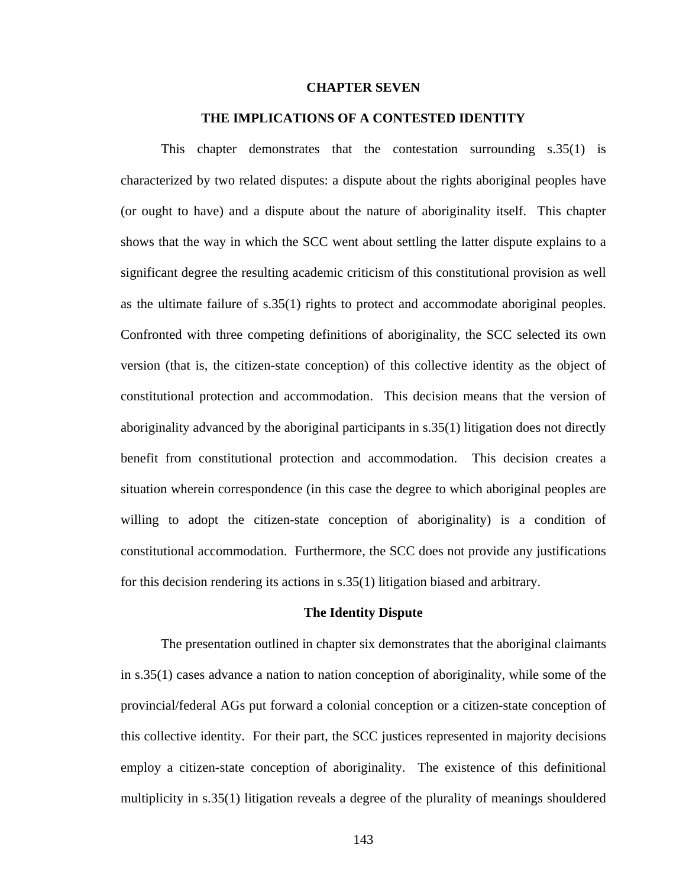# CHAPTER SEVEN

## THE IMPLICATIONS OF A CONTESTED IDENTITY

This chapter demonstrates that the contestation surrounding s.35(1) is characterized by two related disputes: a dispute about the rights aboriginal peoples have (or ought to have) and a dispute about the nature of aboriginality itself. This chapter shows that the way in which the SCC went about settling the latter dispute explains to a significant degree the resulting academic criticism of this constitutional provision as well as the ultimate failure of s.35(1) rights to protect and accommodate aboriginal peoples. Confronted with three competing definitions of aboriginality, the SCC selected its own version (that is, the citizen-state conception) of this collective identity as the object of constitutional protection and accommodation. This decision means that the version of aboriginality advanced by the aboriginal participants in s.35(1) litigation does not directly benefit from constitutional protection and accommodation. This decision creates a situation wherein correspondence (in this case the degree to which aboriginal peoples are willing to adopt the citizen-state conception of aboriginality) is a condition of constitutional accommodation. Furthermore, the SCC does not provide any justifications for this decision rendering its actions in s.35(1) litigation biased and arbitrary.

### The Identity Dispute

The presentation outlined in chapter six demonstrates that the aboriginal claimants in s.35(1) cases advance a nation to nation conception of aboriginality, while some of the provincial/federal AGs put forward a colonial conception or a citizen-state conception of this collective identity. For their part, the SCC justices represented in majority decisions employ a citizen-state conception of aboriginality. The existence of this definitional multiplicity in s.35(1) litigation reveals a degree of the plurality of meanings shouldered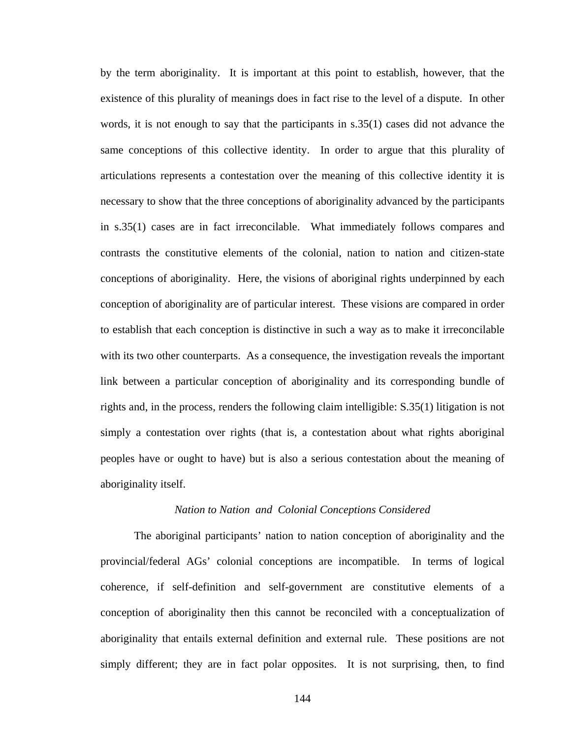by the term aboriginality. It is important at this point to establish, however, that the existence of this plurality of meanings does in fact rise to the level of a dispute. In other words, it is not enough to say that the participants in s.35(1) cases did not advance the same conceptions of this collective identity. In order to argue that this plurality of articulations represents a contestation over the meaning of this collective identity it is necessary to show that the three conceptions of aboriginality advanced by the participants in s.35(1) cases are in fact irreconcilable. What immediately follows compares and contrasts the constitutive elements of the colonial, nation to nation and citizen-state conceptions of aboriginality. Here, the visions of aboriginal rights underpinned by each conception of aboriginality are of particular interest. These visions are compared in order to establish that each conception is distinctive in such a way as to make it irreconcilable with its two other counterparts. As a consequence, the investigation reveals the important link between a particular conception of aboriginality and its corresponding bundle of rights and, in the process, renders the following claim intelligible: S.35(1) litigation is not simply a contestation over rights (that is, a contestation about what rights aboriginal peoples have or ought to have) but is also a serious contestation about the meaning of aboriginality itself.

### *Nation to Nation and Colonial Conceptions Considered*

The aboriginal participants' nation to nation conception of aboriginality and the provincial/federal AGs' colonial conceptions are incompatible. In terms of logical coherence, if self-definition and self-government are constitutive elements of a conception of aboriginality then this cannot be reconciled with a conceptualization of aboriginality that entails external definition and external rule. These positions are not simply different; they are in fact polar opposites. It is not surprising, then, to find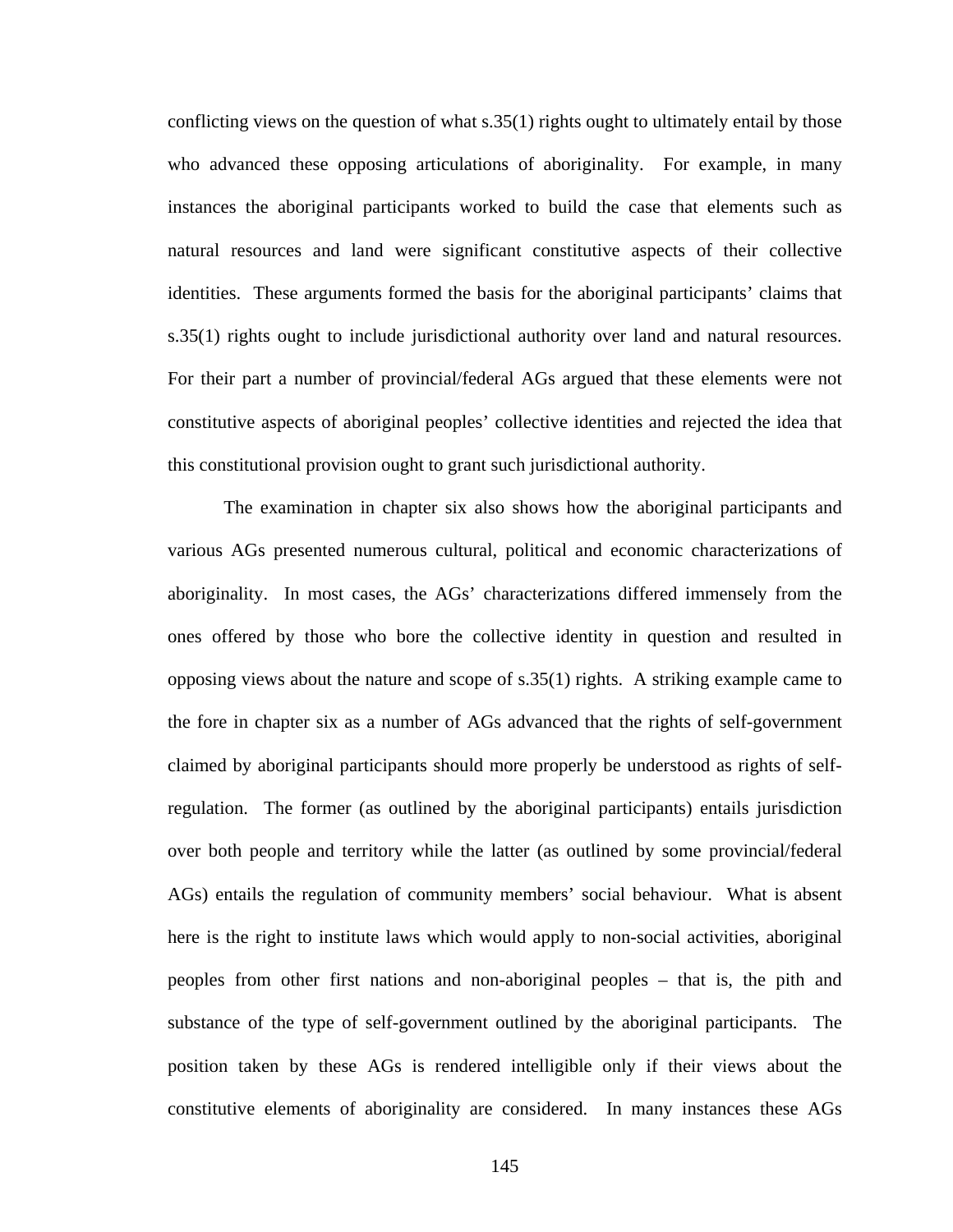conflicting views on the question of what s.35(1) rights ought to ultimately entail by those who advanced these opposing articulations of aboriginality. For example, in many instances the aboriginal participants worked to build the case that elements such as natural resources and land were significant constitutive aspects of their collective identities. These arguments formed the basis for the aboriginal participants' claims that s.35(1) rights ought to include jurisdictional authority over land and natural resources. For their part a number of provincial/federal AGs argued that these elements were not constitutive aspects of aboriginal peoples' collective identities and rejected the idea that this constitutional provision ought to grant such jurisdictional authority.

The examination in chapter six also shows how the aboriginal participants and various AGs presented numerous cultural, political and economic characterizations of aboriginality. In most cases, the AGs' characterizations differed immensely from the ones offered by those who bore the collective identity in question and resulted in opposing views about the nature and scope of s.35(1) rights. A striking example came to the fore in chapter six as a number of AGs advanced that the rights of self-government claimed by aboriginal participants should more properly be understood as rights of self-regulation. The former (as outlined by the aboriginal participants) entails jurisdiction over both people and territory while the latter (as outlined by some provincial/federal AGs) entails the regulation of community members' social behaviour. What is absent here is the right to institute laws which would apply to non-social activities, aboriginal peoples from other first nations and non-aboriginal peoples – that is, the pith and substance of the type of self-government outlined by the aboriginal participants. The position taken by these AGs is rendered intelligible only if their views about the constitutive elements of aboriginality are considered. In many instances these AGs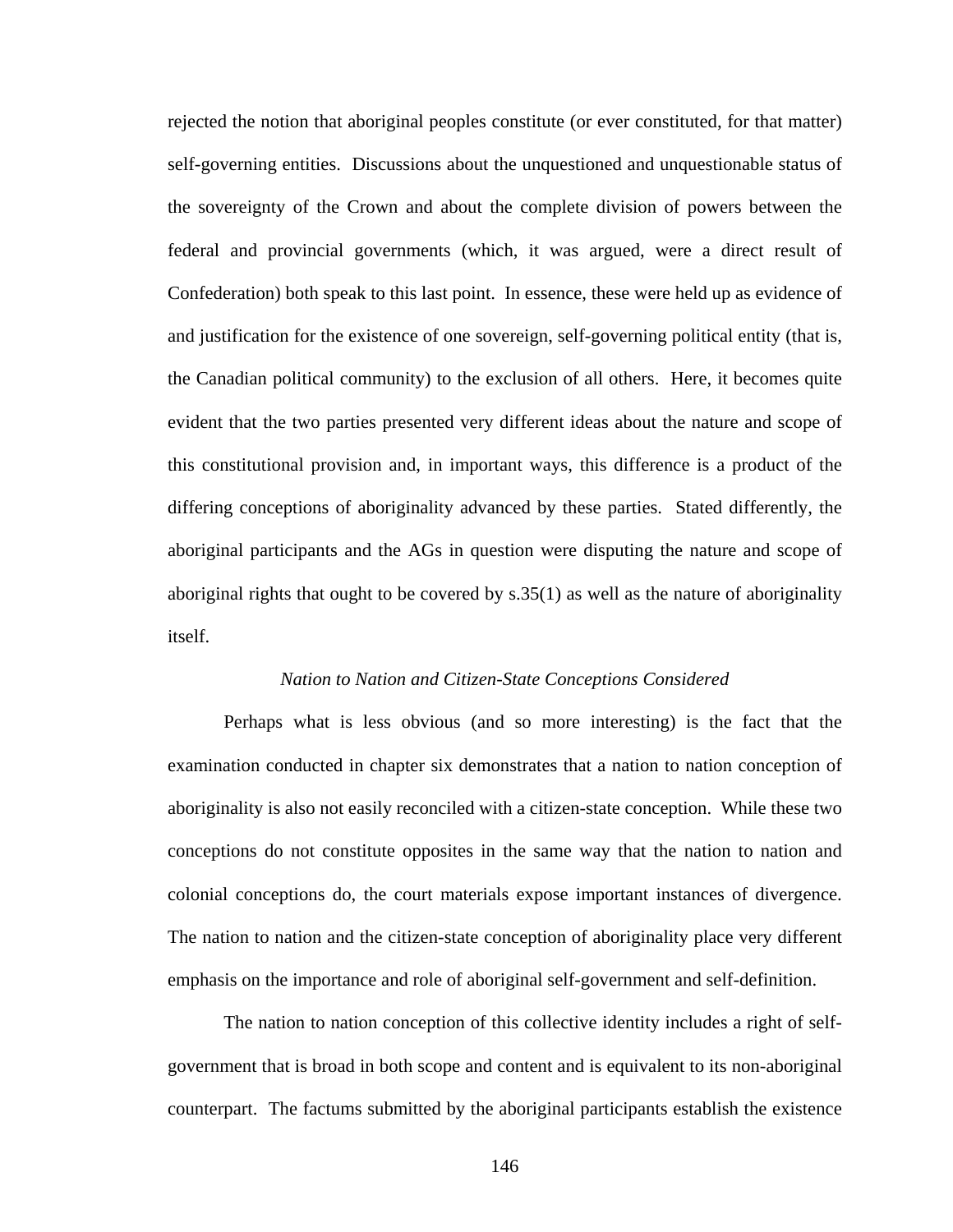rejected the notion that aboriginal peoples constitute (or ever constituted, for that matter) self-governing entities. Discussions about the unquestioned and unquestionable status of the sovereignty of the Crown and about the complete division of powers between the federal and provincial governments (which, it was argued, were a direct result of Confederation) both speak to this last point. In essence, these were held up as evidence of and justification for the existence of one sovereign, self-governing political entity (that is, the Canadian political community) to the exclusion of all others. Here, it becomes quite evident that the two parties presented very different ideas about the nature and scope of this constitutional provision and, in important ways, this difference is a product of the differing conceptions of aboriginality advanced by these parties. Stated differently, the aboriginal participants and the AGs in question were disputing the nature and scope of aboriginal rights that ought to be covered by s.35(1) as well as the nature of aboriginality itself.

### *Nation to Nation and Citizen-State Conceptions Considered*

Perhaps what is less obvious (and so more interesting) is the fact that the examination conducted in chapter six demonstrates that a nation to nation conception of aboriginality is also not easily reconciled with a citizen-state conception. While these two conceptions do not constitute opposites in the same way that the nation to nation and colonial conceptions do, the court materials expose important instances of divergence. The nation to nation and the citizen-state conception of aboriginality place very different emphasis on the importance and role of aboriginal self-government and self-definition.

The nation to nation conception of this collective identity includes a right of self-government that is broad in both scope and content and is equivalent to its non-aboriginal counterpart. The factums submitted by the aboriginal participants establish the existence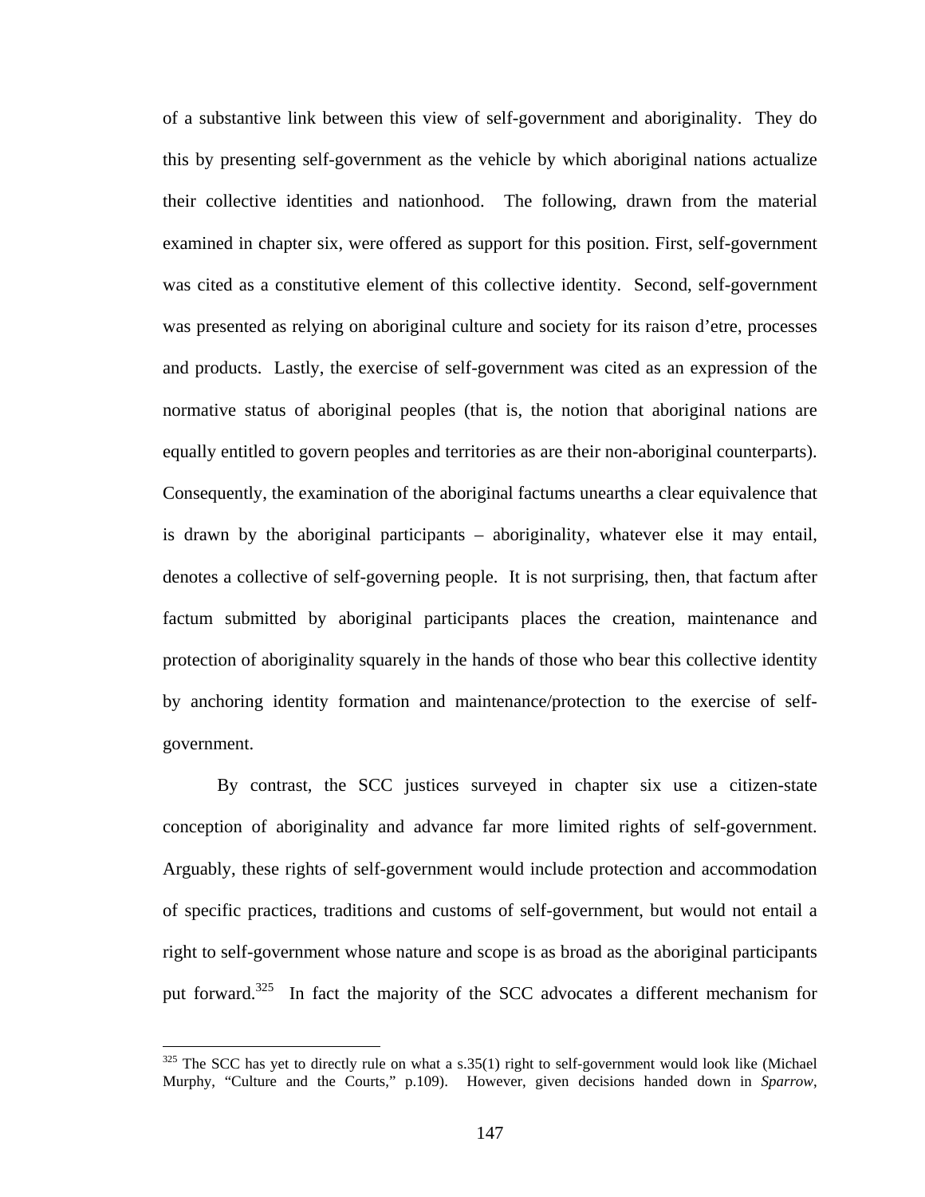of a substantive link between this view of self-government and aboriginality. They do this by presenting self-government as the vehicle by which aboriginal nations actualize their collective identities and nationhood. The following, drawn from the material examined in chapter six, were offered as support for this position. First, self-government was cited as a constitutive element of this collective identity. Second, self-government was presented as relying on aboriginal culture and society for its raison d'etre, processes and products. Lastly, the exercise of self-government was cited as an expression of the normative status of aboriginal peoples (that is, the notion that aboriginal nations are equally entitled to govern peoples and territories as are their non-aboriginal counterparts). Consequently, the examination of the aboriginal factums unearths a clear equivalence that is drawn by the aboriginal participants – aboriginality, whatever else it may entail, denotes a collective of self-governing people. It is not surprising, then, that factum after factum submitted by aboriginal participants places the creation, maintenance and protection of aboriginality squarely in the hands of those who bear this collective identity by anchoring identity formation and maintenance/protection to the exercise of self-government.

By contrast, the SCC justices surveyed in chapter six use a citizen-state conception of aboriginality and advance far more limited rights of self-government. Arguably, these rights of self-government would include protection and accommodation of specific practices, traditions and customs of self-government, but would not entail a right to self-government whose nature and scope is as broad as the aboriginal participants put forward.[325] In fact the majority of the SCC advocates a different mechanism for

---

[325] The SCC has yet to directly rule on what a s.35(1) right to self-government would look like (Michael Murphy, "Culture and the Courts," p.109). However, given decisions handed down in *Sparrow*,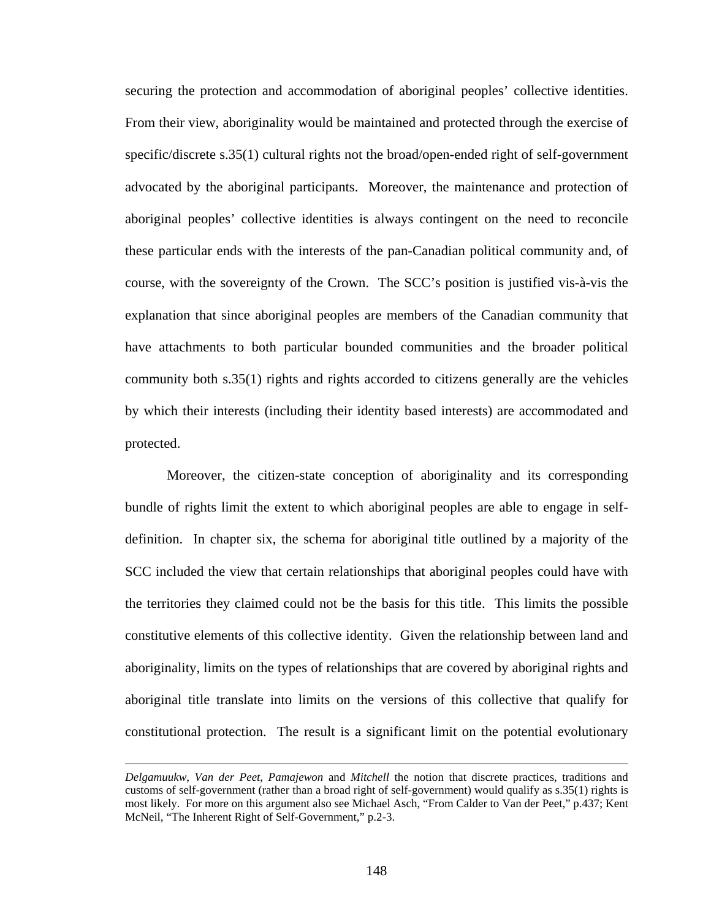securing the protection and accommodation of aboriginal peoples' collective identities. From their view, aboriginality would be maintained and protected through the exercise of specific/discrete s.35(1) cultural rights not the broad/open-ended right of self-government advocated by the aboriginal participants. Moreover, the maintenance and protection of aboriginal peoples' collective identities is always contingent on the need to reconcile these particular ends with the interests of the pan-Canadian political community and, of course, with the sovereignty of the Crown. The SCC's position is justified vis-à-vis the explanation that since aboriginal peoples are members of the Canadian community that have attachments to both particular bounded communities and the broader political community both s.35(1) rights and rights accorded to citizens generally are the vehicles by which their interests (including their identity based interests) are accommodated and protected.

Moreover, the citizen-state conception of aboriginality and its corresponding bundle of rights limit the extent to which aboriginal peoples are able to engage in self-definition. In chapter six, the schema for aboriginal title outlined by a majority of the SCC included the view that certain relationships that aboriginal peoples could have with the territories they claimed could not be the basis for this title. This limits the possible constitutive elements of this collective identity. Given the relationship between land and aboriginality, limits on the types of relationships that are covered by aboriginal rights and aboriginal title translate into limits on the versions of this collective that qualify for constitutional protection. The result is a significant limit on the potential evolutionary

---

*Delgamuukw*, *Van der Peet*, *Pamajewon* and *Mitchell* the notion that discrete practices, traditions and customs of self-government (rather than a broad right of self-government) would qualify as s.35(1) rights is most likely. For more on this argument also see Michael Asch, "From Calder to Van der Peet," p.437; Kent McNeil, "The Inherent Right of Self-Government," p.2-3.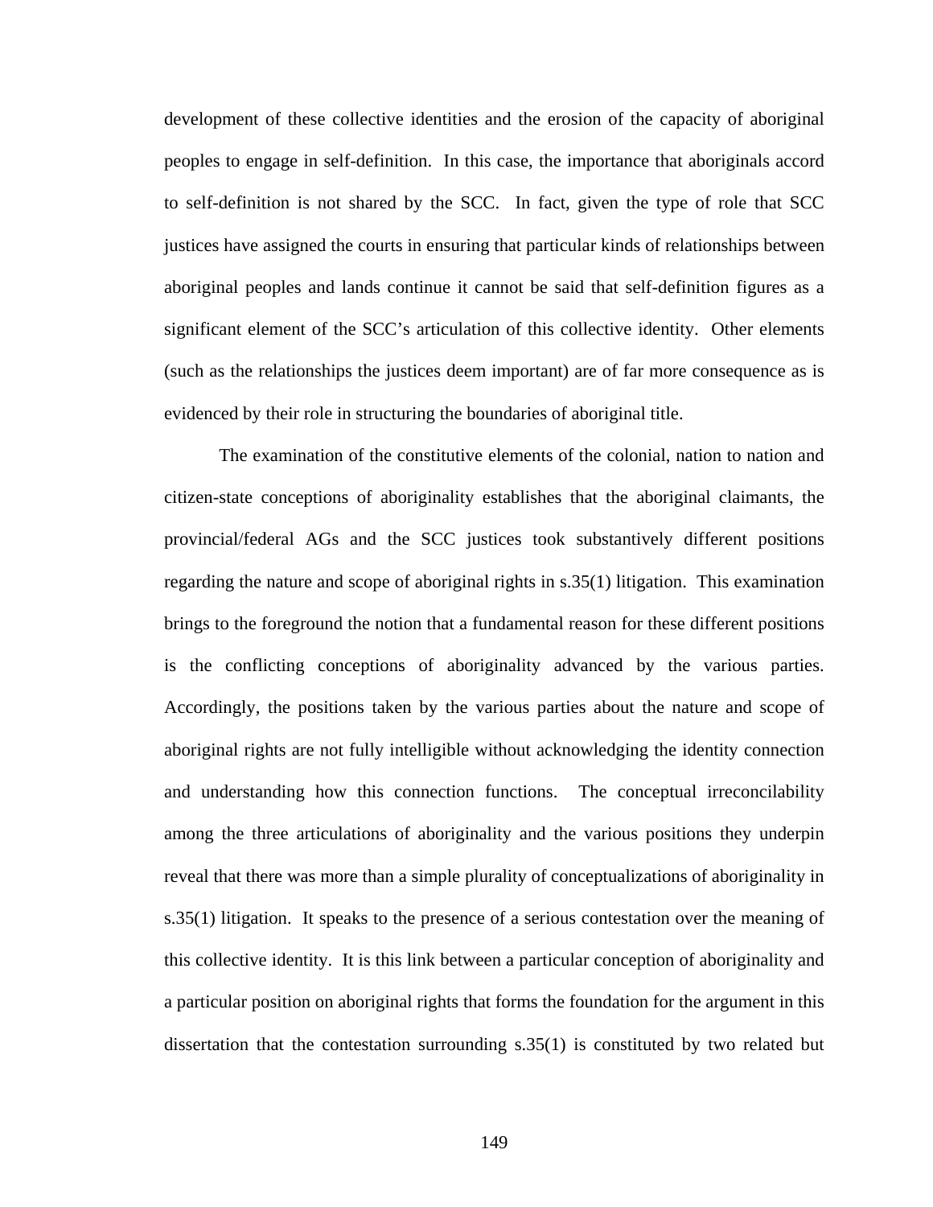development of these collective identities and the erosion of the capacity of aboriginal peoples to engage in self-definition. In this case, the importance that aboriginals accord to self-definition is not shared by the SCC. In fact, given the type of role that SCC justices have assigned the courts in ensuring that particular kinds of relationships between aboriginal peoples and lands continue it cannot be said that self-definition figures as a significant element of the SCC's articulation of this collective identity. Other elements (such as the relationships the justices deem important) are of far more consequence as is evidenced by their role in structuring the boundaries of aboriginal title.

The examination of the constitutive elements of the colonial, nation to nation and citizen-state conceptions of aboriginality establishes that the aboriginal claimants, the provincial/federal AGs and the SCC justices took substantively different positions regarding the nature and scope of aboriginal rights in s.35(1) litigation. This examination brings to the foreground the notion that a fundamental reason for these different positions is the conflicting conceptions of aboriginality advanced by the various parties. Accordingly, the positions taken by the various parties about the nature and scope of aboriginal rights are not fully intelligible without acknowledging the identity connection and understanding how this connection functions. The conceptual irreconcilability among the three articulations of aboriginality and the various positions they underpin reveal that there was more than a simple plurality of conceptualizations of aboriginality in s.35(1) litigation. It speaks to the presence of a serious contestation over the meaning of this collective identity. It is this link between a particular conception of aboriginality and a particular position on aboriginal rights that forms the foundation for the argument in this dissertation that the contestation surrounding s.35(1) is constituted by two related but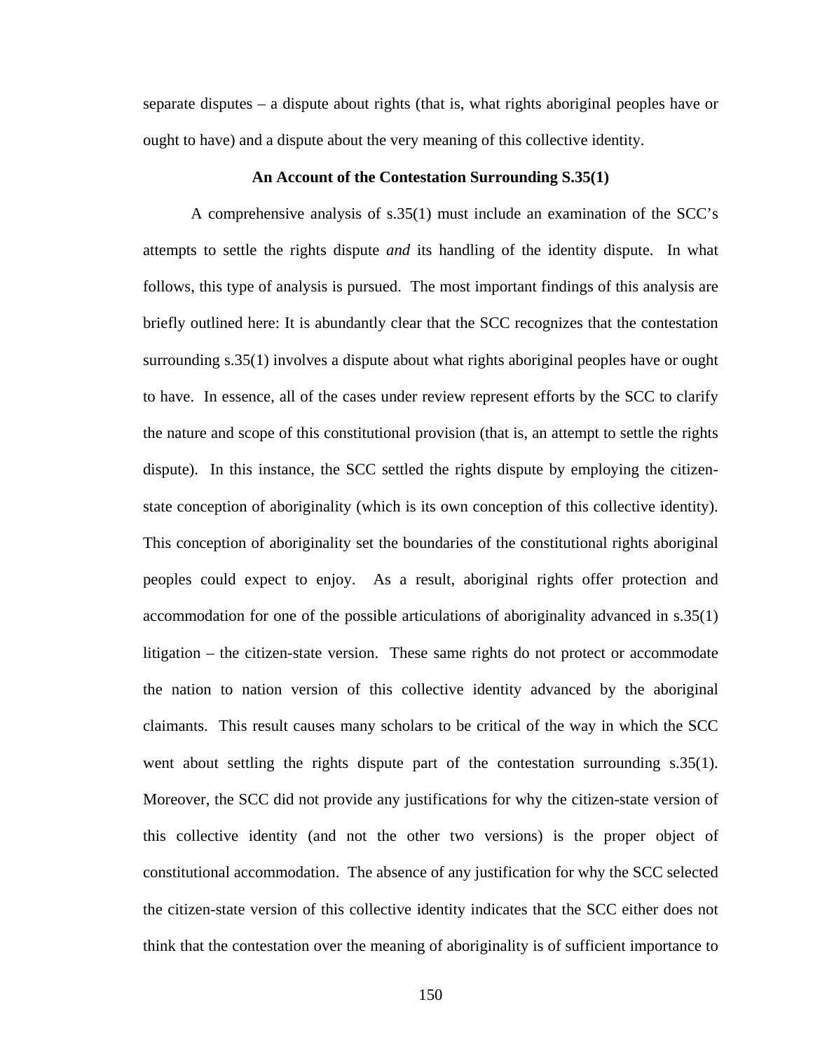separate disputes – a dispute about rights (that is, what rights aboriginal peoples have or ought to have) and a dispute about the very meaning of this collective identity.

### An Account of the Contestation Surrounding S.35(1)

A comprehensive analysis of s.35(1) must include an examination of the SCC's attempts to settle the rights dispute *and* its handling of the identity dispute. In what follows, this type of analysis is pursued. The most important findings of this analysis are briefly outlined here: It is abundantly clear that the SCC recognizes that the contestation surrounding s.35(1) involves a dispute about what rights aboriginal peoples have or ought to have. In essence, all of the cases under review represent efforts by the SCC to clarify the nature and scope of this constitutional provision (that is, an attempt to settle the rights dispute). In this instance, the SCC settled the rights dispute by employing the citizen-state conception of aboriginality (which is its own conception of this collective identity). This conception of aboriginality set the boundaries of the constitutional rights aboriginal peoples could expect to enjoy. As a result, aboriginal rights offer protection and accommodation for one of the possible articulations of aboriginality advanced in s.35(1) litigation – the citizen-state version. These same rights do not protect or accommodate the nation to nation version of this collective identity advanced by the aboriginal claimants. This result causes many scholars to be critical of the way in which the SCC went about settling the rights dispute part of the contestation surrounding s.35(1). Moreover, the SCC did not provide any justifications for why the citizen-state version of this collective identity (and not the other two versions) is the proper object of constitutional accommodation. The absence of any justification for why the SCC selected the citizen-state version of this collective identity indicates that the SCC either does not think that the contestation over the meaning of aboriginality is of sufficient importance to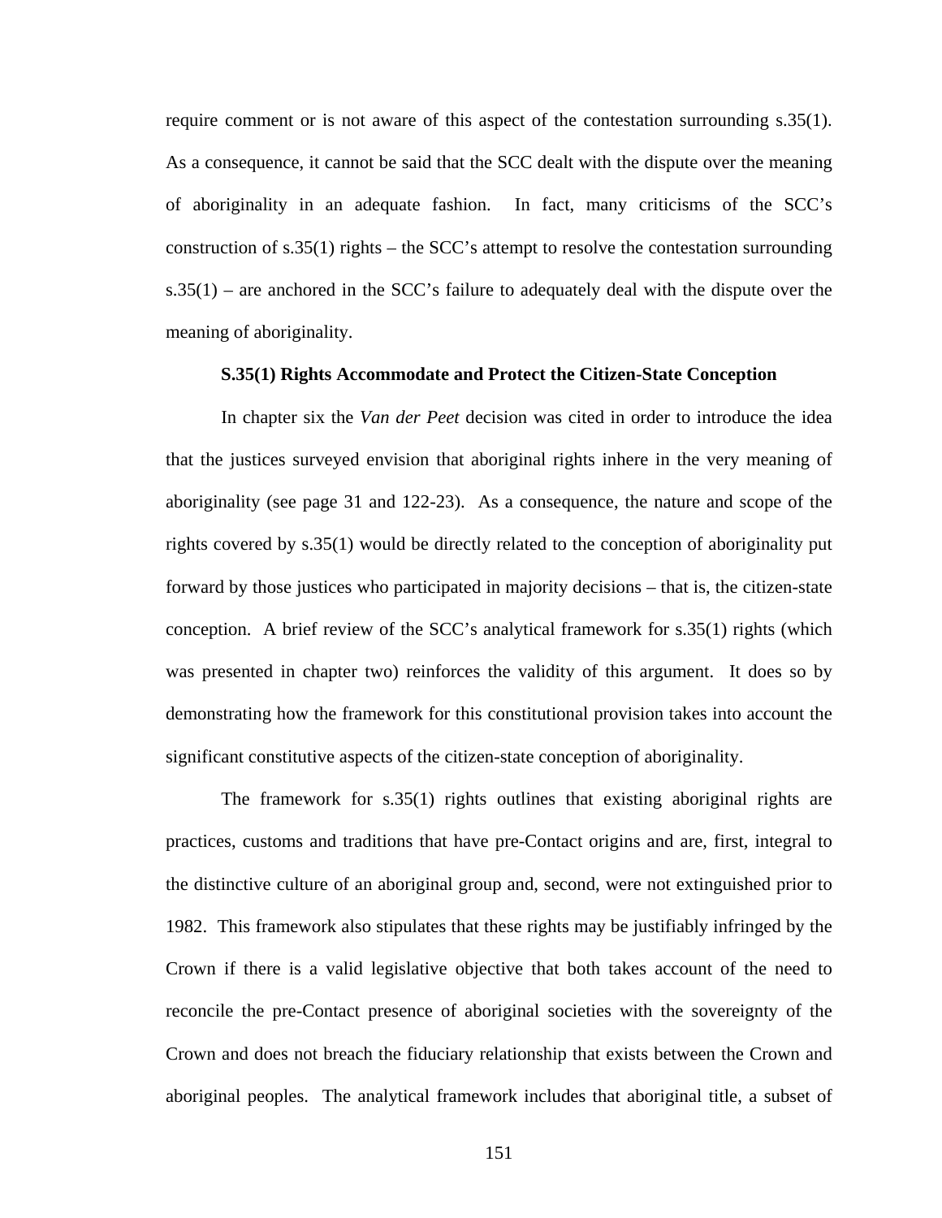require comment or is not aware of this aspect of the contestation surrounding s.35(1). As a consequence, it cannot be said that the SCC dealt with the dispute over the meaning of aboriginality in an adequate fashion. In fact, many criticisms of the SCC's construction of s.35(1) rights – the SCC's attempt to resolve the contestation surrounding s.35(1) – are anchored in the SCC's failure to adequately deal with the dispute over the meaning of aboriginality.

**S.35(1) Rights Accommodate and Protect the Citizen-State Conception**

In chapter six the *Van der Peet* decision was cited in order to introduce the idea that the justices surveyed envision that aboriginal rights inhere in the very meaning of aboriginality (see page 31 and 122-23). As a consequence, the nature and scope of the rights covered by s.35(1) would be directly related to the conception of aboriginality put forward by those justices who participated in majority decisions – that is, the citizen-state conception. A brief review of the SCC's analytical framework for s.35(1) rights (which was presented in chapter two) reinforces the validity of this argument. It does so by demonstrating how the framework for this constitutional provision takes into account the significant constitutive aspects of the citizen-state conception of aboriginality.

The framework for s.35(1) rights outlines that existing aboriginal rights are practices, customs and traditions that have pre-Contact origins and are, first, integral to the distinctive culture of an aboriginal group and, second, were not extinguished prior to 1982. This framework also stipulates that these rights may be justifiably infringed by the Crown if there is a valid legislative objective that both takes account of the need to reconcile the pre-Contact presence of aboriginal societies with the sovereignty of the Crown and does not breach the fiduciary relationship that exists between the Crown and aboriginal peoples. The analytical framework includes that aboriginal title, a subset of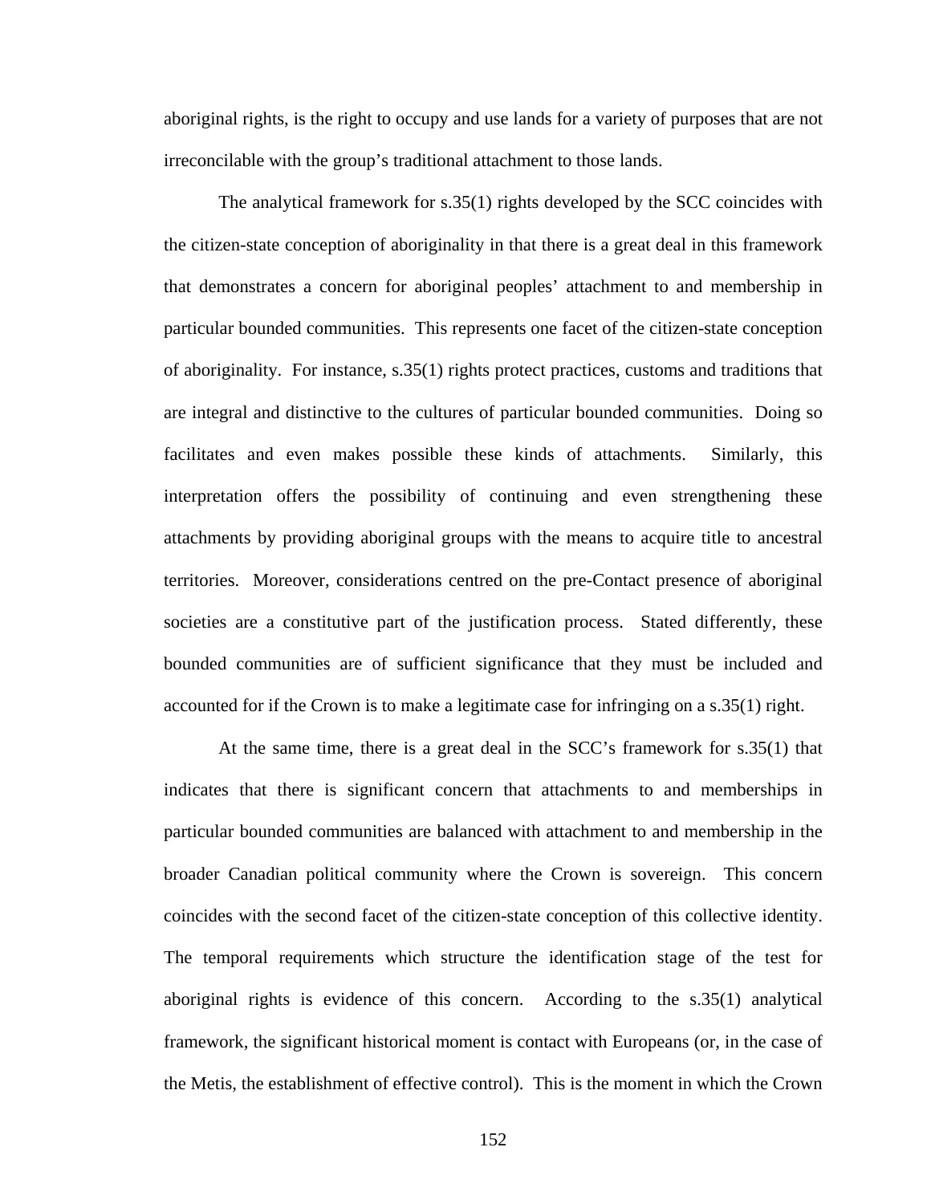aboriginal rights, is the right to occupy and use lands for a variety of purposes that are not irreconcilable with the group's traditional attachment to those lands.

The analytical framework for s.35(1) rights developed by the SCC coincides with the citizen-state conception of aboriginality in that there is a great deal in this framework that demonstrates a concern for aboriginal peoples' attachment to and membership in particular bounded communities. This represents one facet of the citizen-state conception of aboriginality. For instance, s.35(1) rights protect practices, customs and traditions that are integral and distinctive to the cultures of particular bounded communities. Doing so facilitates and even makes possible these kinds of attachments. Similarly, this interpretation offers the possibility of continuing and even strengthening these attachments by providing aboriginal groups with the means to acquire title to ancestral territories. Moreover, considerations centred on the pre-Contact presence of aboriginal societies are a constitutive part of the justification process. Stated differently, these bounded communities are of sufficient significance that they must be included and accounted for if the Crown is to make a legitimate case for infringing on a s.35(1) right.

At the same time, there is a great deal in the SCC's framework for s.35(1) that indicates that there is significant concern that attachments to and memberships in particular bounded communities are balanced with attachment to and membership in the broader Canadian political community where the Crown is sovereign. This concern coincides with the second facet of the citizen-state conception of this collective identity. The temporal requirements which structure the identification stage of the test for aboriginal rights is evidence of this concern. According to the s.35(1) analytical framework, the significant historical moment is contact with Europeans (or, in the case of the Metis, the establishment of effective control). This is the moment in which the Crown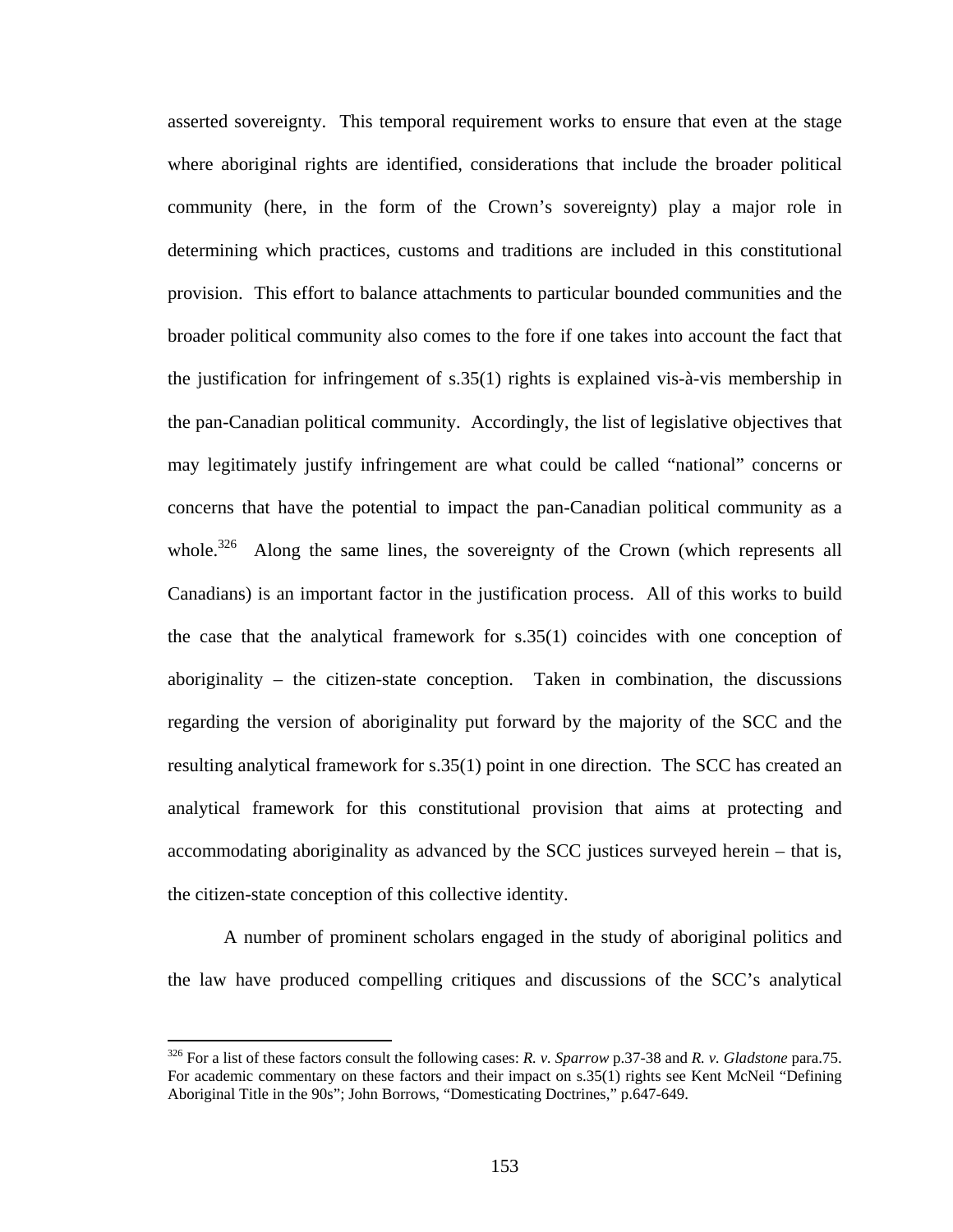asserted sovereignty. This temporal requirement works to ensure that even at the stage where aboriginal rights are identified, considerations that include the broader political community (here, in the form of the Crown's sovereignty) play a major role in determining which practices, customs and traditions are included in this constitutional provision. This effort to balance attachments to particular bounded communities and the broader political community also comes to the fore if one takes into account the fact that the justification for infringement of s.35(1) rights is explained vis-à-vis membership in the pan-Canadian political community. Accordingly, the list of legislative objectives that may legitimately justify infringement are what could be called "national" concerns or concerns that have the potential to impact the pan-Canadian political community as a whole.[326] Along the same lines, the sovereignty of the Crown (which represents all Canadians) is an important factor in the justification process. All of this works to build the case that the analytical framework for s.35(1) coincides with one conception of aboriginality – the citizen-state conception. Taken in combination, the discussions regarding the version of aboriginality put forward by the majority of the SCC and the resulting analytical framework for s.35(1) point in one direction. The SCC has created an analytical framework for this constitutional provision that aims at protecting and accommodating aboriginality as advanced by the SCC justices surveyed herein – that is, the citizen-state conception of this collective identity.

A number of prominent scholars engaged in the study of aboriginal politics and the law have produced compelling critiques and discussions of the SCC's analytical

---

[326] For a list of these factors consult the following cases: *R. v. Sparrow* p.37-38 and *R. v. Gladstone* para.75. For academic commentary on these factors and their impact on s.35(1) rights see Kent McNeil "Defining Aboriginal Title in the 90s"; John Borrows, "Domesticating Doctrines," p.647-649.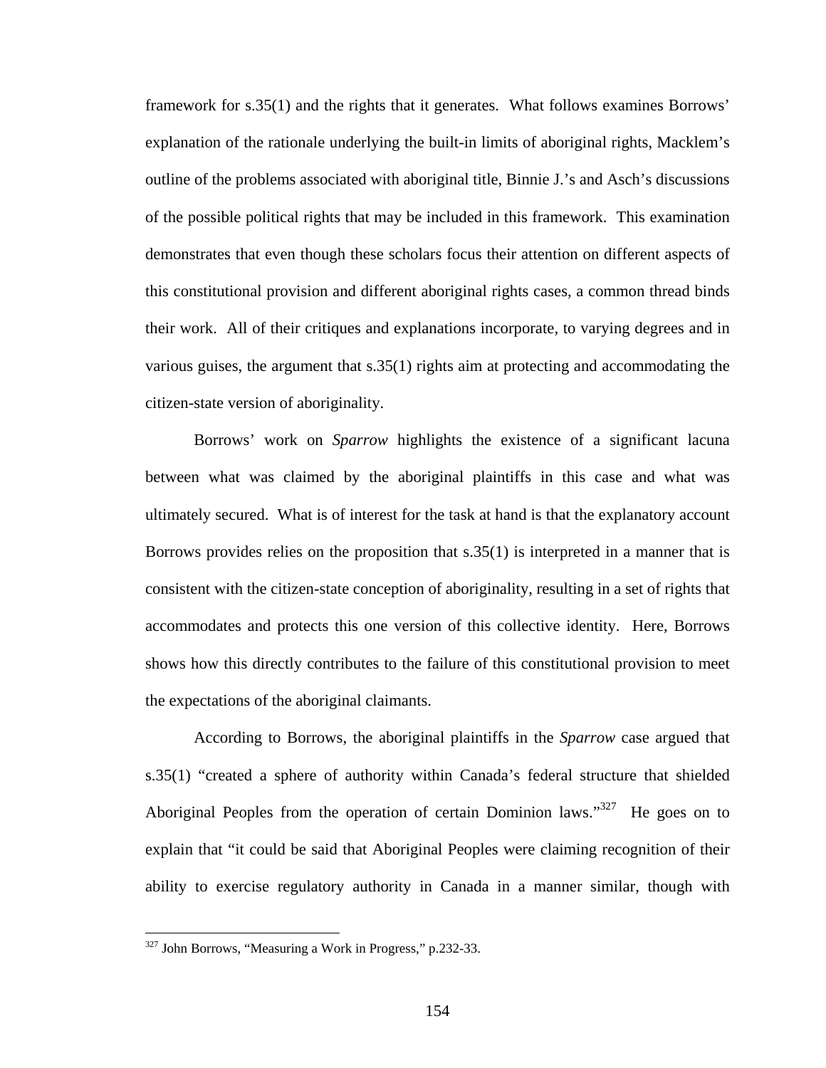framework for s.35(1) and the rights that it generates. What follows examines Borrows' explanation of the rationale underlying the built-in limits of aboriginal rights, Macklem's outline of the problems associated with aboriginal title, Binnie J.'s and Asch's discussions of the possible political rights that may be included in this framework. This examination demonstrates that even though these scholars focus their attention on different aspects of this constitutional provision and different aboriginal rights cases, a common thread binds their work. All of their critiques and explanations incorporate, to varying degrees and in various guises, the argument that s.35(1) rights aim at protecting and accommodating the citizen-state version of aboriginality.

Borrows' work on *Sparrow* highlights the existence of a significant lacuna between what was claimed by the aboriginal plaintiffs in this case and what was ultimately secured. What is of interest for the task at hand is that the explanatory account Borrows provides relies on the proposition that s.35(1) is interpreted in a manner that is consistent with the citizen-state conception of aboriginality, resulting in a set of rights that accommodates and protects this one version of this collective identity. Here, Borrows shows how this directly contributes to the failure of this constitutional provision to meet the expectations of the aboriginal claimants.

According to Borrows, the aboriginal plaintiffs in the *Sparrow* case argued that s.35(1) "created a sphere of authority within Canada's federal structure that shielded Aboriginal Peoples from the operation of certain Dominion laws."[327] He goes on to explain that "it could be said that Aboriginal Peoples were claiming recognition of their ability to exercise regulatory authority in Canada in a manner similar, though with

---

[327] John Borrows, "Measuring a Work in Progress," p.232-33.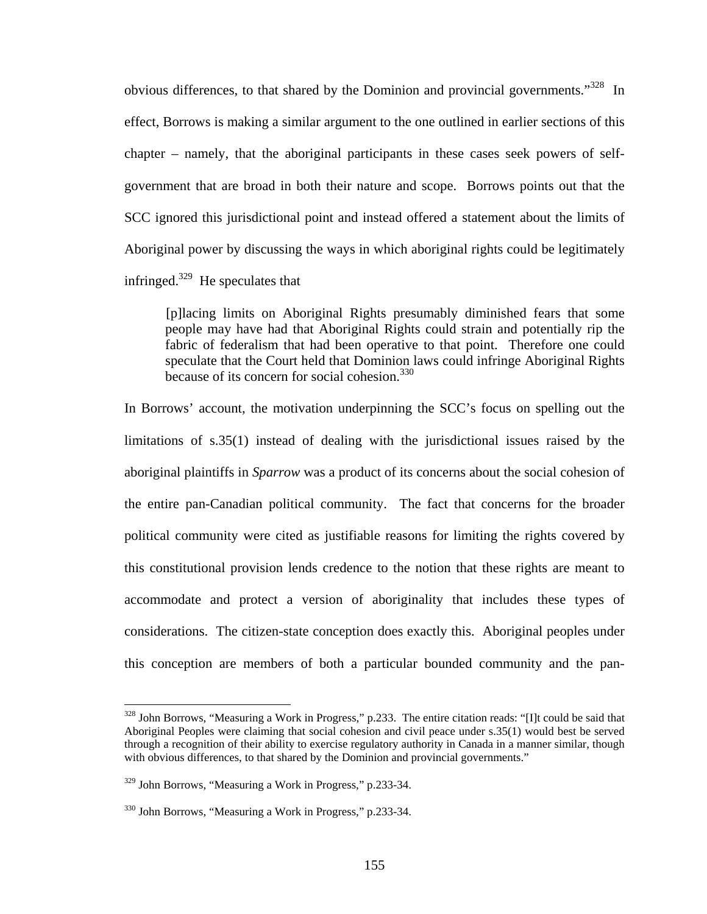obvious differences, to that shared by the Dominion and provincial governments."[328] In effect, Borrows is making a similar argument to the one outlined in earlier sections of this chapter – namely, that the aboriginal participants in these cases seek powers of self-government that are broad in both their nature and scope. Borrows points out that the SCC ignored this jurisdictional point and instead offered a statement about the limits of Aboriginal power by discussing the ways in which aboriginal rights could be legitimately infringed.[329] He speculates that

> [p]lacing limits on Aboriginal Rights presumably diminished fears that some people may have had that Aboriginal Rights could strain and potentially rip the fabric of federalism that had been operative to that point. Therefore one could speculate that the Court held that Dominion laws could infringe Aboriginal Rights because of its concern for social cohesion.[330]

In Borrows' account, the motivation underpinning the SCC's focus on spelling out the limitations of s.35(1) instead of dealing with the jurisdictional issues raised by the aboriginal plaintiffs in *Sparrow* was a product of its concerns about the social cohesion of the entire pan-Canadian political community. The fact that concerns for the broader political community were cited as justifiable reasons for limiting the rights covered by this constitutional provision lends credence to the notion that these rights are meant to accommodate and protect a version of aboriginality that includes these types of considerations. The citizen-state conception does exactly this. Aboriginal peoples under this conception are members of both a particular bounded community and the pan-

---

[328] John Borrows, "Measuring a Work in Progress," p.233. The entire citation reads: "[I]t could be said that Aboriginal Peoples were claiming that social cohesion and civil peace under s.35(1) would best be served through a recognition of their ability to exercise regulatory authority in Canada in a manner similar, though with obvious differences, to that shared by the Dominion and provincial governments."

[329] John Borrows, "Measuring a Work in Progress," p.233-34.

[330] John Borrows, "Measuring a Work in Progress," p.233-34.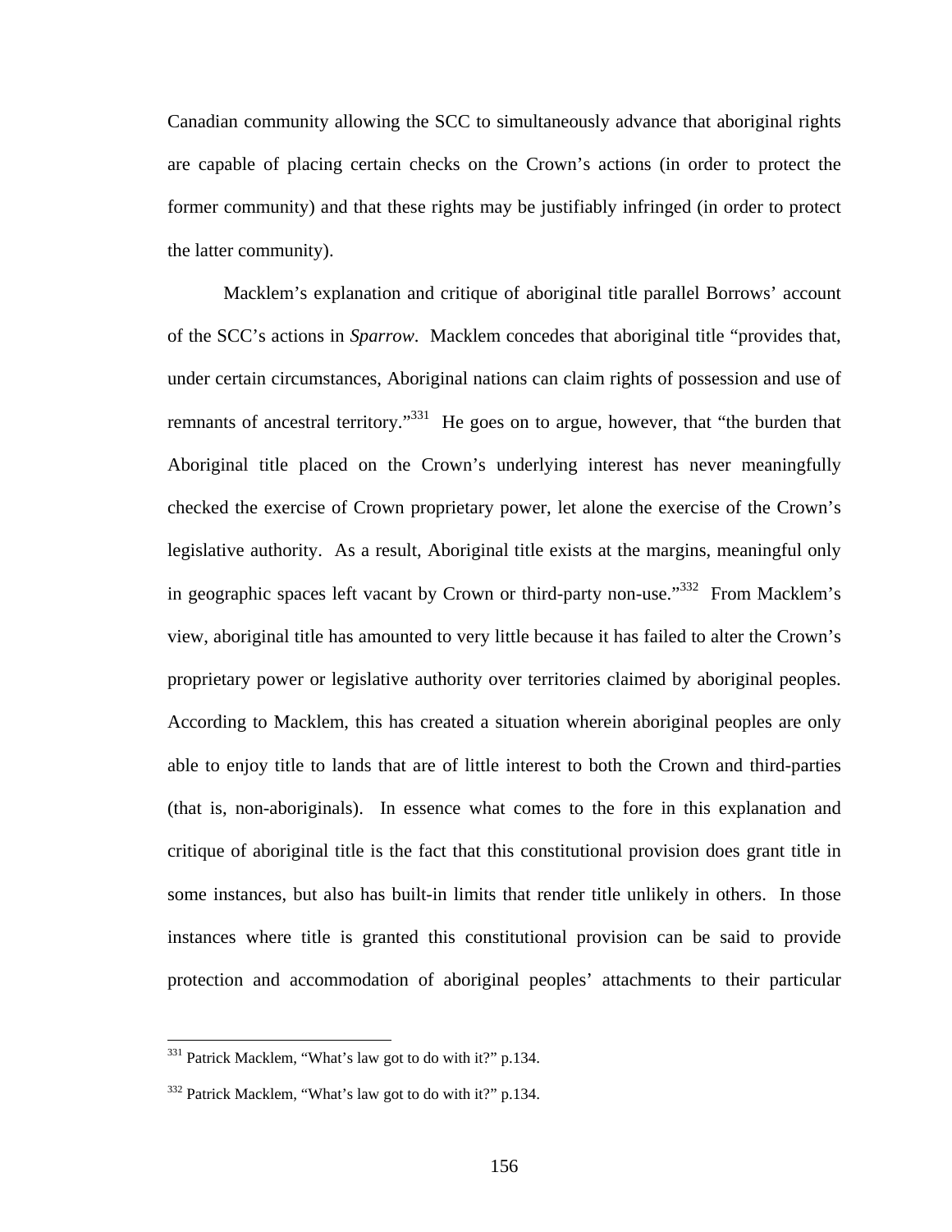Canadian community allowing the SCC to simultaneously advance that aboriginal rights are capable of placing certain checks on the Crown's actions (in order to protect the former community) and that these rights may be justifiably infringed (in order to protect the latter community).

Macklem's explanation and critique of aboriginal title parallel Borrows' account of the SCC's actions in *Sparrow*. Macklem concedes that aboriginal title "provides that, under certain circumstances, Aboriginal nations can claim rights of possession and use of remnants of ancestral territory."[331] He goes on to argue, however, that "the burden that Aboriginal title placed on the Crown's underlying interest has never meaningfully checked the exercise of Crown proprietary power, let alone the exercise of the Crown's legislative authority. As a result, Aboriginal title exists at the margins, meaningful only in geographic spaces left vacant by Crown or third-party non-use."[332] From Macklem's view, aboriginal title has amounted to very little because it has failed to alter the Crown's proprietary power or legislative authority over territories claimed by aboriginal peoples. According to Macklem, this has created a situation wherein aboriginal peoples are only able to enjoy title to lands that are of little interest to both the Crown and third-parties (that is, non-aboriginals). In essence what comes to the fore in this explanation and critique of aboriginal title is the fact that this constitutional provision does grant title in some instances, but also has built-in limits that render title unlikely in others. In those instances where title is granted this constitutional provision can be said to provide protection and accommodation of aboriginal peoples' attachments to their particular

---

[331] Patrick Macklem, "What's law got to do with it?" p.134.

[332] Patrick Macklem, "What's law got to do with it?" p.134.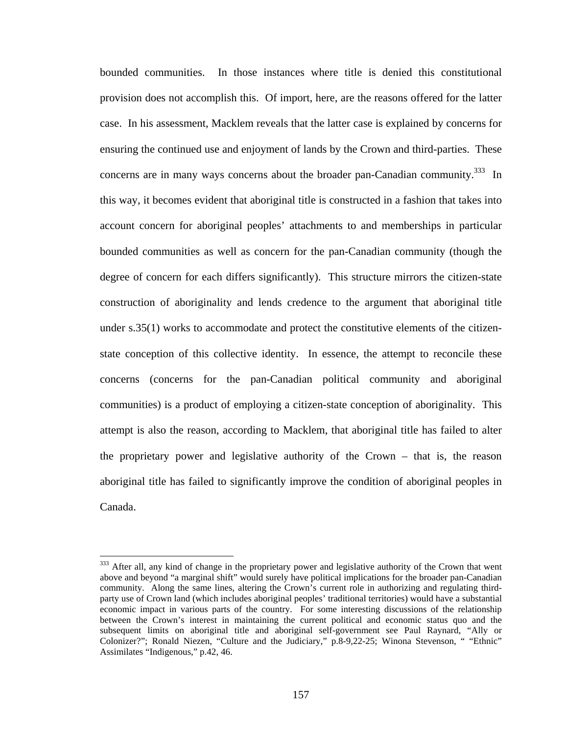bounded communities. In those instances where title is denied this constitutional provision does not accomplish this. Of import, here, are the reasons offered for the latter case. In his assessment, Macklem reveals that the latter case is explained by concerns for ensuring the continued use and enjoyment of lands by the Crown and third-parties. These concerns are in many ways concerns about the broader pan-Canadian community.[333] In this way, it becomes evident that aboriginal title is constructed in a fashion that takes into account concern for aboriginal peoples' attachments to and memberships in particular bounded communities as well as concern for the pan-Canadian community (though the degree of concern for each differs significantly). This structure mirrors the citizen-state construction of aboriginality and lends credence to the argument that aboriginal title under s.35(1) works to accommodate and protect the constitutive elements of the citizen-state conception of this collective identity. In essence, the attempt to reconcile these concerns (concerns for the pan-Canadian political community and aboriginal communities) is a product of employing a citizen-state conception of aboriginality. This attempt is also the reason, according to Macklem, that aboriginal title has failed to alter the proprietary power and legislative authority of the Crown – that is, the reason aboriginal title has failed to significantly improve the condition of aboriginal peoples in Canada.

---

[333] After all, any kind of change in the proprietary power and legislative authority of the Crown that went above and beyond "a marginal shift" would surely have political implications for the broader pan-Canadian community. Along the same lines, altering the Crown's current role in authorizing and regulating third-party use of Crown land (which includes aboriginal peoples' traditional territories) would have a substantial economic impact in various parts of the country. For some interesting discussions of the relationship between the Crown's interest in maintaining the current political and economic status quo and the subsequent limits on aboriginal title and aboriginal self-government see Paul Raynard, "Ally or Colonizer?"; Ronald Niezen, "Culture and the Judiciary," p.8-9,22-25; Winona Stevenson, " "Ethnic" Assimilates "Indigenous," p.42, 46.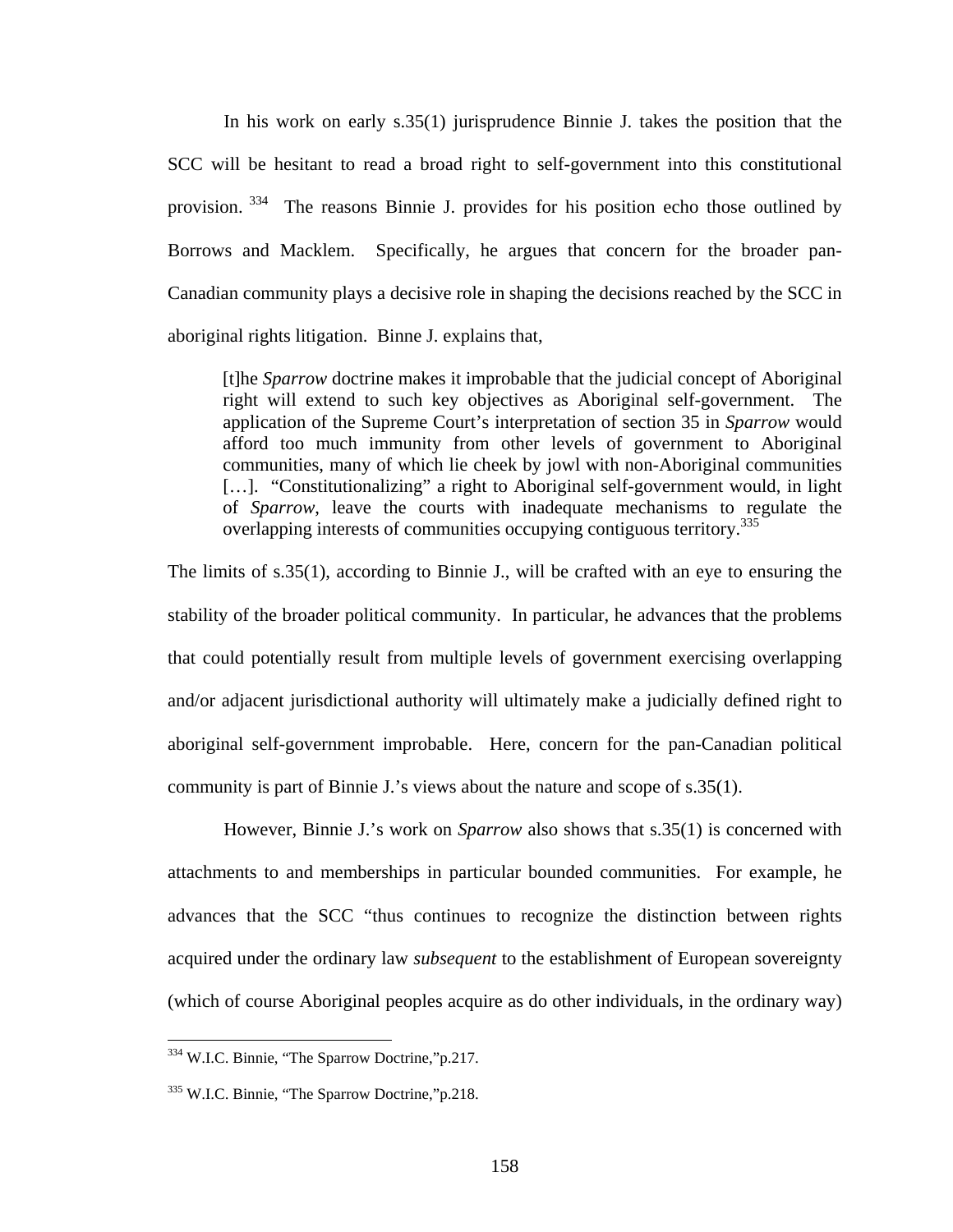In his work on early s.35(1) jurisprudence Binnie J. takes the position that the SCC will be hesitant to read a broad right to self-government into this constitutional provision. [334] The reasons Binnie J. provides for his position echo those outlined by Borrows and Macklem. Specifically, he argues that concern for the broader pan-Canadian community plays a decisive role in shaping the decisions reached by the SCC in aboriginal rights litigation. Binne J. explains that,

> [t]he *Sparrow* doctrine makes it improbable that the judicial concept of Aboriginal right will extend to such key objectives as Aboriginal self-government. The application of the Supreme Court's interpretation of section 35 in *Sparrow* would afford too much immunity from other levels of government to Aboriginal communities, many of which lie cheek by jowl with non-Aboriginal communities […]. "Constitutionalizing" a right to Aboriginal self-government would, in light of *Sparrow*, leave the courts with inadequate mechanisms to regulate the overlapping interests of communities occupying contiguous territory.[335]

The limits of s.35(1), according to Binnie J., will be crafted with an eye to ensuring the stability of the broader political community. In particular, he advances that the problems that could potentially result from multiple levels of government exercising overlapping and/or adjacent jurisdictional authority will ultimately make a judicially defined right to aboriginal self-government improbable. Here, concern for the pan-Canadian political community is part of Binnie J.'s views about the nature and scope of s.35(1).

However, Binnie J.'s work on *Sparrow* also shows that s.35(1) is concerned with attachments to and memberships in particular bounded communities. For example, he advances that the SCC "thus continues to recognize the distinction between rights acquired under the ordinary law *subsequent* to the establishment of European sovereignty (which of course Aboriginal peoples acquire as do other individuals, in the ordinary way)

---

[334] W.I.C. Binnie, "The Sparrow Doctrine,"p.217.

[335] W.I.C. Binnie, "The Sparrow Doctrine,"p.218.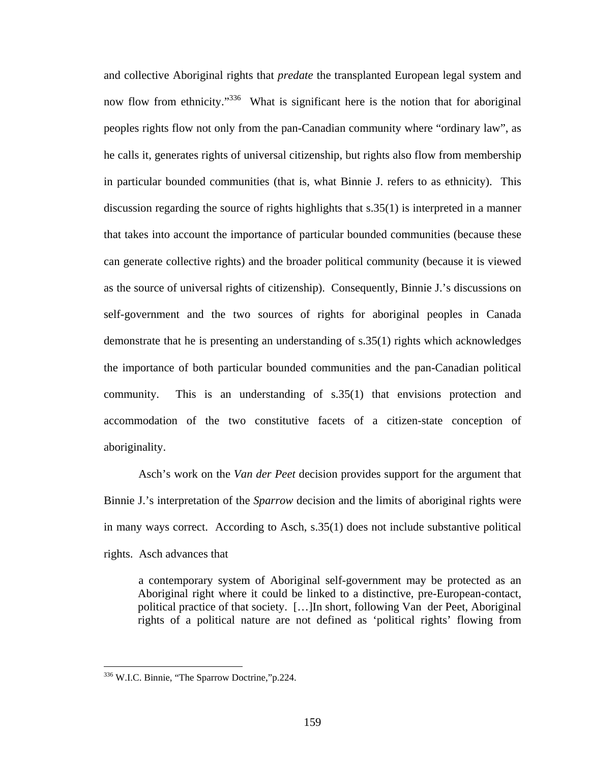and collective Aboriginal rights that *predate* the transplanted European legal system and now flow from ethnicity."[336] What is significant here is the notion that for aboriginal peoples rights flow not only from the pan-Canadian community where "ordinary law", as he calls it, generates rights of universal citizenship, but rights also flow from membership in particular bounded communities (that is, what Binnie J. refers to as ethnicity). This discussion regarding the source of rights highlights that s.35(1) is interpreted in a manner that takes into account the importance of particular bounded communities (because these can generate collective rights) and the broader political community (because it is viewed as the source of universal rights of citizenship). Consequently, Binnie J.'s discussions on self-government and the two sources of rights for aboriginal peoples in Canada demonstrate that he is presenting an understanding of s.35(1) rights which acknowledges the importance of both particular bounded communities and the pan-Canadian political community. This is an understanding of s.35(1) that envisions protection and accommodation of the two constitutive facets of a citizen-state conception of aboriginality.

Asch's work on the *Van der Peet* decision provides support for the argument that Binnie J.'s interpretation of the *Sparrow* decision and the limits of aboriginal rights were in many ways correct. According to Asch, s.35(1) does not include substantive political rights. Asch advances that

> a contemporary system of Aboriginal self-government may be protected as an Aboriginal right where it could be linked to a distinctive, pre-European-contact, political practice of that society. […]In short, following Van der Peet, Aboriginal rights of a political nature are not defined as 'political rights' flowing from

---

[336] W.I.C. Binnie, "The Sparrow Doctrine,"p.224.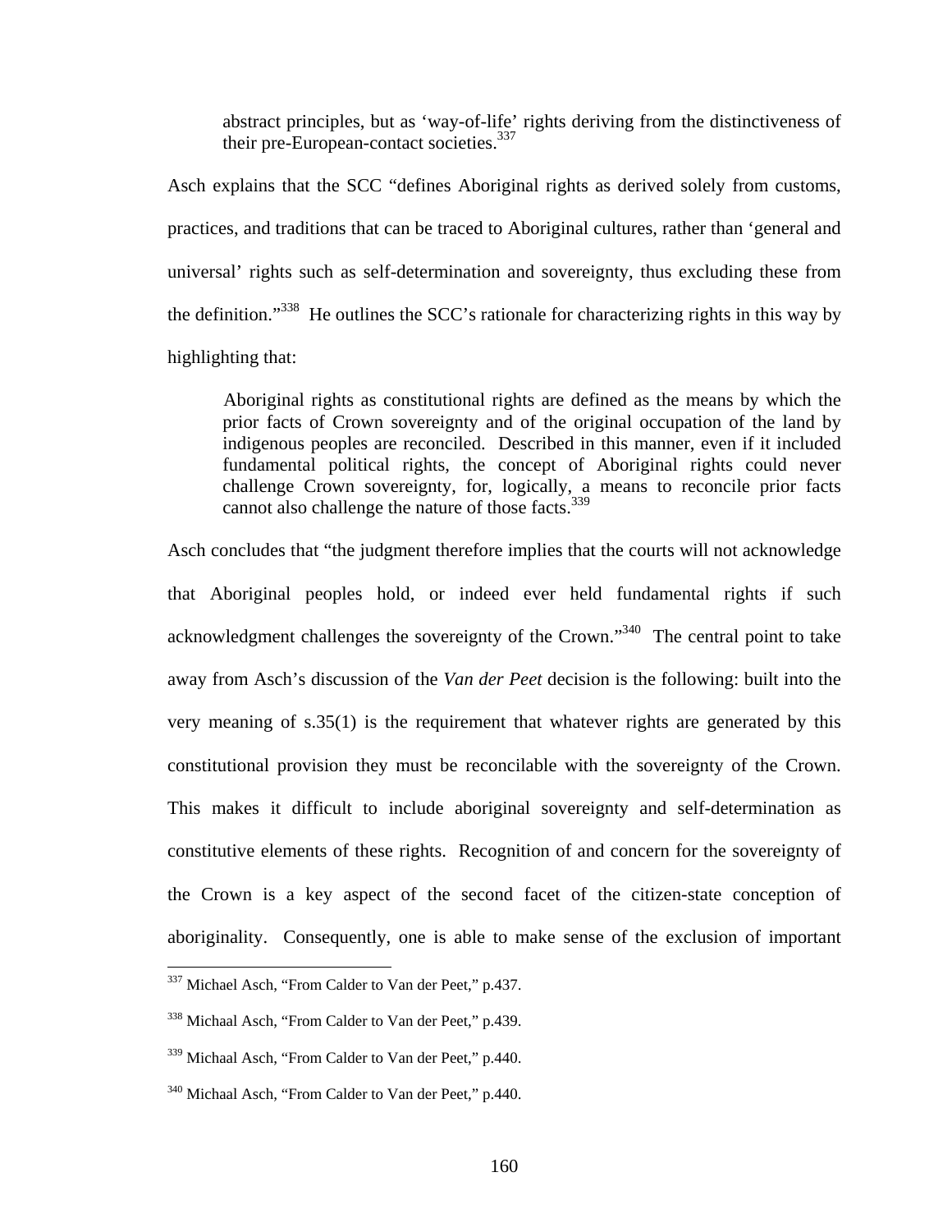> abstract principles, but as 'way-of-life' rights deriving from the distinctiveness of their pre-European-contact societies.[337]

Asch explains that the SCC "defines Aboriginal rights as derived solely from customs, practices, and traditions that can be traced to Aboriginal cultures, rather than 'general and universal' rights such as self-determination and sovereignty, thus excluding these from the definition."[338] He outlines the SCC's rationale for characterizing rights in this way by highlighting that:

> Aboriginal rights as constitutional rights are defined as the means by which the prior facts of Crown sovereignty and of the original occupation of the land by indigenous peoples are reconciled. Described in this manner, even if it included fundamental political rights, the concept of Aboriginal rights could never challenge Crown sovereignty, for, logically, a means to reconcile prior facts cannot also challenge the nature of those facts.[339]

Asch concludes that "the judgment therefore implies that the courts will not acknowledge that Aboriginal peoples hold, or indeed ever held fundamental rights if such acknowledgment challenges the sovereignty of the Crown."[340] The central point to take away from Asch's discussion of the *Van der Peet* decision is the following: built into the very meaning of s.35(1) is the requirement that whatever rights are generated by this constitutional provision they must be reconcilable with the sovereignty of the Crown. This makes it difficult to include aboriginal sovereignty and self-determination as constitutive elements of these rights. Recognition of and concern for the sovereignty of the Crown is a key aspect of the second facet of the citizen-state conception of aboriginality. Consequently, one is able to make sense of the exclusion of important

---

[337] Michael Asch, "From Calder to Van der Peet," p.437.

[338] Michaal Asch, "From Calder to Van der Peet," p.439.

[339] Michaal Asch, "From Calder to Van der Peet," p.440.

[340] Michaal Asch, "From Calder to Van der Peet," p.440.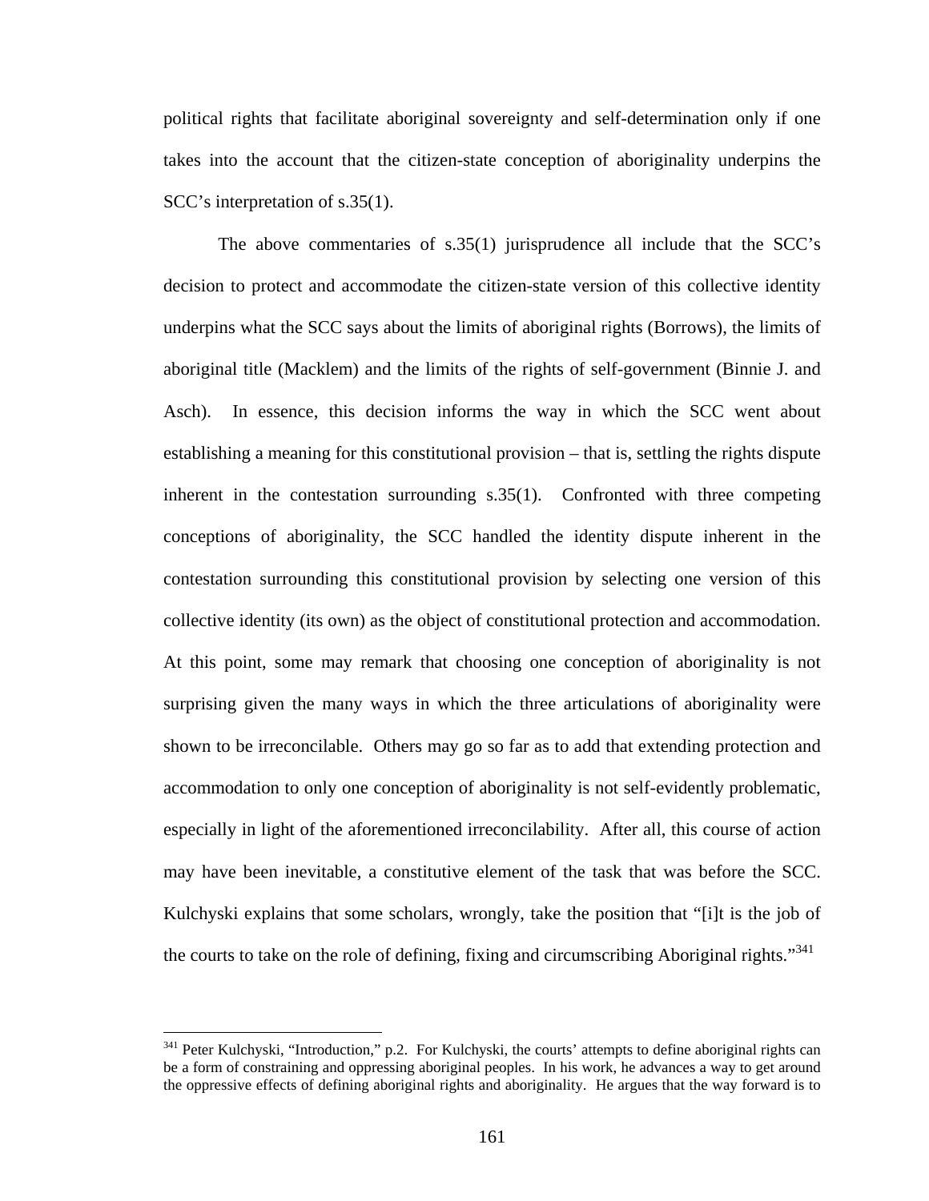political rights that facilitate aboriginal sovereignty and self-determination only if one takes into the account that the citizen-state conception of aboriginality underpins the SCC's interpretation of s.35(1).

The above commentaries of s.35(1) jurisprudence all include that the SCC's decision to protect and accommodate the citizen-state version of this collective identity underpins what the SCC says about the limits of aboriginal rights (Borrows), the limits of aboriginal title (Macklem) and the limits of the rights of self-government (Binnie J. and Asch). In essence, this decision informs the way in which the SCC went about establishing a meaning for this constitutional provision – that is, settling the rights dispute inherent in the contestation surrounding s.35(1). Confronted with three competing conceptions of aboriginality, the SCC handled the identity dispute inherent in the contestation surrounding this constitutional provision by selecting one version of this collective identity (its own) as the object of constitutional protection and accommodation. At this point, some may remark that choosing one conception of aboriginality is not surprising given the many ways in which the three articulations of aboriginality were shown to be irreconcilable. Others may go so far as to add that extending protection and accommodation to only one conception of aboriginality is not self-evidently problematic, especially in light of the aforementioned irreconcilability. After all, this course of action may have been inevitable, a constitutive element of the task that was before the SCC. Kulchyski explains that some scholars, wrongly, take the position that "[i]t is the job of the courts to take on the role of defining, fixing and circumscribing Aboriginal rights."[341]

[341] Peter Kulchyski, "Introduction," p.2. For Kulchyski, the courts' attempts to define aboriginal rights can be a form of constraining and oppressing aboriginal peoples. In his work, he advances a way to get around the oppressive effects of defining aboriginal rights and aboriginality. He argues that the way forward is to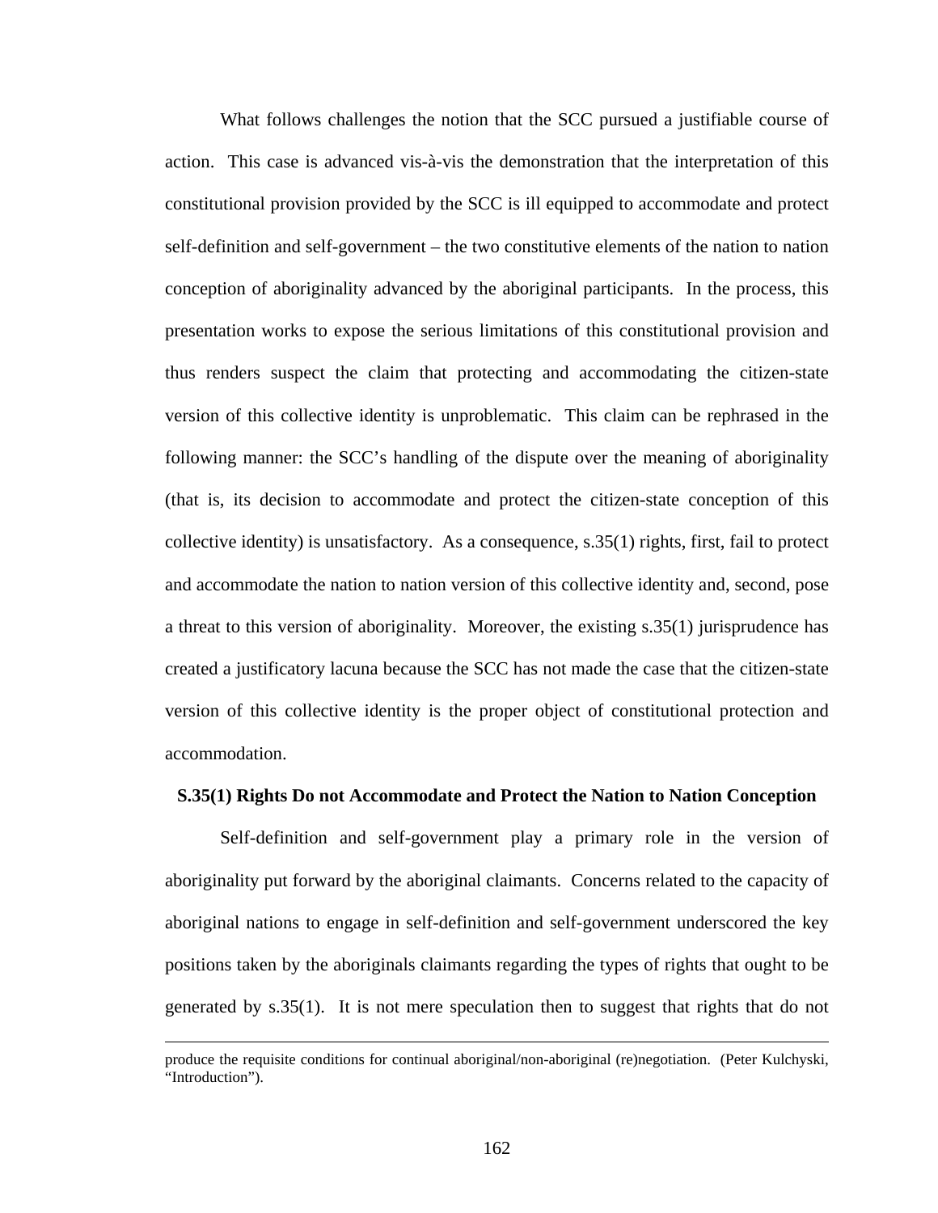What follows challenges the notion that the SCC pursued a justifiable course of action. This case is advanced vis-à-vis the demonstration that the interpretation of this constitutional provision provided by the SCC is ill equipped to accommodate and protect self-definition and self-government – the two constitutive elements of the nation to nation conception of aboriginality advanced by the aboriginal participants. In the process, this presentation works to expose the serious limitations of this constitutional provision and thus renders suspect the claim that protecting and accommodating the citizen-state version of this collective identity is unproblematic. This claim can be rephrased in the following manner: the SCC's handling of the dispute over the meaning of aboriginality (that is, its decision to accommodate and protect the citizen-state conception of this collective identity) is unsatisfactory. As a consequence, s.35(1) rights, first, fail to protect and accommodate the nation to nation version of this collective identity and, second, pose a threat to this version of aboriginality. Moreover, the existing s.35(1) jurisprudence has created a justificatory lacuna because the SCC has not made the case that the citizen-state version of this collective identity is the proper object of constitutional protection and accommodation.

**S.35(1) Rights Do not Accommodate and Protect the Nation to Nation Conception**

Self-definition and self-government play a primary role in the version of aboriginality put forward by the aboriginal claimants. Concerns related to the capacity of aboriginal nations to engage in self-definition and self-government underscored the key positions taken by the aboriginals claimants regarding the types of rights that ought to be generated by s.35(1). It is not mere speculation then to suggest that rights that do not

---

produce the requisite conditions for continual aboriginal/non-aboriginal (re)negotiation. (Peter Kulchyski, "Introduction").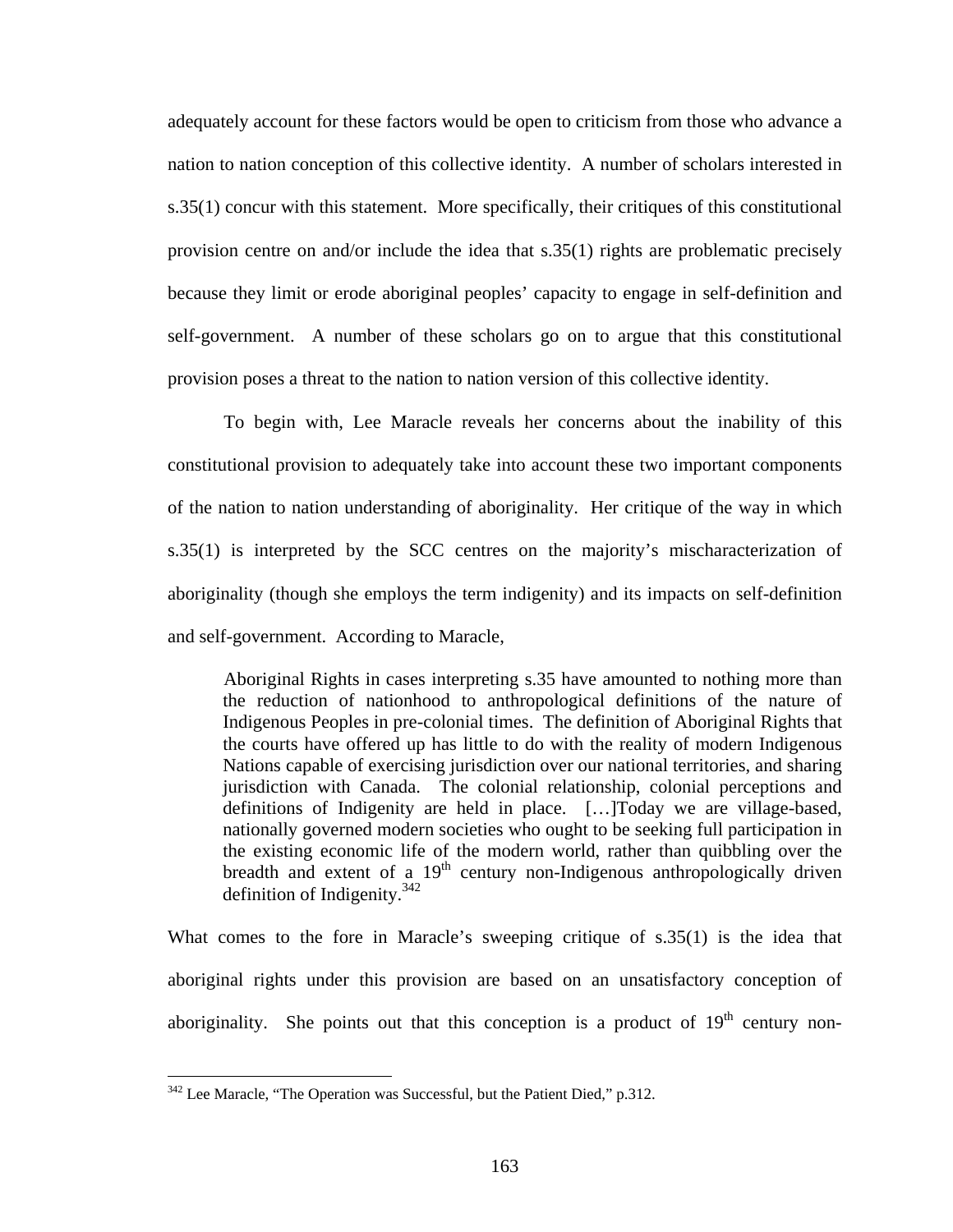adequately account for these factors would be open to criticism from those who advance a nation to nation conception of this collective identity. A number of scholars interested in s.35(1) concur with this statement. More specifically, their critiques of this constitutional provision centre on and/or include the idea that s.35(1) rights are problematic precisely because they limit or erode aboriginal peoples' capacity to engage in self-definition and self-government. A number of these scholars go on to argue that this constitutional provision poses a threat to the nation to nation version of this collective identity.

To begin with, Lee Maracle reveals her concerns about the inability of this constitutional provision to adequately take into account these two important components of the nation to nation understanding of aboriginality. Her critique of the way in which s.35(1) is interpreted by the SCC centres on the majority's mischaracterization of aboriginality (though she employs the term indigenity) and its impacts on self-definition and self-government. According to Maracle,

> Aboriginal Rights in cases interpreting s.35 have amounted to nothing more than the reduction of nationhood to anthropological definitions of the nature of Indigenous Peoples in pre-colonial times. The definition of Aboriginal Rights that the courts have offered up has little to do with the reality of modern Indigenous Nations capable of exercising jurisdiction over our national territories, and sharing jurisdiction with Canada. The colonial relationship, colonial perceptions and definitions of Indigenity are held in place. […]Today we are village-based, nationally governed modern societies who ought to be seeking full participation in the existing economic life of the modern world, rather than quibbling over the breadth and extent of a 19th century non-Indigenous anthropologically driven definition of Indigenity.[342]

What comes to the fore in Maracle's sweeping critique of s.35(1) is the idea that aboriginal rights under this provision are based on an unsatisfactory conception of aboriginality. She points out that this conception is a product of 19th century non-

[342] Lee Maracle, "The Operation was Successful, but the Patient Died," p.312.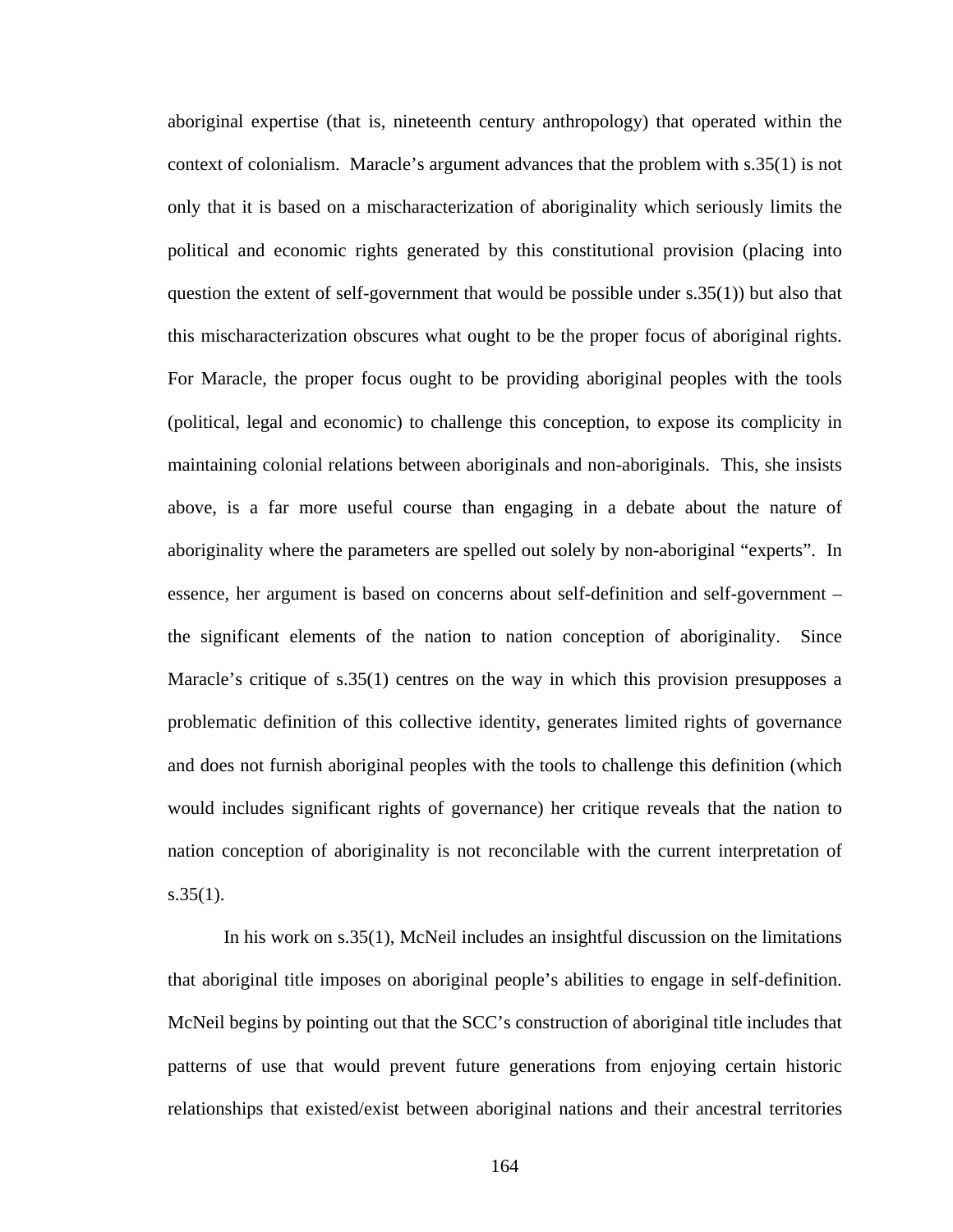aboriginal expertise (that is, nineteenth century anthropology) that operated within the context of colonialism. Maracle's argument advances that the problem with s.35(1) is not only that it is based on a mischaracterization of aboriginality which seriously limits the political and economic rights generated by this constitutional provision (placing into question the extent of self-government that would be possible under s.35(1)) but also that this mischaracterization obscures what ought to be the proper focus of aboriginal rights. For Maracle, the proper focus ought to be providing aboriginal peoples with the tools (political, legal and economic) to challenge this conception, to expose its complicity in maintaining colonial relations between aboriginals and non-aboriginals. This, she insists above, is a far more useful course than engaging in a debate about the nature of aboriginality where the parameters are spelled out solely by non-aboriginal "experts". In essence, her argument is based on concerns about self-definition and self-government – the significant elements of the nation to nation conception of aboriginality. Since Maracle's critique of s.35(1) centres on the way in which this provision presupposes a problematic definition of this collective identity, generates limited rights of governance and does not furnish aboriginal peoples with the tools to challenge this definition (which would includes significant rights of governance) her critique reveals that the nation to nation conception of aboriginality is not reconcilable with the current interpretation of s.35(1).

In his work on s.35(1), McNeil includes an insightful discussion on the limitations that aboriginal title imposes on aboriginal people's abilities to engage in self-definition. McNeil begins by pointing out that the SCC's construction of aboriginal title includes that patterns of use that would prevent future generations from enjoying certain historic relationships that existed/exist between aboriginal nations and their ancestral territories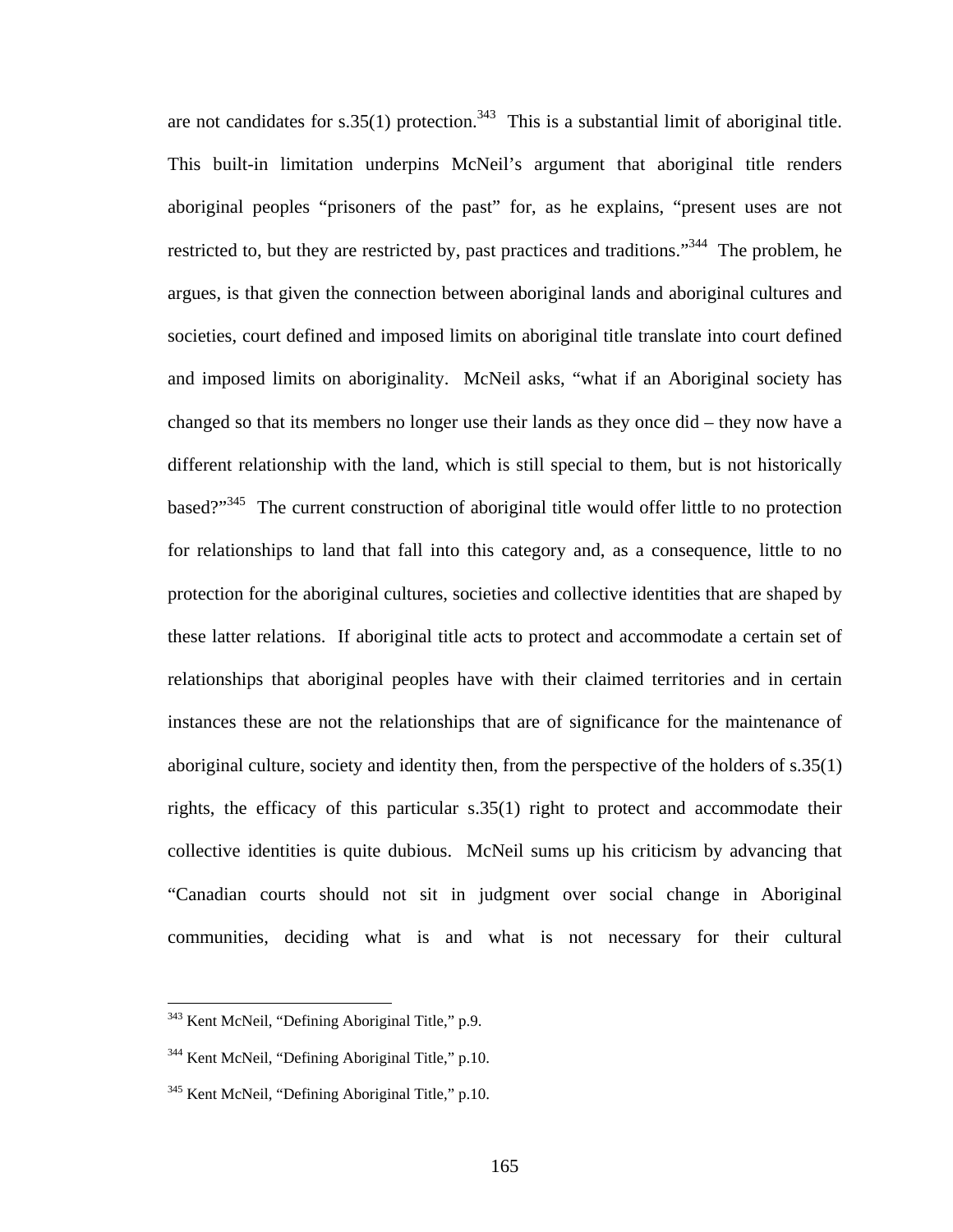are not candidates for s.35(1) protection.[343] This is a substantial limit of aboriginal title. This built-in limitation underpins McNeil's argument that aboriginal title renders aboriginal peoples "prisoners of the past" for, as he explains, "present uses are not restricted to, but they are restricted by, past practices and traditions."[344] The problem, he argues, is that given the connection between aboriginal lands and aboriginal cultures and societies, court defined and imposed limits on aboriginal title translate into court defined and imposed limits on aboriginality. McNeil asks, "what if an Aboriginal society has changed so that its members no longer use their lands as they once did – they now have a different relationship with the land, which is still special to them, but is not historically based?"[345] The current construction of aboriginal title would offer little to no protection for relationships to land that fall into this category and, as a consequence, little to no protection for the aboriginal cultures, societies and collective identities that are shaped by these latter relations. If aboriginal title acts to protect and accommodate a certain set of relationships that aboriginal peoples have with their claimed territories and in certain instances these are not the relationships that are of significance for the maintenance of aboriginal culture, society and identity then, from the perspective of the holders of s.35(1) rights, the efficacy of this particular s.35(1) right to protect and accommodate their collective identities is quite dubious. McNeil sums up his criticism by advancing that "Canadian courts should not sit in judgment over social change in Aboriginal communities, deciding what is and what is not necessary for their cultural

---

[343] Kent McNeil, "Defining Aboriginal Title," p.9.

[344] Kent McNeil, "Defining Aboriginal Title," p.10.

[345] Kent McNeil, "Defining Aboriginal Title," p.10.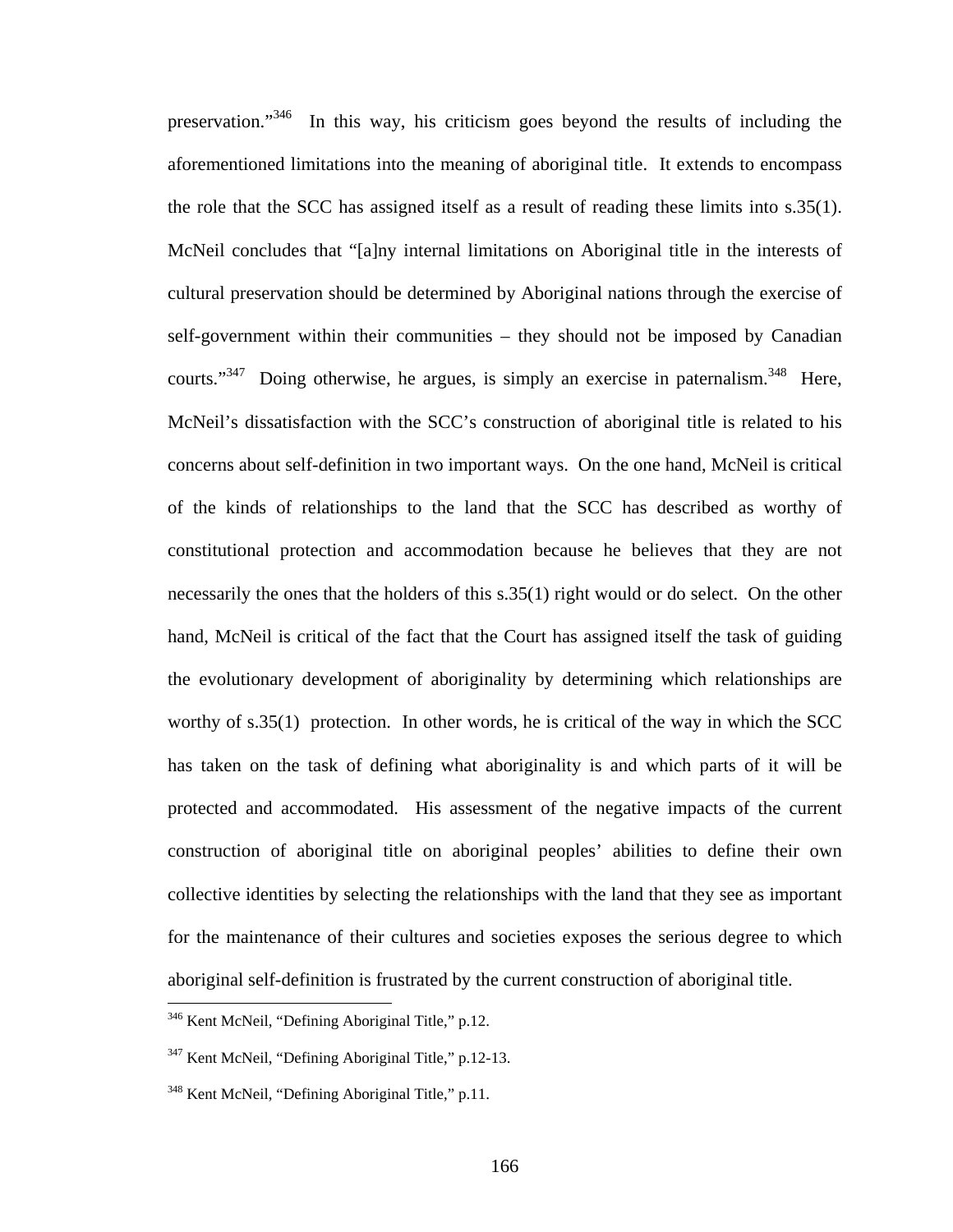preservation."[346] In this way, his criticism goes beyond the results of including the aforementioned limitations into the meaning of aboriginal title. It extends to encompass the role that the SCC has assigned itself as a result of reading these limits into s.35(1). McNeil concludes that "[a]ny internal limitations on Aboriginal title in the interests of cultural preservation should be determined by Aboriginal nations through the exercise of self-government within their communities – they should not be imposed by Canadian courts."[347] Doing otherwise, he argues, is simply an exercise in paternalism.[348] Here, McNeil's dissatisfaction with the SCC's construction of aboriginal title is related to his concerns about self-definition in two important ways. On the one hand, McNeil is critical of the kinds of relationships to the land that the SCC has described as worthy of constitutional protection and accommodation because he believes that they are not necessarily the ones that the holders of this s.35(1) right would or do select. On the other hand, McNeil is critical of the fact that the Court has assigned itself the task of guiding the evolutionary development of aboriginality by determining which relationships are worthy of s.35(1) protection. In other words, he is critical of the way in which the SCC has taken on the task of defining what aboriginality is and which parts of it will be protected and accommodated. His assessment of the negative impacts of the current construction of aboriginal title on aboriginal peoples' abilities to define their own collective identities by selecting the relationships with the land that they see as important for the maintenance of their cultures and societies exposes the serious degree to which aboriginal self-definition is frustrated by the current construction of aboriginal title.

---

[346] Kent McNeil, "Defining Aboriginal Title," p.12.

[347] Kent McNeil, "Defining Aboriginal Title," p.12-13.

[348] Kent McNeil, "Defining Aboriginal Title," p.11.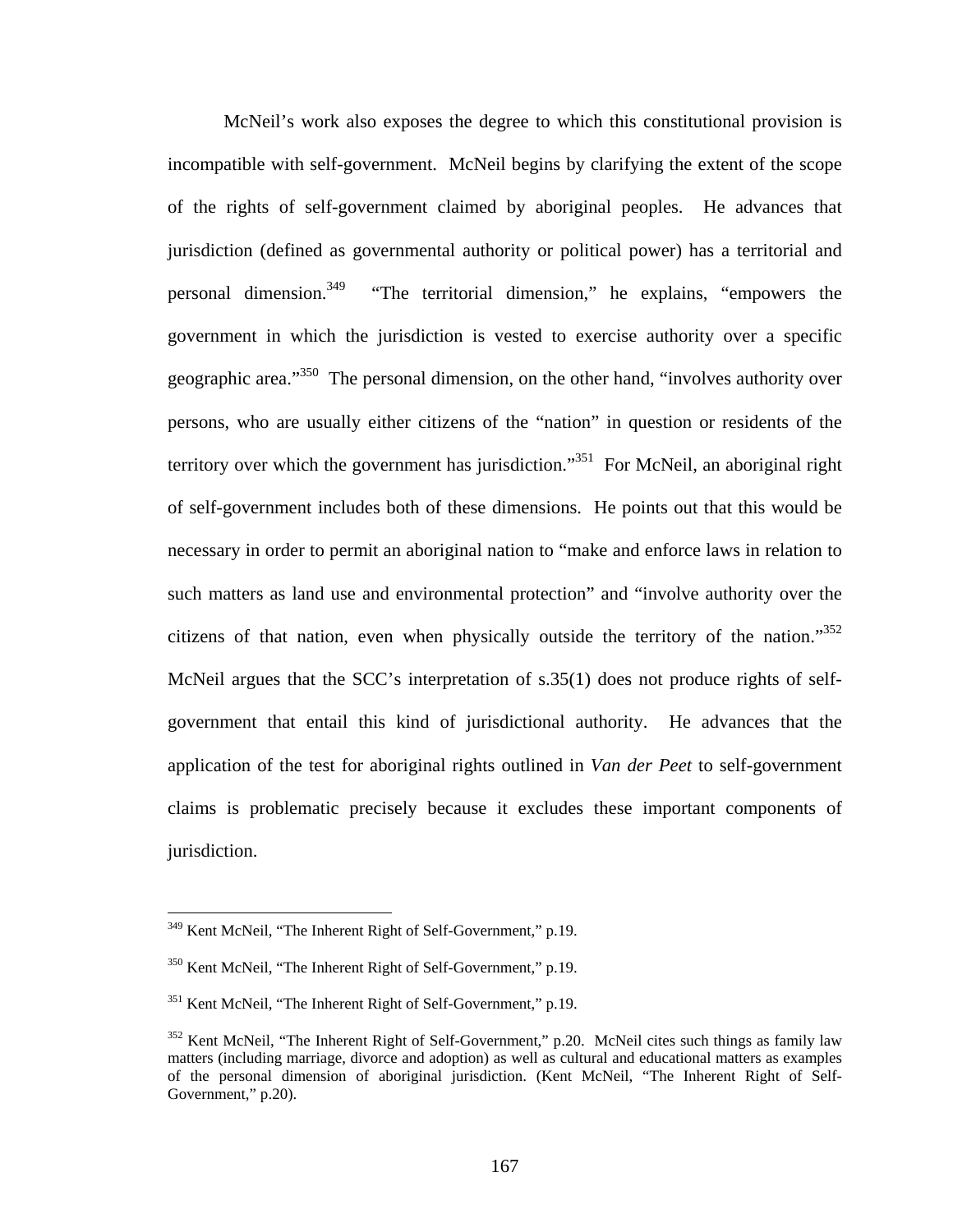McNeil's work also exposes the degree to which this constitutional provision is incompatible with self-government. McNeil begins by clarifying the extent of the scope of the rights of self-government claimed by aboriginal peoples. He advances that jurisdiction (defined as governmental authority or political power) has a territorial and personal dimension.[349] "The territorial dimension," he explains, "empowers the government in which the jurisdiction is vested to exercise authority over a specific geographic area."[350] The personal dimension, on the other hand, "involves authority over persons, who are usually either citizens of the "nation" in question or residents of the territory over which the government has jurisdiction."[351] For McNeil, an aboriginal right of self-government includes both of these dimensions. He points out that this would be necessary in order to permit an aboriginal nation to "make and enforce laws in relation to such matters as land use and environmental protection" and "involve authority over the citizens of that nation, even when physically outside the territory of the nation."[352] McNeil argues that the SCC's interpretation of s.35(1) does not produce rights of self-government that entail this kind of jurisdictional authority. He advances that the application of the test for aboriginal rights outlined in *Van der Peet* to self-government claims is problematic precisely because it excludes these important components of jurisdiction.

---

[349] Kent McNeil, "The Inherent Right of Self-Government," p.19.

[350] Kent McNeil, "The Inherent Right of Self-Government," p.19.

[351] Kent McNeil, "The Inherent Right of Self-Government," p.19.

[352] Kent McNeil, "The Inherent Right of Self-Government," p.20. McNeil cites such things as family law matters (including marriage, divorce and adoption) as well as cultural and educational matters as examples of the personal dimension of aboriginal jurisdiction. (Kent McNeil, "The Inherent Right of Self-Government," p.20).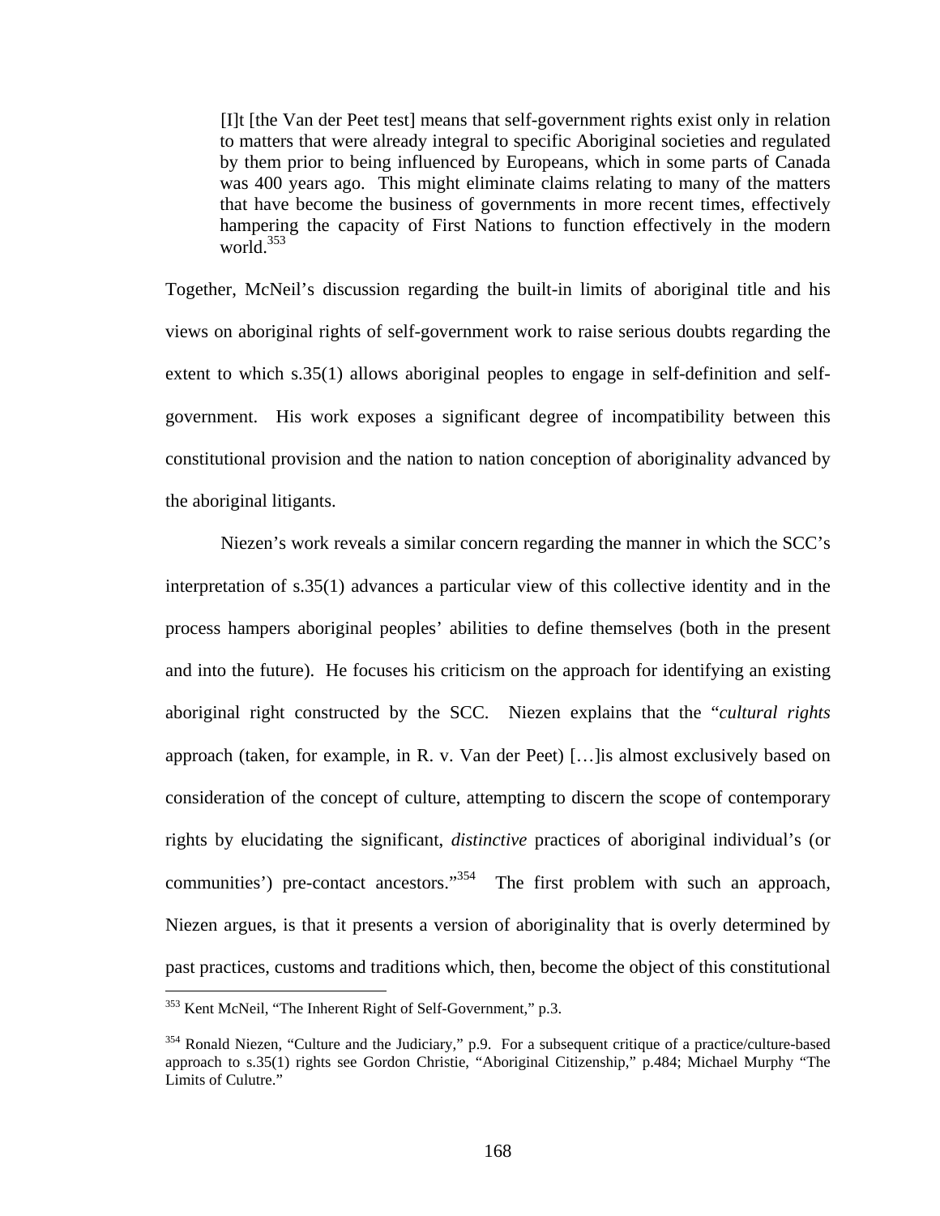> [I]t [the Van der Peet test] means that self-government rights exist only in relation to matters that were already integral to specific Aboriginal societies and regulated by them prior to being influenced by Europeans, which in some parts of Canada was 400 years ago. This might eliminate claims relating to many of the matters that have become the business of governments in more recent times, effectively hampering the capacity of First Nations to function effectively in the modern world.[353]

Together, McNeil's discussion regarding the built-in limits of aboriginal title and his views on aboriginal rights of self-government work to raise serious doubts regarding the extent to which s.35(1) allows aboriginal peoples to engage in self-definition and self-government. His work exposes a significant degree of incompatibility between this constitutional provision and the nation to nation conception of aboriginality advanced by the aboriginal litigants.

Niezen's work reveals a similar concern regarding the manner in which the SCC's interpretation of s.35(1) advances a particular view of this collective identity and in the process hampers aboriginal peoples' abilities to define themselves (both in the present and into the future). He focuses his criticism on the approach for identifying an existing aboriginal right constructed by the SCC. Niezen explains that the "*cultural rights* approach (taken, for example, in R. v. Van der Peet) […]is almost exclusively based on consideration of the concept of culture, attempting to discern the scope of contemporary rights by elucidating the significant, *distinctive* practices of aboriginal individual's (or communities') pre-contact ancestors."[354] The first problem with such an approach, Niezen argues, is that it presents a version of aboriginality that is overly determined by past practices, customs and traditions which, then, become the object of this constitutional

---

[353] Kent McNeil, "The Inherent Right of Self-Government," p.3.

[354] Ronald Niezen, "Culture and the Judiciary," p.9. For a subsequent critique of a practice/culture-based approach to s.35(1) rights see Gordon Christie, "Aboriginal Citizenship," p.484; Michael Murphy "The Limits of Culutre."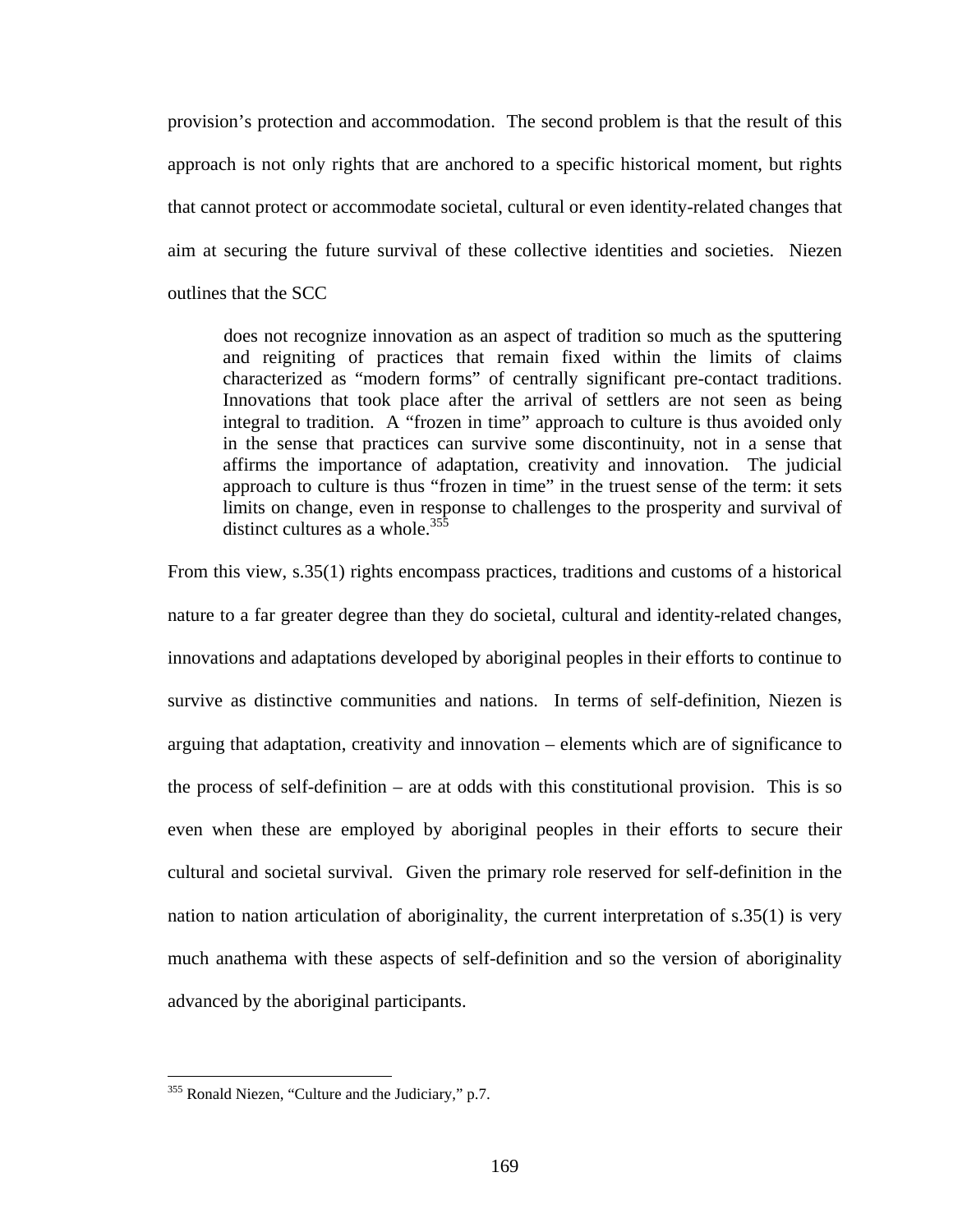provision's protection and accommodation. The second problem is that the result of this approach is not only rights that are anchored to a specific historical moment, but rights that cannot protect or accommodate societal, cultural or even identity-related changes that aim at securing the future survival of these collective identities and societies. Niezen outlines that the SCC

> does not recognize innovation as an aspect of tradition so much as the sputtering and reigniting of practices that remain fixed within the limits of claims characterized as "modern forms" of centrally significant pre-contact traditions. Innovations that took place after the arrival of settlers are not seen as being integral to tradition. A "frozen in time" approach to culture is thus avoided only in the sense that practices can survive some discontinuity, not in a sense that affirms the importance of adaptation, creativity and innovation. The judicial approach to culture is thus "frozen in time" in the truest sense of the term: it sets limits on change, even in response to challenges to the prosperity and survival of distinct cultures as a whole.[355]

From this view, s.35(1) rights encompass practices, traditions and customs of a historical nature to a far greater degree than they do societal, cultural and identity-related changes, innovations and adaptations developed by aboriginal peoples in their efforts to continue to survive as distinctive communities and nations. In terms of self-definition, Niezen is arguing that adaptation, creativity and innovation – elements which are of significance to the process of self-definition – are at odds with this constitutional provision. This is so even when these are employed by aboriginal peoples in their efforts to secure their cultural and societal survival. Given the primary role reserved for self-definition in the nation to nation articulation of aboriginality, the current interpretation of s.35(1) is very much anathema with these aspects of self-definition and so the version of aboriginality advanced by the aboriginal participants.

---

[355] Ronald Niezen, "Culture and the Judiciary," p.7.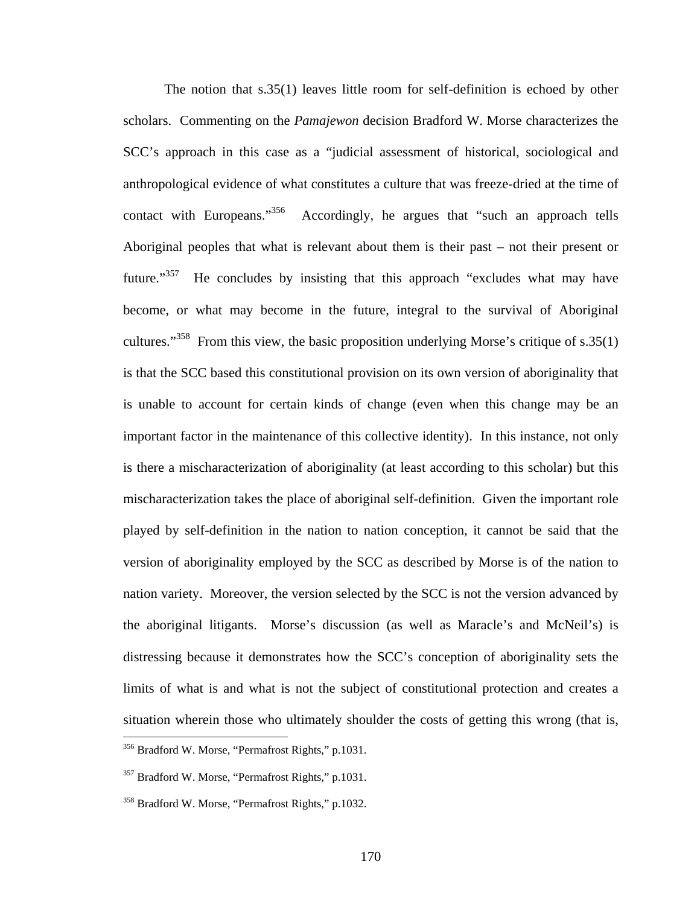The notion that s.35(1) leaves little room for self-definition is echoed by other scholars. Commenting on the *Pamajewon* decision Bradford W. Morse characterizes the SCC's approach in this case as a "judicial assessment of historical, sociological and anthropological evidence of what constitutes a culture that was freeze-dried at the time of contact with Europeans."[356] Accordingly, he argues that "such an approach tells Aboriginal peoples that what is relevant about them is their past – not their present or future."[357] He concludes by insisting that this approach "excludes what may have become, or what may become in the future, integral to the survival of Aboriginal cultures."[358] From this view, the basic proposition underlying Morse's critique of s.35(1) is that the SCC based this constitutional provision on its own version of aboriginality that is unable to account for certain kinds of change (even when this change may be an important factor in the maintenance of this collective identity). In this instance, not only is there a mischaracterization of aboriginality (at least according to this scholar) but this mischaracterization takes the place of aboriginal self-definition. Given the important role played by self-definition in the nation to nation conception, it cannot be said that the version of aboriginality employed by the SCC as described by Morse is of the nation to nation variety. Moreover, the version selected by the SCC is not the version advanced by the aboriginal litigants. Morse's discussion (as well as Maracle's and McNeil's) is distressing because it demonstrates how the SCC's conception of aboriginality sets the limits of what is and what is not the subject of constitutional protection and creates a situation wherein those who ultimately shoulder the costs of getting this wrong (that is,

---

[356] Bradford W. Morse, "Permafrost Rights," p.1031.

[357] Bradford W. Morse, "Permafrost Rights," p.1031.

[358] Bradford W. Morse, "Permafrost Rights," p.1032.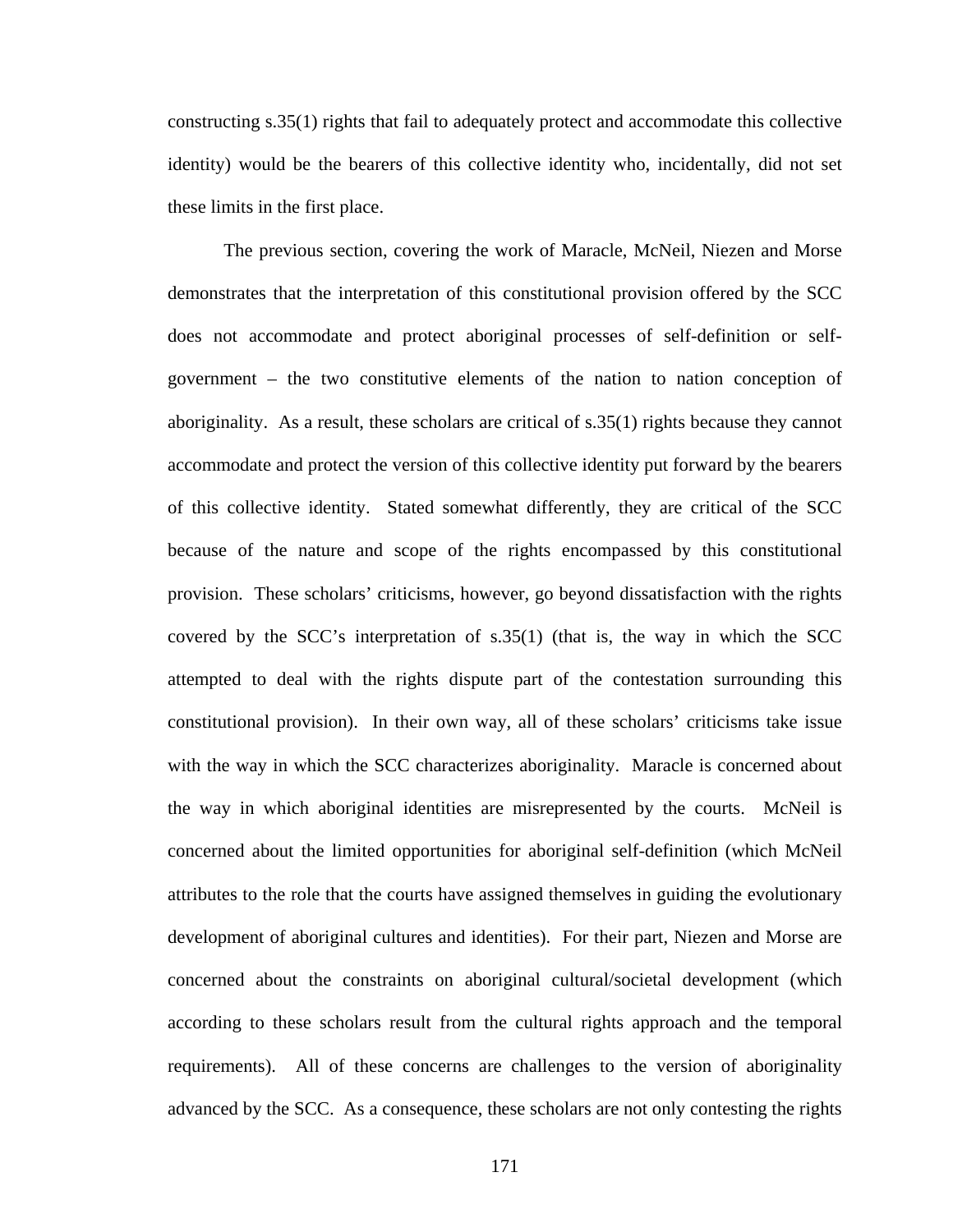constructing s.35(1) rights that fail to adequately protect and accommodate this collective identity) would be the bearers of this collective identity who, incidentally, did not set these limits in the first place.

The previous section, covering the work of Maracle, McNeil, Niezen and Morse demonstrates that the interpretation of this constitutional provision offered by the SCC does not accommodate and protect aboriginal processes of self-definition or self-government – the two constitutive elements of the nation to nation conception of aboriginality. As a result, these scholars are critical of s.35(1) rights because they cannot accommodate and protect the version of this collective identity put forward by the bearers of this collective identity. Stated somewhat differently, they are critical of the SCC because of the nature and scope of the rights encompassed by this constitutional provision. These scholars' criticisms, however, go beyond dissatisfaction with the rights covered by the SCC's interpretation of s.35(1) (that is, the way in which the SCC attempted to deal with the rights dispute part of the contestation surrounding this constitutional provision). In their own way, all of these scholars' criticisms take issue with the way in which the SCC characterizes aboriginality. Maracle is concerned about the way in which aboriginal identities are misrepresented by the courts. McNeil is concerned about the limited opportunities for aboriginal self-definition (which McNeil attributes to the role that the courts have assigned themselves in guiding the evolutionary development of aboriginal cultures and identities). For their part, Niezen and Morse are concerned about the constraints on aboriginal cultural/societal development (which according to these scholars result from the cultural rights approach and the temporal requirements). All of these concerns are challenges to the version of aboriginality advanced by the SCC. As a consequence, these scholars are not only contesting the rights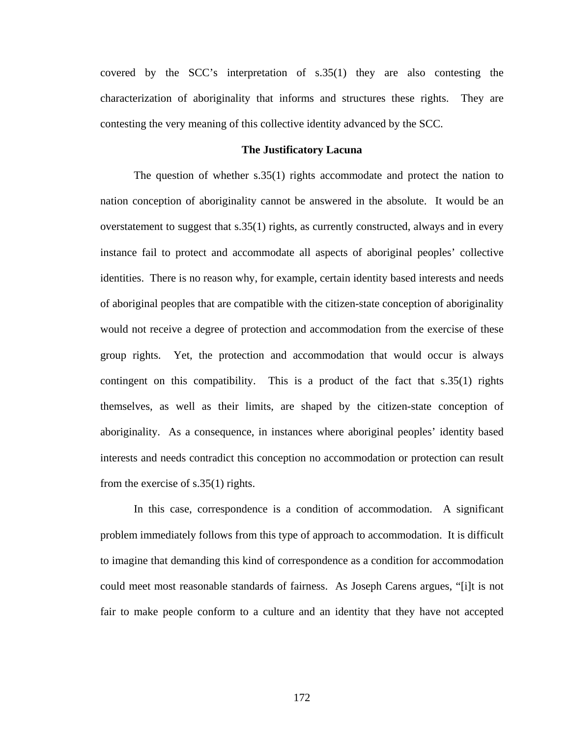covered by the SCC's interpretation of s.35(1) they are also contesting the characterization of aboriginality that informs and structures these rights. They are contesting the very meaning of this collective identity advanced by the SCC.

### The Justificatory Lacuna

The question of whether s.35(1) rights accommodate and protect the nation to nation conception of aboriginality cannot be answered in the absolute. It would be an overstatement to suggest that s.35(1) rights, as currently constructed, always and in every instance fail to protect and accommodate all aspects of aboriginal peoples' collective identities. There is no reason why, for example, certain identity based interests and needs of aboriginal peoples that are compatible with the citizen-state conception of aboriginality would not receive a degree of protection and accommodation from the exercise of these group rights. Yet, the protection and accommodation that would occur is always contingent on this compatibility. This is a product of the fact that s.35(1) rights themselves, as well as their limits, are shaped by the citizen-state conception of aboriginality. As a consequence, in instances where aboriginal peoples' identity based interests and needs contradict this conception no accommodation or protection can result from the exercise of s.35(1) rights.

In this case, correspondence is a condition of accommodation. A significant problem immediately follows from this type of approach to accommodation. It is difficult to imagine that demanding this kind of correspondence as a condition for accommodation could meet most reasonable standards of fairness. As Joseph Carens argues, "[i]t is not fair to make people conform to a culture and an identity that they have not accepted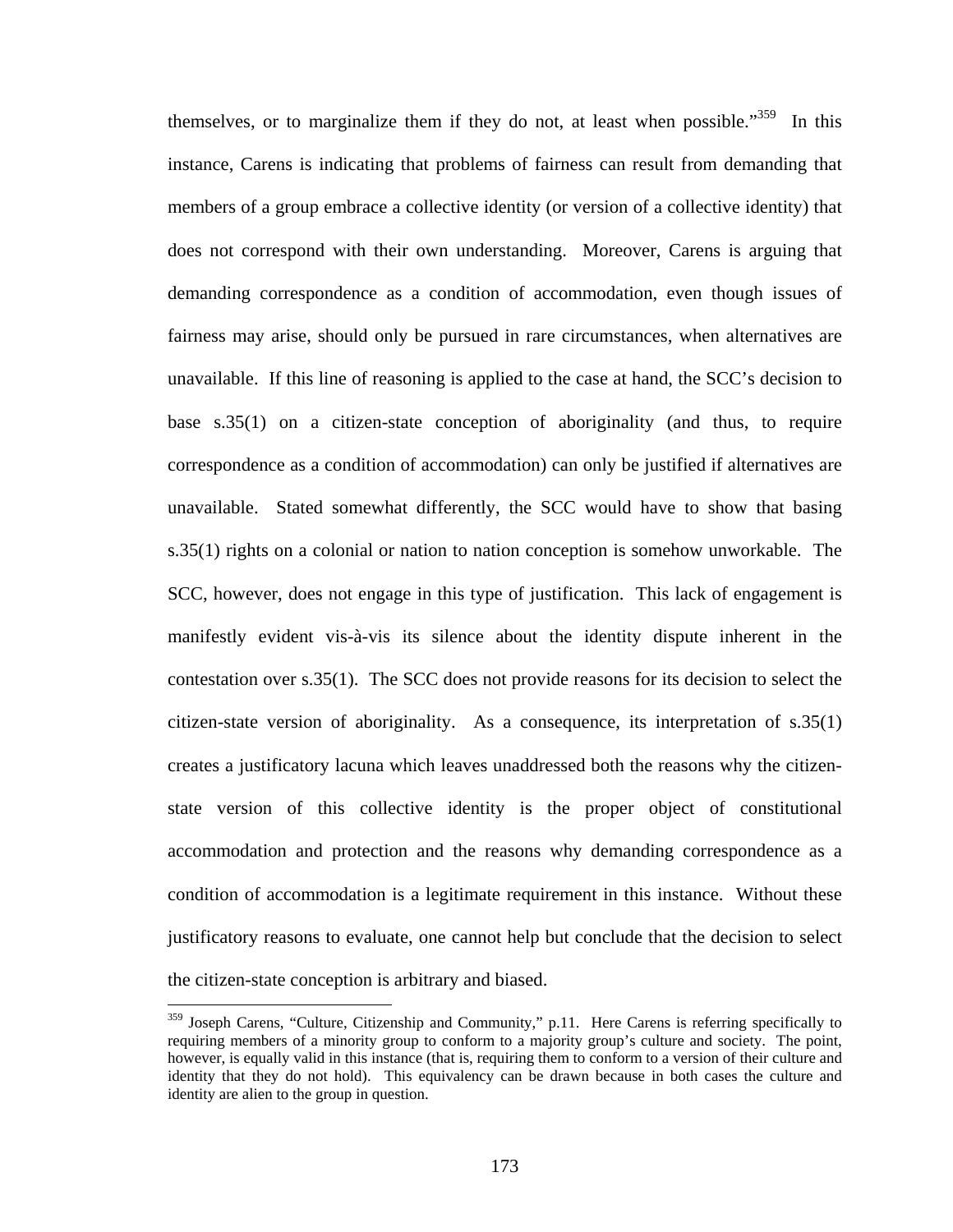themselves, or to marginalize them if they do not, at least when possible."[359] In this instance, Carens is indicating that problems of fairness can result from demanding that members of a group embrace a collective identity (or version of a collective identity) that does not correspond with their own understanding. Moreover, Carens is arguing that demanding correspondence as a condition of accommodation, even though issues of fairness may arise, should only be pursued in rare circumstances, when alternatives are unavailable. If this line of reasoning is applied to the case at hand, the SCC's decision to base s.35(1) on a citizen-state conception of aboriginality (and thus, to require correspondence as a condition of accommodation) can only be justified if alternatives are unavailable. Stated somewhat differently, the SCC would have to show that basing s.35(1) rights on a colonial or nation to nation conception is somehow unworkable. The SCC, however, does not engage in this type of justification. This lack of engagement is manifestly evident vis-à-vis its silence about the identity dispute inherent in the contestation over s.35(1). The SCC does not provide reasons for its decision to select the citizen-state version of aboriginality. As a consequence, its interpretation of s.35(1) creates a justificatory lacuna which leaves unaddressed both the reasons why the citizen-state version of this collective identity is the proper object of constitutional accommodation and protection and the reasons why demanding correspondence as a condition of accommodation is a legitimate requirement in this instance. Without these justificatory reasons to evaluate, one cannot help but conclude that the decision to select the citizen-state conception is arbitrary and biased.

---

[359] Joseph Carens, "Culture, Citizenship and Community," p.11. Here Carens is referring specifically to requiring members of a minority group to conform to a majority group's culture and society. The point, however, is equally valid in this instance (that is, requiring them to conform to a version of their culture and identity that they do not hold). This equivalency can be drawn because in both cases the culture and identity are alien to the group in question.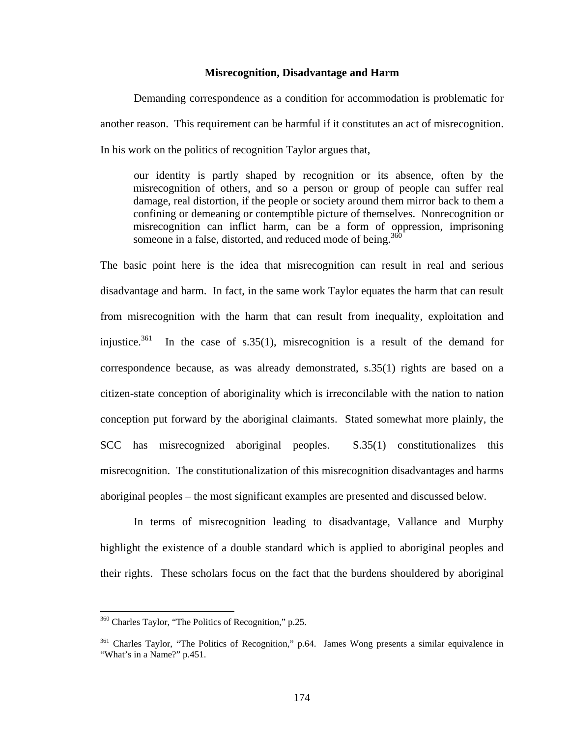### Misrecognition, Disadvantage and Harm

Demanding correspondence as a condition for accommodation is problematic for another reason. This requirement can be harmful if it constitutes an act of misrecognition. In his work on the politics of recognition Taylor argues that,

> our identity is partly shaped by recognition or its absence, often by the misrecognition of others, and so a person or group of people can suffer real damage, real distortion, if the people or society around them mirror back to them a confining or demeaning or contemptible picture of themselves. Nonrecognition or misrecognition can inflict harm, can be a form of oppression, imprisoning someone in a false, distorted, and reduced mode of being.[360]

The basic point here is the idea that misrecognition can result in real and serious disadvantage and harm. In fact, in the same work Taylor equates the harm that can result from misrecognition with the harm that can result from inequality, exploitation and injustice.[361] In the case of s.35(1), misrecognition is a result of the demand for correspondence because, as was already demonstrated, s.35(1) rights are based on a citizen-state conception of aboriginality which is irreconcilable with the nation to nation conception put forward by the aboriginal claimants. Stated somewhat more plainly, the SCC has misrecognized aboriginal peoples. S.35(1) constitutionalizes this misrecognition. The constitutionalization of this misrecognition disadvantages and harms aboriginal peoples – the most significant examples are presented and discussed below.

In terms of misrecognition leading to disadvantage, Vallance and Murphy highlight the existence of a double standard which is applied to aboriginal peoples and their rights. These scholars focus on the fact that the burdens shouldered by aboriginal

---

[360] Charles Taylor, "The Politics of Recognition," p.25.

[361] Charles Taylor, "The Politics of Recognition," p.64. James Wong presents a similar equivalence in "What's in a Name?" p.451.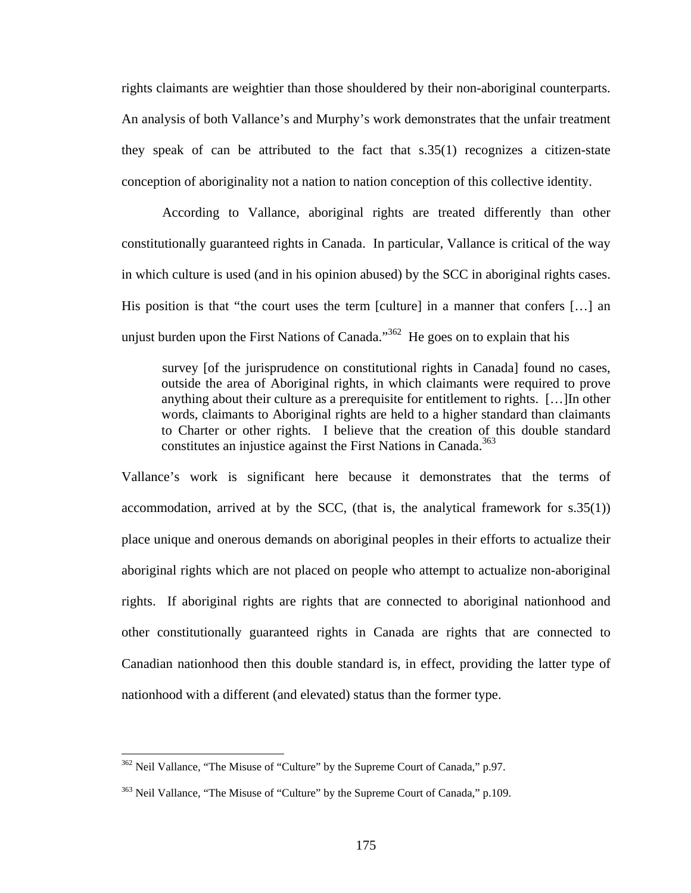rights claimants are weightier than those shouldered by their non-aboriginal counterparts. An analysis of both Vallance's and Murphy's work demonstrates that the unfair treatment they speak of can be attributed to the fact that s.35(1) recognizes a citizen-state conception of aboriginality not a nation to nation conception of this collective identity.

According to Vallance, aboriginal rights are treated differently than other constitutionally guaranteed rights in Canada. In particular, Vallance is critical of the way in which culture is used (and in his opinion abused) by the SCC in aboriginal rights cases. His position is that "the court uses the term [culture] in a manner that confers […] an unjust burden upon the First Nations of Canada."[362] He goes on to explain that his

> survey [of the jurisprudence on constitutional rights in Canada] found no cases, outside the area of Aboriginal rights, in which claimants were required to prove anything about their culture as a prerequisite for entitlement to rights. […]In other words, claimants to Aboriginal rights are held to a higher standard than claimants to Charter or other rights. I believe that the creation of this double standard constitutes an injustice against the First Nations in Canada.[363]

Vallance's work is significant here because it demonstrates that the terms of accommodation, arrived at by the SCC, (that is, the analytical framework for s.35(1)) place unique and onerous demands on aboriginal peoples in their efforts to actualize their aboriginal rights which are not placed on people who attempt to actualize non-aboriginal rights. If aboriginal rights are rights that are connected to aboriginal nationhood and other constitutionally guaranteed rights in Canada are rights that are connected to Canadian nationhood then this double standard is, in effect, providing the latter type of nationhood with a different (and elevated) status than the former type.

---

[362] Neil Vallance, "The Misuse of "Culture" by the Supreme Court of Canada," p.97.

[363] Neil Vallance, "The Misuse of "Culture" by the Supreme Court of Canada," p.109.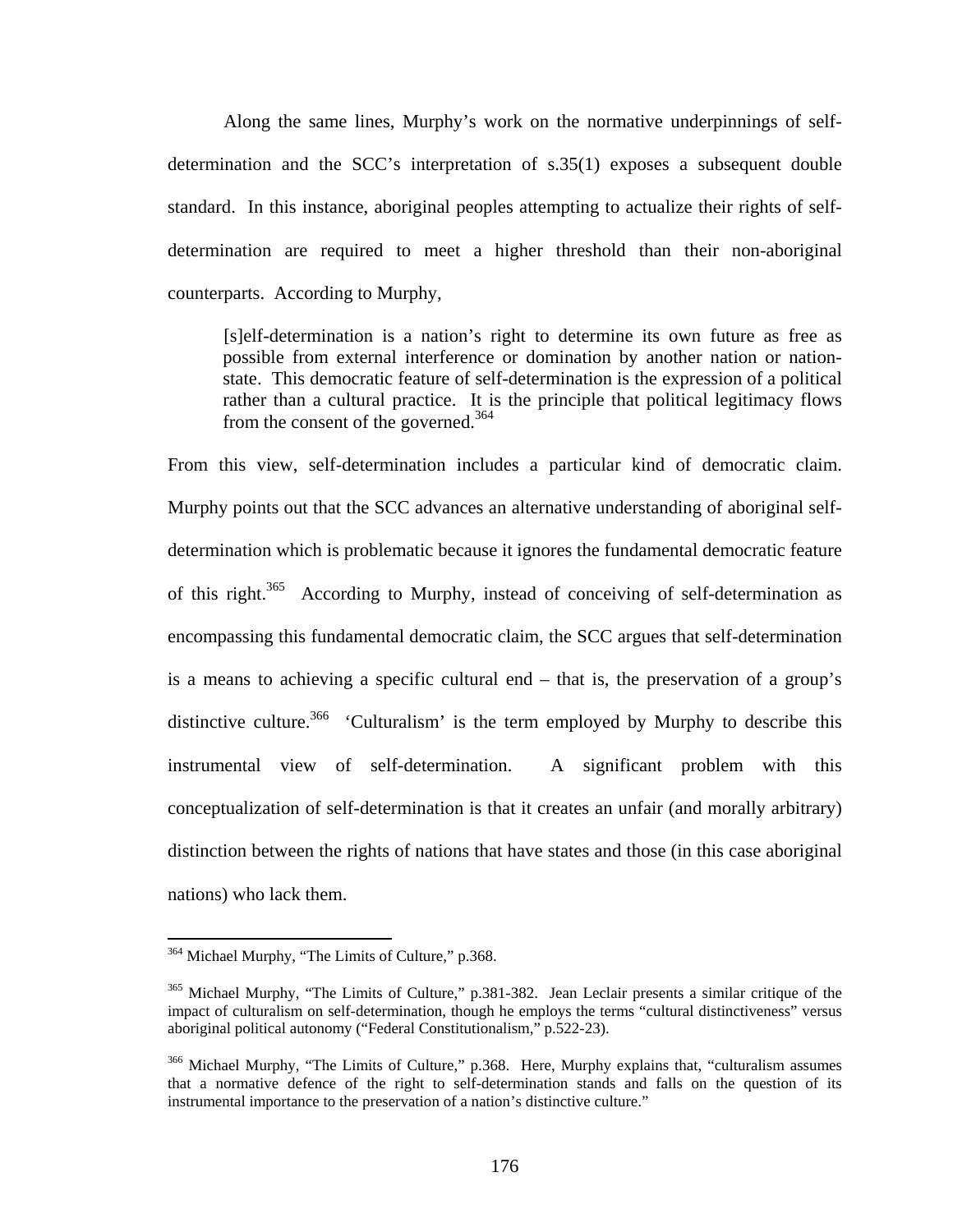Along the same lines, Murphy's work on the normative underpinnings of self-determination and the SCC's interpretation of s.35(1) exposes a subsequent double standard. In this instance, aboriginal peoples attempting to actualize their rights of self-determination are required to meet a higher threshold than their non-aboriginal counterparts. According to Murphy,

> [s]elf-determination is a nation's right to determine its own future as free as possible from external interference or domination by another nation or nation-state. This democratic feature of self-determination is the expression of a political rather than a cultural practice. It is the principle that political legitimacy flows from the consent of the governed.[364]

From this view, self-determination includes a particular kind of democratic claim. Murphy points out that the SCC advances an alternative understanding of aboriginal self-determination which is problematic because it ignores the fundamental democratic feature of this right.[365] According to Murphy, instead of conceiving of self-determination as encompassing this fundamental democratic claim, the SCC argues that self-determination is a means to achieving a specific cultural end – that is, the preservation of a group's distinctive culture.[366] 'Culturalism' is the term employed by Murphy to describe this instrumental view of self-determination. A significant problem with this conceptualization of self-determination is that it creates an unfair (and morally arbitrary) distinction between the rights of nations that have states and those (in this case aboriginal nations) who lack them.

---

[364] Michael Murphy, "The Limits of Culture," p.368.

[365] Michael Murphy, "The Limits of Culture," p.381-382. Jean Leclair presents a similar critique of the impact of culturalism on self-determination, though he employs the terms "cultural distinctiveness" versus aboriginal political autonomy ("Federal Constitutionalism," p.522-23).

[366] Michael Murphy, "The Limits of Culture," p.368. Here, Murphy explains that, "culturalism assumes that a normative defence of the right to self-determination stands and falls on the question of its instrumental importance to the preservation of a nation's distinctive culture."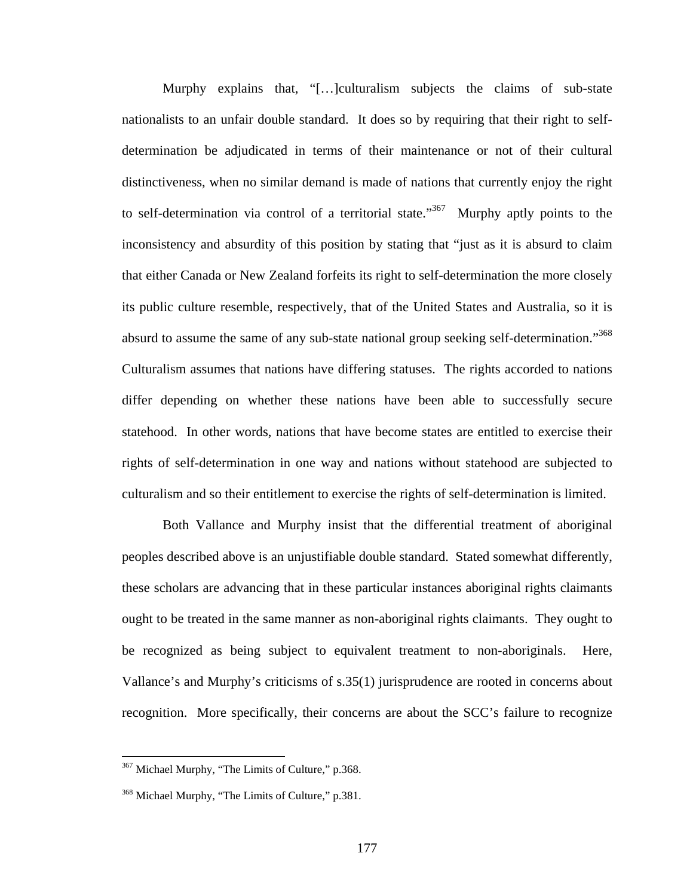Murphy explains that, "[…]culturalism subjects the claims of sub-state nationalists to an unfair double standard. It does so by requiring that their right to self-determination be adjudicated in terms of their maintenance or not of their cultural distinctiveness, when no similar demand is made of nations that currently enjoy the right to self-determination via control of a territorial state."[367] Murphy aptly points to the inconsistency and absurdity of this position by stating that "just as it is absurd to claim that either Canada or New Zealand forfeits its right to self-determination the more closely its public culture resemble, respectively, that of the United States and Australia, so it is absurd to assume the same of any sub-state national group seeking self-determination."[368] Culturalism assumes that nations have differing statuses. The rights accorded to nations differ depending on whether these nations have been able to successfully secure statehood. In other words, nations that have become states are entitled to exercise their rights of self-determination in one way and nations without statehood are subjected to culturalism and so their entitlement to exercise the rights of self-determination is limited.

Both Vallance and Murphy insist that the differential treatment of aboriginal peoples described above is an unjustifiable double standard. Stated somewhat differently, these scholars are advancing that in these particular instances aboriginal rights claimants ought to be treated in the same manner as non-aboriginal rights claimants. They ought to be recognized as being subject to equivalent treatment to non-aboriginals. Here, Vallance's and Murphy's criticisms of s.35(1) jurisprudence are rooted in concerns about recognition. More specifically, their concerns are about the SCC's failure to recognize

[367] Michael Murphy, "The Limits of Culture," p.368.

[368] Michael Murphy, "The Limits of Culture," p.381.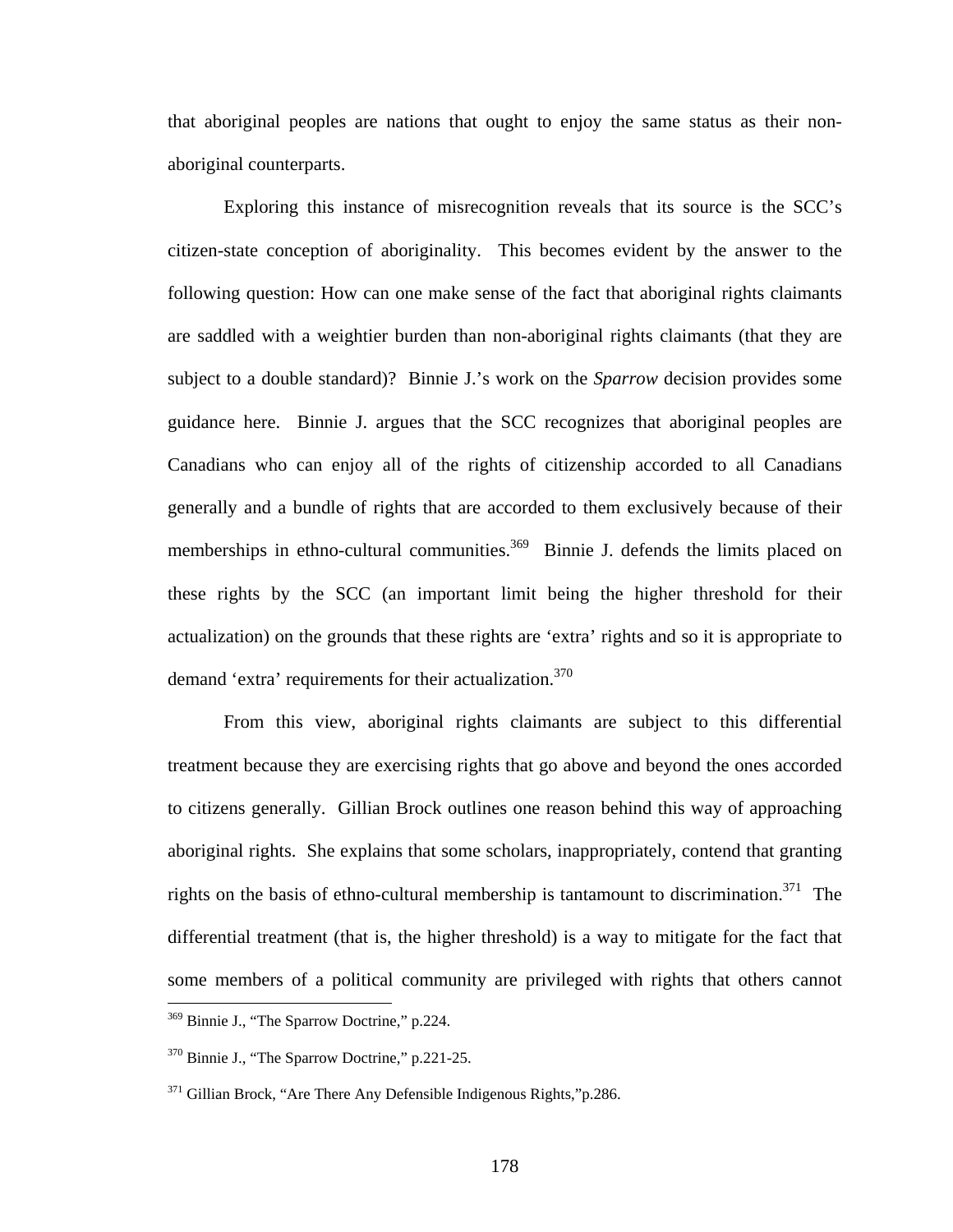that aboriginal peoples are nations that ought to enjoy the same status as their non-aboriginal counterparts.

Exploring this instance of misrecognition reveals that its source is the SCC's citizen-state conception of aboriginality. This becomes evident by the answer to the following question: How can one make sense of the fact that aboriginal rights claimants are saddled with a weightier burden than non-aboriginal rights claimants (that they are subject to a double standard)? Binnie J.'s work on the *Sparrow* decision provides some guidance here. Binnie J. argues that the SCC recognizes that aboriginal peoples are Canadians who can enjoy all of the rights of citizenship accorded to all Canadians generally and a bundle of rights that are accorded to them exclusively because of their memberships in ethno-cultural communities.[369] Binnie J. defends the limits placed on these rights by the SCC (an important limit being the higher threshold for their actualization) on the grounds that these rights are 'extra' rights and so it is appropriate to demand 'extra' requirements for their actualization.[370]

From this view, aboriginal rights claimants are subject to this differential treatment because they are exercising rights that go above and beyond the ones accorded to citizens generally. Gillian Brock outlines one reason behind this way of approaching aboriginal rights. She explains that some scholars, inappropriately, contend that granting rights on the basis of ethno-cultural membership is tantamount to discrimination.[371] The differential treatment (that is, the higher threshold) is a way to mitigate for the fact that some members of a political community are privileged with rights that others cannot

---

[369] Binnie J., "The Sparrow Doctrine," p.224.

[370] Binnie J., "The Sparrow Doctrine," p.221-25.

[371] Gillian Brock, "Are There Any Defensible Indigenous Rights,"p.286.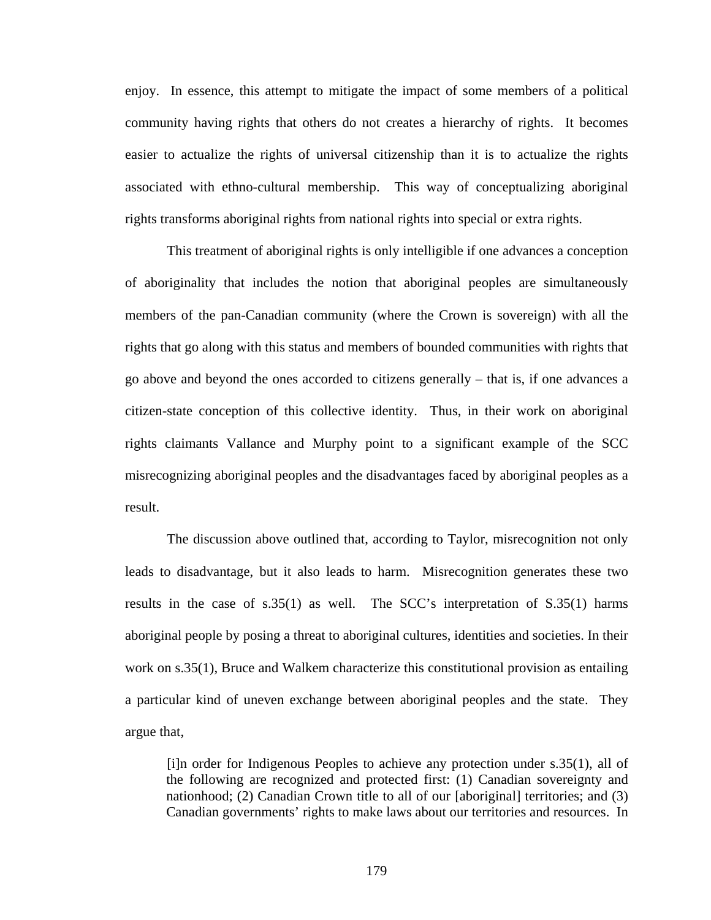enjoy. In essence, this attempt to mitigate the impact of some members of a political community having rights that others do not creates a hierarchy of rights. It becomes easier to actualize the rights of universal citizenship than it is to actualize the rights associated with ethno-cultural membership. This way of conceptualizing aboriginal rights transforms aboriginal rights from national rights into special or extra rights.

This treatment of aboriginal rights is only intelligible if one advances a conception of aboriginality that includes the notion that aboriginal peoples are simultaneously members of the pan-Canadian community (where the Crown is sovereign) with all the rights that go along with this status and members of bounded communities with rights that go above and beyond the ones accorded to citizens generally – that is, if one advances a citizen-state conception of this collective identity. Thus, in their work on aboriginal rights claimants Vallance and Murphy point to a significant example of the SCC misrecognizing aboriginal peoples and the disadvantages faced by aboriginal peoples as a result.

The discussion above outlined that, according to Taylor, misrecognition not only leads to disadvantage, but it also leads to harm. Misrecognition generates these two results in the case of s.35(1) as well. The SCC's interpretation of S.35(1) harms aboriginal people by posing a threat to aboriginal cultures, identities and societies. In their work on s.35(1), Bruce and Walkem characterize this constitutional provision as entailing a particular kind of uneven exchange between aboriginal peoples and the state. They argue that,

> [i]n order for Indigenous Peoples to achieve any protection under s.35(1), all of the following are recognized and protected first: (1) Canadian sovereignty and nationhood; (2) Canadian Crown title to all of our [aboriginal] territories; and (3) Canadian governments' rights to make laws about our territories and resources. In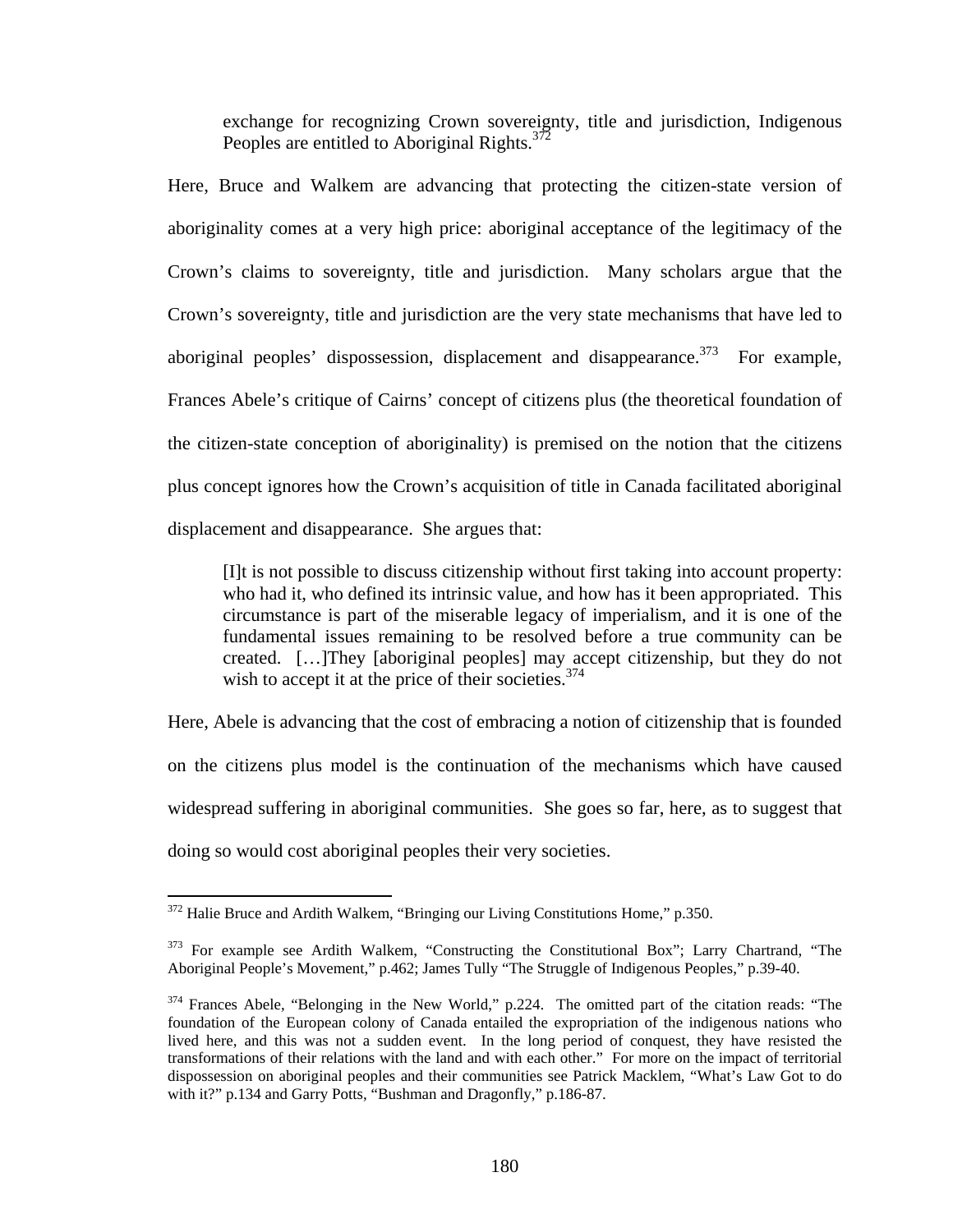> exchange for recognizing Crown sovereignty, title and jurisdiction, Indigenous Peoples are entitled to Aboriginal Rights.[372]

Here, Bruce and Walkem are advancing that protecting the citizen-state version of aboriginality comes at a very high price: aboriginal acceptance of the legitimacy of the Crown's claims to sovereignty, title and jurisdiction. Many scholars argue that the Crown's sovereignty, title and jurisdiction are the very state mechanisms that have led to aboriginal peoples' dispossession, displacement and disappearance.[373] For example, Frances Abele's critique of Cairns' concept of citizens plus (the theoretical foundation of the citizen-state conception of aboriginality) is premised on the notion that the citizens plus concept ignores how the Crown's acquisition of title in Canada facilitated aboriginal displacement and disappearance. She argues that:

> [I]t is not possible to discuss citizenship without first taking into account property: who had it, who defined its intrinsic value, and how has it been appropriated. This circumstance is part of the miserable legacy of imperialism, and it is one of the fundamental issues remaining to be resolved before a true community can be created. […]They [aboriginal peoples] may accept citizenship, but they do not wish to accept it at the price of their societies.[374]

Here, Abele is advancing that the cost of embracing a notion of citizenship that is founded on the citizens plus model is the continuation of the mechanisms which have caused widespread suffering in aboriginal communities. She goes so far, here, as to suggest that doing so would cost aboriginal peoples their very societies.

---

[372] Halie Bruce and Ardith Walkem, "Bringing our Living Constitutions Home," p.350.

[373] For example see Ardith Walkem, "Constructing the Constitutional Box"; Larry Chartrand, "The Aboriginal People's Movement," p.462; James Tully "The Struggle of Indigenous Peoples," p.39-40.

[374] Frances Abele, "Belonging in the New World," p.224. The omitted part of the citation reads: "The foundation of the European colony of Canada entailed the expropriation of the indigenous nations who lived here, and this was not a sudden event. In the long period of conquest, they have resisted the transformations of their relations with the land and with each other." For more on the impact of territorial dispossession on aboriginal peoples and their communities see Patrick Macklem, "What's Law Got to do with it?" p.134 and Garry Potts, "Bushman and Dragonfly," p.186-87.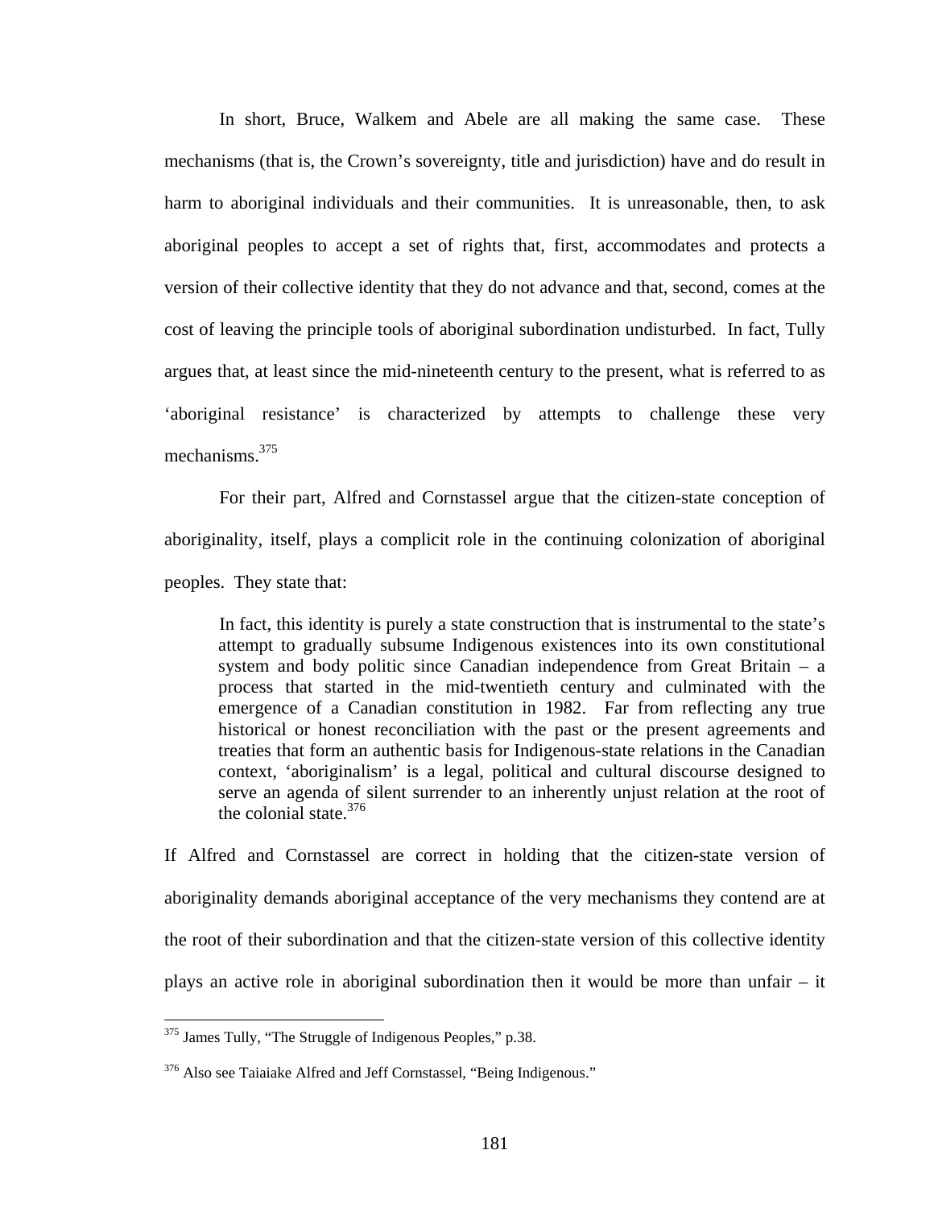In short, Bruce, Walkem and Abele are all making the same case. These mechanisms (that is, the Crown's sovereignty, title and jurisdiction) have and do result in harm to aboriginal individuals and their communities. It is unreasonable, then, to ask aboriginal peoples to accept a set of rights that, first, accommodates and protects a version of their collective identity that they do not advance and that, second, comes at the cost of leaving the principle tools of aboriginal subordination undisturbed. In fact, Tully argues that, at least since the mid-nineteenth century to the present, what is referred to as 'aboriginal resistance' is characterized by attempts to challenge these very mechanisms.[375]

For their part, Alfred and Cornstassel argue that the citizen-state conception of aboriginality, itself, plays a complicit role in the continuing colonization of aboriginal peoples. They state that:

> In fact, this identity is purely a state construction that is instrumental to the state's attempt to gradually subsume Indigenous existences into its own constitutional system and body politic since Canadian independence from Great Britain – a process that started in the mid-twentieth century and culminated with the emergence of a Canadian constitution in 1982. Far from reflecting any true historical or honest reconciliation with the past or the present agreements and treaties that form an authentic basis for Indigenous-state relations in the Canadian context, 'aboriginalism' is a legal, political and cultural discourse designed to serve an agenda of silent surrender to an inherently unjust relation at the root of the colonial state.[376]

If Alfred and Cornstassel are correct in holding that the citizen-state version of aboriginality demands aboriginal acceptance of the very mechanisms they contend are at the root of their subordination and that the citizen-state version of this collective identity plays an active role in aboriginal subordination then it would be more than unfair – it

---

[375] James Tully, "The Struggle of Indigenous Peoples," p.38.

[376] Also see Taiaiake Alfred and Jeff Cornstassel, "Being Indigenous."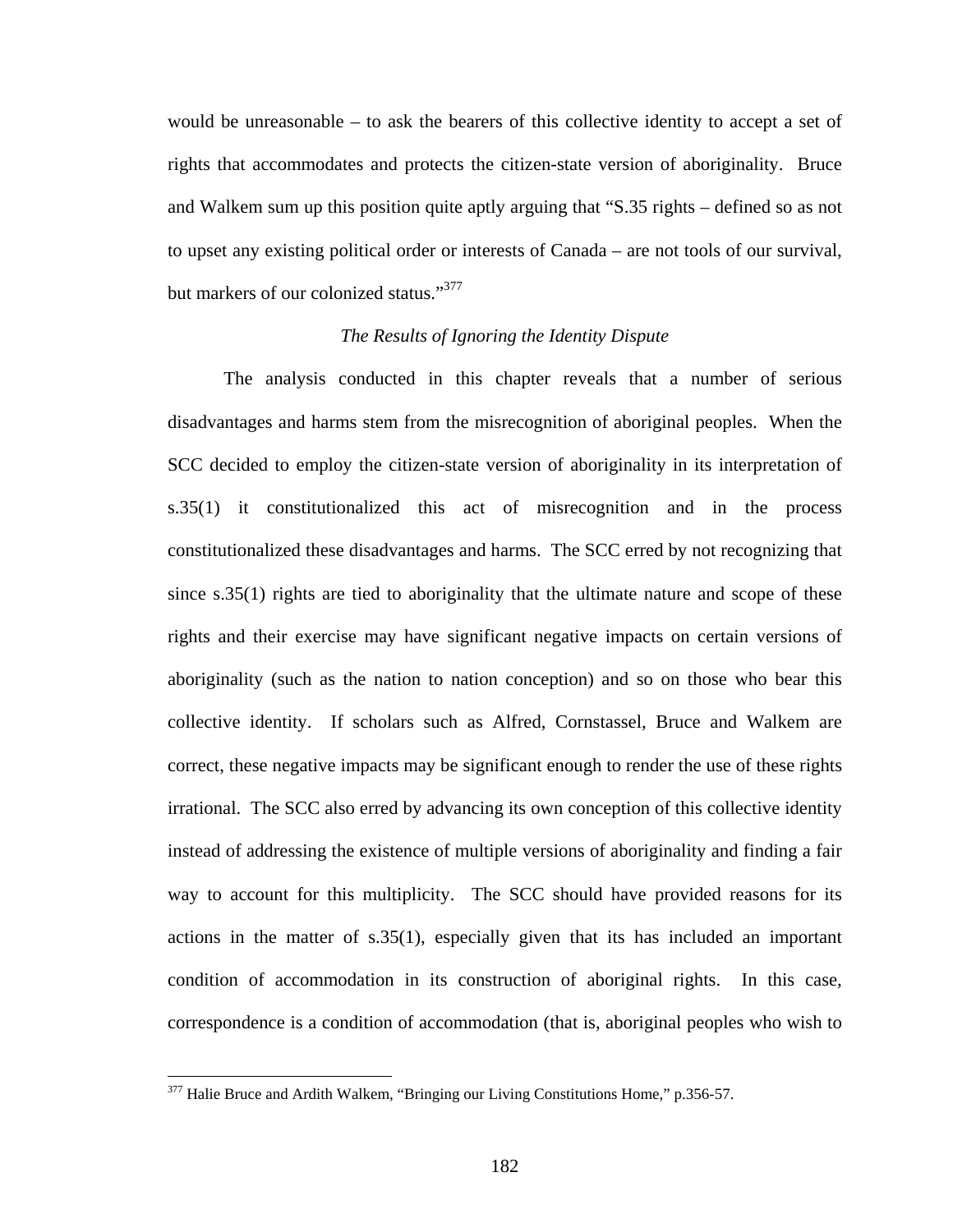would be unreasonable – to ask the bearers of this collective identity to accept a set of rights that accommodates and protects the citizen-state version of aboriginality. Bruce and Walkem sum up this position quite aptly arguing that "S.35 rights – defined so as not to upset any existing political order or interests of Canada – are not tools of our survival, but markers of our colonized status."[377]

*The Results of Ignoring the Identity Dispute*

The analysis conducted in this chapter reveals that a number of serious disadvantages and harms stem from the misrecognition of aboriginal peoples. When the SCC decided to employ the citizen-state version of aboriginality in its interpretation of s.35(1) it constitutionalized this act of misrecognition and in the process constitutionalized these disadvantages and harms. The SCC erred by not recognizing that since s.35(1) rights are tied to aboriginality that the ultimate nature and scope of these rights and their exercise may have significant negative impacts on certain versions of aboriginality (such as the nation to nation conception) and so on those who bear this collective identity. If scholars such as Alfred, Cornstassel, Bruce and Walkem are correct, these negative impacts may be significant enough to render the use of these rights irrational. The SCC also erred by advancing its own conception of this collective identity instead of addressing the existence of multiple versions of aboriginality and finding a fair way to account for this multiplicity. The SCC should have provided reasons for its actions in the matter of s.35(1), especially given that its has included an important condition of accommodation in its construction of aboriginal rights. In this case, correspondence is a condition of accommodation (that is, aboriginal peoples who wish to

---

[377] Halie Bruce and Ardith Walkem, "Bringing our Living Constitutions Home," p.356-57.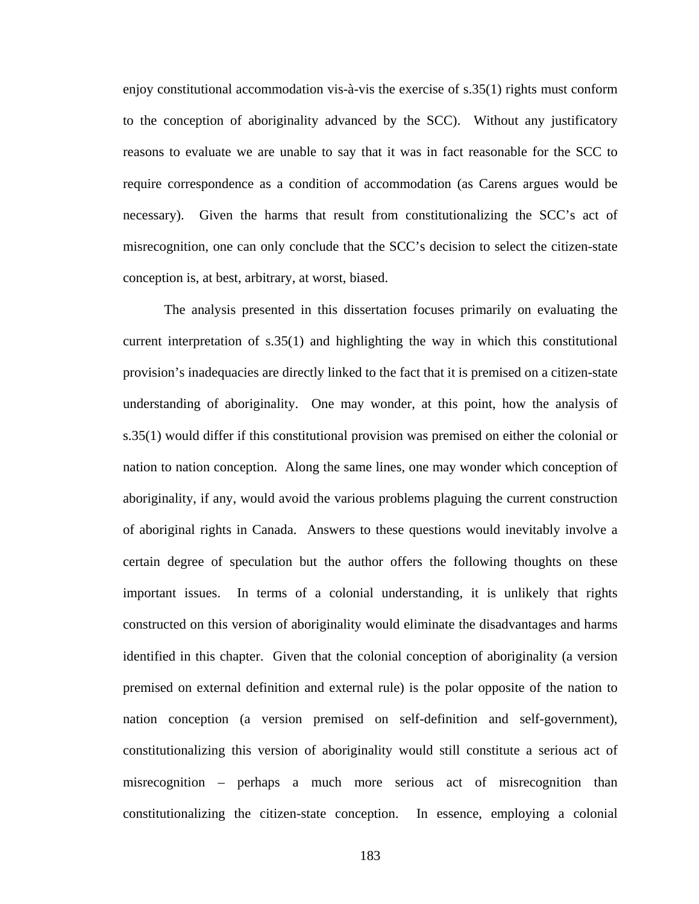enjoy constitutional accommodation vis-à-vis the exercise of s.35(1) rights must conform to the conception of aboriginality advanced by the SCC). Without any justificatory reasons to evaluate we are unable to say that it was in fact reasonable for the SCC to require correspondence as a condition of accommodation (as Carens argues would be necessary). Given the harms that result from constitutionalizing the SCC's act of misrecognition, one can only conclude that the SCC's decision to select the citizen-state conception is, at best, arbitrary, at worst, biased.

The analysis presented in this dissertation focuses primarily on evaluating the current interpretation of s.35(1) and highlighting the way in which this constitutional provision's inadequacies are directly linked to the fact that it is premised on a citizen-state understanding of aboriginality. One may wonder, at this point, how the analysis of s.35(1) would differ if this constitutional provision was premised on either the colonial or nation to nation conception. Along the same lines, one may wonder which conception of aboriginality, if any, would avoid the various problems plaguing the current construction of aboriginal rights in Canada. Answers to these questions would inevitably involve a certain degree of speculation but the author offers the following thoughts on these important issues. In terms of a colonial understanding, it is unlikely that rights constructed on this version of aboriginality would eliminate the disadvantages and harms identified in this chapter. Given that the colonial conception of aboriginality (a version premised on external definition and external rule) is the polar opposite of the nation to nation conception (a version premised on self-definition and self-government), constitutionalizing this version of aboriginality would still constitute a serious act of misrecognition – perhaps a much more serious act of misrecognition than constitutionalizing the citizen-state conception. In essence, employing a colonial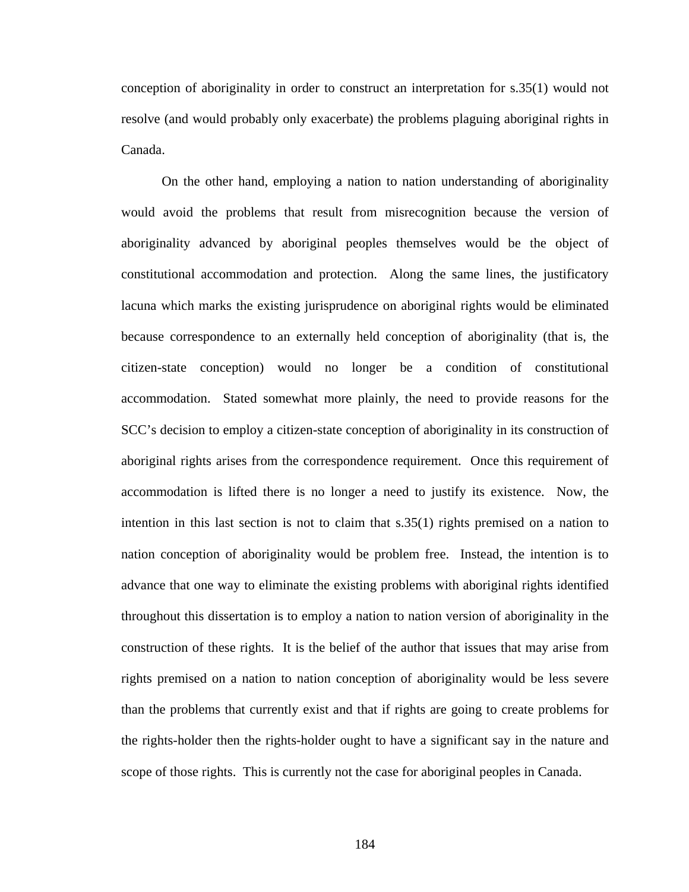conception of aboriginality in order to construct an interpretation for s.35(1) would not resolve (and would probably only exacerbate) the problems plaguing aboriginal rights in Canada.

On the other hand, employing a nation to nation understanding of aboriginality would avoid the problems that result from misrecognition because the version of aboriginality advanced by aboriginal peoples themselves would be the object of constitutional accommodation and protection. Along the same lines, the justificatory lacuna which marks the existing jurisprudence on aboriginal rights would be eliminated because correspondence to an externally held conception of aboriginality (that is, the citizen-state conception) would no longer be a condition of constitutional accommodation. Stated somewhat more plainly, the need to provide reasons for the SCC's decision to employ a citizen-state conception of aboriginality in its construction of aboriginal rights arises from the correspondence requirement. Once this requirement of accommodation is lifted there is no longer a need to justify its existence. Now, the intention in this last section is not to claim that s.35(1) rights premised on a nation to nation conception of aboriginality would be problem free. Instead, the intention is to advance that one way to eliminate the existing problems with aboriginal rights identified throughout this dissertation is to employ a nation to nation version of aboriginality in the construction of these rights. It is the belief of the author that issues that may arise from rights premised on a nation to nation conception of aboriginality would be less severe than the problems that currently exist and that if rights are going to create problems for the rights-holder then the rights-holder ought to have a significant say in the nature and scope of those rights. This is currently not the case for aboriginal peoples in Canada.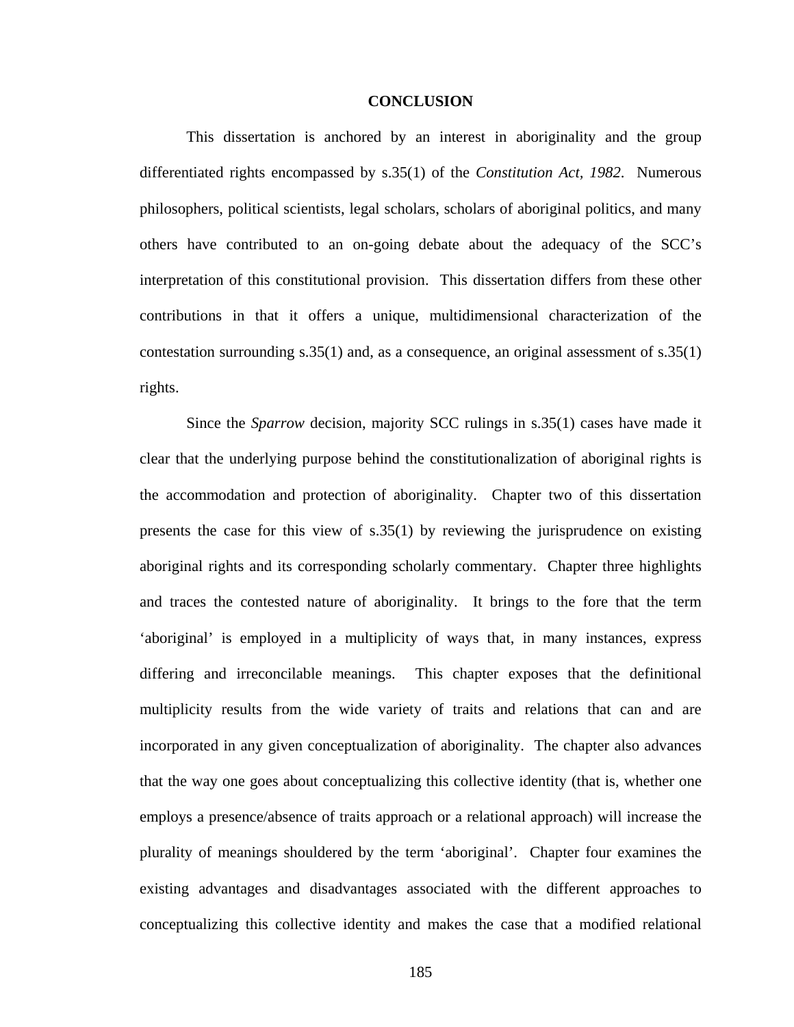# CONCLUSION

This dissertation is anchored by an interest in aboriginality and the group differentiated rights encompassed by s.35(1) of the *Constitution Act, 1982*. Numerous philosophers, political scientists, legal scholars, scholars of aboriginal politics, and many others have contributed to an on-going debate about the adequacy of the SCC's interpretation of this constitutional provision. This dissertation differs from these other contributions in that it offers a unique, multidimensional characterization of the contestation surrounding s.35(1) and, as a consequence, an original assessment of s.35(1) rights.

Since the *Sparrow* decision, majority SCC rulings in s.35(1) cases have made it clear that the underlying purpose behind the constitutionalization of aboriginal rights is the accommodation and protection of aboriginality. Chapter two of this dissertation presents the case for this view of s.35(1) by reviewing the jurisprudence on existing aboriginal rights and its corresponding scholarly commentary. Chapter three highlights and traces the contested nature of aboriginality. It brings to the fore that the term 'aboriginal' is employed in a multiplicity of ways that, in many instances, express differing and irreconcilable meanings. This chapter exposes that the definitional multiplicity results from the wide variety of traits and relations that can and are incorporated in any given conceptualization of aboriginality. The chapter also advances that the way one goes about conceptualizing this collective identity (that is, whether one employs a presence/absence of traits approach or a relational approach) will increase the plurality of meanings shouldered by the term 'aboriginal'. Chapter four examines the existing advantages and disadvantages associated with the different approaches to conceptualizing this collective identity and makes the case that a modified relational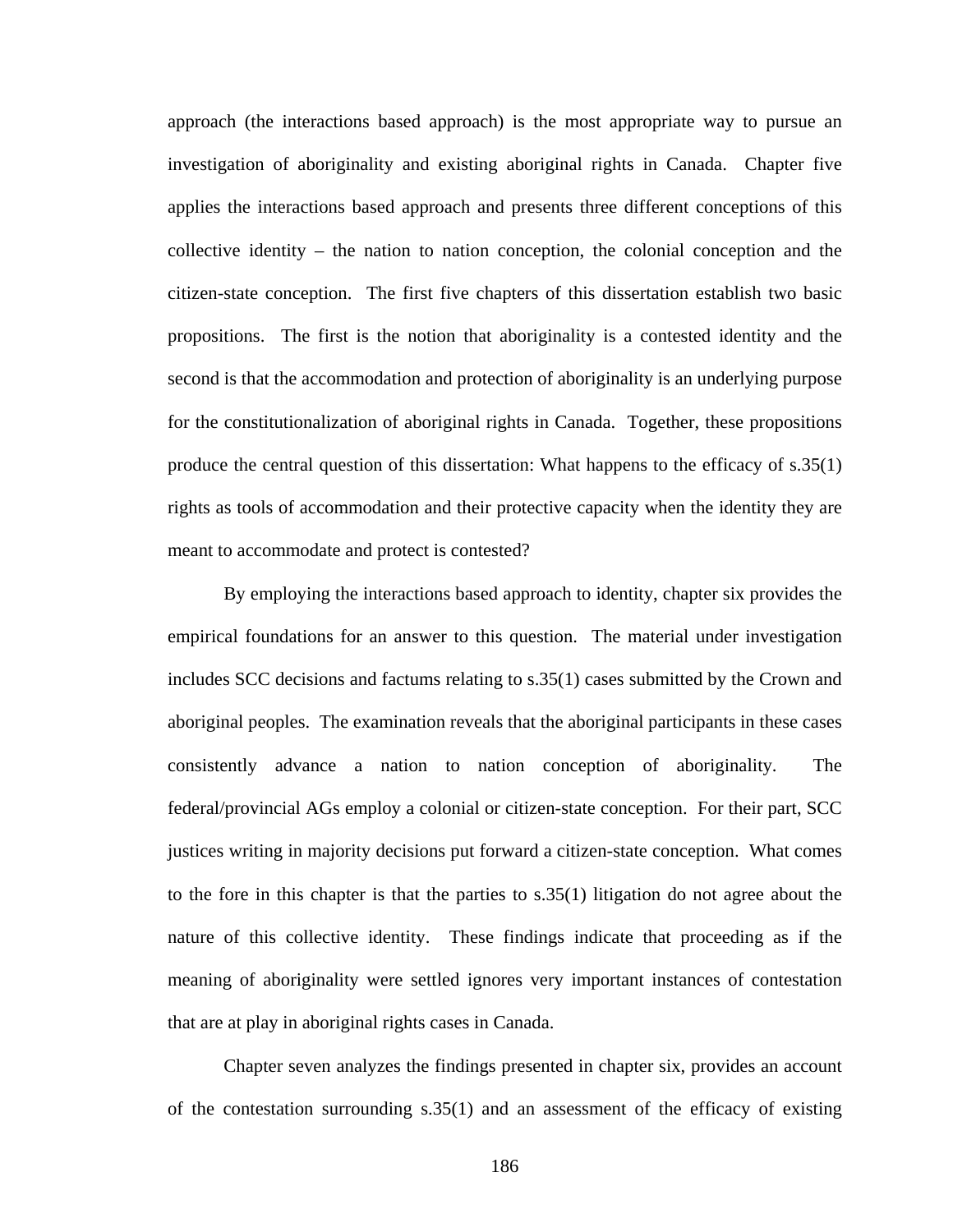approach (the interactions based approach) is the most appropriate way to pursue an investigation of aboriginality and existing aboriginal rights in Canada. Chapter five applies the interactions based approach and presents three different conceptions of this collective identity – the nation to nation conception, the colonial conception and the citizen-state conception. The first five chapters of this dissertation establish two basic propositions. The first is the notion that aboriginality is a contested identity and the second is that the accommodation and protection of aboriginality is an underlying purpose for the constitutionalization of aboriginal rights in Canada. Together, these propositions produce the central question of this dissertation: What happens to the efficacy of s.35(1) rights as tools of accommodation and their protective capacity when the identity they are meant to accommodate and protect is contested?

By employing the interactions based approach to identity, chapter six provides the empirical foundations for an answer to this question. The material under investigation includes SCC decisions and factums relating to s.35(1) cases submitted by the Crown and aboriginal peoples. The examination reveals that the aboriginal participants in these cases consistently advance a nation to nation conception of aboriginality. The federal/provincial AGs employ a colonial or citizen-state conception. For their part, SCC justices writing in majority decisions put forward a citizen-state conception. What comes to the fore in this chapter is that the parties to s.35(1) litigation do not agree about the nature of this collective identity. These findings indicate that proceeding as if the meaning of aboriginality were settled ignores very important instances of contestation that are at play in aboriginal rights cases in Canada.

Chapter seven analyzes the findings presented in chapter six, provides an account of the contestation surrounding s.35(1) and an assessment of the efficacy of existing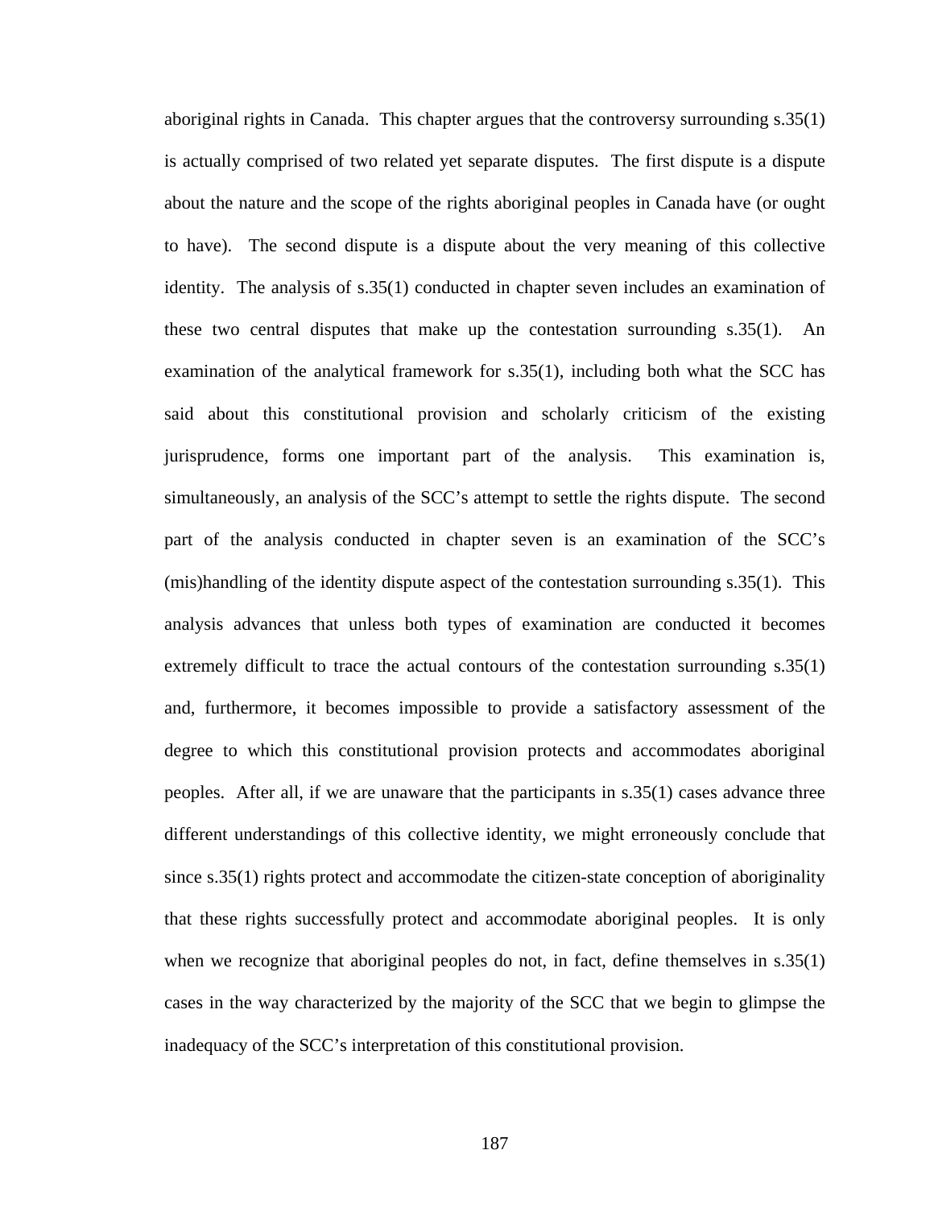aboriginal rights in Canada. This chapter argues that the controversy surrounding s.35(1) is actually comprised of two related yet separate disputes. The first dispute is a dispute about the nature and the scope of the rights aboriginal peoples in Canada have (or ought to have). The second dispute is a dispute about the very meaning of this collective identity. The analysis of s.35(1) conducted in chapter seven includes an examination of these two central disputes that make up the contestation surrounding s.35(1). An examination of the analytical framework for s.35(1), including both what the SCC has said about this constitutional provision and scholarly criticism of the existing jurisprudence, forms one important part of the analysis. This examination is, simultaneously, an analysis of the SCC's attempt to settle the rights dispute. The second part of the analysis conducted in chapter seven is an examination of the SCC's (mis)handling of the identity dispute aspect of the contestation surrounding s.35(1). This analysis advances that unless both types of examination are conducted it becomes extremely difficult to trace the actual contours of the contestation surrounding s.35(1) and, furthermore, it becomes impossible to provide a satisfactory assessment of the degree to which this constitutional provision protects and accommodates aboriginal peoples. After all, if we are unaware that the participants in s.35(1) cases advance three different understandings of this collective identity, we might erroneously conclude that since s.35(1) rights protect and accommodate the citizen-state conception of aboriginality that these rights successfully protect and accommodate aboriginal peoples. It is only when we recognize that aboriginal peoples do not, in fact, define themselves in s.35(1) cases in the way characterized by the majority of the SCC that we begin to glimpse the inadequacy of the SCC's interpretation of this constitutional provision.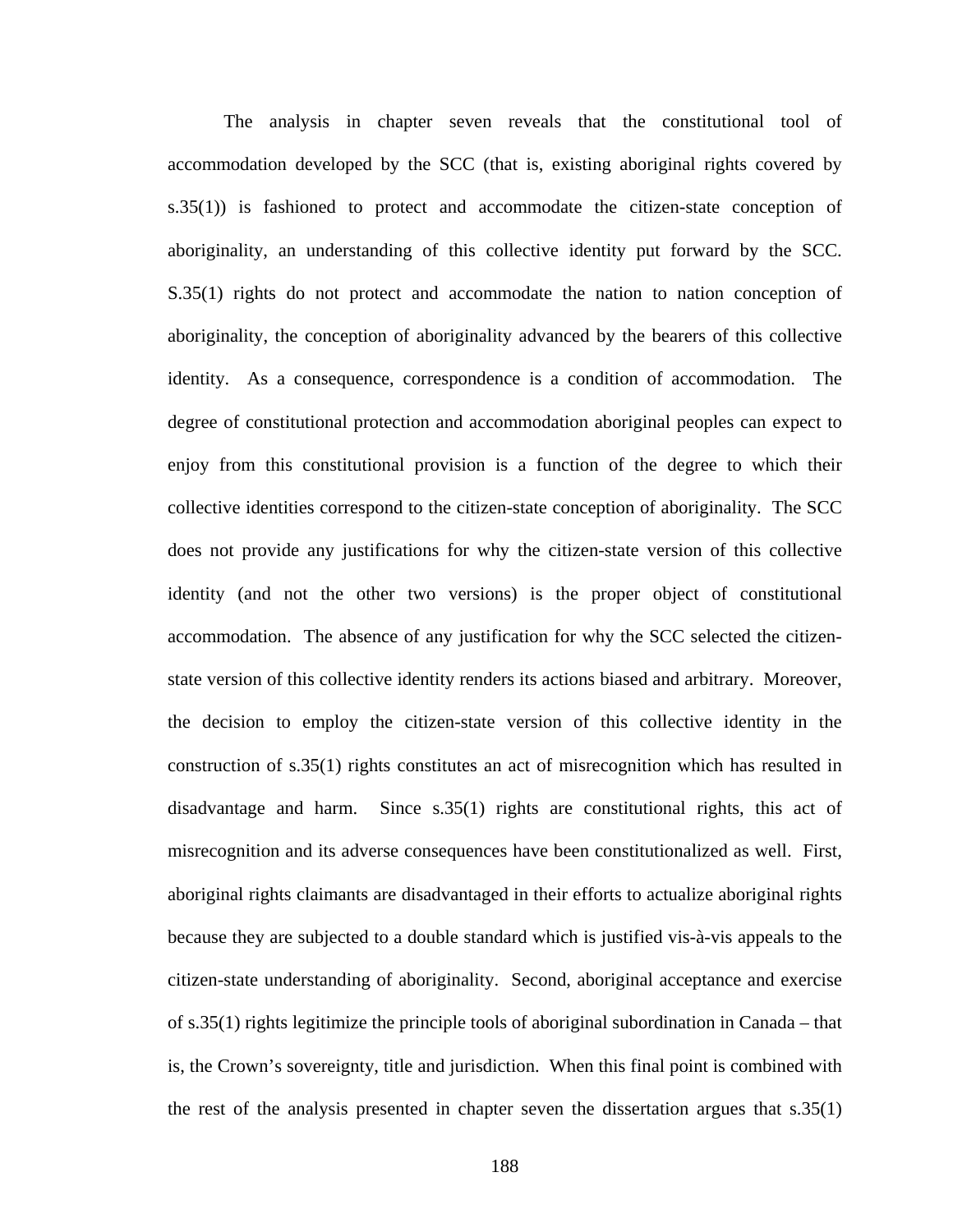The analysis in chapter seven reveals that the constitutional tool of accommodation developed by the SCC (that is, existing aboriginal rights covered by s.35(1)) is fashioned to protect and accommodate the citizen-state conception of aboriginality, an understanding of this collective identity put forward by the SCC. S.35(1) rights do not protect and accommodate the nation to nation conception of aboriginality, the conception of aboriginality advanced by the bearers of this collective identity. As a consequence, correspondence is a condition of accommodation. The degree of constitutional protection and accommodation aboriginal peoples can expect to enjoy from this constitutional provision is a function of the degree to which their collective identities correspond to the citizen-state conception of aboriginality. The SCC does not provide any justifications for why the citizen-state version of this collective identity (and not the other two versions) is the proper object of constitutional accommodation. The absence of any justification for why the SCC selected the citizen-state version of this collective identity renders its actions biased and arbitrary. Moreover, the decision to employ the citizen-state version of this collective identity in the construction of s.35(1) rights constitutes an act of misrecognition which has resulted in disadvantage and harm. Since s.35(1) rights are constitutional rights, this act of misrecognition and its adverse consequences have been constitutionalized as well. First, aboriginal rights claimants are disadvantaged in their efforts to actualize aboriginal rights because they are subjected to a double standard which is justified vis-à-vis appeals to the citizen-state understanding of aboriginality. Second, aboriginal acceptance and exercise of s.35(1) rights legitimize the principle tools of aboriginal subordination in Canada – that is, the Crown's sovereignty, title and jurisdiction. When this final point is combined with the rest of the analysis presented in chapter seven the dissertation argues that s.35(1)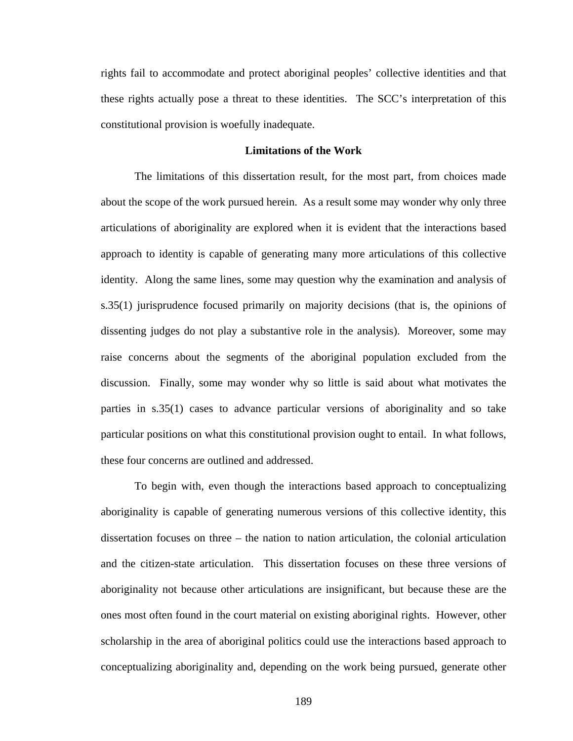rights fail to accommodate and protect aboriginal peoples' collective identities and that these rights actually pose a threat to these identities. The SCC's interpretation of this constitutional provision is woefully inadequate.

## Limitations of the Work

The limitations of this dissertation result, for the most part, from choices made about the scope of the work pursued herein. As a result some may wonder why only three articulations of aboriginality are explored when it is evident that the interactions based approach to identity is capable of generating many more articulations of this collective identity. Along the same lines, some may question why the examination and analysis of s.35(1) jurisprudence focused primarily on majority decisions (that is, the opinions of dissenting judges do not play a substantive role in the analysis). Moreover, some may raise concerns about the segments of the aboriginal population excluded from the discussion. Finally, some may wonder why so little is said about what motivates the parties in s.35(1) cases to advance particular versions of aboriginality and so take particular positions on what this constitutional provision ought to entail. In what follows, these four concerns are outlined and addressed.

To begin with, even though the interactions based approach to conceptualizing aboriginality is capable of generating numerous versions of this collective identity, this dissertation focuses on three – the nation to nation articulation, the colonial articulation and the citizen-state articulation. This dissertation focuses on these three versions of aboriginality not because other articulations are insignificant, but because these are the ones most often found in the court material on existing aboriginal rights. However, other scholarship in the area of aboriginal politics could use the interactions based approach to conceptualizing aboriginality and, depending on the work being pursued, generate other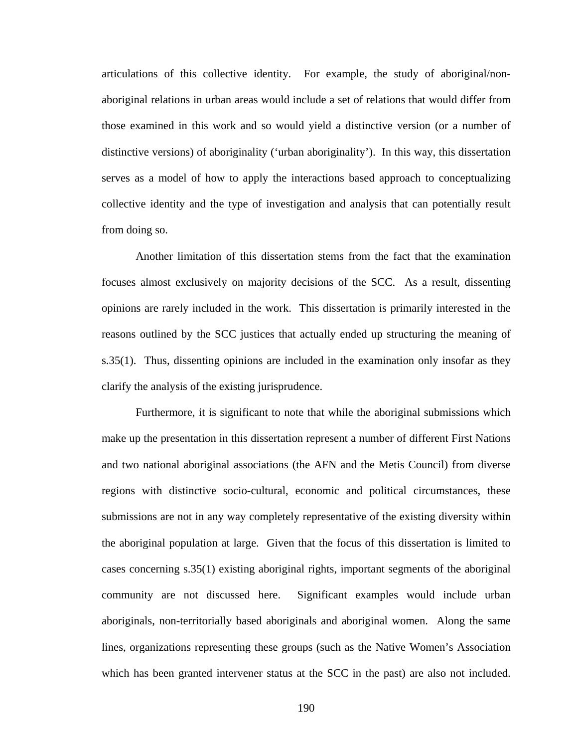articulations of this collective identity. For example, the study of aboriginal/non-aboriginal relations in urban areas would include a set of relations that would differ from those examined in this work and so would yield a distinctive version (or a number of distinctive versions) of aboriginality ('urban aboriginality'). In this way, this dissertation serves as a model of how to apply the interactions based approach to conceptualizing collective identity and the type of investigation and analysis that can potentially result from doing so.

Another limitation of this dissertation stems from the fact that the examination focuses almost exclusively on majority decisions of the SCC. As a result, dissenting opinions are rarely included in the work. This dissertation is primarily interested in the reasons outlined by the SCC justices that actually ended up structuring the meaning of s.35(1). Thus, dissenting opinions are included in the examination only insofar as they clarify the analysis of the existing jurisprudence.

Furthermore, it is significant to note that while the aboriginal submissions which make up the presentation in this dissertation represent a number of different First Nations and two national aboriginal associations (the AFN and the Metis Council) from diverse regions with distinctive socio-cultural, economic and political circumstances, these submissions are not in any way completely representative of the existing diversity within the aboriginal population at large. Given that the focus of this dissertation is limited to cases concerning s.35(1) existing aboriginal rights, important segments of the aboriginal community are not discussed here. Significant examples would include urban aboriginals, non-territorially based aboriginals and aboriginal women. Along the same lines, organizations representing these groups (such as the Native Women's Association which has been granted intervener status at the SCC in the past) are also not included.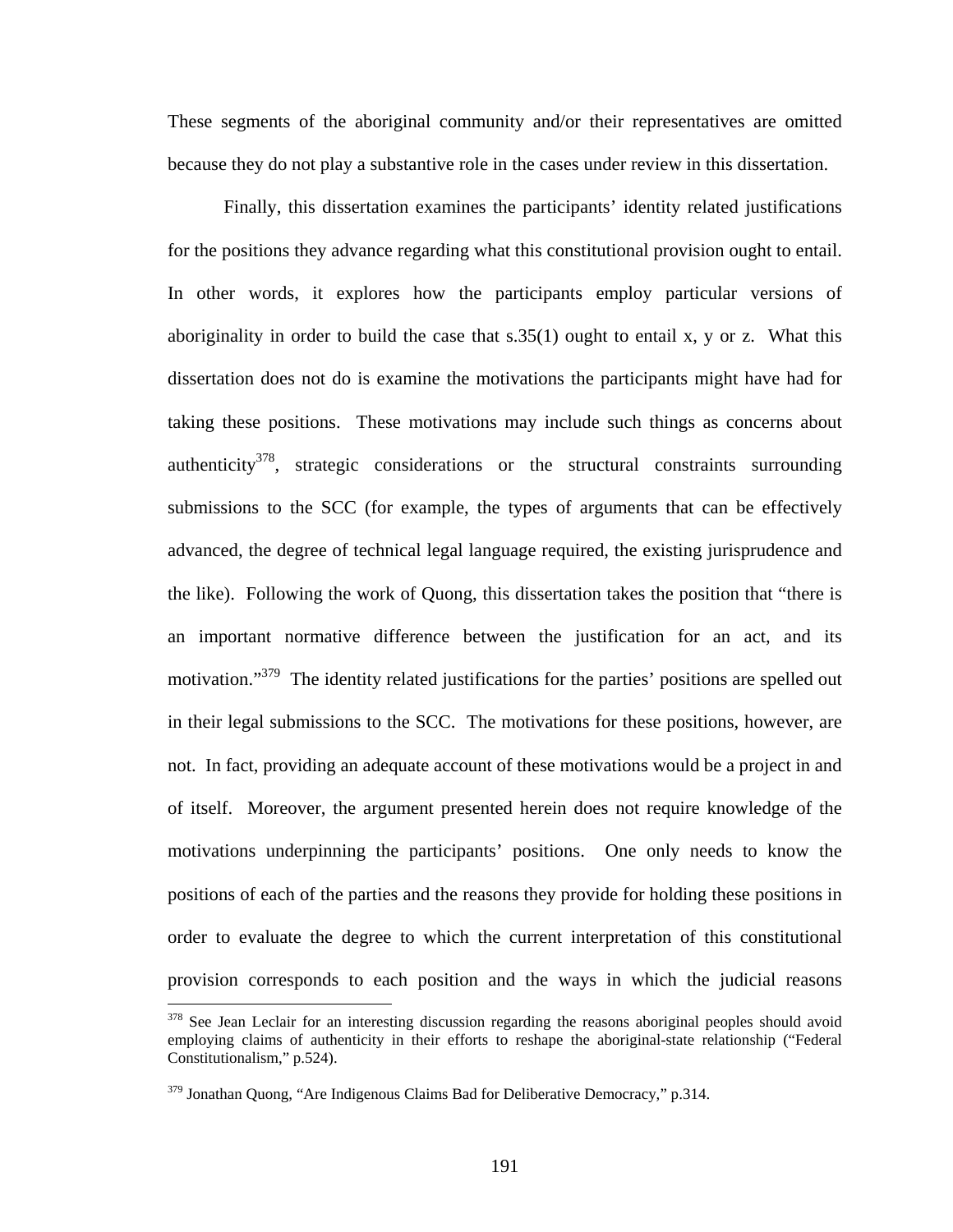These segments of the aboriginal community and/or their representatives are omitted because they do not play a substantive role in the cases under review in this dissertation.

Finally, this dissertation examines the participants' identity related justifications for the positions they advance regarding what this constitutional provision ought to entail. In other words, it explores how the participants employ particular versions of aboriginality in order to build the case that s.35(1) ought to entail x, y or z. What this dissertation does not do is examine the motivations the participants might have had for taking these positions. These motivations may include such things as concerns about authenticity[378], strategic considerations or the structural constraints surrounding submissions to the SCC (for example, the types of arguments that can be effectively advanced, the degree of technical legal language required, the existing jurisprudence and the like). Following the work of Quong, this dissertation takes the position that "there is an important normative difference between the justification for an act, and its motivation."[379] The identity related justifications for the parties' positions are spelled out in their legal submissions to the SCC. The motivations for these positions, however, are not. In fact, providing an adequate account of these motivations would be a project in and of itself. Moreover, the argument presented herein does not require knowledge of the motivations underpinning the participants' positions. One only needs to know the positions of each of the parties and the reasons they provide for holding these positions in order to evaluate the degree to which the current interpretation of this constitutional provision corresponds to each position and the ways in which the judicial reasons

---

[378] See Jean Leclair for an interesting discussion regarding the reasons aboriginal peoples should avoid employing claims of authenticity in their efforts to reshape the aboriginal-state relationship ("Federal Constitutionalism," p.524).

[379] Jonathan Quong, "Are Indigenous Claims Bad for Deliberative Democracy," p.314.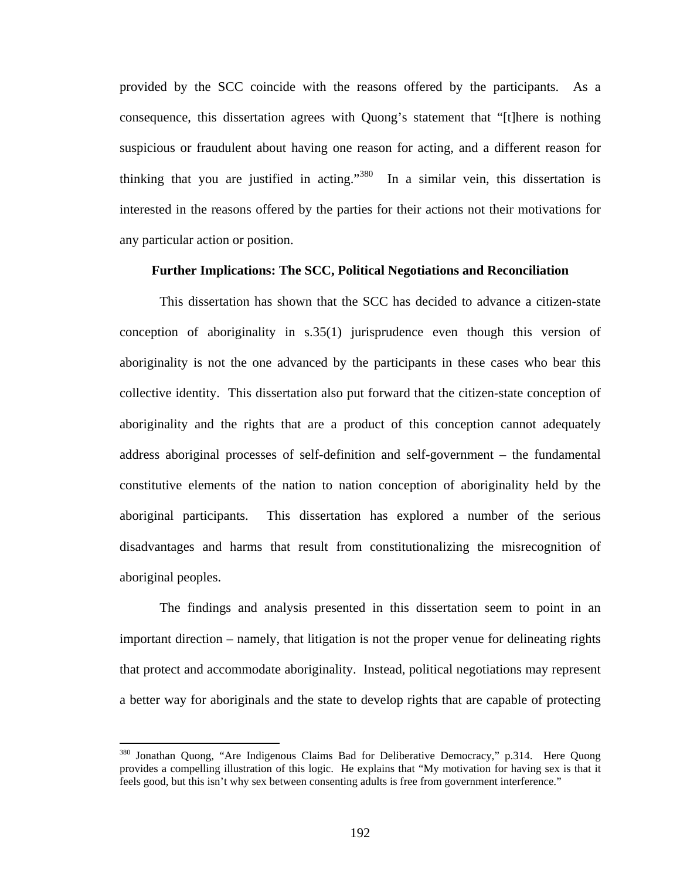provided by the SCC coincide with the reasons offered by the participants. As a consequence, this dissertation agrees with Quong's statement that "[t]here is nothing suspicious or fraudulent about having one reason for acting, and a different reason for thinking that you are justified in acting."[380] In a similar vein, this dissertation is interested in the reasons offered by the parties for their actions not their motivations for any particular action or position.

### Further Implications: The SCC, Political Negotiations and Reconciliation

This dissertation has shown that the SCC has decided to advance a citizen-state conception of aboriginality in s.35(1) jurisprudence even though this version of aboriginality is not the one advanced by the participants in these cases who bear this collective identity. This dissertation also put forward that the citizen-state conception of aboriginality and the rights that are a product of this conception cannot adequately address aboriginal processes of self-definition and self-government – the fundamental constitutive elements of the nation to nation conception of aboriginality held by the aboriginal participants. This dissertation has explored a number of the serious disadvantages and harms that result from constitutionalizing the misrecognition of aboriginal peoples.

The findings and analysis presented in this dissertation seem to point in an important direction – namely, that litigation is not the proper venue for delineating rights that protect and accommodate aboriginality. Instead, political negotiations may represent a better way for aboriginals and the state to develop rights that are capable of protecting

---

[380] Jonathan Quong, "Are Indigenous Claims Bad for Deliberative Democracy," p.314. Here Quong provides a compelling illustration of this logic. He explains that "My motivation for having sex is that it feels good, but this isn't why sex between consenting adults is free from government interference."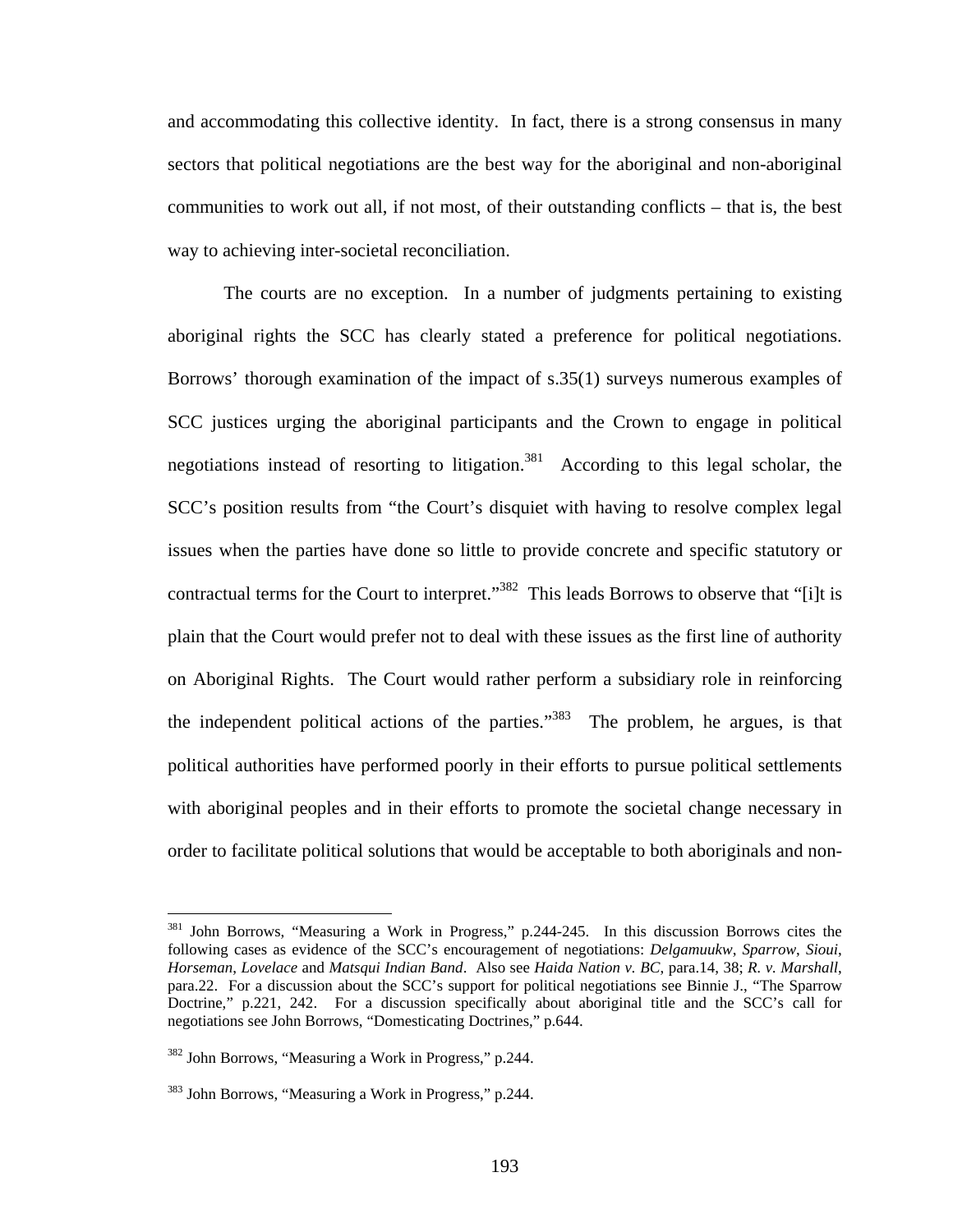and accommodating this collective identity. In fact, there is a strong consensus in many sectors that political negotiations are the best way for the aboriginal and non-aboriginal communities to work out all, if not most, of their outstanding conflicts – that is, the best way to achieving inter-societal reconciliation.

The courts are no exception. In a number of judgments pertaining to existing aboriginal rights the SCC has clearly stated a preference for political negotiations. Borrows' thorough examination of the impact of s.35(1) surveys numerous examples of SCC justices urging the aboriginal participants and the Crown to engage in political negotiations instead of resorting to litigation.[381] According to this legal scholar, the SCC's position results from "the Court's disquiet with having to resolve complex legal issues when the parties have done so little to provide concrete and specific statutory or contractual terms for the Court to interpret."[382] This leads Borrows to observe that "[i]t is plain that the Court would prefer not to deal with these issues as the first line of authority on Aboriginal Rights. The Court would rather perform a subsidiary role in reinforcing the independent political actions of the parties."[383] The problem, he argues, is that political authorities have performed poorly in their efforts to pursue political settlements with aboriginal peoples and in their efforts to promote the societal change necessary in order to facilitate political solutions that would be acceptable to both aboriginals and non-

---

[381] John Borrows, "Measuring a Work in Progress," p.244-245. In this discussion Borrows cites the following cases as evidence of the SCC's encouragement of negotiations: *Delgamuukw*, *Sparrow*, *Sioui*, *Horseman*, *Lovelace* and *Matsqui Indian Band*. Also see *Haida Nation v. BC*, para.14, 38; *R. v. Marshall*, para.22. For a discussion about the SCC's support for political negotiations see Binnie J., "The Sparrow Doctrine," p.221, 242. For a discussion specifically about aboriginal title and the SCC's call for negotiations see John Borrows, "Domesticating Doctrines," p.644.

[382] John Borrows, "Measuring a Work in Progress," p.244.

[383] John Borrows, "Measuring a Work in Progress," p.244.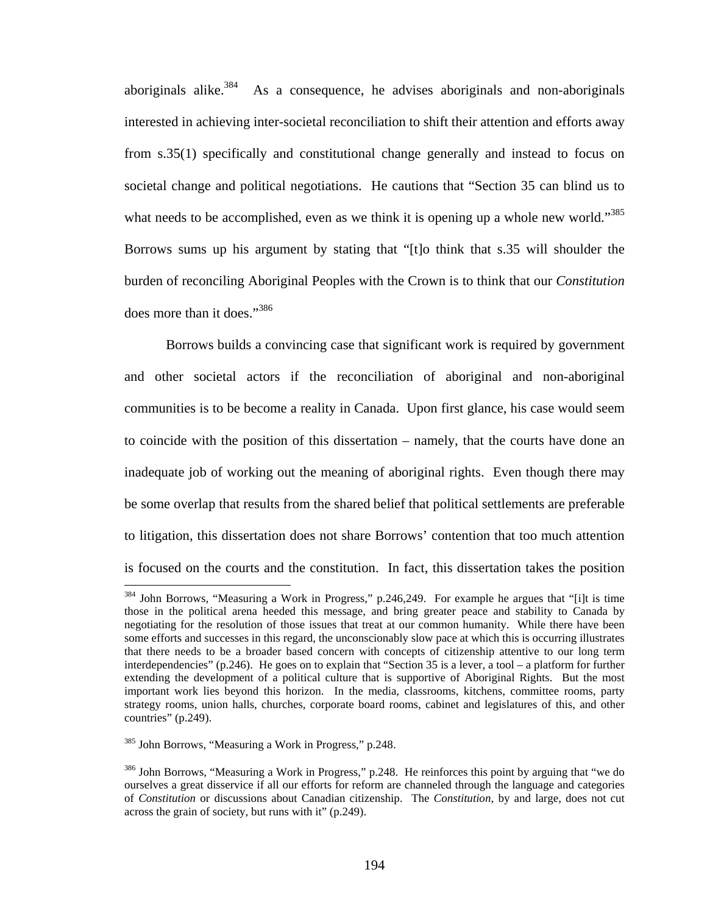aboriginals alike.[384] As a consequence, he advises aboriginals and non-aboriginals interested in achieving inter-societal reconciliation to shift their attention and efforts away from s.35(1) specifically and constitutional change generally and instead to focus on societal change and political negotiations. He cautions that "Section 35 can blind us to what needs to be accomplished, even as we think it is opening up a whole new world."[385] Borrows sums up his argument by stating that "[t]o think that s.35 will shoulder the burden of reconciling Aboriginal Peoples with the Crown is to think that our *Constitution* does more than it does."[386]

Borrows builds a convincing case that significant work is required by government and other societal actors if the reconciliation of aboriginal and non-aboriginal communities is to be become a reality in Canada. Upon first glance, his case would seem to coincide with the position of this dissertation – namely, that the courts have done an inadequate job of working out the meaning of aboriginal rights. Even though there may be some overlap that results from the shared belief that political settlements are preferable to litigation, this dissertation does not share Borrows' contention that too much attention is focused on the courts and the constitution. In fact, this dissertation takes the position

---

[384] John Borrows, "Measuring a Work in Progress," p.246,249. For example he argues that "[i]t is time those in the political arena heeded this message, and bring greater peace and stability to Canada by negotiating for the resolution of those issues that treat at our common humanity. While there have been some efforts and successes in this regard, the unconscionably slow pace at which this is occurring illustrates that there needs to be a broader based concern with concepts of citizenship attentive to our long term interdependencies" (p.246). He goes on to explain that "Section 35 is a lever, a tool – a platform for further extending the development of a political culture that is supportive of Aboriginal Rights. But the most important work lies beyond this horizon. In the media, classrooms, kitchens, committee rooms, party strategy rooms, union halls, churches, corporate board rooms, cabinet and legislatures of this, and other countries" (p.249).

[385] John Borrows, "Measuring a Work in Progress," p.248.

[386] John Borrows, "Measuring a Work in Progress," p.248. He reinforces this point by arguing that "we do ourselves a great disservice if all our efforts for reform are channeled through the language and categories of *Constitution* or discussions about Canadian citizenship. The *Constitution*, by and large, does not cut across the grain of society, but runs with it" (p.249).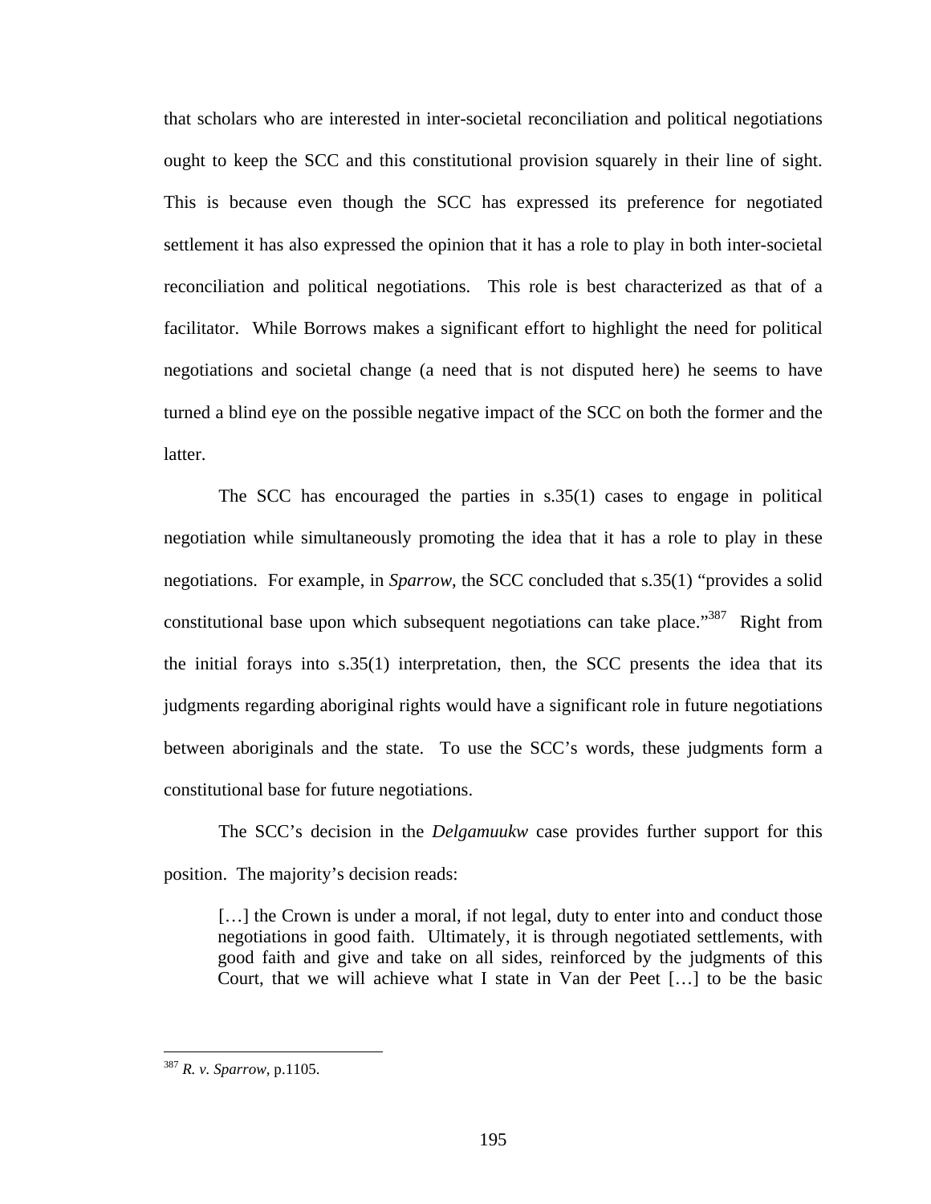that scholars who are interested in inter-societal reconciliation and political negotiations ought to keep the SCC and this constitutional provision squarely in their line of sight. This is because even though the SCC has expressed its preference for negotiated settlement it has also expressed the opinion that it has a role to play in both inter-societal reconciliation and political negotiations. This role is best characterized as that of a facilitator. While Borrows makes a significant effort to highlight the need for political negotiations and societal change (a need that is not disputed here) he seems to have turned a blind eye on the possible negative impact of the SCC on both the former and the latter.

The SCC has encouraged the parties in s.35(1) cases to engage in political negotiation while simultaneously promoting the idea that it has a role to play in these negotiations. For example, in *Sparrow*, the SCC concluded that s.35(1) "provides a solid constitutional base upon which subsequent negotiations can take place."[387] Right from the initial forays into s.35(1) interpretation, then, the SCC presents the idea that its judgments regarding aboriginal rights would have a significant role in future negotiations between aboriginals and the state. To use the SCC's words, these judgments form a constitutional base for future negotiations.

The SCC's decision in the *Delgamuukw* case provides further support for this position. The majority's decision reads:

> […] the Crown is under a moral, if not legal, duty to enter into and conduct those negotiations in good faith. Ultimately, it is through negotiated settlements, with good faith and give and take on all sides, reinforced by the judgments of this Court, that we will achieve what I state in Van der Peet […] to be the basic

---

[387] *R. v. Sparrow*, p.1105.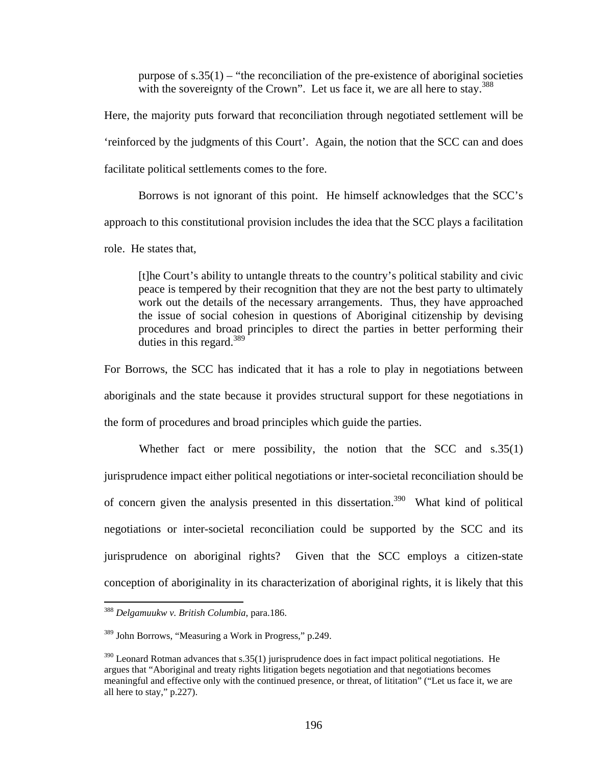> purpose of s.35(1) – "the reconciliation of the pre-existence of aboriginal societies with the sovereignty of the Crown". Let us face it, we are all here to stay.[388]

Here, the majority puts forward that reconciliation through negotiated settlement will be 'reinforced by the judgments of this Court'. Again, the notion that the SCC can and does facilitate political settlements comes to the fore.

Borrows is not ignorant of this point. He himself acknowledges that the SCC's approach to this constitutional provision includes the idea that the SCC plays a facilitation role. He states that,

> [t]he Court's ability to untangle threats to the country's political stability and civic peace is tempered by their recognition that they are not the best party to ultimately work out the details of the necessary arrangements. Thus, they have approached the issue of social cohesion in questions of Aboriginal citizenship by devising procedures and broad principles to direct the parties in better performing their duties in this regard.[389]

For Borrows, the SCC has indicated that it has a role to play in negotiations between aboriginals and the state because it provides structural support for these negotiations in the form of procedures and broad principles which guide the parties.

Whether fact or mere possibility, the notion that the SCC and s.35(1) jurisprudence impact either political negotiations or inter-societal reconciliation should be of concern given the analysis presented in this dissertation.[390] What kind of political negotiations or inter-societal reconciliation could be supported by the SCC and its jurisprudence on aboriginal rights? Given that the SCC employs a citizen-state conception of aboriginality in its characterization of aboriginal rights, it is likely that this

---

[388] *Delgamuukw v. British Columbia*, para.186.

[389] John Borrows, "Measuring a Work in Progress," p.249.

[390] Leonard Rotman advances that s.35(1) jurisprudence does in fact impact political negotiations. He argues that "Aboriginal and treaty rights litigation begets negotiation and that negotiations becomes meaningful and effective only with the continued presence, or threat, of lititation" ("Let us face it, we are all here to stay," p.227).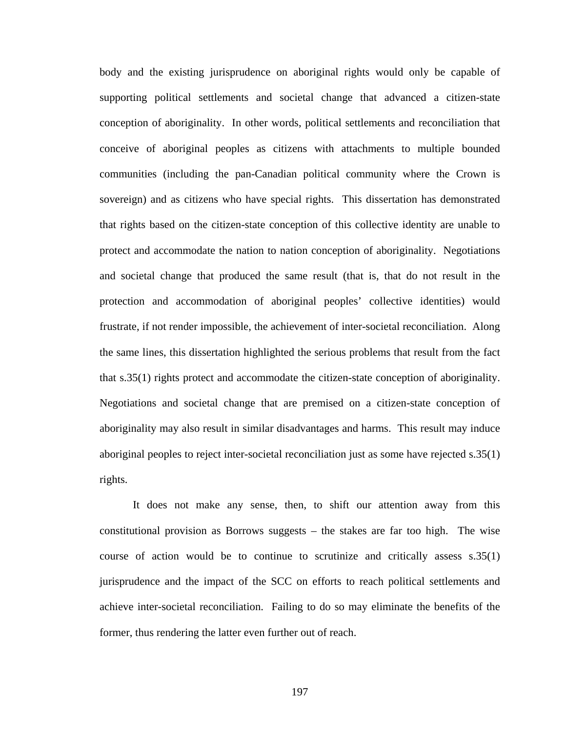body and the existing jurisprudence on aboriginal rights would only be capable of supporting political settlements and societal change that advanced a citizen-state conception of aboriginality. In other words, political settlements and reconciliation that conceive of aboriginal peoples as citizens with attachments to multiple bounded communities (including the pan-Canadian political community where the Crown is sovereign) and as citizens who have special rights. This dissertation has demonstrated that rights based on the citizen-state conception of this collective identity are unable to protect and accommodate the nation to nation conception of aboriginality. Negotiations and societal change that produced the same result (that is, that do not result in the protection and accommodation of aboriginal peoples' collective identities) would frustrate, if not render impossible, the achievement of inter-societal reconciliation. Along the same lines, this dissertation highlighted the serious problems that result from the fact that s.35(1) rights protect and accommodate the citizen-state conception of aboriginality. Negotiations and societal change that are premised on a citizen-state conception of aboriginality may also result in similar disadvantages and harms. This result may induce aboriginal peoples to reject inter-societal reconciliation just as some have rejected s.35(1) rights.

It does not make any sense, then, to shift our attention away from this constitutional provision as Borrows suggests – the stakes are far too high. The wise course of action would be to continue to scrutinize and critically assess s.35(1) jurisprudence and the impact of the SCC on efforts to reach political settlements and achieve inter-societal reconciliation. Failing to do so may eliminate the benefits of the former, thus rendering the latter even further out of reach.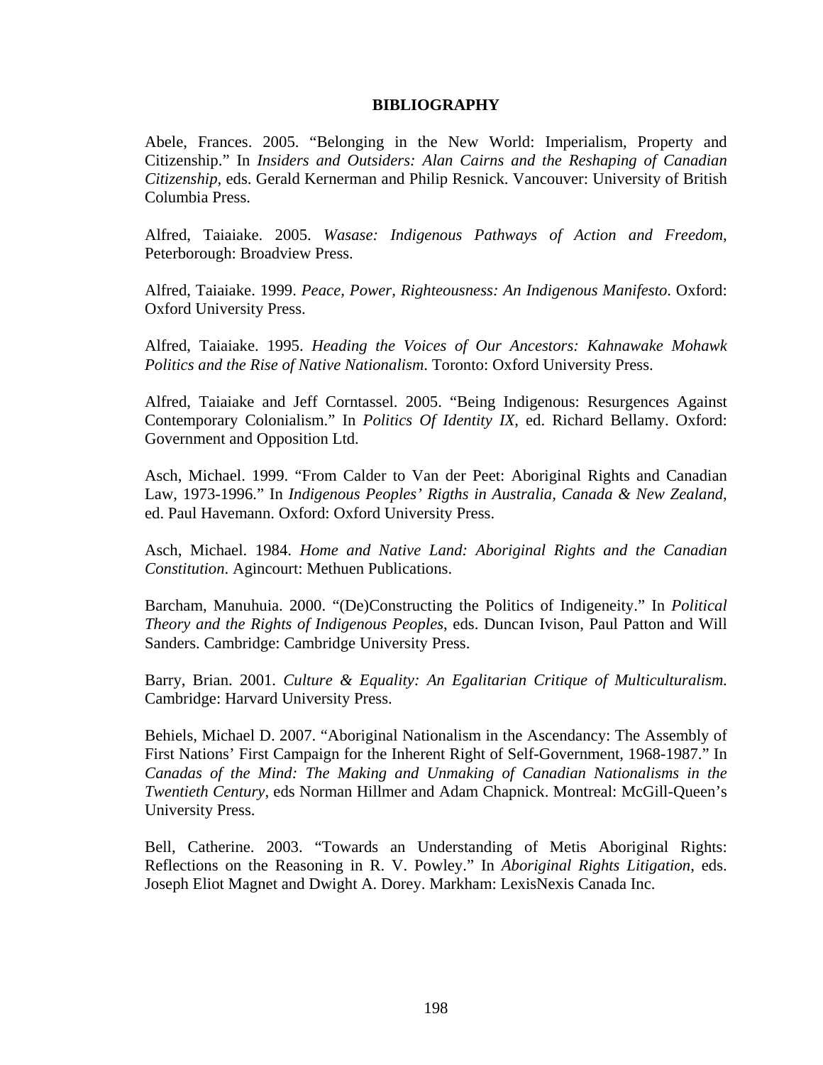# BIBLIOGRAPHY

Abele, Frances. 2005. "Belonging in the New World: Imperialism, Property and Citizenship." In *Insiders and Outsiders: Alan Cairns and the Reshaping of Canadian Citizenship*, eds. Gerald Kernerman and Philip Resnick. Vancouver: University of British Columbia Press.

Alfred, Taiaiake. 2005. *Wasase: Indigenous Pathways of Action and Freedom*, Peterborough: Broadview Press.

Alfred, Taiaiake. 1999. *Peace, Power, Righteousness: An Indigenous Manifesto*. Oxford: Oxford University Press.

Alfred, Taiaiake. 1995. *Heading the Voices of Our Ancestors: Kahnawake Mohawk Politics and the Rise of Native Nationalism*. Toronto: Oxford University Press.

Alfred, Taiaiake and Jeff Corntassel. 2005. "Being Indigenous: Resurgences Against Contemporary Colonialism." In *Politics Of Identity IX*, ed. Richard Bellamy. Oxford: Government and Opposition Ltd.

Asch, Michael. 1999. "From Calder to Van der Peet: Aboriginal Rights and Canadian Law, 1973-1996." In *Indigenous Peoples' Rigths in Australia, Canada & New Zealand*, ed. Paul Havemann. Oxford: Oxford University Press.

Asch, Michael. 1984. *Home and Native Land: Aboriginal Rights and the Canadian Constitution*. Agincourt: Methuen Publications.

Barcham, Manuhuia. 2000. "(De)Constructing the Politics of Indigeneity." In *Political Theory and the Rights of Indigenous Peoples*, eds. Duncan Ivison, Paul Patton and Will Sanders. Cambridge: Cambridge University Press.

Barry, Brian. 2001. *Culture & Equality: An Egalitarian Critique of Multiculturalism*. Cambridge: Harvard University Press.

Behiels, Michael D. 2007. "Aboriginal Nationalism in the Ascendancy: The Assembly of First Nations' First Campaign for the Inherent Right of Self-Government, 1968-1987." In *Canadas of the Mind: The Making and Unmaking of Canadian Nationalisms in the Twentieth Century*, eds Norman Hillmer and Adam Chapnick. Montreal: McGill-Queen's University Press.

Bell, Catherine. 2003. "Towards an Understanding of Metis Aboriginal Rights: Reflections on the Reasoning in R. V. Powley." In *Aboriginal Rights Litigation*, eds. Joseph Eliot Magnet and Dwight A. Dorey. Markham: LexisNexis Canada Inc.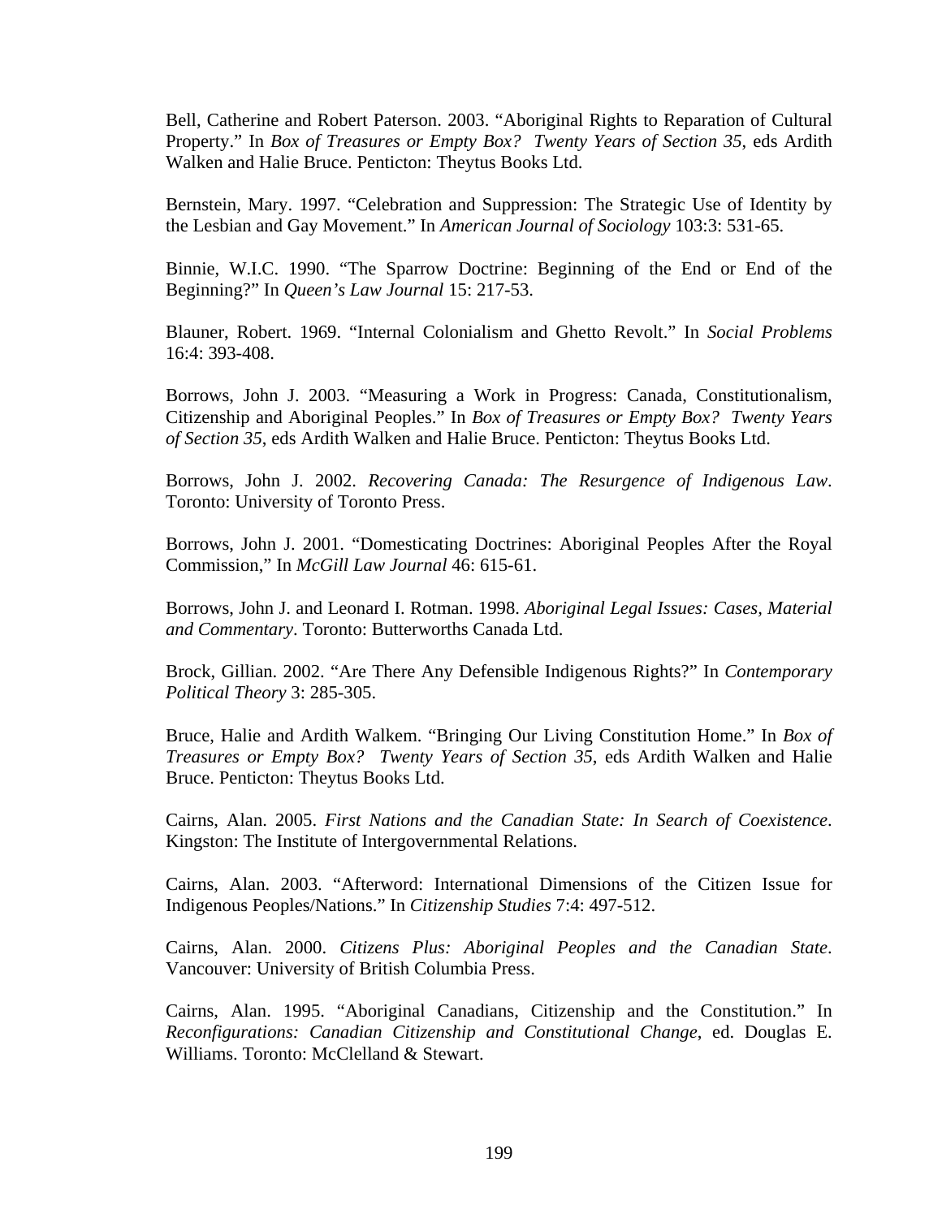Bell, Catherine and Robert Paterson. 2003. "Aboriginal Rights to Reparation of Cultural Property." In *Box of Treasures or Empty Box? Twenty Years of Section 35*, eds Ardith Walken and Halie Bruce. Penticton: Theytus Books Ltd.

Bernstein, Mary. 1997. "Celebration and Suppression: The Strategic Use of Identity by the Lesbian and Gay Movement." In *American Journal of Sociology* 103:3: 531-65.

Binnie, W.I.C. 1990. "The Sparrow Doctrine: Beginning of the End or End of the Beginning?" In *Queen's Law Journal* 15: 217-53.

Blauner, Robert. 1969. "Internal Colonialism and Ghetto Revolt." In *Social Problems* 16:4: 393-408.

Borrows, John J. 2003. "Measuring a Work in Progress: Canada, Constitutionalism, Citizenship and Aboriginal Peoples." In *Box of Treasures or Empty Box? Twenty Years of Section 35*, eds Ardith Walken and Halie Bruce. Penticton: Theytus Books Ltd.

Borrows, John J. 2002. *Recovering Canada: The Resurgence of Indigenous Law*. Toronto: University of Toronto Press.

Borrows, John J. 2001. "Domesticating Doctrines: Aboriginal Peoples After the Royal Commission," In *McGill Law Journal* 46: 615-61.

Borrows, John J. and Leonard I. Rotman. 1998. *Aboriginal Legal Issues: Cases, Material and Commentary*. Toronto: Butterworths Canada Ltd.

Brock, Gillian. 2002. "Are There Any Defensible Indigenous Rights?" In *Contemporary Political Theory* 3: 285-305.

Bruce, Halie and Ardith Walkem. "Bringing Our Living Constitution Home." In *Box of Treasures or Empty Box? Twenty Years of Section 35*, eds Ardith Walken and Halie Bruce. Penticton: Theytus Books Ltd.

Cairns, Alan. 2005. *First Nations and the Canadian State: In Search of Coexistence*. Kingston: The Institute of Intergovernmental Relations.

Cairns, Alan. 2003. "Afterword: International Dimensions of the Citizen Issue for Indigenous Peoples/Nations." In *Citizenship Studies* 7:4: 497-512.

Cairns, Alan. 2000. *Citizens Plus: Aboriginal Peoples and the Canadian State*. Vancouver: University of British Columbia Press.

Cairns, Alan. 1995. "Aboriginal Canadians, Citizenship and the Constitution." In *Reconfigurations: Canadian Citizenship and Constitutional Change*, ed. Douglas E. Williams. Toronto: McClelland & Stewart.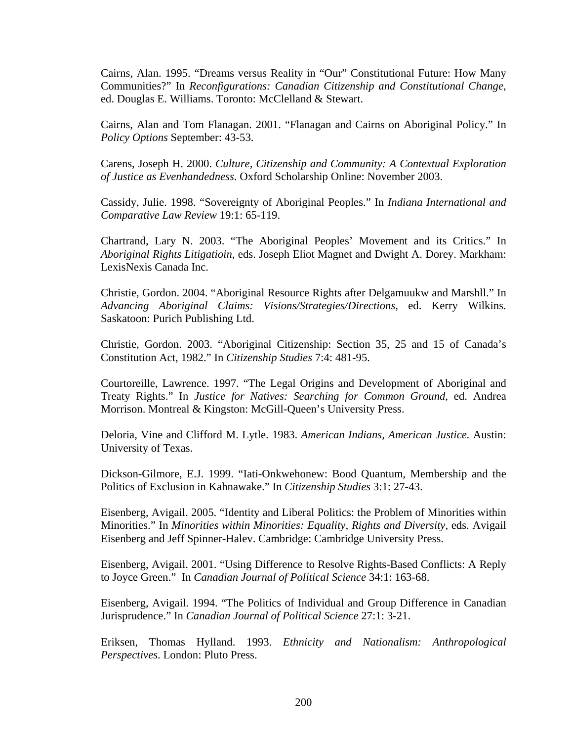Cairns, Alan. 1995. “Dreams versus Reality in “Our” Constitutional Future: How Many Communities?” In *Reconfigurations: Canadian Citizenship and Constitutional Change*, ed. Douglas E. Williams. Toronto: McClelland & Stewart.

Cairns, Alan and Tom Flanagan. 2001. “Flanagan and Cairns on Aboriginal Policy.” In *Policy Options* September: 43-53.

Carens, Joseph H. 2000. *Culture, Citizenship and Community: A Contextual Exploration of Justice as Evenhandedness*. Oxford Scholarship Online: November 2003.

Cassidy, Julie. 1998. “Sovereignty of Aboriginal Peoples.” In *Indiana International and Comparative Law Review* 19:1: 65-119.

Chartrand, Lary N. 2003. “The Aboriginal Peoples’ Movement and its Critics.” In *Aboriginal Rights Litigatioin*, eds. Joseph Eliot Magnet and Dwight A. Dorey. Markham: LexisNexis Canada Inc.

Christie, Gordon. 2004. “Aboriginal Resource Rights after Delgamuukw and Marshll.” In *Advancing Aboriginal Claims: Visions/Strategies/Directions*, ed. Kerry Wilkins. Saskatoon: Purich Publishing Ltd.

Christie, Gordon. 2003. “Aboriginal Citizenship: Section 35, 25 and 15 of Canada’s Constitution Act, 1982.” In *Citizenship Studies* 7:4: 481-95.

Courtoreille, Lawrence. 1997. “The Legal Origins and Development of Aboriginal and Treaty Rights.” In *Justice for Natives: Searching for Common Ground*, ed. Andrea Morrison. Montreal & Kingston: McGill-Queen’s University Press.

Deloria, Vine and Clifford M. Lytle. 1983. *American Indians, American Justice*. Austin: University of Texas.

Dickson-Gilmore, E.J. 1999. “Iati-Onkwehonew: Bood Quantum, Membership and the Politics of Exclusion in Kahnawake.” In *Citizenship Studies* 3:1: 27-43.

Eisenberg, Avigail. 2005. “Identity and Liberal Politics: the Problem of Minorities within Minorities.” In *Minorities within Minorities: Equality, Rights and Diversity*, eds. Avigail Eisenberg and Jeff Spinner-Halev. Cambridge: Cambridge University Press.

Eisenberg, Avigail. 2001. “Using Difference to Resolve Rights-Based Conflicts: A Reply to Joyce Green.” In *Canadian Journal of Political Science* 34:1: 163-68.

Eisenberg, Avigail. 1994. “The Politics of Individual and Group Difference in Canadian Jurisprudence.” In *Canadian Journal of Political Science* 27:1: 3-21.

Eriksen, Thomas Hylland. 1993. *Ethnicity and Nationalism: Anthropological Perspectives*. London: Pluto Press.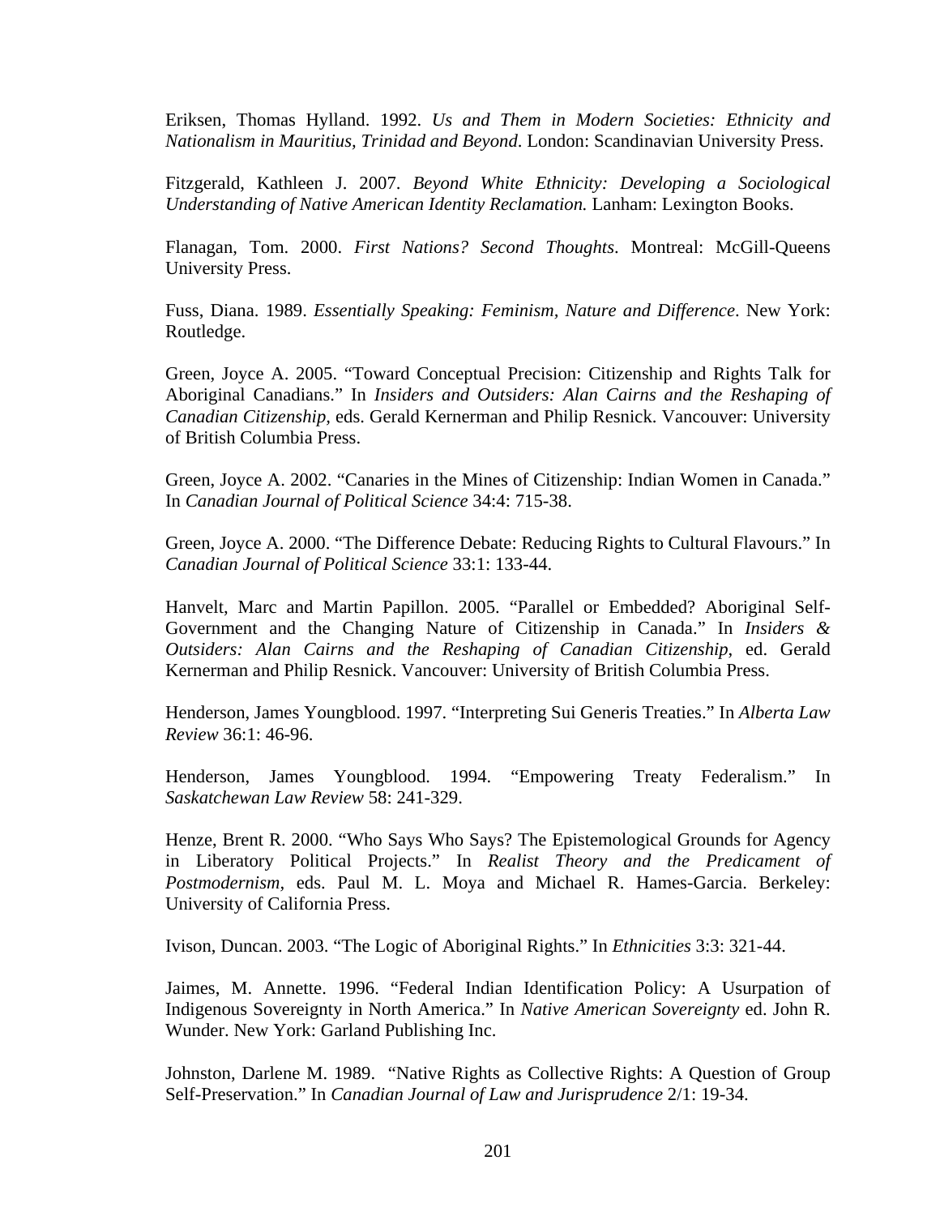Eriksen, Thomas Hylland. 1992. *Us and Them in Modern Societies: Ethnicity and Nationalism in Mauritius, Trinidad and Beyond*. London: Scandinavian University Press.

Fitzgerald, Kathleen J. 2007. *Beyond White Ethnicity: Developing a Sociological Understanding of Native American Identity Reclamation.* Lanham: Lexington Books.

Flanagan, Tom. 2000. *First Nations? Second Thoughts*. Montreal: McGill-Queens University Press.

Fuss, Diana. 1989. *Essentially Speaking: Feminism, Nature and Difference*. New York: Routledge.

Green, Joyce A. 2005. "Toward Conceptual Precision: Citizenship and Rights Talk for Aboriginal Canadians." In *Insiders and Outsiders: Alan Cairns and the Reshaping of Canadian Citizenship*, eds. Gerald Kernerman and Philip Resnick. Vancouver: University of British Columbia Press.

Green, Joyce A. 2002. "Canaries in the Mines of Citizenship: Indian Women in Canada." In *Canadian Journal of Political Science* 34:4: 715-38.

Green, Joyce A. 2000. "The Difference Debate: Reducing Rights to Cultural Flavours." In *Canadian Journal of Political Science* 33:1: 133-44.

Hanvelt, Marc and Martin Papillon. 2005. "Parallel or Embedded? Aboriginal Self-Government and the Changing Nature of Citizenship in Canada." In *Insiders & Outsiders: Alan Cairns and the Reshaping of Canadian Citizenship*, ed. Gerald Kernerman and Philip Resnick. Vancouver: University of British Columbia Press.

Henderson, James Youngblood. 1997. "Interpreting Sui Generis Treaties." In *Alberta Law Review* 36:1: 46-96.

Henderson, James Youngblood. 1994. "Empowering Treaty Federalism." In *Saskatchewan Law Review* 58: 241-329.

Henze, Brent R. 2000. "Who Says Who Says? The Epistemological Grounds for Agency in Liberatory Political Projects." In *Realist Theory and the Predicament of Postmodernism*, eds. Paul M. L. Moya and Michael R. Hames-Garcia. Berkeley: University of California Press.

Ivison, Duncan. 2003. "The Logic of Aboriginal Rights." In *Ethnicities* 3:3: 321-44.

Jaimes, M. Annette. 1996. "Federal Indian Identification Policy: A Usurpation of Indigenous Sovereignty in North America." In *Native American Sovereignty* ed. John R. Wunder. New York: Garland Publishing Inc.

Johnston, Darlene M. 1989. "Native Rights as Collective Rights: A Question of Group Self-Preservation." In *Canadian Journal of Law and Jurisprudence* 2/1: 19-34.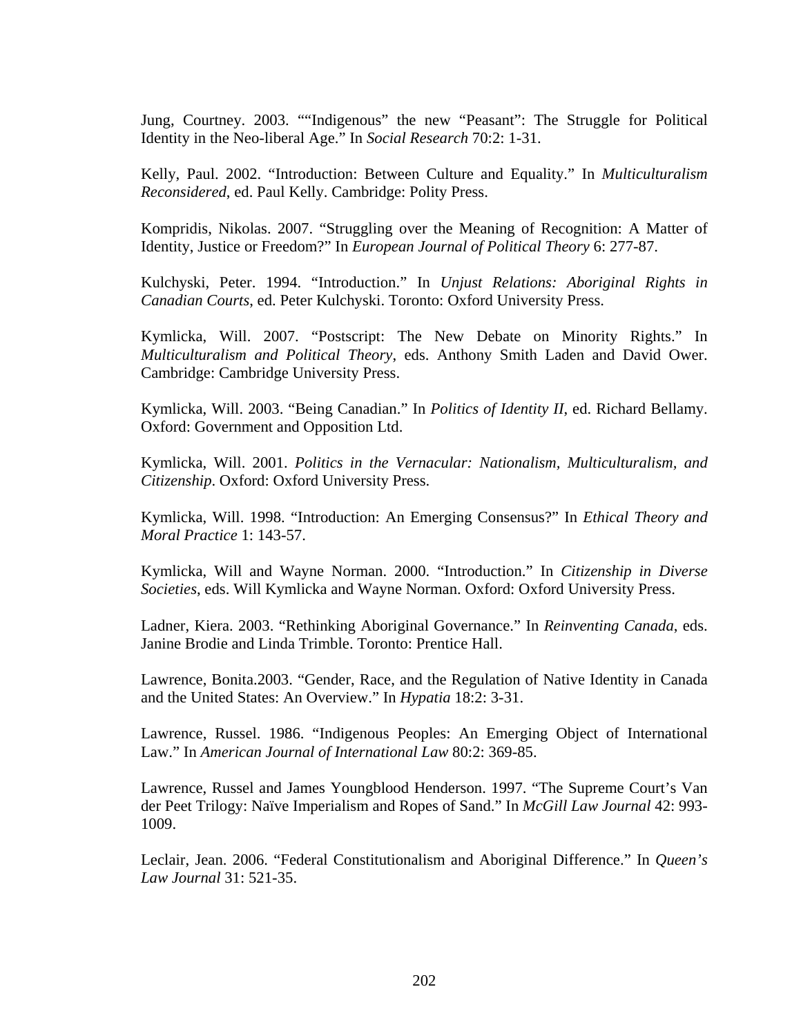Jung, Courtney. 2003. ""Indigenous" the new "Peasant": The Struggle for Political Identity in the Neo-liberal Age." In *Social Research* 70:2: 1-31.

Kelly, Paul. 2002. "Introduction: Between Culture and Equality." In *Multiculturalism Reconsidered*, ed. Paul Kelly. Cambridge: Polity Press.

Kompridis, Nikolas. 2007. "Struggling over the Meaning of Recognition: A Matter of Identity, Justice or Freedom?" In *European Journal of Political Theory* 6: 277-87.

Kulchyski, Peter. 1994. "Introduction." In *Unjust Relations: Aboriginal Rights in Canadian Courts*, ed. Peter Kulchyski. Toronto: Oxford University Press.

Kymlicka, Will. 2007. "Postscript: The New Debate on Minority Rights." In *Multiculturalism and Political Theory*, eds. Anthony Smith Laden and David Ower. Cambridge: Cambridge University Press.

Kymlicka, Will. 2003. "Being Canadian." In *Politics of Identity II*, ed. Richard Bellamy. Oxford: Government and Opposition Ltd.

Kymlicka, Will. 2001. *Politics in the Vernacular: Nationalism, Multiculturalism, and Citizenship*. Oxford: Oxford University Press.

Kymlicka, Will. 1998. "Introduction: An Emerging Consensus?" In *Ethical Theory and Moral Practice* 1: 143-57.

Kymlicka, Will and Wayne Norman. 2000. "Introduction." In *Citizenship in Diverse Societies*, eds. Will Kymlicka and Wayne Norman. Oxford: Oxford University Press.

Ladner, Kiera. 2003. "Rethinking Aboriginal Governance." In *Reinventing Canada*, eds. Janine Brodie and Linda Trimble. Toronto: Prentice Hall.

Lawrence, Bonita.2003. "Gender, Race, and the Regulation of Native Identity in Canada and the United States: An Overview." In *Hypatia* 18:2: 3-31.

Lawrence, Russel. 1986. "Indigenous Peoples: An Emerging Object of International Law." In *American Journal of International Law* 80:2: 369-85.

Lawrence, Russel and James Youngblood Henderson. 1997. "The Supreme Court's Van der Peet Trilogy: Naïve Imperialism and Ropes of Sand." In *McGill Law Journal* 42: 993-1009.

Leclair, Jean. 2006. "Federal Constitutionalism and Aboriginal Difference." In *Queen's Law Journal* 31: 521-35.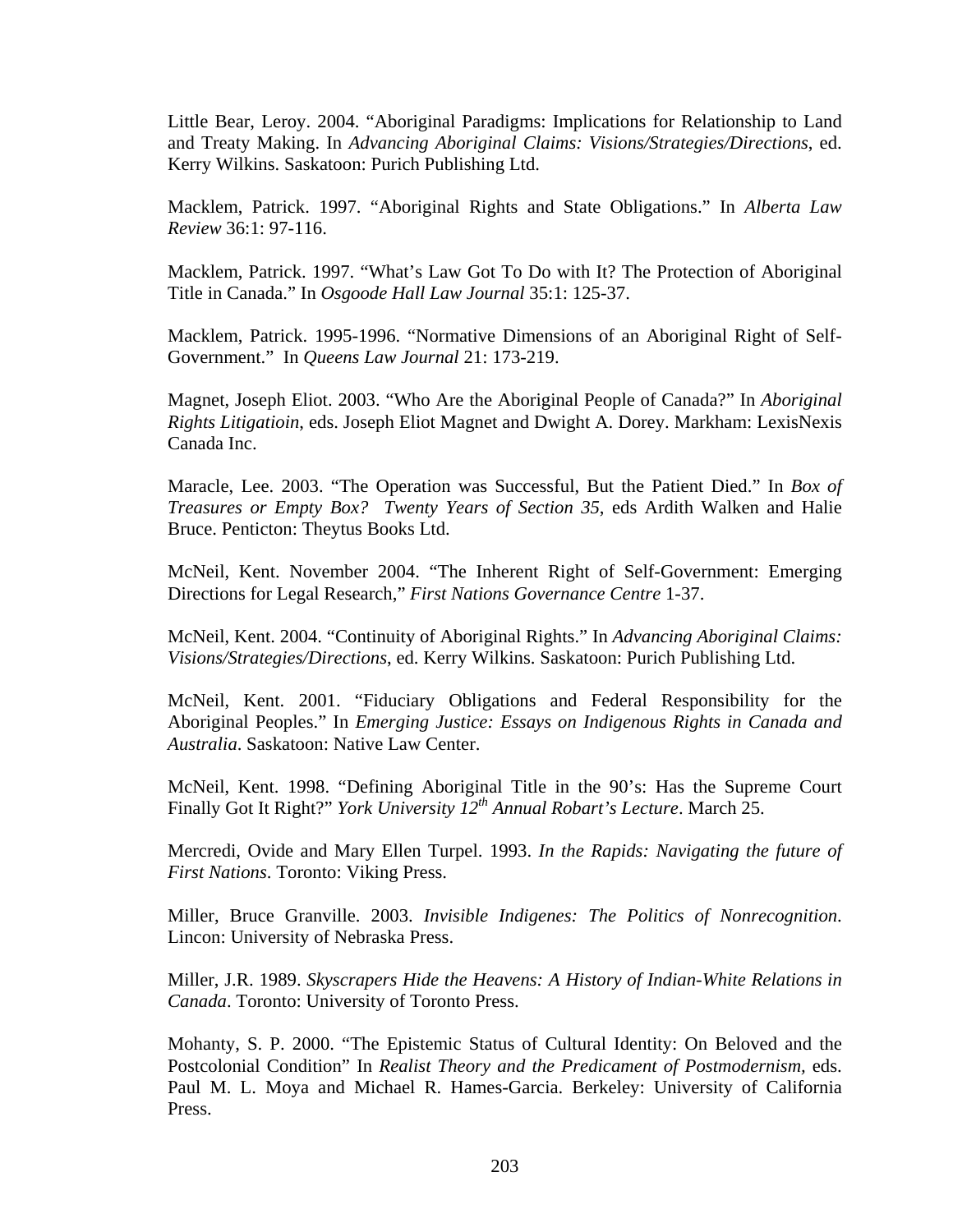Little Bear, Leroy. 2004. "Aboriginal Paradigms: Implications for Relationship to Land and Treaty Making. In *Advancing Aboriginal Claims: Visions/Strategies/Directions*, ed. Kerry Wilkins. Saskatoon: Purich Publishing Ltd.

Macklem, Patrick. 1997. "Aboriginal Rights and State Obligations." In *Alberta Law Review* 36:1: 97-116.

Macklem, Patrick. 1997. "What's Law Got To Do with It? The Protection of Aboriginal Title in Canada." In *Osgoode Hall Law Journal* 35:1: 125-37.

Macklem, Patrick. 1995-1996. "Normative Dimensions of an Aboriginal Right of Self-Government." In *Queens Law Journal* 21: 173-219.

Magnet, Joseph Eliot. 2003. "Who Are the Aboriginal People of Canada?" In *Aboriginal Rights Litigatioin*, eds. Joseph Eliot Magnet and Dwight A. Dorey. Markham: LexisNexis Canada Inc.

Maracle, Lee. 2003. "The Operation was Successful, But the Patient Died." In *Box of Treasures or Empty Box? Twenty Years of Section 35*, eds Ardith Walken and Halie Bruce. Penticton: Theytus Books Ltd.

McNeil, Kent. November 2004. "The Inherent Right of Self-Government: Emerging Directions for Legal Research," *First Nations Governance Centre* 1-37.

McNeil, Kent. 2004. "Continuity of Aboriginal Rights." In *Advancing Aboriginal Claims: Visions/Strategies/Directions*, ed. Kerry Wilkins. Saskatoon: Purich Publishing Ltd.

McNeil, Kent. 2001. "Fiduciary Obligations and Federal Responsibility for the Aboriginal Peoples." In *Emerging Justice: Essays on Indigenous Rights in Canada and Australia*. Saskatoon: Native Law Center.

McNeil, Kent. 1998. "Defining Aboriginal Title in the 90's: Has the Supreme Court Finally Got It Right?" *York University 12th Annual Robart's Lecture*. March 25.

Mercredi, Ovide and Mary Ellen Turpel. 1993. *In the Rapids: Navigating the future of First Nations*. Toronto: Viking Press.

Miller, Bruce Granville. 2003. *Invisible Indigenes: The Politics of Nonrecognition*. Lincon: University of Nebraska Press.

Miller, J.R. 1989. *Skyscrapers Hide the Heavens: A History of Indian-White Relations in Canada*. Toronto: University of Toronto Press.

Mohanty, S. P. 2000. "The Epistemic Status of Cultural Identity: On Beloved and the Postcolonial Condition" In *Realist Theory and the Predicament of Postmodernism*, eds. Paul M. L. Moya and Michael R. Hames-Garcia. Berkeley: University of California Press.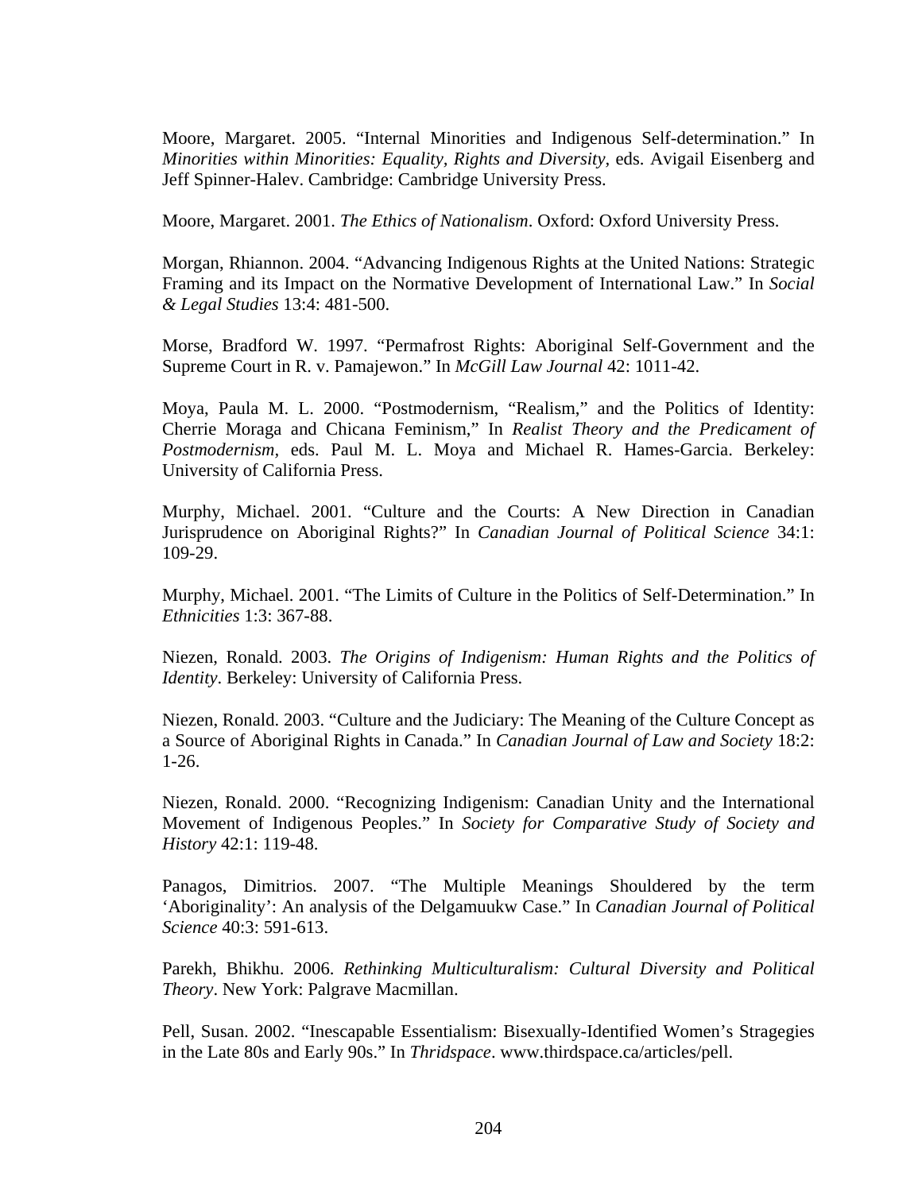Moore, Margaret. 2005. “Internal Minorities and Indigenous Self-determination.” In *Minorities within Minorities: Equality, Rights and Diversity*, eds. Avigail Eisenberg and Jeff Spinner-Halev. Cambridge: Cambridge University Press.

Moore, Margaret. 2001. *The Ethics of Nationalism*. Oxford: Oxford University Press.

Morgan, Rhiannon. 2004. “Advancing Indigenous Rights at the United Nations: Strategic Framing and its Impact on the Normative Development of International Law.” In *Social & Legal Studies* 13:4: 481-500.

Morse, Bradford W. 1997. “Permafrost Rights: Aboriginal Self-Government and the Supreme Court in R. v. Pamajewon.” In *McGill Law Journal* 42: 1011-42.

Moya, Paula M. L. 2000. “Postmodernism, “Realism,” and the Politics of Identity: Cherrie Moraga and Chicana Feminism,” In *Realist Theory and the Predicament of Postmodernism*, eds. Paul M. L. Moya and Michael R. Hames-Garcia. Berkeley: University of California Press.

Murphy, Michael. 2001. “Culture and the Courts: A New Direction in Canadian Jurisprudence on Aboriginal Rights?” In *Canadian Journal of Political Science* 34:1: 109-29.

Murphy, Michael. 2001. “The Limits of Culture in the Politics of Self-Determination.” In *Ethnicities* 1:3: 367-88.

Niezen, Ronald. 2003. *The Origins of Indigenism: Human Rights and the Politics of Identity*. Berkeley: University of California Press.

Niezen, Ronald. 2003. “Culture and the Judiciary: The Meaning of the Culture Concept as a Source of Aboriginal Rights in Canada.” In *Canadian Journal of Law and Society* 18:2: 1-26.

Niezen, Ronald. 2000. “Recognizing Indigenism: Canadian Unity and the International Movement of Indigenous Peoples.” In *Society for Comparative Study of Society and History* 42:1: 119-48.

Panagos, Dimitrios. 2007. “The Multiple Meanings Shouldered by the term ‘Aboriginality’: An analysis of the Delgamuukw Case.” In *Canadian Journal of Political Science* 40:3: 591-613.

Parekh, Bhikhu. 2006. *Rethinking Multiculturalism: Cultural Diversity and Political Theory*. New York: Palgrave Macmillan.

Pell, Susan. 2002. “Inescapable Essentialism: Bisexually-Identified Women’s Stragegies in the Late 80s and Early 90s.” In *Thridspace*. www.thirdspace.ca/articles/pell.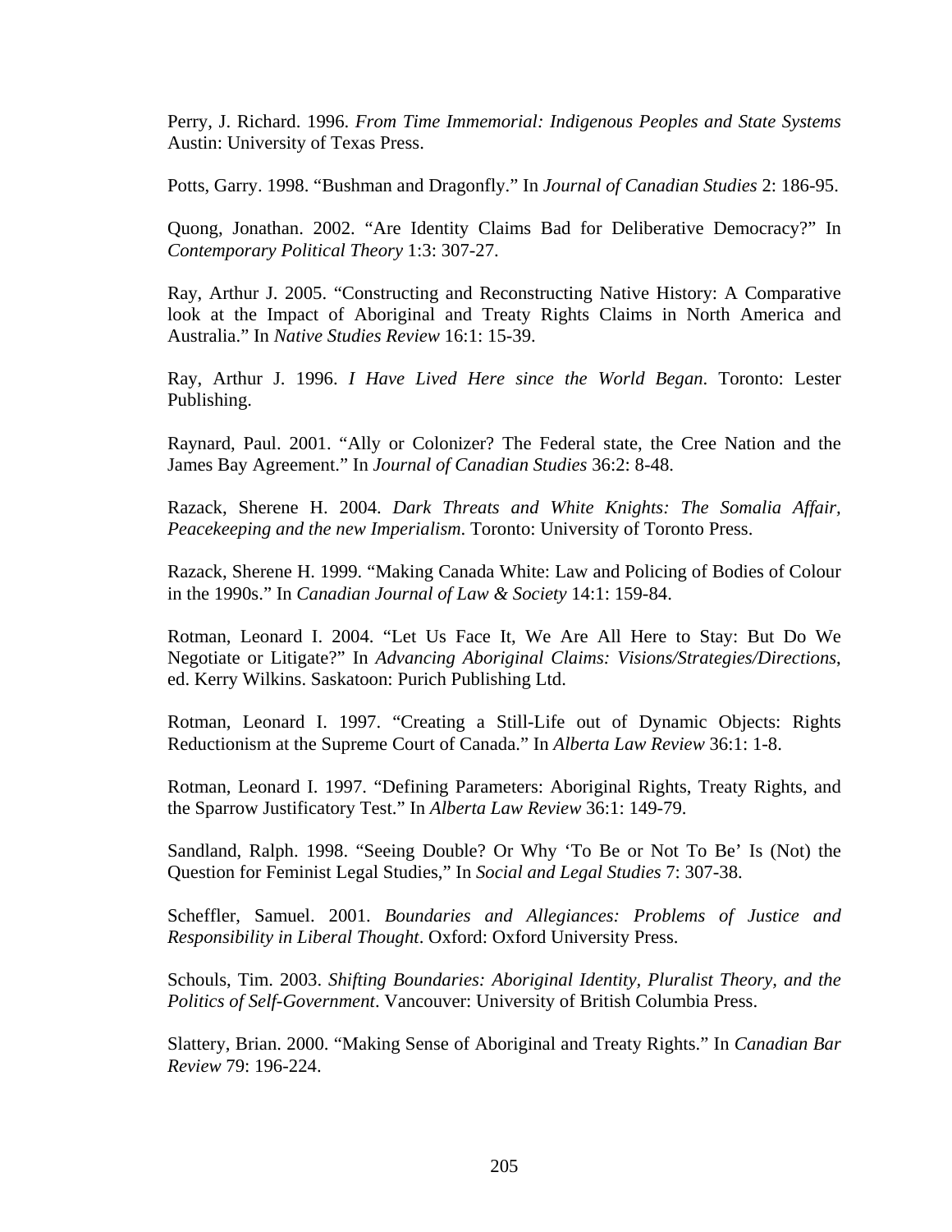Perry, J. Richard. 1996. *From Time Immemorial: Indigenous Peoples and State Systems* Austin: University of Texas Press.

Potts, Garry. 1998. "Bushman and Dragonfly." In *Journal of Canadian Studies* 2: 186-95.

Quong, Jonathan. 2002. "Are Identity Claims Bad for Deliberative Democracy?" In *Contemporary Political Theory* 1:3: 307-27.

Ray, Arthur J. 2005. "Constructing and Reconstructing Native History: A Comparative look at the Impact of Aboriginal and Treaty Rights Claims in North America and Australia." In *Native Studies Review* 16:1: 15-39.

Ray, Arthur J. 1996. *I Have Lived Here since the World Began*. Toronto: Lester Publishing.

Raynard, Paul. 2001. "Ally or Colonizer? The Federal state, the Cree Nation and the James Bay Agreement." In *Journal of Canadian Studies* 36:2: 8-48.

Razack, Sherene H. 2004. *Dark Threats and White Knights: The Somalia Affair, Peacekeeping and the new Imperialism*. Toronto: University of Toronto Press.

Razack, Sherene H. 1999. "Making Canada White: Law and Policing of Bodies of Colour in the 1990s." In *Canadian Journal of Law & Society* 14:1: 159-84.

Rotman, Leonard I. 2004. "Let Us Face It, We Are All Here to Stay: But Do We Negotiate or Litigate?" In *Advancing Aboriginal Claims: Visions/Strategies/Directions*, ed. Kerry Wilkins. Saskatoon: Purich Publishing Ltd.

Rotman, Leonard I. 1997. "Creating a Still-Life out of Dynamic Objects: Rights Reductionism at the Supreme Court of Canada." In *Alberta Law Review* 36:1: 1-8.

Rotman, Leonard I. 1997. "Defining Parameters: Aboriginal Rights, Treaty Rights, and the Sparrow Justificatory Test." In *Alberta Law Review* 36:1: 149-79.

Sandland, Ralph. 1998. "Seeing Double? Or Why 'To Be or Not To Be' Is (Not) the Question for Feminist Legal Studies," In *Social and Legal Studies* 7: 307-38.

Scheffler, Samuel. 2001. *Boundaries and Allegiances: Problems of Justice and Responsibility in Liberal Thought*. Oxford: Oxford University Press.

Schouls, Tim. 2003. *Shifting Boundaries: Aboriginal Identity, Pluralist Theory, and the Politics of Self-Government*. Vancouver: University of British Columbia Press.

Slattery, Brian. 2000. "Making Sense of Aboriginal and Treaty Rights." In *Canadian Bar Review* 79: 196-224.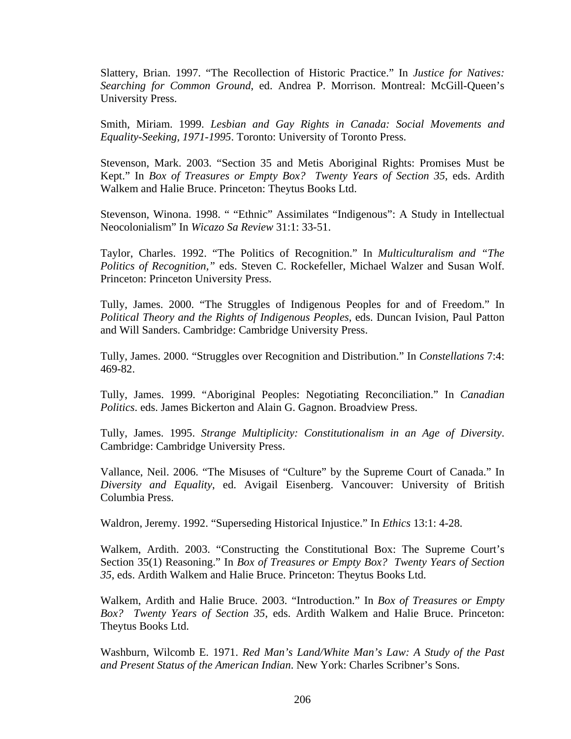Slattery, Brian. 1997. "The Recollection of Historic Practice." In *Justice for Natives: Searching for Common Ground*, ed. Andrea P. Morrison. Montreal: McGill-Queen's University Press.

Smith, Miriam. 1999. *Lesbian and Gay Rights in Canada: Social Movements and Equality-Seeking, 1971-1995*. Toronto: University of Toronto Press.

Stevenson, Mark. 2003. "Section 35 and Metis Aboriginal Rights: Promises Must be Kept." In *Box of Treasures or Empty Box? Twenty Years of Section 35*, eds. Ardith Walkem and Halie Bruce. Princeton: Theytus Books Ltd.

Stevenson, Winona. 1998. " "Ethnic" Assimilates "Indigenous": A Study in Intellectual Neocolonialism" In *Wicazo Sa Review* 31:1: 33-51.

Taylor, Charles. 1992. "The Politics of Recognition." In *Multiculturalism and "The Politics of Recognition,"* eds. Steven C. Rockefeller, Michael Walzer and Susan Wolf. Princeton: Princeton University Press.

Tully, James. 2000. "The Struggles of Indigenous Peoples for and of Freedom." In *Political Theory and the Rights of Indigenous Peoples*, eds. Duncan Ivision, Paul Patton and Will Sanders. Cambridge: Cambridge University Press.

Tully, James. 2000. "Struggles over Recognition and Distribution." In *Constellations* 7:4: 469-82.

Tully, James. 1999. "Aboriginal Peoples: Negotiating Reconciliation." In *Canadian Politics*. eds. James Bickerton and Alain G. Gagnon. Broadview Press.

Tully, James. 1995. *Strange Multiplicity: Constitutionalism in an Age of Diversity*. Cambridge: Cambridge University Press.

Vallance, Neil. 2006. "The Misuses of "Culture" by the Supreme Court of Canada." In *Diversity and Equality*, ed. Avigail Eisenberg. Vancouver: University of British Columbia Press.

Waldron, Jeremy. 1992. "Superseding Historical Injustice." In *Ethics* 13:1: 4-28.

Walkem, Ardith. 2003. "Constructing the Constitutional Box: The Supreme Court's Section 35(1) Reasoning." In *Box of Treasures or Empty Box? Twenty Years of Section 35*, eds. Ardith Walkem and Halie Bruce. Princeton: Theytus Books Ltd.

Walkem, Ardith and Halie Bruce. 2003. "Introduction." In *Box of Treasures or Empty Box? Twenty Years of Section 35*, eds. Ardith Walkem and Halie Bruce. Princeton: Theytus Books Ltd.

Washburn, Wilcomb E. 1971. *Red Man's Land/White Man's Law: A Study of the Past and Present Status of the American Indian*. New York: Charles Scribner's Sons.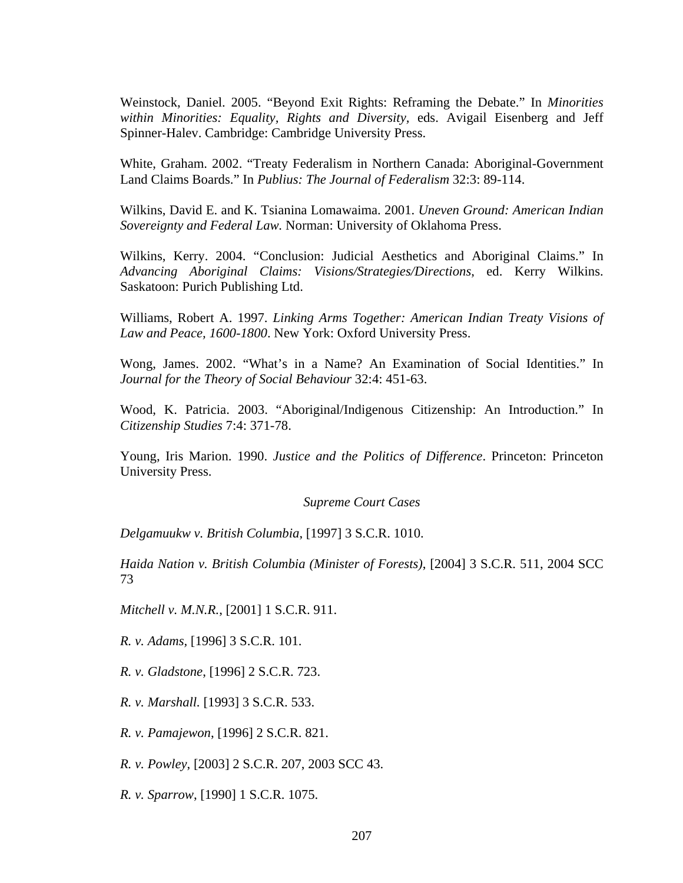Weinstock, Daniel. 2005. "Beyond Exit Rights: Reframing the Debate." In *Minorities within Minorities: Equality, Rights and Diversity*, eds. Avigail Eisenberg and Jeff Spinner-Halev. Cambridge: Cambridge University Press.

White, Graham. 2002. "Treaty Federalism in Northern Canada: Aboriginal-Government Land Claims Boards." In *Publius: The Journal of Federalism* 32:3: 89-114.

Wilkins, David E. and K. Tsianina Lomawaima. 2001. *Uneven Ground: American Indian Sovereignty and Federal Law.* Norman: University of Oklahoma Press.

Wilkins, Kerry. 2004. "Conclusion: Judicial Aesthetics and Aboriginal Claims." In *Advancing Aboriginal Claims: Visions/Strategies/Directions*, ed. Kerry Wilkins. Saskatoon: Purich Publishing Ltd.

Williams, Robert A. 1997. *Linking Arms Together: American Indian Treaty Visions of Law and Peace, 1600-1800*. New York: Oxford University Press.

Wong, James. 2002. "What's in a Name? An Examination of Social Identities." In *Journal for the Theory of Social Behaviour* 32:4: 451-63.

Wood, K. Patricia. 2003. "Aboriginal/Indigenous Citizenship: An Introduction." In *Citizenship Studies* 7:4: 371-78.

Young, Iris Marion. 1990. *Justice and the Politics of Difference*. Princeton: Princeton University Press.

*Supreme Court Cases*

*Delgamuukw v. British Columbia*, [1997] 3 S.C.R. 1010.

*Haida Nation v. British Columbia (Minister of Forests)*, [2004] 3 S.C.R. 511, 2004 SCC 73

*Mitchell v. M.N.R.*, [2001] 1 S.C.R. 911.

*R. v. Adams*, [1996] 3 S.C.R. 101.

*R. v. Gladstone*, [1996] 2 S.C.R. 723.

*R. v. Marshall*. [1993] 3 S.C.R. 533.

*R. v. Pamajewon*, [1996] 2 S.C.R. 821.

*R. v. Powley*, [2003] 2 S.C.R. 207, 2003 SCC 43.

*R. v. Sparrow*, [1990] 1 S.C.R. 1075.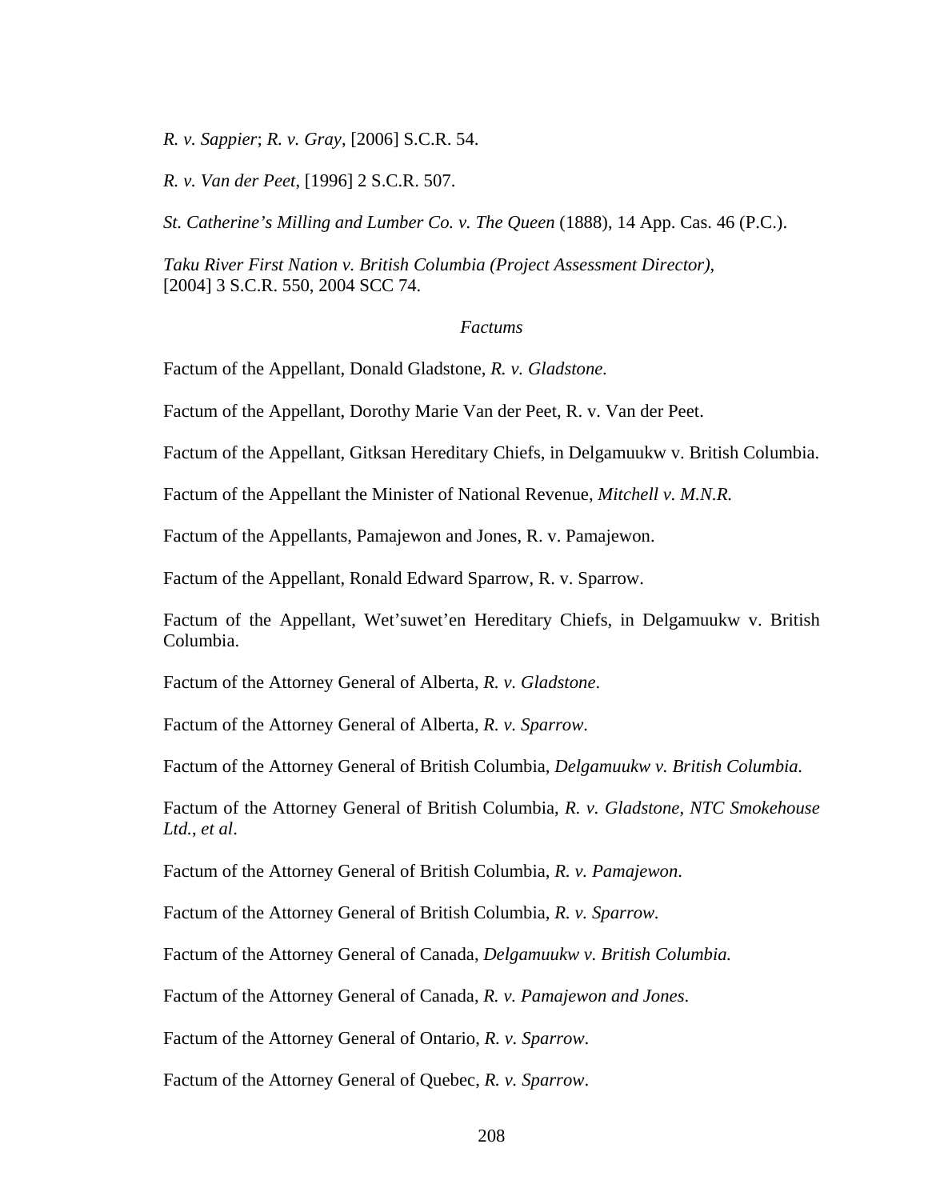*R. v. Sappier*; *R. v. Gray*, [2006] S.C.R. 54.

*R. v. Van der Peet*, [1996] 2 S.C.R. 507.

*St. Catherine's Milling and Lumber Co. v. The Queen* (1888), 14 App. Cas. 46 (P.C.).

*Taku River First Nation v. British Columbia (Project Assessment Director)*, [2004] 3 S.C.R. 550, 2004 SCC 74.

### *Factums*

Factum of the Appellant, Donald Gladstone, *R. v. Gladstone.*

Factum of the Appellant, Dorothy Marie Van der Peet, R. v. Van der Peet.

Factum of the Appellant, Gitksan Hereditary Chiefs, in Delgamuukw v. British Columbia.

Factum of the Appellant the Minister of National Revenue, *Mitchell v. M.N.R.*

Factum of the Appellants, Pamajewon and Jones, R. v. Pamajewon.

Factum of the Appellant, Ronald Edward Sparrow, R. v. Sparrow.

Factum of the Appellant, Wet'suwet'en Hereditary Chiefs, in Delgamuukw v. British Columbia.

Factum of the Attorney General of Alberta, *R. v. Gladstone*.

Factum of the Attorney General of Alberta, *R. v. Sparrow*.

Factum of the Attorney General of British Columbia, *Delgamuukw v. British Columbia.*

Factum of the Attorney General of British Columbia, *R. v. Gladstone*, *NTC Smokehouse Ltd.*, *et al*.

Factum of the Attorney General of British Columbia, *R. v. Pamajewon*.

Factum of the Attorney General of British Columbia, *R. v. Sparrow*.

Factum of the Attorney General of Canada, *Delgamuukw v. British Columbia.*

Factum of the Attorney General of Canada, *R. v. Pamajewon and Jones*.

Factum of the Attorney General of Ontario, *R. v. Sparrow*.

Factum of the Attorney General of Quebec, *R. v. Sparrow*.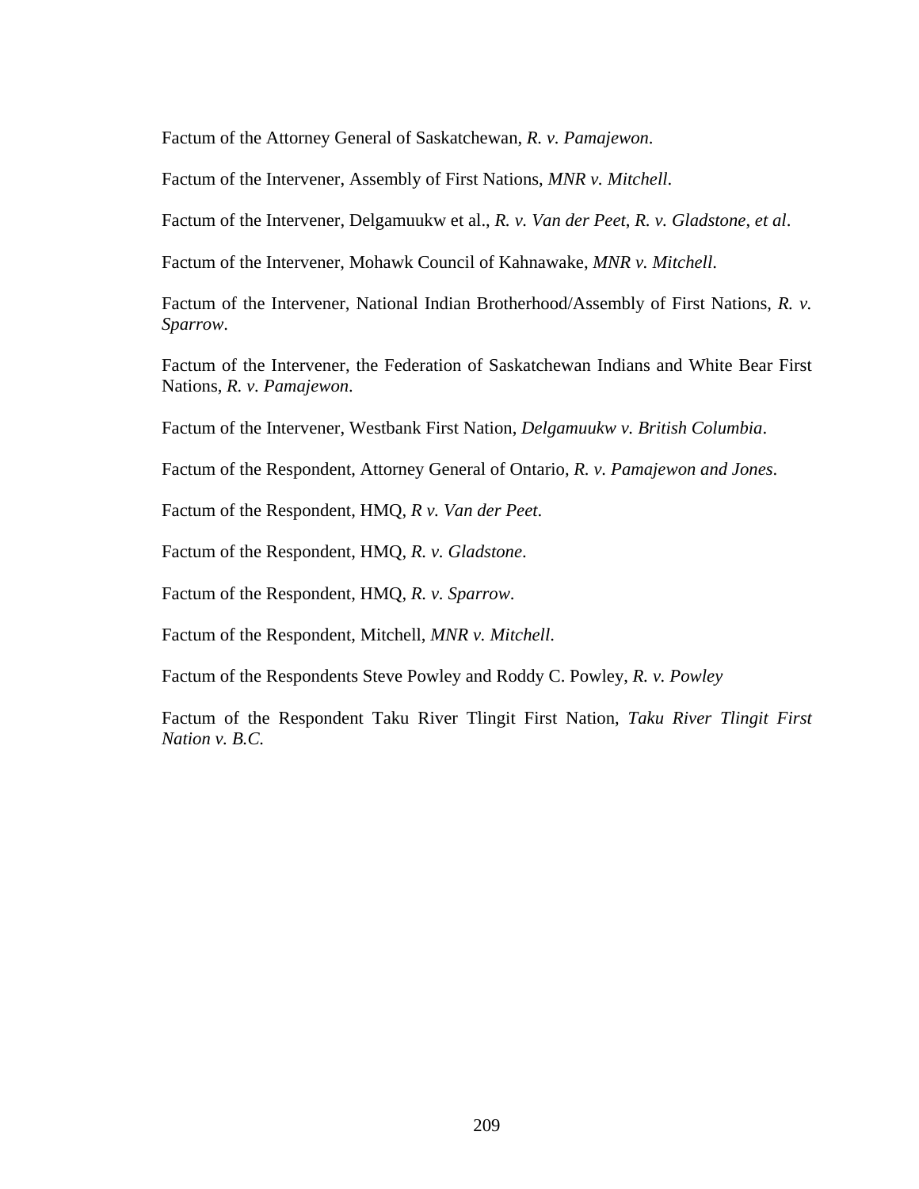Factum of the Attorney General of Saskatchewan, *R. v. Pamajewon*.

Factum of the Intervener, Assembly of First Nations, *MNR v. Mitchell*.

Factum of the Intervener, Delgamuukw et al., *R. v. Van der Peet*, *R. v. Gladstone*, *et al*.

Factum of the Intervener, Mohawk Council of Kahnawake, *MNR v. Mitchell*.

Factum of the Intervener, National Indian Brotherhood/Assembly of First Nations, *R. v. Sparrow*.

Factum of the Intervener, the Federation of Saskatchewan Indians and White Bear First Nations, *R. v. Pamajewon*.

Factum of the Intervener, Westbank First Nation, *Delgamuukw v. British Columbia*.

Factum of the Respondent, Attorney General of Ontario, *R. v. Pamajewon and Jones*.

Factum of the Respondent, HMQ, *R v. Van der Peet*.

Factum of the Respondent, HMQ, *R. v. Gladstone*.

Factum of the Respondent, HMQ, *R. v. Sparrow*.

Factum of the Respondent, Mitchell, *MNR v. Mitchell*.

Factum of the Respondents Steve Powley and Roddy C. Powley, *R. v. Powley*

Factum of the Respondent Taku River Tlingit First Nation, *Taku River Tlingit First Nation v. B.C.*